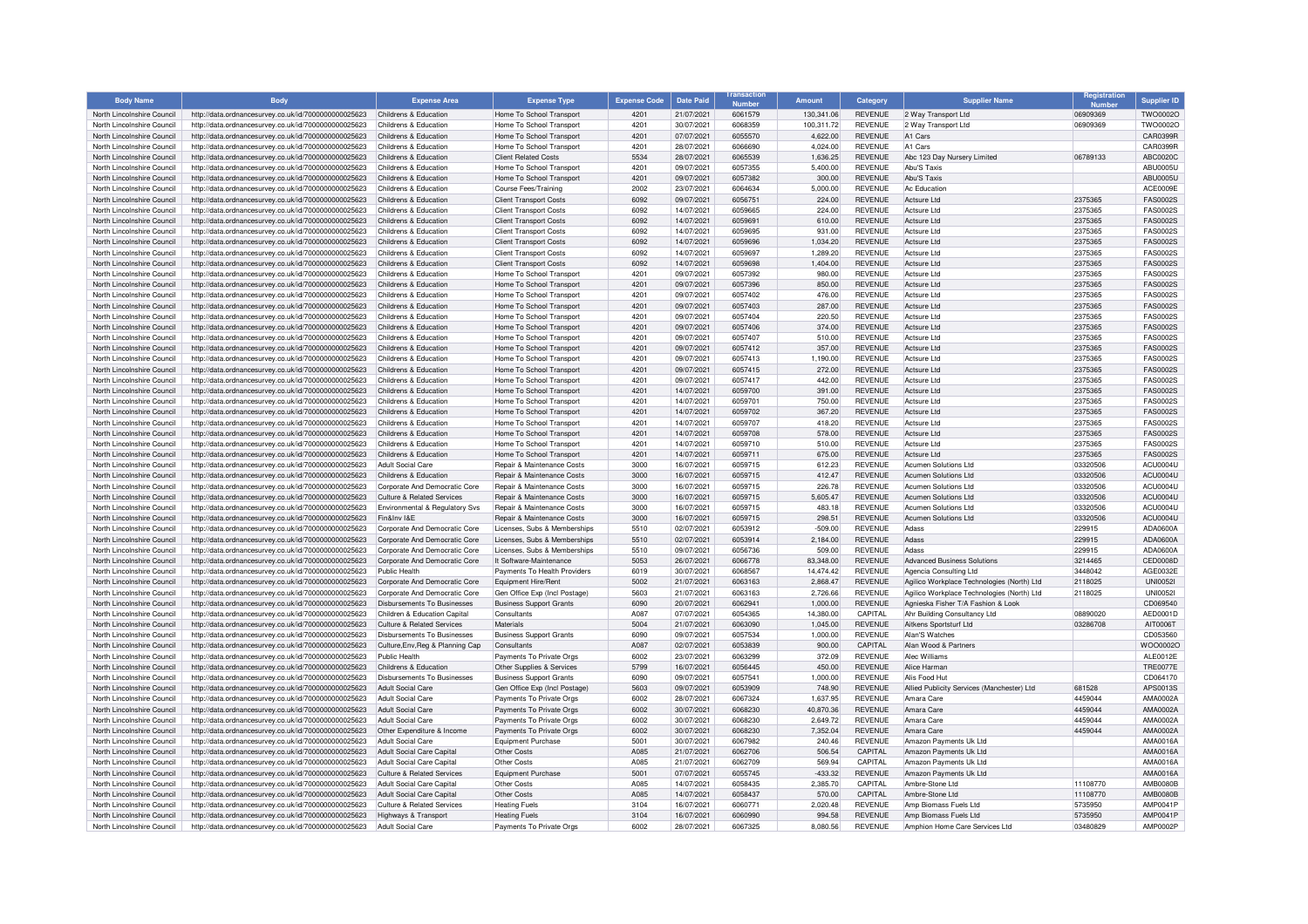| Body Name | Body | Expense Area | Expense Type | Expense Code | Date Paid | Transaction Number | Amount | Category | Supplier Name | Registration Number | Supplier ID |
|---|---|---|---|---|---|---|---|---|---|---|---|
| North Lincolnshire Council | http://data.ordnancesurvey.co.uk/id/7000000000025623 | Childrens & Education | Home To School Transport | 4201 | 21/07/2021 | 6061579 | 130,341.06 | REVENUE | 2 Way Transport Ltd | 06909369 | TWO0002O |
| North Lincolnshire Council | http://data.ordnancesurvey.co.uk/id/7000000000025623 | Childrens & Education | Home To School Transport | 4201 | 30/07/2021 | 6068359 | 100,311.72 | REVENUE | 2 Way Transport Ltd | 06909369 | TWO0002O |
| North Lincolnshire Council | http://data.ordnancesurvey.co.uk/id/7000000000025623 | Childrens & Education | Home To School Transport | 4201 | 07/07/2021 | 6055570 | 4,622.00 | REVENUE | A1 Cars | | CAR0399R |
| North Lincolnshire Council | http://data.ordnancesurvey.co.uk/id/7000000000025623 | Childrens & Education | Home To School Transport | 4201 | 28/07/2021 | 6066690 | 4,024.00 | REVENUE | A1 Cars | | CAR0399R |
| North Lincolnshire Council | http://data.ordnancesurvey.co.uk/id/7000000000025623 | Childrens & Education | Client Related Costs | 5534 | 28/07/2021 | 6065539 | 1,636.25 | REVENUE | Abc 123 Day Nursery Limited | 06789133 | ABC0020C |
| North Lincolnshire Council | http://data.ordnancesurvey.co.uk/id/7000000000025623 | Childrens & Education | Home To School Transport | 4201 | 09/07/2021 | 6057355 | 5,400.00 | REVENUE | Abu'S Taxis | | ABU0005U |
| North Lincolnshire Council | http://data.ordnancesurvey.co.uk/id/7000000000025623 | Childrens & Education | Home To School Transport | 4201 | 09/07/2021 | 6057382 | 300.00 | REVENUE | Abu'S Taxis | | ABU0005U |
| North Lincolnshire Council | http://data.ordnancesurvey.co.uk/id/7000000000025623 | Childrens & Education | Course Fees/Training | 2002 | 23/07/2021 | 6064634 | 5,000.00 | REVENUE | Ac Education | | ACE0009E |
| North Lincolnshire Council | http://data.ordnancesurvey.co.uk/id/7000000000025623 | Childrens & Education | Client Transport Costs | 6092 | 09/07/2021 | 6056751 | 224.00 | REVENUE | Actsure Ltd | 2375365 | FAS0002S |
| North Lincolnshire Council | http://data.ordnancesurvey.co.uk/id/7000000000025623 | Childrens & Education | Client Transport Costs | 6092 | 14/07/2021 | 6059665 | 224.00 | REVENUE | Actsure Ltd | 2375365 | FAS0002S |
| North Lincolnshire Council | http://data.ordnancesurvey.co.uk/id/7000000000025623 | Childrens & Education | Client Transport Costs | 6092 | 14/07/2021 | 6059691 | 610.00 | REVENUE | Actsure Ltd | 2375365 | FAS0002S |
| North Lincolnshire Council | http://data.ordnancesurvey.co.uk/id/7000000000025623 | Childrens & Education | Client Transport Costs | 6092 | 14/07/2021 | 6059695 | 931.00 | REVENUE | Actsure Ltd | 2375365 | FAS0002S |
| North Lincolnshire Council | http://data.ordnancesurvey.co.uk/id/7000000000025623 | Childrens & Education | Client Transport Costs | 6092 | 14/07/2021 | 6059696 | 1,034.20 | REVENUE | Actsure Ltd | 2375365 | FAS0002S |
| North Lincolnshire Council | http://data.ordnancesurvey.co.uk/id/7000000000025623 | Childrens & Education | Client Transport Costs | 6092 | 14/07/2021 | 6059697 | 1,289.20 | REVENUE | Actsure Ltd | 2375365 | FAS0002S |
| North Lincolnshire Council | http://data.ordnancesurvey.co.uk/id/7000000000025623 | Childrens & Education | Client Transport Costs | 6092 | 14/07/2021 | 6059698 | 1,404.00 | REVENUE | Actsure Ltd | 2375365 | FAS0002S |
| North Lincolnshire Council | http://data.ordnancesurvey.co.uk/id/7000000000025623 | Childrens & Education | Home To School Transport | 4201 | 09/07/2021 | 6057392 | 980.00 | REVENUE | Actsure Ltd | 2375365 | FAS0002S |
| North Lincolnshire Council | http://data.ordnancesurvey.co.uk/id/7000000000025623 | Childrens & Education | Home To School Transport | 4201 | 09/07/2021 | 6057396 | 850.00 | REVENUE | Actsure Ltd | 2375365 | FAS0002S |
| North Lincolnshire Council | http://data.ordnancesurvey.co.uk/id/7000000000025623 | Childrens & Education | Home To School Transport | 4201 | 09/07/2021 | 6057402 | 476.00 | REVENUE | Actsure Ltd | 2375365 | FAS0002S |
| North Lincolnshire Council | http://data.ordnancesurvey.co.uk/id/7000000000025623 | Childrens & Education | Home To School Transport | 4201 | 09/07/2021 | 6057403 | 287.00 | REVENUE | Actsure Ltd | 2375365 | FAS0002S |
| North Lincolnshire Council | http://data.ordnancesurvey.co.uk/id/7000000000025623 | Childrens & Education | Home To School Transport | 4201 | 09/07/2021 | 6057404 | 220.50 | REVENUE | Actsure Ltd | 2375365 | FAS0002S |
| North Lincolnshire Council | http://data.ordnancesurvey.co.uk/id/7000000000025623 | Childrens & Education | Home To School Transport | 4201 | 09/07/2021 | 6057406 | 374.00 | REVENUE | Actsure Ltd | 2375365 | FAS0002S |
| North Lincolnshire Council | http://data.ordnancesurvey.co.uk/id/7000000000025623 | Childrens & Education | Home To School Transport | 4201 | 09/07/2021 | 6057407 | 510.00 | REVENUE | Actsure Ltd | 2375365 | FAS0002S |
| North Lincolnshire Council | http://data.ordnancesurvey.co.uk/id/7000000000025623 | Childrens & Education | Home To School Transport | 4201 | 09/07/2021 | 6057412 | 357.00 | REVENUE | Actsure Ltd | 2375365 | FAS0002S |
| North Lincolnshire Council | http://data.ordnancesurvey.co.uk/id/7000000000025623 | Childrens & Education | Home To School Transport | 4201 | 09/07/2021 | 6057413 | 1,190.00 | REVENUE | Actsure Ltd | 2375365 | FAS0002S |
| North Lincolnshire Council | http://data.ordnancesurvey.co.uk/id/7000000000025623 | Childrens & Education | Home To School Transport | 4201 | 09/07/2021 | 6057415 | 272.00 | REVENUE | Actsure Ltd | 2375365 | FAS0002S |
| North Lincolnshire Council | http://data.ordnancesurvey.co.uk/id/7000000000025623 | Childrens & Education | Home To School Transport | 4201 | 09/07/2021 | 6057417 | 442.00 | REVENUE | Actsure Ltd | 2375365 | FAS0002S |
| North Lincolnshire Council | http://data.ordnancesurvey.co.uk/id/7000000000025623 | Childrens & Education | Home To School Transport | 4201 | 14/07/2021 | 6059700 | 391.00 | REVENUE | Actsure Ltd | 2375365 | FAS0002S |
| North Lincolnshire Council | http://data.ordnancesurvey.co.uk/id/7000000000025623 | Childrens & Education | Home To School Transport | 4201 | 14/07/2021 | 6059701 | 750.00 | REVENUE | Actsure Ltd | 2375365 | FAS0002S |
| North Lincolnshire Council | http://data.ordnancesurvey.co.uk/id/7000000000025623 | Childrens & Education | Home To School Transport | 4201 | 14/07/2021 | 6059702 | 367.20 | REVENUE | Actsure Ltd | 2375365 | FAS0002S |
| North Lincolnshire Council | http://data.ordnancesurvey.co.uk/id/7000000000025623 | Childrens & Education | Home To School Transport | 4201 | 14/07/2021 | 6059707 | 418.20 | REVENUE | Actsure Ltd | 2375365 | FAS0002S |
| North Lincolnshire Council | http://data.ordnancesurvey.co.uk/id/7000000000025623 | Childrens & Education | Home To School Transport | 4201 | 14/07/2021 | 6059708 | 578.00 | REVENUE | Actsure Ltd | 2375365 | FAS0002S |
| North Lincolnshire Council | http://data.ordnancesurvey.co.uk/id/7000000000025623 | Childrens & Education | Home To School Transport | 4201 | 14/07/2021 | 6059710 | 510.00 | REVENUE | Actsure Ltd | 2375365 | FAS0002S |
| North Lincolnshire Council | http://data.ordnancesurvey.co.uk/id/7000000000025623 | Childrens & Education | Home To School Transport | 4201 | 14/07/2021 | 6059711 | 675.00 | REVENUE | Actsure Ltd | 2375365 | FAS0002S |
| North Lincolnshire Council | http://data.ordnancesurvey.co.uk/id/7000000000025623 | Adult Social Care | Repair & Maintenance Costs | 3000 | 16/07/2021 | 6059715 | 612.23 | REVENUE | Acumen Solutions Ltd | 03320506 | ACU0004U |
| North Lincolnshire Council | http://data.ordnancesurvey.co.uk/id/7000000000025623 | Childrens & Education | Repair & Maintenance Costs | 3000 | 16/07/2021 | 6059715 | 412.47 | REVENUE | Acumen Solutions Ltd | 03320506 | ACU0004U |
| North Lincolnshire Council | http://data.ordnancesurvey.co.uk/id/7000000000025623 | Corporate And Democratic Core | Repair & Maintenance Costs | 3000 | 16/07/2021 | 6059715 | 226.78 | REVENUE | Acumen Solutions Ltd | 03320506 | ACU0004U |
| North Lincolnshire Council | http://data.ordnancesurvey.co.uk/id/7000000000025623 | Culture & Related Services | Repair & Maintenance Costs | 3000 | 16/07/2021 | 6059715 | 5,605.47 | REVENUE | Acumen Solutions Ltd | 03320506 | ACU0004U |
| North Lincolnshire Council | http://data.ordnancesurvey.co.uk/id/7000000000025623 | Environmental & Regulatory Svs | Repair & Maintenance Costs | 3000 | 16/07/2021 | 6059715 | 483.18 | REVENUE | Acumen Solutions Ltd | 03320506 | ACU0004U |
| North Lincolnshire Council | http://data.ordnancesurvey.co.uk/id/7000000000025623 | Fin&Inv I&E | Repair & Maintenance Costs | 3000 | 16/07/2021 | 6059715 | 298.51 | REVENUE | Acumen Solutions Ltd | 03320506 | ACU0004U |
| North Lincolnshire Council | http://data.ordnancesurvey.co.uk/id/7000000000025623 | Corporate And Democratic Core | Licenses, Subs & Memberships | 5510 | 02/07/2021 | 6053912 | -509.00 | REVENUE | Adass | 229915 | ADA0600A |
| North Lincolnshire Council | http://data.ordnancesurvey.co.uk/id/7000000000025623 | Corporate And Democratic Core | Licenses, Subs & Memberships | 5510 | 02/07/2021 | 6053914 | 2,184.00 | REVENUE | Adass | 229915 | ADA0600A |
| North Lincolnshire Council | http://data.ordnancesurvey.co.uk/id/7000000000025623 | Corporate And Democratic Core | Licenses, Subs & Memberships | 5510 | 09/07/2021 | 6056736 | 509.00 | REVENUE | Adass | 229915 | ADA0600A |
| North Lincolnshire Council | http://data.ordnancesurvey.co.uk/id/7000000000025623 | Corporate And Democratic Core | It Software-Maintenance | 5053 | 26/07/2021 | 6066778 | 83,348.00 | REVENUE | Advanced Business Solutions | 3214465 | CED0008D |
| North Lincolnshire Council | http://data.ordnancesurvey.co.uk/id/7000000000025623 | Public Health | Payments To Health Providers | 6019 | 30/07/2021 | 6068567 | 14,474.42 | REVENUE | Agencia Consulting Ltd | 3448042 | AGE0032E |
| North Lincolnshire Council | http://data.ordnancesurvey.co.uk/id/7000000000025623 | Corporate And Democratic Core | Equipment Hire/Rent | 5002 | 21/07/2021 | 6063163 | 2,868.47 | REVENUE | Agilico Workplace Technologies (North) Ltd | 2118025 | UNI0052I |
| North Lincolnshire Council | http://data.ordnancesurvey.co.uk/id/7000000000025623 | Corporate And Democratic Core | Gen Office Exp (Incl Postage) | 5603 | 21/07/2021 | 6063163 | 2,726.66 | REVENUE | Agilico Workplace Technologies (North) Ltd | 2118025 | UNI0052I |
| North Lincolnshire Council | http://data.ordnancesurvey.co.uk/id/7000000000025623 | Disbursements To Businesses | Business Support Grants | 6090 | 20/07/2021 | 6062941 | 1,000.00 | REVENUE | Agnieska Fisher T/A Fashion & Look | | CD069540 |
| North Lincolnshire Council | http://data.ordnancesurvey.co.uk/id/7000000000025623 | Children & Education Capital | Consultants | A087 | 07/07/2021 | 6054365 | 14,380.00 | CAPITAL | Ahr Building Consultancy Ltd | 08890020 | AED0001D |
| North Lincolnshire Council | http://data.ordnancesurvey.co.uk/id/7000000000025623 | Culture & Related Services | Materials | 5004 | 21/07/2021 | 6063090 | 1,045.00 | REVENUE | Aitkens Sportsturf Ltd | 03286708 | AIT0006T |
| North Lincolnshire Council | http://data.ordnancesurvey.co.uk/id/7000000000025623 | Disbursements To Businesses | Business Support Grants | 6090 | 09/07/2021 | 6057534 | 1,000.00 | REVENUE | Alan'S Watches | | CD053560 |
| North Lincolnshire Council | http://data.ordnancesurvey.co.uk/id/7000000000025623 | Culture,Env,Reg & Planning Cap | Consultants | A087 | 02/07/2021 | 6053839 | 900.00 | CAPITAL | Alan Wood & Partners | | WOO0002O |
| North Lincolnshire Council | http://data.ordnancesurvey.co.uk/id/7000000000025623 | Public Health | Payments To Private Orgs | 6002 | 23/07/2021 | 6063299 | 372.09 | REVENUE | Alec Williams | | ALE0012E |
| North Lincolnshire Council | http://data.ordnancesurvey.co.uk/id/7000000000025623 | Childrens & Education | Other Supplies & Services | 5799 | 16/07/2021 | 6056445 | 450.00 | REVENUE | Alice Harman | | TRE0077E |
| North Lincolnshire Council | http://data.ordnancesurvey.co.uk/id/7000000000025623 | Disbursements To Businesses | Business Support Grants | 6090 | 09/07/2021 | 6057541 | 1,000.00 | REVENUE | Alis Food Hut | | CD064170 |
| North Lincolnshire Council | http://data.ordnancesurvey.co.uk/id/7000000000025623 | Adult Social Care | Gen Office Exp (Incl Postage) | 5603 | 09/07/2021 | 6053909 | 748.90 | REVENUE | Allied Publicity Services (Manchester) Ltd | 681528 | APS0013S |
| North Lincolnshire Council | http://data.ordnancesurvey.co.uk/id/7000000000025623 | Adult Social Care | Payments To Private Orgs | 6002 | 28/07/2021 | 6067324 | 1,637.95 | REVENUE | Amara Care | 4459044 | AMA0002A |
| North Lincolnshire Council | http://data.ordnancesurvey.co.uk/id/7000000000025623 | Adult Social Care | Payments To Private Orgs | 6002 | 30/07/2021 | 6068230 | 40,870.36 | REVENUE | Amara Care | 4459044 | AMA0002A |
| North Lincolnshire Council | http://data.ordnancesurvey.co.uk/id/7000000000025623 | Adult Social Care | Payments To Private Orgs | 6002 | 30/07/2021 | 6068230 | 2,649.72 | REVENUE | Amara Care | 4459044 | AMA0002A |
| North Lincolnshire Council | http://data.ordnancesurvey.co.uk/id/7000000000025623 | Other Expenditure & Income | Payments To Private Orgs | 6002 | 30/07/2021 | 6068230 | 7,352.04 | REVENUE | Amara Care | 4459044 | AMA0002A |
| North Lincolnshire Council | http://data.ordnancesurvey.co.uk/id/7000000000025623 | Adult Social Care | Equipment Purchase | 5001 | 30/07/2021 | 6067982 | 240.46 | REVENUE | Amazon Payments Uk Ltd | | AMA0016A |
| North Lincolnshire Council | http://data.ordnancesurvey.co.uk/id/7000000000025623 | Adult Social Care Capital | Other Costs | A085 | 21/07/2021 | 6062706 | 506.54 | CAPITAL | Amazon Payments Uk Ltd | | AMA0016A |
| North Lincolnshire Council | http://data.ordnancesurvey.co.uk/id/7000000000025623 | Adult Social Care Capital | Other Costs | A085 | 21/07/2021 | 6062709 | 569.94 | CAPITAL | Amazon Payments Uk Ltd | | AMA0016A |
| North Lincolnshire Council | http://data.ordnancesurvey.co.uk/id/7000000000025623 | Culture & Related Services | Equipment Purchase | 5001 | 07/07/2021 | 6055745 | -433.32 | REVENUE | Amazon Payments Uk Ltd | | AMA0016A |
| North Lincolnshire Council | http://data.ordnancesurvey.co.uk/id/7000000000025623 | Adult Social Care Capital | Other Costs | A085 | 14/07/2021 | 6058435 | 2,385.70 | CAPITAL | Ambre-Stone Ltd | 11108770 | AMB0080B |
| North Lincolnshire Council | http://data.ordnancesurvey.co.uk/id/7000000000025623 | Adult Social Care Capital | Other Costs | A085 | 14/07/2021 | 6058437 | 570.00 | CAPITAL | Ambre-Stone Ltd | 11108770 | AMB0080B |
| North Lincolnshire Council | http://data.ordnancesurvey.co.uk/id/7000000000025623 | Culture & Related Services | Heating Fuels | 3104 | 16/07/2021 | 6060771 | 2,020.48 | REVENUE | Amp Biomass Fuels Ltd | 5735950 | AMP0041P |
| North Lincolnshire Council | http://data.ordnancesurvey.co.uk/id/7000000000025623 | Highways & Transport | Heating Fuels | 3104 | 16/07/2021 | 6060990 | 994.58 | REVENUE | Amp Biomass Fuels Ltd | 5735950 | AMP0041P |
| North Lincolnshire Council | http://data.ordnancesurvey.co.uk/id/7000000000025623 | Adult Social Care | Payments To Private Orgs | 6002 | 28/07/2021 | 6067325 | 8,080.56 | REVENUE | Amphion Home Care Services Ltd | 03480829 | AMP0002P |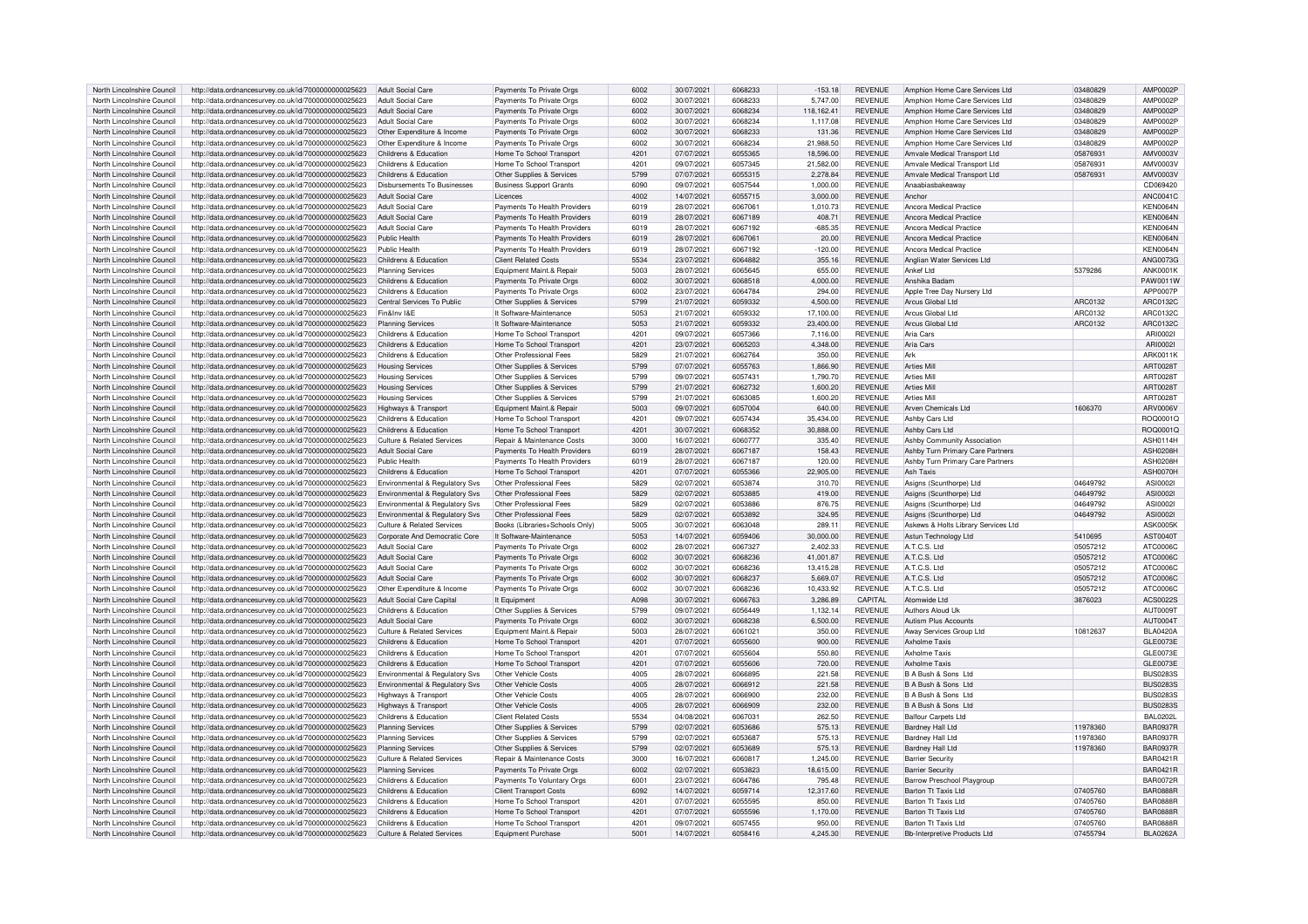| North Lincolnshire Council | http://data.ordnancesurvey.co.uk/id/7000000000025623 | Adult Social Care | Payments To Private Orgs | 6002 | 30/07/2021 | 6068233 | -153.18 | REVENUE | Amphion Home Care Services Ltd | 03480829 | AMP0002P |
|---|---|---|---|---|---|---|---|---|---|---|---|
| North Lincolnshire Council | http://data.ordnancesurvey.co.uk/id/7000000000025623 | Adult Social Care | Payments To Private Orgs | 6002 | 30/07/2021 | 6068233 | 5,747.00 | REVENUE | Amphion Home Care Services Ltd | 03480829 | AMP0002P |
| North Lincolnshire Council | http://data.ordnancesurvey.co.uk/id/7000000000025623 | Adult Social Care | Payments To Private Orgs | 6002 | 30/07/2021 | 6068234 | 118,162.41 | REVENUE | Amphion Home Care Services Ltd | 03480829 | AMP0002P |
| North Lincolnshire Council | http://data.ordnancesurvey.co.uk/id/7000000000025623 | Adult Social Care | Payments To Private Orgs | 6002 | 30/07/2021 | 6068234 | 1,117.08 | REVENUE | Amphion Home Care Services Ltd | 03480829 | AMP0002P |
| North Lincolnshire Council | http://data.ordnancesurvey.co.uk/id/7000000000025623 | Other Expenditure & Income | Payments To Private Orgs | 6002 | 30/07/2021 | 6068233 | 131.36 | REVENUE | Amphion Home Care Services Ltd | 03480829 | AMP0002P |
| North Lincolnshire Council | http://data.ordnancesurvey.co.uk/id/7000000000025623 | Other Expenditure & Income | Payments To Private Orgs | 6002 | 30/07/2021 | 6068234 | 21,988.50 | REVENUE | Amphion Home Care Services Ltd | 03480829 | AMP0002P |
| North Lincolnshire Council | http://data.ordnancesurvey.co.uk/id/7000000000025623 | Childrens & Education | Home To School Transport | 4201 | 07/07/2021 | 6055365 | 18,596.00 | REVENUE | Amvale Medical Transport Ltd | 05876931 | AMV0003V |
| North Lincolnshire Council | http://data.ordnancesurvey.co.uk/id/7000000000025623 | Childrens & Education | Home To School Transport | 4201 | 09/07/2021 | 6057345 | 21,582.00 | REVENUE | Amvale Medical Transport Ltd | 05876931 | AMV0003V |
| North Lincolnshire Council | http://data.ordnancesurvey.co.uk/id/7000000000025623 | Childrens & Education | Other Supplies & Services | 5799 | 07/07/2021 | 6055315 | 2,278.84 | REVENUE | Amvale Medical Transport Ltd | 05876931 | AMV0003V |
| North Lincolnshire Council | http://data.ordnancesurvey.co.uk/id/7000000000025623 | Disbursements To Businesses | Business Support Grants | 6090 | 09/07/2021 | 6057544 | 1,000.00 | REVENUE | Anaabiasbakeaway | | CD069420 |
| North Lincolnshire Council | http://data.ordnancesurvey.co.uk/id/7000000000025623 | Adult Social Care | Licences | 4002 | 14/07/2021 | 6055715 | 3,000.00 | REVENUE | Anchor | | ANC0041C |
| North Lincolnshire Council | http://data.ordnancesurvey.co.uk/id/7000000000025623 | Adult Social Care | Payments To Health Providers | 6019 | 28/07/2021 | 6067061 | 1,010.73 | REVENUE | Ancora Medical Practice | | KEN0064N |
| North Lincolnshire Council | http://data.ordnancesurvey.co.uk/id/7000000000025623 | Adult Social Care | Payments To Health Providers | 6019 | 28/07/2021 | 6067189 | 408.71 | REVENUE | Ancora Medical Practice | | KEN0064N |
| North Lincolnshire Council | http://data.ordnancesurvey.co.uk/id/7000000000025623 | Adult Social Care | Payments To Health Providers | 6019 | 28/07/2021 | 6067192 | -685.35 | REVENUE | Ancora Medical Practice | | KEN0064N |
| North Lincolnshire Council | http://data.ordnancesurvey.co.uk/id/7000000000025623 | Public Health | Payments To Health Providers | 6019 | 28/07/2021 | 6067061 | 20.00 | REVENUE | Ancora Medical Practice | | KEN0064N |
| North Lincolnshire Council | http://data.ordnancesurvey.co.uk/id/7000000000025623 | Public Health | Payments To Health Providers | 6019 | 28/07/2021 | 6067192 | -120.00 | REVENUE | Ancora Medical Practice | | KEN0064N |
| North Lincolnshire Council | http://data.ordnancesurvey.co.uk/id/7000000000025623 | Childrens & Education | Client Related Costs | 5534 | 23/07/2021 | 6064882 | 355.16 | REVENUE | Anglian Water Services Ltd | | ANG0073G |
| North Lincolnshire Council | http://data.ordnancesurvey.co.uk/id/7000000000025623 | Planning Services | Equipment Maint.& Repair | 5003 | 28/07/2021 | 6065645 | 655.00 | REVENUE | Ankef Ltd | 5379286 | ANK0001K |
| North Lincolnshire Council | http://data.ordnancesurvey.co.uk/id/7000000000025623 | Childrens & Education | Payments To Private Orgs | 6002 | 30/07/2021 | 6068518 | 4,000.00 | REVENUE | Anshika Badam | | PAW0011W |
| North Lincolnshire Council | http://data.ordnancesurvey.co.uk/id/7000000000025623 | Childrens & Education | Payments To Private Orgs | 6002 | 23/07/2021 | 6064784 | 294.00 | REVENUE | Apple Tree Day Nursery Ltd | | APP0007P |
| North Lincolnshire Council | http://data.ordnancesurvey.co.uk/id/7000000000025623 | Central Services To Public | Other Supplies & Services | 5799 | 21/07/2021 | 6059332 | 4,500.00 | REVENUE | Arcus Global Ltd | ARC0132 | ARC0132C |
| North Lincolnshire Council | http://data.ordnancesurvey.co.uk/id/7000000000025623 | Fin&Inv I&E | It Software-Maintenance | 5053 | 21/07/2021 | 6059332 | 17,100.00 | REVENUE | Arcus Global Ltd | ARC0132 | ARC0132C |
| North Lincolnshire Council | http://data.ordnancesurvey.co.uk/id/7000000000025623 | Planning Services | It Software-Maintenance | 5053 | 21/07/2021 | 6059332 | 23,400.00 | REVENUE | Arcus Global Ltd | ARC0132 | ARC0132C |
| North Lincolnshire Council | http://data.ordnancesurvey.co.uk/id/7000000000025623 | Childrens & Education | Home To School Transport | 4201 | 09/07/2021 | 6057366 | 7,116.00 | REVENUE | Aria Cars | | ARI0002I |
| North Lincolnshire Council | http://data.ordnancesurvey.co.uk/id/7000000000025623 | Childrens & Education | Home To School Transport | 4201 | 23/07/2021 | 6065203 | 4,348.00 | REVENUE | Aria Cars | | ARI0002I |
| North Lincolnshire Council | http://data.ordnancesurvey.co.uk/id/7000000000025623 | Childrens & Education | Other Professional Fees | 5829 | 21/07/2021 | 6062764 | 350.00 | REVENUE | Ark | | ARK0011K |
| North Lincolnshire Council | http://data.ordnancesurvey.co.uk/id/7000000000025623 | Housing Services | Other Supplies & Services | 5799 | 07/07/2021 | 6055763 | 1,866.90 | REVENUE | Arties Mill | | ART0028T |
| North Lincolnshire Council | http://data.ordnancesurvey.co.uk/id/7000000000025623 | Housing Services | Other Supplies & Services | 5799 | 09/07/2021 | 6057431 | 1,790.70 | REVENUE | Arties Mill | | ART0028T |
| North Lincolnshire Council | http://data.ordnancesurvey.co.uk/id/7000000000025623 | Housing Services | Other Supplies & Services | 5799 | 21/07/2021 | 6062732 | 1,600.20 | REVENUE | Arties Mill | | ART0028T |
| North Lincolnshire Council | http://data.ordnancesurvey.co.uk/id/7000000000025623 | Housing Services | Other Supplies & Services | 5799 | 21/07/2021 | 6063085 | 1,600.20 | REVENUE | Arties Mill | | ART0028T |
| North Lincolnshire Council | http://data.ordnancesurvey.co.uk/id/7000000000025623 | Highways & Transport | Equipment Maint.& Repair | 5003 | 09/07/2021 | 6057004 | 640.00 | REVENUE | Arven Chemicals Ltd | 1606370 | ARV0006V |
| North Lincolnshire Council | http://data.ordnancesurvey.co.uk/id/7000000000025623 | Childrens & Education | Home To School Transport | 4201 | 09/07/2021 | 6057434 | 35,434.00 | REVENUE | Ashby Cars Ltd | | ROQ0001Q |
| North Lincolnshire Council | http://data.ordnancesurvey.co.uk/id/7000000000025623 | Childrens & Education | Home To School Transport | 4201 | 30/07/2021 | 6068352 | 30,888.00 | REVENUE | Ashby Cars Ltd | | ROQ0001Q |
| North Lincolnshire Council | http://data.ordnancesurvey.co.uk/id/7000000000025623 | Culture & Related Services | Repair & Maintenance Costs | 3000 | 16/07/2021 | 6060777 | 335.40 | REVENUE | Ashby Community Association | | ASH0114H |
| North Lincolnshire Council | http://data.ordnancesurvey.co.uk/id/7000000000025623 | Adult Social Care | Payments To Health Providers | 6019 | 28/07/2021 | 6067187 | 158.43 | REVENUE | Ashby Turn Primary Care Partners | | ASH0208H |
| North Lincolnshire Council | http://data.ordnancesurvey.co.uk/id/7000000000025623 | Public Health | Payments To Health Providers | 6019 | 28/07/2021 | 6067187 | 120.00 | REVENUE | Ashby Turn Primary Care Partners | | ASH0208H |
| North Lincolnshire Council | http://data.ordnancesurvey.co.uk/id/7000000000025623 | Childrens & Education | Home To School Transport | 4201 | 07/07/2021 | 6055366 | 22,905.00 | REVENUE | Ash Taxis | | ASH0070H |
| North Lincolnshire Council | http://data.ordnancesurvey.co.uk/id/7000000000025623 | Environmental & Regulatory Svs | Other Professional Fees | 5829 | 02/07/2021 | 6053874 | 310.70 | REVENUE | Asigns (Scunthorpe) Ltd | 04649792 | ASI0002I |
| North Lincolnshire Council | http://data.ordnancesurvey.co.uk/id/7000000000025623 | Environmental & Regulatory Svs | Other Professional Fees | 5829 | 02/07/2021 | 6053885 | 419.00 | REVENUE | Asigns (Scunthorpe) Ltd | 04649792 | ASI0002I |
| North Lincolnshire Council | http://data.ordnancesurvey.co.uk/id/7000000000025623 | Environmental & Regulatory Svs | Other Professional Fees | 5829 | 02/07/2021 | 6053886 | 876.75 | REVENUE | Asigns (Scunthorpe) Ltd | 04649792 | ASI0002I |
| North Lincolnshire Council | http://data.ordnancesurvey.co.uk/id/7000000000025623 | Environmental & Regulatory Svs | Other Professional Fees | 5829 | 02/07/2021 | 6053892 | 324.95 | REVENUE | Asigns (Scunthorpe) Ltd | 04649792 | ASI0002I |
| North Lincolnshire Council | http://data.ordnancesurvey.co.uk/id/7000000000025623 | Culture & Related Services | Books (Libraries+Schools Only) | 5005 | 30/07/2021 | 6063048 | 289.11 | REVENUE | Askews & Holts Library Services Ltd | | ASK0005K |
| North Lincolnshire Council | http://data.ordnancesurvey.co.uk/id/7000000000025623 | Corporate And Democratic Core | It Software-Maintenance | 5053 | 14/07/2021 | 6059406 | 30,000.00 | REVENUE | Astun Technology Ltd | 5410695 | AST0040T |
| North Lincolnshire Council | http://data.ordnancesurvey.co.uk/id/7000000000025623 | Adult Social Care | Payments To Private Orgs | 6002 | 28/07/2021 | 6067327 | 2,402.33 | REVENUE | A.T.C.S. Ltd | 05057212 | ATC0006C |
| North Lincolnshire Council | http://data.ordnancesurvey.co.uk/id/7000000000025623 | Adult Social Care | Payments To Private Orgs | 6002 | 30/07/2021 | 6068236 | 41,001.87 | REVENUE | A.T.C.S. Ltd | 05057212 | ATC0006C |
| North Lincolnshire Council | http://data.ordnancesurvey.co.uk/id/7000000000025623 | Adult Social Care | Payments To Private Orgs | 6002 | 30/07/2021 | 6068236 | 13,415.28 | REVENUE | A.T.C.S. Ltd | 05057212 | ATC0006C |
| North Lincolnshire Council | http://data.ordnancesurvey.co.uk/id/7000000000025623 | Adult Social Care | Payments To Private Orgs | 6002 | 30/07/2021 | 6068237 | 5,669.07 | REVENUE | A.T.C.S. Ltd | 05057212 | ATC0006C |
| North Lincolnshire Council | http://data.ordnancesurvey.co.uk/id/7000000000025623 | Other Expenditure & Income | Payments To Private Orgs | 6002 | 30/07/2021 | 6068236 | 10,433.92 | REVENUE | A.T.C.S. Ltd | 05057212 | ATC0006C |
| North Lincolnshire Council | http://data.ordnancesurvey.co.uk/id/7000000000025623 | Adult Social Care Capital | It Equipment | A098 | 30/07/2021 | 6066763 | 3,286.89 | CAPITAL | Atomwide Ltd | 3876023 | ACS0022S |
| North Lincolnshire Council | http://data.ordnancesurvey.co.uk/id/7000000000025623 | Childrens & Education | Other Supplies & Services | 5799 | 09/07/2021 | 6056449 | 1,132.14 | REVENUE | Authors Aloud Uk | | AUT0009T |
| North Lincolnshire Council | http://data.ordnancesurvey.co.uk/id/7000000000025623 | Adult Social Care | Payments To Private Orgs | 6002 | 30/07/2021 | 6068238 | 6,500.00 | REVENUE | Autism Plus Accounts | | AUT0004T |
| North Lincolnshire Council | http://data.ordnancesurvey.co.uk/id/7000000000025623 | Culture & Related Services | Equipment Maint.& Repair | 5003 | 28/07/2021 | 6061021 | 350.00 | REVENUE | Away Services Group Ltd | 10812637 | BLA0420A |
| North Lincolnshire Council | http://data.ordnancesurvey.co.uk/id/7000000000025623 | Childrens & Education | Home To School Transport | 4201 | 07/07/2021 | 6055600 | 900.00 | REVENUE | Axholme Taxis | | GLE0073E |
| North Lincolnshire Council | http://data.ordnancesurvey.co.uk/id/7000000000025623 | Childrens & Education | Home To School Transport | 4201 | 07/07/2021 | 6055604 | 550.80 | REVENUE | Axholme Taxis | | GLE0073E |
| North Lincolnshire Council | http://data.ordnancesurvey.co.uk/id/7000000000025623 | Childrens & Education | Home To School Transport | 4201 | 07/07/2021 | 6055606 | 720.00 | REVENUE | Axholme Taxis | | GLE0073E |
| North Lincolnshire Council | http://data.ordnancesurvey.co.uk/id/7000000000025623 | Environmental & Regulatory Svs | Other Vehicle Costs | 4005 | 28/07/2021 | 6066895 | 221.58 | REVENUE | B A Bush & Sons Ltd | | BUS0283S |
| North Lincolnshire Council | http://data.ordnancesurvey.co.uk/id/7000000000025623 | Environmental & Regulatory Svs | Other Vehicle Costs | 4005 | 28/07/2021 | 6066912 | 221.58 | REVENUE | B A Bush & Sons Ltd | | BUS0283S |
| North Lincolnshire Council | http://data.ordnancesurvey.co.uk/id/7000000000025623 | Highways & Transport | Other Vehicle Costs | 4005 | 28/07/2021 | 6066900 | 232.00 | REVENUE | B A Bush & Sons Ltd | | BUS0283S |
| North Lincolnshire Council | http://data.ordnancesurvey.co.uk/id/7000000000025623 | Highways & Transport | Other Vehicle Costs | 4005 | 28/07/2021 | 6066909 | 232.00 | REVENUE | B A Bush & Sons Ltd | | BUS0283S |
| North Lincolnshire Council | http://data.ordnancesurvey.co.uk/id/7000000000025623 | Childrens & Education | Client Related Costs | 5534 | 04/08/2021 | 6067031 | 262.50 | REVENUE | Balfour Carpets Ltd | | BAL0202L |
| North Lincolnshire Council | http://data.ordnancesurvey.co.uk/id/7000000000025623 | Planning Services | Other Supplies & Services | 5799 | 02/07/2021 | 6053686 | 575.13 | REVENUE | Bardney Hall Ltd | 11978360 | BAR0937R |
| North Lincolnshire Council | http://data.ordnancesurvey.co.uk/id/7000000000025623 | Planning Services | Other Supplies & Services | 5799 | 02/07/2021 | 6053687 | 575.13 | REVENUE | Bardney Hall Ltd | 11978360 | BAR0937R |
| North Lincolnshire Council | http://data.ordnancesurvey.co.uk/id/7000000000025623 | Planning Services | Other Supplies & Services | 5799 | 02/07/2021 | 6053689 | 575.13 | REVENUE | Bardney Hall Ltd | 11978360 | BAR0937R |
| North Lincolnshire Council | http://data.ordnancesurvey.co.uk/id/7000000000025623 | Culture & Related Services | Repair & Maintenance Costs | 3000 | 16/07/2021 | 6060817 | 1,245.00 | REVENUE | Barrier Security | | BAR0421R |
| North Lincolnshire Council | http://data.ordnancesurvey.co.uk/id/7000000000025623 | Planning Services | Payments To Private Orgs | 6002 | 02/07/2021 | 6053823 | 18,615.00 | REVENUE | Barrier Security | | BAR0421R |
| North Lincolnshire Council | http://data.ordnancesurvey.co.uk/id/7000000000025623 | Childrens & Education | Payments To Voluntary Orgs | 6001 | 23/07/2021 | 6064786 | 795.48 | REVENUE | Barrow Preschool Playgroup | | BAR0072R |
| North Lincolnshire Council | http://data.ordnancesurvey.co.uk/id/7000000000025623 | Childrens & Education | Client Transport Costs | 6092 | 14/07/2021 | 6059714 | 12,317.60 | REVENUE | Barton Tt Taxis Ltd | 07405760 | BAR0888R |
| North Lincolnshire Council | http://data.ordnancesurvey.co.uk/id/7000000000025623 | Childrens & Education | Home To School Transport | 4201 | 07/07/2021 | 6055595 | 850.00 | REVENUE | Barton Tt Taxis Ltd | 07405760 | BAR0888R |
| North Lincolnshire Council | http://data.ordnancesurvey.co.uk/id/7000000000025623 | Childrens & Education | Home To School Transport | 4201 | 07/07/2021 | 6055596 | 1,170.00 | REVENUE | Barton Tt Taxis Ltd | 07405760 | BAR0888R |
| North Lincolnshire Council | http://data.ordnancesurvey.co.uk/id/7000000000025623 | Childrens & Education | Home To School Transport | 4201 | 09/07/2021 | 6057455 | 950.00 | REVENUE | Barton Tt Taxis Ltd | 07405760 | BAR0888R |
| North Lincolnshire Council | http://data.ordnancesurvey.co.uk/id/7000000000025623 | Culture & Related Services | Equipment Purchase | 5001 | 14/07/2021 | 6058416 | 4,245.30 | REVENUE | Bb-Interpretive Products Ltd | 07455794 | BLA0262A |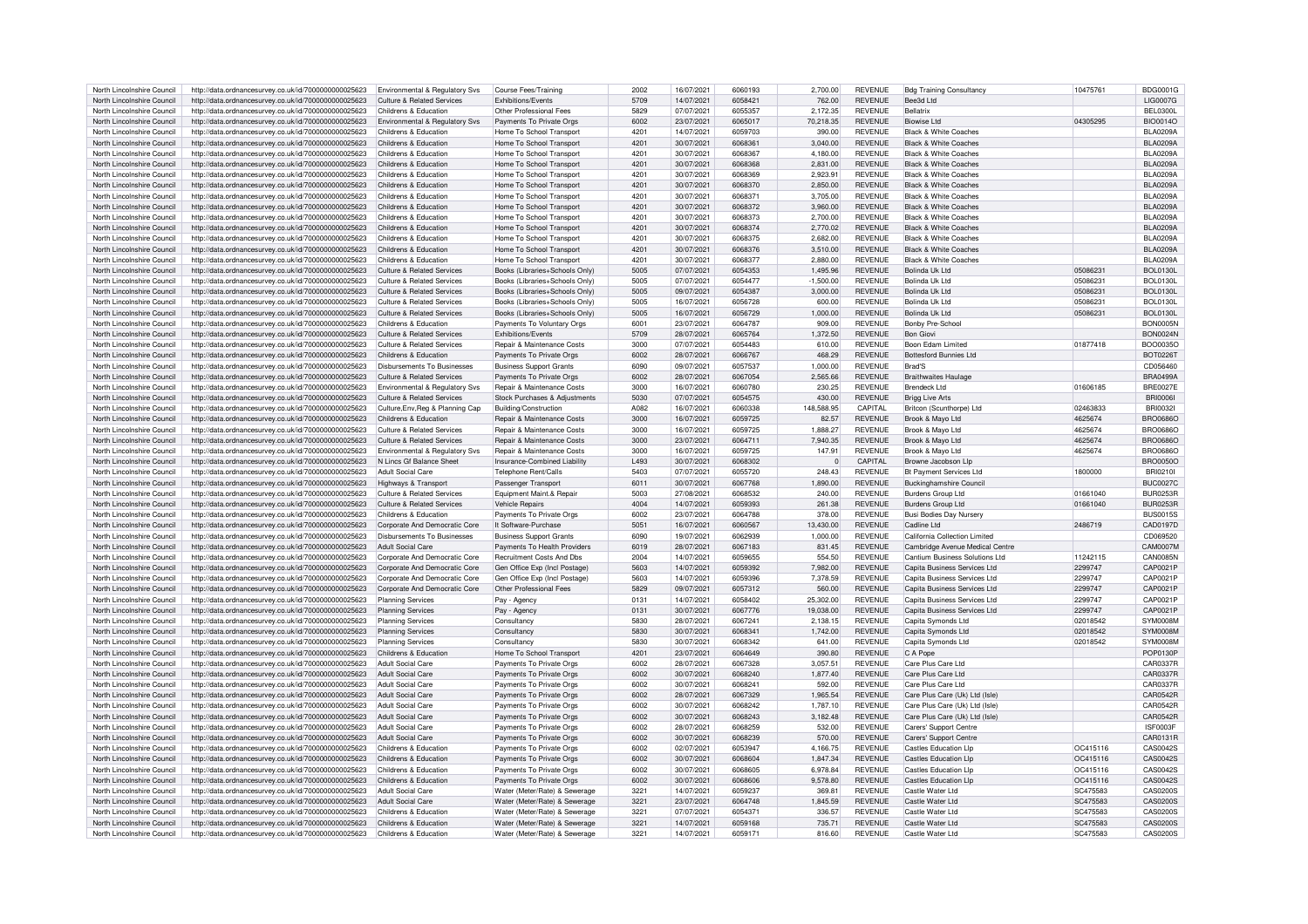| North Lincolnshire Council | http://data.ordnancesurvey.co.uk/id/7000000000025623 | Environmental & Regulatory Svs | Course Fees/Training | 2002 | 16/07/2021 | 6060193 | 2,700.00 | REVENUE | Bdg Training Consultancy | 10475761 | BDG0001G |
|---|---|---|---|---|---|---|---|---|---|---|---|
| North Lincolnshire Council | http://data.ordnancesurvey.co.uk/id/7000000000025623 | Culture & Related Services | Exhibitions/Events | 5709 | 14/07/2021 | 6058421 | 762.00 | REVENUE | Bee3d Ltd | | LIG0007G |
| North Lincolnshire Council | http://data.ordnancesurvey.co.uk/id/7000000000025623 | Childrens & Education | Other Professional Fees | 5829 | 07/07/2021 | 6055357 | 2,172.35 | REVENUE | Bellatrix | | BEL0300L |
| North Lincolnshire Council | http://data.ordnancesurvey.co.uk/id/7000000000025623 | Environmental & Regulatory Svs | Payments To Private Orgs | 6002 | 23/07/2021 | 6065017 | 70,218.35 | REVENUE | Biowise Ltd | 04305295 | BIO0014O |
| North Lincolnshire Council | http://data.ordnancesurvey.co.uk/id/7000000000025623 | Childrens & Education | Home To School Transport | 4201 | 14/07/2021 | 6059703 | 390.00 | REVENUE | Black & White Coaches | | BLA0209A |
| North Lincolnshire Council | http://data.ordnancesurvey.co.uk/id/7000000000025623 | Childrens & Education | Home To School Transport | 4201 | 30/07/2021 | 6068361 | 3,040.00 | REVENUE | Black & White Coaches | | BLA0209A |
| North Lincolnshire Council | http://data.ordnancesurvey.co.uk/id/7000000000025623 | Childrens & Education | Home To School Transport | 4201 | 30/07/2021 | 6068367 | 4,180.00 | REVENUE | Black & White Coaches | | BLA0209A |
| North Lincolnshire Council | http://data.ordnancesurvey.co.uk/id/7000000000025623 | Childrens & Education | Home To School Transport | 4201 | 30/07/2021 | 6068368 | 2,831.00 | REVENUE | Black & White Coaches | | BLA0209A |
| North Lincolnshire Council | http://data.ordnancesurvey.co.uk/id/7000000000025623 | Childrens & Education | Home To School Transport | 4201 | 30/07/2021 | 6068369 | 2,923.91 | REVENUE | Black & White Coaches | | BLA0209A |
| North Lincolnshire Council | http://data.ordnancesurvey.co.uk/id/7000000000025623 | Childrens & Education | Home To School Transport | 4201 | 30/07/2021 | 6068370 | 2,850.00 | REVENUE | Black & White Coaches | | BLA0209A |
| North Lincolnshire Council | http://data.ordnancesurvey.co.uk/id/7000000000025623 | Childrens & Education | Home To School Transport | 4201 | 30/07/2021 | 6068371 | 3,705.00 | REVENUE | Black & White Coaches | | BLA0209A |
| North Lincolnshire Council | http://data.ordnancesurvey.co.uk/id/7000000000025623 | Childrens & Education | Home To School Transport | 4201 | 30/07/2021 | 6068372 | 3,960.00 | REVENUE | Black & White Coaches | | BLA0209A |
| North Lincolnshire Council | http://data.ordnancesurvey.co.uk/id/7000000000025623 | Childrens & Education | Home To School Transport | 4201 | 30/07/2021 | 6068373 | 2,700.00 | REVENUE | Black & White Coaches | | BLA0209A |
| North Lincolnshire Council | http://data.ordnancesurvey.co.uk/id/7000000000025623 | Childrens & Education | Home To School Transport | 4201 | 30/07/2021 | 6068374 | 2,770.02 | REVENUE | Black & White Coaches | | BLA0209A |
| North Lincolnshire Council | http://data.ordnancesurvey.co.uk/id/7000000000025623 | Childrens & Education | Home To School Transport | 4201 | 30/07/2021 | 6068375 | 2,682.00 | REVENUE | Black & White Coaches | | BLA0209A |
| North Lincolnshire Council | http://data.ordnancesurvey.co.uk/id/7000000000025623 | Childrens & Education | Home To School Transport | 4201 | 30/07/2021 | 6068376 | 3,510.00 | REVENUE | Black & White Coaches | | BLA0209A |
| North Lincolnshire Council | http://data.ordnancesurvey.co.uk/id/7000000000025623 | Childrens & Education | Home To School Transport | 4201 | 30/07/2021 | 6068377 | 2,880.00 | REVENUE | Black & White Coaches | | BLA0209A |
| North Lincolnshire Council | http://data.ordnancesurvey.co.uk/id/7000000000025623 | Culture & Related Services | Books (Libraries+Schools Only) | 5005 | 07/07/2021 | 6054353 | 1,495.96 | REVENUE | Bolinda Uk Ltd | 05086231 | BOL0130L |
| North Lincolnshire Council | http://data.ordnancesurvey.co.uk/id/7000000000025623 | Culture & Related Services | Books (Libraries+Schools Only) | 5005 | 07/07/2021 | 6054477 | -1,500.00 | REVENUE | Bolinda Uk Ltd | 05086231 | BOL0130L |
| North Lincolnshire Council | http://data.ordnancesurvey.co.uk/id/7000000000025623 | Culture & Related Services | Books (Libraries+Schools Only) | 5005 | 09/07/2021 | 6054387 | 3,000.00 | REVENUE | Bolinda Uk Ltd | 05086231 | BOL0130L |
| North Lincolnshire Council | http://data.ordnancesurvey.co.uk/id/7000000000025623 | Culture & Related Services | Books (Libraries+Schools Only) | 5005 | 16/07/2021 | 6056728 | 600.00 | REVENUE | Bolinda Uk Ltd | 05086231 | BOL0130L |
| North Lincolnshire Council | http://data.ordnancesurvey.co.uk/id/7000000000025623 | Culture & Related Services | Books (Libraries+Schools Only) | 5005 | 16/07/2021 | 6056729 | 1,000.00 | REVENUE | Bolinda Uk Ltd | 05086231 | BOL0130L |
| North Lincolnshire Council | http://data.ordnancesurvey.co.uk/id/7000000000025623 | Childrens & Education | Payments To Voluntary Orgs | 6001 | 23/07/2021 | 6064787 | 909.00 | REVENUE | Bonby Pre-School | | BON0005N |
| North Lincolnshire Council | http://data.ordnancesurvey.co.uk/id/7000000000025623 | Culture & Related Services | Exhibitions/Events | 5709 | 28/07/2021 | 6065764 | 1,372.50 | REVENUE | Bon Giovi | | BON0024N |
| North Lincolnshire Council | http://data.ordnancesurvey.co.uk/id/7000000000025623 | Culture & Related Services | Repair & Maintenance Costs | 3000 | 07/07/2021 | 6054483 | 610.00 | REVENUE | Boon Edam Limited | 01877418 | BOO0035O |
| North Lincolnshire Council | http://data.ordnancesurvey.co.uk/id/7000000000025623 | Childrens & Education | Payments To Private Orgs | 6002 | 28/07/2021 | 6066767 | 468.29 | REVENUE | Bottesford Bunnies Ltd | | BOT0226T |
| North Lincolnshire Council | http://data.ordnancesurvey.co.uk/id/7000000000025623 | Disbursements To Businesses | Business Support Grants | 6090 | 09/07/2021 | 6057537 | 1,000.00 | REVENUE | Brad'S | | CD056460 |
| North Lincolnshire Council | http://data.ordnancesurvey.co.uk/id/7000000000025623 | Culture & Related Services | Payments To Private Orgs | 6002 | 28/07/2021 | 6067054 | 2,565.66 | REVENUE | Braithwaites Haulage | | BRA0499A |
| North Lincolnshire Council | http://data.ordnancesurvey.co.uk/id/7000000000025623 | Environmental & Regulatory Svs | Repair & Maintenance Costs | 3000 | 16/07/2021 | 6060780 | 230.25 | REVENUE | Brendeck Ltd | 01606185 | BRE0027E |
| North Lincolnshire Council | http://data.ordnancesurvey.co.uk/id/7000000000025623 | Culture & Related Services | Stock Purchases & Adjustments | 5030 | 07/07/2021 | 6054575 | 430.00 | REVENUE | Brigg Live Arts | | BRI0006I |
| North Lincolnshire Council | http://data.ordnancesurvey.co.uk/id/7000000000025623 | Culture,Env,Reg & Planning Cap | Building/Construction | A082 | 16/07/2021 | 6060338 | 148,588.95 | CAPITAL | Britcon (Scunthorpe) Ltd | 02463833 | BRI0032I |
| North Lincolnshire Council | http://data.ordnancesurvey.co.uk/id/7000000000025623 | Childrens & Education | Repair & Maintenance Costs | 3000 | 16/07/2021 | 6059725 | 82.57 | REVENUE | Brook & Mayo Ltd | 4625674 | BRO0686O |
| North Lincolnshire Council | http://data.ordnancesurvey.co.uk/id/7000000000025623 | Culture & Related Services | Repair & Maintenance Costs | 3000 | 16/07/2021 | 6059725 | 1,888.27 | REVENUE | Brook & Mayo Ltd | 4625674 | BRO0686O |
| North Lincolnshire Council | http://data.ordnancesurvey.co.uk/id/7000000000025623 | Culture & Related Services | Repair & Maintenance Costs | 3000 | 23/07/2021 | 6064711 | 7,940.35 | REVENUE | Brook & Mayo Ltd | 4625674 | BRO0686O |
| North Lincolnshire Council | http://data.ordnancesurvey.co.uk/id/7000000000025623 | Environmental & Regulatory Svs | Repair & Maintenance Costs | 3000 | 16/07/2021 | 6059725 | 147.91 | REVENUE | Brook & Mayo Ltd | 4625674 | BRO0686O |
| North Lincolnshire Council | http://data.ordnancesurvey.co.uk/id/7000000000025623 | N Lincs Gf Balance Sheet | Insurance-Combined Liability | L493 | 30/07/2021 | 6068302 | 0 | CAPITAL | Browne Jacobson Llp | | BRO0050O |
| North Lincolnshire Council | http://data.ordnancesurvey.co.uk/id/7000000000025623 | Adult Social Care | Telephone Rent/Calls | 5403 | 07/07/2021 | 6055720 | 248.43 | REVENUE | Bt Payment Services Ltd | 1800000 | BRI0210I |
| North Lincolnshire Council | http://data.ordnancesurvey.co.uk/id/7000000000025623 | Highways & Transport | Passenger Transport | 6011 | 30/07/2021 | 6067768 | 1,890.00 | REVENUE | Buckinghamshire Council | | BUC0027C |
| North Lincolnshire Council | http://data.ordnancesurvey.co.uk/id/7000000000025623 | Culture & Related Services | Equipment Maint.& Repair | 5003 | 27/08/2021 | 6068532 | 240.00 | REVENUE | Burdens Group Ltd | 01661040 | BUR0253R |
| North Lincolnshire Council | http://data.ordnancesurvey.co.uk/id/7000000000025623 | Culture & Related Services | Vehicle Repairs | 4004 | 14/07/2021 | 6059393 | 261.38 | REVENUE | Burdens Group Ltd | 01661040 | BUR0253R |
| North Lincolnshire Council | http://data.ordnancesurvey.co.uk/id/7000000000025623 | Childrens & Education | Payments To Private Orgs | 6002 | 23/07/2021 | 6064788 | 378.00 | REVENUE | Busi Bodies Day Nursery | | BUS0015S |
| North Lincolnshire Council | http://data.ordnancesurvey.co.uk/id/7000000000025623 | Corporate And Democratic Core | It Software-Purchase | 5051 | 16/07/2021 | 6060567 | 13,430.00 | REVENUE | Cadline Ltd | 2486719 | CAD0197D |
| North Lincolnshire Council | http://data.ordnancesurvey.co.uk/id/7000000000025623 | Disbursements To Businesses | Business Support Grants | 6090 | 19/07/2021 | 6062939 | 1,000.00 | REVENUE | California Collection Limited | | CD069520 |
| North Lincolnshire Council | http://data.ordnancesurvey.co.uk/id/7000000000025623 | Adult Social Care | Payments To Health Providers | 6019 | 28/07/2021 | 6067183 | 831.45 | REVENUE | Cambridge Avenue Medical Centre | | CAM0007M |
| North Lincolnshire Council | http://data.ordnancesurvey.co.uk/id/7000000000025623 | Corporate And Democratic Core | Recruitment Costs And Dbs | 2004 | 14/07/2021 | 6059655 | 554.50 | REVENUE | Cantium Business Solutions Ltd | 11242115 | CAN0085N |
| North Lincolnshire Council | http://data.ordnancesurvey.co.uk/id/7000000000025623 | Corporate And Democratic Core | Gen Office Exp (Incl Postage) | 5603 | 14/07/2021 | 6059392 | 7,982.00 | REVENUE | Capita Business Services Ltd | 2299747 | CAP0021P |
| North Lincolnshire Council | http://data.ordnancesurvey.co.uk/id/7000000000025623 | Corporate And Democratic Core | Gen Office Exp (Incl Postage) | 5603 | 14/07/2021 | 6059396 | 7,378.59 | REVENUE | Capita Business Services Ltd | 2299747 | CAP0021P |
| North Lincolnshire Council | http://data.ordnancesurvey.co.uk/id/7000000000025623 | Corporate And Democratic Core | Other Professional Fees | 5829 | 09/07/2021 | 6057312 | 560.00 | REVENUE | Capita Business Services Ltd | 2299747 | CAP0021P |
| North Lincolnshire Council | http://data.ordnancesurvey.co.uk/id/7000000000025623 | Planning Services | Pay - Agency | 0131 | 14/07/2021 | 6058402 | 25,302.00 | REVENUE | Capita Business Services Ltd | 2299747 | CAP0021P |
| North Lincolnshire Council | http://data.ordnancesurvey.co.uk/id/7000000000025623 | Planning Services | Pay - Agency | 0131 | 30/07/2021 | 6067776 | 19,038.00 | REVENUE | Capita Business Services Ltd | 2299747 | CAP0021P |
| North Lincolnshire Council | http://data.ordnancesurvey.co.uk/id/7000000000025623 | Planning Services | Consultancy | 5830 | 28/07/2021 | 6067241 | 2,138.15 | REVENUE | Capita Symonds Ltd | 02018542 | SYM0008M |
| North Lincolnshire Council | http://data.ordnancesurvey.co.uk/id/7000000000025623 | Planning Services | Consultancy | 5830 | 30/07/2021 | 6068341 | 1,742.00 | REVENUE | Capita Symonds Ltd | 02018542 | SYM0008M |
| North Lincolnshire Council | http://data.ordnancesurvey.co.uk/id/7000000000025623 | Planning Services | Consultancy | 5830 | 30/07/2021 | 6068342 | 641.00 | REVENUE | Capita Symonds Ltd | 02018542 | SYM0008M |
| North Lincolnshire Council | http://data.ordnancesurvey.co.uk/id/7000000000025623 | Childrens & Education | Home To School Transport | 4201 | 23/07/2021 | 6064649 | 390.80 | REVENUE | C A Pope | | POP0130P |
| North Lincolnshire Council | http://data.ordnancesurvey.co.uk/id/7000000000025623 | Adult Social Care | Payments To Private Orgs | 6002 | 28/07/2021 | 6067328 | 3,057.51 | REVENUE | Care Plus Care Ltd | | CAR0337R |
| North Lincolnshire Council | http://data.ordnancesurvey.co.uk/id/7000000000025623 | Adult Social Care | Payments To Private Orgs | 6002 | 30/07/2021 | 6068240 | 1,877.40 | REVENUE | Care Plus Care Ltd | | CAR0337R |
| North Lincolnshire Council | http://data.ordnancesurvey.co.uk/id/7000000000025623 | Adult Social Care | Payments To Private Orgs | 6002 | 30/07/2021 | 6068241 | 592.00 | REVENUE | Care Plus Care Ltd | | CAR0337R |
| North Lincolnshire Council | http://data.ordnancesurvey.co.uk/id/7000000000025623 | Adult Social Care | Payments To Private Orgs | 6002 | 28/07/2021 | 6067329 | 1,965.54 | REVENUE | Care Plus Care (Uk) Ltd (Isle) | | CAR0542R |
| North Lincolnshire Council | http://data.ordnancesurvey.co.uk/id/7000000000025623 | Adult Social Care | Payments To Private Orgs | 6002 | 30/07/2021 | 6068242 | 1,787.10 | REVENUE | Care Plus Care (Uk) Ltd (Isle) | | CAR0542R |
| North Lincolnshire Council | http://data.ordnancesurvey.co.uk/id/7000000000025623 | Adult Social Care | Payments To Private Orgs | 6002 | 30/07/2021 | 6068243 | 3,182.48 | REVENUE | Care Plus Care (Uk) Ltd (Isle) | | CAR0542R |
| North Lincolnshire Council | http://data.ordnancesurvey.co.uk/id/7000000000025623 | Adult Social Care | Payments To Private Orgs | 6002 | 28/07/2021 | 6068259 | 532.00 | REVENUE | Carers' Support Centre | | ISF0003F |
| North Lincolnshire Council | http://data.ordnancesurvey.co.uk/id/7000000000025623 | Adult Social Care | Payments To Private Orgs | 6002 | 30/07/2021 | 6068239 | 570.00 | REVENUE | Carers' Support Centre | | CAR0131R |
| North Lincolnshire Council | http://data.ordnancesurvey.co.uk/id/7000000000025623 | Childrens & Education | Payments To Private Orgs | 6002 | 02/07/2021 | 6053947 | 4,166.75 | REVENUE | Castles Education Llp | OC415116 | CAS0042S |
| North Lincolnshire Council | http://data.ordnancesurvey.co.uk/id/7000000000025623 | Childrens & Education | Payments To Private Orgs | 6002 | 30/07/2021 | 6068604 | 1,847.34 | REVENUE | Castles Education Llp | OC415116 | CAS0042S |
| North Lincolnshire Council | http://data.ordnancesurvey.co.uk/id/7000000000025623 | Childrens & Education | Payments To Private Orgs | 6002 | 30/07/2021 | 6068605 | 6,978.84 | REVENUE | Castles Education Llp | OC415116 | CAS0042S |
| North Lincolnshire Council | http://data.ordnancesurvey.co.uk/id/7000000000025623 | Childrens & Education | Payments To Private Orgs | 6002 | 30/07/2021 | 6068606 | 9,578.80 | REVENUE | Castles Education Llp | OC415116 | CAS0042S |
| North Lincolnshire Council | http://data.ordnancesurvey.co.uk/id/7000000000025623 | Adult Social Care | Water (Meter/Rate) & Sewerage | 3221 | 14/07/2021 | 6059237 | 369.81 | REVENUE | Castle Water Ltd | SC475583 | CAS0200S |
| North Lincolnshire Council | http://data.ordnancesurvey.co.uk/id/7000000000025623 | Adult Social Care | Water (Meter/Rate) & Sewerage | 3221 | 23/07/2021 | 6064748 | 1,845.59 | REVENUE | Castle Water Ltd | SC475583 | CAS0200S |
| North Lincolnshire Council | http://data.ordnancesurvey.co.uk/id/7000000000025623 | Childrens & Education | Water (Meter/Rate) & Sewerage | 3221 | 07/07/2021 | 6054371 | 336.57 | REVENUE | Castle Water Ltd | SC475583 | CAS0200S |
| North Lincolnshire Council | http://data.ordnancesurvey.co.uk/id/7000000000025623 | Childrens & Education | Water (Meter/Rate) & Sewerage | 3221 | 14/07/2021 | 6059168 | 735.71 | REVENUE | Castle Water Ltd | SC475583 | CAS0200S |
| North Lincolnshire Council | http://data.ordnancesurvey.co.uk/id/7000000000025623 | Childrens & Education | Water (Meter/Rate) & Sewerage | 3221 | 14/07/2021 | 6059171 | 816.60 | REVENUE | Castle Water Ltd | SC475583 | CAS0200S |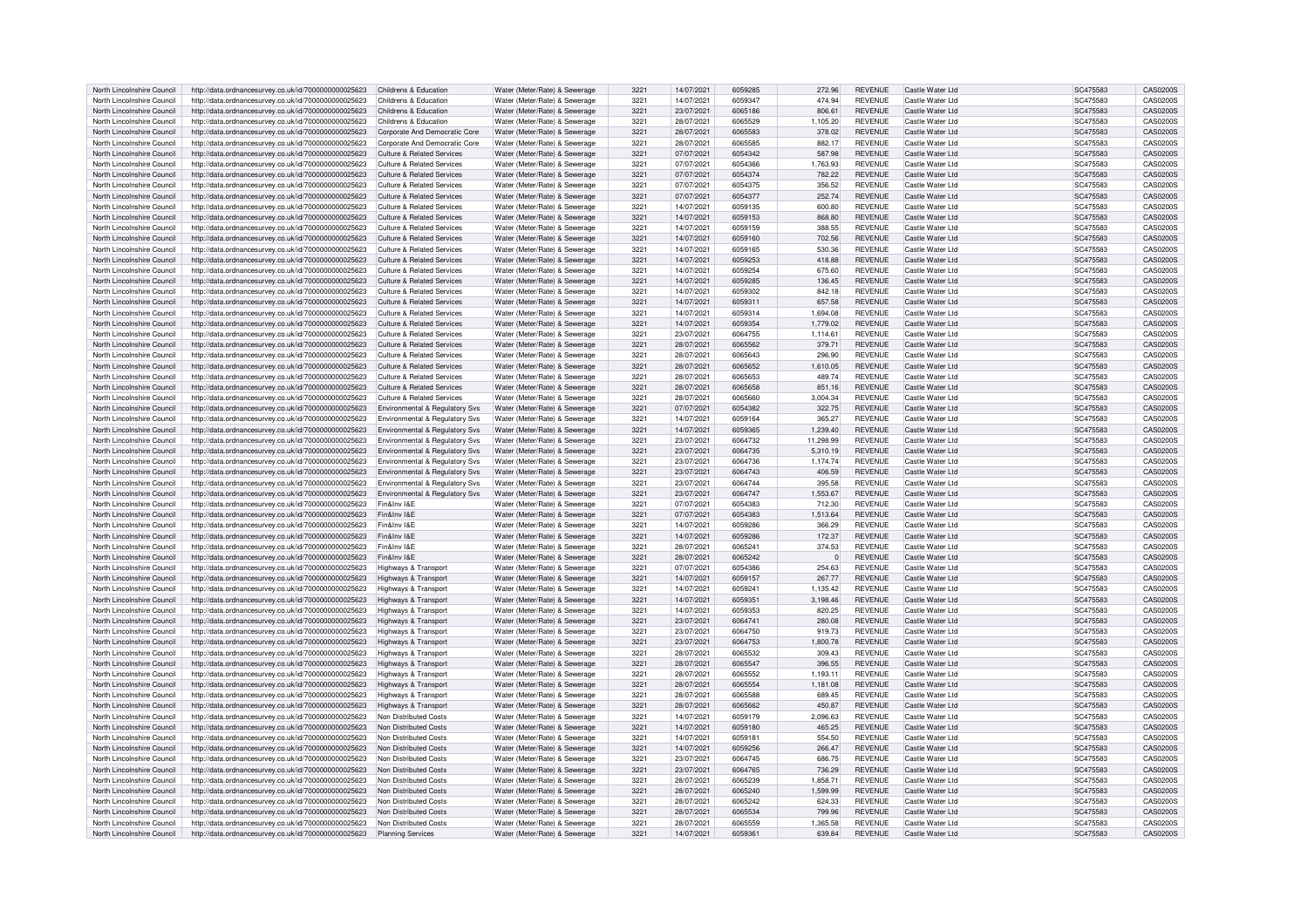| North Lincolnshire Council | http://data.ordnancesurvey.co.uk/id/7000000000025623 | Childrens & Education | Water (Meter/Rate) & Sewerage | 3221 | 14/07/2021 | 6059285 | 272.96 | REVENUE | Castle Water Ltd | SC475583 | CAS0200S |
|---|---|---|---|---|---|---|---|---|---|---|---|
| North Lincolnshire Council | http://data.ordnancesurvey.co.uk/id/7000000000025623 | Childrens & Education | Water (Meter/Rate) & Sewerage | 3221 | 14/07/2021 | 6059347 | 474.94 | REVENUE | Castle Water Ltd | SC475583 | CAS0200S |
| North Lincolnshire Council | http://data.ordnancesurvey.co.uk/id/7000000000025623 | Childrens & Education | Water (Meter/Rate) & Sewerage | 3221 | 23/07/2021 | 6065186 | 806.61 | REVENUE | Castle Water Ltd | SC475583 | CAS0200S |
| North Lincolnshire Council | http://data.ordnancesurvey.co.uk/id/7000000000025623 | Childrens & Education | Water (Meter/Rate) & Sewerage | 3221 | 28/07/2021 | 6065529 | 1,105.20 | REVENUE | Castle Water Ltd | SC475583 | CAS0200S |
| North Lincolnshire Council | http://data.ordnancesurvey.co.uk/id/7000000000025623 | Corporate And Democratic Core | Water (Meter/Rate) & Sewerage | 3221 | 28/07/2021 | 6065583 | 378.02 | REVENUE | Castle Water Ltd | SC475583 | CAS0200S |
| North Lincolnshire Council | http://data.ordnancesurvey.co.uk/id/7000000000025623 | Corporate And Democratic Core | Water (Meter/Rate) & Sewerage | 3221 | 28/07/2021 | 6065585 | 882.17 | REVENUE | Castle Water Ltd | SC475583 | CAS0200S |
| North Lincolnshire Council | http://data.ordnancesurvey.co.uk/id/7000000000025623 | Culture & Related Services | Water (Meter/Rate) & Sewerage | 3221 | 07/07/2021 | 6054342 | 587.98 | REVENUE | Castle Water Ltd | SC475583 | CAS0200S |
| North Lincolnshire Council | http://data.ordnancesurvey.co.uk/id/7000000000025623 | Culture & Related Services | Water (Meter/Rate) & Sewerage | 3221 | 07/07/2021 | 6054366 | 1,763.93 | REVENUE | Castle Water Ltd | SC475583 | CAS0200S |
| North Lincolnshire Council | http://data.ordnancesurvey.co.uk/id/7000000000025623 | Culture & Related Services | Water (Meter/Rate) & Sewerage | 3221 | 07/07/2021 | 6054374 | 782.22 | REVENUE | Castle Water Ltd | SC475583 | CAS0200S |
| North Lincolnshire Council | http://data.ordnancesurvey.co.uk/id/7000000000025623 | Culture & Related Services | Water (Meter/Rate) & Sewerage | 3221 | 07/07/2021 | 6054375 | 356.52 | REVENUE | Castle Water Ltd | SC475583 | CAS0200S |
| North Lincolnshire Council | http://data.ordnancesurvey.co.uk/id/7000000000025623 | Culture & Related Services | Water (Meter/Rate) & Sewerage | 3221 | 07/07/2021 | 6054377 | 252.74 | REVENUE | Castle Water Ltd | SC475583 | CAS0200S |
| North Lincolnshire Council | http://data.ordnancesurvey.co.uk/id/7000000000025623 | Culture & Related Services | Water (Meter/Rate) & Sewerage | 3221 | 14/07/2021 | 6059135 | 600.80 | REVENUE | Castle Water Ltd | SC475583 | CAS0200S |
| North Lincolnshire Council | http://data.ordnancesurvey.co.uk/id/7000000000025623 | Culture & Related Services | Water (Meter/Rate) & Sewerage | 3221 | 14/07/2021 | 6059153 | 868.80 | REVENUE | Castle Water Ltd | SC475583 | CAS0200S |
| North Lincolnshire Council | http://data.ordnancesurvey.co.uk/id/7000000000025623 | Culture & Related Services | Water (Meter/Rate) & Sewerage | 3221 | 14/07/2021 | 6059159 | 388.55 | REVENUE | Castle Water Ltd | SC475583 | CAS0200S |
| North Lincolnshire Council | http://data.ordnancesurvey.co.uk/id/7000000000025623 | Culture & Related Services | Water (Meter/Rate) & Sewerage | 3221 | 14/07/2021 | 6059160 | 702.56 | REVENUE | Castle Water Ltd | SC475583 | CAS0200S |
| North Lincolnshire Council | http://data.ordnancesurvey.co.uk/id/7000000000025623 | Culture & Related Services | Water (Meter/Rate) & Sewerage | 3221 | 14/07/2021 | 6059165 | 530.36 | REVENUE | Castle Water Ltd | SC475583 | CAS0200S |
| North Lincolnshire Council | http://data.ordnancesurvey.co.uk/id/7000000000025623 | Culture & Related Services | Water (Meter/Rate) & Sewerage | 3221 | 14/07/2021 | 6059253 | 418.88 | REVENUE | Castle Water Ltd | SC475583 | CAS0200S |
| North Lincolnshire Council | http://data.ordnancesurvey.co.uk/id/7000000000025623 | Culture & Related Services | Water (Meter/Rate) & Sewerage | 3221 | 14/07/2021 | 6059254 | 675.60 | REVENUE | Castle Water Ltd | SC475583 | CAS0200S |
| North Lincolnshire Council | http://data.ordnancesurvey.co.uk/id/7000000000025623 | Culture & Related Services | Water (Meter/Rate) & Sewerage | 3221 | 14/07/2021 | 6059285 | 136.45 | REVENUE | Castle Water Ltd | SC475583 | CAS0200S |
| North Lincolnshire Council | http://data.ordnancesurvey.co.uk/id/7000000000025623 | Culture & Related Services | Water (Meter/Rate) & Sewerage | 3221 | 14/07/2021 | 6059302 | 842.18 | REVENUE | Castle Water Ltd | SC475583 | CAS0200S |
| North Lincolnshire Council | http://data.ordnancesurvey.co.uk/id/7000000000025623 | Culture & Related Services | Water (Meter/Rate) & Sewerage | 3221 | 14/07/2021 | 6059311 | 657.58 | REVENUE | Castle Water Ltd | SC475583 | CAS0200S |
| North Lincolnshire Council | http://data.ordnancesurvey.co.uk/id/7000000000025623 | Culture & Related Services | Water (Meter/Rate) & Sewerage | 3221 | 14/07/2021 | 6059314 | 1,694.08 | REVENUE | Castle Water Ltd | SC475583 | CAS0200S |
| North Lincolnshire Council | http://data.ordnancesurvey.co.uk/id/7000000000025623 | Culture & Related Services | Water (Meter/Rate) & Sewerage | 3221 | 14/07/2021 | 6059354 | 1,779.02 | REVENUE | Castle Water Ltd | SC475583 | CAS0200S |
| North Lincolnshire Council | http://data.ordnancesurvey.co.uk/id/7000000000025623 | Culture & Related Services | Water (Meter/Rate) & Sewerage | 3221 | 23/07/2021 | 6064755 | 1,114.61 | REVENUE | Castle Water Ltd | SC475583 | CAS0200S |
| North Lincolnshire Council | http://data.ordnancesurvey.co.uk/id/7000000000025623 | Culture & Related Services | Water (Meter/Rate) & Sewerage | 3221 | 28/07/2021 | 6065562 | 379.71 | REVENUE | Castle Water Ltd | SC475583 | CAS0200S |
| North Lincolnshire Council | http://data.ordnancesurvey.co.uk/id/7000000000025623 | Culture & Related Services | Water (Meter/Rate) & Sewerage | 3221 | 28/07/2021 | 6065643 | 296.90 | REVENUE | Castle Water Ltd | SC475583 | CAS0200S |
| North Lincolnshire Council | http://data.ordnancesurvey.co.uk/id/7000000000025623 | Culture & Related Services | Water (Meter/Rate) & Sewerage | 3221 | 28/07/2021 | 6065652 | 1,610.05 | REVENUE | Castle Water Ltd | SC475583 | CAS0200S |
| North Lincolnshire Council | http://data.ordnancesurvey.co.uk/id/7000000000025623 | Culture & Related Services | Water (Meter/Rate) & Sewerage | 3221 | 28/07/2021 | 6065653 | 489.74 | REVENUE | Castle Water Ltd | SC475583 | CAS0200S |
| North Lincolnshire Council | http://data.ordnancesurvey.co.uk/id/7000000000025623 | Culture & Related Services | Water (Meter/Rate) & Sewerage | 3221 | 28/07/2021 | 6065658 | 851.16 | REVENUE | Castle Water Ltd | SC475583 | CAS0200S |
| North Lincolnshire Council | http://data.ordnancesurvey.co.uk/id/7000000000025623 | Culture & Related Services | Water (Meter/Rate) & Sewerage | 3221 | 28/07/2021 | 6065660 | 3,004.34 | REVENUE | Castle Water Ltd | SC475583 | CAS0200S |
| North Lincolnshire Council | http://data.ordnancesurvey.co.uk/id/7000000000025623 | Environmental & Regulatory Svs | Water (Meter/Rate) & Sewerage | 3221 | 07/07/2021 | 6054382 | 322.75 | REVENUE | Castle Water Ltd | SC475583 | CAS0200S |
| North Lincolnshire Council | http://data.ordnancesurvey.co.uk/id/7000000000025623 | Environmental & Regulatory Svs | Water (Meter/Rate) & Sewerage | 3221 | 14/07/2021 | 6059164 | 365.27 | REVENUE | Castle Water Ltd | SC475583 | CAS0200S |
| North Lincolnshire Council | http://data.ordnancesurvey.co.uk/id/7000000000025623 | Environmental & Regulatory Svs | Water (Meter/Rate) & Sewerage | 3221 | 14/07/2021 | 6059365 | 1,239.40 | REVENUE | Castle Water Ltd | SC475583 | CAS0200S |
| North Lincolnshire Council | http://data.ordnancesurvey.co.uk/id/7000000000025623 | Environmental & Regulatory Svs | Water (Meter/Rate) & Sewerage | 3221 | 23/07/2021 | 6064732 | 11,298.99 | REVENUE | Castle Water Ltd | SC475583 | CAS0200S |
| North Lincolnshire Council | http://data.ordnancesurvey.co.uk/id/7000000000025623 | Environmental & Regulatory Svs | Water (Meter/Rate) & Sewerage | 3221 | 23/07/2021 | 6064735 | 5,310.19 | REVENUE | Castle Water Ltd | SC475583 | CAS0200S |
| North Lincolnshire Council | http://data.ordnancesurvey.co.uk/id/7000000000025623 | Environmental & Regulatory Svs | Water (Meter/Rate) & Sewerage | 3221 | 23/07/2021 | 6064736 | 1,174.74 | REVENUE | Castle Water Ltd | SC475583 | CAS0200S |
| North Lincolnshire Council | http://data.ordnancesurvey.co.uk/id/7000000000025623 | Environmental & Regulatory Svs | Water (Meter/Rate) & Sewerage | 3221 | 23/07/2021 | 6064743 | 406.59 | REVENUE | Castle Water Ltd | SC475583 | CAS0200S |
| North Lincolnshire Council | http://data.ordnancesurvey.co.uk/id/7000000000025623 | Environmental & Regulatory Svs | Water (Meter/Rate) & Sewerage | 3221 | 23/07/2021 | 6064744 | 395.58 | REVENUE | Castle Water Ltd | SC475583 | CAS0200S |
| North Lincolnshire Council | http://data.ordnancesurvey.co.uk/id/7000000000025623 | Environmental & Regulatory Svs | Water (Meter/Rate) & Sewerage | 3221 | 23/07/2021 | 6064747 | 1,553.67 | REVENUE | Castle Water Ltd | SC475583 | CAS0200S |
| North Lincolnshire Council | http://data.ordnancesurvey.co.uk/id/7000000000025623 | Fin&Inv I&E | Water (Meter/Rate) & Sewerage | 3221 | 07/07/2021 | 6054383 | 712.30 | REVENUE | Castle Water Ltd | SC475583 | CAS0200S |
| North Lincolnshire Council | http://data.ordnancesurvey.co.uk/id/7000000000025623 | Fin&Inv I&E | Water (Meter/Rate) & Sewerage | 3221 | 07/07/2021 | 6054383 | 1,513.64 | REVENUE | Castle Water Ltd | SC475583 | CAS0200S |
| North Lincolnshire Council | http://data.ordnancesurvey.co.uk/id/7000000000025623 | Fin&Inv I&E | Water (Meter/Rate) & Sewerage | 3221 | 14/07/2021 | 6059286 | 366.29 | REVENUE | Castle Water Ltd | SC475583 | CAS0200S |
| North Lincolnshire Council | http://data.ordnancesurvey.co.uk/id/7000000000025623 | Fin&Inv I&E | Water (Meter/Rate) & Sewerage | 3221 | 14/07/2021 | 6059286 | 172.37 | REVENUE | Castle Water Ltd | SC475583 | CAS0200S |
| North Lincolnshire Council | http://data.ordnancesurvey.co.uk/id/7000000000025623 | Fin&Inv I&E | Water (Meter/Rate) & Sewerage | 3221 | 28/07/2021 | 6065241 | 374.53 | REVENUE | Castle Water Ltd | SC475583 | CAS0200S |
| North Lincolnshire Council | http://data.ordnancesurvey.co.uk/id/7000000000025623 | Fin&Inv I&E | Water (Meter/Rate) & Sewerage | 3221 | 28/07/2021 | 6065242 | 0 | REVENUE | Castle Water Ltd | SC475583 | CAS0200S |
| North Lincolnshire Council | http://data.ordnancesurvey.co.uk/id/7000000000025623 | Highways & Transport | Water (Meter/Rate) & Sewerage | 3221 | 07/07/2021 | 6054386 | 254.63 | REVENUE | Castle Water Ltd | SC475583 | CAS0200S |
| North Lincolnshire Council | http://data.ordnancesurvey.co.uk/id/7000000000025623 | Highways & Transport | Water (Meter/Rate) & Sewerage | 3221 | 14/07/2021 | 6059157 | 267.77 | REVENUE | Castle Water Ltd | SC475583 | CAS0200S |
| North Lincolnshire Council | http://data.ordnancesurvey.co.uk/id/7000000000025623 | Highways & Transport | Water (Meter/Rate) & Sewerage | 3221 | 14/07/2021 | 6059241 | 1,135.42 | REVENUE | Castle Water Ltd | SC475583 | CAS0200S |
| North Lincolnshire Council | http://data.ordnancesurvey.co.uk/id/7000000000025623 | Highways & Transport | Water (Meter/Rate) & Sewerage | 3221 | 14/07/2021 | 6059351 | 3,198.46 | REVENUE | Castle Water Ltd | SC475583 | CAS0200S |
| North Lincolnshire Council | http://data.ordnancesurvey.co.uk/id/7000000000025623 | Highways & Transport | Water (Meter/Rate) & Sewerage | 3221 | 14/07/2021 | 6059353 | 820.25 | REVENUE | Castle Water Ltd | SC475583 | CAS0200S |
| North Lincolnshire Council | http://data.ordnancesurvey.co.uk/id/7000000000025623 | Highways & Transport | Water (Meter/Rate) & Sewerage | 3221 | 23/07/2021 | 6064741 | 280.08 | REVENUE | Castle Water Ltd | SC475583 | CAS0200S |
| North Lincolnshire Council | http://data.ordnancesurvey.co.uk/id/7000000000025623 | Highways & Transport | Water (Meter/Rate) & Sewerage | 3221 | 23/07/2021 | 6064750 | 919.73 | REVENUE | Castle Water Ltd | SC475583 | CAS0200S |
| North Lincolnshire Council | http://data.ordnancesurvey.co.uk/id/7000000000025623 | Highways & Transport | Water (Meter/Rate) & Sewerage | 3221 | 23/07/2021 | 6064753 | 1,800.78 | REVENUE | Castle Water Ltd | SC475583 | CAS0200S |
| North Lincolnshire Council | http://data.ordnancesurvey.co.uk/id/7000000000025623 | Highways & Transport | Water (Meter/Rate) & Sewerage | 3221 | 28/07/2021 | 6065532 | 309.43 | REVENUE | Castle Water Ltd | SC475583 | CAS0200S |
| North Lincolnshire Council | http://data.ordnancesurvey.co.uk/id/7000000000025623 | Highways & Transport | Water (Meter/Rate) & Sewerage | 3221 | 28/07/2021 | 6065547 | 396.55 | REVENUE | Castle Water Ltd | SC475583 | CAS0200S |
| North Lincolnshire Council | http://data.ordnancesurvey.co.uk/id/7000000000025623 | Highways & Transport | Water (Meter/Rate) & Sewerage | 3221 | 28/07/2021 | 6065552 | 1,193.11 | REVENUE | Castle Water Ltd | SC475583 | CAS0200S |
| North Lincolnshire Council | http://data.ordnancesurvey.co.uk/id/7000000000025623 | Highways & Transport | Water (Meter/Rate) & Sewerage | 3221 | 28/07/2021 | 6065554 | 1,181.08 | REVENUE | Castle Water Ltd | SC475583 | CAS0200S |
| North Lincolnshire Council | http://data.ordnancesurvey.co.uk/id/7000000000025623 | Highways & Transport | Water (Meter/Rate) & Sewerage | 3221 | 28/07/2021 | 6065588 | 689.45 | REVENUE | Castle Water Ltd | SC475583 | CAS0200S |
| North Lincolnshire Council | http://data.ordnancesurvey.co.uk/id/7000000000025623 | Highways & Transport | Water (Meter/Rate) & Sewerage | 3221 | 28/07/2021 | 6065662 | 450.87 | REVENUE | Castle Water Ltd | SC475583 | CAS0200S |
| North Lincolnshire Council | http://data.ordnancesurvey.co.uk/id/7000000000025623 | Non Distributed Costs | Water (Meter/Rate) & Sewerage | 3221 | 14/07/2021 | 6059179 | 2,096.63 | REVENUE | Castle Water Ltd | SC475583 | CAS0200S |
| North Lincolnshire Council | http://data.ordnancesurvey.co.uk/id/7000000000025623 | Non Distributed Costs | Water (Meter/Rate) & Sewerage | 3221 | 14/07/2021 | 6059180 | 465.25 | REVENUE | Castle Water Ltd | SC475583 | CAS0200S |
| North Lincolnshire Council | http://data.ordnancesurvey.co.uk/id/7000000000025623 | Non Distributed Costs | Water (Meter/Rate) & Sewerage | 3221 | 14/07/2021 | 6059181 | 554.50 | REVENUE | Castle Water Ltd | SC475583 | CAS0200S |
| North Lincolnshire Council | http://data.ordnancesurvey.co.uk/id/7000000000025623 | Non Distributed Costs | Water (Meter/Rate) & Sewerage | 3221 | 14/07/2021 | 6059256 | 266.47 | REVENUE | Castle Water Ltd | SC475583 | CAS0200S |
| North Lincolnshire Council | http://data.ordnancesurvey.co.uk/id/7000000000025623 | Non Distributed Costs | Water (Meter/Rate) & Sewerage | 3221 | 23/07/2021 | 6064745 | 686.75 | REVENUE | Castle Water Ltd | SC475583 | CAS0200S |
| North Lincolnshire Council | http://data.ordnancesurvey.co.uk/id/7000000000025623 | Non Distributed Costs | Water (Meter/Rate) & Sewerage | 3221 | 23/07/2021 | 6064765 | 736.29 | REVENUE | Castle Water Ltd | SC475583 | CAS0200S |
| North Lincolnshire Council | http://data.ordnancesurvey.co.uk/id/7000000000025623 | Non Distributed Costs | Water (Meter/Rate) & Sewerage | 3221 | 28/07/2021 | 6065239 | 1,858.71 | REVENUE | Castle Water Ltd | SC475583 | CAS0200S |
| North Lincolnshire Council | http://data.ordnancesurvey.co.uk/id/7000000000025623 | Non Distributed Costs | Water (Meter/Rate) & Sewerage | 3221 | 28/07/2021 | 6065240 | 1,599.99 | REVENUE | Castle Water Ltd | SC475583 | CAS0200S |
| North Lincolnshire Council | http://data.ordnancesurvey.co.uk/id/7000000000025623 | Non Distributed Costs | Water (Meter/Rate) & Sewerage | 3221 | 28/07/2021 | 6065242 | 624.33 | REVENUE | Castle Water Ltd | SC475583 | CAS0200S |
| North Lincolnshire Council | http://data.ordnancesurvey.co.uk/id/7000000000025623 | Non Distributed Costs | Water (Meter/Rate) & Sewerage | 3221 | 28/07/2021 | 6065534 | 799.96 | REVENUE | Castle Water Ltd | SC475583 | CAS0200S |
| North Lincolnshire Council | http://data.ordnancesurvey.co.uk/id/7000000000025623 | Non Distributed Costs | Water (Meter/Rate) & Sewerage | 3221 | 28/07/2021 | 6065559 | 1,365.58 | REVENUE | Castle Water Ltd | SC475583 | CAS0200S |
| North Lincolnshire Council | http://data.ordnancesurvey.co.uk/id/7000000000025623 | Planning Services | Water (Meter/Rate) & Sewerage | 3221 | 14/07/2021 | 6059361 | 639.84 | REVENUE | Castle Water Ltd | SC475583 | CAS0200S |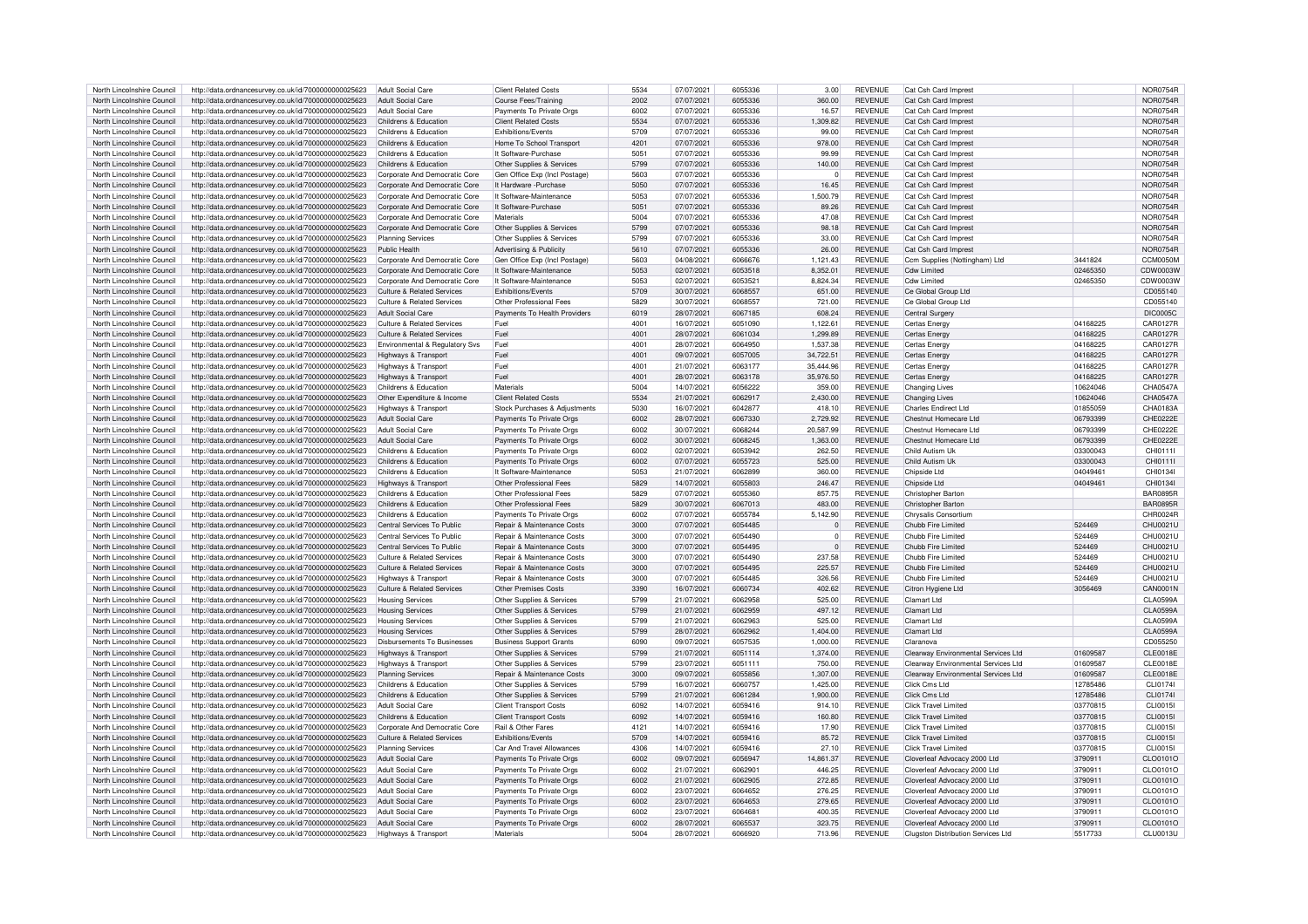| North Lincolnshire Council | http://data.ordnancesurvey.co.uk/id/7000000000025623 | Adult Social Care | Client Related Costs | 5534 | 07/07/2021 | 6055336 | 3.00 | REVENUE | Cat Csh Card Imprest | | NOR0754R |
|---|---|---|---|---|---|---|---|---|---|---|---|
| North Lincolnshire Council | http://data.ordnancesurvey.co.uk/id/7000000000025623 | Adult Social Care | Course Fees/Training | 2002 | 07/07/2021 | 6055336 | 360.00 | REVENUE | Cat Csh Card Imprest | | NOR0754R |
| North Lincolnshire Council | http://data.ordnancesurvey.co.uk/id/7000000000025623 | Adult Social Care | Payments To Private Orgs | 6002 | 07/07/2021 | 6055336 | 16.57 | REVENUE | Cat Csh Card Imprest | | NOR0754R |
| North Lincolnshire Council | http://data.ordnancesurvey.co.uk/id/7000000000025623 | Childrens & Education | Client Related Costs | 5534 | 07/07/2021 | 6055336 | 1,309.82 | REVENUE | Cat Csh Card Imprest | | NOR0754R |
| North Lincolnshire Council | http://data.ordnancesurvey.co.uk/id/7000000000025623 | Childrens & Education | Exhibitions/Events | 5709 | 07/07/2021 | 6055336 | 99.00 | REVENUE | Cat Csh Card Imprest | | NOR0754R |
| North Lincolnshire Council | http://data.ordnancesurvey.co.uk/id/7000000000025623 | Childrens & Education | Home To School Transport | 4201 | 07/07/2021 | 6055336 | 978.00 | REVENUE | Cat Csh Card Imprest | | NOR0754R |
| North Lincolnshire Council | http://data.ordnancesurvey.co.uk/id/7000000000025623 | Childrens & Education | It Software-Purchase | 5051 | 07/07/2021 | 6055336 | 99.99 | REVENUE | Cat Csh Card Imprest | | NOR0754R |
| North Lincolnshire Council | http://data.ordnancesurvey.co.uk/id/7000000000025623 | Childrens & Education | Other Supplies & Services | 5799 | 07/07/2021 | 6055336 | 140.00 | REVENUE | Cat Csh Card Imprest | | NOR0754R |
| North Lincolnshire Council | http://data.ordnancesurvey.co.uk/id/7000000000025623 | Corporate And Democratic Core | Gen Office Exp (Incl Postage) | 5603 | 07/07/2021 | 6055336 | 0 | REVENUE | Cat Csh Card Imprest | | NOR0754R |
| North Lincolnshire Council | http://data.ordnancesurvey.co.uk/id/7000000000025623 | Corporate And Democratic Core | It Hardware -Purchase | 5050 | 07/07/2021 | 6055336 | 16.45 | REVENUE | Cat Csh Card Imprest | | NOR0754R |
| North Lincolnshire Council | http://data.ordnancesurvey.co.uk/id/7000000000025623 | Corporate And Democratic Core | It Software-Maintenance | 5053 | 07/07/2021 | 6055336 | 1,500.79 | REVENUE | Cat Csh Card Imprest | | NOR0754R |
| North Lincolnshire Council | http://data.ordnancesurvey.co.uk/id/7000000000025623 | Corporate And Democratic Core | It Software-Purchase | 5051 | 07/07/2021 | 6055336 | 89.26 | REVENUE | Cat Csh Card Imprest | | NOR0754R |
| North Lincolnshire Council | http://data.ordnancesurvey.co.uk/id/7000000000025623 | Corporate And Democratic Core | Materials | 5004 | 07/07/2021 | 6055336 | 47.08 | REVENUE | Cat Csh Card Imprest | | NOR0754R |
| North Lincolnshire Council | http://data.ordnancesurvey.co.uk/id/7000000000025623 | Corporate And Democratic Core | Other Supplies & Services | 5799 | 07/07/2021 | 6055336 | 98.18 | REVENUE | Cat Csh Card Imprest | | NOR0754R |
| North Lincolnshire Council | http://data.ordnancesurvey.co.uk/id/7000000000025623 | Planning Services | Other Supplies & Services | 5799 | 07/07/2021 | 6055336 | 33.00 | REVENUE | Cat Csh Card Imprest | | NOR0754R |
| North Lincolnshire Council | http://data.ordnancesurvey.co.uk/id/7000000000025623 | Public Health | Advertising & Publicity | 5610 | 07/07/2021 | 6055336 | 26.00 | REVENUE | Cat Csh Card Imprest | | NOR0754R |
| North Lincolnshire Council | http://data.ordnancesurvey.co.uk/id/7000000000025623 | Corporate And Democratic Core | Gen Office Exp (Incl Postage) | 5603 | 04/08/2021 | 6066676 | 1,121.43 | REVENUE | Ccm Supplies (Nottingham) Ltd | 3441824 | CCM0050M |
| North Lincolnshire Council | http://data.ordnancesurvey.co.uk/id/7000000000025623 | Corporate And Democratic Core | It Software-Maintenance | 5053 | 02/07/2021 | 6053518 | 8,352.01 | REVENUE | Cdw Limited | 02465350 | CDW0003W |
| North Lincolnshire Council | http://data.ordnancesurvey.co.uk/id/7000000000025623 | Corporate And Democratic Core | It Software-Maintenance | 5053 | 02/07/2021 | 6053521 | 8,824.34 | REVENUE | Cdw Limited | 02465350 | CDW0003W |
| North Lincolnshire Council | http://data.ordnancesurvey.co.uk/id/7000000000025623 | Culture & Related Services | Exhibitions/Events | 5709 | 30/07/2021 | 6068557 | 651.00 | REVENUE | Ce Global Group Ltd | | CD055140 |
| North Lincolnshire Council | http://data.ordnancesurvey.co.uk/id/7000000000025623 | Culture & Related Services | Other Professional Fees | 5829 | 30/07/2021 | 6068557 | 721.00 | REVENUE | Ce Global Group Ltd | | CD055140 |
| North Lincolnshire Council | http://data.ordnancesurvey.co.uk/id/7000000000025623 | Adult Social Care | Payments To Health Providers | 6019 | 28/07/2021 | 6067185 | 608.24 | REVENUE | Central Surgery | | DIC0005C |
| North Lincolnshire Council | http://data.ordnancesurvey.co.uk/id/7000000000025623 | Culture & Related Services | Fuel | 4001 | 16/07/2021 | 6051090 | 1,122.61 | REVENUE | Certas Energy | 04168225 | CAR0127R |
| North Lincolnshire Council | http://data.ordnancesurvey.co.uk/id/7000000000025623 | Culture & Related Services | Fuel | 4001 | 28/07/2021 | 6061034 | 1,299.89 | REVENUE | Certas Energy | 04168225 | CAR0127R |
| North Lincolnshire Council | http://data.ordnancesurvey.co.uk/id/7000000000025623 | Environmental & Regulatory Svs | Fuel | 4001 | 28/07/2021 | 6064950 | 1,537.38 | REVENUE | Certas Energy | 04168225 | CAR0127R |
| North Lincolnshire Council | http://data.ordnancesurvey.co.uk/id/7000000000025623 | Highways & Transport | Fuel | 4001 | 09/07/2021 | 6057005 | 34,722.51 | REVENUE | Certas Energy | 04168225 | CAR0127R |
| North Lincolnshire Council | http://data.ordnancesurvey.co.uk/id/7000000000025623 | Highways & Transport | Fuel | 4001 | 21/07/2021 | 6063177 | 35,444.96 | REVENUE | Certas Energy | 04168225 | CAR0127R |
| North Lincolnshire Council | http://data.ordnancesurvey.co.uk/id/7000000000025623 | Highways & Transport | Fuel | 4001 | 28/07/2021 | 6063178 | 35,976.50 | REVENUE | Certas Energy | 04168225 | CAR0127R |
| North Lincolnshire Council | http://data.ordnancesurvey.co.uk/id/7000000000025623 | Childrens & Education | Materials | 5004 | 14/07/2021 | 6056222 | 359.00 | REVENUE | Changing Lives | 10624046 | CHA0547A |
| North Lincolnshire Council | http://data.ordnancesurvey.co.uk/id/7000000000025623 | Other Expenditure & Income | Client Related Costs | 5534 | 21/07/2021 | 6062917 | 2,430.00 | REVENUE | Changing Lives | 10624046 | CHA0547A |
| North Lincolnshire Council | http://data.ordnancesurvey.co.uk/id/7000000000025623 | Highways & Transport | Stock Purchases & Adjustments | 5030 | 16/07/2021 | 6042877 | 418.10 | REVENUE | Charles Endirect Ltd | 01855059 | CHA0183A |
| North Lincolnshire Council | http://data.ordnancesurvey.co.uk/id/7000000000025623 | Adult Social Care | Payments To Private Orgs | 6002 | 28/07/2021 | 6067330 | 2,729.92 | REVENUE | Chestnut Homecare Ltd | 06793399 | CHE0222E |
| North Lincolnshire Council | http://data.ordnancesurvey.co.uk/id/7000000000025623 | Adult Social Care | Payments To Private Orgs | 6002 | 30/07/2021 | 6068244 | 20,587.99 | REVENUE | Chestnut Homecare Ltd | 06793399 | CHE0222E |
| North Lincolnshire Council | http://data.ordnancesurvey.co.uk/id/7000000000025623 | Adult Social Care | Payments To Private Orgs | 6002 | 30/07/2021 | 6068245 | 1,363.00 | REVENUE | Chestnut Homecare Ltd | 06793399 | CHE0222E |
| North Lincolnshire Council | http://data.ordnancesurvey.co.uk/id/7000000000025623 | Childrens & Education | Payments To Private Orgs | 6002 | 02/07/2021 | 6053942 | 262.50 | REVENUE | Child Autism Uk | 03300043 | CHI0111I |
| North Lincolnshire Council | http://data.ordnancesurvey.co.uk/id/7000000000025623 | Childrens & Education | Payments To Private Orgs | 6002 | 07/07/2021 | 6055723 | 525.00 | REVENUE | Child Autism Uk | 03300043 | CHI0111I |
| North Lincolnshire Council | http://data.ordnancesurvey.co.uk/id/7000000000025623 | Childrens & Education | It Software-Maintenance | 5053 | 21/07/2021 | 6062899 | 360.00 | REVENUE | Chipside Ltd | 04049461 | CHI0134I |
| North Lincolnshire Council | http://data.ordnancesurvey.co.uk/id/7000000000025623 | Highways & Transport | Other Professional Fees | 5829 | 14/07/2021 | 6055803 | 246.47 | REVENUE | Chipside Ltd | 04049461 | CHI0134I |
| North Lincolnshire Council | http://data.ordnancesurvey.co.uk/id/7000000000025623 | Childrens & Education | Other Professional Fees | 5829 | 07/07/2021 | 6055360 | 857.75 | REVENUE | Christopher Barton | | BAR0895R |
| North Lincolnshire Council | http://data.ordnancesurvey.co.uk/id/7000000000025623 | Childrens & Education | Other Professional Fees | 5829 | 30/07/2021 | 6067013 | 483.00 | REVENUE | Christopher Barton | | BAR0895R |
| North Lincolnshire Council | http://data.ordnancesurvey.co.uk/id/7000000000025623 | Childrens & Education | Payments To Private Orgs | 6002 | 07/07/2021 | 6055784 | 5,142.90 | REVENUE | Chrysalis Consortium | | CHR0024R |
| North Lincolnshire Council | http://data.ordnancesurvey.co.uk/id/7000000000025623 | Central Services To Public | Repair & Maintenance Costs | 3000 | 07/07/2021 | 6054485 | 0 | REVENUE | Chubb Fire Limited | 524469 | CHU0021U |
| North Lincolnshire Council | http://data.ordnancesurvey.co.uk/id/7000000000025623 | Central Services To Public | Repair & Maintenance Costs | 3000 | 07/07/2021 | 6054490 | 0 | REVENUE | Chubb Fire Limited | 524469 | CHU0021U |
| North Lincolnshire Council | http://data.ordnancesurvey.co.uk/id/7000000000025623 | Central Services To Public | Repair & Maintenance Costs | 3000 | 07/07/2021 | 6054495 | 0 | REVENUE | Chubb Fire Limited | 524469 | CHU0021U |
| North Lincolnshire Council | http://data.ordnancesurvey.co.uk/id/7000000000025623 | Culture & Related Services | Repair & Maintenance Costs | 3000 | 07/07/2021 | 6054490 | 237.58 | REVENUE | Chubb Fire Limited | 524469 | CHU0021U |
| North Lincolnshire Council | http://data.ordnancesurvey.co.uk/id/7000000000025623 | Culture & Related Services | Repair & Maintenance Costs | 3000 | 07/07/2021 | 6054495 | 225.57 | REVENUE | Chubb Fire Limited | 524469 | CHU0021U |
| North Lincolnshire Council | http://data.ordnancesurvey.co.uk/id/7000000000025623 | Highways & Transport | Repair & Maintenance Costs | 3000 | 07/07/2021 | 6054485 | 326.56 | REVENUE | Chubb Fire Limited | 524469 | CHU0021U |
| North Lincolnshire Council | http://data.ordnancesurvey.co.uk/id/7000000000025623 | Culture & Related Services | Other Premises Costs | 3390 | 16/07/2021 | 6060734 | 402.62 | REVENUE | Citron Hygiene Ltd | 3056469 | CAN0001N |
| North Lincolnshire Council | http://data.ordnancesurvey.co.uk/id/7000000000025623 | Housing Services | Other Supplies & Services | 5799 | 21/07/2021 | 6062958 | 525.00 | REVENUE | Clamart Ltd | | CLA0599A |
| North Lincolnshire Council | http://data.ordnancesurvey.co.uk/id/7000000000025623 | Housing Services | Other Supplies & Services | 5799 | 21/07/2021 | 6062959 | 497.12 | REVENUE | Clamart Ltd | | CLA0599A |
| North Lincolnshire Council | http://data.ordnancesurvey.co.uk/id/7000000000025623 | Housing Services | Other Supplies & Services | 5799 | 21/07/2021 | 6062963 | 525.00 | REVENUE | Clamart Ltd | | CLA0599A |
| North Lincolnshire Council | http://data.ordnancesurvey.co.uk/id/7000000000025623 | Housing Services | Other Supplies & Services | 5799 | 28/07/2021 | 6062962 | 1,404.00 | REVENUE | Clamart Ltd | | CLA0599A |
| North Lincolnshire Council | http://data.ordnancesurvey.co.uk/id/7000000000025623 | Disbursements To Businesses | Business Support Grants | 6090 | 09/07/2021 | 6057535 | 1,000.00 | REVENUE | Claranova | | CD055250 |
| North Lincolnshire Council | http://data.ordnancesurvey.co.uk/id/7000000000025623 | Highways & Transport | Other Supplies & Services | 5799 | 21/07/2021 | 6051114 | 1,374.00 | REVENUE | Clearway Environmental Services Ltd | 01609587 | CLE0018E |
| North Lincolnshire Council | http://data.ordnancesurvey.co.uk/id/7000000000025623 | Highways & Transport | Other Supplies & Services | 5799 | 23/07/2021 | 6051111 | 750.00 | REVENUE | Clearway Environmental Services Ltd | 01609587 | CLE0018E |
| North Lincolnshire Council | http://data.ordnancesurvey.co.uk/id/7000000000025623 | Planning Services | Repair & Maintenance Costs | 3000 | 09/07/2021 | 6055856 | 1,307.00 | REVENUE | Clearway Environmental Services Ltd | 01609587 | CLE0018E |
| North Lincolnshire Council | http://data.ordnancesurvey.co.uk/id/7000000000025623 | Childrens & Education | Other Supplies & Services | 5799 | 16/07/2021 | 6060757 | 1,425.00 | REVENUE | Click Cms Ltd | 12785486 | CLI0174I |
| North Lincolnshire Council | http://data.ordnancesurvey.co.uk/id/7000000000025623 | Childrens & Education | Other Supplies & Services | 5799 | 21/07/2021 | 6061284 | 1,900.00 | REVENUE | Click Cms Ltd | 12785486 | CLI0174I |
| North Lincolnshire Council | http://data.ordnancesurvey.co.uk/id/7000000000025623 | Adult Social Care | Client Transport Costs | 6092 | 14/07/2021 | 6059416 | 914.10 | REVENUE | Click Travel Limited | 03770815 | CLI0015I |
| North Lincolnshire Council | http://data.ordnancesurvey.co.uk/id/7000000000025623 | Childrens & Education | Client Transport Costs | 6092 | 14/07/2021 | 6059416 | 160.80 | REVENUE | Click Travel Limited | 03770815 | CLI0015I |
| North Lincolnshire Council | http://data.ordnancesurvey.co.uk/id/7000000000025623 | Corporate And Democratic Core | Rail & Other Fares | 4121 | 14/07/2021 | 6059416 | 17.90 | REVENUE | Click Travel Limited | 03770815 | CLI0015I |
| North Lincolnshire Council | http://data.ordnancesurvey.co.uk/id/7000000000025623 | Culture & Related Services | Exhibitions/Events | 5709 | 14/07/2021 | 6059416 | 85.72 | REVENUE | Click Travel Limited | 03770815 | CLI0015I |
| North Lincolnshire Council | http://data.ordnancesurvey.co.uk/id/7000000000025623 | Planning Services | Car And Travel Allowances | 4306 | 14/07/2021 | 6059416 | 27.10 | REVENUE | Click Travel Limited | 03770815 | CLI0015I |
| North Lincolnshire Council | http://data.ordnancesurvey.co.uk/id/7000000000025623 | Adult Social Care | Payments To Private Orgs | 6002 | 09/07/2021 | 6056947 | 14,861.37 | REVENUE | Cloverleaf Advocacy 2000 Ltd | 3790911 | CLO0101O |
| North Lincolnshire Council | http://data.ordnancesurvey.co.uk/id/7000000000025623 | Adult Social Care | Payments To Private Orgs | 6002 | 21/07/2021 | 6062901 | 446.25 | REVENUE | Cloverleaf Advocacy 2000 Ltd | 3790911 | CLO0101O |
| North Lincolnshire Council | http://data.ordnancesurvey.co.uk/id/7000000000025623 | Adult Social Care | Payments To Private Orgs | 6002 | 21/07/2021 | 6062905 | 272.85 | REVENUE | Cloverleaf Advocacy 2000 Ltd | 3790911 | CLO0101O |
| North Lincolnshire Council | http://data.ordnancesurvey.co.uk/id/7000000000025623 | Adult Social Care | Payments To Private Orgs | 6002 | 23/07/2021 | 6064652 | 276.25 | REVENUE | Cloverleaf Advocacy 2000 Ltd | 3790911 | CLO0101O |
| North Lincolnshire Council | http://data.ordnancesurvey.co.uk/id/7000000000025623 | Adult Social Care | Payments To Private Orgs | 6002 | 23/07/2021 | 6064653 | 279.65 | REVENUE | Cloverleaf Advocacy 2000 Ltd | 3790911 | CLO0101O |
| North Lincolnshire Council | http://data.ordnancesurvey.co.uk/id/7000000000025623 | Adult Social Care | Payments To Private Orgs | 6002 | 23/07/2021 | 6064681 | 400.35 | REVENUE | Cloverleaf Advocacy 2000 Ltd | 3790911 | CLO0101O |
| North Lincolnshire Council | http://data.ordnancesurvey.co.uk/id/7000000000025623 | Adult Social Care | Payments To Private Orgs | 6002 | 28/07/2021 | 6065537 | 323.75 | REVENUE | Cloverleaf Advocacy 2000 Ltd | 3790911 | CLO0101O |
| North Lincolnshire Council | http://data.ordnancesurvey.co.uk/id/7000000000025623 | Highways & Transport | Materials | 5004 | 28/07/2021 | 6066920 | 713.96 | REVENUE | Clugston Distribution Services Ltd | 5517733 | CLU0013U |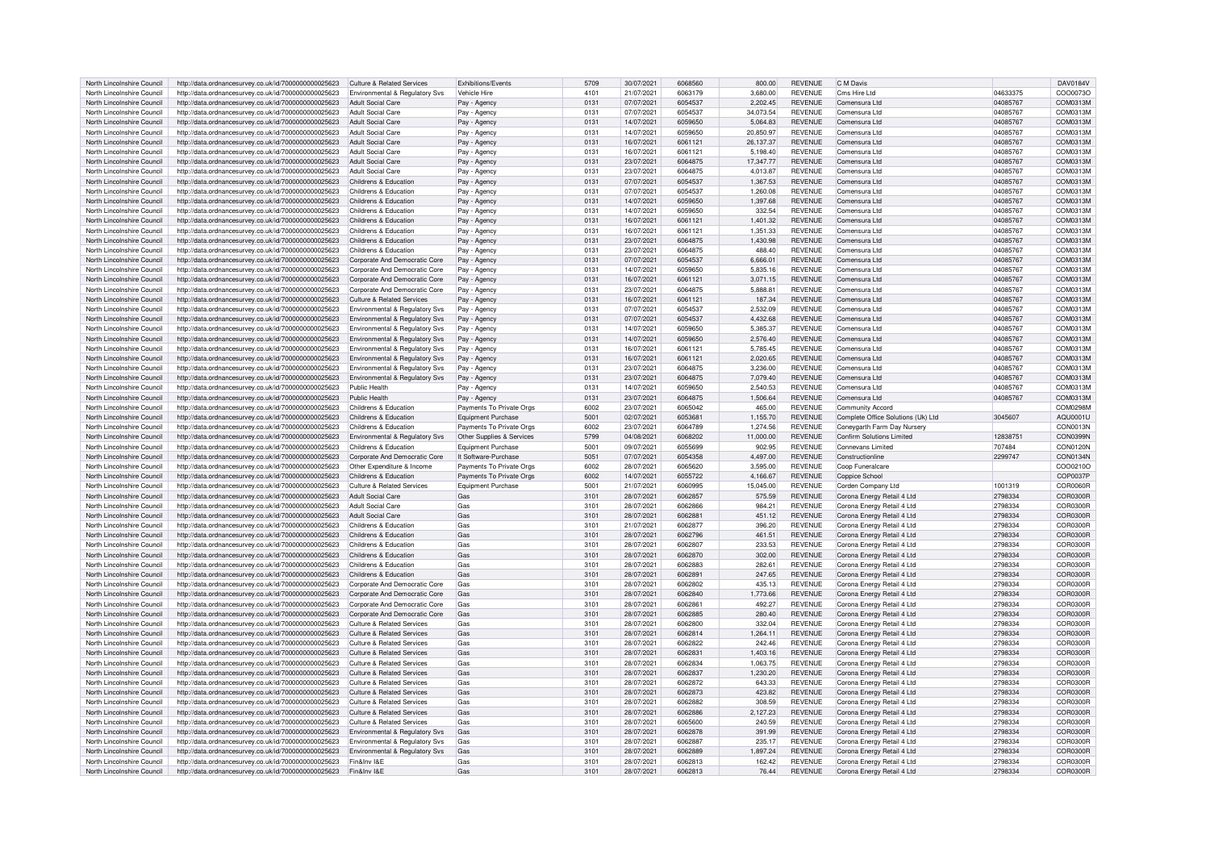| North Lincolnshire Council | http://data.ordnancesurvey.co.uk/id/7000000000025623 | Culture & Related Services | Exhibitions/Events | 5709 | 30/07/2021 | 6068560 | 800.00 | REVENUE | C M Davis | | DAV0184V |
|---|---|---|---|---|---|---|---|---|---|---|---|
| North Lincolnshire Council | http://data.ordnancesurvey.co.uk/id/7000000000025623 | Environmental & Regulatory Svs | Vehicle Hire | 4101 | 21/07/2021 | 6063179 | 3,680.00 | REVENUE | Cms Hire Ltd | 04633375 | COO0073O |
| North Lincolnshire Council | http://data.ordnancesurvey.co.uk/id/7000000000025623 | Adult Social Care | Pay - Agency | 0131 | 07/07/2021 | 6054537 | 2,202.45 | REVENUE | Comensura Ltd | 04085767 | COM0313M |
| North Lincolnshire Council | http://data.ordnancesurvey.co.uk/id/7000000000025623 | Adult Social Care | Pay - Agency | 0131 | 07/07/2021 | 6054537 | 34,073.54 | REVENUE | Comensura Ltd | 04085767 | COM0313M |
| North Lincolnshire Council | http://data.ordnancesurvey.co.uk/id/7000000000025623 | Adult Social Care | Pay - Agency | 0131 | 14/07/2021 | 6059650 | 5,064.83 | REVENUE | Comensura Ltd | 04085767 | COM0313M |
| North Lincolnshire Council | http://data.ordnancesurvey.co.uk/id/7000000000025623 | Adult Social Care | Pay - Agency | 0131 | 14/07/2021 | 6059650 | 20,850.97 | REVENUE | Comensura Ltd | 04085767 | COM0313M |
| North Lincolnshire Council | http://data.ordnancesurvey.co.uk/id/7000000000025623 | Adult Social Care | Pay - Agency | 0131 | 16/07/2021 | 6061121 | 26,137.37 | REVENUE | Comensura Ltd | 04085767 | COM0313M |
| North Lincolnshire Council | http://data.ordnancesurvey.co.uk/id/7000000000025623 | Adult Social Care | Pay - Agency | 0131 | 16/07/2021 | 6061121 | 5,198.40 | REVENUE | Comensura Ltd | 04085767 | COM0313M |
| North Lincolnshire Council | http://data.ordnancesurvey.co.uk/id/7000000000025623 | Adult Social Care | Pay - Agency | 0131 | 23/07/2021 | 6064875 | 17,347.77 | REVENUE | Comensura Ltd | 04085767 | COM0313M |
| North Lincolnshire Council | http://data.ordnancesurvey.co.uk/id/7000000000025623 | Adult Social Care | Pay - Agency | 0131 | 23/07/2021 | 6064875 | 4,013.87 | REVENUE | Comensura Ltd | 04085767 | COM0313M |
| North Lincolnshire Council | http://data.ordnancesurvey.co.uk/id/7000000000025623 | Childrens & Education | Pay - Agency | 0131 | 07/07/2021 | 6054537 | 1,367.53 | REVENUE | Comensura Ltd | 04085767 | COM0313M |
| North Lincolnshire Council | http://data.ordnancesurvey.co.uk/id/7000000000025623 | Childrens & Education | Pay - Agency | 0131 | 07/07/2021 | 6054537 | 1,260.08 | REVENUE | Comensura Ltd | 04085767 | COM0313M |
| North Lincolnshire Council | http://data.ordnancesurvey.co.uk/id/7000000000025623 | Childrens & Education | Pay - Agency | 0131 | 14/07/2021 | 6059650 | 1,397.68 | REVENUE | Comensura Ltd | 04085767 | COM0313M |
| North Lincolnshire Council | http://data.ordnancesurvey.co.uk/id/7000000000025623 | Childrens & Education | Pay - Agency | 0131 | 14/07/2021 | 6059650 | 332.54 | REVENUE | Comensura Ltd | 04085767 | COM0313M |
| North Lincolnshire Council | http://data.ordnancesurvey.co.uk/id/7000000000025623 | Childrens & Education | Pay - Agency | 0131 | 16/07/2021 | 6061121 | 1,401.32 | REVENUE | Comensura Ltd | 04085767 | COM0313M |
| North Lincolnshire Council | http://data.ordnancesurvey.co.uk/id/7000000000025623 | Childrens & Education | Pay - Agency | 0131 | 16/07/2021 | 6061121 | 1,351.33 | REVENUE | Comensura Ltd | 04085767 | COM0313M |
| North Lincolnshire Council | http://data.ordnancesurvey.co.uk/id/7000000000025623 | Childrens & Education | Pay - Agency | 0131 | 23/07/2021 | 6064875 | 1,430.98 | REVENUE | Comensura Ltd | 04085767 | COM0313M |
| North Lincolnshire Council | http://data.ordnancesurvey.co.uk/id/7000000000025623 | Childrens & Education | Pay - Agency | 0131 | 23/07/2021 | 6064875 | 488.40 | REVENUE | Comensura Ltd | 04085767 | COM0313M |
| North Lincolnshire Council | http://data.ordnancesurvey.co.uk/id/7000000000025623 | Corporate And Democratic Core | Pay - Agency | 0131 | 07/07/2021 | 6054537 | 6,666.01 | REVENUE | Comensura Ltd | 04085767 | COM0313M |
| North Lincolnshire Council | http://data.ordnancesurvey.co.uk/id/7000000000025623 | Corporate And Democratic Core | Pay - Agency | 0131 | 14/07/2021 | 6059650 | 5,835.16 | REVENUE | Comensura Ltd | 04085767 | COM0313M |
| North Lincolnshire Council | http://data.ordnancesurvey.co.uk/id/7000000000025623 | Corporate And Democratic Core | Pay - Agency | 0131 | 16/07/2021 | 6061121 | 3,071.15 | REVENUE | Comensura Ltd | 04085767 | COM0313M |
| North Lincolnshire Council | http://data.ordnancesurvey.co.uk/id/7000000000025623 | Corporate And Democratic Core | Pay - Agency | 0131 | 23/07/2021 | 6064875 | 5,888.81 | REVENUE | Comensura Ltd | 04085767 | COM0313M |
| North Lincolnshire Council | http://data.ordnancesurvey.co.uk/id/7000000000025623 | Culture & Related Services | Pay - Agency | 0131 | 16/07/2021 | 6061121 | 187.34 | REVENUE | Comensura Ltd | 04085767 | COM0313M |
| North Lincolnshire Council | http://data.ordnancesurvey.co.uk/id/7000000000025623 | Environmental & Regulatory Svs | Pay - Agency | 0131 | 07/07/2021 | 6054537 | 2,532.09 | REVENUE | Comensura Ltd | 04085767 | COM0313M |
| North Lincolnshire Council | http://data.ordnancesurvey.co.uk/id/7000000000025623 | Environmental & Regulatory Svs | Pay - Agency | 0131 | 07/07/2021 | 6054537 | 4,432.68 | REVENUE | Comensura Ltd | 04085767 | COM0313M |
| North Lincolnshire Council | http://data.ordnancesurvey.co.uk/id/7000000000025623 | Environmental & Regulatory Svs | Pay - Agency | 0131 | 14/07/2021 | 6059650 | 5,385.37 | REVENUE | Comensura Ltd | 04085767 | COM0313M |
| North Lincolnshire Council | http://data.ordnancesurvey.co.uk/id/7000000000025623 | Environmental & Regulatory Svs | Pay - Agency | 0131 | 14/07/2021 | 6059650 | 2,576.40 | REVENUE | Comensura Ltd | 04085767 | COM0313M |
| North Lincolnshire Council | http://data.ordnancesurvey.co.uk/id/7000000000025623 | Environmental & Regulatory Svs | Pay - Agency | 0131 | 16/07/2021 | 6061121 | 5,785.45 | REVENUE | Comensura Ltd | 04085767 | COM0313M |
| North Lincolnshire Council | http://data.ordnancesurvey.co.uk/id/7000000000025623 | Environmental & Regulatory Svs | Pay - Agency | 0131 | 16/07/2021 | 6061121 | 2,020.65 | REVENUE | Comensura Ltd | 04085767 | COM0313M |
| North Lincolnshire Council | http://data.ordnancesurvey.co.uk/id/7000000000025623 | Environmental & Regulatory Svs | Pay - Agency | 0131 | 23/07/2021 | 6064875 | 3,236.00 | REVENUE | Comensura Ltd | 04085767 | COM0313M |
| North Lincolnshire Council | http://data.ordnancesurvey.co.uk/id/7000000000025623 | Environmental & Regulatory Svs | Pay - Agency | 0131 | 23/07/2021 | 6064875 | 7,079.40 | REVENUE | Comensura Ltd | 04085767 | COM0313M |
| North Lincolnshire Council | http://data.ordnancesurvey.co.uk/id/7000000000025623 | Public Health | Pay - Agency | 0131 | 14/07/2021 | 6059650 | 2,540.53 | REVENUE | Comensura Ltd | 04085767 | COM0313M |
| North Lincolnshire Council | http://data.ordnancesurvey.co.uk/id/7000000000025623 | Public Health | Pay - Agency | 0131 | 23/07/2021 | 6064875 | 1,506.64 | REVENUE | Comensura Ltd | 04085767 | COM0313M |
| North Lincolnshire Council | http://data.ordnancesurvey.co.uk/id/7000000000025623 | Childrens & Education | Payments To Private Orgs | 6002 | 23/07/2021 | 6065042 | 465.00 | REVENUE | Community Accord | | COM0298M |
| North Lincolnshire Council | http://data.ordnancesurvey.co.uk/id/7000000000025623 | Childrens & Education | Equipment Purchase | 5001 | 02/07/2021 | 6053681 | 1,155.70 | REVENUE | Complete Office Solutions (Uk) Ltd | 3045607 | AQU0001U |
| North Lincolnshire Council | http://data.ordnancesurvey.co.uk/id/7000000000025623 | Childrens & Education | Payments To Private Orgs | 6002 | 23/07/2021 | 6064789 | 1,274.56 | REVENUE | Coneygarth Farm Day Nursery | | CON0013N |
| North Lincolnshire Council | http://data.ordnancesurvey.co.uk/id/7000000000025623 | Environmental & Regulatory Svs | Other Supplies & Services | 5799 | 04/08/2021 | 6068202 | 11,000.00 | REVENUE | Confirm Solutions Limited | 12838751 | CON0399N |
| North Lincolnshire Council | http://data.ordnancesurvey.co.uk/id/7000000000025623 | Childrens & Education | Equipment Purchase | 5001 | 09/07/2021 | 6055699 | 902.95 | REVENUE | Connevans Limited | 707484 | CON0120N |
| North Lincolnshire Council | http://data.ordnancesurvey.co.uk/id/7000000000025623 | Corporate And Democratic Core | It Software-Purchase | 5051 | 07/07/2021 | 6054358 | 4,497.00 | REVENUE | Constructionline | 2299747 | CON0134N |
| North Lincolnshire Council | http://data.ordnancesurvey.co.uk/id/7000000000025623 | Other Expenditure & Income | Payments To Private Orgs | 6002 | 28/07/2021 | 6065620 | 3,595.00 | REVENUE | Coop Funeralcare | | COO0210O |
| North Lincolnshire Council | http://data.ordnancesurvey.co.uk/id/7000000000025623 | Childrens & Education | Payments To Private Orgs | 6002 | 14/07/2021 | 6055722 | 4,166.67 | REVENUE | Coppice School | | COP0037P |
| North Lincolnshire Council | http://data.ordnancesurvey.co.uk/id/7000000000025623 | Culture & Related Services | Equipment Purchase | 5001 | 21/07/2021 | 6060995 | 15,045.00 | REVENUE | Corden Company Ltd | 1001319 | COR0060R |
| North Lincolnshire Council | http://data.ordnancesurvey.co.uk/id/7000000000025623 | Adult Social Care | Gas | 3101 | 28/07/2021 | 6062857 | 575.59 | REVENUE | Corona Energy Retail 4 Ltd | 2798334 | COR0300R |
| North Lincolnshire Council | http://data.ordnancesurvey.co.uk/id/7000000000025623 | Adult Social Care | Gas | 3101 | 28/07/2021 | 6062866 | 984.21 | REVENUE | Corona Energy Retail 4 Ltd | 2798334 | COR0300R |
| North Lincolnshire Council | http://data.ordnancesurvey.co.uk/id/7000000000025623 | Adult Social Care | Gas | 3101 | 28/07/2021 | 6062881 | 451.12 | REVENUE | Corona Energy Retail 4 Ltd | 2798334 | COR0300R |
| North Lincolnshire Council | http://data.ordnancesurvey.co.uk/id/7000000000025623 | Childrens & Education | Gas | 3101 | 21/07/2021 | 6062877 | 396.20 | REVENUE | Corona Energy Retail 4 Ltd | 2798334 | COR0300R |
| North Lincolnshire Council | http://data.ordnancesurvey.co.uk/id/7000000000025623 | Childrens & Education | Gas | 3101 | 28/07/2021 | 6062796 | 461.51 | REVENUE | Corona Energy Retail 4 Ltd | 2798334 | COR0300R |
| North Lincolnshire Council | http://data.ordnancesurvey.co.uk/id/7000000000025623 | Childrens & Education | Gas | 3101 | 28/07/2021 | 6062807 | 233.53 | REVENUE | Corona Energy Retail 4 Ltd | 2798334 | COR0300R |
| North Lincolnshire Council | http://data.ordnancesurvey.co.uk/id/7000000000025623 | Childrens & Education | Gas | 3101 | 28/07/2021 | 6062870 | 302.00 | REVENUE | Corona Energy Retail 4 Ltd | 2798334 | COR0300R |
| North Lincolnshire Council | http://data.ordnancesurvey.co.uk/id/7000000000025623 | Childrens & Education | Gas | 3101 | 28/07/2021 | 6062883 | 282.61 | REVENUE | Corona Energy Retail 4 Ltd | 2798334 | COR0300R |
| North Lincolnshire Council | http://data.ordnancesurvey.co.uk/id/7000000000025623 | Childrens & Education | Gas | 3101 | 28/07/2021 | 6062891 | 247.65 | REVENUE | Corona Energy Retail 4 Ltd | 2798334 | COR0300R |
| North Lincolnshire Council | http://data.ordnancesurvey.co.uk/id/7000000000025623 | Corporate And Democratic Core | Gas | 3101 | 28/07/2021 | 6062802 | 435.13 | REVENUE | Corona Energy Retail 4 Ltd | 2798334 | COR0300R |
| North Lincolnshire Council | http://data.ordnancesurvey.co.uk/id/7000000000025623 | Corporate And Democratic Core | Gas | 3101 | 28/07/2021 | 6062840 | 1,773.66 | REVENUE | Corona Energy Retail 4 Ltd | 2798334 | COR0300R |
| North Lincolnshire Council | http://data.ordnancesurvey.co.uk/id/7000000000025623 | Corporate And Democratic Core | Gas | 3101 | 28/07/2021 | 6062861 | 492.27 | REVENUE | Corona Energy Retail 4 Ltd | 2798334 | COR0300R |
| North Lincolnshire Council | http://data.ordnancesurvey.co.uk/id/7000000000025623 | Corporate And Democratic Core | Gas | 3101 | 28/07/2021 | 6062885 | 280.40 | REVENUE | Corona Energy Retail 4 Ltd | 2798334 | COR0300R |
| North Lincolnshire Council | http://data.ordnancesurvey.co.uk/id/7000000000025623 | Culture & Related Services | Gas | 3101 | 28/07/2021 | 6062800 | 332.04 | REVENUE | Corona Energy Retail 4 Ltd | 2798334 | COR0300R |
| North Lincolnshire Council | http://data.ordnancesurvey.co.uk/id/7000000000025623 | Culture & Related Services | Gas | 3101 | 28/07/2021 | 6062814 | 1,264.11 | REVENUE | Corona Energy Retail 4 Ltd | 2798334 | COR0300R |
| North Lincolnshire Council | http://data.ordnancesurvey.co.uk/id/7000000000025623 | Culture & Related Services | Gas | 3101 | 28/07/2021 | 6062822 | 242.46 | REVENUE | Corona Energy Retail 4 Ltd | 2798334 | COR0300R |
| North Lincolnshire Council | http://data.ordnancesurvey.co.uk/id/7000000000025623 | Culture & Related Services | Gas | 3101 | 28/07/2021 | 6062831 | 1,403.16 | REVENUE | Corona Energy Retail 4 Ltd | 2798334 | COR0300R |
| North Lincolnshire Council | http://data.ordnancesurvey.co.uk/id/7000000000025623 | Culture & Related Services | Gas | 3101 | 28/07/2021 | 6062834 | 1,063.75 | REVENUE | Corona Energy Retail 4 Ltd | 2798334 | COR0300R |
| North Lincolnshire Council | http://data.ordnancesurvey.co.uk/id/7000000000025623 | Culture & Related Services | Gas | 3101 | 28/07/2021 | 6062837 | 1,230.20 | REVENUE | Corona Energy Retail 4 Ltd | 2798334 | COR0300R |
| North Lincolnshire Council | http://data.ordnancesurvey.co.uk/id/7000000000025623 | Culture & Related Services | Gas | 3101 | 28/07/2021 | 6062872 | 643.33 | REVENUE | Corona Energy Retail 4 Ltd | 2798334 | COR0300R |
| North Lincolnshire Council | http://data.ordnancesurvey.co.uk/id/7000000000025623 | Culture & Related Services | Gas | 3101 | 28/07/2021 | 6062873 | 423.82 | REVENUE | Corona Energy Retail 4 Ltd | 2798334 | COR0300R |
| North Lincolnshire Council | http://data.ordnancesurvey.co.uk/id/7000000000025623 | Culture & Related Services | Gas | 3101 | 28/07/2021 | 6062882 | 308.59 | REVENUE | Corona Energy Retail 4 Ltd | 2798334 | COR0300R |
| North Lincolnshire Council | http://data.ordnancesurvey.co.uk/id/7000000000025623 | Culture & Related Services | Gas | 3101 | 28/07/2021 | 6062886 | 2,127.23 | REVENUE | Corona Energy Retail 4 Ltd | 2798334 | COR0300R |
| North Lincolnshire Council | http://data.ordnancesurvey.co.uk/id/7000000000025623 | Culture & Related Services | Gas | 3101 | 28/07/2021 | 6065600 | 240.59 | REVENUE | Corona Energy Retail 4 Ltd | 2798334 | COR0300R |
| North Lincolnshire Council | http://data.ordnancesurvey.co.uk/id/7000000000025623 | Environmental & Regulatory Svs | Gas | 3101 | 28/07/2021 | 6062878 | 391.99 | REVENUE | Corona Energy Retail 4 Ltd | 2798334 | COR0300R |
| North Lincolnshire Council | http://data.ordnancesurvey.co.uk/id/7000000000025623 | Environmental & Regulatory Svs | Gas | 3101 | 28/07/2021 | 6062887 | 235.17 | REVENUE | Corona Energy Retail 4 Ltd | 2798334 | COR0300R |
| North Lincolnshire Council | http://data.ordnancesurvey.co.uk/id/7000000000025623 | Environmental & Regulatory Svs | Gas | 3101 | 28/07/2021 | 6062889 | 1,897.24 | REVENUE | Corona Energy Retail 4 Ltd | 2798334 | COR0300R |
| North Lincolnshire Council | http://data.ordnancesurvey.co.uk/id/7000000000025623 | Fin&Inv I&E | Gas | 3101 | 28/07/2021 | 6062813 | 162.42 | REVENUE | Corona Energy Retail 4 Ltd | 2798334 | COR0300R |
| North Lincolnshire Council | http://data.ordnancesurvey.co.uk/id/7000000000025623 | Fin&Inv I&E | Gas | 3101 | 28/07/2021 | 6062813 | 76.44 | REVENUE | Corona Energy Retail 4 Ltd | 2798334 | COR0300R |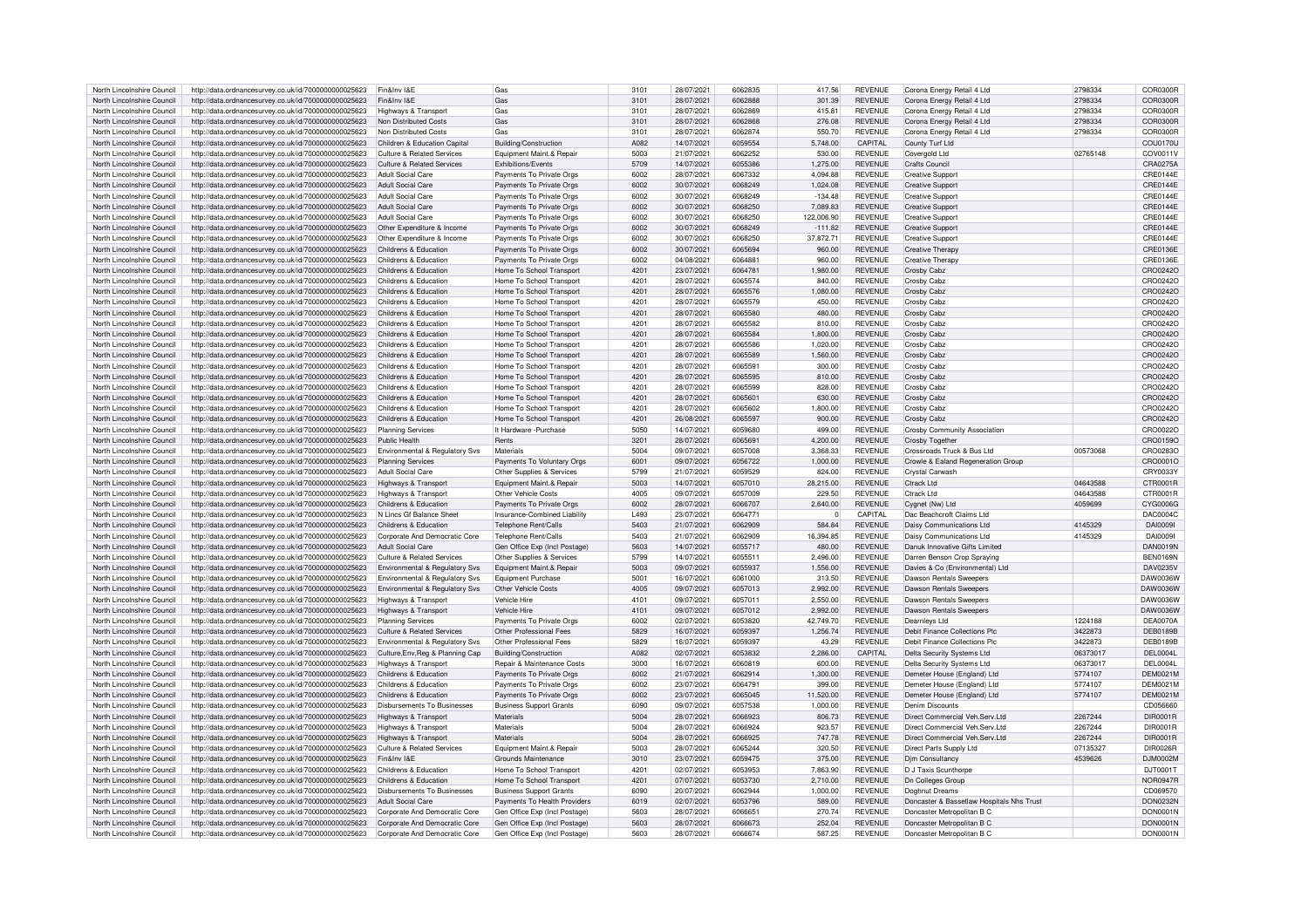| North Lincolnshire Council | http://data.ordnancesurvey.co.uk/id/7000000000025623 | Fin&Inv I&E | Gas | 3101 | 28/07/2021 | 6062835 | 417.56 | REVENUE | Corona Energy Retail 4 Ltd | 2798334 | COR0300R |
|---|---|---|---|---|---|---|---|---|---|---|---|
| North Lincolnshire Council | http://data.ordnancesurvey.co.uk/id/7000000000025623 | Fin&Inv I&E | Gas | 3101 | 28/07/2021 | 6062888 | 301.39 | REVENUE | Corona Energy Retail 4 Ltd | 2798334 | COR0300R |
| North Lincolnshire Council | http://data.ordnancesurvey.co.uk/id/7000000000025623 | Highways & Transport | Gas | 3101 | 28/07/2021 | 6062869 | 415.81 | REVENUE | Corona Energy Retail 4 Ltd | 2798334 | COR0300R |
| North Lincolnshire Council | http://data.ordnancesurvey.co.uk/id/7000000000025623 | Non Distributed Costs | Gas | 3101 | 28/07/2021 | 6062868 | 276.08 | REVENUE | Corona Energy Retail 4 Ltd | 2798334 | COR0300R |
| North Lincolnshire Council | http://data.ordnancesurvey.co.uk/id/7000000000025623 | Non Distributed Costs | Gas | 3101 | 28/07/2021 | 6062874 | 550.70 | REVENUE | Corona Energy Retail 4 Ltd | 2798334 | COR0300R |
| North Lincolnshire Council | http://data.ordnancesurvey.co.uk/id/7000000000025623 | Children & Education Capital | Building/Construction | A082 | 14/07/2021 | 6059554 | 5,748.00 | CAPITAL | County Turf Ltd | | COU0170U |
| North Lincolnshire Council | http://data.ordnancesurvey.co.uk/id/7000000000025623 | Culture & Related Services | Equipment Maint.& Repair | 5003 | 21/07/2021 | 6062252 | 530.00 | REVENUE | Covergold Ltd | 02765148 | COV0011V |
| North Lincolnshire Council | http://data.ordnancesurvey.co.uk/id/7000000000025623 | Culture & Related Services | Exhibitions/Events | 5709 | 14/07/2021 | 6055386 | 1,275.00 | REVENUE | Crafts Council | | CRA0275A |
| North Lincolnshire Council | http://data.ordnancesurvey.co.uk/id/7000000000025623 | Adult Social Care | Payments To Private Orgs | 6002 | 28/07/2021 | 6067332 | 4,094.88 | REVENUE | Creative Support | | CRE0144E |
| North Lincolnshire Council | http://data.ordnancesurvey.co.uk/id/7000000000025623 | Adult Social Care | Payments To Private Orgs | 6002 | 30/07/2021 | 6068249 | 1,024.08 | REVENUE | Creative Support | | CRE0144E |
| North Lincolnshire Council | http://data.ordnancesurvey.co.uk/id/7000000000025623 | Adult Social Care | Payments To Private Orgs | 6002 | 30/07/2021 | 6068249 | -134.48 | REVENUE | Creative Support | | CRE0144E |
| North Lincolnshire Council | http://data.ordnancesurvey.co.uk/id/7000000000025623 | Adult Social Care | Payments To Private Orgs | 6002 | 30/07/2021 | 6068250 | 7,089.83 | REVENUE | Creative Support | | CRE0144E |
| North Lincolnshire Council | http://data.ordnancesurvey.co.uk/id/7000000000025623 | Adult Social Care | Payments To Private Orgs | 6002 | 30/07/2021 | 6068250 | 122,006.90 | REVENUE | Creative Support | | CRE0144E |
| North Lincolnshire Council | http://data.ordnancesurvey.co.uk/id/7000000000025623 | Other Expenditure & Income | Payments To Private Orgs | 6002 | 30/07/2021 | 6068249 | -111.82 | REVENUE | Creative Support | | CRE0144E |
| North Lincolnshire Council | http://data.ordnancesurvey.co.uk/id/7000000000025623 | Other Expenditure & Income | Payments To Private Orgs | 6002 | 30/07/2021 | 6068250 | 37,872.71 | REVENUE | Creative Support | | CRE0144E |
| North Lincolnshire Council | http://data.ordnancesurvey.co.uk/id/7000000000025623 | Childrens & Education | Payments To Private Orgs | 6002 | 30/07/2021 | 6065694 | 960.00 | REVENUE | Creative Therapy | | CRE0136E |
| North Lincolnshire Council | http://data.ordnancesurvey.co.uk/id/7000000000025623 | Childrens & Education | Payments To Private Orgs | 6002 | 04/08/2021 | 6064881 | 960.00 | REVENUE | Creative Therapy | | CRE0136E |
| North Lincolnshire Council | http://data.ordnancesurvey.co.uk/id/7000000000025623 | Childrens & Education | Home To School Transport | 4201 | 23/07/2021 | 6064781 | 1,980.00 | REVENUE | Crosby Cabz | | CRO0242O |
| North Lincolnshire Council | http://data.ordnancesurvey.co.uk/id/7000000000025623 | Childrens & Education | Home To School Transport | 4201 | 28/07/2021 | 6065574 | 840.00 | REVENUE | Crosby Cabz | | CRO0242O |
| North Lincolnshire Council | http://data.ordnancesurvey.co.uk/id/7000000000025623 | Childrens & Education | Home To School Transport | 4201 | 28/07/2021 | 6065576 | 1,080.00 | REVENUE | Crosby Cabz | | CRO0242O |
| North Lincolnshire Council | http://data.ordnancesurvey.co.uk/id/7000000000025623 | Childrens & Education | Home To School Transport | 4201 | 28/07/2021 | 6065579 | 450.00 | REVENUE | Crosby Cabz | | CRO0242O |
| North Lincolnshire Council | http://data.ordnancesurvey.co.uk/id/7000000000025623 | Childrens & Education | Home To School Transport | 4201 | 28/07/2021 | 6065580 | 480.00 | REVENUE | Crosby Cabz | | CRO0242O |
| North Lincolnshire Council | http://data.ordnancesurvey.co.uk/id/7000000000025623 | Childrens & Education | Home To School Transport | 4201 | 28/07/2021 | 6065582 | 810.00 | REVENUE | Crosby Cabz | | CRO0242O |
| North Lincolnshire Council | http://data.ordnancesurvey.co.uk/id/7000000000025623 | Childrens & Education | Home To School Transport | 4201 | 28/07/2021 | 6065584 | 1,800.00 | REVENUE | Crosby Cabz | | CRO0242O |
| North Lincolnshire Council | http://data.ordnancesurvey.co.uk/id/7000000000025623 | Childrens & Education | Home To School Transport | 4201 | 28/07/2021 | 6065586 | 1,020.00 | REVENUE | Crosby Cabz | | CRO0242O |
| North Lincolnshire Council | http://data.ordnancesurvey.co.uk/id/7000000000025623 | Childrens & Education | Home To School Transport | 4201 | 28/07/2021 | 6065589 | 1,560.00 | REVENUE | Crosby Cabz | | CRO0242O |
| North Lincolnshire Council | http://data.ordnancesurvey.co.uk/id/7000000000025623 | Childrens & Education | Home To School Transport | 4201 | 28/07/2021 | 6065591 | 300.00 | REVENUE | Crosby Cabz | | CRO0242O |
| North Lincolnshire Council | http://data.ordnancesurvey.co.uk/id/7000000000025623 | Childrens & Education | Home To School Transport | 4201 | 28/07/2021 | 6065595 | 810.00 | REVENUE | Crosby Cabz | | CRO0242O |
| North Lincolnshire Council | http://data.ordnancesurvey.co.uk/id/7000000000025623 | Childrens & Education | Home To School Transport | 4201 | 28/07/2021 | 6065599 | 828.00 | REVENUE | Crosby Cabz | | CRO0242O |
| North Lincolnshire Council | http://data.ordnancesurvey.co.uk/id/7000000000025623 | Childrens & Education | Home To School Transport | 4201 | 28/07/2021 | 6065601 | 630.00 | REVENUE | Crosby Cabz | | CRO0242O |
| North Lincolnshire Council | http://data.ordnancesurvey.co.uk/id/7000000000025623 | Childrens & Education | Home To School Transport | 4201 | 28/07/2021 | 6065602 | 1,800.00 | REVENUE | Crosby Cabz | | CRO0242O |
| North Lincolnshire Council | http://data.ordnancesurvey.co.uk/id/7000000000025623 | Childrens & Education | Home To School Transport | 4201 | 26/08/2021 | 6065597 | 900.00 | REVENUE | Crosby Cabz | | CRO0242O |
| North Lincolnshire Council | http://data.ordnancesurvey.co.uk/id/7000000000025623 | Planning Services | It Hardware -Purchase | 5050 | 14/07/2021 | 6059680 | 499.00 | REVENUE | Crosby Community Association | | CRO0022O |
| North Lincolnshire Council | http://data.ordnancesurvey.co.uk/id/7000000000025623 | Public Health | Rents | 3201 | 28/07/2021 | 6065691 | 4,200.00 | REVENUE | Crosby Together | | CRO0159O |
| North Lincolnshire Council | http://data.ordnancesurvey.co.uk/id/7000000000025623 | Environmental & Regulatory Svs | Materials | 5004 | 09/07/2021 | 6057008 | 3,368.33 | REVENUE | Crossroads Truck & Bus Ltd | 00573068 | CRO0283O |
| North Lincolnshire Council | http://data.ordnancesurvey.co.uk/id/7000000000025623 | Planning Services | Payments To Voluntary Orgs | 6001 | 09/07/2021 | 6056722 | 1,000.00 | REVENUE | Crowle & Ealand Regeneration Group | | CRO0001O |
| North Lincolnshire Council | http://data.ordnancesurvey.co.uk/id/7000000000025623 | Adult Social Care | Other Supplies & Services | 5799 | 21/07/2021 | 6059529 | 824.00 | REVENUE | Crystal Carwash | | CRY0033Y |
| North Lincolnshire Council | http://data.ordnancesurvey.co.uk/id/7000000000025623 | Highways & Transport | Equipment Maint.& Repair | 5003 | 14/07/2021 | 6057010 | 28,215.00 | REVENUE | Ctrack Ltd | 04643588 | CTR0001R |
| North Lincolnshire Council | http://data.ordnancesurvey.co.uk/id/7000000000025623 | Highways & Transport | Other Vehicle Costs | 4005 | 09/07/2021 | 6057009 | 229.50 | REVENUE | Ctrack Ltd | 04643588 | CTR0001R |
| North Lincolnshire Council | http://data.ordnancesurvey.co.uk/id/7000000000025623 | Childrens & Education | Payments To Private Orgs | 6002 | 28/07/2021 | 6066707 | 2,640.00 | REVENUE | Cygnet (Nw) Ltd | 4059699 | CYG0006G |
| North Lincolnshire Council | http://data.ordnancesurvey.co.uk/id/7000000000025623 | N Lincs Gf Balance Sheet | Insurance-Combined Liability | L493 | 23/07/2021 | 6064771 | 0 | CAPITAL | Dac Beachcroft Claims Ltd | | DAC0004C |
| North Lincolnshire Council | http://data.ordnancesurvey.co.uk/id/7000000000025623 | Childrens & Education | Telephone Rent/Calls | 5403 | 21/07/2021 | 6062909 | 584.84 | REVENUE | Daisy Communications Ltd | 4145329 | DAI0009I |
| North Lincolnshire Council | http://data.ordnancesurvey.co.uk/id/7000000000025623 | Corporate And Democratic Core | Telephone Rent/Calls | 5403 | 21/07/2021 | 6062909 | 16,394.85 | REVENUE | Daisy Communications Ltd | 4145329 | DAI0009I |
| North Lincolnshire Council | http://data.ordnancesurvey.co.uk/id/7000000000025623 | Adult Social Care | Gen Office Exp (Incl Postage) | 5603 | 14/07/2021 | 6055717 | 480.00 | REVENUE | Danuk Innovative Gifts Limited | | DAN0019N |
| North Lincolnshire Council | http://data.ordnancesurvey.co.uk/id/7000000000025623 | Culture & Related Services | Other Supplies & Services | 5799 | 14/07/2021 | 6055511 | 2,496.00 | REVENUE | Darren Benson Crop Spraying | | BEN0169N |
| North Lincolnshire Council | http://data.ordnancesurvey.co.uk/id/7000000000025623 | Environmental & Regulatory Svs | Equipment Maint.& Repair | 5003 | 09/07/2021 | 6055937 | 1,556.00 | REVENUE | Davies & Co (Environmental) Ltd | | DAV0235V |
| North Lincolnshire Council | http://data.ordnancesurvey.co.uk/id/7000000000025623 | Environmental & Regulatory Svs | Equipment Purchase | 5001 | 16/07/2021 | 6061000 | 313.50 | REVENUE | Dawson Rentals Sweepers | | DAW0036W |
| North Lincolnshire Council | http://data.ordnancesurvey.co.uk/id/7000000000025623 | Environmental & Regulatory Svs | Other Vehicle Costs | 4005 | 09/07/2021 | 6057013 | 2,992.00 | REVENUE | Dawson Rentals Sweepers | | DAW0036W |
| North Lincolnshire Council | http://data.ordnancesurvey.co.uk/id/7000000000025623 | Highways & Transport | Vehicle Hire | 4101 | 09/07/2021 | 6057011 | 2,550.00 | REVENUE | Dawson Rentals Sweepers | | DAW0036W |
| North Lincolnshire Council | http://data.ordnancesurvey.co.uk/id/7000000000025623 | Highways & Transport | Vehicle Hire | 4101 | 09/07/2021 | 6057012 | 2,992.00 | REVENUE | Dawson Rentals Sweepers | | DAW0036W |
| North Lincolnshire Council | http://data.ordnancesurvey.co.uk/id/7000000000025623 | Planning Services | Payments To Private Orgs | 6002 | 02/07/2021 | 6053820 | 42,749.70 | REVENUE | Dearnleys Ltd | 1224188 | DEA0070A |
| North Lincolnshire Council | http://data.ordnancesurvey.co.uk/id/7000000000025623 | Culture & Related Services | Other Professional Fees | 5829 | 16/07/2021 | 6059397 | 1,256.74 | REVENUE | Debit Finance Collections Plc | 3422873 | DEB0189B |
| North Lincolnshire Council | http://data.ordnancesurvey.co.uk/id/7000000000025623 | Environmental & Regulatory Svs | Other Professional Fees | 5829 | 16/07/2021 | 6059397 | 43.29 | REVENUE | Debit Finance Collections Plc | 3422873 | DEB0189B |
| North Lincolnshire Council | http://data.ordnancesurvey.co.uk/id/7000000000025623 | Culture,Env,Reg & Planning Cap | Building/Construction | A082 | 02/07/2021 | 6053832 | 2,286.00 | CAPITAL | Delta Security Systems Ltd | 06373017 | DEL0004L |
| North Lincolnshire Council | http://data.ordnancesurvey.co.uk/id/7000000000025623 | Highways & Transport | Repair & Maintenance Costs | 3000 | 16/07/2021 | 6060819 | 600.00 | REVENUE | Delta Security Systems Ltd | 06373017 | DEL0004L |
| North Lincolnshire Council | http://data.ordnancesurvey.co.uk/id/7000000000025623 | Childrens & Education | Payments To Private Orgs | 6002 | 21/07/2021 | 6062914 | 1,300.00 | REVENUE | Demeter House (England) Ltd | 5774107 | DEM0021M |
| North Lincolnshire Council | http://data.ordnancesurvey.co.uk/id/7000000000025623 | Childrens & Education | Payments To Private Orgs | 6002 | 23/07/2021 | 6064791 | 399.00 | REVENUE | Demeter House (England) Ltd | 5774107 | DEM0021M |
| North Lincolnshire Council | http://data.ordnancesurvey.co.uk/id/7000000000025623 | Childrens & Education | Payments To Private Orgs | 6002 | 23/07/2021 | 6065045 | 11,520.00 | REVENUE | Demeter House (England) Ltd | 5774107 | DEM0021M |
| North Lincolnshire Council | http://data.ordnancesurvey.co.uk/id/7000000000025623 | Disbursements To Businesses | Business Support Grants | 6090 | 09/07/2021 | 6057538 | 1,000.00 | REVENUE | Denim Discounts | | CD056660 |
| North Lincolnshire Council | http://data.ordnancesurvey.co.uk/id/7000000000025623 | Highways & Transport | Materials | 5004 | 28/07/2021 | 6066923 | 806.73 | REVENUE | Direct Commercial Veh.Serv.Ltd | 2267244 | DIR0001R |
| North Lincolnshire Council | http://data.ordnancesurvey.co.uk/id/7000000000025623 | Highways & Transport | Materials | 5004 | 28/07/2021 | 6066924 | 923.57 | REVENUE | Direct Commercial Veh.Serv.Ltd | 2267244 | DIR0001R |
| North Lincolnshire Council | http://data.ordnancesurvey.co.uk/id/7000000000025623 | Highways & Transport | Materials | 5004 | 28/07/2021 | 6066925 | 747.78 | REVENUE | Direct Commercial Veh.Serv.Ltd | 2267244 | DIR0001R |
| North Lincolnshire Council | http://data.ordnancesurvey.co.uk/id/7000000000025623 | Culture & Related Services | Equipment Maint.& Repair | 5003 | 28/07/2021 | 6065244 | 320.50 | REVENUE | Direct Parts Supply Ltd | 07135327 | DIR0026R |
| North Lincolnshire Council | http://data.ordnancesurvey.co.uk/id/7000000000025623 | Fin&Inv I&E | Grounds Maintenance | 3010 | 23/07/2021 | 6059475 | 375.00 | REVENUE | Djm Consultancy | 4539626 | DJM0002M |
| North Lincolnshire Council | http://data.ordnancesurvey.co.uk/id/7000000000025623 | Childrens & Education | Home To School Transport | 4201 | 02/07/2021 | 6053953 | 7,863.90 | REVENUE | D J Taxis Scunthorpe | | DJT0001T |
| North Lincolnshire Council | http://data.ordnancesurvey.co.uk/id/7000000000025623 | Childrens & Education | Home To School Transport | 4201 | 07/07/2021 | 6053730 | 2,710.00 | REVENUE | Dn Colleges Group | | NOR0947R |
| North Lincolnshire Council | http://data.ordnancesurvey.co.uk/id/7000000000025623 | Disbursements To Businesses | Business Support Grants | 6090 | 20/07/2021 | 6062944 | 1,000.00 | REVENUE | Doghnut Dreams | | CD069570 |
| North Lincolnshire Council | http://data.ordnancesurvey.co.uk/id/7000000000025623 | Adult Social Care | Payments To Health Providers | 6019 | 02/07/2021 | 6053796 | 589.00 | REVENUE | Doncaster & Bassetlaw Hospitals Nhs Trust | | DON0232N |
| North Lincolnshire Council | http://data.ordnancesurvey.co.uk/id/7000000000025623 | Corporate And Democratic Core | Gen Office Exp (Incl Postage) | 5603 | 28/07/2021 | 6066651 | 270.74 | REVENUE | Doncaster Metropolitan B C | | DON0001N |
| North Lincolnshire Council | http://data.ordnancesurvey.co.uk/id/7000000000025623 | Corporate And Democratic Core | Gen Office Exp (Incl Postage) | 5603 | 28/07/2021 | 6066673 | 252.04 | REVENUE | Doncaster Metropolitan B C | | DON0001N |
| North Lincolnshire Council | http://data.ordnancesurvey.co.uk/id/7000000000025623 | Corporate And Democratic Core | Gen Office Exp (Incl Postage) | 5603 | 28/07/2021 | 6066674 | 587.25 | REVENUE | Doncaster Metropolitan B C | | DON0001N |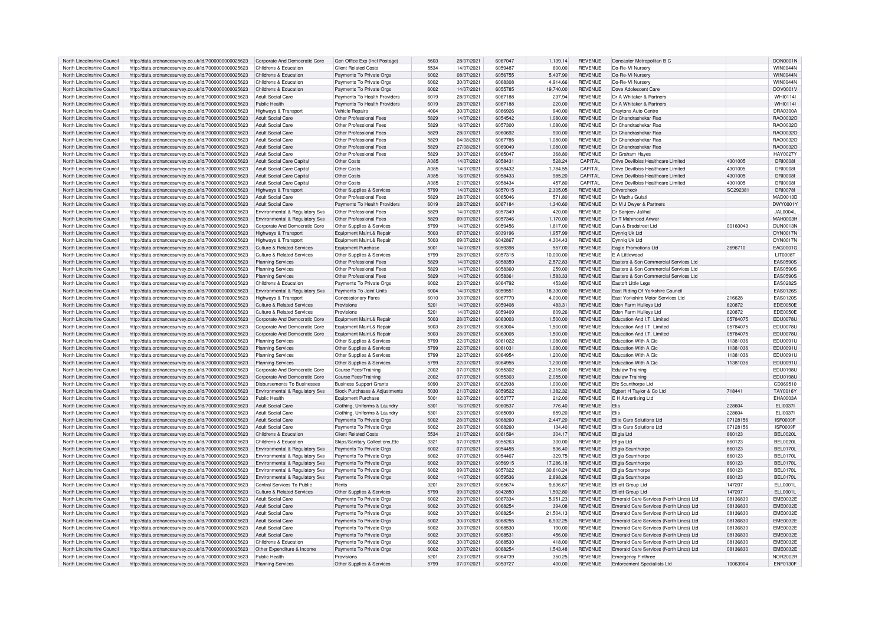| North Lincolnshire Council | http://data.ordnancesurvey.co.uk/id/7000000000025623 | Corporate And Democratic Core | Gen Office Exp (Incl Postage) | 5603 | 28/07/2021 | 6067047 | 1,139.14 | REVENUE | Doncaster Metropolitan B C | | DON0001N |
|---|---|---|---|---|---|---|---|---|---|---|---|
| North Lincolnshire Council | http://data.ordnancesurvey.co.uk/id/7000000000025623 | Childrens & Education | Client Related Costs | 5534 | 14/07/2021 | 6059487 | 600.00 | REVENUE | Do-Re-Mi Nursery | | WIN0044N |
| North Lincolnshire Council | http://data.ordnancesurvey.co.uk/id/7000000000025623 | Childrens & Education | Payments To Private Orgs | 6002 | 08/07/2021 | 6056755 | 5,437.90 | REVENUE | Do-Re-Mi Nursery | | WIN0044N |
| North Lincolnshire Council | http://data.ordnancesurvey.co.uk/id/7000000000025623 | Childrens & Education | Payments To Private Orgs | 6002 | 30/07/2021 | 6068308 | 4,914.66 | REVENUE | Do-Re-Mi Nursery | | WIN0044N |
| North Lincolnshire Council | http://data.ordnancesurvey.co.uk/id/7000000000025623 | Childrens & Education | Payments To Private Orgs | 6002 | 14/07/2021 | 6055785 | 19,740.00 | REVENUE | Dove Adolescent Care | | DOV0001V |
| North Lincolnshire Council | http://data.ordnancesurvey.co.uk/id/7000000000025623 | Adult Social Care | Payments To Health Providers | 6019 | 28/07/2021 | 6067188 | 237.94 | REVENUE | Dr A Whitaker & Partners | | WHI0114I |
| North Lincolnshire Council | http://data.ordnancesurvey.co.uk/id/7000000000025623 | Public Health | Payments To Health Providers | 6019 | 28/07/2021 | 6067188 | 220.00 | REVENUE | Dr A Whitaker & Partners | | WHI0114I |
| North Lincolnshire Council | http://data.ordnancesurvey.co.uk/id/7000000000025623 | Highways & Transport | Vehicle Repairs | 4004 | 30/07/2021 | 6066926 | 940.00 | REVENUE | Draytons Auto Centre | | DRA0300A |
| North Lincolnshire Council | http://data.ordnancesurvey.co.uk/id/7000000000025623 | Adult Social Care | Other Professional Fees | 5829 | 14/07/2021 | 6054542 | 1,080.00 | REVENUE | Dr Chandrashekar Rao | | RAO0032O |
| North Lincolnshire Council | http://data.ordnancesurvey.co.uk/id/7000000000025623 | Adult Social Care | Other Professional Fees | 5829 | 16/07/2021 | 6057300 | 1,080.00 | REVENUE | Dr Chandrashekar Rao | | RAO0032O |
| North Lincolnshire Council | http://data.ordnancesurvey.co.uk/id/7000000000025623 | Adult Social Care | Other Professional Fees | 5829 | 28/07/2021 | 6060692 | 900.00 | REVENUE | Dr Chandrashekar Rao | | RAO0032O |
| North Lincolnshire Council | http://data.ordnancesurvey.co.uk/id/7000000000025623 | Adult Social Care | Other Professional Fees | 5829 | 04/08/2021 | 6067785 | 1,080.00 | REVENUE | Dr Chandrashekar Rao | | RAO0032O |
| North Lincolnshire Council | http://data.ordnancesurvey.co.uk/id/7000000000025623 | Adult Social Care | Other Professional Fees | 5829 | 27/08/2021 | 6069049 | 1,080.00 | REVENUE | Dr Chandrashekar Rao | | RAO0032O |
| North Lincolnshire Council | http://data.ordnancesurvey.co.uk/id/7000000000025623 | Adult Social Care | Other Professional Fees | 5829 | 30/07/2021 | 6065047 | 368.80 | REVENUE | Dr Graham Hayes | | HAY0027Y |
| North Lincolnshire Council | http://data.ordnancesurvey.co.uk/id/7000000000025623 | Adult Social Care Capital | Other Costs | A085 | 14/07/2021 | 6058431 | 528.24 | CAPITAL | Drive Devilbiss Healthcare Limited | 4301005 | DRI0008I |
| North Lincolnshire Council | http://data.ordnancesurvey.co.uk/id/7000000000025623 | Adult Social Care Capital | Other Costs | A085 | 14/07/2021 | 6058432 | 1,784.55 | CAPITAL | Drive Devilbiss Healthcare Limited | 4301005 | DRI0008I |
| North Lincolnshire Council | http://data.ordnancesurvey.co.uk/id/7000000000025623 | Adult Social Care Capital | Other Costs | A085 | 16/07/2021 | 6058433 | 985.20 | CAPITAL | Drive Devilbiss Healthcare Limited | 4301005 | DRI0008I |
| North Lincolnshire Council | http://data.ordnancesurvey.co.uk/id/7000000000025623 | Adult Social Care Capital | Other Costs | A085 | 21/07/2021 | 6058434 | 457.80 | CAPITAL | Drive Devilbiss Healthcare Limited | 4301005 | DRI0008I |
| North Lincolnshire Council | http://data.ordnancesurvey.co.uk/id/7000000000025623 | Highways & Transport | Other Supplies & Services | 5799 | 14/07/2021 | 6057015 | 2,305.05 | REVENUE | Drivercheck | SC292381 | DRI0078I |
| North Lincolnshire Council | http://data.ordnancesurvey.co.uk/id/7000000000025623 | Adult Social Care | Other Professional Fees | 5829 | 28/07/2021 | 6065046 | 571.80 | REVENUE | Dr Madhu Gulati | | MAD0013D |
| North Lincolnshire Council | http://data.ordnancesurvey.co.uk/id/7000000000025623 | Adult Social Care | Payments To Health Providers | 6019 | 28/07/2021 | 6067184 | 1,340.60 | REVENUE | Dr M J Dwyer & Partners | | DWY0001Y |
| North Lincolnshire Council | http://data.ordnancesurvey.co.uk/id/7000000000025623 | Environmental & Regulatory Svs | Other Professional Fees | 5829 | 14/07/2021 | 6057349 | 420.00 | REVENUE | Dr Sanjeev Jalihal | | JAL0004L |
| North Lincolnshire Council | http://data.ordnancesurvey.co.uk/id/7000000000025623 | Environmental & Regulatory Svs | Other Professional Fees | 5829 | 09/07/2021 | 6057346 | 1,170.00 | REVENUE | Dr T Mahmood Anwar | | MAH0003H |
| North Lincolnshire Council | http://data.ordnancesurvey.co.uk/id/7000000000025623 | Corporate And Democratic Core | Other Supplies & Services | 5799 | 14/07/2021 | 6059456 | 1,617.00 | REVENUE | Dun & Bradstreet Ltd | 00160043 | DUN0013N |
| North Lincolnshire Council | http://data.ordnancesurvey.co.uk/id/7000000000025623 | Highways & Transport | Equipment Maint.& Repair | 5003 | 07/07/2021 | 6039196 | 1,957.99 | REVENUE | Dynniq Uk Ltd | | DYN0017N |
| North Lincolnshire Council | http://data.ordnancesurvey.co.uk/id/7000000000025623 | Highways & Transport | Equipment Maint.& Repair | 5003 | 09/07/2021 | 6042867 | 4,304.43 | REVENUE | Dynniq Uk Ltd | | DYN0017N |
| North Lincolnshire Council | http://data.ordnancesurvey.co.uk/id/7000000000025623 | Culture & Related Services | Equipment Purchase | 5001 | 14/07/2021 | 6059398 | 557.00 | REVENUE | Eagle Promotions Ltd | 2696710 | EAG0001G |
| North Lincolnshire Council | http://data.ordnancesurvey.co.uk/id/7000000000025623 | Culture & Related Services | Other Supplies & Services | 5799 | 28/07/2021 | 6057315 | 10,000.00 | REVENUE | E A Littlewood | | LIT0008T |
| North Lincolnshire Council | http://data.ordnancesurvey.co.uk/id/7000000000025623 | Planning Services | Other Professional Fees | 5829 | 14/07/2021 | 6058359 | 2,572.83 | REVENUE | Easters & Son Commercial Services Ltd | | EAS0590S |
| North Lincolnshire Council | http://data.ordnancesurvey.co.uk/id/7000000000025623 | Planning Services | Other Professional Fees | 5829 | 14/07/2021 | 6058360 | 259.00 | REVENUE | Easters & Son Commercial Services Ltd | | EAS0590S |
| North Lincolnshire Council | http://data.ordnancesurvey.co.uk/id/7000000000025623 | Planning Services | Other Professional Fees | 5829 | 14/07/2021 | 6058361 | 1,583.33 | REVENUE | Easters & Son Commercial Services Ltd | | EAS0590S |
| North Lincolnshire Council | http://data.ordnancesurvey.co.uk/id/7000000000025623 | Childrens & Education | Payments To Private Orgs | 6002 | 23/07/2021 | 6064792 | 453.60 | REVENUE | Eastoft Little Legs | | EAS0282S |
| North Lincolnshire Council | http://data.ordnancesurvey.co.uk/id/7000000000025623 | Environmental & Regulatory Svs | Payments To Joint Units | 6004 | 14/07/2021 | 6059551 | 18,330.00 | REVENUE | East Riding Of Yorkshire Council | | EAS0126S |
| North Lincolnshire Council | http://data.ordnancesurvey.co.uk/id/7000000000025623 | Highways & Transport | Concessionary Fares | 6010 | 30/07/2021 | 6067770 | 4,000.00 | REVENUE | East Yorkshire Motor Services Ltd | 216628 | EAS0120S |
| North Lincolnshire Council | http://data.ordnancesurvey.co.uk/id/7000000000025623 | Culture & Related Services | Provisions | 5201 | 14/07/2021 | 6059408 | 483.31 | REVENUE | Eden Farm Hulleys Ltd | 820872 | EDE0050E |
| North Lincolnshire Council | http://data.ordnancesurvey.co.uk/id/7000000000025623 | Culture & Related Services | Provisions | 5201 | 14/07/2021 | 6059409 | 609.26 | REVENUE | Eden Farm Hulleys Ltd | 820872 | EDE0050E |
| North Lincolnshire Council | http://data.ordnancesurvey.co.uk/id/7000000000025623 | Corporate And Democratic Core | Equipment Maint.& Repair | 5003 | 28/07/2021 | 6063003 | 1,500.00 | REVENUE | Education And I.T. Limited | 05784075 | EDU0078U |
| North Lincolnshire Council | http://data.ordnancesurvey.co.uk/id/7000000000025623 | Corporate And Democratic Core | Equipment Maint.& Repair | 5003 | 28/07/2021 | 6063004 | 1,500.00 | REVENUE | Education And I.T. Limited | 05784075 | EDU0078U |
| North Lincolnshire Council | http://data.ordnancesurvey.co.uk/id/7000000000025623 | Corporate And Democratic Core | Equipment Maint.& Repair | 5003 | 28/07/2021 | 6063005 | 1,500.00 | REVENUE | Education And I.T. Limited | 05784075 | EDU0078U |
| North Lincolnshire Council | http://data.ordnancesurvey.co.uk/id/7000000000025623 | Planning Services | Other Supplies & Services | 5799 | 22/07/2021 | 6061022 | 1,080.00 | REVENUE | Education With A Cic | 11381036 | EDU0091U |
| North Lincolnshire Council | http://data.ordnancesurvey.co.uk/id/7000000000025623 | Planning Services | Other Supplies & Services | 5799 | 22/07/2021 | 6061031 | 1,080.00 | REVENUE | Education With A Cic | 11381036 | EDU0091U |
| North Lincolnshire Council | http://data.ordnancesurvey.co.uk/id/7000000000025623 | Planning Services | Other Supplies & Services | 5799 | 22/07/2021 | 6064954 | 1,200.00 | REVENUE | Education With A Cic | 11381036 | EDU0091U |
| North Lincolnshire Council | http://data.ordnancesurvey.co.uk/id/7000000000025623 | Planning Services | Other Supplies & Services | 5799 | 22/07/2021 | 6064955 | 1,200.00 | REVENUE | Education With A Cic | 11381036 | EDU0091U |
| North Lincolnshire Council | http://data.ordnancesurvey.co.uk/id/7000000000025623 | Corporate And Democratic Core | Course Fees/Training | 2002 | 07/07/2021 | 6055302 | 2,315.00 | REVENUE | Edulaw Training | | EDU0198U |
| North Lincolnshire Council | http://data.ordnancesurvey.co.uk/id/7000000000025623 | Corporate And Democratic Core | Course Fees/Training | 2002 | 07/07/2021 | 6055303 | 2,055.00 | REVENUE | Edulaw Training | | EDU0198U |
| North Lincolnshire Council | http://data.ordnancesurvey.co.uk/id/7000000000025623 | Disbursements To Businesses | Business Support Grants | 6090 | 20/07/2021 | 6062938 | 1,000.00 | REVENUE | Efc Scunthorpe Ltd | | CD069510 |
| North Lincolnshire Council | http://data.ordnancesurvey.co.uk/id/7000000000025623 | Environmental & Regulatory Svs | Stock Purchases & Adjustments | 5030 | 21/07/2021 | 6059522 | 1,382.32 | REVENUE | Egbert H Taylor & Co Ltd | 718441 | TAY0016Y |
| North Lincolnshire Council | http://data.ordnancesurvey.co.uk/id/7000000000025623 | Public Health | Equipment Purchase | 5001 | 02/07/2021 | 6053777 | 212.00 | REVENUE | E H Advertising Ltd | | EHA0003A |
| North Lincolnshire Council | http://data.ordnancesurvey.co.uk/id/7000000000025623 | Adult Social Care | Clothing, Uniforms & Laundry | 5301 | 16/07/2021 | 6060537 | 776.40 | REVENUE | Elis | 228604 | ELI0037I |
| North Lincolnshire Council | http://data.ordnancesurvey.co.uk/id/7000000000025623 | Adult Social Care | Clothing, Uniforms & Laundry | 5301 | 23/07/2021 | 6065090 | 859.20 | REVENUE | Elis | 228604 | ELI0037I |
| North Lincolnshire Council | http://data.ordnancesurvey.co.uk/id/7000000000025623 | Adult Social Care | Payments To Private Orgs | 6002 | 28/07/2021 | 6068260 | 2,447.20 | REVENUE | Elite Care Solutions Ltd | 07128156 | ISF0009F |
| North Lincolnshire Council | http://data.ordnancesurvey.co.uk/id/7000000000025623 | Adult Social Care | Payments To Private Orgs | 6002 | 28/07/2021 | 6068260 | 134.40 | REVENUE | Elite Care Solutions Ltd | 07128156 | ISF0009F |
| North Lincolnshire Council | http://data.ordnancesurvey.co.uk/id/7000000000025623 | Childrens & Education | Client Related Costs | 5534 | 21/07/2021 | 6061594 | 304.17 | REVENUE | Ellgia Ltd | 860123 | BEL0020L |
| North Lincolnshire Council | http://data.ordnancesurvey.co.uk/id/7000000000025623 | Childrens & Education | Skips/Sanitary Collections,Etc | 3321 | 07/07/2021 | 6055263 | 300.00 | REVENUE | Ellgia Ltd | 860123 | BEL0020L |
| North Lincolnshire Council | http://data.ordnancesurvey.co.uk/id/7000000000025623 | Environmental & Regulatory Svs | Payments To Private Orgs | 6002 | 07/07/2021 | 6054455 | 536.40 | REVENUE | Ellgia Scunthorpe | 860123 | BEL0170L |
| North Lincolnshire Council | http://data.ordnancesurvey.co.uk/id/7000000000025623 | Environmental & Regulatory Svs | Payments To Private Orgs | 6002 | 07/07/2021 | 6054467 | -329.75 | REVENUE | Ellgia Scunthorpe | 860123 | BEL0170L |
| North Lincolnshire Council | http://data.ordnancesurvey.co.uk/id/7000000000025623 | Environmental & Regulatory Svs | Payments To Private Orgs | 6002 | 09/07/2021 | 6056915 | 17,286.18 | REVENUE | Ellgia Scunthorpe | 860123 | BEL0170L |
| North Lincolnshire Council | http://data.ordnancesurvey.co.uk/id/7000000000025623 | Environmental & Regulatory Svs | Payments To Private Orgs | 6002 | 09/07/2021 | 6057322 | 30,810.24 | REVENUE | Ellgia Scunthorpe | 860123 | BEL0170L |
| North Lincolnshire Council | http://data.ordnancesurvey.co.uk/id/7000000000025623 | Environmental & Regulatory Svs | Payments To Private Orgs | 6002 | 14/07/2021 | 6059536 | 2,898.26 | REVENUE | Ellgia Scunthorpe | 860123 | BEL0170L |
| North Lincolnshire Council | http://data.ordnancesurvey.co.uk/id/7000000000025623 | Central Services To Public | Rents | 3201 | 28/07/2021 | 6065674 | 9,636.67 | REVENUE | Elliott Group Ltd | 147207 | ELL0001L |
| North Lincolnshire Council | http://data.ordnancesurvey.co.uk/id/7000000000025623 | Culture & Related Services | Other Supplies & Services | 5799 | 09/07/2021 | 6042850 | 1,592.80 | REVENUE | Elliott Group Ltd | 147207 | ELL0001L |
| North Lincolnshire Council | http://data.ordnancesurvey.co.uk/id/7000000000025623 | Adult Social Care | Payments To Private Orgs | 6002 | 28/07/2021 | 6067334 | 5,951.23 | REVENUE | Emerald Care Services (North Lincs) Ltd | 08136830 | EME0032E |
| North Lincolnshire Council | http://data.ordnancesurvey.co.uk/id/7000000000025623 | Adult Social Care | Payments To Private Orgs | 6002 | 30/07/2021 | 6068254 | 394.08 | REVENUE | Emerald Care Services (North Lincs) Ltd | 08136830 | EME0032E |
| North Lincolnshire Council | http://data.ordnancesurvey.co.uk/id/7000000000025623 | Adult Social Care | Payments To Private Orgs | 6002 | 30/07/2021 | 6068254 | 21,504.13 | REVENUE | Emerald Care Services (North Lincs) Ltd | 08136830 | EME0032E |
| North Lincolnshire Council | http://data.ordnancesurvey.co.uk/id/7000000000025623 | Adult Social Care | Payments To Private Orgs | 6002 | 30/07/2021 | 6068255 | 6,932.25 | REVENUE | Emerald Care Services (North Lincs) Ltd | 08136830 | EME0032E |
| North Lincolnshire Council | http://data.ordnancesurvey.co.uk/id/7000000000025623 | Adult Social Care | Payments To Private Orgs | 6002 | 30/07/2021 | 6068530 | 190.00 | REVENUE | Emerald Care Services (North Lincs) Ltd | 08136830 | EME0032E |
| North Lincolnshire Council | http://data.ordnancesurvey.co.uk/id/7000000000025623 | Adult Social Care | Payments To Private Orgs | 6002 | 30/07/2021 | 6068531 | 456.00 | REVENUE | Emerald Care Services (North Lincs) Ltd | 08136830 | EME0032E |
| North Lincolnshire Council | http://data.ordnancesurvey.co.uk/id/7000000000025623 | Childrens & Education | Payments To Private Orgs | 6002 | 30/07/2021 | 6068530 | 418.00 | REVENUE | Emerald Care Services (North Lincs) Ltd | 08136830 | EME0032E |
| North Lincolnshire Council | http://data.ordnancesurvey.co.uk/id/7000000000025623 | Other Expenditure & Income | Payments To Private Orgs | 6002 | 30/07/2021 | 6068254 | 1,543.48 | REVENUE | Emerald Care Services (North Lincs) Ltd | 08136830 | EME0032E |
| North Lincolnshire Council | http://data.ordnancesurvey.co.uk/id/7000000000025623 | Public Health | Provisions | 5201 | 23/07/2021 | 6064739 | 350.25 | REVENUE | Emergency Finthree | | NOR2002R |
| North Lincolnshire Council | http://data.ordnancesurvey.co.uk/id/7000000000025623 | Planning Services | Other Supplies & Services | 5799 | 07/07/2021 | 6053727 | 400.00 | REVENUE | Enforcement Specialists Ltd | 10063904 | ENF0130F |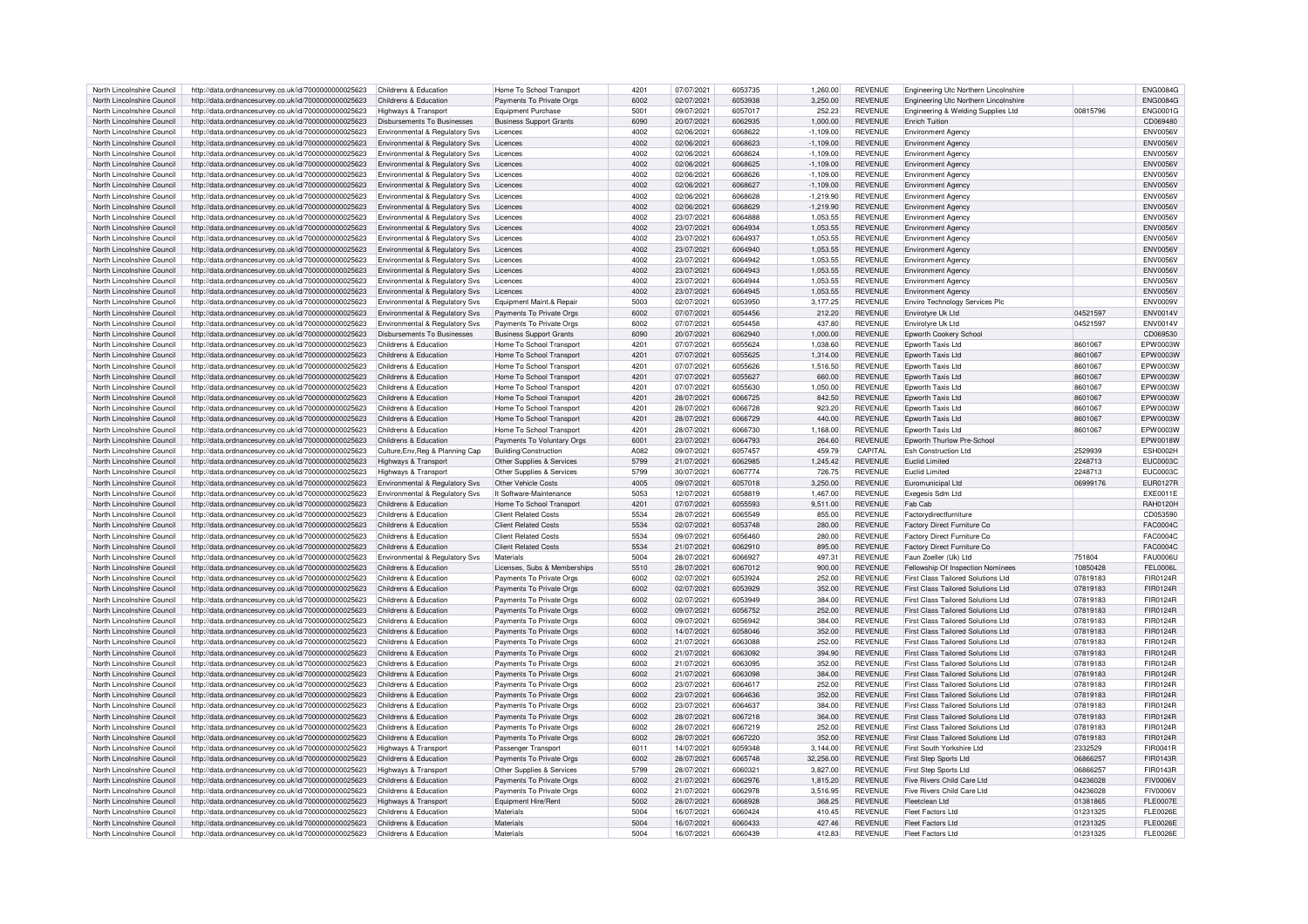| | | | | | | | | | | | | |
|---|---|---|---|---|---|---|---|---|---|---|---|---|
| North Lincolnshire Council | http://data.ordnancesurvey.co.uk/id/7000000000025623 | Childrens & Education | Home To School Transport | 4201 | 07/07/2021 | 6053735 | 1,260.00 | REVENUE | Engineering Utc Northern Lincolnshire | | ENG0084G |
| North Lincolnshire Council | http://data.ordnancesurvey.co.uk/id/7000000000025623 | Childrens & Education | Payments To Private Orgs | 6002 | 02/07/2021 | 6053938 | 3,250.00 | REVENUE | Engineering Utc Northern Lincolnshire | | ENG0084G |
| North Lincolnshire Council | http://data.ordnancesurvey.co.uk/id/7000000000025623 | Highways & Transport | Equipment Purchase | 5001 | 09/07/2021 | 6057017 | 252.23 | REVENUE | Engineering & Welding Supplies Ltd | 00815796 | ENG0001G |
| North Lincolnshire Council | http://data.ordnancesurvey.co.uk/id/7000000000025623 | Disbursements To Businesses | Business Support Grants | 6090 | 20/07/2021 | 6062935 | 1,000.00 | REVENUE | Enrich Tuition | | CD069480 |
| North Lincolnshire Council | http://data.ordnancesurvey.co.uk/id/7000000000025623 | Environmental & Regulatory Svs | Licences | 4002 | 02/06/2021 | 6068622 | -1,109.00 | REVENUE | Environment Agency | | ENV0056V |
| North Lincolnshire Council | http://data.ordnancesurvey.co.uk/id/7000000000025623 | Environmental & Regulatory Svs | Licences | 4002 | 02/06/2021 | 6068623 | -1,109.00 | REVENUE | Environment Agency | | ENV0056V |
| North Lincolnshire Council | http://data.ordnancesurvey.co.uk/id/7000000000025623 | Environmental & Regulatory Svs | Licences | 4002 | 02/06/2021 | 6068624 | -1,109.00 | REVENUE | Environment Agency | | ENV0056V |
| North Lincolnshire Council | http://data.ordnancesurvey.co.uk/id/7000000000025623 | Environmental & Regulatory Svs | Licences | 4002 | 02/06/2021 | 6068625 | -1,109.00 | REVENUE | Environment Agency | | ENV0056V |
| North Lincolnshire Council | http://data.ordnancesurvey.co.uk/id/7000000000025623 | Environmental & Regulatory Svs | Licences | 4002 | 02/06/2021 | 6068626 | -1,109.00 | REVENUE | Environment Agency | | ENV0056V |
| North Lincolnshire Council | http://data.ordnancesurvey.co.uk/id/7000000000025623 | Environmental & Regulatory Svs | Licences | 4002 | 02/06/2021 | 6068627 | -1,109.00 | REVENUE | Environment Agency | | ENV0056V |
| North Lincolnshire Council | http://data.ordnancesurvey.co.uk/id/7000000000025623 | Environmental & Regulatory Svs | Licences | 4002 | 02/06/2021 | 6068628 | -1,219.90 | REVENUE | Environment Agency | | ENV0056V |
| North Lincolnshire Council | http://data.ordnancesurvey.co.uk/id/7000000000025623 | Environmental & Regulatory Svs | Licences | 4002 | 02/06/2021 | 6068629 | -1,219.90 | REVENUE | Environment Agency | | ENV0056V |
| North Lincolnshire Council | http://data.ordnancesurvey.co.uk/id/7000000000025623 | Environmental & Regulatory Svs | Licences | 4002 | 23/07/2021 | 6064888 | 1,053.55 | REVENUE | Environment Agency | | ENV0056V |
| North Lincolnshire Council | http://data.ordnancesurvey.co.uk/id/7000000000025623 | Environmental & Regulatory Svs | Licences | 4002 | 23/07/2021 | 6064934 | 1,053.55 | REVENUE | Environment Agency | | ENV0056V |
| North Lincolnshire Council | http://data.ordnancesurvey.co.uk/id/7000000000025623 | Environmental & Regulatory Svs | Licences | 4002 | 23/07/2021 | 6064937 | 1,053.55 | REVENUE | Environment Agency | | ENV0056V |
| North Lincolnshire Council | http://data.ordnancesurvey.co.uk/id/7000000000025623 | Environmental & Regulatory Svs | Licences | 4002 | 23/07/2021 | 6064940 | 1,053.55 | REVENUE | Environment Agency | | ENV0056V |
| North Lincolnshire Council | http://data.ordnancesurvey.co.uk/id/7000000000025623 | Environmental & Regulatory Svs | Licences | 4002 | 23/07/2021 | 6064942 | 1,053.55 | REVENUE | Environment Agency | | ENV0056V |
| North Lincolnshire Council | http://data.ordnancesurvey.co.uk/id/7000000000025623 | Environmental & Regulatory Svs | Licences | 4002 | 23/07/2021 | 6064943 | 1,053.55 | REVENUE | Environment Agency | | ENV0056V |
| North Lincolnshire Council | http://data.ordnancesurvey.co.uk/id/7000000000025623 | Environmental & Regulatory Svs | Licences | 4002 | 23/07/2021 | 6064944 | 1,053.55 | REVENUE | Environment Agency | | ENV0056V |
| North Lincolnshire Council | http://data.ordnancesurvey.co.uk/id/7000000000025623 | Environmental & Regulatory Svs | Licences | 4002 | 23/07/2021 | 6064945 | 1,053.55 | REVENUE | Environment Agency | | ENV0056V |
| North Lincolnshire Council | http://data.ordnancesurvey.co.uk/id/7000000000025623 | Environmental & Regulatory Svs | Equipment Maint.& Repair | 5003 | 02/07/2021 | 6053950 | 3,177.25 | REVENUE | Enviro Technology Services Plc | | ENV0009V |
| North Lincolnshire Council | http://data.ordnancesurvey.co.uk/id/7000000000025623 | Environmental & Regulatory Svs | Payments To Private Orgs | 6002 | 07/07/2021 | 6054456 | 212.20 | REVENUE | Envirotyre Uk Ltd | 04521597 | ENV0014V |
| North Lincolnshire Council | http://data.ordnancesurvey.co.uk/id/7000000000025623 | Environmental & Regulatory Svs | Payments To Private Orgs | 6002 | 07/07/2021 | 6054458 | 437.80 | REVENUE | Envirotyre Uk Ltd | 04521597 | ENV0014V |
| North Lincolnshire Council | http://data.ordnancesurvey.co.uk/id/7000000000025623 | Disbursements To Businesses | Business Support Grants | 6090 | 20/07/2021 | 6062940 | 1,000.00 | REVENUE | Epworth Cookery School | | CD069530 |
| North Lincolnshire Council | http://data.ordnancesurvey.co.uk/id/7000000000025623 | Childrens & Education | Home To School Transport | 4201 | 07/07/2021 | 6055624 | 1,038.60 | REVENUE | Epworth Taxis Ltd | 8601067 | EPW0003W |
| North Lincolnshire Council | http://data.ordnancesurvey.co.uk/id/7000000000025623 | Childrens & Education | Home To School Transport | 4201 | 07/07/2021 | 6055625 | 1,314.00 | REVENUE | Epworth Taxis Ltd | 8601067 | EPW0003W |
| North Lincolnshire Council | http://data.ordnancesurvey.co.uk/id/7000000000025623 | Childrens & Education | Home To School Transport | 4201 | 07/07/2021 | 6055626 | 1,516.50 | REVENUE | Epworth Taxis Ltd | 8601067 | EPW0003W |
| North Lincolnshire Council | http://data.ordnancesurvey.co.uk/id/7000000000025623 | Childrens & Education | Home To School Transport | 4201 | 07/07/2021 | 6055627 | 660.00 | REVENUE | Epworth Taxis Ltd | 8601067 | EPW0003W |
| North Lincolnshire Council | http://data.ordnancesurvey.co.uk/id/7000000000025623 | Childrens & Education | Home To School Transport | 4201 | 07/07/2021 | 6055630 | 1,050.00 | REVENUE | Epworth Taxis Ltd | 8601067 | EPW0003W |
| North Lincolnshire Council | http://data.ordnancesurvey.co.uk/id/7000000000025623 | Childrens & Education | Home To School Transport | 4201 | 28/07/2021 | 6066725 | 842.50 | REVENUE | Epworth Taxis Ltd | 8601067 | EPW0003W |
| North Lincolnshire Council | http://data.ordnancesurvey.co.uk/id/7000000000025623 | Childrens & Education | Home To School Transport | 4201 | 28/07/2021 | 6066728 | 923.20 | REVENUE | Epworth Taxis Ltd | 8601067 | EPW0003W |
| North Lincolnshire Council | http://data.ordnancesurvey.co.uk/id/7000000000025623 | Childrens & Education | Home To School Transport | 4201 | 28/07/2021 | 6066729 | 440.00 | REVENUE | Epworth Taxis Ltd | 8601067 | EPW0003W |
| North Lincolnshire Council | http://data.ordnancesurvey.co.uk/id/7000000000025623 | Childrens & Education | Home To School Transport | 4201 | 28/07/2021 | 6066730 | 1,168.00 | REVENUE | Epworth Taxis Ltd | 8601067 | EPW0003W |
| North Lincolnshire Council | http://data.ordnancesurvey.co.uk/id/7000000000025623 | Childrens & Education | Payments To Voluntary Orgs | 6001 | 23/07/2021 | 6064793 | 264.60 | REVENUE | Epworth Thurlow Pre-School | | EPW0018W |
| North Lincolnshire Council | http://data.ordnancesurvey.co.uk/id/7000000000025623 | Culture,Env,Reg & Planning Cap | Building/Construction | A082 | 09/07/2021 | 6057457 | 459.79 | CAPITAL | Esh Construction Ltd | 2529939 | ESH0002H |
| North Lincolnshire Council | http://data.ordnancesurvey.co.uk/id/7000000000025623 | Highways & Transport | Other Supplies & Services | 5799 | 21/07/2021 | 6062985 | 1,245.42 | REVENUE | Euclid Limited | 2248713 | EUC0003C |
| North Lincolnshire Council | http://data.ordnancesurvey.co.uk/id/7000000000025623 | Highways & Transport | Other Supplies & Services | 5799 | 30/07/2021 | 6067774 | 726.75 | REVENUE | Euclid Limited | 2248713 | EUC0003C |
| North Lincolnshire Council | http://data.ordnancesurvey.co.uk/id/7000000000025623 | Environmental & Regulatory Svs | Other Vehicle Costs | 4005 | 09/07/2021 | 6057018 | 3,250.00 | REVENUE | Euromunicipal Ltd | 06999176 | EUR0127R |
| North Lincolnshire Council | http://data.ordnancesurvey.co.uk/id/7000000000025623 | Environmental & Regulatory Svs | It Software-Maintenance | 5053 | 12/07/2021 | 6058819 | 1,467.00 | REVENUE | Exegesis Sdm Ltd | | EXE0011E |
| North Lincolnshire Council | http://data.ordnancesurvey.co.uk/id/7000000000025623 | Childrens & Education | Home To School Transport | 4201 | 07/07/2021 | 6055593 | 9,511.00 | REVENUE | Fab Cab | | RAH0120H |
| North Lincolnshire Council | http://data.ordnancesurvey.co.uk/id/7000000000025623 | Childrens & Education | Client Related Costs | 5534 | 28/07/2021 | 6065549 | 855.00 | REVENUE | Factorydirectfurniture | | CD053590 |
| North Lincolnshire Council | http://data.ordnancesurvey.co.uk/id/7000000000025623 | Childrens & Education | Client Related Costs | 5534 | 02/07/2021 | 6053748 | 280.00 | REVENUE | Factory Direct Furniture Co | | FAC0004C |
| North Lincolnshire Council | http://data.ordnancesurvey.co.uk/id/7000000000025623 | Childrens & Education | Client Related Costs | 5534 | 09/07/2021 | 6056460 | 280.00 | REVENUE | Factory Direct Furniture Co | | FAC0004C |
| North Lincolnshire Council | http://data.ordnancesurvey.co.uk/id/7000000000025623 | Childrens & Education | Client Related Costs | 5534 | 21/07/2021 | 6062910 | 895.00 | REVENUE | Factory Direct Furniture Co | | FAC0004C |
| North Lincolnshire Council | http://data.ordnancesurvey.co.uk/id/7000000000025623 | Environmental & Regulatory Svs | Materials | 5004 | 28/07/2021 | 6066927 | 497.31 | REVENUE | Faun Zoeller (Uk) Ltd | 751804 | FAU0006U |
| North Lincolnshire Council | http://data.ordnancesurvey.co.uk/id/7000000000025623 | Childrens & Education | Licenses, Subs & Memberships | 5510 | 28/07/2021 | 6067012 | 900.00 | REVENUE | Fellowship Of Inspection Nominees | 10850428 | FEL0006L |
| North Lincolnshire Council | http://data.ordnancesurvey.co.uk/id/7000000000025623 | Childrens & Education | Payments To Private Orgs | 6002 | 02/07/2021 | 6053924 | 252.00 | REVENUE | First Class Tailored Solutions Ltd | 07819183 | FIR0124R |
| North Lincolnshire Council | http://data.ordnancesurvey.co.uk/id/7000000000025623 | Childrens & Education | Payments To Private Orgs | 6002 | 02/07/2021 | 6053929 | 352.00 | REVENUE | First Class Tailored Solutions Ltd | 07819183 | FIR0124R |
| North Lincolnshire Council | http://data.ordnancesurvey.co.uk/id/7000000000025623 | Childrens & Education | Payments To Private Orgs | 6002 | 02/07/2021 | 6053949 | 384.00 | REVENUE | First Class Tailored Solutions Ltd | 07819183 | FIR0124R |
| North Lincolnshire Council | http://data.ordnancesurvey.co.uk/id/7000000000025623 | Childrens & Education | Payments To Private Orgs | 6002 | 09/07/2021 | 6056752 | 252.00 | REVENUE | First Class Tailored Solutions Ltd | 07819183 | FIR0124R |
| North Lincolnshire Council | http://data.ordnancesurvey.co.uk/id/7000000000025623 | Childrens & Education | Payments To Private Orgs | 6002 | 09/07/2021 | 6056942 | 384.00 | REVENUE | First Class Tailored Solutions Ltd | 07819183 | FIR0124R |
| North Lincolnshire Council | http://data.ordnancesurvey.co.uk/id/7000000000025623 | Childrens & Education | Payments To Private Orgs | 6002 | 14/07/2021 | 6058046 | 352.00 | REVENUE | First Class Tailored Solutions Ltd | 07819183 | FIR0124R |
| North Lincolnshire Council | http://data.ordnancesurvey.co.uk/id/7000000000025623 | Childrens & Education | Payments To Private Orgs | 6002 | 21/07/2021 | 6063088 | 252.00 | REVENUE | First Class Tailored Solutions Ltd | 07819183 | FIR0124R |
| North Lincolnshire Council | http://data.ordnancesurvey.co.uk/id/7000000000025623 | Childrens & Education | Payments To Private Orgs | 6002 | 21/07/2021 | 6063092 | 394.90 | REVENUE | First Class Tailored Solutions Ltd | 07819183 | FIR0124R |
| North Lincolnshire Council | http://data.ordnancesurvey.co.uk/id/7000000000025623 | Childrens & Education | Payments To Private Orgs | 6002 | 21/07/2021 | 6063095 | 352.00 | REVENUE | First Class Tailored Solutions Ltd | 07819183 | FIR0124R |
| North Lincolnshire Council | http://data.ordnancesurvey.co.uk/id/7000000000025623 | Childrens & Education | Payments To Private Orgs | 6002 | 21/07/2021 | 6063098 | 384.00 | REVENUE | First Class Tailored Solutions Ltd | 07819183 | FIR0124R |
| North Lincolnshire Council | http://data.ordnancesurvey.co.uk/id/7000000000025623 | Childrens & Education | Payments To Private Orgs | 6002 | 23/07/2021 | 6064617 | 252.00 | REVENUE | First Class Tailored Solutions Ltd | 07819183 | FIR0124R |
| North Lincolnshire Council | http://data.ordnancesurvey.co.uk/id/7000000000025623 | Childrens & Education | Payments To Private Orgs | 6002 | 23/07/2021 | 6064636 | 352.00 | REVENUE | First Class Tailored Solutions Ltd | 07819183 | FIR0124R |
| North Lincolnshire Council | http://data.ordnancesurvey.co.uk/id/7000000000025623 | Childrens & Education | Payments To Private Orgs | 6002 | 23/07/2021 | 6064637 | 384.00 | REVENUE | First Class Tailored Solutions Ltd | 07819183 | FIR0124R |
| North Lincolnshire Council | http://data.ordnancesurvey.co.uk/id/7000000000025623 | Childrens & Education | Payments To Private Orgs | 6002 | 28/07/2021 | 6067218 | 364.00 | REVENUE | First Class Tailored Solutions Ltd | 07819183 | FIR0124R |
| North Lincolnshire Council | http://data.ordnancesurvey.co.uk/id/7000000000025623 | Childrens & Education | Payments To Private Orgs | 6002 | 28/07/2021 | 6067219 | 252.00 | REVENUE | First Class Tailored Solutions Ltd | 07819183 | FIR0124R |
| North Lincolnshire Council | http://data.ordnancesurvey.co.uk/id/7000000000025623 | Childrens & Education | Payments To Private Orgs | 6002 | 28/07/2021 | 6067220 | 352.00 | REVENUE | First Class Tailored Solutions Ltd | 07819183 | FIR0124R |
| North Lincolnshire Council | http://data.ordnancesurvey.co.uk/id/7000000000025623 | Highways & Transport | Passenger Transport | 6011 | 14/07/2021 | 6059348 | 3,144.00 | REVENUE | First South Yorkshire Ltd | 2332529 | FIR0041R |
| North Lincolnshire Council | http://data.ordnancesurvey.co.uk/id/7000000000025623 | Childrens & Education | Payments To Private Orgs | 6002 | 28/07/2021 | 6065748 | 32,256.00 | REVENUE | First Step Sports Ltd | 06866257 | FIR0143R |
| North Lincolnshire Council | http://data.ordnancesurvey.co.uk/id/7000000000025623 | Highways & Transport | Other Supplies & Services | 5799 | 28/07/2021 | 6060321 | 3,827.00 | REVENUE | First Step Sports Ltd | 06866257 | FIR0143R |
| North Lincolnshire Council | http://data.ordnancesurvey.co.uk/id/7000000000025623 | Childrens & Education | Payments To Private Orgs | 6002 | 21/07/2021 | 6062976 | 1,815.20 | REVENUE | Five Rivers Child Care Ltd | 04236028 | FIV0006V |
| North Lincolnshire Council | http://data.ordnancesurvey.co.uk/id/7000000000025623 | Childrens & Education | Payments To Private Orgs | 6002 | 21/07/2021 | 6062978 | 3,516.95 | REVENUE | Five Rivers Child Care Ltd | 04236028 | FIV0006V |
| North Lincolnshire Council | http://data.ordnancesurvey.co.uk/id/7000000000025623 | Highways & Transport | Equipment Hire/Rent | 5002 | 28/07/2021 | 6066928 | 368.25 | REVENUE | Fleetclean Ltd | 01381865 | FLE0007E |
| North Lincolnshire Council | http://data.ordnancesurvey.co.uk/id/7000000000025623 | Childrens & Education | Materials | 5004 | 16/07/2021 | 6060424 | 410.45 | REVENUE | Fleet Factors Ltd | 01231325 | FLE0026E |
| North Lincolnshire Council | http://data.ordnancesurvey.co.uk/id/7000000000025623 | Childrens & Education | Materials | 5004 | 16/07/2021 | 6060433 | 427.46 | REVENUE | Fleet Factors Ltd | 01231325 | FLE0026E |
| North Lincolnshire Council | http://data.ordnancesurvey.co.uk/id/7000000000025623 | Childrens & Education | Materials | 5004 | 16/07/2021 | 6060439 | 412.83 | REVENUE | Fleet Factors Ltd | 01231325 | FLE0026E |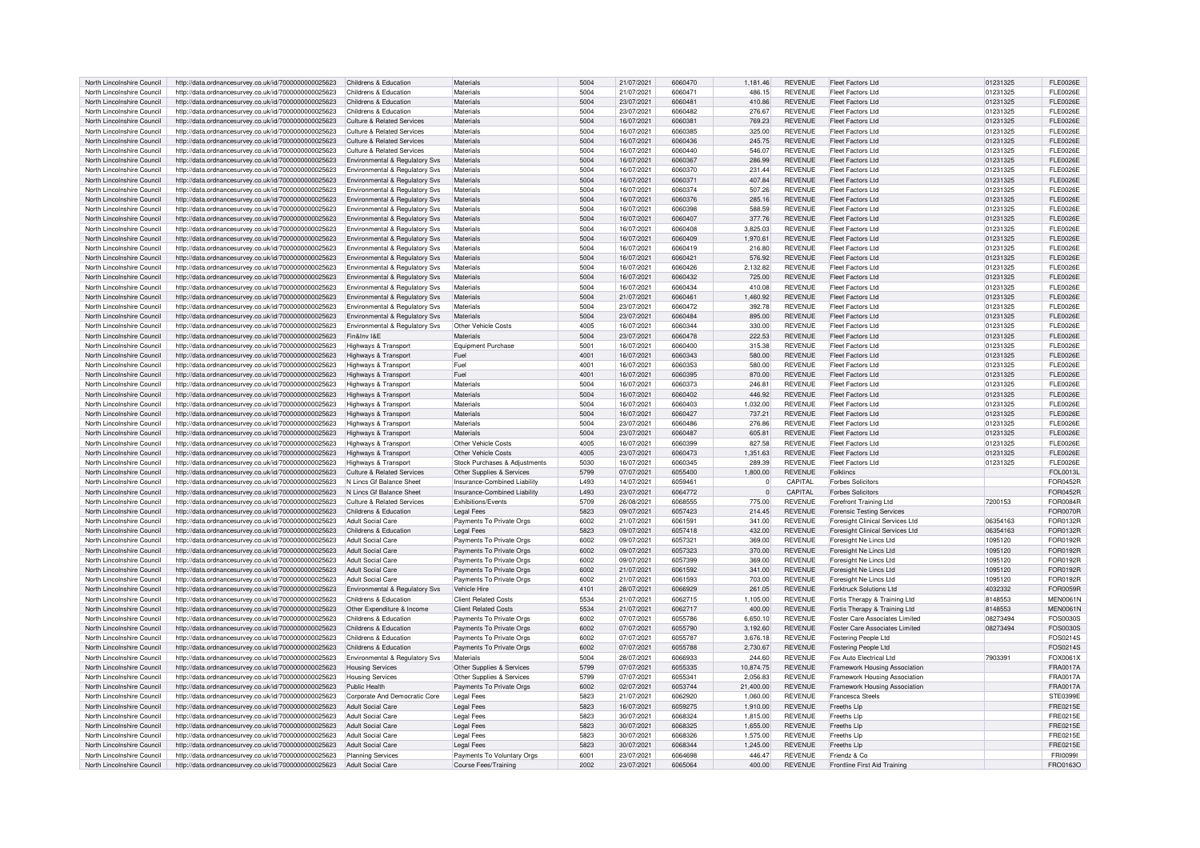| North Lincolnshire Council | http://data.ordnancesurvey.co.uk/id/7000000000025623 | Childrens & Education | Materials | 5004 | 21/07/2021 | 6060470 | 1,181.46 | REVENUE | Fleet Factors Ltd | 01231325 | FLE0026E |
|---|---|---|---|---|---|---|---|---|---|---|---|
| North Lincolnshire Council | http://data.ordnancesurvey.co.uk/id/7000000000025623 | Childrens & Education | Materials | 5004 | 21/07/2021 | 6060471 | 486.15 | REVENUE | Fleet Factors Ltd | 01231325 | FLE0026E |
| North Lincolnshire Council | http://data.ordnancesurvey.co.uk/id/7000000000025623 | Childrens & Education | Materials | 5004 | 23/07/2021 | 6060481 | 410.86 | REVENUE | Fleet Factors Ltd | 01231325 | FLE0026E |
| North Lincolnshire Council | http://data.ordnancesurvey.co.uk/id/7000000000025623 | Childrens & Education | Materials | 5004 | 23/07/2021 | 6060482 | 276.67 | REVENUE | Fleet Factors Ltd | 01231325 | FLE0026E |
| North Lincolnshire Council | http://data.ordnancesurvey.co.uk/id/7000000000025623 | Culture & Related Services | Materials | 5004 | 16/07/2021 | 6060381 | 769.23 | REVENUE | Fleet Factors Ltd | 01231325 | FLE0026E |
| North Lincolnshire Council | http://data.ordnancesurvey.co.uk/id/7000000000025623 | Culture & Related Services | Materials | 5004 | 16/07/2021 | 6060385 | 325.00 | REVENUE | Fleet Factors Ltd | 01231325 | FLE0026E |
| North Lincolnshire Council | http://data.ordnancesurvey.co.uk/id/7000000000025623 | Culture & Related Services | Materials | 5004 | 16/07/2021 | 6060436 | 245.75 | REVENUE | Fleet Factors Ltd | 01231325 | FLE0026E |
| North Lincolnshire Council | http://data.ordnancesurvey.co.uk/id/7000000000025623 | Culture & Related Services | Materials | 5004 | 16/07/2021 | 6060440 | 546.07 | REVENUE | Fleet Factors Ltd | 01231325 | FLE0026E |
| North Lincolnshire Council | http://data.ordnancesurvey.co.uk/id/7000000000025623 | Environmental & Regulatory Svs | Materials | 5004 | 16/07/2021 | 6060367 | 286.99 | REVENUE | Fleet Factors Ltd | 01231325 | FLE0026E |
| North Lincolnshire Council | http://data.ordnancesurvey.co.uk/id/7000000000025623 | Environmental & Regulatory Svs | Materials | 5004 | 16/07/2021 | 6060370 | 231.44 | REVENUE | Fleet Factors Ltd | 01231325 | FLE0026E |
| North Lincolnshire Council | http://data.ordnancesurvey.co.uk/id/7000000000025623 | Environmental & Regulatory Svs | Materials | 5004 | 16/07/2021 | 6060371 | 407.84 | REVENUE | Fleet Factors Ltd | 01231325 | FLE0026E |
| North Lincolnshire Council | http://data.ordnancesurvey.co.uk/id/7000000000025623 | Environmental & Regulatory Svs | Materials | 5004 | 16/07/2021 | 6060374 | 507.26 | REVENUE | Fleet Factors Ltd | 01231325 | FLE0026E |
| North Lincolnshire Council | http://data.ordnancesurvey.co.uk/id/7000000000025623 | Environmental & Regulatory Svs | Materials | 5004 | 16/07/2021 | 6060376 | 285.16 | REVENUE | Fleet Factors Ltd | 01231325 | FLE0026E |
| North Lincolnshire Council | http://data.ordnancesurvey.co.uk/id/7000000000025623 | Environmental & Regulatory Svs | Materials | 5004 | 16/07/2021 | 6060398 | 588.59 | REVENUE | Fleet Factors Ltd | 01231325 | FLE0026E |
| North Lincolnshire Council | http://data.ordnancesurvey.co.uk/id/7000000000025623 | Environmental & Regulatory Svs | Materials | 5004 | 16/07/2021 | 6060407 | 377.76 | REVENUE | Fleet Factors Ltd | 01231325 | FLE0026E |
| North Lincolnshire Council | http://data.ordnancesurvey.co.uk/id/7000000000025623 | Environmental & Regulatory Svs | Materials | 5004 | 16/07/2021 | 6060408 | 3,825.03 | REVENUE | Fleet Factors Ltd | 01231325 | FLE0026E |
| North Lincolnshire Council | http://data.ordnancesurvey.co.uk/id/7000000000025623 | Environmental & Regulatory Svs | Materials | 5004 | 16/07/2021 | 6060409 | 1,970.61 | REVENUE | Fleet Factors Ltd | 01231325 | FLE0026E |
| North Lincolnshire Council | http://data.ordnancesurvey.co.uk/id/7000000000025623 | Environmental & Regulatory Svs | Materials | 5004 | 16/07/2021 | 6060419 | 216.80 | REVENUE | Fleet Factors Ltd | 01231325 | FLE0026E |
| North Lincolnshire Council | http://data.ordnancesurvey.co.uk/id/7000000000025623 | Environmental & Regulatory Svs | Materials | 5004 | 16/07/2021 | 6060421 | 576.92 | REVENUE | Fleet Factors Ltd | 01231325 | FLE0026E |
| North Lincolnshire Council | http://data.ordnancesurvey.co.uk/id/7000000000025623 | Environmental & Regulatory Svs | Materials | 5004 | 16/07/2021 | 6060426 | 2,132.82 | REVENUE | Fleet Factors Ltd | 01231325 | FLE0026E |
| North Lincolnshire Council | http://data.ordnancesurvey.co.uk/id/7000000000025623 | Environmental & Regulatory Svs | Materials | 5004 | 16/07/2021 | 6060432 | 725.00 | REVENUE | Fleet Factors Ltd | 01231325 | FLE0026E |
| North Lincolnshire Council | http://data.ordnancesurvey.co.uk/id/7000000000025623 | Environmental & Regulatory Svs | Materials | 5004 | 16/07/2021 | 6060434 | 410.08 | REVENUE | Fleet Factors Ltd | 01231325 | FLE0026E |
| North Lincolnshire Council | http://data.ordnancesurvey.co.uk/id/7000000000025623 | Environmental & Regulatory Svs | Materials | 5004 | 21/07/2021 | 6060461 | 1,460.92 | REVENUE | Fleet Factors Ltd | 01231325 | FLE0026E |
| North Lincolnshire Council | http://data.ordnancesurvey.co.uk/id/7000000000025623 | Environmental & Regulatory Svs | Materials | 5004 | 23/07/2021 | 6060472 | 392.78 | REVENUE | Fleet Factors Ltd | 01231325 | FLE0026E |
| North Lincolnshire Council | http://data.ordnancesurvey.co.uk/id/7000000000025623 | Environmental & Regulatory Svs | Materials | 5004 | 23/07/2021 | 6060484 | 895.00 | REVENUE | Fleet Factors Ltd | 01231325 | FLE0026E |
| North Lincolnshire Council | http://data.ordnancesurvey.co.uk/id/7000000000025623 | Environmental & Regulatory Svs | Other Vehicle Costs | 4005 | 16/07/2021 | 6060344 | 330.00 | REVENUE | Fleet Factors Ltd | 01231325 | FLE0026E |
| North Lincolnshire Council | http://data.ordnancesurvey.co.uk/id/7000000000025623 | Fin&Inv I&E | Materials | 5004 | 23/07/2021 | 6060478 | 222.53 | REVENUE | Fleet Factors Ltd | 01231325 | FLE0026E |
| North Lincolnshire Council | http://data.ordnancesurvey.co.uk/id/7000000000025623 | Highways & Transport | Equipment Purchase | 5001 | 16/07/2021 | 6060400 | 315.38 | REVENUE | Fleet Factors Ltd | 01231325 | FLE0026E |
| North Lincolnshire Council | http://data.ordnancesurvey.co.uk/id/7000000000025623 | Highways & Transport | Fuel | 4001 | 16/07/2021 | 6060343 | 580.00 | REVENUE | Fleet Factors Ltd | 01231325 | FLE0026E |
| North Lincolnshire Council | http://data.ordnancesurvey.co.uk/id/7000000000025623 | Highways & Transport | Fuel | 4001 | 16/07/2021 | 6060353 | 580.00 | REVENUE | Fleet Factors Ltd | 01231325 | FLE0026E |
| North Lincolnshire Council | http://data.ordnancesurvey.co.uk/id/7000000000025623 | Highways & Transport | Fuel | 4001 | 16/07/2021 | 6060395 | 870.00 | REVENUE | Fleet Factors Ltd | 01231325 | FLE0026E |
| North Lincolnshire Council | http://data.ordnancesurvey.co.uk/id/7000000000025623 | Highways & Transport | Materials | 5004 | 16/07/2021 | 6060373 | 246.81 | REVENUE | Fleet Factors Ltd | 01231325 | FLE0026E |
| North Lincolnshire Council | http://data.ordnancesurvey.co.uk/id/7000000000025623 | Highways & Transport | Materials | 5004 | 16/07/2021 | 6060402 | 446.92 | REVENUE | Fleet Factors Ltd | 01231325 | FLE0026E |
| North Lincolnshire Council | http://data.ordnancesurvey.co.uk/id/7000000000025623 | Highways & Transport | Materials | 5004 | 16/07/2021 | 6060403 | 1,032.00 | REVENUE | Fleet Factors Ltd | 01231325 | FLE0026E |
| North Lincolnshire Council | http://data.ordnancesurvey.co.uk/id/7000000000025623 | Highways & Transport | Materials | 5004 | 16/07/2021 | 6060427 | 737.21 | REVENUE | Fleet Factors Ltd | 01231325 | FLE0026E |
| North Lincolnshire Council | http://data.ordnancesurvey.co.uk/id/7000000000025623 | Highways & Transport | Materials | 5004 | 23/07/2021 | 6060486 | 276.86 | REVENUE | Fleet Factors Ltd | 01231325 | FLE0026E |
| North Lincolnshire Council | http://data.ordnancesurvey.co.uk/id/7000000000025623 | Highways & Transport | Materials | 5004 | 23/07/2021 | 6060487 | 605.81 | REVENUE | Fleet Factors Ltd | 01231325 | FLE0026E |
| North Lincolnshire Council | http://data.ordnancesurvey.co.uk/id/7000000000025623 | Highways & Transport | Other Vehicle Costs | 4005 | 16/07/2021 | 6060399 | 827.58 | REVENUE | Fleet Factors Ltd | 01231325 | FLE0026E |
| North Lincolnshire Council | http://data.ordnancesurvey.co.uk/id/7000000000025623 | Highways & Transport | Other Vehicle Costs | 4005 | 23/07/2021 | 6060473 | 1,351.63 | REVENUE | Fleet Factors Ltd | 01231325 | FLE0026E |
| North Lincolnshire Council | http://data.ordnancesurvey.co.uk/id/7000000000025623 | Highways & Transport | Stock Purchases & Adjustments | 5030 | 16/07/2021 | 6060345 | 289.39 | REVENUE | Fleet Factors Ltd | 01231325 | FLE0026E |
| North Lincolnshire Council | http://data.ordnancesurvey.co.uk/id/7000000000025623 | Culture & Related Services | Other Supplies & Services | 5799 | 07/07/2021 | 6055400 | 1,800.00 | REVENUE | Folklincs | | FOL0013L |
| North Lincolnshire Council | http://data.ordnancesurvey.co.uk/id/7000000000025623 | N Lincs Gf Balance Sheet | Insurance-Combined Liability | L493 | 14/07/2021 | 6059461 | 0 | CAPITAL | Forbes Solicitors | | FOR0452R |
| North Lincolnshire Council | http://data.ordnancesurvey.co.uk/id/7000000000025623 | N Lincs Gf Balance Sheet | Insurance-Combined Liability | L493 | 23/07/2021 | 6064772 | 0 | CAPITAL | Forbes Solicitors | | FOR0452R |
| North Lincolnshire Council | http://data.ordnancesurvey.co.uk/id/7000000000025623 | Culture & Related Services | Exhibitions/Events | 5709 | 26/08/2021 | 6068555 | 775.00 | REVENUE | Forefront Training Ltd | 7200153 | FOR0084R |
| North Lincolnshire Council | http://data.ordnancesurvey.co.uk/id/7000000000025623 | Childrens & Education | Legal Fees | 5823 | 09/07/2021 | 6057423 | 214.45 | REVENUE | Forensic Testing Services | | FOR0070R |
| North Lincolnshire Council | http://data.ordnancesurvey.co.uk/id/7000000000025623 | Adult Social Care | Payments To Private Orgs | 6002 | 21/07/2021 | 6061591 | 341.00 | REVENUE | Foresight Clinical Services Ltd | 06354163 | FOR0132R |
| North Lincolnshire Council | http://data.ordnancesurvey.co.uk/id/7000000000025623 | Childrens & Education | Legal Fees | 5823 | 09/07/2021 | 6057418 | 432.00 | REVENUE | Foresight Clinical Services Ltd | 06354163 | FOR0132R |
| North Lincolnshire Council | http://data.ordnancesurvey.co.uk/id/7000000000025623 | Adult Social Care | Payments To Private Orgs | 6002 | 09/07/2021 | 6057321 | 369.00 | REVENUE | Foresight Ne Lincs Ltd | 1095120 | FOR0192R |
| North Lincolnshire Council | http://data.ordnancesurvey.co.uk/id/7000000000025623 | Adult Social Care | Payments To Private Orgs | 6002 | 09/07/2021 | 6057323 | 370.00 | REVENUE | Foresight Ne Lincs Ltd | 1095120 | FOR0192R |
| North Lincolnshire Council | http://data.ordnancesurvey.co.uk/id/7000000000025623 | Adult Social Care | Payments To Private Orgs | 6002 | 09/07/2021 | 6057399 | 369.00 | REVENUE | Foresight Ne Lincs Ltd | 1095120 | FOR0192R |
| North Lincolnshire Council | http://data.ordnancesurvey.co.uk/id/7000000000025623 | Adult Social Care | Payments To Private Orgs | 6002 | 21/07/2021 | 6061592 | 341.00 | REVENUE | Foresight Ne Lincs Ltd | 1095120 | FOR0192R |
| North Lincolnshire Council | http://data.ordnancesurvey.co.uk/id/7000000000025623 | Adult Social Care | Payments To Private Orgs | 6002 | 21/07/2021 | 6061593 | 703.00 | REVENUE | Foresight Ne Lincs Ltd | 1095120 | FOR0192R |
| North Lincolnshire Council | http://data.ordnancesurvey.co.uk/id/7000000000025623 | Environmental & Regulatory Svs | Vehicle Hire | 4101 | 28/07/2021 | 6066929 | 261.05 | REVENUE | Forktruck Solutions Ltd | 4032332 | FOR0059R |
| North Lincolnshire Council | http://data.ordnancesurvey.co.uk/id/7000000000025623 | Childrens & Education | Client Related Costs | 5534 | 21/07/2021 | 6062715 | 1,105.00 | REVENUE | Fortis Therapy & Training Ltd | 8148553 | MEN0061N |
| North Lincolnshire Council | http://data.ordnancesurvey.co.uk/id/7000000000025623 | Other Expenditure & Income | Client Related Costs | 5534 | 21/07/2021 | 6062717 | 400.00 | REVENUE | Fortis Therapy & Training Ltd | 8148553 | MEN0061N |
| North Lincolnshire Council | http://data.ordnancesurvey.co.uk/id/7000000000025623 | Childrens & Education | Payments To Private Orgs | 6002 | 07/07/2021 | 6055786 | 6,650.10 | REVENUE | Foster Care Associates Limited | 08273494 | FOS0030S |
| North Lincolnshire Council | http://data.ordnancesurvey.co.uk/id/7000000000025623 | Childrens & Education | Payments To Private Orgs | 6002 | 07/07/2021 | 6055790 | 3,192.60 | REVENUE | Foster Care Associates Limited | 08273494 | FOS0030S |
| North Lincolnshire Council | http://data.ordnancesurvey.co.uk/id/7000000000025623 | Childrens & Education | Payments To Private Orgs | 6002 | 07/07/2021 | 6055787 | 3,676.18 | REVENUE | Fostering People Ltd | | FOS0214S |
| North Lincolnshire Council | http://data.ordnancesurvey.co.uk/id/7000000000025623 | Childrens & Education | Payments To Private Orgs | 6002 | 07/07/2021 | 6055788 | 2,730.67 | REVENUE | Fostering People Ltd | | FOS0214S |
| North Lincolnshire Council | http://data.ordnancesurvey.co.uk/id/7000000000025623 | Environmental & Regulatory Svs | Materials | 5004 | 28/07/2021 | 6066933 | 244.60 | REVENUE | Fox Auto Electrical Ltd | 7903391 | FOX0061X |
| North Lincolnshire Council | http://data.ordnancesurvey.co.uk/id/7000000000025623 | Housing Services | Other Supplies & Services | 5799 | 07/07/2021 | 6055335 | 10,874.75 | REVENUE | Framework Housing Association | | FRA0017A |
| North Lincolnshire Council | http://data.ordnancesurvey.co.uk/id/7000000000025623 | Housing Services | Other Supplies & Services | 5799 | 07/07/2021 | 6055341 | 2,056.83 | REVENUE | Framework Housing Association | | FRA0017A |
| North Lincolnshire Council | http://data.ordnancesurvey.co.uk/id/7000000000025623 | Public Health | Payments To Private Orgs | 6002 | 02/07/2021 | 6053744 | 21,400.00 | REVENUE | Framework Housing Association | | FRA0017A |
| North Lincolnshire Council | http://data.ordnancesurvey.co.uk/id/7000000000025623 | Corporate And Democratic Core | Legal Fees | 5823 | 21/07/2021 | 6062920 | 1,060.00 | REVENUE | Francesca Steels | | STE0399E |
| North Lincolnshire Council | http://data.ordnancesurvey.co.uk/id/7000000000025623 | Adult Social Care | Legal Fees | 5823 | 16/07/2021 | 6059275 | 1,910.00 | REVENUE | Freeths Llp | | FRE0215E |
| North Lincolnshire Council | http://data.ordnancesurvey.co.uk/id/7000000000025623 | Adult Social Care | Legal Fees | 5823 | 30/07/2021 | 6068324 | 1,815.00 | REVENUE | Freeths Llp | | FRE0215E |
| North Lincolnshire Council | http://data.ordnancesurvey.co.uk/id/7000000000025623 | Adult Social Care | Legal Fees | 5823 | 30/07/2021 | 6068325 | 1,655.00 | REVENUE | Freeths Llp | | FRE0215E |
| North Lincolnshire Council | http://data.ordnancesurvey.co.uk/id/7000000000025623 | Adult Social Care | Legal Fees | 5823 | 30/07/2021 | 6068326 | 1,575.00 | REVENUE | Freeths Llp | | FRE0215E |
| North Lincolnshire Council | http://data.ordnancesurvey.co.uk/id/7000000000025623 | Adult Social Care | Legal Fees | 5823 | 30/07/2021 | 6068344 | 1,245.00 | REVENUE | Freeths Llp | | FRE0215E |
| North Lincolnshire Council | http://data.ordnancesurvey.co.uk/id/7000000000025623 | Planning Services | Payments To Voluntary Orgs | 6001 | 23/07/2021 | 6064698 | 446.47 | REVENUE | Friendz & Co | | FRI0099I |
| North Lincolnshire Council | http://data.ordnancesurvey.co.uk/id/7000000000025623 | Adult Social Care | Course Fees/Training | 2002 | 23/07/2021 | 6065064 | 400.00 | REVENUE | Frontline First Aid Training | | FRO0163O |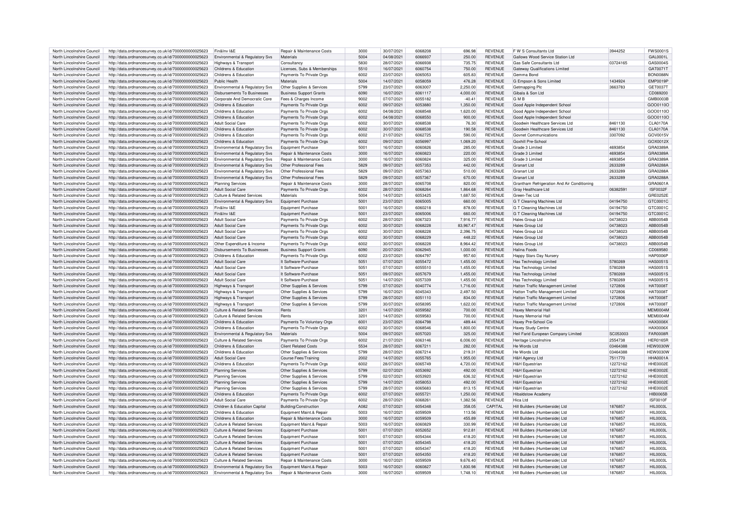| North Lincolnshire Council | http://data.ordnancesurvey.co.uk/id/7000000000025623 | Fin&Inv I&E | Repair & Maintenance Costs | 3000 | 30/07/2021 | 6068208 | 696.98 | REVENUE | F W S Consultants Ltd | 3944252 | FWS0001S |
|---|---|---|---|---|---|---|---|---|---|---|---|
| North Lincolnshire Council | http://data.ordnancesurvey.co.uk/id/7000000000025623 | Environmental & Regulatory Svs | Materials | 5004 | 04/08/2021 | 6066937 | 250.00 | REVENUE | Gallows Wood Service Station Ltd | | GAL0001L |
| North Lincolnshire Council | http://data.ordnancesurvey.co.uk/id/7000000000025623 | Highways & Transport | Consultancy | 5830 | 28/07/2021 | 6066938 | 735.75 | REVENUE | Gas Safe Consultants Ltd | 03724165 | GAS0004S |
| North Lincolnshire Council | http://data.ordnancesurvey.co.uk/id/7000000000025623 | Childrens & Education | Licenses, Subs & Memberships | 5510 | 16/07/2021 | 6060754 | 750.00 | REVENUE | Gateway Qualifications Limited | | GAT0071T |
| North Lincolnshire Council | http://data.ordnancesurvey.co.uk/id/7000000000025623 | Childrens & Education | Payments To Private Orgs | 6002 | 23/07/2021 | 6065053 | 605.83 | REVENUE | Gemma Bond | | BON0088N |
| North Lincolnshire Council | http://data.ordnancesurvey.co.uk/id/7000000000025623 | Public Health | Materials | 5004 | 14/07/2021 | 6058059 | 476.28 | REVENUE | G Empson & Sons Limited | 1434924 | EMP0019P |
| North Lincolnshire Council | http://data.ordnancesurvey.co.uk/id/7000000000025623 | Environmental & Regulatory Svs | Other Supplies & Services | 5799 | 23/07/2021 | 6063007 | 2,250.00 | REVENUE | Getmapping Plc | 3663783 | GET0037T |
| North Lincolnshire Council | http://data.ordnancesurvey.co.uk/id/7000000000025623 | Disbursements To Businesses | Business Support Grants | 6090 | 16/07/2021 | 6061117 | 4,000.00 | REVENUE | Gibala & Son Ltd | | CD069200 |
| North Lincolnshire Council | http://data.ordnancesurvey.co.uk/id/7000000000025623 | Corporate And Democratic Core | Fees & Charges Income | 9002 | 07/07/2021 | 6055182 | -40.41 | REVENUE | G M B | | GMB0003B |
| North Lincolnshire Council | http://data.ordnancesurvey.co.uk/id/7000000000025623 | Childrens & Education | Payments To Private Orgs | 6002 | 09/07/2021 | 6053880 | 1,350.00 | REVENUE | Good Apple Independent School | | GOO0110O |
| North Lincolnshire Council | http://data.ordnancesurvey.co.uk/id/7000000000025623 | Childrens & Education | Payments To Private Orgs | 6002 | 04/08/2021 | 6068548 | 1,620.00 | REVENUE | Good Apple Independent School | | GOO0110O |
| North Lincolnshire Council | http://data.ordnancesurvey.co.uk/id/7000000000025623 | Childrens & Education | Payments To Private Orgs | 6002 | 04/08/2021 | 6068550 | 900.00 | REVENUE | Good Apple Independent School | | GOO0110O |
| North Lincolnshire Council | http://data.ordnancesurvey.co.uk/id/7000000000025623 | Adult Social Care | Payments To Private Orgs | 6002 | 30/07/2021 | 6068538 | 76.30 | REVENUE | Goodwin Healthcare Services Ltd | 8461130 | CLA0170A |
| North Lincolnshire Council | http://data.ordnancesurvey.co.uk/id/7000000000025623 | Childrens & Education | Payments To Private Orgs | 6002 | 30/07/2021 | 6068538 | 190.58 | REVENUE | Goodwin Healthcare Services Ltd | 8461130 | CLA0170A |
| North Lincolnshire Council | http://data.ordnancesurvey.co.uk/id/7000000000025623 | Childrens & Education | Payments To Private Orgs | 6002 | 21/07/2021 | 6062725 | 590.00 | REVENUE | Govnet Communications | 3307092 | GOV0015V |
| North Lincolnshire Council | http://data.ordnancesurvey.co.uk/id/7000000000025623 | Childrens & Education | Payments To Private Orgs | 6002 | 09/07/2021 | 6056997 | 1,069.20 | REVENUE | Goxhill Pre-School | | GOX0012X |
| North Lincolnshire Council | http://data.ordnancesurvey.co.uk/id/7000000000025623 | Environmental & Regulatory Svs | Equipment Purchase | 5001 | 16/07/2021 | 6060826 | 285.00 | REVENUE | Grade 3 Limited | 4693854 | GRA0389A |
| North Lincolnshire Council | http://data.ordnancesurvey.co.uk/id/7000000000025623 | Environmental & Regulatory Svs | Repair & Maintenance Costs | 3000 | 16/07/2021 | 6060823 | 220.00 | REVENUE | Grade 3 Limited | 4693854 | GRA0389A |
| North Lincolnshire Council | http://data.ordnancesurvey.co.uk/id/7000000000025623 | Environmental & Regulatory Svs | Repair & Maintenance Costs | 3000 | 16/07/2021 | 6060824 | 325.00 | REVENUE | Grade 3 Limited | 4693854 | GRA0389A |
| North Lincolnshire Council | http://data.ordnancesurvey.co.uk/id/7000000000025623 | Environmental & Regulatory Svs | Other Professional Fees | 5829 | 09/07/2021 | 6057353 | 442.00 | REVENUE | Granart Ltd | 2633289 | GRA0288A |
| North Lincolnshire Council | http://data.ordnancesurvey.co.uk/id/7000000000025623 | Environmental & Regulatory Svs | Other Professional Fees | 5829 | 09/07/2021 | 6057363 | 510.00 | REVENUE | Granart Ltd | 2633289 | GRA0288A |
| North Lincolnshire Council | http://data.ordnancesurvey.co.uk/id/7000000000025623 | Environmental & Regulatory Svs | Other Professional Fees | 5829 | 09/07/2021 | 6057367 | 670.00 | REVENUE | Granart Ltd | 2633289 | GRA0288A |
| North Lincolnshire Council | http://data.ordnancesurvey.co.uk/id/7000000000025623 | Planning Services | Repair & Maintenance Costs | 3000 | 28/07/2021 | 6065708 | 820.00 | REVENUE | Grantham Refrigeration And Air Conditioning | | GRA0601A |
| North Lincolnshire Council | http://data.ordnancesurvey.co.uk/id/7000000000025623 | Adult Social Care | Payments To Private Orgs | 6002 | 28/07/2021 | 6068264 | 1,864.68 | REVENUE | Gray Healthcare Ltd | 06382591 | ISF0032F |
| North Lincolnshire Council | http://data.ordnancesurvey.co.uk/id/7000000000025623 | Culture & Related Services | Materials | 5004 | 14/07/2021 | 6053425 | 1,687.50 | REVENUE | Green-Tec Ltd | | GRE0252E |
| North Lincolnshire Council | http://data.ordnancesurvey.co.uk/id/7000000000025623 | Environmental & Regulatory Svs | Equipment Purchase | 5001 | 23/07/2021 | 6065005 | 660.00 | REVENUE | G T Cleaning Machines Ltd | 04194750 | GTC0001C |
| North Lincolnshire Council | http://data.ordnancesurvey.co.uk/id/7000000000025623 | Fin&Inv I&E | Equipment Purchase | 5001 | 16/07/2021 | 6060218 | 878.00 | REVENUE | G T Cleaning Machines Ltd | 04194750 | GTC0001C |
| North Lincolnshire Council | http://data.ordnancesurvey.co.uk/id/7000000000025623 | Fin&Inv I&E | Equipment Purchase | 5001 | 23/07/2021 | 6065006 | 660.00 | REVENUE | G T Cleaning Machines Ltd | 04194750 | GTC0001C |
| North Lincolnshire Council | http://data.ordnancesurvey.co.uk/id/7000000000025623 | Adult Social Care | Payments To Private Orgs | 6002 | 28/07/2021 | 6067323 | 7,916.77 | REVENUE | Hales Group Ltd | 04738023 | ABB0054B |
| North Lincolnshire Council | http://data.ordnancesurvey.co.uk/id/7000000000025623 | Adult Social Care | Payments To Private Orgs | 6002 | 30/07/2021 | 6068228 | 83,967.47 | REVENUE | Hales Group Ltd | 04738023 | ABB0054B |
| North Lincolnshire Council | http://data.ordnancesurvey.co.uk/id/7000000000025623 | Adult Social Care | Payments To Private Orgs | 6002 | 30/07/2021 | 6068228 | 2,396.75 | REVENUE | Hales Group Ltd | 04738023 | ABB0054B |
| North Lincolnshire Council | http://data.ordnancesurvey.co.uk/id/7000000000025623 | Adult Social Care | Payments To Private Orgs | 6002 | 30/07/2021 | 6068229 | 448.22 | REVENUE | Hales Group Ltd | 04738023 | ABB0054B |
| North Lincolnshire Council | http://data.ordnancesurvey.co.uk/id/7000000000025623 | Other Expenditure & Income | Payments To Private Orgs | 6002 | 30/07/2021 | 6068228 | 8,964.42 | REVENUE | Hales Group Ltd | 04738023 | ABB0054B |
| North Lincolnshire Council | http://data.ordnancesurvey.co.uk/id/7000000000025623 | Disbursements To Businesses | Business Support Grants | 6090 | 20/07/2021 | 6062945 | 1,000.00 | REVENUE | Halina Foods | | CD069580 |
| North Lincolnshire Council | http://data.ordnancesurvey.co.uk/id/7000000000025623 | Childrens & Education | Payments To Private Orgs | 6002 | 23/07/2021 | 6064797 | 957.60 | REVENUE | Happy Stars Day Nursery | | HAP0006P |
| North Lincolnshire Council | http://data.ordnancesurvey.co.uk/id/7000000000025623 | Adult Social Care | It Software-Purchase | 5051 | 07/07/2021 | 6055472 | 1,455.00 | REVENUE | Has Technology Limited | 5780269 | HAS0051S |
| North Lincolnshire Council | http://data.ordnancesurvey.co.uk/id/7000000000025623 | Adult Social Care | It Software-Purchase | 5051 | 07/07/2021 | 6055510 | 1,455.00 | REVENUE | Has Technology Limited | 5780269 | HAS0051S |
| North Lincolnshire Council | http://data.ordnancesurvey.co.uk/id/7000000000025623 | Adult Social Care | It Software-Purchase | 5051 | 09/07/2021 | 6057679 | 1,455.00 | REVENUE | Has Technology Limited | 5780269 | HAS0051S |
| North Lincolnshire Council | http://data.ordnancesurvey.co.uk/id/7000000000025623 | Adult Social Care | It Software-Purchase | 5051 | 14/07/2021 | 6057339 | 1,455.00 | REVENUE | Has Technology Limited | 5780269 | HAS0051S |
| North Lincolnshire Council | http://data.ordnancesurvey.co.uk/id/7000000000025623 | Highways & Transport | Other Supplies & Services | 5799 | 07/07/2021 | 6040774 | 1,716.00 | REVENUE | Hatton Traffic Management Limited | 1272806 | HAT0008T |
| North Lincolnshire Council | http://data.ordnancesurvey.co.uk/id/7000000000025623 | Highways & Transport | Other Supplies & Services | 5799 | 16/07/2021 | 6045343 | 2,497.50 | REVENUE | Hatton Traffic Management Limited | 1272806 | HAT0008T |
| North Lincolnshire Council | http://data.ordnancesurvey.co.uk/id/7000000000025623 | Highways & Transport | Other Supplies & Services | 5799 | 28/07/2021 | 6051110 | 834.00 | REVENUE | Hatton Traffic Management Limited | 1272806 | HAT0008T |
| North Lincolnshire Council | http://data.ordnancesurvey.co.uk/id/7000000000025623 | Highways & Transport | Other Supplies & Services | 5799 | 30/07/2021 | 6058395 | 1,622.00 | REVENUE | Hatton Traffic Management Limited | 1272806 | HAT0008T |
| North Lincolnshire Council | http://data.ordnancesurvey.co.uk/id/7000000000025623 | Culture & Related Services | Rents | 3201 | 14/07/2021 | 6059582 | 700.00 | REVENUE | Haxey Memorial Hall | | MEM0004M |
| North Lincolnshire Council | http://data.ordnancesurvey.co.uk/id/7000000000025623 | Culture & Related Services | Rents | 3201 | 14/07/2021 | 6059583 | 700.00 | REVENUE | Haxey Memorial Hall | | MEM0004M |
| North Lincolnshire Council | http://data.ordnancesurvey.co.uk/id/7000000000025623 | Childrens & Education | Payments To Voluntary Orgs | 6001 | 23/07/2021 | 6064798 | 489.44 | REVENUE | Haxey Pre-School Cio | | HAX0008X |
| North Lincolnshire Council | http://data.ordnancesurvey.co.uk/id/7000000000025623 | Childrens & Education | Payments To Private Orgs | 6002 | 30/07/2021 | 6068546 | 1,800.00 | REVENUE | Haxey Study Centre | | HAX0006X |
| North Lincolnshire Council | http://data.ordnancesurvey.co.uk/id/7000000000025623 | Environmental & Regulatory Svs | Materials | 5004 | 09/07/2021 | 6057020 | 325.00 | REVENUE | Heil Farid European Company Limited | SC053003 | FAR0008R |
| North Lincolnshire Council | http://data.ordnancesurvey.co.uk/id/7000000000025623 | Culture & Related Services | Payments To Private Orgs | 6002 | 21/07/2021 | 6063146 | 6,006.00 | REVENUE | Heritage Lincolnshire | 2554738 | HER0165R |
| North Lincolnshire Council | http://data.ordnancesurvey.co.uk/id/7000000000025623 | Childrens & Education | Client Related Costs | 5534 | 28/07/2021 | 6067211 | 282.00 | REVENUE | He Words Ltd | 03464388 | HEW0030W |
| North Lincolnshire Council | http://data.ordnancesurvey.co.uk/id/7000000000025623 | Childrens & Education | Other Supplies & Services | 5799 | 28/07/2021 | 6067214 | 219.31 | REVENUE | He Words Ltd | 03464388 | HEW0030W |
| North Lincolnshire Council | http://data.ordnancesurvey.co.uk/id/7000000000025623 | Adult Social Care | Course Fees/Training | 2002 | 14/07/2021 | 6055765 | 1,955.00 | REVENUE | H&H Agency Ltd | 7511770 | HHA0001A |
| North Lincolnshire Council | http://data.ordnancesurvey.co.uk/id/7000000000025623 | Childrens & Education | Payments To Private Orgs | 6002 | 28/07/2021 | 6065749 | 4,720.00 | REVENUE | H&H Equestrian | 12272162 | HHE0002E |
| North Lincolnshire Council | http://data.ordnancesurvey.co.uk/id/7000000000025623 | Planning Services | Other Supplies & Services | 5799 | 02/07/2021 | 6053692 | 492.00 | REVENUE | H&H Equestrian | 12272162 | HHE0002E |
| North Lincolnshire Council | http://data.ordnancesurvey.co.uk/id/7000000000025623 | Planning Services | Other Supplies & Services | 5799 | 02/07/2021 | 6053920 | 636.32 | REVENUE | H&H Equestrian | 12272162 | HHE0002E |
| North Lincolnshire Council | http://data.ordnancesurvey.co.uk/id/7000000000025623 | Planning Services | Other Supplies & Services | 5799 | 14/07/2021 | 6058053 | 492.00 | REVENUE | H&H Equestrian | 12272162 | HHE0002E |
| North Lincolnshire Council | http://data.ordnancesurvey.co.uk/id/7000000000025623 | Planning Services | Other Supplies & Services | 5799 | 28/07/2021 | 6065683 | 813.15 | REVENUE | H&H Equestrian | 12272162 | HHE0002E |
| North Lincolnshire Council | http://data.ordnancesurvey.co.uk/id/7000000000025623 | Childrens & Education | Payments To Private Orgs | 6002 | 07/07/2021 | 6055721 | 1,250.00 | REVENUE | Hibaldstow Academy | | HIB0065B |
| North Lincolnshire Council | http://data.ordnancesurvey.co.uk/id/7000000000025623 | Adult Social Care | Payments To Private Orgs | 6002 | 28/07/2021 | 6068261 | 1,382.56 | REVENUE | Hica Ltd | | ISF0010F |
| North Lincolnshire Council | http://data.ordnancesurvey.co.uk/id/7000000000025623 | Children & Education Capital | Building/Construction | A082 | 07/07/2021 | 6054348 | 358.05 | CAPITAL | Hill Builders (Humberside) Ltd | 1876857 | HIL0003L |
| North Lincolnshire Council | http://data.ordnancesurvey.co.uk/id/7000000000025623 | Childrens & Education | Equipment Maint.& Repair | 5003 | 16/07/2021 | 6059509 | 113.56 | REVENUE | Hill Builders (Humberside) Ltd | 1876857 | HIL0003L |
| North Lincolnshire Council | http://data.ordnancesurvey.co.uk/id/7000000000025623 | Childrens & Education | Repair & Maintenance Costs | 3000 | 16/07/2021 | 6059509 | 455.89 | REVENUE | Hill Builders (Humberside) Ltd | 1876857 | HIL0003L |
| North Lincolnshire Council | http://data.ordnancesurvey.co.uk/id/7000000000025623 | Culture & Related Services | Equipment Maint.& Repair | 5003 | 16/07/2021 | 6060829 | 330.99 | REVENUE | Hill Builders (Humberside) Ltd | 1876857 | HIL0003L |
| North Lincolnshire Council | http://data.ordnancesurvey.co.uk/id/7000000000025623 | Culture & Related Services | Equipment Purchase | 5001 | 07/07/2021 | 6052652 | 912.81 | REVENUE | Hill Builders (Humberside) Ltd | 1876857 | HIL0003L |
| North Lincolnshire Council | http://data.ordnancesurvey.co.uk/id/7000000000025623 | Culture & Related Services | Equipment Purchase | 5001 | 07/07/2021 | 6054344 | 418.20 | REVENUE | Hill Builders (Humberside) Ltd | 1876857 | HIL0003L |
| North Lincolnshire Council | http://data.ordnancesurvey.co.uk/id/7000000000025623 | Culture & Related Services | Equipment Purchase | 5001 | 07/07/2021 | 6054345 | 418.20 | REVENUE | Hill Builders (Humberside) Ltd | 1876857 | HIL0003L |
| North Lincolnshire Council | http://data.ordnancesurvey.co.uk/id/7000000000025623 | Culture & Related Services | Equipment Purchase | 5001 | 07/07/2021 | 6054347 | 418.20 | REVENUE | Hill Builders (Humberside) Ltd | 1876857 | HIL0003L |
| North Lincolnshire Council | http://data.ordnancesurvey.co.uk/id/7000000000025623 | Culture & Related Services | Equipment Purchase | 5001 | 07/07/2021 | 6054350 | 418.20 | REVENUE | Hill Builders (Humberside) Ltd | 1876857 | HIL0003L |
| North Lincolnshire Council | http://data.ordnancesurvey.co.uk/id/7000000000025623 | Culture & Related Services | Repair & Maintenance Costs | 3000 | 16/07/2021 | 6059509 | 9,676.40 | REVENUE | Hill Builders (Humberside) Ltd | 1876857 | HIL0003L |
| North Lincolnshire Council | http://data.ordnancesurvey.co.uk/id/7000000000025623 | Environmental & Regulatory Svs | Equipment Maint.& Repair | 5003 | 16/07/2021 | 6060827 | 1,830.98 | REVENUE | Hill Builders (Humberside) Ltd | 1876857 | HIL0003L |
| North Lincolnshire Council | http://data.ordnancesurvey.co.uk/id/7000000000025623 | Environmental & Regulatory Svs | Repair & Maintenance Costs | 3000 | 16/07/2021 | 6059509 | 1,748.10 | REVENUE | Hill Builders (Humberside) Ltd | 1876857 | HIL0003L |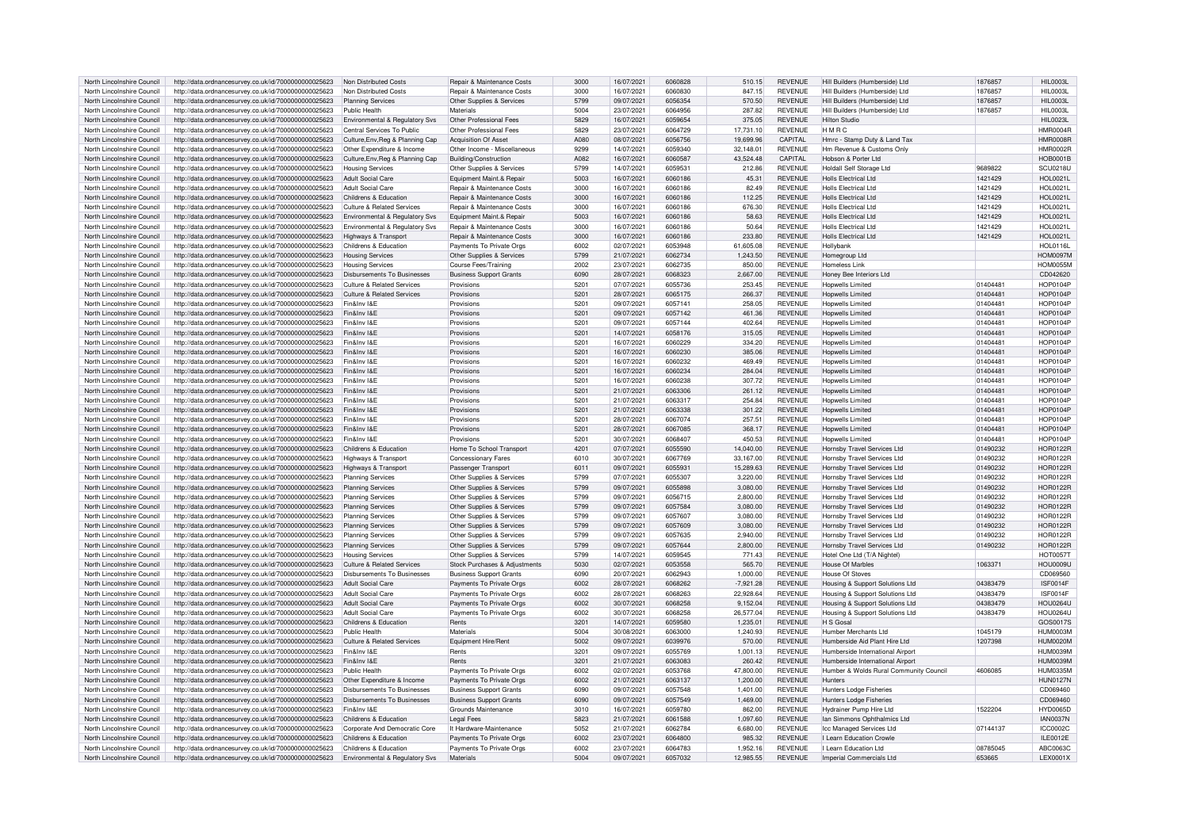| North Lincolnshire Council | http://data.ordnancesurvey.co.uk/id/7000000000025623 | Non Distributed Costs | Repair & Maintenance Costs | 3000 | 16/07/2021 | 6060828 | 510.15 | REVENUE | Hill Builders (Humberside) Ltd | 1876857 | HIL0003L |
|---|---|---|---|---|---|---|---|---|---|---|---|
| North Lincolnshire Council | http://data.ordnancesurvey.co.uk/id/7000000000025623 | Non Distributed Costs | Repair & Maintenance Costs | 3000 | 16/07/2021 | 6060830 | 847.15 | REVENUE | Hill Builders (Humberside) Ltd | 1876857 | HIL0003L |
| North Lincolnshire Council | http://data.ordnancesurvey.co.uk/id/7000000000025623 | Planning Services | Other Supplies & Services | 5799 | 09/07/2021 | 6056354 | 570.50 | REVENUE | Hill Builders (Humberside) Ltd | 1876857 | HIL0003L |
| North Lincolnshire Council | http://data.ordnancesurvey.co.uk/id/7000000000025623 | Public Health | Materials | 5004 | 23/07/2021 | 6064956 | 287.82 | REVENUE | Hill Builders (Humberside) Ltd | 1876857 | HIL0003L |
| North Lincolnshire Council | http://data.ordnancesurvey.co.uk/id/7000000000025623 | Environmental & Regulatory Svs | Other Professional Fees | 5829 | 16/07/2021 | 6059654 | 375.05 | REVENUE | Hilton Studio | | HIL0023L |
| North Lincolnshire Council | http://data.ordnancesurvey.co.uk/id/7000000000025623 | Central Services To Public | Other Professional Fees | 5829 | 23/07/2021 | 6064729 | 17,731.10 | REVENUE | H M R C | | HMR0004R |
| North Lincolnshire Council | http://data.ordnancesurvey.co.uk/id/7000000000025623 | Culture,Env,Reg & Planning Cap | Acquisition Of Asset | A080 | 08/07/2021 | 6056756 | 19,699.96 | CAPITAL | Hmrc - Stamp Duty & Land Tax | | HMR0008R |
| North Lincolnshire Council | http://data.ordnancesurvey.co.uk/id/7000000000025623 | Other Expenditure & Income | Other Income - Miscellaneous | 9299 | 14/07/2021 | 6059340 | 32,148.01 | REVENUE | Hm Revenue & Customs Only | | HMR0002R |
| North Lincolnshire Council | http://data.ordnancesurvey.co.uk/id/7000000000025623 | Culture,Env,Reg & Planning Cap | Building/Construction | A082 | 16/07/2021 | 6060587 | 43,524.48 | CAPITAL | Hobson & Porter Ltd | | HOB0001B |
| North Lincolnshire Council | http://data.ordnancesurvey.co.uk/id/7000000000025623 | Housing Services | Other Supplies & Services | 5799 | 14/07/2021 | 6059531 | 212.86 | REVENUE | Holdall Self Storage Ltd | 9689822 | SCU0218U |
| North Lincolnshire Council | http://data.ordnancesurvey.co.uk/id/7000000000025623 | Adult Social Care | Equipment Maint.& Repair | 5003 | 16/07/2021 | 6060186 | 45.31 | REVENUE | Holls Electrical Ltd | 1421429 | HOL0021L |
| North Lincolnshire Council | http://data.ordnancesurvey.co.uk/id/7000000000025623 | Adult Social Care | Repair & Maintenance Costs | 3000 | 16/07/2021 | 6060186 | 82.49 | REVENUE | Holls Electrical Ltd | 1421429 | HOL0021L |
| North Lincolnshire Council | http://data.ordnancesurvey.co.uk/id/7000000000025623 | Childrens & Education | Repair & Maintenance Costs | 3000 | 16/07/2021 | 6060186 | 112.25 | REVENUE | Holls Electrical Ltd | 1421429 | HOL0021L |
| North Lincolnshire Council | http://data.ordnancesurvey.co.uk/id/7000000000025623 | Culture & Related Services | Repair & Maintenance Costs | 3000 | 16/07/2021 | 6060186 | 676.30 | REVENUE | Holls Electrical Ltd | 1421429 | HOL0021L |
| North Lincolnshire Council | http://data.ordnancesurvey.co.uk/id/7000000000025623 | Environmental & Regulatory Svs | Equipment Maint.& Repair | 5003 | 16/07/2021 | 6060186 | 58.63 | REVENUE | Holls Electrical Ltd | 1421429 | HOL0021L |
| North Lincolnshire Council | http://data.ordnancesurvey.co.uk/id/7000000000025623 | Environmental & Regulatory Svs | Repair & Maintenance Costs | 3000 | 16/07/2021 | 6060186 | 50.64 | REVENUE | Holls Electrical Ltd | 1421429 | HOL0021L |
| North Lincolnshire Council | http://data.ordnancesurvey.co.uk/id/7000000000025623 | Highways & Transport | Repair & Maintenance Costs | 3000 | 16/07/2021 | 6060186 | 233.80 | REVENUE | Holls Electrical Ltd | 1421429 | HOL0021L |
| North Lincolnshire Council | http://data.ordnancesurvey.co.uk/id/7000000000025623 | Childrens & Education | Payments To Private Orgs | 6002 | 02/07/2021 | 6053948 | 61,605.08 | REVENUE | Hollybank | | HOL0116L |
| North Lincolnshire Council | http://data.ordnancesurvey.co.uk/id/7000000000025623 | Housing Services | Other Supplies & Services | 5799 | 21/07/2021 | 6062734 | 1,243.50 | REVENUE | Homegroup Ltd | | HOM0097M |
| North Lincolnshire Council | http://data.ordnancesurvey.co.uk/id/7000000000025623 | Housing Services | Course Fees/Training | 2002 | 23/07/2021 | 6062735 | 850.00 | REVENUE | Homeless Link | | HOM0055M |
| North Lincolnshire Council | http://data.ordnancesurvey.co.uk/id/7000000000025623 | Disbursements To Businesses | Business Support Grants | 6090 | 28/07/2021 | 6068323 | 2,667.00 | REVENUE | Honey Bee Interiors Ltd | | CD042620 |
| North Lincolnshire Council | http://data.ordnancesurvey.co.uk/id/7000000000025623 | Culture & Related Services | Provisions | 5201 | 07/07/2021 | 6055736 | 253.45 | REVENUE | Hopwells Limited | 01404481 | HOP0104P |
| North Lincolnshire Council | http://data.ordnancesurvey.co.uk/id/7000000000025623 | Culture & Related Services | Provisions | 5201 | 28/07/2021 | 6065175 | 266.37 | REVENUE | Hopwells Limited | 01404481 | HOP0104P |
| North Lincolnshire Council | http://data.ordnancesurvey.co.uk/id/7000000000025623 | Fin&Inv I&E | Provisions | 5201 | 09/07/2021 | 6057141 | 258.05 | REVENUE | Hopwells Limited | 01404481 | HOP0104P |
| North Lincolnshire Council | http://data.ordnancesurvey.co.uk/id/7000000000025623 | Fin&Inv I&E | Provisions | 5201 | 09/07/2021 | 6057142 | 461.36 | REVENUE | Hopwells Limited | 01404481 | HOP0104P |
| North Lincolnshire Council | http://data.ordnancesurvey.co.uk/id/7000000000025623 | Fin&Inv I&E | Provisions | 5201 | 09/07/2021 | 6057144 | 402.64 | REVENUE | Hopwells Limited | 01404481 | HOP0104P |
| North Lincolnshire Council | http://data.ordnancesurvey.co.uk/id/7000000000025623 | Fin&Inv I&E | Provisions | 5201 | 14/07/2021 | 6058176 | 315.05 | REVENUE | Hopwells Limited | 01404481 | HOP0104P |
| North Lincolnshire Council | http://data.ordnancesurvey.co.uk/id/7000000000025623 | Fin&Inv I&E | Provisions | 5201 | 16/07/2021 | 6060229 | 334.20 | REVENUE | Hopwells Limited | 01404481 | HOP0104P |
| North Lincolnshire Council | http://data.ordnancesurvey.co.uk/id/7000000000025623 | Fin&Inv I&E | Provisions | 5201 | 16/07/2021 | 6060230 | 385.06 | REVENUE | Hopwells Limited | 01404481 | HOP0104P |
| North Lincolnshire Council | http://data.ordnancesurvey.co.uk/id/7000000000025623 | Fin&Inv I&E | Provisions | 5201 | 16/07/2021 | 6060232 | 469.49 | REVENUE | Hopwells Limited | 01404481 | HOP0104P |
| North Lincolnshire Council | http://data.ordnancesurvey.co.uk/id/7000000000025623 | Fin&Inv I&E | Provisions | 5201 | 16/07/2021 | 6060234 | 284.04 | REVENUE | Hopwells Limited | 01404481 | HOP0104P |
| North Lincolnshire Council | http://data.ordnancesurvey.co.uk/id/7000000000025623 | Fin&Inv I&E | Provisions | 5201 | 16/07/2021 | 6060238 | 307.72 | REVENUE | Hopwells Limited | 01404481 | HOP0104P |
| North Lincolnshire Council | http://data.ordnancesurvey.co.uk/id/7000000000025623 | Fin&Inv I&E | Provisions | 5201 | 21/07/2021 | 6063306 | 261.12 | REVENUE | Hopwells Limited | 01404481 | HOP0104P |
| North Lincolnshire Council | http://data.ordnancesurvey.co.uk/id/7000000000025623 | Fin&Inv I&E | Provisions | 5201 | 21/07/2021 | 6063317 | 254.84 | REVENUE | Hopwells Limited | 01404481 | HOP0104P |
| North Lincolnshire Council | http://data.ordnancesurvey.co.uk/id/7000000000025623 | Fin&Inv I&E | Provisions | 5201 | 21/07/2021 | 6063338 | 301.22 | REVENUE | Hopwells Limited | 01404481 | HOP0104P |
| North Lincolnshire Council | http://data.ordnancesurvey.co.uk/id/7000000000025623 | Fin&Inv I&E | Provisions | 5201 | 28/07/2021 | 6067074 | 257.51 | REVENUE | Hopwells Limited | 01404481 | HOP0104P |
| North Lincolnshire Council | http://data.ordnancesurvey.co.uk/id/7000000000025623 | Fin&Inv I&E | Provisions | 5201 | 28/07/2021 | 6067085 | 368.17 | REVENUE | Hopwells Limited | 01404481 | HOP0104P |
| North Lincolnshire Council | http://data.ordnancesurvey.co.uk/id/7000000000025623 | Fin&Inv I&E | Provisions | 5201 | 30/07/2021 | 6068407 | 450.53 | REVENUE | Hopwells Limited | 01404481 | HOP0104P |
| North Lincolnshire Council | http://data.ordnancesurvey.co.uk/id/7000000000025623 | Childrens & Education | Home To School Transport | 4201 | 07/07/2021 | 6055590 | 14,040.00 | REVENUE | Hornsby Travel Services Ltd | 01490232 | HOR0122R |
| North Lincolnshire Council | http://data.ordnancesurvey.co.uk/id/7000000000025623 | Highways & Transport | Concessionary Fares | 6010 | 30/07/2021 | 6067769 | 33,167.00 | REVENUE | Hornsby Travel Services Ltd | 01490232 | HOR0122R |
| North Lincolnshire Council | http://data.ordnancesurvey.co.uk/id/7000000000025623 | Highways & Transport | Passenger Transport | 6011 | 09/07/2021 | 6055931 | 15,289.63 | REVENUE | Hornsby Travel Services Ltd | 01490232 | HOR0122R |
| North Lincolnshire Council | http://data.ordnancesurvey.co.uk/id/7000000000025623 | Planning Services | Other Supplies & Services | 5799 | 07/07/2021 | 6055307 | 3,220.00 | REVENUE | Hornsby Travel Services Ltd | 01490232 | HOR0122R |
| North Lincolnshire Council | http://data.ordnancesurvey.co.uk/id/7000000000025623 | Planning Services | Other Supplies & Services | 5799 | 09/07/2021 | 6055898 | 3,080.00 | REVENUE | Hornsby Travel Services Ltd | 01490232 | HOR0122R |
| North Lincolnshire Council | http://data.ordnancesurvey.co.uk/id/7000000000025623 | Planning Services | Other Supplies & Services | 5799 | 09/07/2021 | 6056715 | 2,800.00 | REVENUE | Hornsby Travel Services Ltd | 01490232 | HOR0122R |
| North Lincolnshire Council | http://data.ordnancesurvey.co.uk/id/7000000000025623 | Planning Services | Other Supplies & Services | 5799 | 09/07/2021 | 6057584 | 3,080.00 | REVENUE | Hornsby Travel Services Ltd | 01490232 | HOR0122R |
| North Lincolnshire Council | http://data.ordnancesurvey.co.uk/id/7000000000025623 | Planning Services | Other Supplies & Services | 5799 | 09/07/2021 | 6057607 | 3,080.00 | REVENUE | Hornsby Travel Services Ltd | 01490232 | HOR0122R |
| North Lincolnshire Council | http://data.ordnancesurvey.co.uk/id/7000000000025623 | Planning Services | Other Supplies & Services | 5799 | 09/07/2021 | 6057609 | 3,080.00 | REVENUE | Hornsby Travel Services Ltd | 01490232 | HOR0122R |
| North Lincolnshire Council | http://data.ordnancesurvey.co.uk/id/7000000000025623 | Planning Services | Other Supplies & Services | 5799 | 09/07/2021 | 6057635 | 2,940.00 | REVENUE | Hornsby Travel Services Ltd | 01490232 | HOR0122R |
| North Lincolnshire Council | http://data.ordnancesurvey.co.uk/id/7000000000025623 | Planning Services | Other Supplies & Services | 5799 | 09/07/2021 | 6057644 | 2,800.00 | REVENUE | Hornsby Travel Services Ltd | 01490232 | HOR0122R |
| North Lincolnshire Council | http://data.ordnancesurvey.co.uk/id/7000000000025623 | Housing Services | Other Supplies & Services | 5799 | 14/07/2021 | 6059545 | 771.43 | REVENUE | Hotel One Ltd (T/A Nightel) | | HOT0057T |
| North Lincolnshire Council | http://data.ordnancesurvey.co.uk/id/7000000000025623 | Culture & Related Services | Stock Purchases & Adjustments | 5030 | 02/07/2021 | 6053558 | 565.70 | REVENUE | House Of Marbles | 1063371 | HOU0009U |
| North Lincolnshire Council | http://data.ordnancesurvey.co.uk/id/7000000000025623 | Disbursements To Businesses | Business Support Grants | 6090 | 20/07/2021 | 6062943 | 1,000.00 | REVENUE | House Of Stoves | | CD069560 |
| North Lincolnshire Council | http://data.ordnancesurvey.co.uk/id/7000000000025623 | Adult Social Care | Payments To Private Orgs | 6002 | 28/07/2021 | 6068262 | -7,921.28 | REVENUE | Housing & Support Solutions Ltd | 04383479 | ISF0014F |
| North Lincolnshire Council | http://data.ordnancesurvey.co.uk/id/7000000000025623 | Adult Social Care | Payments To Private Orgs | 6002 | 28/07/2021 | 6068263 | 22,928.64 | REVENUE | Housing & Support Solutions Ltd | 04383479 | ISF0014F |
| North Lincolnshire Council | http://data.ordnancesurvey.co.uk/id/7000000000025623 | Adult Social Care | Payments To Private Orgs | 6002 | 30/07/2021 | 6068258 | 9,152.04 | REVENUE | Housing & Support Solutions Ltd | 04383479 | HOU0264U |
| North Lincolnshire Council | http://data.ordnancesurvey.co.uk/id/7000000000025623 | Adult Social Care | Payments To Private Orgs | 6002 | 30/07/2021 | 6068258 | 26,577.04 | REVENUE | Housing & Support Solutions Ltd | 04383479 | HOU0264U |
| North Lincolnshire Council | http://data.ordnancesurvey.co.uk/id/7000000000025623 | Childrens & Education | Rents | 3201 | 14/07/2021 | 6059580 | 1,235.01 | REVENUE | H S Gosal | | GOS0017S |
| North Lincolnshire Council | http://data.ordnancesurvey.co.uk/id/7000000000025623 | Public Health | Materials | 5004 | 30/07/2021 | 6063000 | 1,240.93 | REVENUE | Humber Merchants Ltd | 1045179 | HUM0003M |
| North Lincolnshire Council | http://data.ordnancesurvey.co.uk/id/7000000000025623 | Culture & Related Services | Equipment Hire/Rent | 5002 | 09/07/2021 | 6039976 | 570.00 | REVENUE | Humberside Aid Plant Hire Ltd | 1207398 | HUM0020M |
| North Lincolnshire Council | http://data.ordnancesurvey.co.uk/id/7000000000025623 | Fin&Inv I&E | Rents | 3201 | 09/07/2021 | 6055769 | 1,001.13 | REVENUE | Humberside International Airport | | HUM0039M |
| North Lincolnshire Council | http://data.ordnancesurvey.co.uk/id/7000000000025623 | Fin&Inv I&E | Rents | 3201 | 21/07/2021 | 6063083 | 260.42 | REVENUE | Humberside International Airport | | HUM0039M |
| North Lincolnshire Council | http://data.ordnancesurvey.co.uk/id/7000000000025623 | Public Health | Payments To Private Orgs | 6002 | 02/07/2021 | 6053768 | 47,800.00 | REVENUE | Humber & Wolds Rural Community Council | 4606085 | HUM0335M |
| North Lincolnshire Council | http://data.ordnancesurvey.co.uk/id/7000000000025623 | Other Expenditure & Income | Payments To Private Orgs | 6002 | 21/07/2021 | 6063137 | 1,200.00 | REVENUE | Hunters | | HUN0127N |
| North Lincolnshire Council | http://data.ordnancesurvey.co.uk/id/7000000000025623 | Disbursements To Businesses | Business Support Grants | 6090 | 09/07/2021 | 6057548 | 1,401.00 | REVENUE | Hunters Lodge Fisheries | | CD069460 |
| North Lincolnshire Council | http://data.ordnancesurvey.co.uk/id/7000000000025623 | Disbursements To Businesses | Business Support Grants | 6090 | 09/07/2021 | 6057549 | 1,469.00 | REVENUE | Hunters Lodge Fisheries | | CD069460 |
| North Lincolnshire Council | http://data.ordnancesurvey.co.uk/id/7000000000025623 | Fin&Inv I&E | Grounds Maintenance | 3010 | 16/07/2021 | 6059780 | 862.00 | REVENUE | Hydrainer Pump Hire Ltd | 1522204 | HYD0065D |
| North Lincolnshire Council | http://data.ordnancesurvey.co.uk/id/7000000000025623 | Childrens & Education | Legal Fees | 5823 | 21/07/2021 | 6061588 | 1,097.60 | REVENUE | Ian Simmons Ophthalmics Ltd | | IAN0037N |
| North Lincolnshire Council | http://data.ordnancesurvey.co.uk/id/7000000000025623 | Corporate And Democratic Core | It Hardware-Maintenance | 5052 | 21/07/2021 | 6062784 | 6,680.00 | REVENUE | Icc Managed Services Ltd | 07144137 | ICC0002C |
| North Lincolnshire Council | http://data.ordnancesurvey.co.uk/id/7000000000025623 | Childrens & Education | Payments To Private Orgs | 6002 | 23/07/2021 | 6064800 | 985.32 | REVENUE | I Learn Education Crowle | | ILE0012E |
| North Lincolnshire Council | http://data.ordnancesurvey.co.uk/id/7000000000025623 | Childrens & Education | Payments To Private Orgs | 6002 | 23/07/2021 | 6064783 | 1,952.16 | REVENUE | I Learn Education Ltd | 08785045 | ABC0063C |
| North Lincolnshire Council | http://data.ordnancesurvey.co.uk/id/7000000000025623 | Environmental & Regulatory Svs | Materials | 5004 | 09/07/2021 | 6057032 | 12,985.55 | REVENUE | Imperial Commercials Ltd | 653665 | LEX0001X |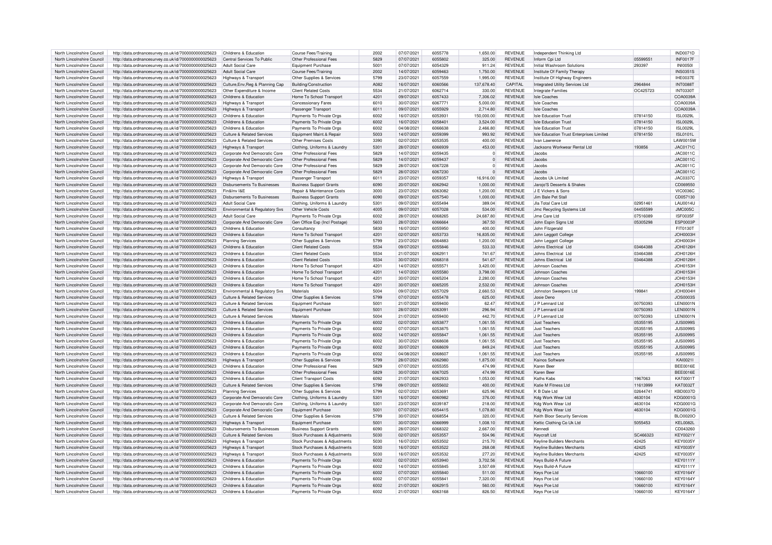| North Lincolnshire Council | http://data.ordnancesurvey.co.uk/id/7000000000025623 | Childrens & Education | Course Fees/Training | 2002 | 07/07/2021 | 6055778 | 1,650.00 | REVENUE | Independent Thinking Ltd | | IND0071D |
|---|---|---|---|---|---|---|---|---|---|---|---|
| North Lincolnshire Council | http://data.ordnancesurvey.co.uk/id/7000000000025623 | Central Services To Public | Other Professional Fees | 5829 | 07/07/2021 | 6055802 | 325.00 | REVENUE | Inform Cpi Ltd | 05599551 | INF0017F |
| North Lincolnshire Council | http://data.ordnancesurvey.co.uk/id/7000000000025623 | Adult Social Care | Equipment Purchase | 5001 | 07/07/2021 | 6054329 | 911.24 | REVENUE | Initial Washroom Solutions | 293397 | INI0050I |
| North Lincolnshire Council | http://data.ordnancesurvey.co.uk/id/7000000000025623 | Adult Social Care | Course Fees/Training | 2002 | 14/07/2021 | 6059463 | 1,750.00 | REVENUE | Institute Of Family Therapy | | INS0351S |
| North Lincolnshire Council | http://data.ordnancesurvey.co.uk/id/7000000000025623 | Highways & Transport | Other Supplies & Services | 5799 | 23/07/2021 | 6057559 | 1,995.00 | REVENUE | Institute Of Highway Engineers | | IHE0037E |
| North Lincolnshire Council | http://data.ordnancesurvey.co.uk/id/7000000000025623 | Culture,Env,Reg & Planning Cap | Building/Construction | A082 | 16/07/2021 | 6060566 | 137,678.40 | CAPITAL | Integrated Utility Services Ltd | 2964844 | INT0088T |
| North Lincolnshire Council | http://data.ordnancesurvey.co.uk/id/7000000000025623 | Other Expenditure & Income | Client Related Costs | 5534 | 21/07/2021 | 6062714 | 330.00 | REVENUE | Integrate Families | OC425723 | INT0330T |
| North Lincolnshire Council | http://data.ordnancesurvey.co.uk/id/7000000000025623 | Childrens & Education | Home To School Transport | 4201 | 09/07/2021 | 6057433 | 7,306.02 | REVENUE | Isle Coaches | | COA0039A |
| North Lincolnshire Council | http://data.ordnancesurvey.co.uk/id/7000000000025623 | Highways & Transport | Concessionary Fares | 6010 | 30/07/2021 | 6067771 | 5,000.00 | REVENUE | Isle Coaches | | COA0039A |
| North Lincolnshire Council | http://data.ordnancesurvey.co.uk/id/7000000000025623 | Highways & Transport | Passenger Transport | 6011 | 09/07/2021 | 6055929 | 2,714.80 | REVENUE | Isle Coaches | | COA0039A |
| North Lincolnshire Council | http://data.ordnancesurvey.co.uk/id/7000000000025623 | Childrens & Education | Payments To Private Orgs | 6002 | 16/07/2021 | 6053931 | 150,000.00 | REVENUE | Isle Education Trust | 07814150 | ISL0029L |
| North Lincolnshire Council | http://data.ordnancesurvey.co.uk/id/7000000000025623 | Childrens & Education | Payments To Private Orgs | 6002 | 16/07/2021 | 6058401 | 3,524.00 | REVENUE | Isle Education Trust | 07814150 | ISL0029L |
| North Lincolnshire Council | http://data.ordnancesurvey.co.uk/id/7000000000025623 | Childrens & Education | Payments To Private Orgs | 6002 | 04/08/2021 | 6066638 | 2,466.80 | REVENUE | Isle Education Trust | 07814150 | ISL0029L |
| North Lincolnshire Council | http://data.ordnancesurvey.co.uk/id/7000000000025623 | Culture & Related Services | Equipment Maint.& Repair | 5003 | 14/07/2021 | 6059399 | 993.92 | REVENUE | Isle Education Trust Enterprises Limited | 07814150 | ISL0101L |
| North Lincolnshire Council | http://data.ordnancesurvey.co.uk/id/7000000000025623 | Culture & Related Services | Other Premises Costs | 3390 | 02/07/2021 | 6053535 | 400.00 | REVENUE | Ivan Lawrence | | LAW0015W |
| North Lincolnshire Council | http://data.ordnancesurvey.co.uk/id/7000000000025623 | Highways & Transport | Clothing, Uniforms & Laundry | 5301 | 28/07/2021 | 6066939 | 453.00 | REVENUE | Jacksons Workwear Rental Ltd | 193856 | JAC0171C |
| North Lincolnshire Council | http://data.ordnancesurvey.co.uk/id/7000000000025623 | Corporate And Democratic Core | Other Professional Fees | 5829 | 14/07/2021 | 6059435 | 0 | REVENUE | Jacobs | | JAC0011C |
| North Lincolnshire Council | http://data.ordnancesurvey.co.uk/id/7000000000025623 | Corporate And Democratic Core | Other Professional Fees | 5829 | 14/07/2021 | 6059437 | 0 | REVENUE | Jacobs | | JAC0011C |
| North Lincolnshire Council | http://data.ordnancesurvey.co.uk/id/7000000000025623 | Corporate And Democratic Core | Other Professional Fees | 5829 | 28/07/2021 | 6067228 | 0 | REVENUE | Jacobs | | JAC0011C |
| North Lincolnshire Council | http://data.ordnancesurvey.co.uk/id/7000000000025623 | Corporate And Democratic Core | Other Professional Fees | 5829 | 28/07/2021 | 6067230 | 0 | REVENUE | Jacobs | | JAC0011C |
| North Lincolnshire Council | http://data.ordnancesurvey.co.uk/id/7000000000025623 | Highways & Transport | Passenger Transport | 6011 | 23/07/2021 | 6059357 | 16,916.00 | REVENUE | Jacobs Uk Limited | | JAC0337C |
| North Lincolnshire Council | http://data.ordnancesurvey.co.uk/id/7000000000025623 | Disbursements To Businesses | Business Support Grants | 6090 | 20/07/2021 | 6062942 | 1,000.00 | REVENUE | Jarojo'S Desserts & Shakes | | CD069550 |
| North Lincolnshire Council | http://data.ordnancesurvey.co.uk/id/7000000000025623 | Fin&Inv I&E | Repair & Maintenance Costs | 3000 | 23/07/2021 | 6063082 | 1,200.00 | REVENUE | J E Vickers & Sons | | VIC0036C |
| North Lincolnshire Council | http://data.ordnancesurvey.co.uk/id/7000000000025623 | Disbursements To Businesses | Business Support Grants | 6090 | 09/07/2021 | 6057540 | 1,000.00 | REVENUE | Jim Bale Pet Stall | | CD057130 |
| North Lincolnshire Council | http://data.ordnancesurvey.co.uk/id/7000000000025623 | Adult Social Care | Clothing, Uniforms & Laundry | 5301 | 09/07/2021 | 6055494 | 389.04 | REVENUE | Jla Total Care Ltd | 02951461 | LAU0014U |
| North Lincolnshire Council | http://data.ordnancesurvey.co.uk/id/7000000000025623 | Environmental & Regulatory Svs | Other Vehicle Costs | 4005 | 09/07/2021 | 6057028 | 534.00 | REVENUE | Jmc Recycling Systems Ltd | 04455599 | JMC005C |
| North Lincolnshire Council | http://data.ordnancesurvey.co.uk/id/7000000000025623 | Adult Social Care | Payments To Private Orgs | 6002 | 28/07/2021 | 6068265 | 24,687.80 | REVENUE | Jme Care Ltd | 07516089 | ISF0035F |
| North Lincolnshire Council | http://data.ordnancesurvey.co.uk/id/7000000000025623 | Corporate And Democratic Core | Gen Office Exp (Incl Postage) | 5603 | 28/07/2021 | 6066664 | 367.50 | REVENUE | John Espin Signs Ltd | 05305298 | ESP0003P |
| North Lincolnshire Council | http://data.ordnancesurvey.co.uk/id/7000000000025623 | Childrens & Education | Consultancy | 5830 | 16/07/2021 | 6055950 | 400.00 | REVENUE | John Fitzgerald | | FIT0130T |
| North Lincolnshire Council | http://data.ordnancesurvey.co.uk/id/7000000000025623 | Childrens & Education | Home To School Transport | 4201 | 02/07/2021 | 6053733 | 16,835.00 | REVENUE | John Leggott College | | JOH0003H |
| North Lincolnshire Council | http://data.ordnancesurvey.co.uk/id/7000000000025623 | Planning Services | Other Supplies & Services | 5799 | 23/07/2021 | 6064883 | 1,200.00 | REVENUE | John Leggott College | | JOH0003H |
| North Lincolnshire Council | http://data.ordnancesurvey.co.uk/id/7000000000025623 | Childrens & Education | Client Related Costs | 5534 | 09/07/2021 | 6055846 | 533.33 | REVENUE | Johns Electrical Ltd | 03464388 | JOH0126H |
| North Lincolnshire Council | http://data.ordnancesurvey.co.uk/id/7000000000025623 | Childrens & Education | Client Related Costs | 5534 | 21/07/2021 | 6062911 | 741.67 | REVENUE | Johns Electrical Ltd | 03464388 | JOH0126H |
| North Lincolnshire Council | http://data.ordnancesurvey.co.uk/id/7000000000025623 | Childrens & Education | Client Related Costs | 5534 | 30/07/2021 | 6068318 | 541.67 | REVENUE | Johns Electrical Ltd | 03464388 | JOH0126H |
| North Lincolnshire Council | http://data.ordnancesurvey.co.uk/id/7000000000025623 | Childrens & Education | Home To School Transport | 4201 | 14/07/2021 | 6055571 | 3,420.00 | REVENUE | Johnson Coaches | | JOH0153H |
| North Lincolnshire Council | http://data.ordnancesurvey.co.uk/id/7000000000025623 | Childrens & Education | Home To School Transport | 4201 | 14/07/2021 | 6055580 | 3,798.00 | REVENUE | Johnson Coaches | | JOH0153H |
| North Lincolnshire Council | http://data.ordnancesurvey.co.uk/id/7000000000025623 | Childrens & Education | Home To School Transport | 4201 | 30/07/2021 | 6065204 | 2,280.00 | REVENUE | Johnson Coaches | | JOH0153H |
| North Lincolnshire Council | http://data.ordnancesurvey.co.uk/id/7000000000025623 | Childrens & Education | Home To School Transport | 4201 | 30/07/2021 | 6065205 | 2,532.00 | REVENUE | Johnson Coaches | | JOH0153H |
| North Lincolnshire Council | http://data.ordnancesurvey.co.uk/id/7000000000025623 | Environmental & Regulatory Svs | Materials | 5004 | 09/07/2021 | 6057029 | 2,660.53 | REVENUE | Johnston Sweepers Ltd | 199841 | JOH0004H |
| North Lincolnshire Council | http://data.ordnancesurvey.co.uk/id/7000000000025623 | Culture & Related Services | Other Supplies & Services | 5799 | 07/07/2021 | 6055478 | 625.00 | REVENUE | Josie Deno | | JOS0003S |
| North Lincolnshire Council | http://data.ordnancesurvey.co.uk/id/7000000000025623 | Culture & Related Services | Equipment Purchase | 5001 | 21/07/2021 | 6059400 | 62.47 | REVENUE | J P Lennard Ltd | 00750393 | LEN0001N |
| North Lincolnshire Council | http://data.ordnancesurvey.co.uk/id/7000000000025623 | Culture & Related Services | Equipment Purchase | 5001 | 28/07/2021 | 6063091 | 296.94 | REVENUE | J P Lennard Ltd | 00750393 | LEN0001N |
| North Lincolnshire Council | http://data.ordnancesurvey.co.uk/id/7000000000025623 | Culture & Related Services | Materials | 5004 | 21/07/2021 | 6059400 | 442.70 | REVENUE | J P Lennard Ltd | 00750393 | LEN0001N |
| North Lincolnshire Council | http://data.ordnancesurvey.co.uk/id/7000000000025623 | Childrens & Education | Payments To Private Orgs | 6002 | 02/07/2021 | 6053877 | 1,061.55 | REVENUE | Just Teachers | 05355195 | JUS0099S |
| North Lincolnshire Council | http://data.ordnancesurvey.co.uk/id/7000000000025623 | Childrens & Education | Payments To Private Orgs | 6002 | 07/07/2021 | 6053875 | 1,061.55 | REVENUE | Just Teachers | 05355195 | JUS0099S |
| North Lincolnshire Council | http://data.ordnancesurvey.co.uk/id/7000000000025623 | Childrens & Education | Payments To Private Orgs | 6002 | 14/07/2021 | 6055847 | 1,061.55 | REVENUE | Just Teachers | 05355195 | JUS0099S |
| North Lincolnshire Council | http://data.ordnancesurvey.co.uk/id/7000000000025623 | Childrens & Education | Payments To Private Orgs | 6002 | 30/07/2021 | 6068608 | 1,061.55 | REVENUE | Just Teachers | 05355195 | JUS0099S |
| North Lincolnshire Council | http://data.ordnancesurvey.co.uk/id/7000000000025623 | Childrens & Education | Payments To Private Orgs | 6002 | 30/07/2021 | 6068609 | 849.24 | REVENUE | Just Teachers | 05355195 | JUS0099S |
| North Lincolnshire Council | http://data.ordnancesurvey.co.uk/id/7000000000025623 | Childrens & Education | Payments To Private Orgs | 6002 | 04/08/2021 | 6068607 | 1,061.55 | REVENUE | Just Teachers | 05355195 | JUS0099S |
| North Lincolnshire Council | http://data.ordnancesurvey.co.uk/id/7000000000025623 | Highways & Transport | Other Supplies & Services | 5799 | 28/07/2021 | 6062980 | 1,875.00 | REVENUE | Kainos Software | | KAI0021I |
| North Lincolnshire Council | http://data.ordnancesurvey.co.uk/id/7000000000025623 | Childrens & Education | Other Professional Fees | 5829 | 07/07/2021 | 6055355 | 474.99 | REVENUE | Karen Beer | | BEE0016E |
| North Lincolnshire Council | http://data.ordnancesurvey.co.uk/id/7000000000025623 | Childrens & Education | Other Professional Fees | 5829 | 30/07/2021 | 6067025 | 474.99 | REVENUE | Karen Beer | | BEE0016E |
| North Lincolnshire Council | http://data.ordnancesurvey.co.uk/id/7000000000025623 | Childrens & Education | Client Transport Costs | 6092 | 21/07/2021 | 6062933 | 1,053.00 | REVENUE | Kaths Kabs | 1967063 | KAT0001T |
| North Lincolnshire Council | http://data.ordnancesurvey.co.uk/id/7000000000025623 | Culture & Related Services | Other Supplies & Services | 5799 | 09/07/2021 | 6055602 | 400.00 | REVENUE | Katie M Fitness Ltd | 11613999 | KAT0032T |
| North Lincolnshire Council | http://data.ordnancesurvey.co.uk/id/7000000000025623 | Planning Services | Other Supplies & Services | 5799 | 02/07/2021 | 6053691 | 625.96 | REVENUE | K B Dale Ltd | 02644741 | KBD0037D |
| North Lincolnshire Council | http://data.ordnancesurvey.co.uk/id/7000000000025623 | Corporate And Democratic Core | Clothing, Uniforms & Laundry | 5301 | 16/07/2021 | 6060982 | 376.00 | REVENUE | Kdg Work Wear Ltd | 4630104 | KDG0001G |
| North Lincolnshire Council | http://data.ordnancesurvey.co.uk/id/7000000000025623 | Corporate And Democratic Core | Clothing, Uniforms & Laundry | 5301 | 23/07/2021 | 6039187 | 218.00 | REVENUE | Kdg Work Wear Ltd | 4630104 | KDG0001G |
| North Lincolnshire Council | http://data.ordnancesurvey.co.uk/id/7000000000025623 | Corporate And Democratic Core | Equipment Purchase | 5001 | 07/07/2021 | 6054415 | 1,078.80 | REVENUE | Kdg Work Wear Ltd | 4630104 | KDG0001G |
| North Lincolnshire Council | http://data.ordnancesurvey.co.uk/id/7000000000025623 | Culture & Related Services | Other Supplies & Services | 5799 | 30/07/2021 | 6068554 | 320.00 | REVENUE | Keith Bloor Security Services | | BLO0020O |
| North Lincolnshire Council | http://data.ordnancesurvey.co.uk/id/7000000000025623 | Highways & Transport | Equipment Purchase | 5001 | 30/07/2021 | 6066999 | 1,008.10 | REVENUE | Keltic Clothing Co Uk Ltd | 5055453 | KEL0082L |
| North Lincolnshire Council | http://data.ordnancesurvey.co.uk/id/7000000000025623 | Disbursements To Businesses | Business Support Grants | 6090 | 28/07/2021 | 6068322 | 2,667.00 | REVENUE | Kennedi | | CD043260 |
| North Lincolnshire Council | http://data.ordnancesurvey.co.uk/id/7000000000025623 | Culture & Related Services | Stock Purchases & Adjustments | 5030 | 02/07/2021 | 6053557 | 504.96 | REVENUE | Keycraft Ltd | SC466323 | KEY0021Y |
| North Lincolnshire Council | http://data.ordnancesurvey.co.uk/id/7000000000025623 | Highways & Transport | Stock Purchases & Adjustments | 5030 | 16/07/2021 | 6053502 | 215.70 | REVENUE | Keyline Builders Merchants | 42425 | KEY0035Y |
| North Lincolnshire Council | http://data.ordnancesurvey.co.uk/id/7000000000025623 | Highways & Transport | Stock Purchases & Adjustments | 5030 | 16/07/2021 | 6053522 | 268.08 | REVENUE | Keyline Builders Merchants | 42425 | KEY0035Y |
| North Lincolnshire Council | http://data.ordnancesurvey.co.uk/id/7000000000025623 | Highways & Transport | Stock Purchases & Adjustments | 5030 | 16/07/2021 | 6053532 | 277.20 | REVENUE | Keyline Builders Merchants | 42425 | KEY0035Y |
| North Lincolnshire Council | http://data.ordnancesurvey.co.uk/id/7000000000025623 | Childrens & Education | Payments To Private Orgs | 6002 | 02/07/2021 | 6053940 | 3,702.56 | REVENUE | Keys Build-A Future | | KEY0111Y |
| North Lincolnshire Council | http://data.ordnancesurvey.co.uk/id/7000000000025623 | Childrens & Education | Payments To Private Orgs | 6002 | 14/07/2021 | 6055845 | 3,507.69 | REVENUE | Keys Build-A Future | | KEY0111Y |
| North Lincolnshire Council | http://data.ordnancesurvey.co.uk/id/7000000000025623 | Childrens & Education | Payments To Private Orgs | 6002 | 07/07/2021 | 6055840 | 511.00 | REVENUE | Keys Pce Ltd | 10660100 | KEY0164Y |
| North Lincolnshire Council | http://data.ordnancesurvey.co.uk/id/7000000000025623 | Childrens & Education | Payments To Private Orgs | 6002 | 07/07/2021 | 6055841 | 7,320.00 | REVENUE | Keys Pce Ltd | 10660100 | KEY0164Y |
| North Lincolnshire Council | http://data.ordnancesurvey.co.uk/id/7000000000025623 | Childrens & Education | Payments To Private Orgs | 6002 | 21/07/2021 | 6062915 | 560.00 | REVENUE | Keys Pce Ltd | 10660100 | KEY0164Y |
| North Lincolnshire Council | http://data.ordnancesurvey.co.uk/id/7000000000025623 | Childrens & Education | Payments To Private Orgs | 6002 | 21/07/2021 | 6063168 | 826.50 | REVENUE | Keys Pce Ltd | 10660100 | KEY0164Y |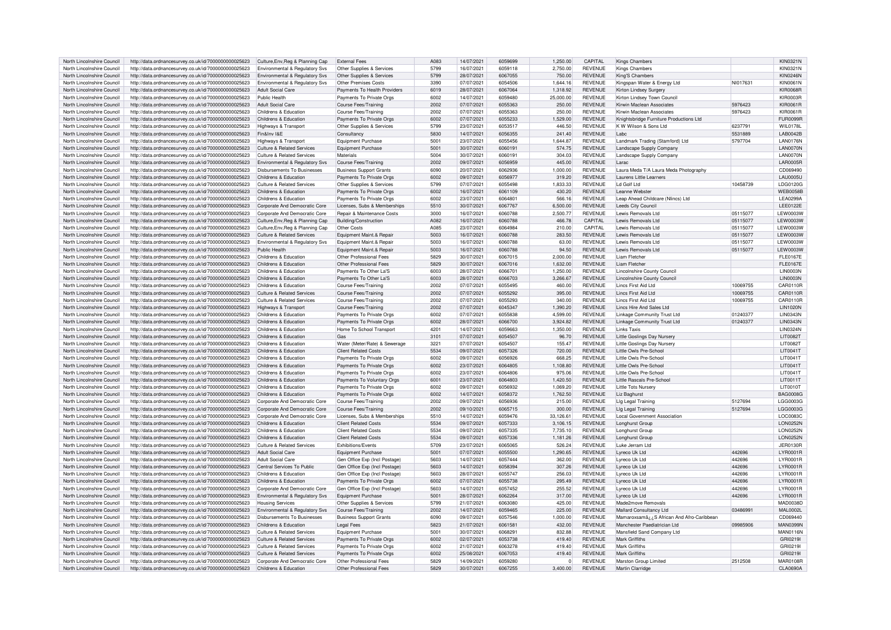| North Lincolnshire Council | http://data.ordnancesurvey.co.uk/id/7000000000025623 | Culture,Env,Reg & Planning Cap | External Fees | A083 | 14/07/2021 | 6059699 | 1,250.00 | CAPITAL | Kings Chambers | | KIN0321N |
|---|---|---|---|---|---|---|---|---|---|---|---|
| North Lincolnshire Council | http://data.ordnancesurvey.co.uk/id/7000000000025623 | Environmental & Regulatory Svs | Other Supplies & Services | 5799 | 16/07/2021 | 6059118 | 2,750.00 | REVENUE | Kings Chambers | | KIN0321N |
| North Lincolnshire Council | http://data.ordnancesurvey.co.uk/id/7000000000025623 | Environmental & Regulatory Svs | Other Supplies & Services | 5799 | 28/07/2021 | 6067055 | 750.00 | REVENUE | King'S Chambers | | KIN0246N |
| North Lincolnshire Council | http://data.ordnancesurvey.co.uk/id/7000000000025623 | Environmental & Regulatory Svs | Other Premises Costs | 3390 | 07/07/2021 | 6054506 | 1,644.16 | REVENUE | Kingspan Water & Energy Ltd | NI017631 | KIN0061N |
| North Lincolnshire Council | http://data.ordnancesurvey.co.uk/id/7000000000025623 | Adult Social Care | Payments To Health Providers | 6019 | 28/07/2021 | 6067064 | 1,318.92 | REVENUE | Kirton Lindsey Surgery | | KIR0068R |
| North Lincolnshire Council | http://data.ordnancesurvey.co.uk/id/7000000000025623 | Public Health | Payments To Private Orgs | 6002 | 14/07/2021 | 6059480 | 25,000.00 | REVENUE | Kirton Lindsey Town Council | | KIR0003R |
| North Lincolnshire Council | http://data.ordnancesurvey.co.uk/id/7000000000025623 | Adult Social Care | Course Fees/Training | 2002 | 07/07/2021 | 6055363 | 250.00 | REVENUE | Kirwin Maclean Associates | 5976423 | KIR0061R |
| North Lincolnshire Council | http://data.ordnancesurvey.co.uk/id/7000000000025623 | Childrens & Education | Course Fees/Training | 2002 | 07/07/2021 | 6055363 | 250.00 | REVENUE | Kirwin Maclean Associates | 5976423 | KIR0061R |
| North Lincolnshire Council | http://data.ordnancesurvey.co.uk/id/7000000000025623 | Childrens & Education | Payments To Private Orgs | 6002 | 07/07/2021 | 6055233 | 1,529.00 | REVENUE | Knightsbridge Furniture Productions Ltd | | FUR0099R |
| North Lincolnshire Council | http://data.ordnancesurvey.co.uk/id/7000000000025623 | Highways & Transport | Other Supplies & Services | 5799 | 23/07/2021 | 6053517 | 446.50 | REVENUE | K W Wilson & Sons Ltd | 6237791 | WIL0178L |
| North Lincolnshire Council | http://data.ordnancesurvey.co.uk/id/7000000000025623 | Fin&Inv I&E | Consultancy | 5830 | 14/07/2021 | 6056355 | 241.40 | REVENUE | Labc | 5531889 | LAB0042B |
| North Lincolnshire Council | http://data.ordnancesurvey.co.uk/id/7000000000025623 | Highways & Transport | Equipment Purchase | 5001 | 23/07/2021 | 6055456 | 1,644.87 | REVENUE | Landmark Trading (Stamford) Ltd | 5797704 | LAN0176N |
| North Lincolnshire Council | http://data.ordnancesurvey.co.uk/id/7000000000025623 | Culture & Related Services | Equipment Purchase | 5001 | 30/07/2021 | 6060191 | 574.75 | REVENUE | Landscape Supply Company | | LAN0070N |
| North Lincolnshire Council | http://data.ordnancesurvey.co.uk/id/7000000000025623 | Culture & Related Services | Materials | 5004 | 30/07/2021 | 6060191 | 304.03 | REVENUE | Landscape Supply Company | | LAN0070N |
| North Lincolnshire Council | http://data.ordnancesurvey.co.uk/id/7000000000025623 | Environmental & Regulatory Svs | Course Fees/Training | 2002 | 09/07/2021 | 6056959 | 445.00 | REVENUE | Larac | | LAR0005R |
| North Lincolnshire Council | http://data.ordnancesurvey.co.uk/id/7000000000025623 | Disbursements To Businesses | Business Support Grants | 6090 | 20/07/2021 | 6062936 | 1,000.00 | REVENUE | Laura Meda T/A Laura Meda Photography | | CD069490 |
| North Lincolnshire Council | http://data.ordnancesurvey.co.uk/id/7000000000025623 | Childrens & Education | Payments To Private Orgs | 6002 | 09/07/2021 | 6056977 | 319.20 | REVENUE | Laurens Little Learners | | LAU0005U |
| North Lincolnshire Council | http://data.ordnancesurvey.co.uk/id/7000000000025623 | Culture & Related Services | Other Supplies & Services | 5799 | 07/07/2021 | 6055498 | 1,833.33 | REVENUE | Ld Golf Ltd | 10458739 | LDG0120G |
| North Lincolnshire Council | http://data.ordnancesurvey.co.uk/id/7000000000025623 | Childrens & Education | Payments To Private Orgs | 6002 | 16/07/2021 | 6061109 | 430.20 | REVENUE | Leanne Webster | | WEB0058B |
| North Lincolnshire Council | http://data.ordnancesurvey.co.uk/id/7000000000025623 | Childrens & Education | Payments To Private Orgs | 6002 | 23/07/2021 | 6064801 | 566.16 | REVENUE | Leap Ahead Childcare (Nlincs) Ltd | | LEA0299A |
| North Lincolnshire Council | http://data.ordnancesurvey.co.uk/id/7000000000025623 | Corporate And Democratic Core | Licenses, Subs & Memberships | 5510 | 30/07/2021 | 6067767 | 6,500.00 | REVENUE | Leeds City Council | | LEE0122E |
| North Lincolnshire Council | http://data.ordnancesurvey.co.uk/id/7000000000025623 | Corporate And Democratic Core | Repair & Maintenance Costs | 3000 | 16/07/2021 | 6060788 | 2,500.77 | REVENUE | Lewis Removals Ltd | 05115077 | LEW0003W |
| North Lincolnshire Council | http://data.ordnancesurvey.co.uk/id/7000000000025623 | Culture,Env,Reg & Planning Cap | Building/Construction | A082 | 16/07/2021 | 6060788 | 466.78 | CAPITAL | Lewis Removals Ltd | 05115077 | LEW0003W |
| North Lincolnshire Council | http://data.ordnancesurvey.co.uk/id/7000000000025623 | Culture,Env,Reg & Planning Cap | Other Costs | A085 | 23/07/2021 | 6064984 | 210.00 | CAPITAL | Lewis Removals Ltd | 05115077 | LEW0003W |
| North Lincolnshire Council | http://data.ordnancesurvey.co.uk/id/7000000000025623 | Culture & Related Services | Equipment Maint.& Repair | 5003 | 16/07/2021 | 6060788 | 283.50 | REVENUE | Lewis Removals Ltd | 05115077 | LEW0003W |
| North Lincolnshire Council | http://data.ordnancesurvey.co.uk/id/7000000000025623 | Environmental & Regulatory Svs | Equipment Maint.& Repair | 5003 | 16/07/2021 | 6060788 | 63.00 | REVENUE | Lewis Removals Ltd | 05115077 | LEW0003W |
| North Lincolnshire Council | http://data.ordnancesurvey.co.uk/id/7000000000025623 | Public Health | Equipment Maint.& Repair | 5003 | 16/07/2021 | 6060788 | 94.50 | REVENUE | Lewis Removals Ltd | 05115077 | LEW0003W |
| North Lincolnshire Council | http://data.ordnancesurvey.co.uk/id/7000000000025623 | Childrens & Education | Other Professional Fees | 5829 | 30/07/2021 | 6067015 | 2,000.00 | REVENUE | Liam Fletcher | | FLE0167E |
| North Lincolnshire Council | http://data.ordnancesurvey.co.uk/id/7000000000025623 | Childrens & Education | Other Professional Fees | 5829 | 30/07/2021 | 6067016 | 1,632.00 | REVENUE | Liam Fletcher | | FLE0167E |
| North Lincolnshire Council | http://data.ordnancesurvey.co.uk/id/7000000000025623 | Childrens & Education | Payments To Other La'S | 6003 | 28/07/2021 | 6066701 | 1,250.00 | REVENUE | Lincolnshire County Council | | LIN0003N |
| North Lincolnshire Council | http://data.ordnancesurvey.co.uk/id/7000000000025623 | Childrens & Education | Payments To Other La'S | 6003 | 28/07/2021 | 6066703 | 3,266.67 | REVENUE | Lincolnshire County Council | | LIN0003N |
| North Lincolnshire Council | http://data.ordnancesurvey.co.uk/id/7000000000025623 | Childrens & Education | Course Fees/Training | 2002 | 07/07/2021 | 6055495 | 460.00 | REVENUE | Lincs First Aid Ltd | 10069755 | CAR0110R |
| North Lincolnshire Council | http://data.ordnancesurvey.co.uk/id/7000000000025623 | Culture & Related Services | Course Fees/Training | 2002 | 07/07/2021 | 6055292 | 395.00 | REVENUE | Lincs First Aid Ltd | 10069755 | CAR0110R |
| North Lincolnshire Council | http://data.ordnancesurvey.co.uk/id/7000000000025623 | Culture & Related Services | Course Fees/Training | 2002 | 07/07/2021 | 6055293 | 340.00 | REVENUE | Lincs First Aid Ltd | 10069755 | CAR0110R |
| North Lincolnshire Council | http://data.ordnancesurvey.co.uk/id/7000000000025623 | Highways & Transport | Course Fees/Training | 2002 | 07/07/2021 | 6045347 | 1,390.20 | REVENUE | Lincs Hire And Sales Ltd | | LIN1020N |
| North Lincolnshire Council | http://data.ordnancesurvey.co.uk/id/7000000000025623 | Childrens & Education | Payments To Private Orgs | 6002 | 07/07/2021 | 6055838 | 4,599.00 | REVENUE | Linkage Community Trust Ltd | 01240377 | LIN0343N |
| North Lincolnshire Council | http://data.ordnancesurvey.co.uk/id/7000000000025623 | Childrens & Education | Payments To Private Orgs | 6002 | 28/07/2021 | 6066700 | 3,924.82 | REVENUE | Linkage Community Trust Ltd | 01240377 | LIN0343N |
| North Lincolnshire Council | http://data.ordnancesurvey.co.uk/id/7000000000025623 | Childrens & Education | Home To School Transport | 4201 | 14/07/2021 | 6059663 | 1,350.00 | REVENUE | Links Taxis | | LIN0324N |
| North Lincolnshire Council | http://data.ordnancesurvey.co.uk/id/7000000000025623 | Childrens & Education | Gas | 3101 | 07/07/2021 | 6054507 | 96.70 | REVENUE | Little Goslings Day Nursery | | LIT0082T |
| North Lincolnshire Council | http://data.ordnancesurvey.co.uk/id/7000000000025623 | Childrens & Education | Water (Meter/Rate) & Sewerage | 3221 | 07/07/2021 | 6054507 | 155.47 | REVENUE | Little Goslings Day Nursery | | LIT0082T |
| North Lincolnshire Council | http://data.ordnancesurvey.co.uk/id/7000000000025623 | Childrens & Education | Client Related Costs | 5534 | 09/07/2021 | 6057326 | 720.00 | REVENUE | Little Owls Pre-School | | LIT0041T |
| North Lincolnshire Council | http://data.ordnancesurvey.co.uk/id/7000000000025623 | Childrens & Education | Payments To Private Orgs | 6002 | 09/07/2021 | 6056926 | 668.25 | REVENUE | Little Owls Pre-School | | LIT0041T |
| North Lincolnshire Council | http://data.ordnancesurvey.co.uk/id/7000000000025623 | Childrens & Education | Payments To Private Orgs | 6002 | 23/07/2021 | 6064805 | 1,108.80 | REVENUE | Little Owls Pre-School | | LIT0041T |
| North Lincolnshire Council | http://data.ordnancesurvey.co.uk/id/7000000000025623 | Childrens & Education | Payments To Private Orgs | 6002 | 23/07/2021 | 6064806 | 975.06 | REVENUE | Little Owls Pre-School | | LIT0041T |
| North Lincolnshire Council | http://data.ordnancesurvey.co.uk/id/7000000000025623 | Childrens & Education | Payments To Voluntary Orgs | 6001 | 23/07/2021 | 6064803 | 1,420.50 | REVENUE | Little Rascals Pre-School | | LIT0011T |
| North Lincolnshire Council | http://data.ordnancesurvey.co.uk/id/7000000000025623 | Childrens & Education | Payments To Private Orgs | 6002 | 09/07/2021 | 6056932 | 1,069.20 | REVENUE | Little Tots Nursery | | LIT0010T |
| North Lincolnshire Council | http://data.ordnancesurvey.co.uk/id/7000000000025623 | Childrens & Education | Payments To Private Orgs | 6002 | 14/07/2021 | 6058372 | 1,762.50 | REVENUE | Liz Baghurst | | BAG0008G |
| North Lincolnshire Council | http://data.ordnancesurvey.co.uk/id/7000000000025623 | Corporate And Democratic Core | Course Fees/Training | 2002 | 09/07/2021 | 6056936 | 215.00 | REVENUE | Llg Legal Training | 5127694 | LGG0003G |
| North Lincolnshire Council | http://data.ordnancesurvey.co.uk/id/7000000000025623 | Corporate And Democratic Core | Course Fees/Training | 2002 | 09/10/2021 | 6065715 | 300.00 | REVENUE | Llg Legal Training | 5127694 | LGG0003G |
| North Lincolnshire Council | http://data.ordnancesurvey.co.uk/id/7000000000025623 | Corporate And Democratic Core | Licenses, Subs & Memberships | 5510 | 14/07/2021 | 6059476 | 33,126.61 | REVENUE | Local Government Association | | LOC0083C |
| North Lincolnshire Council | http://data.ordnancesurvey.co.uk/id/7000000000025623 | Childrens & Education | Client Related Costs | 5534 | 09/07/2021 | 6057333 | 3,106.15 | REVENUE | Longhurst Group | | LON0252N |
| North Lincolnshire Council | http://data.ordnancesurvey.co.uk/id/7000000000025623 | Childrens & Education | Client Related Costs | 5534 | 09/07/2021 | 6057335 | 7,735.10 | REVENUE | Longhurst Group | | LON0252N |
| North Lincolnshire Council | http://data.ordnancesurvey.co.uk/id/7000000000025623 | Childrens & Education | Client Related Costs | 5534 | 09/07/2021 | 6057336 | 1,181.26 | REVENUE | Longhurst Group | | LON0252N |
| North Lincolnshire Council | http://data.ordnancesurvey.co.uk/id/7000000000025623 | Culture & Related Services | Exhibitions/Events | 5709 | 23/07/2021 | 6065065 | 526.24 | REVENUE | Luke Jerram Ltd | | JER0130R |
| North Lincolnshire Council | http://data.ordnancesurvey.co.uk/id/7000000000025623 | Adult Social Care | Equipment Purchase | 5001 | 07/07/2021 | 6055500 | 1,290.65 | REVENUE | Lyreco Uk Ltd | 442696 | LYR0001R |
| North Lincolnshire Council | http://data.ordnancesurvey.co.uk/id/7000000000025623 | Adult Social Care | Gen Office Exp (Incl Postage) | 5603 | 14/07/2021 | 6057444 | 362.00 | REVENUE | Lyreco Uk Ltd | 442696 | LYR0001R |
| North Lincolnshire Council | http://data.ordnancesurvey.co.uk/id/7000000000025623 | Central Services To Public | Gen Office Exp (Incl Postage) | 5603 | 14/07/2021 | 6058394 | 307.26 | REVENUE | Lyreco Uk Ltd | 442696 | LYR0001R |
| North Lincolnshire Council | http://data.ordnancesurvey.co.uk/id/7000000000025623 | Childrens & Education | Gen Office Exp (Incl Postage) | 5603 | 28/07/2021 | 6055747 | 256.03 | REVENUE | Lyreco Uk Ltd | 442696 | LYR0001R |
| North Lincolnshire Council | http://data.ordnancesurvey.co.uk/id/7000000000025623 | Childrens & Education | Payments To Private Orgs | 6002 | 07/07/2021 | 6055738 | 295.49 | REVENUE | Lyreco Uk Ltd | 442696 | LYR0001R |
| North Lincolnshire Council | http://data.ordnancesurvey.co.uk/id/7000000000025623 | Corporate And Democratic Core | Gen Office Exp (Incl Postage) | 5603 | 14/07/2021 | 6057452 | 255.52 | REVENUE | Lyreco Uk Ltd | 442696 | LYR0001R |
| North Lincolnshire Council | http://data.ordnancesurvey.co.uk/id/7000000000025623 | Environmental & Regulatory Svs | Equipment Purchase | 5001 | 28/07/2021 | 6062264 | 317.00 | REVENUE | Lyreco Uk Ltd | 442696 | LYR0001R |
| North Lincolnshire Council | http://data.ordnancesurvey.co.uk/id/7000000000025623 | Housing Services | Other Supplies & Services | 5799 | 21/07/2021 | 6063080 | 425.00 | REVENUE | Made2move Removals | | MAD0038D |
| North Lincolnshire Council | http://data.ordnancesurvey.co.uk/id/7000000000025623 | Environmental & Regulatory Svs | Course Fees/Training | 2002 | 14/07/2021 | 6059465 | 225.00 | REVENUE | Mallard Consultancy Ltd | 03486991 | MAL0002L |
| North Lincolnshire Council | http://data.ordnancesurvey.co.uk/id/7000000000025623 | Disbursements To Businesses | Business Support Grants | 6090 | 09/07/2021 | 6057546 | 1,000.00 | REVENUE | Mamaroxsamâ¿¿S African And Afro-Caribbean | | CD069440 |
| North Lincolnshire Council | http://data.ordnancesurvey.co.uk/id/7000000000025623 | Childrens & Education | Legal Fees | 5823 | 21/07/2021 | 6061581 | 432.00 | REVENUE | Manchester Paediatrician Ltd | 09985906 | MAN0399N |
| North Lincolnshire Council | http://data.ordnancesurvey.co.uk/id/7000000000025623 | Culture & Related Services | Equipment Purchase | 5001 | 30/07/2021 | 6068291 | 832.88 | REVENUE | Mansfield Sand Company Ltd | | MAN0116N |
| North Lincolnshire Council | http://data.ordnancesurvey.co.uk/id/7000000000025623 | Culture & Related Services | Payments To Private Orgs | 6002 | 02/07/2021 | 6053738 | 419.40 | REVENUE | Mark Griffiths | | GRI0219I |
| North Lincolnshire Council | http://data.ordnancesurvey.co.uk/id/7000000000025623 | Culture & Related Services | Payments To Private Orgs | 6002 | 21/07/2021 | 6063278 | 419.40 | REVENUE | Mark Griffiths | | GRI0219I |
| North Lincolnshire Council | http://data.ordnancesurvey.co.uk/id/7000000000025623 | Culture & Related Services | Payments To Private Orgs | 6002 | 25/08/2021 | 6067053 | 419.40 | REVENUE | Mark Griffiths | | GRI0219I |
| North Lincolnshire Council | http://data.ordnancesurvey.co.uk/id/7000000000025623 | Corporate And Democratic Core | Other Professional Fees | 5829 | 14/09/2021 | 6059280 | 0 | REVENUE | Marston Group Limited | 2512508 | MAR0108R |
| North Lincolnshire Council | http://data.ordnancesurvey.co.uk/id/7000000000025623 | Childrens & Education | Other Professional Fees | 5829 | 30/07/2021 | 6067255 | 3,400.00 | REVENUE | Martin Clarridge | | CLA0690A |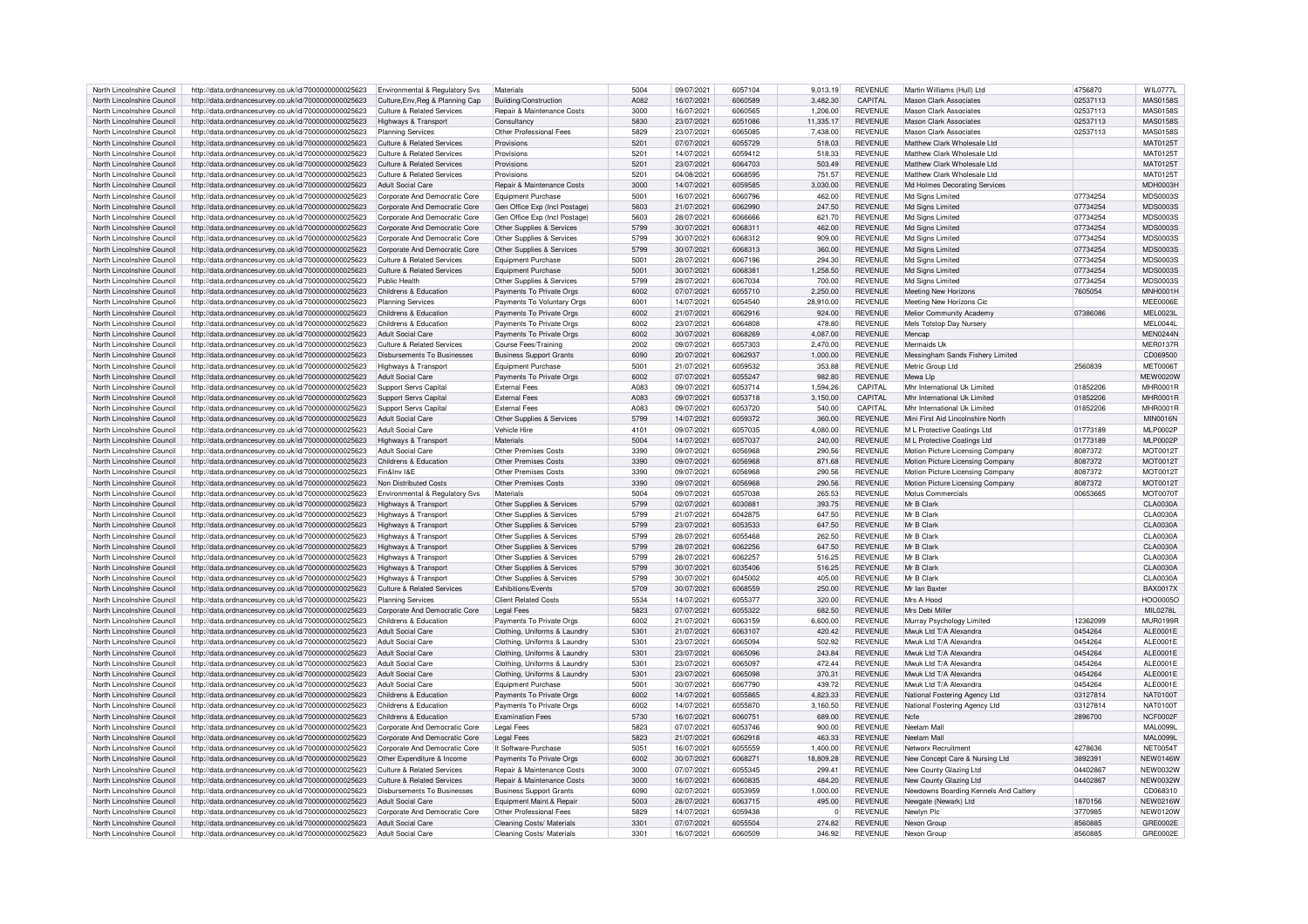| North Lincolnshire Council | http://data.ordnancesurvey.co.uk/id/7000000000025623 | Environmental & Regulatory Svs | Materials | 5004 | 09/07/2021 | 6057104 | 9,013.19 | REVENUE | Martin Williams (Hull) Ltd | 4756870 | WIL0777L |
|---|---|---|---|---|---|---|---|---|---|---|---|
| North Lincolnshire Council | http://data.ordnancesurvey.co.uk/id/7000000000025623 | Culture,Env,Reg & Planning Cap | Building/Construction | A082 | 16/07/2021 | 6060589 | 3,482.30 | CAPITAL | Mason Clark Associates | 02537113 | MAS0158S |
| North Lincolnshire Council | http://data.ordnancesurvey.co.uk/id/7000000000025623 | Culture & Related Services | Repair & Maintenance Costs | 3000 | 16/07/2021 | 6060565 | 1,206.00 | REVENUE | Mason Clark Associates | 02537113 | MAS0158S |
| North Lincolnshire Council | http://data.ordnancesurvey.co.uk/id/7000000000025623 | Highways & Transport | Consultancy | 5830 | 23/07/2021 | 6051086 | 11,335.17 | REVENUE | Mason Clark Associates | 02537113 | MAS0158S |
| North Lincolnshire Council | http://data.ordnancesurvey.co.uk/id/7000000000025623 | Planning Services | Other Professional Fees | 5829 | 23/07/2021 | 6065085 | 7,438.00 | REVENUE | Mason Clark Associates | 02537113 | MAS0158S |
| North Lincolnshire Council | http://data.ordnancesurvey.co.uk/id/7000000000025623 | Culture & Related Services | Provisions | 5201 | 07/07/2021 | 6055729 | 518.03 | REVENUE | Matthew Clark Wholesale Ltd | | MAT0125T |
| North Lincolnshire Council | http://data.ordnancesurvey.co.uk/id/7000000000025623 | Culture & Related Services | Provisions | 5201 | 14/07/2021 | 6059412 | 518.33 | REVENUE | Matthew Clark Wholesale Ltd | | MAT0125T |
| North Lincolnshire Council | http://data.ordnancesurvey.co.uk/id/7000000000025623 | Culture & Related Services | Provisions | 5201 | 23/07/2021 | 6064703 | 503.49 | REVENUE | Matthew Clark Wholesale Ltd | | MAT0125T |
| North Lincolnshire Council | http://data.ordnancesurvey.co.uk/id/7000000000025623 | Culture & Related Services | Provisions | 5201 | 04/08/2021 | 6068595 | 751.57 | REVENUE | Matthew Clark Wholesale Ltd | | MAT0125T |
| North Lincolnshire Council | http://data.ordnancesurvey.co.uk/id/7000000000025623 | Adult Social Care | Repair & Maintenance Costs | 3000 | 14/07/2021 | 6059585 | 3,030.00 | REVENUE | Md Holmes Decorating Services | | MDH0003H |
| North Lincolnshire Council | http://data.ordnancesurvey.co.uk/id/7000000000025623 | Corporate And Democratic Core | Equipment Purchase | 5001 | 16/07/2021 | 6060796 | 462.00 | REVENUE | Md Signs Limited | 07734254 | MDS0003S |
| North Lincolnshire Council | http://data.ordnancesurvey.co.uk/id/7000000000025623 | Corporate And Democratic Core | Gen Office Exp (Incl Postage) | 5603 | 21/07/2021 | 6062990 | 247.50 | REVENUE | Md Signs Limited | 07734254 | MDS0003S |
| North Lincolnshire Council | http://data.ordnancesurvey.co.uk/id/7000000000025623 | Corporate And Democratic Core | Gen Office Exp (Incl Postage) | 5603 | 28/07/2021 | 6066666 | 621.70 | REVENUE | Md Signs Limited | 07734254 | MDS0003S |
| North Lincolnshire Council | http://data.ordnancesurvey.co.uk/id/7000000000025623 | Corporate And Democratic Core | Other Supplies & Services | 5799 | 30/07/2021 | 6068311 | 462.00 | REVENUE | Md Signs Limited | 07734254 | MDS0003S |
| North Lincolnshire Council | http://data.ordnancesurvey.co.uk/id/7000000000025623 | Corporate And Democratic Core | Other Supplies & Services | 5799 | 30/07/2021 | 6068312 | 909.00 | REVENUE | Md Signs Limited | 07734254 | MDS0003S |
| North Lincolnshire Council | http://data.ordnancesurvey.co.uk/id/7000000000025623 | Corporate And Democratic Core | Other Supplies & Services | 5799 | 30/07/2021 | 6068313 | 360.00 | REVENUE | Md Signs Limited | 07734254 | MDS0003S |
| North Lincolnshire Council | http://data.ordnancesurvey.co.uk/id/7000000000025623 | Culture & Related Services | Equipment Purchase | 5001 | 28/07/2021 | 6067196 | 294.30 | REVENUE | Md Signs Limited | 07734254 | MDS0003S |
| North Lincolnshire Council | http://data.ordnancesurvey.co.uk/id/7000000000025623 | Culture & Related Services | Equipment Purchase | 5001 | 30/07/2021 | 6068381 | 1,258.50 | REVENUE | Md Signs Limited | 07734254 | MDS0003S |
| North Lincolnshire Council | http://data.ordnancesurvey.co.uk/id/7000000000025623 | Public Health | Other Supplies & Services | 5799 | 28/07/2021 | 6067034 | 700.00 | REVENUE | Md Signs Limited | 07734254 | MDS0003S |
| North Lincolnshire Council | http://data.ordnancesurvey.co.uk/id/7000000000025623 | Childrens & Education | Payments To Private Orgs | 6002 | 07/07/2021 | 6055710 | 2,250.00 | REVENUE | Meeting New Horizons | 7605054 | MNH0001H |
| North Lincolnshire Council | http://data.ordnancesurvey.co.uk/id/7000000000025623 | Planning Services | Payments To Voluntary Orgs | 6001 | 14/07/2021 | 6054540 | 28,910.00 | REVENUE | Meeting New Horizons Cic | | MEE0006E |
| North Lincolnshire Council | http://data.ordnancesurvey.co.uk/id/7000000000025623 | Childrens & Education | Payments To Private Orgs | 6002 | 21/07/2021 | 6062916 | 924.00 | REVENUE | Melior Community Academy | 07386086 | MEL0023L |
| North Lincolnshire Council | http://data.ordnancesurvey.co.uk/id/7000000000025623 | Childrens & Education | Payments To Private Orgs | 6002 | 23/07/2021 | 6064808 | 478.80 | REVENUE | Mels Totstop Day Nursery | | MEL0044L |
| North Lincolnshire Council | http://data.ordnancesurvey.co.uk/id/7000000000025623 | Adult Social Care | Payments To Private Orgs | 6002 | 30/07/2021 | 6068269 | 4,087.00 | REVENUE | Mencap | | MEN0244N |
| North Lincolnshire Council | http://data.ordnancesurvey.co.uk/id/7000000000025623 | Culture & Related Services | Course Fees/Training | 2002 | 09/07/2021 | 6057303 | 2,470.00 | REVENUE | Mermaids Uk | | MER0137R |
| North Lincolnshire Council | http://data.ordnancesurvey.co.uk/id/7000000000025623 | Disbursements To Businesses | Business Support Grants | 6090 | 20/07/2021 | 6062937 | 1,000.00 | REVENUE | Messingham Sands Fishery Limited | | CD069500 |
| North Lincolnshire Council | http://data.ordnancesurvey.co.uk/id/7000000000025623 | Highways & Transport | Equipment Purchase | 5001 | 21/07/2021 | 6059532 | 353.88 | REVENUE | Metric Group Ltd | 2560839 | MET0006T |
| North Lincolnshire Council | http://data.ordnancesurvey.co.uk/id/7000000000025623 | Adult Social Care | Payments To Private Orgs | 6002 | 07/07/2021 | 6055247 | 982.80 | REVENUE | Mewa Llp | | MEW0020W |
| North Lincolnshire Council | http://data.ordnancesurvey.co.uk/id/7000000000025623 | Support Servs Capital | External Fees | A083 | 09/07/2021 | 6053714 | 1,594.26 | CAPITAL | Mhr International Uk Limited | 01852206 | MHR0001R |
| North Lincolnshire Council | http://data.ordnancesurvey.co.uk/id/7000000000025623 | Support Servs Capital | External Fees | A083 | 09/07/2021 | 6053718 | 3,150.00 | CAPITAL | Mhr International Uk Limited | 01852206 | MHR0001R |
| North Lincolnshire Council | http://data.ordnancesurvey.co.uk/id/7000000000025623 | Support Servs Capital | External Fees | A083 | 09/07/2021 | 6053720 | 540.00 | CAPITAL | Mhr International Uk Limited | 01852206 | MHR0001R |
| North Lincolnshire Council | http://data.ordnancesurvey.co.uk/id/7000000000025623 | Adult Social Care | Other Supplies & Services | 5799 | 14/07/2021 | 6059372 | 360.00 | REVENUE | Mini First Aid Lincolnshire North | | MIN0016N |
| North Lincolnshire Council | http://data.ordnancesurvey.co.uk/id/7000000000025623 | Adult Social Care | Vehicle Hire | 4101 | 09/07/2021 | 6057035 | 4,080.00 | REVENUE | M L Protective Coatings Ltd | 01773189 | MLP0002P |
| North Lincolnshire Council | http://data.ordnancesurvey.co.uk/id/7000000000025623 | Highways & Transport | Materials | 5004 | 14/07/2021 | 6057037 | 240.00 | REVENUE | M L Protective Coatings Ltd | 01773189 | MLP0002P |
| North Lincolnshire Council | http://data.ordnancesurvey.co.uk/id/7000000000025623 | Adult Social Care | Other Premises Costs | 3390 | 09/07/2021 | 6056968 | 290.56 | REVENUE | Motion Picture Licensing Company | 8087372 | MOT0012T |
| North Lincolnshire Council | http://data.ordnancesurvey.co.uk/id/7000000000025623 | Childrens & Education | Other Premises Costs | 3390 | 09/07/2021 | 6056968 | 871.68 | REVENUE | Motion Picture Licensing Company | 8087372 | MOT0012T |
| North Lincolnshire Council | http://data.ordnancesurvey.co.uk/id/7000000000025623 | Fin&Inv I&E | Other Premises Costs | 3390 | 09/07/2021 | 6056968 | 290.56 | REVENUE | Motion Picture Licensing Company | 8087372 | MOT0012T |
| North Lincolnshire Council | http://data.ordnancesurvey.co.uk/id/7000000000025623 | Non Distributed Costs | Other Premises Costs | 3390 | 09/07/2021 | 6056968 | 290.56 | REVENUE | Motion Picture Licensing Company | 8087372 | MOT0012T |
| North Lincolnshire Council | http://data.ordnancesurvey.co.uk/id/7000000000025623 | Environmental & Regulatory Svs | Materials | 5004 | 09/07/2021 | 6057038 | 265.53 | REVENUE | Motus Commercials | 00653665 | MOT0070T |
| North Lincolnshire Council | http://data.ordnancesurvey.co.uk/id/7000000000025623 | Highways & Transport | Other Supplies & Services | 5799 | 02/07/2021 | 6030881 | 393.75 | REVENUE | Mr B Clark | | CLA0030A |
| North Lincolnshire Council | http://data.ordnancesurvey.co.uk/id/7000000000025623 | Highways & Transport | Other Supplies & Services | 5799 | 21/07/2021 | 6042875 | 647.50 | REVENUE | Mr B Clark | | CLA0030A |
| North Lincolnshire Council | http://data.ordnancesurvey.co.uk/id/7000000000025623 | Highways & Transport | Other Supplies & Services | 5799 | 23/07/2021 | 6053533 | 647.50 | REVENUE | Mr B Clark | | CLA0030A |
| North Lincolnshire Council | http://data.ordnancesurvey.co.uk/id/7000000000025623 | Highways & Transport | Other Supplies & Services | 5799 | 28/07/2021 | 6055468 | 262.50 | REVENUE | Mr B Clark | | CLA0030A |
| North Lincolnshire Council | http://data.ordnancesurvey.co.uk/id/7000000000025623 | Highways & Transport | Other Supplies & Services | 5799 | 28/07/2021 | 6062256 | 647.50 | REVENUE | Mr B Clark | | CLA0030A |
| North Lincolnshire Council | http://data.ordnancesurvey.co.uk/id/7000000000025623 | Highways & Transport | Other Supplies & Services | 5799 | 28/07/2021 | 6062257 | 516.25 | REVENUE | Mr B Clark | | CLA0030A |
| North Lincolnshire Council | http://data.ordnancesurvey.co.uk/id/7000000000025623 | Highways & Transport | Other Supplies & Services | 5799 | 30/07/2021 | 6035406 | 516.25 | REVENUE | Mr B Clark | | CLA0030A |
| North Lincolnshire Council | http://data.ordnancesurvey.co.uk/id/7000000000025623 | Highways & Transport | Other Supplies & Services | 5799 | 30/07/2021 | 6045002 | 405.00 | REVENUE | Mr B Clark | | CLA0030A |
| North Lincolnshire Council | http://data.ordnancesurvey.co.uk/id/7000000000025623 | Culture & Related Services | Exhibitions/Events | 5709 | 30/07/2021 | 6068559 | 250.00 | REVENUE | Mr Ian Baxter | | BAX0017X |
| North Lincolnshire Council | http://data.ordnancesurvey.co.uk/id/7000000000025623 | Planning Services | Client Related Costs | 5534 | 14/07/2021 | 6055377 | 320.00 | REVENUE | Mrs A Hood | | HOO0005O |
| North Lincolnshire Council | http://data.ordnancesurvey.co.uk/id/7000000000025623 | Corporate And Democratic Core | Legal Fees | 5823 | 07/07/2021 | 6055322 | 682.50 | REVENUE | Mrs Debi Miller | | MIL0278L |
| North Lincolnshire Council | http://data.ordnancesurvey.co.uk/id/7000000000025623 | Childrens & Education | Payments To Private Orgs | 6002 | 21/07/2021 | 6063159 | 6,600.00 | REVENUE | Murray Psychology Limited | 12362099 | MUR0199R |
| North Lincolnshire Council | http://data.ordnancesurvey.co.uk/id/7000000000025623 | Adult Social Care | Clothing, Uniforms & Laundry | 5301 | 21/07/2021 | 6063107 | 420.42 | REVENUE | Mwuk Ltd T/A Alexandra | 0454264 | ALE0001E |
| North Lincolnshire Council | http://data.ordnancesurvey.co.uk/id/7000000000025623 | Adult Social Care | Clothing, Uniforms & Laundry | 5301 | 23/07/2021 | 6065094 | 502.92 | REVENUE | Mwuk Ltd T/A Alexandra | 0454264 | ALE0001E |
| North Lincolnshire Council | http://data.ordnancesurvey.co.uk/id/7000000000025623 | Adult Social Care | Clothing, Uniforms & Laundry | 5301 | 23/07/2021 | 6065096 | 243.84 | REVENUE | Mwuk Ltd T/A Alexandra | 0454264 | ALE0001E |
| North Lincolnshire Council | http://data.ordnancesurvey.co.uk/id/7000000000025623 | Adult Social Care | Clothing, Uniforms & Laundry | 5301 | 23/07/2021 | 6065097 | 472.44 | REVENUE | Mwuk Ltd T/A Alexandra | 0454264 | ALE0001E |
| North Lincolnshire Council | http://data.ordnancesurvey.co.uk/id/7000000000025623 | Adult Social Care | Clothing, Uniforms & Laundry | 5301 | 23/07/2021 | 6065098 | 370.31 | REVENUE | Mwuk Ltd T/A Alexandra | 0454264 | ALE0001E |
| North Lincolnshire Council | http://data.ordnancesurvey.co.uk/id/7000000000025623 | Adult Social Care | Equipment Purchase | 5001 | 30/07/2021 | 6067790 | 439.72 | REVENUE | Mwuk Ltd T/A Alexandra | 0454264 | ALE0001E |
| North Lincolnshire Council | http://data.ordnancesurvey.co.uk/id/7000000000025623 | Childrens & Education | Payments To Private Orgs | 6002 | 14/07/2021 | 6055865 | 4,823.33 | REVENUE | National Fostering Agency Ltd | 03127814 | NAT0100T |
| North Lincolnshire Council | http://data.ordnancesurvey.co.uk/id/7000000000025623 | Childrens & Education | Payments To Private Orgs | 6002 | 14/07/2021 | 6055870 | 3,160.50 | REVENUE | National Fostering Agency Ltd | 03127814 | NAT0100T |
| North Lincolnshire Council | http://data.ordnancesurvey.co.uk/id/7000000000025623 | Childrens & Education | Examination Fees | 5730 | 16/07/2021 | 6060751 | 689.00 | REVENUE | Ncfe | 2896700 | NCF0002F |
| North Lincolnshire Council | http://data.ordnancesurvey.co.uk/id/7000000000025623 | Corporate And Democratic Core | Legal Fees | 5823 | 07/07/2021 | 6053746 | 900.00 | REVENUE | Neelam Mall | | MAL0099L |
| North Lincolnshire Council | http://data.ordnancesurvey.co.uk/id/7000000000025623 | Corporate And Democratic Core | Legal Fees | 5823 | 21/07/2021 | 6062918 | 463.33 | REVENUE | Neelam Mall | | MAL0099L |
| North Lincolnshire Council | http://data.ordnancesurvey.co.uk/id/7000000000025623 | Corporate And Democratic Core | It Software-Purchase | 5051 | 16/07/2021 | 6055559 | 1,400.00 | REVENUE | Networx Recruitment | 4278636 | NET0054T |
| North Lincolnshire Council | http://data.ordnancesurvey.co.uk/id/7000000000025623 | Other Expenditure & Income | Payments To Private Orgs | 6002 | 30/07/2021 | 6068271 | 18,809.28 | REVENUE | New Concept Care & Nursing Ltd | 3892391 | NEW0146W |
| North Lincolnshire Council | http://data.ordnancesurvey.co.uk/id/7000000000025623 | Culture & Related Services | Repair & Maintenance Costs | 3000 | 07/07/2021 | 6055345 | 299.41 | REVENUE | New County Glazing Ltd | 04402867 | NEW0032W |
| North Lincolnshire Council | http://data.ordnancesurvey.co.uk/id/7000000000025623 | Culture & Related Services | Repair & Maintenance Costs | 3000 | 16/07/2021 | 6060835 | 484.20 | REVENUE | New County Glazing Ltd | 04402867 | NEW0032W |
| North Lincolnshire Council | http://data.ordnancesurvey.co.uk/id/7000000000025623 | Disbursements To Businesses | Business Support Grants | 6090 | 02/07/2021 | 6053959 | 1,000.00 | REVENUE | Newdowns Boarding Kennels And Cattery | | CD068310 |
| North Lincolnshire Council | http://data.ordnancesurvey.co.uk/id/7000000000025623 | Adult Social Care | Equipment Maint.& Repair | 5003 | 28/07/2021 | 6063715 | 495.00 | REVENUE | Newgate (Newark) Ltd | 1870156 | NEW0216W |
| North Lincolnshire Council | http://data.ordnancesurvey.co.uk/id/7000000000025623 | Corporate And Democratic Core | Other Professional Fees | 5829 | 14/07/2021 | 6059438 | 0 | REVENUE | Newlyn Plc | 3770985 | NEW0120W |
| North Lincolnshire Council | http://data.ordnancesurvey.co.uk/id/7000000000025623 | Adult Social Care | Cleaning Costs/ Materials | 3301 | 07/07/2021 | 6055504 | 274.82 | REVENUE | Nexon Group | 8560885 | GRE0002E |
| North Lincolnshire Council | http://data.ordnancesurvey.co.uk/id/7000000000025623 | Adult Social Care | Cleaning Costs/ Materials | 3301 | 16/07/2021 | 6060509 | 346.92 | REVENUE | Nexon Group | 8560885 | GRE0002E |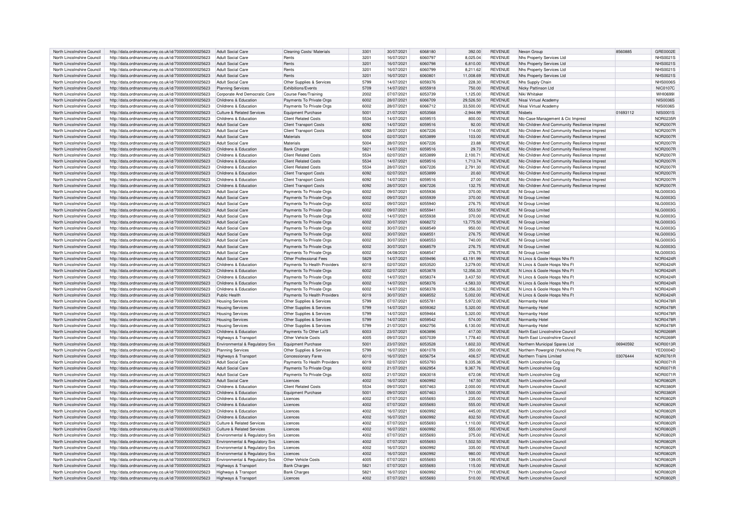| North Lincolnshire Council | http://data.ordnancesurvey.co.uk/id/7000000000025623 | Adult Social Care | Cleaning Costs/ Materials | 3301 | 30/07/2021 | 6068180 | 392.00 | REVENUE | Nexon Group | 8560885 | GRE0002E |
|---|---|---|---|---|---|---|---|---|---|---|---|
| North Lincolnshire Council | http://data.ordnancesurvey.co.uk/id/7000000000025623 | Adult Social Care | Rents | 3201 | 16/07/2021 | 6060797 | 8,025.04 | REVENUE | Nhs Property Services Ltd | | NHS0021S |
| North Lincolnshire Council | http://data.ordnancesurvey.co.uk/id/7000000000025623 | Adult Social Care | Rents | 3201 | 16/07/2021 | 6060798 | 6,810.00 | REVENUE | Nhs Property Services Ltd | | NHS0021S |
| North Lincolnshire Council | http://data.ordnancesurvey.co.uk/id/7000000000025623 | Adult Social Care | Rents | 3201 | 16/07/2021 | 6060799 | 8,211.62 | REVENUE | Nhs Property Services Ltd | | NHS0021S |
| North Lincolnshire Council | http://data.ordnancesurvey.co.uk/id/7000000000025623 | Adult Social Care | Rents | 3201 | 16/07/2021 | 6060801 | 11,008.69 | REVENUE | Nhs Property Services Ltd | | NHS0021S |
| North Lincolnshire Council | http://data.ordnancesurvey.co.uk/id/7000000000025623 | Adult Social Care | Other Supplies & Services | 5799 | 14/07/2021 | 6059376 | 228.30 | REVENUE | Nhs Supply Chain | | NHS0006S |
| North Lincolnshire Council | http://data.ordnancesurvey.co.uk/id/7000000000025623 | Planning Services | Exhibitions/Events | 5709 | 14/07/2021 | 6055918 | 750.00 | REVENUE | Nicky Pattinson Ltd | | NIC0107C |
| North Lincolnshire Council | http://data.ordnancesurvey.co.uk/id/7000000000025623 | Corporate And Democratic Core | Course Fees/Training | 2002 | 07/07/2021 | 6053739 | 1,125.00 | REVENUE | Niki Whitaker | | WHI0699I |
| North Lincolnshire Council | http://data.ordnancesurvey.co.uk/id/7000000000025623 | Childrens & Education | Payments To Private Orgs | 6002 | 28/07/2021 | 6066709 | 29,526.50 | REVENUE | Nisai Virtual Academy | | NIS0036S |
| North Lincolnshire Council | http://data.ordnancesurvey.co.uk/id/7000000000025623 | Childrens & Education | Payments To Private Orgs | 6002 | 28/07/2021 | 6066712 | 33,500.00 | REVENUE | Nisai Virtual Academy | | NIS0036S |
| North Lincolnshire Council | http://data.ordnancesurvey.co.uk/id/7000000000025623 | Culture & Related Services | Equipment Purchase | 5001 | 21/07/2021 | 6053568 | -2,944.99 | REVENUE | Nisbets | 01693112 | NIS0001S |
| North Lincolnshire Council | http://data.ordnancesurvey.co.uk/id/7000000000025623 | Childrens & Education | Client Related Costs | 5534 | 14/07/2021 | 6059515 | 800.00 | REVENUE | Nlc-Case Management & Cic Imprest | | NOR0235R |
| North Lincolnshire Council | http://data.ordnancesurvey.co.uk/id/7000000000025623 | Adult Social Care | Client Transport Costs | 6092 | 14/07/2021 | 6059516 | 92.00 | REVENUE | Nlc-Children And Community Resilience Imprest | | NOR2007R |
| North Lincolnshire Council | http://data.ordnancesurvey.co.uk/id/7000000000025623 | Adult Social Care | Client Transport Costs | 6092 | 28/07/2021 | 6067226 | 114.00 | REVENUE | Nlc-Children And Community Resilience Imprest | | NOR2007R |
| North Lincolnshire Council | http://data.ordnancesurvey.co.uk/id/7000000000025623 | Adult Social Care | Materials | 5004 | 02/07/2021 | 6053899 | 103.00 | REVENUE | Nlc-Children And Community Resilience Imprest | | NOR2007R |
| North Lincolnshire Council | http://data.ordnancesurvey.co.uk/id/7000000000025623 | Adult Social Care | Materials | 5004 | 28/07/2021 | 6067226 | 23.88 | REVENUE | Nlc-Children And Community Resilience Imprest | | NOR2007R |
| North Lincolnshire Council | http://data.ordnancesurvey.co.uk/id/7000000000025623 | Childrens & Education | Bank Charges | 5821 | 14/07/2021 | 6059516 | 29.73 | REVENUE | Nlc-Children And Community Resilience Imprest | | NOR2007R |
| North Lincolnshire Council | http://data.ordnancesurvey.co.uk/id/7000000000025623 | Childrens & Education | Client Related Costs | 5534 | 02/07/2021 | 6053899 | 2,100.71 | REVENUE | Nlc-Children And Community Resilience Imprest | | NOR2007R |
| North Lincolnshire Council | http://data.ordnancesurvey.co.uk/id/7000000000025623 | Childrens & Education | Client Related Costs | 5534 | 14/07/2021 | 6059516 | 1,713.74 | REVENUE | Nlc-Children And Community Resilience Imprest | | NOR2007R |
| North Lincolnshire Council | http://data.ordnancesurvey.co.uk/id/7000000000025623 | Childrens & Education | Client Related Costs | 5534 | 28/07/2021 | 6067226 | 2,791.30 | REVENUE | Nlc-Children And Community Resilience Imprest | | NOR2007R |
| North Lincolnshire Council | http://data.ordnancesurvey.co.uk/id/7000000000025623 | Childrens & Education | Client Transport Costs | 6092 | 02/07/2021 | 6053899 | 20.60 | REVENUE | Nlc-Children And Community Resilience Imprest | | NOR2007R |
| North Lincolnshire Council | http://data.ordnancesurvey.co.uk/id/7000000000025623 | Childrens & Education | Client Transport Costs | 6092 | 14/07/2021 | 6059516 | 27.00 | REVENUE | Nlc-Children And Community Resilience Imprest | | NOR2007R |
| North Lincolnshire Council | http://data.ordnancesurvey.co.uk/id/7000000000025623 | Childrens & Education | Client Transport Costs | 6092 | 28/07/2021 | 6067226 | 132.75 | REVENUE | Nlc-Children And Community Resilience Imprest | | NOR2007R |
| North Lincolnshire Council | http://data.ordnancesurvey.co.uk/id/7000000000025623 | Adult Social Care | Payments To Private Orgs | 6002 | 09/07/2021 | 6055936 | 370.00 | REVENUE | Nl Group Limited | | NLG0003G |
| North Lincolnshire Council | http://data.ordnancesurvey.co.uk/id/7000000000025623 | Adult Social Care | Payments To Private Orgs | 6002 | 09/07/2021 | 6055939 | 370.00 | REVENUE | Nl Group Limited | | NLG0003G |
| North Lincolnshire Council | http://data.ordnancesurvey.co.uk/id/7000000000025623 | Adult Social Care | Payments To Private Orgs | 6002 | 09/07/2021 | 6055940 | 276.75 | REVENUE | Nl Group Limited | | NLG0003G |
| North Lincolnshire Council | http://data.ordnancesurvey.co.uk/id/7000000000025623 | Adult Social Care | Payments To Private Orgs | 6002 | 09/07/2021 | 6055941 | 553.50 | REVENUE | Nl Group Limited | | NLG0003G |
| North Lincolnshire Council | http://data.ordnancesurvey.co.uk/id/7000000000025623 | Adult Social Care | Payments To Private Orgs | 6002 | 14/07/2021 | 6055938 | 370.00 | REVENUE | Nl Group Limited | | NLG0003G |
| North Lincolnshire Council | http://data.ordnancesurvey.co.uk/id/7000000000025623 | Adult Social Care | Payments To Private Orgs | 6002 | 30/07/2021 | 6068272 | 13,775.50 | REVENUE | Nl Group Limited | | NLG0003G |
| North Lincolnshire Council | http://data.ordnancesurvey.co.uk/id/7000000000025623 | Adult Social Care | Payments To Private Orgs | 6002 | 30/07/2021 | 6068549 | 950.00 | REVENUE | Nl Group Limited | | NLG0003G |
| North Lincolnshire Council | http://data.ordnancesurvey.co.uk/id/7000000000025623 | Adult Social Care | Payments To Private Orgs | 6002 | 30/07/2021 | 6068551 | 276.75 | REVENUE | Nl Group Limited | | NLG0003G |
| North Lincolnshire Council | http://data.ordnancesurvey.co.uk/id/7000000000025623 | Adult Social Care | Payments To Private Orgs | 6002 | 30/07/2021 | 6068553 | 740.00 | REVENUE | Nl Group Limited | | NLG0003G |
| North Lincolnshire Council | http://data.ordnancesurvey.co.uk/id/7000000000025623 | Adult Social Care | Payments To Private Orgs | 6002 | 30/07/2021 | 6068579 | 276.75 | REVENUE | Nl Group Limited | | NLG0003G |
| North Lincolnshire Council | http://data.ordnancesurvey.co.uk/id/7000000000025623 | Adult Social Care | Payments To Private Orgs | 6002 | 04/08/2021 | 6068547 | 276.75 | REVENUE | Nl Group Limited | | NLG0003G |
| North Lincolnshire Council | http://data.ordnancesurvey.co.uk/id/7000000000025623 | Adult Social Care | Other Professional Fees | 5829 | 14/07/2021 | 6059496 | 43,191.99 | REVENUE | N Lincs & Goole Hosps Nhs Ft | | NOR0424R |
| North Lincolnshire Council | http://data.ordnancesurvey.co.uk/id/7000000000025623 | Childrens & Education | Payments To Health Providers | 6019 | 02/07/2021 | 6053520 | 3,279.00 | REVENUE | N Lincs & Goole Hosps Nhs Ft | | NOR0424R |
| North Lincolnshire Council | http://data.ordnancesurvey.co.uk/id/7000000000025623 | Childrens & Education | Payments To Private Orgs | 6002 | 02/07/2021 | 6053878 | 12,356.33 | REVENUE | N Lincs & Goole Hosps Nhs Ft | | NOR0424R |
| North Lincolnshire Council | http://data.ordnancesurvey.co.uk/id/7000000000025623 | Childrens & Education | Payments To Private Orgs | 6002 | 14/07/2021 | 6058374 | 3,437.50 | REVENUE | N Lincs & Goole Hosps Nhs Ft | | NOR0424R |
| North Lincolnshire Council | http://data.ordnancesurvey.co.uk/id/7000000000025623 | Childrens & Education | Payments To Private Orgs | 6002 | 14/07/2021 | 6058376 | 4,583.33 | REVENUE | N Lincs & Goole Hosps Nhs Ft | | NOR0424R |
| North Lincolnshire Council | http://data.ordnancesurvey.co.uk/id/7000000000025623 | Childrens & Education | Payments To Private Orgs | 6002 | 14/07/2021 | 6058378 | 12,356.33 | REVENUE | N Lincs & Goole Hosps Nhs Ft | | NOR0424R |
| North Lincolnshire Council | http://data.ordnancesurvey.co.uk/id/7000000000025623 | Public Health | Payments To Health Providers | 6019 | 30/07/2021 | 6068552 | 5,002.00 | REVENUE | N Lincs & Goole Hosps Nhs Ft | | NOR0424R |
| North Lincolnshire Council | http://data.ordnancesurvey.co.uk/id/7000000000025623 | Housing Services | Other Supplies & Services | 5799 | 07/07/2021 | 6055781 | 5,972.00 | REVENUE | Normanby Hotel | | NOR0478R |
| North Lincolnshire Council | http://data.ordnancesurvey.co.uk/id/7000000000025623 | Housing Services | Other Supplies & Services | 5799 | 14/07/2021 | 6059362 | 5,320.00 | REVENUE | Normanby Hotel | | NOR0478R |
| North Lincolnshire Council | http://data.ordnancesurvey.co.uk/id/7000000000025623 | Housing Services | Other Supplies & Services | 5799 | 14/07/2021 | 6059464 | 5,320.00 | REVENUE | Normanby Hotel | | NOR0478R |
| North Lincolnshire Council | http://data.ordnancesurvey.co.uk/id/7000000000025623 | Housing Services | Other Supplies & Services | 5799 | 14/07/2021 | 6059542 | 574.00 | REVENUE | Normanby Hotel | | NOR0478R |
| North Lincolnshire Council | http://data.ordnancesurvey.co.uk/id/7000000000025623 | Housing Services | Other Supplies & Services | 5799 | 21/07/2021 | 6062756 | 6,130.00 | REVENUE | Normanby Hotel | | NOR0478R |
| North Lincolnshire Council | http://data.ordnancesurvey.co.uk/id/7000000000025623 | Childrens & Education | Payments To Other La'S | 6003 | 23/07/2021 | 6063896 | 417.00 | REVENUE | North East Lincolnshire Council | | NOR0269R |
| North Lincolnshire Council | http://data.ordnancesurvey.co.uk/id/7000000000025623 | Highways & Transport | Other Vehicle Costs | 4005 | 09/07/2021 | 6057039 | 1,778.40 | REVENUE | North East Lincolnshire Council | | NOR0269R |
| North Lincolnshire Council | http://data.ordnancesurvey.co.uk/id/7000000000025623 | Environmental & Regulatory Svs | Equipment Purchase | 5001 | 23/07/2021 | 6053528 | 1,602.33 | REVENUE | Northern Municipal Spares Ltd | 06940592 | NOR0013R |
| North Lincolnshire Council | http://data.ordnancesurvey.co.uk/id/7000000000025623 | Planning Services | Other Supplies & Services | 5799 | 16/07/2021 | 6061078 | 350.00 | REVENUE | Northern Powergrid (Yorkshire) Plc | | YED0004D |
| North Lincolnshire Council | http://data.ordnancesurvey.co.uk/id/7000000000025623 | Highways & Transport | Concessionary Fares | 6010 | 16/07/2021 | 6056754 | 406.57 | REVENUE | Northern Trains Limited | 03076444 | NOR0761R |
| North Lincolnshire Council | http://data.ordnancesurvey.co.uk/id/7000000000025623 | Adult Social Care | Payments To Health Providers | 6019 | 02/07/2021 | 6053793 | 9,335.36 | REVENUE | North Lincolnshire Ccg | | NOR0071R |
| North Lincolnshire Council | http://data.ordnancesurvey.co.uk/id/7000000000025623 | Adult Social Care | Payments To Private Orgs | 6002 | 21/07/2021 | 6062954 | 9,367.76 | REVENUE | North Lincolnshire Ccg | | NOR0071R |
| North Lincolnshire Council | http://data.ordnancesurvey.co.uk/id/7000000000025623 | Adult Social Care | Payments To Private Orgs | 6002 | 21/07/2021 | 6063018 | 672.08 | REVENUE | North Lincolnshire Ccg | | NOR0071R |
| North Lincolnshire Council | http://data.ordnancesurvey.co.uk/id/7000000000025623 | Adult Social Care | Licences | 4002 | 16/07/2021 | 6060992 | 167.50 | REVENUE | North Lincolnshire Council | | NOR0802R |
| North Lincolnshire Council | http://data.ordnancesurvey.co.uk/id/7000000000025623 | Childrens & Education | Client Related Costs | 5534 | 09/07/2021 | 6057463 | 2,000.00 | REVENUE | North Lincolnshire Council | | NOR0380R |
| North Lincolnshire Council | http://data.ordnancesurvey.co.uk/id/7000000000025623 | Childrens & Education | Equipment Purchase | 5001 | 09/07/2021 | 6057463 | 1,500.00 | REVENUE | North Lincolnshire Council | | NOR0380R |
| North Lincolnshire Council | http://data.ordnancesurvey.co.uk/id/7000000000025623 | Childrens & Education | Licences | 4002 | 07/07/2021 | 6055693 | 235.00 | REVENUE | North Lincolnshire Council | | NOR0802R |
| North Lincolnshire Council | http://data.ordnancesurvey.co.uk/id/7000000000025623 | Childrens & Education | Licences | 4002 | 07/07/2021 | 6055693 | 555.00 | REVENUE | North Lincolnshire Council | | NOR0802R |
| North Lincolnshire Council | http://data.ordnancesurvey.co.uk/id/7000000000025623 | Childrens & Education | Licences | 4002 | 16/07/2021 | 6060992 | 445.00 | REVENUE | North Lincolnshire Council | | NOR0802R |
| North Lincolnshire Council | http://data.ordnancesurvey.co.uk/id/7000000000025623 | Childrens & Education | Licences | 4002 | 16/07/2021 | 6060992 | 832.50 | REVENUE | North Lincolnshire Council | | NOR0802R |
| North Lincolnshire Council | http://data.ordnancesurvey.co.uk/id/7000000000025623 | Culture & Related Services | Licences | 4002 | 07/07/2021 | 6055693 | 1,110.00 | REVENUE | North Lincolnshire Council | | NOR0802R |
| North Lincolnshire Council | http://data.ordnancesurvey.co.uk/id/7000000000025623 | Culture & Related Services | Licences | 4002 | 16/07/2021 | 6060992 | 555.00 | REVENUE | North Lincolnshire Council | | NOR0802R |
| North Lincolnshire Council | http://data.ordnancesurvey.co.uk/id/7000000000025623 | Environmental & Regulatory Svs | Licences | 4002 | 07/07/2021 | 6055693 | 375.00 | REVENUE | North Lincolnshire Council | | NOR0802R |
| North Lincolnshire Council | http://data.ordnancesurvey.co.uk/id/7000000000025623 | Environmental & Regulatory Svs | Licences | 4002 | 07/07/2021 | 6055693 | 1,502.50 | REVENUE | North Lincolnshire Council | | NOR0802R |
| North Lincolnshire Council | http://data.ordnancesurvey.co.uk/id/7000000000025623 | Environmental & Regulatory Svs | Licences | 4002 | 16/07/2021 | 6060992 | 335.00 | REVENUE | North Lincolnshire Council | | NOR0802R |
| North Lincolnshire Council | http://data.ordnancesurvey.co.uk/id/7000000000025623 | Environmental & Regulatory Svs | Licences | 4002 | 16/07/2021 | 6060992 | 980.00 | REVENUE | North Lincolnshire Council | | NOR0802R |
| North Lincolnshire Council | http://data.ordnancesurvey.co.uk/id/7000000000025623 | Environmental & Regulatory Svs | Other Vehicle Costs | 4005 | 07/07/2021 | 6055693 | 139.05 | REVENUE | North Lincolnshire Council | | NOR0802R |
| North Lincolnshire Council | http://data.ordnancesurvey.co.uk/id/7000000000025623 | Highways & Transport | Bank Charges | 5821 | 07/07/2021 | 6055693 | 115.00 | REVENUE | North Lincolnshire Council | | NOR0802R |
| North Lincolnshire Council | http://data.ordnancesurvey.co.uk/id/7000000000025623 | Highways & Transport | Bank Charges | 5821 | 16/07/2021 | 6060992 | 711.00 | REVENUE | North Lincolnshire Council | | NOR0802R |
| North Lincolnshire Council | http://data.ordnancesurvey.co.uk/id/7000000000025623 | Highways & Transport | Licences | 4002 | 07/07/2021 | 6055693 | 510.00 | REVENUE | North Lincolnshire Council | | NOR0802R |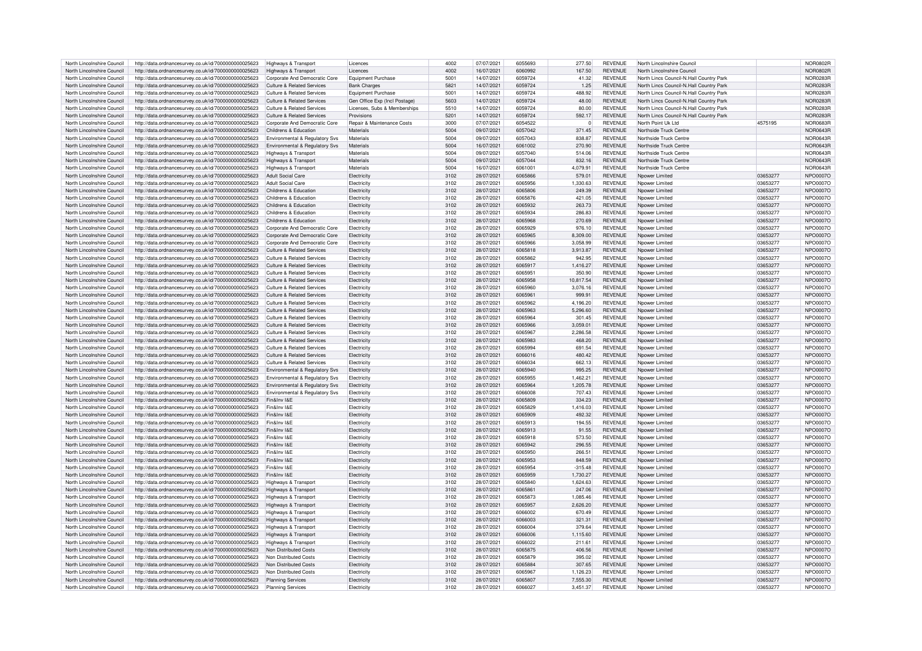| North Lincolnshire Council | http://data.ordnancesurvey.co.uk/id/7000000000025623 | Highways & Transport | Licences | 4002 | 07/07/2021 | 6055693 | 277.50 | REVENUE | North Lincolnshire Council | | NOR0802R |
|---|---|---|---|---|---|---|---|---|---|---|---|
| North Lincolnshire Council | http://data.ordnancesurvey.co.uk/id/7000000000025623 | Highways & Transport | Licences | 4002 | 16/07/2021 | 6060992 | 167.50 | REVENUE | North Lincolnshire Council | | NOR0802R |
| North Lincolnshire Council | http://data.ordnancesurvey.co.uk/id/7000000000025623 | Corporate And Democratic Core | Equipment Purchase | 5001 | 14/07/2021 | 6059724 | 41.32 | REVENUE | North Lincs Council-N.Hall Country Park | | NOR0283R |
| North Lincolnshire Council | http://data.ordnancesurvey.co.uk/id/7000000000025623 | Culture & Related Services | Bank Charges | 5821 | 14/07/2021 | 6059724 | 1.25 | REVENUE | North Lincs Council-N.Hall Country Park | | NOR0283R |
| North Lincolnshire Council | http://data.ordnancesurvey.co.uk/id/7000000000025623 | Culture & Related Services | Equipment Purchase | 5001 | 14/07/2021 | 6059724 | 488.92 | REVENUE | North Lincs Council-N.Hall Country Park | | NOR0283R |
| North Lincolnshire Council | http://data.ordnancesurvey.co.uk/id/7000000000025623 | Culture & Related Services | Gen Office Exp (Incl Postage) | 5603 | 14/07/2021 | 6059724 | 48.00 | REVENUE | North Lincs Council-N.Hall Country Park | | NOR0283R |
| North Lincolnshire Council | http://data.ordnancesurvey.co.uk/id/7000000000025623 | Culture & Related Services | Licenses, Subs & Memberships | 5510 | 14/07/2021 | 6059724 | 80.00 | REVENUE | North Lincs Council-N.Hall Country Park | | NOR0283R |
| North Lincolnshire Council | http://data.ordnancesurvey.co.uk/id/7000000000025623 | Culture & Related Services | Provisions | 5201 | 14/07/2021 | 6059724 | 592.17 | REVENUE | North Lincs Council-N.Hall Country Park | | NOR0283R |
| North Lincolnshire Council | http://data.ordnancesurvey.co.uk/id/7000000000025623 | Corporate And Democratic Core | Repair & Maintenance Costs | 3000 | 07/07/2021 | 6054522 | 0 | REVENUE | North Point Uk Ltd | 4575195 | NOR0683R |
| North Lincolnshire Council | http://data.ordnancesurvey.co.uk/id/7000000000025623 | Childrens & Education | Materials | 5004 | 09/07/2021 | 6057042 | 371.45 | REVENUE | Northside Truck Centre | | NOR0643R |
| North Lincolnshire Council | http://data.ordnancesurvey.co.uk/id/7000000000025623 | Environmental & Regulatory Svs | Materials | 5004 | 09/07/2021 | 6057043 | 838.87 | REVENUE | Northside Truck Centre | | NOR0643R |
| North Lincolnshire Council | http://data.ordnancesurvey.co.uk/id/7000000000025623 | Environmental & Regulatory Svs | Materials | 5004 | 16/07/2021 | 6061002 | 270.90 | REVENUE | Northside Truck Centre | | NOR0643R |
| North Lincolnshire Council | http://data.ordnancesurvey.co.uk/id/7000000000025623 | Highways & Transport | Materials | 5004 | 09/07/2021 | 6057040 | 514.06 | REVENUE | Northside Truck Centre | | NOR0643R |
| North Lincolnshire Council | http://data.ordnancesurvey.co.uk/id/7000000000025623 | Highways & Transport | Materials | 5004 | 09/07/2021 | 6057044 | 832.16 | REVENUE | Northside Truck Centre | | NOR0643R |
| North Lincolnshire Council | http://data.ordnancesurvey.co.uk/id/7000000000025623 | Highways & Transport | Materials | 5004 | 16/07/2021 | 6061001 | 4,079.91 | REVENUE | Northside Truck Centre | | NOR0643R |
| North Lincolnshire Council | http://data.ordnancesurvey.co.uk/id/7000000000025623 | Adult Social Care | Electricity | 3102 | 28/07/2021 | 6065866 | 579.01 | REVENUE | Npower Limited | 03653277 | NPO0007O |
| North Lincolnshire Council | http://data.ordnancesurvey.co.uk/id/7000000000025623 | Adult Social Care | Electricity | 3102 | 28/07/2021 | 6065956 | 1,330.63 | REVENUE | Npower Limited | 03653277 | NPO0007O |
| North Lincolnshire Council | http://data.ordnancesurvey.co.uk/id/7000000000025623 | Childrens & Education | Electricity | 3102 | 28/07/2021 | 6065806 | 249.39 | REVENUE | Npower Limited | 03653277 | NPO0007O |
| North Lincolnshire Council | http://data.ordnancesurvey.co.uk/id/7000000000025623 | Childrens & Education | Electricity | 3102 | 28/07/2021 | 6065876 | 421.05 | REVENUE | Npower Limited | 03653277 | NPO0007O |
| North Lincolnshire Council | http://data.ordnancesurvey.co.uk/id/7000000000025623 | Childrens & Education | Electricity | 3102 | 28/07/2021 | 6065932 | 263.73 | REVENUE | Npower Limited | 03653277 | NPO0007O |
| North Lincolnshire Council | http://data.ordnancesurvey.co.uk/id/7000000000025623 | Childrens & Education | Electricity | 3102 | 28/07/2021 | 6065934 | 286.83 | REVENUE | Npower Limited | 03653277 | NPO0007O |
| North Lincolnshire Council | http://data.ordnancesurvey.co.uk/id/7000000000025623 | Childrens & Education | Electricity | 3102 | 28/07/2021 | 6065968 | 270.69 | REVENUE | Npower Limited | 03653277 | NPO0007O |
| North Lincolnshire Council | http://data.ordnancesurvey.co.uk/id/7000000000025623 | Corporate And Democratic Core | Electricity | 3102 | 28/07/2021 | 6065929 | 976.10 | REVENUE | Npower Limited | 03653277 | NPO0007O |
| North Lincolnshire Council | http://data.ordnancesurvey.co.uk/id/7000000000025623 | Corporate And Democratic Core | Electricity | 3102 | 28/07/2021 | 6065965 | 8,309.00 | REVENUE | Npower Limited | 03653277 | NPO0007O |
| North Lincolnshire Council | http://data.ordnancesurvey.co.uk/id/7000000000025623 | Corporate And Democratic Core | Electricity | 3102 | 28/07/2021 | 6065966 | 3,058.99 | REVENUE | Npower Limited | 03653277 | NPO0007O |
| North Lincolnshire Council | http://data.ordnancesurvey.co.uk/id/7000000000025623 | Culture & Related Services | Electricity | 3102 | 28/07/2021 | 6065818 | 3,913.87 | REVENUE | Npower Limited | 03653277 | NPO0007O |
| North Lincolnshire Council | http://data.ordnancesurvey.co.uk/id/7000000000025623 | Culture & Related Services | Electricity | 3102 | 28/07/2021 | 6065862 | 942.95 | REVENUE | Npower Limited | 03653277 | NPO0007O |
| North Lincolnshire Council | http://data.ordnancesurvey.co.uk/id/7000000000025623 | Culture & Related Services | Electricity | 3102 | 28/07/2021 | 6065917 | 1,416.27 | REVENUE | Npower Limited | 03653277 | NPO0007O |
| North Lincolnshire Council | http://data.ordnancesurvey.co.uk/id/7000000000025623 | Culture & Related Services | Electricity | 3102 | 28/07/2021 | 6065951 | 350.90 | REVENUE | Npower Limited | 03653277 | NPO0007O |
| North Lincolnshire Council | http://data.ordnancesurvey.co.uk/id/7000000000025623 | Culture & Related Services | Electricity | 3102 | 28/07/2021 | 6065958 | 10,817.54 | REVENUE | Npower Limited | 03653277 | NPO0007O |
| North Lincolnshire Council | http://data.ordnancesurvey.co.uk/id/7000000000025623 | Culture & Related Services | Electricity | 3102 | 28/07/2021 | 6065960 | 3,076.16 | REVENUE | Npower Limited | 03653277 | NPO0007O |
| North Lincolnshire Council | http://data.ordnancesurvey.co.uk/id/7000000000025623 | Culture & Related Services | Electricity | 3102 | 28/07/2021 | 6065961 | 999.91 | REVENUE | Npower Limited | 03653277 | NPO0007O |
| North Lincolnshire Council | http://data.ordnancesurvey.co.uk/id/7000000000025623 | Culture & Related Services | Electricity | 3102 | 28/07/2021 | 6065962 | 4,196.20 | REVENUE | Npower Limited | 03653277 | NPO0007O |
| North Lincolnshire Council | http://data.ordnancesurvey.co.uk/id/7000000000025623 | Culture & Related Services | Electricity | 3102 | 28/07/2021 | 6065963 | 5,296.60 | REVENUE | Npower Limited | 03653277 | NPO0007O |
| North Lincolnshire Council | http://data.ordnancesurvey.co.uk/id/7000000000025623 | Culture & Related Services | Electricity | 3102 | 28/07/2021 | 6065964 | 301.45 | REVENUE | Npower Limited | 03653277 | NPO0007O |
| North Lincolnshire Council | http://data.ordnancesurvey.co.uk/id/7000000000025623 | Culture & Related Services | Electricity | 3102 | 28/07/2021 | 6065966 | 3,059.01 | REVENUE | Npower Limited | 03653277 | NPO0007O |
| North Lincolnshire Council | http://data.ordnancesurvey.co.uk/id/7000000000025623 | Culture & Related Services | Electricity | 3102 | 28/07/2021 | 6065967 | 2,286.58 | REVENUE | Npower Limited | 03653277 | NPO0007O |
| North Lincolnshire Council | http://data.ordnancesurvey.co.uk/id/7000000000025623 | Culture & Related Services | Electricity | 3102 | 28/07/2021 | 6065983 | 468.20 | REVENUE | Npower Limited | 03653277 | NPO0007O |
| North Lincolnshire Council | http://data.ordnancesurvey.co.uk/id/7000000000025623 | Culture & Related Services | Electricity | 3102 | 28/07/2021 | 6065994 | 691.54 | REVENUE | Npower Limited | 03653277 | NPO0007O |
| North Lincolnshire Council | http://data.ordnancesurvey.co.uk/id/7000000000025623 | Culture & Related Services | Electricity | 3102 | 28/07/2021 | 6066016 | 480.42 | REVENUE | Npower Limited | 03653277 | NPO0007O |
| North Lincolnshire Council | http://data.ordnancesurvey.co.uk/id/7000000000025623 | Culture & Related Services | Electricity | 3102 | 28/07/2021 | 6066034 | 662.13 | REVENUE | Npower Limited | 03653277 | NPO0007O |
| North Lincolnshire Council | http://data.ordnancesurvey.co.uk/id/7000000000025623 | Environmental & Regulatory Svs | Electricity | 3102 | 28/07/2021 | 6065940 | 995.25 | REVENUE | Npower Limited | 03653277 | NPO0007O |
| North Lincolnshire Council | http://data.ordnancesurvey.co.uk/id/7000000000025623 | Environmental & Regulatory Svs | Electricity | 3102 | 28/07/2021 | 6065955 | 1,462.21 | REVENUE | Npower Limited | 03653277 | NPO0007O |
| North Lincolnshire Council | http://data.ordnancesurvey.co.uk/id/7000000000025623 | Environmental & Regulatory Svs | Electricity | 3102 | 28/07/2021 | 6065964 | 1,205.78 | REVENUE | Npower Limited | 03653277 | NPO0007O |
| North Lincolnshire Council | http://data.ordnancesurvey.co.uk/id/7000000000025623 | Environmental & Regulatory Svs | Electricity | 3102 | 28/07/2021 | 6066008 | 707.43 | REVENUE | Npower Limited | 03653277 | NPO0007O |
| North Lincolnshire Council | http://data.ordnancesurvey.co.uk/id/7000000000025623 | Fin&Inv I&E | Electricity | 3102 | 28/07/2021 | 6065809 | 334.23 | REVENUE | Npower Limited | 03653277 | NPO0007O |
| North Lincolnshire Council | http://data.ordnancesurvey.co.uk/id/7000000000025623 | Fin&Inv I&E | Electricity | 3102 | 28/07/2021 | 6065829 | 1,416.03 | REVENUE | Npower Limited | 03653277 | NPO0007O |
| North Lincolnshire Council | http://data.ordnancesurvey.co.uk/id/7000000000025623 | Fin&Inv I&E | Electricity | 3102 | 28/07/2021 | 6065909 | 492.32 | REVENUE | Npower Limited | 03653277 | NPO0007O |
| North Lincolnshire Council | http://data.ordnancesurvey.co.uk/id/7000000000025623 | Fin&Inv I&E | Electricity | 3102 | 28/07/2021 | 6065913 | 194.55 | REVENUE | Npower Limited | 03653277 | NPO0007O |
| North Lincolnshire Council | http://data.ordnancesurvey.co.uk/id/7000000000025623 | Fin&Inv I&E | Electricity | 3102 | 28/07/2021 | 6065913 | 91.55 | REVENUE | Npower Limited | 03653277 | NPO0007O |
| North Lincolnshire Council | http://data.ordnancesurvey.co.uk/id/7000000000025623 | Fin&Inv I&E | Electricity | 3102 | 28/07/2021 | 6065918 | 573.50 | REVENUE | Npower Limited | 03653277 | NPO0007O |
| North Lincolnshire Council | http://data.ordnancesurvey.co.uk/id/7000000000025623 | Fin&Inv I&E | Electricity | 3102 | 28/07/2021 | 6065942 | 296.55 | REVENUE | Npower Limited | 03653277 | NPO0007O |
| North Lincolnshire Council | http://data.ordnancesurvey.co.uk/id/7000000000025623 | Fin&Inv I&E | Electricity | 3102 | 28/07/2021 | 6065950 | 266.51 | REVENUE | Npower Limited | 03653277 | NPO0007O |
| North Lincolnshire Council | http://data.ordnancesurvey.co.uk/id/7000000000025623 | Fin&Inv I&E | Electricity | 3102 | 28/07/2021 | 6065953 | 848.59 | REVENUE | Npower Limited | 03653277 | NPO0007O |
| North Lincolnshire Council | http://data.ordnancesurvey.co.uk/id/7000000000025623 | Fin&Inv I&E | Electricity | 3102 | 28/07/2021 | 6065954 | -315.48 | REVENUE | Npower Limited | 03653277 | NPO0007O |
| North Lincolnshire Council | http://data.ordnancesurvey.co.uk/id/7000000000025623 | Fin&Inv I&E | Electricity | 3102 | 28/07/2021 | 6065959 | 1,730.27 | REVENUE | Npower Limited | 03653277 | NPO0007O |
| North Lincolnshire Council | http://data.ordnancesurvey.co.uk/id/7000000000025623 | Highways & Transport | Electricity | 3102 | 28/07/2021 | 6065840 | 1,624.63 | REVENUE | Npower Limited | 03653277 | NPO0007O |
| North Lincolnshire Council | http://data.ordnancesurvey.co.uk/id/7000000000025623 | Highways & Transport | Electricity | 3102 | 28/07/2021 | 6065861 | 247.06 | REVENUE | Npower Limited | 03653277 | NPO0007O |
| North Lincolnshire Council | http://data.ordnancesurvey.co.uk/id/7000000000025623 | Highways & Transport | Electricity | 3102 | 28/07/2021 | 6065873 | 1,085.46 | REVENUE | Npower Limited | 03653277 | NPO0007O |
| North Lincolnshire Council | http://data.ordnancesurvey.co.uk/id/7000000000025623 | Highways & Transport | Electricity | 3102 | 28/07/2021 | 6065957 | 2,626.20 | REVENUE | Npower Limited | 03653277 | NPO0007O |
| North Lincolnshire Council | http://data.ordnancesurvey.co.uk/id/7000000000025623 | Highways & Transport | Electricity | 3102 | 28/07/2021 | 6066002 | 670.49 | REVENUE | Npower Limited | 03653277 | NPO0007O |
| North Lincolnshire Council | http://data.ordnancesurvey.co.uk/id/7000000000025623 | Highways & Transport | Electricity | 3102 | 28/07/2021 | 6066003 | 321.31 | REVENUE | Npower Limited | 03653277 | NPO0007O |
| North Lincolnshire Council | http://data.ordnancesurvey.co.uk/id/7000000000025623 | Highways & Transport | Electricity | 3102 | 28/07/2021 | 6066004 | 379.64 | REVENUE | Npower Limited | 03653277 | NPO0007O |
| North Lincolnshire Council | http://data.ordnancesurvey.co.uk/id/7000000000025623 | Highways & Transport | Electricity | 3102 | 28/07/2021 | 6066006 | 1,115.60 | REVENUE | Npower Limited | 03653277 | NPO0007O |
| North Lincolnshire Council | http://data.ordnancesurvey.co.uk/id/7000000000025623 | Highways & Transport | Electricity | 3102 | 28/07/2021 | 6066022 | 211.61 | REVENUE | Npower Limited | 03653277 | NPO0007O |
| North Lincolnshire Council | http://data.ordnancesurvey.co.uk/id/7000000000025623 | Non Distributed Costs | Electricity | 3102 | 28/07/2021 | 6065875 | 406.56 | REVENUE | Npower Limited | 03653277 | NPO0007O |
| North Lincolnshire Council | http://data.ordnancesurvey.co.uk/id/7000000000025623 | Non Distributed Costs | Electricity | 3102 | 28/07/2021 | 6065879 | 395.02 | REVENUE | Npower Limited | 03653277 | NPO0007O |
| North Lincolnshire Council | http://data.ordnancesurvey.co.uk/id/7000000000025623 | Non Distributed Costs | Electricity | 3102 | 28/07/2021 | 6065884 | 307.65 | REVENUE | Npower Limited | 03653277 | NPO0007O |
| North Lincolnshire Council | http://data.ordnancesurvey.co.uk/id/7000000000025623 | Non Distributed Costs | Electricity | 3102 | 28/07/2021 | 6065967 | 1,126.23 | REVENUE | Npower Limited | 03653277 | NPO0007O |
| North Lincolnshire Council | http://data.ordnancesurvey.co.uk/id/7000000000025623 | Planning Services | Electricity | 3102 | 28/07/2021 | 6065807 | 7,555.30 | REVENUE | Npower Limited | 03653277 | NPO0007O |
| North Lincolnshire Council | http://data.ordnancesurvey.co.uk/id/7000000000025623 | Planning Services | Electricity | 3102 | 28/07/2021 | 6066027 | 3,451.37 | REVENUE | Npower Limited | 03653277 | NPO0007O |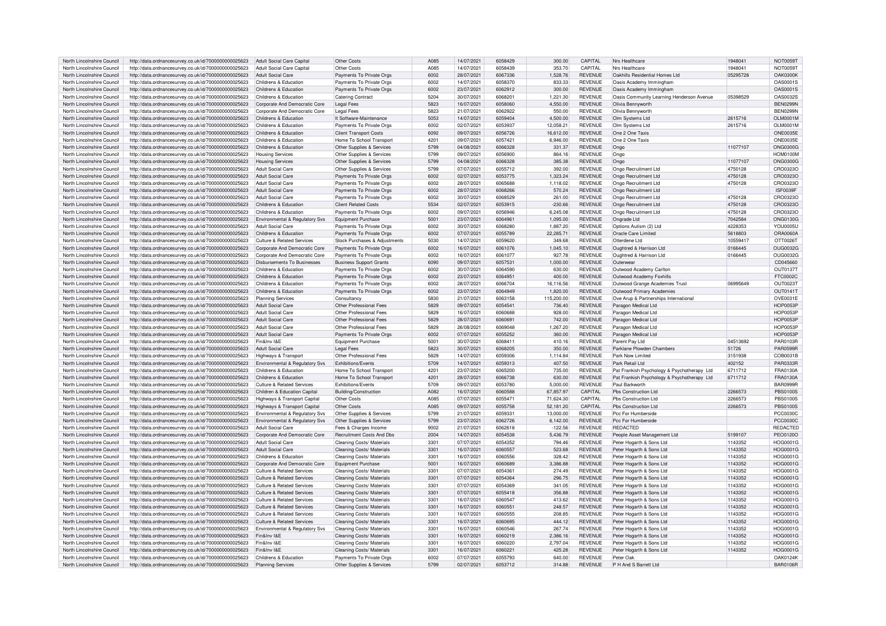| North Lincolnshire Council | http://data.ordnancesurvey.co.uk/id/7000000000025623 | Adult Social Care Capital | Other Costs | A085 | 14/07/2021 | 6058429 | 300.00 | CAPITAL | Nrs Healthcare | 1948041 | NOT0059T |
|---|---|---|---|---|---|---|---|---|---|---|---|
| North Lincolnshire Council | http://data.ordnancesurvey.co.uk/id/7000000000025623 | Adult Social Care Capital | Other Costs | A085 | 14/07/2021 | 6058439 | 353.70 | CAPITAL | Nrs Healthcare | 1948041 | NOT0059T |
| North Lincolnshire Council | http://data.ordnancesurvey.co.uk/id/7000000000025623 | Adult Social Care | Payments To Private Orgs | 6002 | 28/07/2021 | 6067336 | 1,528.76 | REVENUE | Oakhills Residential Homes Ltd | 05295728 | OAK0300K |
| North Lincolnshire Council | http://data.ordnancesurvey.co.uk/id/7000000000025623 | Childrens & Education | Payments To Private Orgs | 6002 | 14/07/2021 | 6058370 | 833.33 | REVENUE | Oasis Academy Immingham | | OAS0001S |
| North Lincolnshire Council | http://data.ordnancesurvey.co.uk/id/7000000000025623 | Childrens & Education | Payments To Private Orgs | 6002 | 23/07/2021 | 6062912 | 300.00 | REVENUE | Oasis Academy Immingham | | OAS0001S |
| North Lincolnshire Council | http://data.ordnancesurvey.co.uk/id/7000000000025623 | Childrens & Education | Catering Contract | 5204 | 30/07/2021 | 6068201 | 1,221.30 | REVENUE | Oasis Community Learning Henderson Avenue | 05398529 | OAS0032S |
| North Lincolnshire Council | http://data.ordnancesurvey.co.uk/id/7000000000025623 | Corporate And Democratic Core | Legal Fees | 5823 | 16/07/2021 | 6058060 | 4,550.00 | REVENUE | Olivia Bennyworth | | BEN0299N |
| North Lincolnshire Council | http://data.ordnancesurvey.co.uk/id/7000000000025623 | Corporate And Democratic Core | Legal Fees | 5823 | 21/07/2021 | 6062922 | 550.00 | REVENUE | Olivia Bennyworth | | BEN0299N |
| North Lincolnshire Council | http://data.ordnancesurvey.co.uk/id/7000000000025623 | Childrens & Education | It Software-Maintenance | 5053 | 14/07/2021 | 6059404 | 4,500.00 | REVENUE | Olm Systems Ltd | 2615716 | OLM0001M |
| North Lincolnshire Council | http://data.ordnancesurvey.co.uk/id/7000000000025623 | Childrens & Education | Payments To Private Orgs | 6002 | 02/07/2021 | 6053937 | 12,058.21 | REVENUE | Olm Systems Ltd | 2615716 | OLM0001M |
| North Lincolnshire Council | http://data.ordnancesurvey.co.uk/id/7000000000025623 | Childrens & Education | Client Transport Costs | 6092 | 09/07/2021 | 6056726 | 16,612.00 | REVENUE | One 2 One Taxis | | ONE0035E |
| North Lincolnshire Council | http://data.ordnancesurvey.co.uk/id/7000000000025623 | Childrens & Education | Home To School Transport | 4201 | 09/07/2021 | 6057421 | 6,946.00 | REVENUE | One 2 One Taxis | | ONE0035E |
| North Lincolnshire Council | http://data.ordnancesurvey.co.uk/id/7000000000025623 | Childrens & Education | Other Supplies & Services | 5799 | 04/08/2021 | 6066328 | 331.37 | REVENUE | Ongo | 11077107 | ONG0300G |
| North Lincolnshire Council | http://data.ordnancesurvey.co.uk/id/7000000000025623 | Housing Services | Other Supplies & Services | 5799 | 09/07/2021 | 6056900 | 864.16 | REVENUE | Ongo | | HOM0100M |
| North Lincolnshire Council | http://data.ordnancesurvey.co.uk/id/7000000000025623 | Housing Services | Other Supplies & Services | 5799 | 04/08/2021 | 6066328 | 385.38 | REVENUE | Ongo | 11077107 | ONG0300G |
| North Lincolnshire Council | http://data.ordnancesurvey.co.uk/id/7000000000025623 | Adult Social Care | Other Supplies & Services | 5799 | 07/07/2021 | 6055712 | 392.00 | REVENUE | Ongo Recruitment Ltd | 4750128 | CRO0323O |
| North Lincolnshire Council | http://data.ordnancesurvey.co.uk/id/7000000000025623 | Adult Social Care | Payments To Private Orgs | 6002 | 02/07/2021 | 6053775 | 1,323.24 | REVENUE | Ongo Recruitment Ltd | 4750128 | CRO0323O |
| North Lincolnshire Council | http://data.ordnancesurvey.co.uk/id/7000000000025623 | Adult Social Care | Payments To Private Orgs | 6002 | 28/07/2021 | 6065688 | 1,118.02 | REVENUE | Ongo Recruitment Ltd | 4750128 | CRO0323O |
| North Lincolnshire Council | http://data.ordnancesurvey.co.uk/id/7000000000025623 | Adult Social Care | Payments To Private Orgs | 6002 | 28/07/2021 | 6068266 | 570.24 | REVENUE | Ongo Recruitment Ltd | | ISF0039F |
| North Lincolnshire Council | http://data.ordnancesurvey.co.uk/id/7000000000025623 | Adult Social Care | Payments To Private Orgs | 6002 | 30/07/2021 | 6068529 | 261.00 | REVENUE | Ongo Recruitment Ltd | 4750128 | CRO0323O |
| North Lincolnshire Council | http://data.ordnancesurvey.co.uk/id/7000000000025623 | Childrens & Education | Client Related Costs | 5534 | 02/07/2021 | 6053915 | -230.66 | REVENUE | Ongo Recruitment Ltd | 4750128 | CRO0323O |
| North Lincolnshire Council | http://data.ordnancesurvey.co.uk/id/7000000000025623 | Childrens & Education | Payments To Private Orgs | 6002 | 09/07/2021 | 6056946 | 6,245.08 | REVENUE | Ongo Recruitment Ltd | 4750128 | CRO0323O |
| North Lincolnshire Council | http://data.ordnancesurvey.co.uk/id/7000000000025623 | Environmental & Regulatory Svs | Equipment Purchase | 5001 | 23/07/2021 | 6064961 | 1,095.00 | REVENUE | Ongrade Ltd | 7042584 | ONG0130G |
| North Lincolnshire Council | http://data.ordnancesurvey.co.uk/id/7000000000025623 | Adult Social Care | Payments To Private Orgs | 6002 | 30/07/2021 | 6068280 | 1,887.20 | REVENUE | Options Autism (2) Ltd | 4228353 | YOU0005U |
| North Lincolnshire Council | http://data.ordnancesurvey.co.uk/id/7000000000025623 | Childrens & Education | Payments To Private Orgs | 6002 | 07/07/2021 | 6055789 | 22,285.71 | REVENUE | Oracle Care Limited | 5618803 | ORA0060A |
| North Lincolnshire Council | http://data.ordnancesurvey.co.uk/id/7000000000025623 | Culture & Related Services | Stock Purchases & Adjustments | 5030 | 14/07/2021 | 6059620 | 349.68 | REVENUE | Otterdene Ltd | 10559417 | OTT0026T |
| North Lincolnshire Council | http://data.ordnancesurvey.co.uk/id/7000000000025623 | Corporate And Democratic Core | Payments To Private Orgs | 6002 | 16/07/2021 | 6061076 | 1,045.10 | REVENUE | Oughtred & Harrison Ltd | 0166445 | OUG0032G |
| North Lincolnshire Council | http://data.ordnancesurvey.co.uk/id/7000000000025623 | Corporate And Democratic Core | Payments To Private Orgs | 6002 | 16/07/2021 | 6061077 | 927.78 | REVENUE | Oughtred & Harrison Ltd | 0166445 | OUG0032G |
| North Lincolnshire Council | http://data.ordnancesurvey.co.uk/id/7000000000025623 | Disbursements To Businesses | Business Support Grants | 6090 | 09/07/2021 | 6057531 | 1,000.00 | REVENUE | Outerwear | | CD045660 |
| North Lincolnshire Council | http://data.ordnancesurvey.co.uk/id/7000000000025623 | Childrens & Education | Payments To Private Orgs | 6002 | 30/07/2021 | 6064590 | 630.00 | REVENUE | Outwood Academy Carlton | | OUT0137T |
| North Lincolnshire Council | http://data.ordnancesurvey.co.uk/id/7000000000025623 | Childrens & Education | Payments To Private Orgs | 6002 | 23/07/2021 | 6064951 | 400.00 | REVENUE | Outwood Academy Foxhills | | FTC0002C |
| North Lincolnshire Council | http://data.ordnancesurvey.co.uk/id/7000000000025623 | Childrens & Education | Payments To Private Orgs | 6002 | 28/07/2021 | 6066704 | 16,116.56 | REVENUE | Outwood Grange Academies Trust | 06995649 | OUT0023T |
| North Lincolnshire Council | http://data.ordnancesurvey.co.uk/id/7000000000025623 | Childrens & Education | Payments To Private Orgs | 6002 | 23/07/2021 | 6064949 | 1,820.00 | REVENUE | Outwood Primary Academies | | OUT0141T |
| North Lincolnshire Council | http://data.ordnancesurvey.co.uk/id/7000000000025623 | Planning Services | Consultancy | 5830 | 21/07/2021 | 6063158 | 115,200.00 | REVENUE | Ove Arup & Partnerships International | | OVE0031E |
| North Lincolnshire Council | http://data.ordnancesurvey.co.uk/id/7000000000025623 | Adult Social Care | Other Professional Fees | 5829 | 09/07/2021 | 6054541 | 736.40 | REVENUE | Paragon Medical Ltd | | HOP0053P |
| North Lincolnshire Council | http://data.ordnancesurvey.co.uk/id/7000000000025623 | Adult Social Care | Other Professional Fees | 5829 | 16/07/2021 | 6060688 | 928.00 | REVENUE | Paragon Medical Ltd | | HOP0053P |
| North Lincolnshire Council | http://data.ordnancesurvey.co.uk/id/7000000000025623 | Adult Social Care | Other Professional Fees | 5829 | 28/07/2021 | 6060691 | 742.00 | REVENUE | Paragon Medical Ltd | | HOP0053P |
| North Lincolnshire Council | http://data.ordnancesurvey.co.uk/id/7000000000025623 | Adult Social Care | Other Professional Fees | 5829 | 26/08/2021 | 6069048 | 1,267.20 | REVENUE | Paragon Medical Ltd | | HOP0053P |
| North Lincolnshire Council | http://data.ordnancesurvey.co.uk/id/7000000000025623 | Adult Social Care | Payments To Private Orgs | 6002 | 07/07/2021 | 6055252 | 360.00 | REVENUE | Paragon Medical Ltd | | HOP0053P |
| North Lincolnshire Council | http://data.ordnancesurvey.co.uk/id/7000000000025623 | Fin&Inv I&E | Equipment Purchase | 5001 | 30/07/2021 | 6068411 | 410.16 | REVENUE | Parent Pay Ltd | 04513692 | PAR0103R |
| North Lincolnshire Council | http://data.ordnancesurvey.co.uk/id/7000000000025623 | Adult Social Care | Legal Fees | 5823 | 30/07/2021 | 6068205 | 350.00 | REVENUE | Parklane Plowden Chambers | 51726 | PAR0599R |
| North Lincolnshire Council | http://data.ordnancesurvey.co.uk/id/7000000000025623 | Highways & Transport | Other Professional Fees | 5829 | 14/07/2021 | 6059306 | 1,114.84 | REVENUE | Park Now Limited | 3151938 | COB0031B |
| North Lincolnshire Council | http://data.ordnancesurvey.co.uk/id/7000000000025623 | Environmental & Regulatory Svs | Exhibitions/Events | 5709 | 14/07/2021 | 6059313 | 407.50 | REVENUE | Park Retail Ltd | 402152 | PAR0333R |
| North Lincolnshire Council | http://data.ordnancesurvey.co.uk/id/7000000000025623 | Childrens & Education | Home To School Transport | 4201 | 23/07/2021 | 6065200 | 735.00 | REVENUE | Pat Frankish Psychology & Psychotherapy Ltd | 6711712 | FRA0130A |
| North Lincolnshire Council | http://data.ordnancesurvey.co.uk/id/7000000000025623 | Childrens & Education | Home To School Transport | 4201 | 28/07/2021 | 6066738 | 630.00 | REVENUE | Pat Frankish Psychology & Psychotherapy Ltd | 6711712 | FRA0130A |
| North Lincolnshire Council | http://data.ordnancesurvey.co.uk/id/7000000000025623 | Culture & Related Services | Exhibitions/Events | 5709 | 09/07/2021 | 6053780 | 5,000.00 | REVENUE | Paul Barkworth | | BAR0999R |
| North Lincolnshire Council | http://data.ordnancesurvey.co.uk/id/7000000000025623 | Children & Education Capital | Building/Construction | A082 | 16/07/2021 | 6060588 | 67,857.97 | CAPITAL | Pbs Construction Ltd | 2266573 | PBS0100S |
| North Lincolnshire Council | http://data.ordnancesurvey.co.uk/id/7000000000025623 | Highways & Transport Capital | Other Costs | A085 | 07/07/2021 | 6055471 | 71,624.30 | CAPITAL | Pbs Construction Ltd | 2266573 | PBS0100S |
| North Lincolnshire Council | http://data.ordnancesurvey.co.uk/id/7000000000025623 | Highways & Transport Capital | Other Costs | A085 | 09/07/2021 | 6055758 | 52,181.20 | CAPITAL | Pbs Construction Ltd | 2266573 | PBS0100S |
| North Lincolnshire Council | http://data.ordnancesurvey.co.uk/id/7000000000025623 | Environmental & Regulatory Svs | Other Supplies & Services | 5799 | 21/07/2021 | 6059331 | 13,000.00 | REVENUE | Pcc For Humberside | | PCC0030C |
| North Lincolnshire Council | http://data.ordnancesurvey.co.uk/id/7000000000025623 | Environmental & Regulatory Svs | Other Supplies & Services | 5799 | 23/07/2021 | 6062726 | 6,142.00 | REVENUE | Pcc For Humberside | | PCC0030C |
| North Lincolnshire Council | http://data.ordnancesurvey.co.uk/id/7000000000025623 | Adult Social Care | Fees & Charges Income | 9002 | 21/07/2021 | 6062618 | -122.56 | REVENUE | REDACTED | | REDACTED |
| North Lincolnshire Council | http://data.ordnancesurvey.co.uk/id/7000000000025623 | Corporate And Democratic Core | Recruitment Costs And Dbs | 2004 | 14/07/2021 | 6054538 | 5,436.79 | REVENUE | People Asset Management Ltd | 5199107 | PEO0120O |
| North Lincolnshire Council | http://data.ordnancesurvey.co.uk/id/7000000000025623 | Adult Social Care | Cleaning Costs/ Materials | 3301 | 07/07/2021 | 6054352 | 794.46 | REVENUE | Peter Hogarth & Sons Ltd | 1143352 | HOG0001G |
| North Lincolnshire Council | http://data.ordnancesurvey.co.uk/id/7000000000025623 | Adult Social Care | Cleaning Costs/ Materials | 3301 | 16/07/2021 | 6060557 | 523.68 | REVENUE | Peter Hogarth & Sons Ltd | 1143352 | HOG0001G |
| North Lincolnshire Council | http://data.ordnancesurvey.co.uk/id/7000000000025623 | Childrens & Education | Cleaning Costs/ Materials | 3301 | 16/07/2021 | 6060556 | 328.42 | REVENUE | Peter Hogarth & Sons Ltd | 1143352 | HOG0001G |
| North Lincolnshire Council | http://data.ordnancesurvey.co.uk/id/7000000000025623 | Corporate And Democratic Core | Equipment Purchase | 5001 | 16/07/2021 | 6060689 | 3,386.88 | REVENUE | Peter Hogarth & Sons Ltd | 1143352 | HOG0001G |
| North Lincolnshire Council | http://data.ordnancesurvey.co.uk/id/7000000000025623 | Culture & Related Services | Cleaning Costs/ Materials | 3301 | 07/07/2021 | 6054361 | 274.49 | REVENUE | Peter Hogarth & Sons Ltd | 1143352 | HOG0001G |
| North Lincolnshire Council | http://data.ordnancesurvey.co.uk/id/7000000000025623 | Culture & Related Services | Cleaning Costs/ Materials | 3301 | 07/07/2021 | 6054364 | 296.75 | REVENUE | Peter Hogarth & Sons Ltd | 1143352 | HOG0001G |
| North Lincolnshire Council | http://data.ordnancesurvey.co.uk/id/7000000000025623 | Culture & Related Services | Cleaning Costs/ Materials | 3301 | 07/07/2021 | 6054369 | 341.05 | REVENUE | Peter Hogarth & Sons Ltd | 1143352 | HOG0001G |
| North Lincolnshire Council | http://data.ordnancesurvey.co.uk/id/7000000000025623 | Culture & Related Services | Cleaning Costs/ Materials | 3301 | 07/07/2021 | 6055418 | 356.88 | REVENUE | Peter Hogarth & Sons Ltd | 1143352 | HOG0001G |
| North Lincolnshire Council | http://data.ordnancesurvey.co.uk/id/7000000000025623 | Culture & Related Services | Cleaning Costs/ Materials | 3301 | 16/07/2021 | 6060547 | 413.62 | REVENUE | Peter Hogarth & Sons Ltd | 1143352 | HOG0001G |
| North Lincolnshire Council | http://data.ordnancesurvey.co.uk/id/7000000000025623 | Culture & Related Services | Cleaning Costs/ Materials | 3301 | 16/07/2021 | 6060551 | 248.57 | REVENUE | Peter Hogarth & Sons Ltd | 1143352 | HOG0001G |
| North Lincolnshire Council | http://data.ordnancesurvey.co.uk/id/7000000000025623 | Culture & Related Services | Cleaning Costs/ Materials | 3301 | 16/07/2021 | 6060555 | 208.85 | REVENUE | Peter Hogarth & Sons Ltd | 1143352 | HOG0001G |
| North Lincolnshire Council | http://data.ordnancesurvey.co.uk/id/7000000000025623 | Culture & Related Services | Cleaning Costs/ Materials | 3301 | 16/07/2021 | 6060695 | 444.12 | REVENUE | Peter Hogarth & Sons Ltd | 1143352 | HOG0001G |
| North Lincolnshire Council | http://data.ordnancesurvey.co.uk/id/7000000000025623 | Environmental & Regulatory Svs | Cleaning Costs/ Materials | 3301 | 16/07/2021 | 6060546 | 267.74 | REVENUE | Peter Hogarth & Sons Ltd | 1143352 | HOG0001G |
| North Lincolnshire Council | http://data.ordnancesurvey.co.uk/id/7000000000025623 | Fin&Inv I&E | Cleaning Costs/ Materials | 3301 | 16/07/2021 | 6060219 | 2,386.16 | REVENUE | Peter Hogarth & Sons Ltd | 1143352 | HOG0001G |
| North Lincolnshire Council | http://data.ordnancesurvey.co.uk/id/7000000000025623 | Fin&Inv I&E | Cleaning Costs/ Materials | 3301 | 16/07/2021 | 6060220 | 2,797.04 | REVENUE | Peter Hogarth & Sons Ltd | 1143352 | HOG0001G |
| North Lincolnshire Council | http://data.ordnancesurvey.co.uk/id/7000000000025623 | Fin&Inv I&E | Cleaning Costs/ Materials | 3301 | 16/07/2021 | 6060221 | 425.28 | REVENUE | Peter Hogarth & Sons Ltd | 1143352 | HOG0001G |
| North Lincolnshire Council | http://data.ordnancesurvey.co.uk/id/7000000000025623 | Childrens & Education | Payments To Private Orgs | 6002 | 07/07/2021 | 6055793 | 640.00 | REVENUE | Peter Oak | | OAK0124K |
| North Lincolnshire Council | http://data.ordnancesurvey.co.uk/id/7000000000025623 | Planning Services | Other Supplies & Services | 5799 | 02/07/2021 | 6053712 | 314.88 | REVENUE | P H And S Barrett Ltd | | BAR0106R |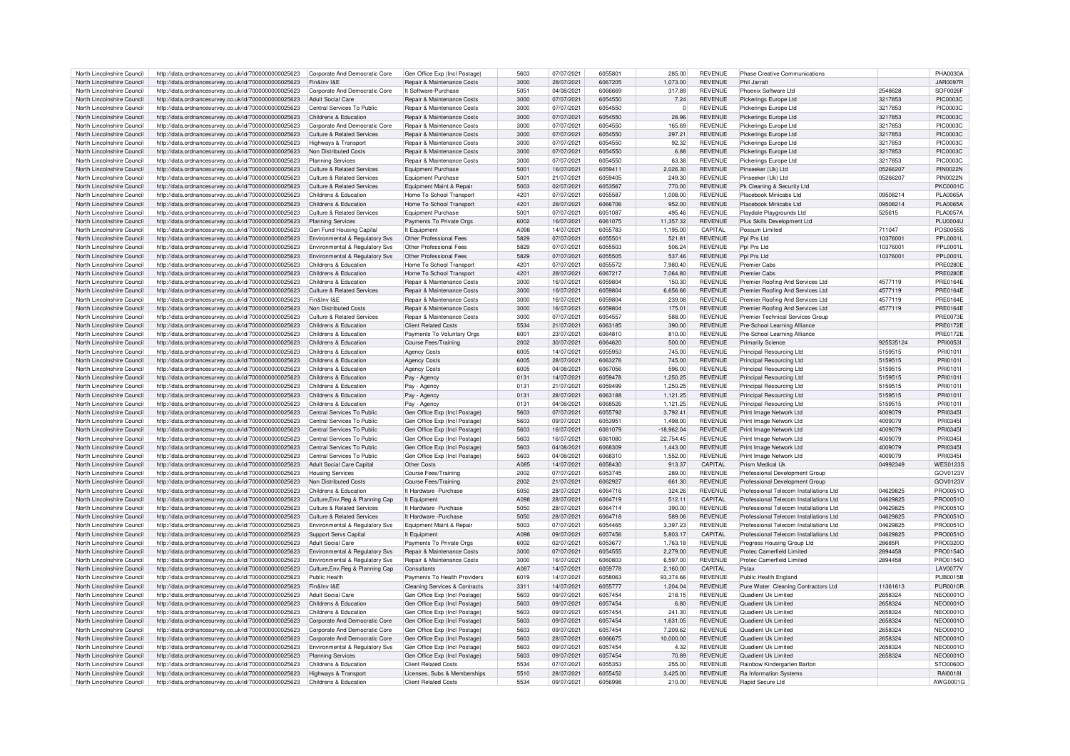| North Lincolnshire Council | http://data.ordnancesurvey.co.uk/id/7000000000025623 | Corporate And Democratic Core | Gen Office Exp (Incl Postage) | 5603 | 07/07/2021 | 6055801 | 285.00 | REVENUE | Phase Creative Communications | | PHA0030A |
|---|---|---|---|---|---|---|---|---|---|---|---|
| North Lincolnshire Council | http://data.ordnancesurvey.co.uk/id/7000000000025623 | Fin&Inv I&E | Repair & Maintenance Costs | 3000 | 28/07/2021 | 6067205 | 1,073.00 | REVENUE | Phil Jarratt | | JAR0097R |
| North Lincolnshire Council | http://data.ordnancesurvey.co.uk/id/7000000000025623 | Corporate And Democratic Core | It Software-Purchase | 5051 | 04/08/2021 | 6066669 | 317.89 | REVENUE | Phoenix Software Ltd | 2548628 | SOF0026F |
| North Lincolnshire Council | http://data.ordnancesurvey.co.uk/id/7000000000025623 | Adult Social Care | Repair & Maintenance Costs | 3000 | 07/07/2021 | 6054550 | 7.24 | REVENUE | Pickerings Europe Ltd | 3217853 | PIC0003C |
| North Lincolnshire Council | http://data.ordnancesurvey.co.uk/id/7000000000025623 | Central Services To Public | Repair & Maintenance Costs | 3000 | 07/07/2021 | 6054550 | 0 | REVENUE | Pickerings Europe Ltd | 3217853 | PIC0003C |
| North Lincolnshire Council | http://data.ordnancesurvey.co.uk/id/7000000000025623 | Childrens & Education | Repair & Maintenance Costs | 3000 | 07/07/2021 | 6054550 | 28.96 | REVENUE | Pickerings Europe Ltd | 3217853 | PIC0003C |
| North Lincolnshire Council | http://data.ordnancesurvey.co.uk/id/7000000000025623 | Corporate And Democratic Core | Repair & Maintenance Costs | 3000 | 07/07/2021 | 6054550 | 165.69 | REVENUE | Pickerings Europe Ltd | 3217853 | PIC0003C |
| North Lincolnshire Council | http://data.ordnancesurvey.co.uk/id/7000000000025623 | Culture & Related Services | Repair & Maintenance Costs | 3000 | 07/07/2021 | 6054550 | 297.21 | REVENUE | Pickerings Europe Ltd | 3217853 | PIC0003C |
| North Lincolnshire Council | http://data.ordnancesurvey.co.uk/id/7000000000025623 | Highways & Transport | Repair & Maintenance Costs | 3000 | 07/07/2021 | 6054550 | 92.32 | REVENUE | Pickerings Europe Ltd | 3217853 | PIC0003C |
| North Lincolnshire Council | http://data.ordnancesurvey.co.uk/id/7000000000025623 | Non Distributed Costs | Repair & Maintenance Costs | 3000 | 07/07/2021 | 6054550 | 6.88 | REVENUE | Pickerings Europe Ltd | 3217853 | PIC0003C |
| North Lincolnshire Council | http://data.ordnancesurvey.co.uk/id/7000000000025623 | Planning Services | Repair & Maintenance Costs | 3000 | 07/07/2021 | 6054550 | 63.38 | REVENUE | Pickerings Europe Ltd | 3217853 | PIC0003C |
| North Lincolnshire Council | http://data.ordnancesurvey.co.uk/id/7000000000025623 | Culture & Related Services | Equipment Purchase | 5001 | 16/07/2021 | 6059411 | 2,026.30 | REVENUE | Pinseeker (Uk) Ltd | 05266207 | PIN0022N |
| North Lincolnshire Council | http://data.ordnancesurvey.co.uk/id/7000000000025623 | Culture & Related Services | Equipment Purchase | 5001 | 21/07/2021 | 6059405 | 249.30 | REVENUE | Pinseeker (Uk) Ltd | 05266207 | PIN0022N |
| North Lincolnshire Council | http://data.ordnancesurvey.co.uk/id/7000000000025623 | Culture & Related Services | Equipment Maint.& Repair | 5003 | 02/07/2021 | 6053567 | 770.00 | REVENUE | Pk Cleaning & Security Ltd | | PKC0001C |
| North Lincolnshire Council | http://data.ordnancesurvey.co.uk/id/7000000000025623 | Childrens & Education | Home To School Transport | 4201 | 07/07/2021 | 6055587 | 1,008.00 | REVENUE | Placebook Minicabs Ltd | 09508214 | PLA0065A |
| North Lincolnshire Council | http://data.ordnancesurvey.co.uk/id/7000000000025623 | Childrens & Education | Home To School Transport | 4201 | 28/07/2021 | 6066706 | 952.00 | REVENUE | Placebook Minicabs Ltd | 09508214 | PLA0065A |
| North Lincolnshire Council | http://data.ordnancesurvey.co.uk/id/7000000000025623 | Culture & Related Services | Equipment Purchase | 5001 | 07/07/2021 | 6051087 | 495.46 | REVENUE | Playdale Playgrounds Ltd | 525615 | PLA0057A |
| North Lincolnshire Council | http://data.ordnancesurvey.co.uk/id/7000000000025623 | Planning Services | Payments To Private Orgs | 6002 | 16/07/2021 | 6061075 | 11,357.32 | REVENUE | Plus Skills Development Ltd | | PLU0004U |
| North Lincolnshire Council | http://data.ordnancesurvey.co.uk/id/7000000000025623 | Gen Fund Housing Capital | It Equipment | A098 | 14/07/2021 | 6055783 | 1,195.00 | CAPITAL | Possum Limited | 711047 | POS0055S |
| North Lincolnshire Council | http://data.ordnancesurvey.co.uk/id/7000000000025623 | Environmental & Regulatory Svs | Other Professional Fees | 5829 | 07/07/2021 | 6055501 | 521.81 | REVENUE | Ppl Prs Ltd | 10376001 | PPL0001L |
| North Lincolnshire Council | http://data.ordnancesurvey.co.uk/id/7000000000025623 | Environmental & Regulatory Svs | Other Professional Fees | 5829 | 07/07/2021 | 6055503 | 506.24 | REVENUE | Ppl Prs Ltd | 10376001 | PPL0001L |
| North Lincolnshire Council | http://data.ordnancesurvey.co.uk/id/7000000000025623 | Environmental & Regulatory Svs | Other Professional Fees | 5829 | 07/07/2021 | 6055505 | 537.46 | REVENUE | Ppl Prs Ltd | 10376001 | PPL0001L |
| North Lincolnshire Council | http://data.ordnancesurvey.co.uk/id/7000000000025623 | Childrens & Education | Home To School Transport | 4201 | 07/07/2021 | 6055572 | 7,980.40 | REVENUE | Premier Cabs | | PRE0280E |
| North Lincolnshire Council | http://data.ordnancesurvey.co.uk/id/7000000000025623 | Childrens & Education | Home To School Transport | 4201 | 28/07/2021 | 6067217 | 7,064.80 | REVENUE | Premier Cabs | | PRE0280E |
| North Lincolnshire Council | http://data.ordnancesurvey.co.uk/id/7000000000025623 | Childrens & Education | Repair & Maintenance Costs | 3000 | 16/07/2021 | 6059804 | 150.30 | REVENUE | Premier Roofing And Services Ltd | 4577119 | PRE0164E |
| North Lincolnshire Council | http://data.ordnancesurvey.co.uk/id/7000000000025623 | Culture & Related Services | Repair & Maintenance Costs | 3000 | 16/07/2021 | 6059804 | 6,656.66 | REVENUE | Premier Roofing And Services Ltd | 4577119 | PRE0164E |
| North Lincolnshire Council | http://data.ordnancesurvey.co.uk/id/7000000000025623 | Fin&Inv I&E | Repair & Maintenance Costs | 3000 | 16/07/2021 | 6059804 | 239.08 | REVENUE | Premier Roofing And Services Ltd | 4577119 | PRE0164E |
| North Lincolnshire Council | http://data.ordnancesurvey.co.uk/id/7000000000025623 | Non Distributed Costs | Repair & Maintenance Costs | 3000 | 16/07/2021 | 6059804 | 175.01 | REVENUE | Premier Roofing And Services Ltd | 4577119 | PRE0164E |
| North Lincolnshire Council | http://data.ordnancesurvey.co.uk/id/7000000000025623 | Culture & Related Services | Repair & Maintenance Costs | 3000 | 07/07/2021 | 6054557 | 588.00 | REVENUE | Premier Technical Services Group | | PRE0073E |
| North Lincolnshire Council | http://data.ordnancesurvey.co.uk/id/7000000000025623 | Childrens & Education | Client Related Costs | 5534 | 21/07/2021 | 6063185 | 390.00 | REVENUE | Pre-School Learning Alliance | | PRE0172E |
| North Lincolnshire Council | http://data.ordnancesurvey.co.uk/id/7000000000025623 | Childrens & Education | Payments To Voluntary Orgs | 6001 | 23/07/2021 | 6064810 | 810.00 | REVENUE | Pre-School Learning Alliance | | PRE0172E |
| North Lincolnshire Council | http://data.ordnancesurvey.co.uk/id/7000000000025623 | Childrens & Education | Course Fees/Training | 2002 | 30/07/2021 | 6064620 | 500.00 | REVENUE | Primarily Science | 925535124 | PRI0053I |
| North Lincolnshire Council | http://data.ordnancesurvey.co.uk/id/7000000000025623 | Childrens & Education | Agency Costs | 6005 | 14/07/2021 | 6055953 | 745.00 | REVENUE | Principal Resourcing Ltd | 5159515 | PRI0101I |
| North Lincolnshire Council | http://data.ordnancesurvey.co.uk/id/7000000000025623 | Childrens & Education | Agency Costs | 6005 | 28/07/2021 | 6063276 | 745.00 | REVENUE | Principal Resourcing Ltd | 5159515 | PRI0101I |
| North Lincolnshire Council | http://data.ordnancesurvey.co.uk/id/7000000000025623 | Childrens & Education | Agency Costs | 6005 | 04/08/2021 | 6067056 | 596.00 | REVENUE | Principal Resourcing Ltd | 5159515 | PRI0101I |
| North Lincolnshire Council | http://data.ordnancesurvey.co.uk/id/7000000000025623 | Childrens & Education | Pay - Agency | 0131 | 14/07/2021 | 6059478 | 1,250.25 | REVENUE | Principal Resourcing Ltd | 5159515 | PRI0101I |
| North Lincolnshire Council | http://data.ordnancesurvey.co.uk/id/7000000000025623 | Childrens & Education | Pay - Agency | 0131 | 21/07/2021 | 6059499 | 1,250.25 | REVENUE | Principal Resourcing Ltd | 5159515 | PRI0101I |
| North Lincolnshire Council | http://data.ordnancesurvey.co.uk/id/7000000000025623 | Childrens & Education | Pay - Agency | 0131 | 28/07/2021 | 6063188 | 1,121.25 | REVENUE | Principal Resourcing Ltd | 5159515 | PRI0101I |
| North Lincolnshire Council | http://data.ordnancesurvey.co.uk/id/7000000000025623 | Childrens & Education | Pay - Agency | 0131 | 04/08/2021 | 6068526 | 1,121.25 | REVENUE | Principal Resourcing Ltd | 5159515 | PRI0101I |
| North Lincolnshire Council | http://data.ordnancesurvey.co.uk/id/7000000000025623 | Central Services To Public | Gen Office Exp (Incl Postage) | 5603 | 07/07/2021 | 6055792 | 3,792.41 | REVENUE | Print Image Network Ltd | 4009079 | PRI0345I |
| North Lincolnshire Council | http://data.ordnancesurvey.co.uk/id/7000000000025623 | Central Services To Public | Gen Office Exp (Incl Postage) | 5603 | 09/07/2021 | 6053951 | 1,498.00 | REVENUE | Print Image Network Ltd | 4009079 | PRI0345I |
| North Lincolnshire Council | http://data.ordnancesurvey.co.uk/id/7000000000025623 | Central Services To Public | Gen Office Exp (Incl Postage) | 5603 | 16/07/2021 | 6061079 | -18,962.04 | REVENUE | Print Image Network Ltd | 4009079 | PRI0345I |
| North Lincolnshire Council | http://data.ordnancesurvey.co.uk/id/7000000000025623 | Central Services To Public | Gen Office Exp (Incl Postage) | 5603 | 16/07/2021 | 6061080 | 22,754.45 | REVENUE | Print Image Network Ltd | 4009079 | PRI0345I |
| North Lincolnshire Council | http://data.ordnancesurvey.co.uk/id/7000000000025623 | Central Services To Public | Gen Office Exp (Incl Postage) | 5603 | 04/08/2021 | 6068309 | 1,443.00 | REVENUE | Print Image Network Ltd | 4009079 | PRI0345I |
| North Lincolnshire Council | http://data.ordnancesurvey.co.uk/id/7000000000025623 | Central Services To Public | Gen Office Exp (Incl Postage) | 5603 | 04/08/2021 | 6068310 | 1,552.00 | REVENUE | Print Image Network Ltd | 4009079 | PRI0345I |
| North Lincolnshire Council | http://data.ordnancesurvey.co.uk/id/7000000000025623 | Adult Social Care Capital | Other Costs | A085 | 14/07/2021 | 6058430 | 913.37 | CAPITAL | Prism Medical Uk | 04992349 | WES0123S |
| North Lincolnshire Council | http://data.ordnancesurvey.co.uk/id/7000000000025623 | Housing Services | Course Fees/Training | 2002 | 07/07/2021 | 6053745 | 289.00 | REVENUE | Professional Development Group | | GOV0123V |
| North Lincolnshire Council | http://data.ordnancesurvey.co.uk/id/7000000000025623 | Non Distributed Costs | Course Fees/Training | 2002 | 21/07/2021 | 6062927 | 661.30 | REVENUE | Professional Development Group | | GOV0123V |
| North Lincolnshire Council | http://data.ordnancesurvey.co.uk/id/7000000000025623 | Childrens & Education | It Hardware -Purchase | 5050 | 28/07/2021 | 6064716 | 324.26 | REVENUE | Professional Telecom Installations Ltd | 04629825 | PRO0051O |
| North Lincolnshire Council | http://data.ordnancesurvey.co.uk/id/7000000000025623 | Culture,Env,Reg & Planning Cap | It Equipment | A098 | 28/07/2021 | 6064719 | 512.11 | CAPITAL | Professional Telecom Installations Ltd | 04629825 | PRO0051O |
| North Lincolnshire Council | http://data.ordnancesurvey.co.uk/id/7000000000025623 | Culture & Related Services | It Hardware -Purchase | 5050 | 28/07/2021 | 6064714 | 390.00 | REVENUE | Professional Telecom Installations Ltd | 04629825 | PRO0051O |
| North Lincolnshire Council | http://data.ordnancesurvey.co.uk/id/7000000000025623 | Culture & Related Services | It Hardware -Purchase | 5050 | 28/07/2021 | 6064718 | 589.06 | REVENUE | Professional Telecom Installations Ltd | 04629825 | PRO0051O |
| North Lincolnshire Council | http://data.ordnancesurvey.co.uk/id/7000000000025623 | Environmental & Regulatory Svs | Equipment Maint.& Repair | 5003 | 07/07/2021 | 6054465 | 3,397.23 | REVENUE | Professional Telecom Installations Ltd | 04629825 | PRO0051O |
| North Lincolnshire Council | http://data.ordnancesurvey.co.uk/id/7000000000025623 | Support Servs Capital | It Equipment | A098 | 09/07/2021 | 6057456 | 5,803.17 | CAPITAL | Professional Telecom Installations Ltd | 04629825 | PRO0051O |
| North Lincolnshire Council | http://data.ordnancesurvey.co.uk/id/7000000000025623 | Adult Social Care | Payments To Private Orgs | 6002 | 02/07/2021 | 6053677 | 1,763.18 | REVENUE | Progress Housing Group Ltd | 28685R | PRO0320O |
| North Lincolnshire Council | http://data.ordnancesurvey.co.uk/id/7000000000025623 | Environmental & Regulatory Svs | Repair & Maintenance Costs | 3000 | 07/07/2021 | 6054555 | 2,279.00 | REVENUE | Protec Camerfield Limited | 2894458 | PRO0154O |
| North Lincolnshire Council | http://data.ordnancesurvey.co.uk/id/7000000000025623 | Environmental & Regulatory Svs | Repair & Maintenance Costs | 3000 | 16/07/2021 | 6060803 | 6,597.00 | REVENUE | Protec Camerfield Limited | 2894458 | PRO0154O |
| North Lincolnshire Council | http://data.ordnancesurvey.co.uk/id/7000000000025623 | Culture,Env,Reg & Planning Cap | Consultants | A087 | 14/07/2021 | 6059778 | 2,160.00 | CAPITAL | Pstax | | LAV0077V |
| North Lincolnshire Council | http://data.ordnancesurvey.co.uk/id/7000000000025623 | Public Health | Payments To Health Providers | 6019 | 14/07/2021 | 6058063 | 93,374.66 | REVENUE | Public Health England | | PUB0015B |
| North Lincolnshire Council | http://data.ordnancesurvey.co.uk/id/7000000000025623 | Fin&Inv I&E | Cleaning Services & Contracts | 3311 | 14/07/2021 | 6055777 | 1,204.04 | REVENUE | Pure Water Cleaning Contractors Ltd | 11361613 | PUR0010R |
| North Lincolnshire Council | http://data.ordnancesurvey.co.uk/id/7000000000025623 | Adult Social Care | Gen Office Exp (Incl Postage) | 5603 | 09/07/2021 | 6057454 | 218.15 | REVENUE | Quadient Uk Limited | 2658324 | NEO0001O |
| North Lincolnshire Council | http://data.ordnancesurvey.co.uk/id/7000000000025623 | Childrens & Education | Gen Office Exp (Incl Postage) | 5603 | 09/07/2021 | 6057454 | 6.80 | REVENUE | Quadient Uk Limited | 2658324 | NEO0001O |
| North Lincolnshire Council | http://data.ordnancesurvey.co.uk/id/7000000000025623 | Childrens & Education | Gen Office Exp (Incl Postage) | 5603 | 09/07/2021 | 6057454 | 241.30 | REVENUE | Quadient Uk Limited | 2658324 | NEO0001O |
| North Lincolnshire Council | http://data.ordnancesurvey.co.uk/id/7000000000025623 | Corporate And Democratic Core | Gen Office Exp (Incl Postage) | 5603 | 09/07/2021 | 6057454 | 1,631.05 | REVENUE | Quadient Uk Limited | 2658324 | NEO0001O |
| North Lincolnshire Council | http://data.ordnancesurvey.co.uk/id/7000000000025623 | Corporate And Democratic Core | Gen Office Exp (Incl Postage) | 5603 | 09/07/2021 | 6057454 | 7,209.62 | REVENUE | Quadient Uk Limited | 2658324 | NEO0001O |
| North Lincolnshire Council | http://data.ordnancesurvey.co.uk/id/7000000000025623 | Corporate And Democratic Core | Gen Office Exp (Incl Postage) | 5603 | 28/07/2021 | 6066675 | 10,000.00 | REVENUE | Quadient Uk Limited | 2658324 | NEO0001O |
| North Lincolnshire Council | http://data.ordnancesurvey.co.uk/id/7000000000025623 | Environmental & Regulatory Svs | Gen Office Exp (Incl Postage) | 5603 | 09/07/2021 | 6057454 | 4.32 | REVENUE | Quadient Uk Limited | 2658324 | NEO0001O |
| North Lincolnshire Council | http://data.ordnancesurvey.co.uk/id/7000000000025623 | Planning Services | Gen Office Exp (Incl Postage) | 5603 | 09/07/2021 | 6057454 | 70.89 | REVENUE | Quadient Uk Limited | 2658324 | NEO0001O |
| North Lincolnshire Council | http://data.ordnancesurvey.co.uk/id/7000000000025623 | Childrens & Education | Client Related Costs | 5534 | 07/07/2021 | 6055353 | 255.00 | REVENUE | Rainbow Kindergarten Barton | | STO0060O |
| North Lincolnshire Council | http://data.ordnancesurvey.co.uk/id/7000000000025623 | Highways & Transport | Licenses, Subs & Memberships | 5510 | 28/07/2021 | 6055452 | 3,425.00 | REVENUE | Ra Information Systems | | RAI0018I |
| North Lincolnshire Council | http://data.ordnancesurvey.co.uk/id/7000000000025623 | Childrens & Education | Client Related Costs | 5534 | 09/07/2021 | 6056998 | 210.00 | REVENUE | Rapid Secure Ltd | | AWG0001G |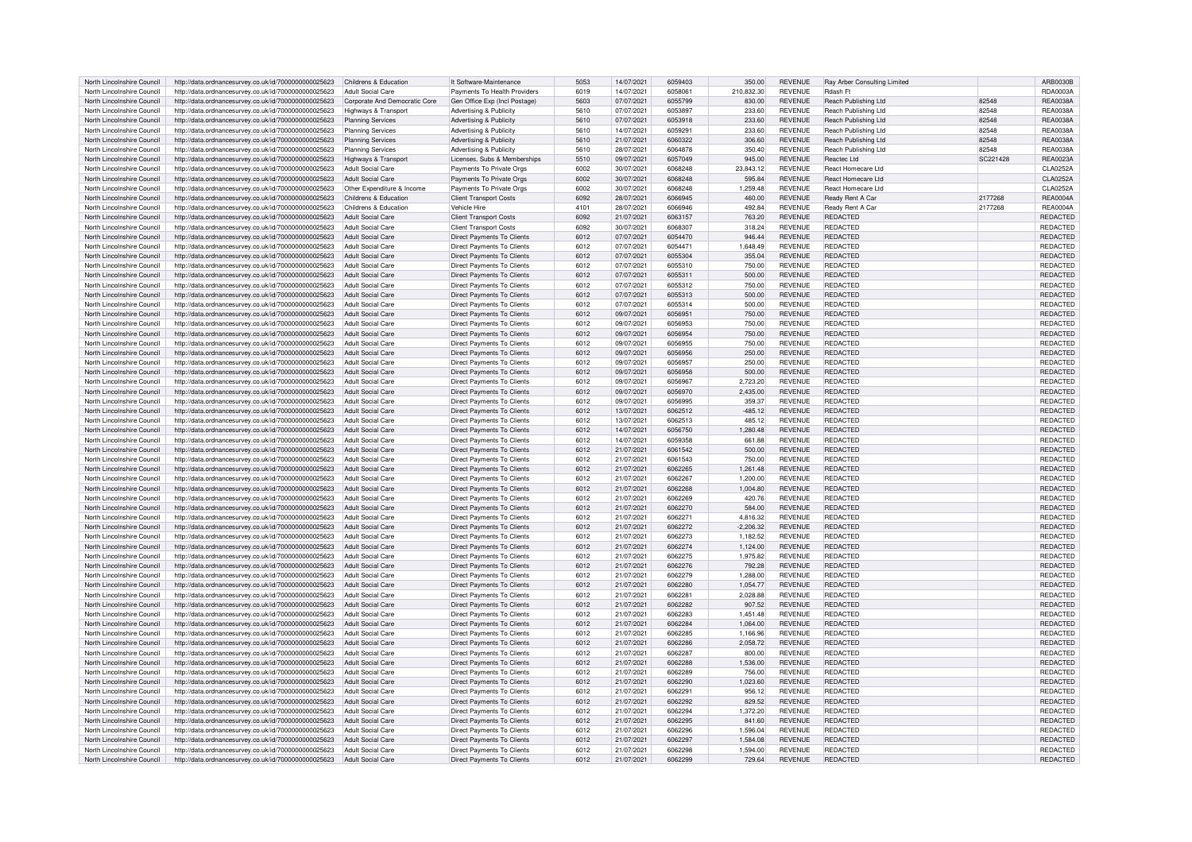| North Lincolnshire Council | http://data.ordnancesurvey.co.uk/id/7000000000025623 | Childrens & Education | It Software-Maintenance | 5053 | 14/07/2021 | 6059403 | 350.00 | REVENUE | Ray Arber Consulting Limited | | ARB0030B |
|---|---|---|---|---|---|---|---|---|---|---|---|
| North Lincolnshire Council | http://data.ordnancesurvey.co.uk/id/7000000000025623 | Adult Social Care | Payments To Health Providers | 6019 | 14/07/2021 | 6058061 | 210,832.30 | REVENUE | Rdash Ft | | RDA0003A |
| North Lincolnshire Council | http://data.ordnancesurvey.co.uk/id/7000000000025623 | Corporate And Democratic Core | Gen Office Exp (Incl Postage) | 5603 | 07/07/2021 | 6055799 | 830.00 | REVENUE | Reach Publishing Ltd | 82548 | REA0038A |
| North Lincolnshire Council | http://data.ordnancesurvey.co.uk/id/7000000000025623 | Highways & Transport | Advertising & Publicity | 5610 | 07/07/2021 | 6053897 | 233.60 | REVENUE | Reach Publishing Ltd | 82548 | REA0038A |
| North Lincolnshire Council | http://data.ordnancesurvey.co.uk/id/7000000000025623 | Planning Services | Advertising & Publicity | 5610 | 07/07/2021 | 6053918 | 233.60 | REVENUE | Reach Publishing Ltd | 82548 | REA0038A |
| North Lincolnshire Council | http://data.ordnancesurvey.co.uk/id/7000000000025623 | Planning Services | Advertising & Publicity | 5610 | 14/07/2021 | 6059291 | 233.60 | REVENUE | Reach Publishing Ltd | 82548 | REA0038A |
| North Lincolnshire Council | http://data.ordnancesurvey.co.uk/id/7000000000025623 | Planning Services | Advertising & Publicity | 5610 | 21/07/2021 | 6060322 | 306.60 | REVENUE | Reach Publishing Ltd | 82548 | REA0038A |
| North Lincolnshire Council | http://data.ordnancesurvey.co.uk/id/7000000000025623 | Planning Services | Advertising & Publicity | 5610 | 28/07/2021 | 6064878 | 350.40 | REVENUE | Reach Publishing Ltd | 82548 | REA0038A |
| North Lincolnshire Council | http://data.ordnancesurvey.co.uk/id/7000000000025623 | Highways & Transport | Licenses, Subs & Memberships | 5510 | 09/07/2021 | 6057049 | 945.00 | REVENUE | Reactec Ltd | SC221428 | REA0023A |
| North Lincolnshire Council | http://data.ordnancesurvey.co.uk/id/7000000000025623 | Adult Social Care | Payments To Private Orgs | 6002 | 30/07/2021 | 6068248 | 23,843.12 | REVENUE | React Homecare Ltd | | CLA0252A |
| North Lincolnshire Council | http://data.ordnancesurvey.co.uk/id/7000000000025623 | Adult Social Care | Payments To Private Orgs | 6002 | 30/07/2021 | 6068248 | 595.84 | REVENUE | React Homecare Ltd | | CLA0252A |
| North Lincolnshire Council | http://data.ordnancesurvey.co.uk/id/7000000000025623 | Other Expenditure & Income | Payments To Private Orgs | 6002 | 30/07/2021 | 6068248 | 1,259.48 | REVENUE | React Homecare Ltd | | CLA0252A |
| North Lincolnshire Council | http://data.ordnancesurvey.co.uk/id/7000000000025623 | Childrens & Education | Client Transport Costs | 6092 | 28/07/2021 | 6066945 | 460.00 | REVENUE | Ready Rent A Car | 2177268 | REA0004A |
| North Lincolnshire Council | http://data.ordnancesurvey.co.uk/id/7000000000025623 | Childrens & Education | Vehicle Hire | 4101 | 28/07/2021 | 6066946 | 492.84 | REVENUE | Ready Rent A Car | 2177268 | REA0004A |
| North Lincolnshire Council | http://data.ordnancesurvey.co.uk/id/7000000000025623 | Adult Social Care | Client Transport Costs | 6092 | 21/07/2021 | 6063157 | 763.20 | REVENUE | REDACTED | | REDACTED |
| North Lincolnshire Council | http://data.ordnancesurvey.co.uk/id/7000000000025623 | Adult Social Care | Client Transport Costs | 6092 | 30/07/2021 | 6068307 | 318.24 | REVENUE | REDACTED | | REDACTED |
| North Lincolnshire Council | http://data.ordnancesurvey.co.uk/id/7000000000025623 | Adult Social Care | Direct Payments To Clients | 6012 | 07/07/2021 | 6054470 | 946.44 | REVENUE | REDACTED | | REDACTED |
| North Lincolnshire Council | http://data.ordnancesurvey.co.uk/id/7000000000025623 | Adult Social Care | Direct Payments To Clients | 6012 | 07/07/2021 | 6054471 | 1,648.49 | REVENUE | REDACTED | | REDACTED |
| North Lincolnshire Council | http://data.ordnancesurvey.co.uk/id/7000000000025623 | Adult Social Care | Direct Payments To Clients | 6012 | 07/07/2021 | 6055304 | 355.04 | REVENUE | REDACTED | | REDACTED |
| North Lincolnshire Council | http://data.ordnancesurvey.co.uk/id/7000000000025623 | Adult Social Care | Direct Payments To Clients | 6012 | 07/07/2021 | 6055310 | 750.00 | REVENUE | REDACTED | | REDACTED |
| North Lincolnshire Council | http://data.ordnancesurvey.co.uk/id/7000000000025623 | Adult Social Care | Direct Payments To Clients | 6012 | 07/07/2021 | 6055311 | 500.00 | REVENUE | REDACTED | | REDACTED |
| North Lincolnshire Council | http://data.ordnancesurvey.co.uk/id/7000000000025623 | Adult Social Care | Direct Payments To Clients | 6012 | 07/07/2021 | 6055312 | 750.00 | REVENUE | REDACTED | | REDACTED |
| North Lincolnshire Council | http://data.ordnancesurvey.co.uk/id/7000000000025623 | Adult Social Care | Direct Payments To Clients | 6012 | 07/07/2021 | 6055313 | 500.00 | REVENUE | REDACTED | | REDACTED |
| North Lincolnshire Council | http://data.ordnancesurvey.co.uk/id/7000000000025623 | Adult Social Care | Direct Payments To Clients | 6012 | 07/07/2021 | 6055314 | 500.00 | REVENUE | REDACTED | | REDACTED |
| North Lincolnshire Council | http://data.ordnancesurvey.co.uk/id/7000000000025623 | Adult Social Care | Direct Payments To Clients | 6012 | 09/07/2021 | 6056951 | 750.00 | REVENUE | REDACTED | | REDACTED |
| North Lincolnshire Council | http://data.ordnancesurvey.co.uk/id/7000000000025623 | Adult Social Care | Direct Payments To Clients | 6012 | 09/07/2021 | 6056953 | 750.00 | REVENUE | REDACTED | | REDACTED |
| North Lincolnshire Council | http://data.ordnancesurvey.co.uk/id/7000000000025623 | Adult Social Care | Direct Payments To Clients | 6012 | 09/07/2021 | 6056954 | 750.00 | REVENUE | REDACTED | | REDACTED |
| North Lincolnshire Council | http://data.ordnancesurvey.co.uk/id/7000000000025623 | Adult Social Care | Direct Payments To Clients | 6012 | 09/07/2021 | 6056955 | 750.00 | REVENUE | REDACTED | | REDACTED |
| North Lincolnshire Council | http://data.ordnancesurvey.co.uk/id/7000000000025623 | Adult Social Care | Direct Payments To Clients | 6012 | 09/07/2021 | 6056956 | 250.00 | REVENUE | REDACTED | | REDACTED |
| North Lincolnshire Council | http://data.ordnancesurvey.co.uk/id/7000000000025623 | Adult Social Care | Direct Payments To Clients | 6012 | 09/07/2021 | 6056957 | 250.00 | REVENUE | REDACTED | | REDACTED |
| North Lincolnshire Council | http://data.ordnancesurvey.co.uk/id/7000000000025623 | Adult Social Care | Direct Payments To Clients | 6012 | 09/07/2021 | 6056958 | 500.00 | REVENUE | REDACTED | | REDACTED |
| North Lincolnshire Council | http://data.ordnancesurvey.co.uk/id/7000000000025623 | Adult Social Care | Direct Payments To Clients | 6012 | 09/07/2021 | 6056967 | 2,723.20 | REVENUE | REDACTED | | REDACTED |
| North Lincolnshire Council | http://data.ordnancesurvey.co.uk/id/7000000000025623 | Adult Social Care | Direct Payments To Clients | 6012 | 09/07/2021 | 6056970 | 2,435.00 | REVENUE | REDACTED | | REDACTED |
| North Lincolnshire Council | http://data.ordnancesurvey.co.uk/id/7000000000025623 | Adult Social Care | Direct Payments To Clients | 6012 | 09/07/2021 | 6056995 | 359.37 | REVENUE | REDACTED | | REDACTED |
| North Lincolnshire Council | http://data.ordnancesurvey.co.uk/id/7000000000025623 | Adult Social Care | Direct Payments To Clients | 6012 | 13/07/2021 | 6062512 | -485.12 | REVENUE | REDACTED | | REDACTED |
| North Lincolnshire Council | http://data.ordnancesurvey.co.uk/id/7000000000025623 | Adult Social Care | Direct Payments To Clients | 6012 | 13/07/2021 | 6062513 | 485.12 | REVENUE | REDACTED | | REDACTED |
| North Lincolnshire Council | http://data.ordnancesurvey.co.uk/id/7000000000025623 | Adult Social Care | Direct Payments To Clients | 6012 | 14/07/2021 | 6056750 | 1,280.48 | REVENUE | REDACTED | | REDACTED |
| North Lincolnshire Council | http://data.ordnancesurvey.co.uk/id/7000000000025623 | Adult Social Care | Direct Payments To Clients | 6012 | 14/07/2021 | 6059358 | 661.88 | REVENUE | REDACTED | | REDACTED |
| North Lincolnshire Council | http://data.ordnancesurvey.co.uk/id/7000000000025623 | Adult Social Care | Direct Payments To Clients | 6012 | 21/07/2021 | 6061542 | 500.00 | REVENUE | REDACTED | | REDACTED |
| North Lincolnshire Council | http://data.ordnancesurvey.co.uk/id/7000000000025623 | Adult Social Care | Direct Payments To Clients | 6012 | 21/07/2021 | 6061543 | 750.00 | REVENUE | REDACTED | | REDACTED |
| North Lincolnshire Council | http://data.ordnancesurvey.co.uk/id/7000000000025623 | Adult Social Care | Direct Payments To Clients | 6012 | 21/07/2021 | 6062265 | 1,261.48 | REVENUE | REDACTED | | REDACTED |
| North Lincolnshire Council | http://data.ordnancesurvey.co.uk/id/7000000000025623 | Adult Social Care | Direct Payments To Clients | 6012 | 21/07/2021 | 6062267 | 1,200.00 | REVENUE | REDACTED | | REDACTED |
| North Lincolnshire Council | http://data.ordnancesurvey.co.uk/id/7000000000025623 | Adult Social Care | Direct Payments To Clients | 6012 | 21/07/2021 | 6062268 | 1,004.80 | REVENUE | REDACTED | | REDACTED |
| North Lincolnshire Council | http://data.ordnancesurvey.co.uk/id/7000000000025623 | Adult Social Care | Direct Payments To Clients | 6012 | 21/07/2021 | 6062269 | 420.76 | REVENUE | REDACTED | | REDACTED |
| North Lincolnshire Council | http://data.ordnancesurvey.co.uk/id/7000000000025623 | Adult Social Care | Direct Payments To Clients | 6012 | 21/07/2021 | 6062270 | 584.00 | REVENUE | REDACTED | | REDACTED |
| North Lincolnshire Council | http://data.ordnancesurvey.co.uk/id/7000000000025623 | Adult Social Care | Direct Payments To Clients | 6012 | 21/07/2021 | 6062271 | 4,816.32 | REVENUE | REDACTED | | REDACTED |
| North Lincolnshire Council | http://data.ordnancesurvey.co.uk/id/7000000000025623 | Adult Social Care | Direct Payments To Clients | 6012 | 21/07/2021 | 6062272 | -2,206.32 | REVENUE | REDACTED | | REDACTED |
| North Lincolnshire Council | http://data.ordnancesurvey.co.uk/id/7000000000025623 | Adult Social Care | Direct Payments To Clients | 6012 | 21/07/2021 | 6062273 | 1,182.52 | REVENUE | REDACTED | | REDACTED |
| North Lincolnshire Council | http://data.ordnancesurvey.co.uk/id/7000000000025623 | Adult Social Care | Direct Payments To Clients | 6012 | 21/07/2021 | 6062274 | 1,124.00 | REVENUE | REDACTED | | REDACTED |
| North Lincolnshire Council | http://data.ordnancesurvey.co.uk/id/7000000000025623 | Adult Social Care | Direct Payments To Clients | 6012 | 21/07/2021 | 6062275 | 1,975.82 | REVENUE | REDACTED | | REDACTED |
| North Lincolnshire Council | http://data.ordnancesurvey.co.uk/id/7000000000025623 | Adult Social Care | Direct Payments To Clients | 6012 | 21/07/2021 | 6062276 | 792.28 | REVENUE | REDACTED | | REDACTED |
| North Lincolnshire Council | http://data.ordnancesurvey.co.uk/id/7000000000025623 | Adult Social Care | Direct Payments To Clients | 6012 | 21/07/2021 | 6062279 | 1,288.00 | REVENUE | REDACTED | | REDACTED |
| North Lincolnshire Council | http://data.ordnancesurvey.co.uk/id/7000000000025623 | Adult Social Care | Direct Payments To Clients | 6012 | 21/07/2021 | 6062280 | 1,054.77 | REVENUE | REDACTED | | REDACTED |
| North Lincolnshire Council | http://data.ordnancesurvey.co.uk/id/7000000000025623 | Adult Social Care | Direct Payments To Clients | 6012 | 21/07/2021 | 6062281 | 2,028.88 | REVENUE | REDACTED | | REDACTED |
| North Lincolnshire Council | http://data.ordnancesurvey.co.uk/id/7000000000025623 | Adult Social Care | Direct Payments To Clients | 6012 | 21/07/2021 | 6062282 | 907.52 | REVENUE | REDACTED | | REDACTED |
| North Lincolnshire Council | http://data.ordnancesurvey.co.uk/id/7000000000025623 | Adult Social Care | Direct Payments To Clients | 6012 | 21/07/2021 | 6062283 | 1,451.48 | REVENUE | REDACTED | | REDACTED |
| North Lincolnshire Council | http://data.ordnancesurvey.co.uk/id/7000000000025623 | Adult Social Care | Direct Payments To Clients | 6012 | 21/07/2021 | 6062284 | 1,064.00 | REVENUE | REDACTED | | REDACTED |
| North Lincolnshire Council | http://data.ordnancesurvey.co.uk/id/7000000000025623 | Adult Social Care | Direct Payments To Clients | 6012 | 21/07/2021 | 6062285 | 1,166.96 | REVENUE | REDACTED | | REDACTED |
| North Lincolnshire Council | http://data.ordnancesurvey.co.uk/id/7000000000025623 | Adult Social Care | Direct Payments To Clients | 6012 | 21/07/2021 | 6062286 | 2,058.72 | REVENUE | REDACTED | | REDACTED |
| North Lincolnshire Council | http://data.ordnancesurvey.co.uk/id/7000000000025623 | Adult Social Care | Direct Payments To Clients | 6012 | 21/07/2021 | 6062287 | 800.00 | REVENUE | REDACTED | | REDACTED |
| North Lincolnshire Council | http://data.ordnancesurvey.co.uk/id/7000000000025623 | Adult Social Care | Direct Payments To Clients | 6012 | 21/07/2021 | 6062288 | 1,536.00 | REVENUE | REDACTED | | REDACTED |
| North Lincolnshire Council | http://data.ordnancesurvey.co.uk/id/7000000000025623 | Adult Social Care | Direct Payments To Clients | 6012 | 21/07/2021 | 6062289 | 756.00 | REVENUE | REDACTED | | REDACTED |
| North Lincolnshire Council | http://data.ordnancesurvey.co.uk/id/7000000000025623 | Adult Social Care | Direct Payments To Clients | 6012 | 21/07/2021 | 6062290 | 1,023.60 | REVENUE | REDACTED | | REDACTED |
| North Lincolnshire Council | http://data.ordnancesurvey.co.uk/id/7000000000025623 | Adult Social Care | Direct Payments To Clients | 6012 | 21/07/2021 | 6062291 | 956.12 | REVENUE | REDACTED | | REDACTED |
| North Lincolnshire Council | http://data.ordnancesurvey.co.uk/id/7000000000025623 | Adult Social Care | Direct Payments To Clients | 6012 | 21/07/2021 | 6062292 | 829.52 | REVENUE | REDACTED | | REDACTED |
| North Lincolnshire Council | http://data.ordnancesurvey.co.uk/id/7000000000025623 | Adult Social Care | Direct Payments To Clients | 6012 | 21/07/2021 | 6062294 | 1,372.20 | REVENUE | REDACTED | | REDACTED |
| North Lincolnshire Council | http://data.ordnancesurvey.co.uk/id/7000000000025623 | Adult Social Care | Direct Payments To Clients | 6012 | 21/07/2021 | 6062295 | 841.60 | REVENUE | REDACTED | | REDACTED |
| North Lincolnshire Council | http://data.ordnancesurvey.co.uk/id/7000000000025623 | Adult Social Care | Direct Payments To Clients | 6012 | 21/07/2021 | 6062296 | 1,596.04 | REVENUE | REDACTED | | REDACTED |
| North Lincolnshire Council | http://data.ordnancesurvey.co.uk/id/7000000000025623 | Adult Social Care | Direct Payments To Clients | 6012 | 21/07/2021 | 6062297 | 1,584.08 | REVENUE | REDACTED | | REDACTED |
| North Lincolnshire Council | http://data.ordnancesurvey.co.uk/id/7000000000025623 | Adult Social Care | Direct Payments To Clients | 6012 | 21/07/2021 | 6062298 | 1,594.00 | REVENUE | REDACTED | | REDACTED |
| North Lincolnshire Council | http://data.ordnancesurvey.co.uk/id/7000000000025623 | Adult Social Care | Direct Payments To Clients | 6012 | 21/07/2021 | 6062299 | 729.64 | REVENUE | REDACTED | | REDACTED |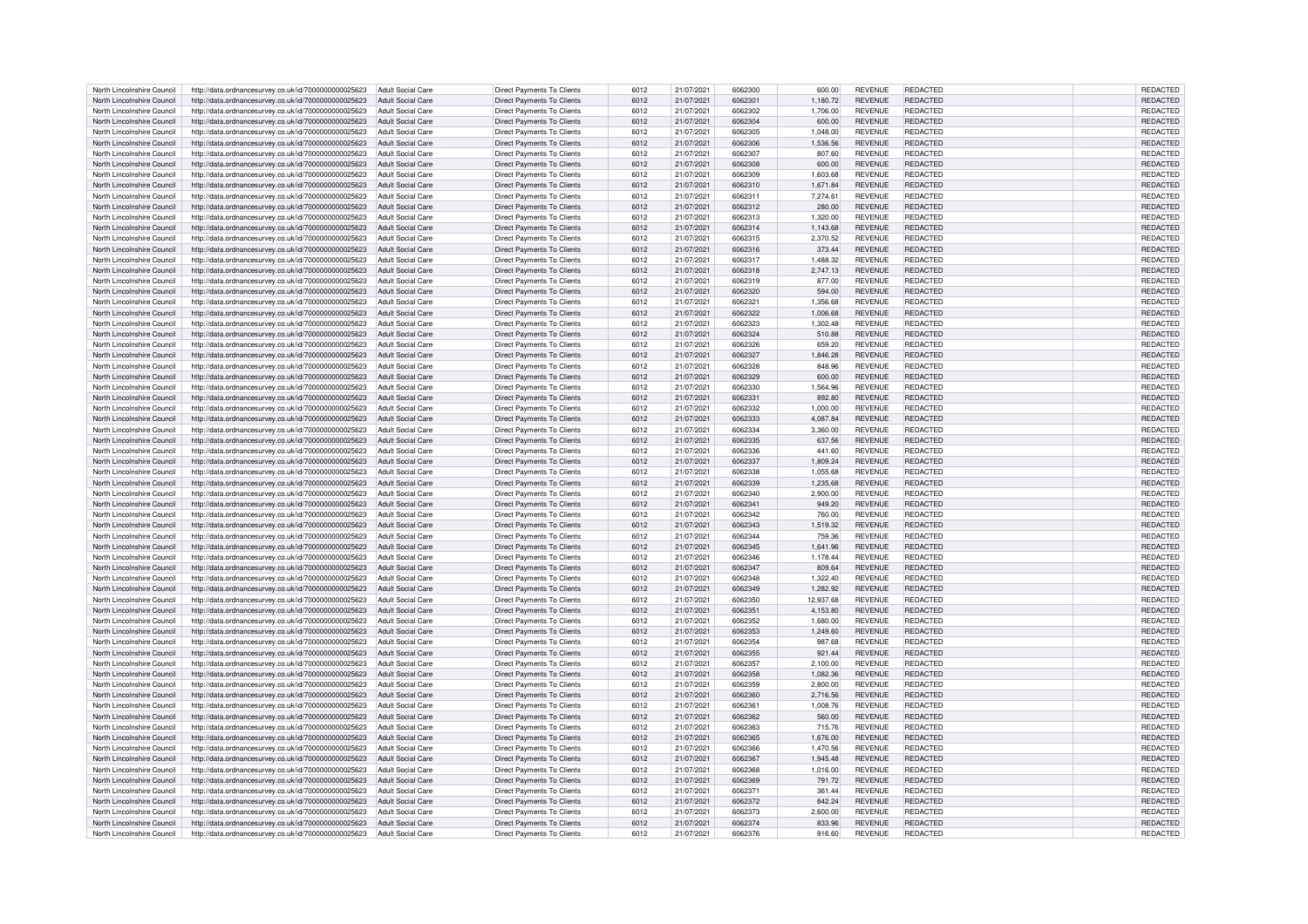| | | | | | | | | | | | |
|---|---|---|---|---|---|---|---|---|---|---|---|
| North Lincolnshire Council | http://data.ordnancesurvey.co.uk/id/7000000000025623 | Adult Social Care | Direct Payments To Clients | 6012 | 21/07/2021 | 6062300 | 600.00 | REVENUE | REDACTED | | REDACTED |
| North Lincolnshire Council | http://data.ordnancesurvey.co.uk/id/7000000000025623 | Adult Social Care | Direct Payments To Clients | 6012 | 21/07/2021 | 6062301 | 1,180.72 | REVENUE | REDACTED | | REDACTED |
| North Lincolnshire Council | http://data.ordnancesurvey.co.uk/id/7000000000025623 | Adult Social Care | Direct Payments To Clients | 6012 | 21/07/2021 | 6062302 | 1,706.00 | REVENUE | REDACTED | | REDACTED |
| North Lincolnshire Council | http://data.ordnancesurvey.co.uk/id/7000000000025623 | Adult Social Care | Direct Payments To Clients | 6012 | 21/07/2021 | 6062304 | 600.00 | REVENUE | REDACTED | | REDACTED |
| North Lincolnshire Council | http://data.ordnancesurvey.co.uk/id/7000000000025623 | Adult Social Care | Direct Payments To Clients | 6012 | 21/07/2021 | 6062305 | 1,048.00 | REVENUE | REDACTED | | REDACTED |
| North Lincolnshire Council | http://data.ordnancesurvey.co.uk/id/7000000000025623 | Adult Social Care | Direct Payments To Clients | 6012 | 21/07/2021 | 6062306 | 1,536.56 | REVENUE | REDACTED | | REDACTED |
| North Lincolnshire Council | http://data.ordnancesurvey.co.uk/id/7000000000025623 | Adult Social Care | Direct Payments To Clients | 6012 | 21/07/2021 | 6062307 | 807.60 | REVENUE | REDACTED | | REDACTED |
| North Lincolnshire Council | http://data.ordnancesurvey.co.uk/id/7000000000025623 | Adult Social Care | Direct Payments To Clients | 6012 | 21/07/2021 | 6062308 | 600.00 | REVENUE | REDACTED | | REDACTED |
| North Lincolnshire Council | http://data.ordnancesurvey.co.uk/id/7000000000025623 | Adult Social Care | Direct Payments To Clients | 6012 | 21/07/2021 | 6062309 | 1,603.68 | REVENUE | REDACTED | | REDACTED |
| North Lincolnshire Council | http://data.ordnancesurvey.co.uk/id/7000000000025623 | Adult Social Care | Direct Payments To Clients | 6012 | 21/07/2021 | 6062310 | 1,671.84 | REVENUE | REDACTED | | REDACTED |
| North Lincolnshire Council | http://data.ordnancesurvey.co.uk/id/7000000000025623 | Adult Social Care | Direct Payments To Clients | 6012 | 21/07/2021 | 6062311 | 7,274.61 | REVENUE | REDACTED | | REDACTED |
| North Lincolnshire Council | http://data.ordnancesurvey.co.uk/id/7000000000025623 | Adult Social Care | Direct Payments To Clients | 6012 | 21/07/2021 | 6062312 | 280.00 | REVENUE | REDACTED | | REDACTED |
| North Lincolnshire Council | http://data.ordnancesurvey.co.uk/id/7000000000025623 | Adult Social Care | Direct Payments To Clients | 6012 | 21/07/2021 | 6062313 | 1,320.00 | REVENUE | REDACTED | | REDACTED |
| North Lincolnshire Council | http://data.ordnancesurvey.co.uk/id/7000000000025623 | Adult Social Care | Direct Payments To Clients | 6012 | 21/07/2021 | 6062314 | 1,143.68 | REVENUE | REDACTED | | REDACTED |
| North Lincolnshire Council | http://data.ordnancesurvey.co.uk/id/7000000000025623 | Adult Social Care | Direct Payments To Clients | 6012 | 21/07/2021 | 6062315 | 2,370.52 | REVENUE | REDACTED | | REDACTED |
| North Lincolnshire Council | http://data.ordnancesurvey.co.uk/id/7000000000025623 | Adult Social Care | Direct Payments To Clients | 6012 | 21/07/2021 | 6062316 | 373.44 | REVENUE | REDACTED | | REDACTED |
| North Lincolnshire Council | http://data.ordnancesurvey.co.uk/id/7000000000025623 | Adult Social Care | Direct Payments To Clients | 6012 | 21/07/2021 | 6062317 | 1,488.32 | REVENUE | REDACTED | | REDACTED |
| North Lincolnshire Council | http://data.ordnancesurvey.co.uk/id/7000000000025623 | Adult Social Care | Direct Payments To Clients | 6012 | 21/07/2021 | 6062318 | 2,747.13 | REVENUE | REDACTED | | REDACTED |
| North Lincolnshire Council | http://data.ordnancesurvey.co.uk/id/7000000000025623 | Adult Social Care | Direct Payments To Clients | 6012 | 21/07/2021 | 6062319 | 877.00 | REVENUE | REDACTED | | REDACTED |
| North Lincolnshire Council | http://data.ordnancesurvey.co.uk/id/7000000000025623 | Adult Social Care | Direct Payments To Clients | 6012 | 21/07/2021 | 6062320 | 594.00 | REVENUE | REDACTED | | REDACTED |
| North Lincolnshire Council | http://data.ordnancesurvey.co.uk/id/7000000000025623 | Adult Social Care | Direct Payments To Clients | 6012 | 21/07/2021 | 6062321 | 1,356.68 | REVENUE | REDACTED | | REDACTED |
| North Lincolnshire Council | http://data.ordnancesurvey.co.uk/id/7000000000025623 | Adult Social Care | Direct Payments To Clients | 6012 | 21/07/2021 | 6062322 | 1,006.68 | REVENUE | REDACTED | | REDACTED |
| North Lincolnshire Council | http://data.ordnancesurvey.co.uk/id/7000000000025623 | Adult Social Care | Direct Payments To Clients | 6012 | 21/07/2021 | 6062323 | 1,302.48 | REVENUE | REDACTED | | REDACTED |
| North Lincolnshire Council | http://data.ordnancesurvey.co.uk/id/7000000000025623 | Adult Social Care | Direct Payments To Clients | 6012 | 21/07/2021 | 6062324 | 510.88 | REVENUE | REDACTED | | REDACTED |
| North Lincolnshire Council | http://data.ordnancesurvey.co.uk/id/7000000000025623 | Adult Social Care | Direct Payments To Clients | 6012 | 21/07/2021 | 6062326 | 659.20 | REVENUE | REDACTED | | REDACTED |
| North Lincolnshire Council | http://data.ordnancesurvey.co.uk/id/7000000000025623 | Adult Social Care | Direct Payments To Clients | 6012 | 21/07/2021 | 6062327 | 1,846.28 | REVENUE | REDACTED | | REDACTED |
| North Lincolnshire Council | http://data.ordnancesurvey.co.uk/id/7000000000025623 | Adult Social Care | Direct Payments To Clients | 6012 | 21/07/2021 | 6062328 | 848.96 | REVENUE | REDACTED | | REDACTED |
| North Lincolnshire Council | http://data.ordnancesurvey.co.uk/id/7000000000025623 | Adult Social Care | Direct Payments To Clients | 6012 | 21/07/2021 | 6062329 | 600.00 | REVENUE | REDACTED | | REDACTED |
| North Lincolnshire Council | http://data.ordnancesurvey.co.uk/id/7000000000025623 | Adult Social Care | Direct Payments To Clients | 6012 | 21/07/2021 | 6062330 | 1,564.96 | REVENUE | REDACTED | | REDACTED |
| North Lincolnshire Council | http://data.ordnancesurvey.co.uk/id/7000000000025623 | Adult Social Care | Direct Payments To Clients | 6012 | 21/07/2021 | 6062331 | 892.80 | REVENUE | REDACTED | | REDACTED |
| North Lincolnshire Council | http://data.ordnancesurvey.co.uk/id/7000000000025623 | Adult Social Care | Direct Payments To Clients | 6012 | 21/07/2021 | 6062332 | 1,000.00 | REVENUE | REDACTED | | REDACTED |
| North Lincolnshire Council | http://data.ordnancesurvey.co.uk/id/7000000000025623 | Adult Social Care | Direct Payments To Clients | 6012 | 21/07/2021 | 6062333 | 4,087.84 | REVENUE | REDACTED | | REDACTED |
| North Lincolnshire Council | http://data.ordnancesurvey.co.uk/id/7000000000025623 | Adult Social Care | Direct Payments To Clients | 6012 | 21/07/2021 | 6062334 | 3,360.00 | REVENUE | REDACTED | | REDACTED |
| North Lincolnshire Council | http://data.ordnancesurvey.co.uk/id/7000000000025623 | Adult Social Care | Direct Payments To Clients | 6012 | 21/07/2021 | 6062335 | 637.56 | REVENUE | REDACTED | | REDACTED |
| North Lincolnshire Council | http://data.ordnancesurvey.co.uk/id/7000000000025623 | Adult Social Care | Direct Payments To Clients | 6012 | 21/07/2021 | 6062336 | 441.60 | REVENUE | REDACTED | | REDACTED |
| North Lincolnshire Council | http://data.ordnancesurvey.co.uk/id/7000000000025623 | Adult Social Care | Direct Payments To Clients | 6012 | 21/07/2021 | 6062337 | 1,809.24 | REVENUE | REDACTED | | REDACTED |
| North Lincolnshire Council | http://data.ordnancesurvey.co.uk/id/7000000000025623 | Adult Social Care | Direct Payments To Clients | 6012 | 21/07/2021 | 6062338 | 1,055.68 | REVENUE | REDACTED | | REDACTED |
| North Lincolnshire Council | http://data.ordnancesurvey.co.uk/id/7000000000025623 | Adult Social Care | Direct Payments To Clients | 6012 | 21/07/2021 | 6062339 | 1,235.68 | REVENUE | REDACTED | | REDACTED |
| North Lincolnshire Council | http://data.ordnancesurvey.co.uk/id/7000000000025623 | Adult Social Care | Direct Payments To Clients | 6012 | 21/07/2021 | 6062340 | 2,900.00 | REVENUE | REDACTED | | REDACTED |
| North Lincolnshire Council | http://data.ordnancesurvey.co.uk/id/7000000000025623 | Adult Social Care | Direct Payments To Clients | 6012 | 21/07/2021 | 6062341 | 949.20 | REVENUE | REDACTED | | REDACTED |
| North Lincolnshire Council | http://data.ordnancesurvey.co.uk/id/7000000000025623 | Adult Social Care | Direct Payments To Clients | 6012 | 21/07/2021 | 6062342 | 760.00 | REVENUE | REDACTED | | REDACTED |
| North Lincolnshire Council | http://data.ordnancesurvey.co.uk/id/7000000000025623 | Adult Social Care | Direct Payments To Clients | 6012 | 21/07/2021 | 6062343 | 1,519.32 | REVENUE | REDACTED | | REDACTED |
| North Lincolnshire Council | http://data.ordnancesurvey.co.uk/id/7000000000025623 | Adult Social Care | Direct Payments To Clients | 6012 | 21/07/2021 | 6062344 | 759.36 | REVENUE | REDACTED | | REDACTED |
| North Lincolnshire Council | http://data.ordnancesurvey.co.uk/id/7000000000025623 | Adult Social Care | Direct Payments To Clients | 6012 | 21/07/2021 | 6062345 | 1,641.96 | REVENUE | REDACTED | | REDACTED |
| North Lincolnshire Council | http://data.ordnancesurvey.co.uk/id/7000000000025623 | Adult Social Care | Direct Payments To Clients | 6012 | 21/07/2021 | 6062346 | 1,178.44 | REVENUE | REDACTED | | REDACTED |
| North Lincolnshire Council | http://data.ordnancesurvey.co.uk/id/7000000000025623 | Adult Social Care | Direct Payments To Clients | 6012 | 21/07/2021 | 6062347 | 809.64 | REVENUE | REDACTED | | REDACTED |
| North Lincolnshire Council | http://data.ordnancesurvey.co.uk/id/7000000000025623 | Adult Social Care | Direct Payments To Clients | 6012 | 21/07/2021 | 6062348 | 1,322.40 | REVENUE | REDACTED | | REDACTED |
| North Lincolnshire Council | http://data.ordnancesurvey.co.uk/id/7000000000025623 | Adult Social Care | Direct Payments To Clients | 6012 | 21/07/2021 | 6062349 | 1,282.92 | REVENUE | REDACTED | | REDACTED |
| North Lincolnshire Council | http://data.ordnancesurvey.co.uk/id/7000000000025623 | Adult Social Care | Direct Payments To Clients | 6012 | 21/07/2021 | 6062350 | 12,937.68 | REVENUE | REDACTED | | REDACTED |
| North Lincolnshire Council | http://data.ordnancesurvey.co.uk/id/7000000000025623 | Adult Social Care | Direct Payments To Clients | 6012 | 21/07/2021 | 6062351 | 4,153.80 | REVENUE | REDACTED | | REDACTED |
| North Lincolnshire Council | http://data.ordnancesurvey.co.uk/id/7000000000025623 | Adult Social Care | Direct Payments To Clients | 6012 | 21/07/2021 | 6062352 | 1,680.00 | REVENUE | REDACTED | | REDACTED |
| North Lincolnshire Council | http://data.ordnancesurvey.co.uk/id/7000000000025623 | Adult Social Care | Direct Payments To Clients | 6012 | 21/07/2021 | 6062353 | 1,249.60 | REVENUE | REDACTED | | REDACTED |
| North Lincolnshire Council | http://data.ordnancesurvey.co.uk/id/7000000000025623 | Adult Social Care | Direct Payments To Clients | 6012 | 21/07/2021 | 6062354 | 987.68 | REVENUE | REDACTED | | REDACTED |
| North Lincolnshire Council | http://data.ordnancesurvey.co.uk/id/7000000000025623 | Adult Social Care | Direct Payments To Clients | 6012 | 21/07/2021 | 6062355 | 921.44 | REVENUE | REDACTED | | REDACTED |
| North Lincolnshire Council | http://data.ordnancesurvey.co.uk/id/7000000000025623 | Adult Social Care | Direct Payments To Clients | 6012 | 21/07/2021 | 6062357 | 2,100.00 | REVENUE | REDACTED | | REDACTED |
| North Lincolnshire Council | http://data.ordnancesurvey.co.uk/id/7000000000025623 | Adult Social Care | Direct Payments To Clients | 6012 | 21/07/2021 | 6062358 | 1,082.36 | REVENUE | REDACTED | | REDACTED |
| North Lincolnshire Council | http://data.ordnancesurvey.co.uk/id/7000000000025623 | Adult Social Care | Direct Payments To Clients | 6012 | 21/07/2021 | 6062359 | 2,800.00 | REVENUE | REDACTED | | REDACTED |
| North Lincolnshire Council | http://data.ordnancesurvey.co.uk/id/7000000000025623 | Adult Social Care | Direct Payments To Clients | 6012 | 21/07/2021 | 6062360 | 2,716.56 | REVENUE | REDACTED | | REDACTED |
| North Lincolnshire Council | http://data.ordnancesurvey.co.uk/id/7000000000025623 | Adult Social Care | Direct Payments To Clients | 6012 | 21/07/2021 | 6062361 | 1,008.76 | REVENUE | REDACTED | | REDACTED |
| North Lincolnshire Council | http://data.ordnancesurvey.co.uk/id/7000000000025623 | Adult Social Care | Direct Payments To Clients | 6012 | 21/07/2021 | 6062362 | 560.00 | REVENUE | REDACTED | | REDACTED |
| North Lincolnshire Council | http://data.ordnancesurvey.co.uk/id/7000000000025623 | Adult Social Care | Direct Payments To Clients | 6012 | 21/07/2021 | 6062363 | 715.76 | REVENUE | REDACTED | | REDACTED |
| North Lincolnshire Council | http://data.ordnancesurvey.co.uk/id/7000000000025623 | Adult Social Care | Direct Payments To Clients | 6012 | 21/07/2021 | 6062365 | 1,676.00 | REVENUE | REDACTED | | REDACTED |
| North Lincolnshire Council | http://data.ordnancesurvey.co.uk/id/7000000000025623 | Adult Social Care | Direct Payments To Clients | 6012 | 21/07/2021 | 6062366 | 1,470.56 | REVENUE | REDACTED | | REDACTED |
| North Lincolnshire Council | http://data.ordnancesurvey.co.uk/id/7000000000025623 | Adult Social Care | Direct Payments To Clients | 6012 | 21/07/2021 | 6062367 | 1,945.48 | REVENUE | REDACTED | | REDACTED |
| North Lincolnshire Council | http://data.ordnancesurvey.co.uk/id/7000000000025623 | Adult Social Care | Direct Payments To Clients | 6012 | 21/07/2021 | 6062368 | 1,016.00 | REVENUE | REDACTED | | REDACTED |
| North Lincolnshire Council | http://data.ordnancesurvey.co.uk/id/7000000000025623 | Adult Social Care | Direct Payments To Clients | 6012 | 21/07/2021 | 6062369 | 791.72 | REVENUE | REDACTED | | REDACTED |
| North Lincolnshire Council | http://data.ordnancesurvey.co.uk/id/7000000000025623 | Adult Social Care | Direct Payments To Clients | 6012 | 21/07/2021 | 6062371 | 361.44 | REVENUE | REDACTED | | REDACTED |
| North Lincolnshire Council | http://data.ordnancesurvey.co.uk/id/7000000000025623 | Adult Social Care | Direct Payments To Clients | 6012 | 21/07/2021 | 6062372 | 842.24 | REVENUE | REDACTED | | REDACTED |
| North Lincolnshire Council | http://data.ordnancesurvey.co.uk/id/7000000000025623 | Adult Social Care | Direct Payments To Clients | 6012 | 21/07/2021 | 6062373 | 2,600.00 | REVENUE | REDACTED | | REDACTED |
| North Lincolnshire Council | http://data.ordnancesurvey.co.uk/id/7000000000025623 | Adult Social Care | Direct Payments To Clients | 6012 | 21/07/2021 | 6062374 | 833.96 | REVENUE | REDACTED | | REDACTED |
| North Lincolnshire Council | http://data.ordnancesurvey.co.uk/id/7000000000025623 | Adult Social Care | Direct Payments To Clients | 6012 | 21/07/2021 | 6062376 | 916.60 | REVENUE | REDACTED | | REDACTED |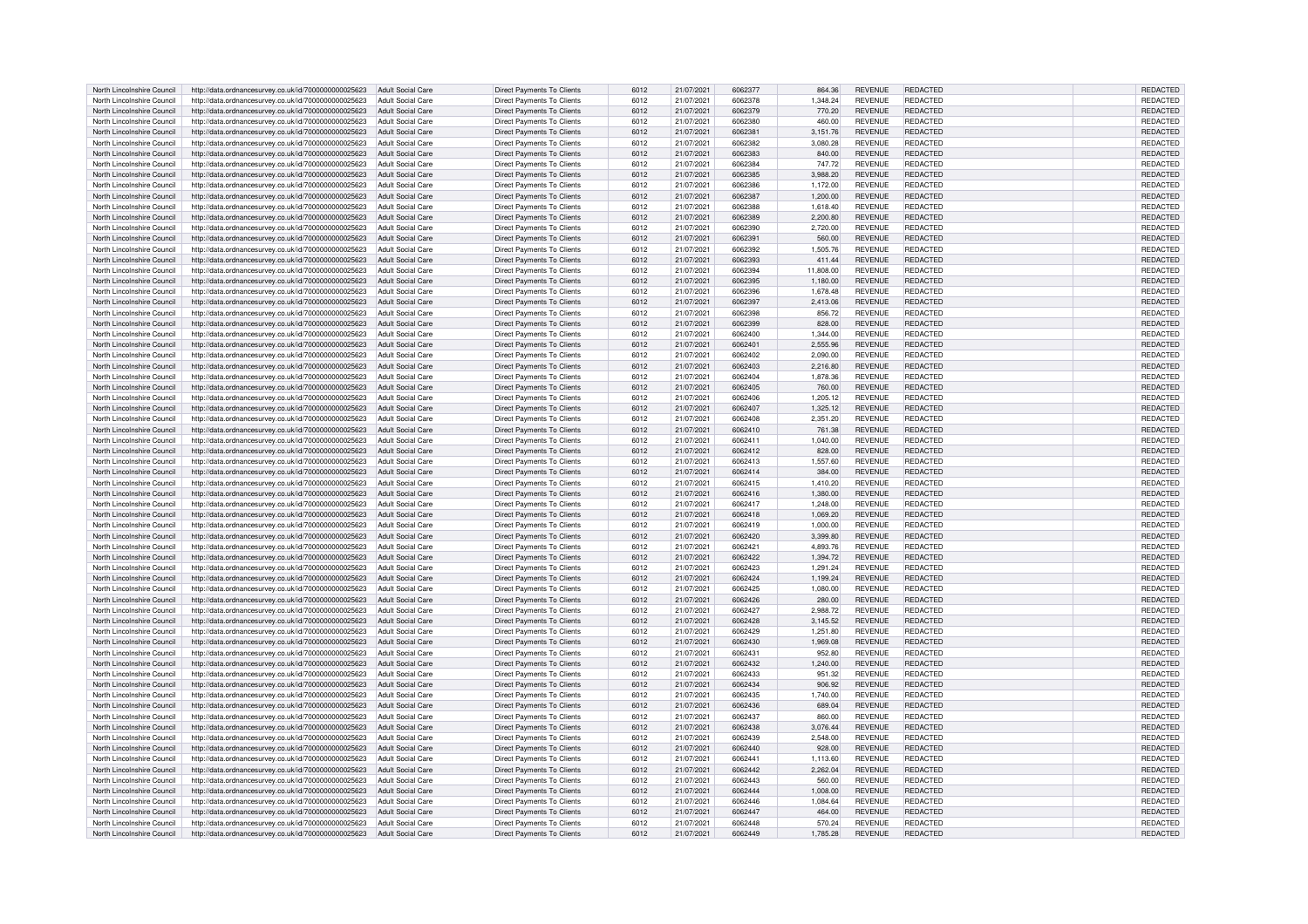| North Lincolnshire Council | http://data.ordnancesurvey.co.uk/id/7000000000025623 | Adult Social Care | Direct Payments To Clients | 6012 | 21/07/2021 | 6062377 | 864.36 | REVENUE | REDACTED | | REDACTED |
|---|---|---|---|---|---|---|---|---|---|---|---|
| North Lincolnshire Council | http://data.ordnancesurvey.co.uk/id/7000000000025623 | Adult Social Care | Direct Payments To Clients | 6012 | 21/07/2021 | 6062378 | 1,348.24 | REVENUE | REDACTED | | REDACTED |
| North Lincolnshire Council | http://data.ordnancesurvey.co.uk/id/7000000000025623 | Adult Social Care | Direct Payments To Clients | 6012 | 21/07/2021 | 6062379 | 770.20 | REVENUE | REDACTED | | REDACTED |
| North Lincolnshire Council | http://data.ordnancesurvey.co.uk/id/7000000000025623 | Adult Social Care | Direct Payments To Clients | 6012 | 21/07/2021 | 6062380 | 460.00 | REVENUE | REDACTED | | REDACTED |
| North Lincolnshire Council | http://data.ordnancesurvey.co.uk/id/7000000000025623 | Adult Social Care | Direct Payments To Clients | 6012 | 21/07/2021 | 6062381 | 3,151.76 | REVENUE | REDACTED | | REDACTED |
| North Lincolnshire Council | http://data.ordnancesurvey.co.uk/id/7000000000025623 | Adult Social Care | Direct Payments To Clients | 6012 | 21/07/2021 | 6062382 | 3,080.28 | REVENUE | REDACTED | | REDACTED |
| North Lincolnshire Council | http://data.ordnancesurvey.co.uk/id/7000000000025623 | Adult Social Care | Direct Payments To Clients | 6012 | 21/07/2021 | 6062383 | 840.00 | REVENUE | REDACTED | | REDACTED |
| North Lincolnshire Council | http://data.ordnancesurvey.co.uk/id/7000000000025623 | Adult Social Care | Direct Payments To Clients | 6012 | 21/07/2021 | 6062384 | 747.72 | REVENUE | REDACTED | | REDACTED |
| North Lincolnshire Council | http://data.ordnancesurvey.co.uk/id/7000000000025623 | Adult Social Care | Direct Payments To Clients | 6012 | 21/07/2021 | 6062385 | 3,988.20 | REVENUE | REDACTED | | REDACTED |
| North Lincolnshire Council | http://data.ordnancesurvey.co.uk/id/7000000000025623 | Adult Social Care | Direct Payments To Clients | 6012 | 21/07/2021 | 6062386 | 1,172.00 | REVENUE | REDACTED | | REDACTED |
| North Lincolnshire Council | http://data.ordnancesurvey.co.uk/id/7000000000025623 | Adult Social Care | Direct Payments To Clients | 6012 | 21/07/2021 | 6062387 | 1,200.00 | REVENUE | REDACTED | | REDACTED |
| North Lincolnshire Council | http://data.ordnancesurvey.co.uk/id/7000000000025623 | Adult Social Care | Direct Payments To Clients | 6012 | 21/07/2021 | 6062388 | 1,618.40 | REVENUE | REDACTED | | REDACTED |
| North Lincolnshire Council | http://data.ordnancesurvey.co.uk/id/7000000000025623 | Adult Social Care | Direct Payments To Clients | 6012 | 21/07/2021 | 6062389 | 2,200.80 | REVENUE | REDACTED | | REDACTED |
| North Lincolnshire Council | http://data.ordnancesurvey.co.uk/id/7000000000025623 | Adult Social Care | Direct Payments To Clients | 6012 | 21/07/2021 | 6062390 | 2,720.00 | REVENUE | REDACTED | | REDACTED |
| North Lincolnshire Council | http://data.ordnancesurvey.co.uk/id/7000000000025623 | Adult Social Care | Direct Payments To Clients | 6012 | 21/07/2021 | 6062391 | 560.00 | REVENUE | REDACTED | | REDACTED |
| North Lincolnshire Council | http://data.ordnancesurvey.co.uk/id/7000000000025623 | Adult Social Care | Direct Payments To Clients | 6012 | 21/07/2021 | 6062392 | 1,505.76 | REVENUE | REDACTED | | REDACTED |
| North Lincolnshire Council | http://data.ordnancesurvey.co.uk/id/7000000000025623 | Adult Social Care | Direct Payments To Clients | 6012 | 21/07/2021 | 6062393 | 411.44 | REVENUE | REDACTED | | REDACTED |
| North Lincolnshire Council | http://data.ordnancesurvey.co.uk/id/7000000000025623 | Adult Social Care | Direct Payments To Clients | 6012 | 21/07/2021 | 6062394 | 11,808.00 | REVENUE | REDACTED | | REDACTED |
| North Lincolnshire Council | http://data.ordnancesurvey.co.uk/id/7000000000025623 | Adult Social Care | Direct Payments To Clients | 6012 | 21/07/2021 | 6062395 | 1,180.00 | REVENUE | REDACTED | | REDACTED |
| North Lincolnshire Council | http://data.ordnancesurvey.co.uk/id/7000000000025623 | Adult Social Care | Direct Payments To Clients | 6012 | 21/07/2021 | 6062396 | 1,678.48 | REVENUE | REDACTED | | REDACTED |
| North Lincolnshire Council | http://data.ordnancesurvey.co.uk/id/7000000000025623 | Adult Social Care | Direct Payments To Clients | 6012 | 21/07/2021 | 6062397 | 2,413.06 | REVENUE | REDACTED | | REDACTED |
| North Lincolnshire Council | http://data.ordnancesurvey.co.uk/id/7000000000025623 | Adult Social Care | Direct Payments To Clients | 6012 | 21/07/2021 | 6062398 | 856.72 | REVENUE | REDACTED | | REDACTED |
| North Lincolnshire Council | http://data.ordnancesurvey.co.uk/id/7000000000025623 | Adult Social Care | Direct Payments To Clients | 6012 | 21/07/2021 | 6062399 | 828.00 | REVENUE | REDACTED | | REDACTED |
| North Lincolnshire Council | http://data.ordnancesurvey.co.uk/id/7000000000025623 | Adult Social Care | Direct Payments To Clients | 6012 | 21/07/2021 | 6062400 | 1,344.00 | REVENUE | REDACTED | | REDACTED |
| North Lincolnshire Council | http://data.ordnancesurvey.co.uk/id/7000000000025623 | Adult Social Care | Direct Payments To Clients | 6012 | 21/07/2021 | 6062401 | 2,555.96 | REVENUE | REDACTED | | REDACTED |
| North Lincolnshire Council | http://data.ordnancesurvey.co.uk/id/7000000000025623 | Adult Social Care | Direct Payments To Clients | 6012 | 21/07/2021 | 6062402 | 2,090.00 | REVENUE | REDACTED | | REDACTED |
| North Lincolnshire Council | http://data.ordnancesurvey.co.uk/id/7000000000025623 | Adult Social Care | Direct Payments To Clients | 6012 | 21/07/2021 | 6062403 | 2,216.80 | REVENUE | REDACTED | | REDACTED |
| North Lincolnshire Council | http://data.ordnancesurvey.co.uk/id/7000000000025623 | Adult Social Care | Direct Payments To Clients | 6012 | 21/07/2021 | 6062404 | 1,878.36 | REVENUE | REDACTED | | REDACTED |
| North Lincolnshire Council | http://data.ordnancesurvey.co.uk/id/7000000000025623 | Adult Social Care | Direct Payments To Clients | 6012 | 21/07/2021 | 6062405 | 760.00 | REVENUE | REDACTED | | REDACTED |
| North Lincolnshire Council | http://data.ordnancesurvey.co.uk/id/7000000000025623 | Adult Social Care | Direct Payments To Clients | 6012 | 21/07/2021 | 6062406 | 1,205.12 | REVENUE | REDACTED | | REDACTED |
| North Lincolnshire Council | http://data.ordnancesurvey.co.uk/id/7000000000025623 | Adult Social Care | Direct Payments To Clients | 6012 | 21/07/2021 | 6062407 | 1,325.12 | REVENUE | REDACTED | | REDACTED |
| North Lincolnshire Council | http://data.ordnancesurvey.co.uk/id/7000000000025623 | Adult Social Care | Direct Payments To Clients | 6012 | 21/07/2021 | 6062408 | 2,351.20 | REVENUE | REDACTED | | REDACTED |
| North Lincolnshire Council | http://data.ordnancesurvey.co.uk/id/7000000000025623 | Adult Social Care | Direct Payments To Clients | 6012 | 21/07/2021 | 6062410 | 761.38 | REVENUE | REDACTED | | REDACTED |
| North Lincolnshire Council | http://data.ordnancesurvey.co.uk/id/7000000000025623 | Adult Social Care | Direct Payments To Clients | 6012 | 21/07/2021 | 6062411 | 1,040.00 | REVENUE | REDACTED | | REDACTED |
| North Lincolnshire Council | http://data.ordnancesurvey.co.uk/id/7000000000025623 | Adult Social Care | Direct Payments To Clients | 6012 | 21/07/2021 | 6062412 | 828.00 | REVENUE | REDACTED | | REDACTED |
| North Lincolnshire Council | http://data.ordnancesurvey.co.uk/id/7000000000025623 | Adult Social Care | Direct Payments To Clients | 6012 | 21/07/2021 | 6062413 | 1,557.60 | REVENUE | REDACTED | | REDACTED |
| North Lincolnshire Council | http://data.ordnancesurvey.co.uk/id/7000000000025623 | Adult Social Care | Direct Payments To Clients | 6012 | 21/07/2021 | 6062414 | 384.00 | REVENUE | REDACTED | | REDACTED |
| North Lincolnshire Council | http://data.ordnancesurvey.co.uk/id/7000000000025623 | Adult Social Care | Direct Payments To Clients | 6012 | 21/07/2021 | 6062415 | 1,410.20 | REVENUE | REDACTED | | REDACTED |
| North Lincolnshire Council | http://data.ordnancesurvey.co.uk/id/7000000000025623 | Adult Social Care | Direct Payments To Clients | 6012 | 21/07/2021 | 6062416 | 1,380.00 | REVENUE | REDACTED | | REDACTED |
| North Lincolnshire Council | http://data.ordnancesurvey.co.uk/id/7000000000025623 | Adult Social Care | Direct Payments To Clients | 6012 | 21/07/2021 | 6062417 | 1,248.00 | REVENUE | REDACTED | | REDACTED |
| North Lincolnshire Council | http://data.ordnancesurvey.co.uk/id/7000000000025623 | Adult Social Care | Direct Payments To Clients | 6012 | 21/07/2021 | 6062418 | 1,069.20 | REVENUE | REDACTED | | REDACTED |
| North Lincolnshire Council | http://data.ordnancesurvey.co.uk/id/7000000000025623 | Adult Social Care | Direct Payments To Clients | 6012 | 21/07/2021 | 6062419 | 1,000.00 | REVENUE | REDACTED | | REDACTED |
| North Lincolnshire Council | http://data.ordnancesurvey.co.uk/id/7000000000025623 | Adult Social Care | Direct Payments To Clients | 6012 | 21/07/2021 | 6062420 | 3,399.80 | REVENUE | REDACTED | | REDACTED |
| North Lincolnshire Council | http://data.ordnancesurvey.co.uk/id/7000000000025623 | Adult Social Care | Direct Payments To Clients | 6012 | 21/07/2021 | 6062421 | 4,893.76 | REVENUE | REDACTED | | REDACTED |
| North Lincolnshire Council | http://data.ordnancesurvey.co.uk/id/7000000000025623 | Adult Social Care | Direct Payments To Clients | 6012 | 21/07/2021 | 6062422 | 1,394.72 | REVENUE | REDACTED | | REDACTED |
| North Lincolnshire Council | http://data.ordnancesurvey.co.uk/id/7000000000025623 | Adult Social Care | Direct Payments To Clients | 6012 | 21/07/2021 | 6062423 | 1,291.24 | REVENUE | REDACTED | | REDACTED |
| North Lincolnshire Council | http://data.ordnancesurvey.co.uk/id/7000000000025623 | Adult Social Care | Direct Payments To Clients | 6012 | 21/07/2021 | 6062424 | 1,199.24 | REVENUE | REDACTED | | REDACTED |
| North Lincolnshire Council | http://data.ordnancesurvey.co.uk/id/7000000000025623 | Adult Social Care | Direct Payments To Clients | 6012 | 21/07/2021 | 6062425 | 1,080.00 | REVENUE | REDACTED | | REDACTED |
| North Lincolnshire Council | http://data.ordnancesurvey.co.uk/id/7000000000025623 | Adult Social Care | Direct Payments To Clients | 6012 | 21/07/2021 | 6062426 | 280.00 | REVENUE | REDACTED | | REDACTED |
| North Lincolnshire Council | http://data.ordnancesurvey.co.uk/id/7000000000025623 | Adult Social Care | Direct Payments To Clients | 6012 | 21/07/2021 | 6062427 | 2,988.72 | REVENUE | REDACTED | | REDACTED |
| North Lincolnshire Council | http://data.ordnancesurvey.co.uk/id/7000000000025623 | Adult Social Care | Direct Payments To Clients | 6012 | 21/07/2021 | 6062428 | 3,145.52 | REVENUE | REDACTED | | REDACTED |
| North Lincolnshire Council | http://data.ordnancesurvey.co.uk/id/7000000000025623 | Adult Social Care | Direct Payments To Clients | 6012 | 21/07/2021 | 6062429 | 1,251.80 | REVENUE | REDACTED | | REDACTED |
| North Lincolnshire Council | http://data.ordnancesurvey.co.uk/id/7000000000025623 | Adult Social Care | Direct Payments To Clients | 6012 | 21/07/2021 | 6062430 | 1,969.08 | REVENUE | REDACTED | | REDACTED |
| North Lincolnshire Council | http://data.ordnancesurvey.co.uk/id/7000000000025623 | Adult Social Care | Direct Payments To Clients | 6012 | 21/07/2021 | 6062431 | 952.80 | REVENUE | REDACTED | | REDACTED |
| North Lincolnshire Council | http://data.ordnancesurvey.co.uk/id/7000000000025623 | Adult Social Care | Direct Payments To Clients | 6012 | 21/07/2021 | 6062432 | 1,240.00 | REVENUE | REDACTED | | REDACTED |
| North Lincolnshire Council | http://data.ordnancesurvey.co.uk/id/7000000000025623 | Adult Social Care | Direct Payments To Clients | 6012 | 21/07/2021 | 6062433 | 951.32 | REVENUE | REDACTED | | REDACTED |
| North Lincolnshire Council | http://data.ordnancesurvey.co.uk/id/7000000000025623 | Adult Social Care | Direct Payments To Clients | 6012 | 21/07/2021 | 6062434 | 906.92 | REVENUE | REDACTED | | REDACTED |
| North Lincolnshire Council | http://data.ordnancesurvey.co.uk/id/7000000000025623 | Adult Social Care | Direct Payments To Clients | 6012 | 21/07/2021 | 6062435 | 1,740.00 | REVENUE | REDACTED | | REDACTED |
| North Lincolnshire Council | http://data.ordnancesurvey.co.uk/id/7000000000025623 | Adult Social Care | Direct Payments To Clients | 6012 | 21/07/2021 | 6062436 | 689.04 | REVENUE | REDACTED | | REDACTED |
| North Lincolnshire Council | http://data.ordnancesurvey.co.uk/id/7000000000025623 | Adult Social Care | Direct Payments To Clients | 6012 | 21/07/2021 | 6062437 | 860.00 | REVENUE | REDACTED | | REDACTED |
| North Lincolnshire Council | http://data.ordnancesurvey.co.uk/id/7000000000025623 | Adult Social Care | Direct Payments To Clients | 6012 | 21/07/2021 | 6062438 | 3,076.44 | REVENUE | REDACTED | | REDACTED |
| North Lincolnshire Council | http://data.ordnancesurvey.co.uk/id/7000000000025623 | Adult Social Care | Direct Payments To Clients | 6012 | 21/07/2021 | 6062439 | 2,548.00 | REVENUE | REDACTED | | REDACTED |
| North Lincolnshire Council | http://data.ordnancesurvey.co.uk/id/7000000000025623 | Adult Social Care | Direct Payments To Clients | 6012 | 21/07/2021 | 6062440 | 928.00 | REVENUE | REDACTED | | REDACTED |
| North Lincolnshire Council | http://data.ordnancesurvey.co.uk/id/7000000000025623 | Adult Social Care | Direct Payments To Clients | 6012 | 21/07/2021 | 6062441 | 1,113.60 | REVENUE | REDACTED | | REDACTED |
| North Lincolnshire Council | http://data.ordnancesurvey.co.uk/id/7000000000025623 | Adult Social Care | Direct Payments To Clients | 6012 | 21/07/2021 | 6062442 | 2,262.04 | REVENUE | REDACTED | | REDACTED |
| North Lincolnshire Council | http://data.ordnancesurvey.co.uk/id/7000000000025623 | Adult Social Care | Direct Payments To Clients | 6012 | 21/07/2021 | 6062443 | 560.00 | REVENUE | REDACTED | | REDACTED |
| North Lincolnshire Council | http://data.ordnancesurvey.co.uk/id/7000000000025623 | Adult Social Care | Direct Payments To Clients | 6012 | 21/07/2021 | 6062444 | 1,008.00 | REVENUE | REDACTED | | REDACTED |
| North Lincolnshire Council | http://data.ordnancesurvey.co.uk/id/7000000000025623 | Adult Social Care | Direct Payments To Clients | 6012 | 21/07/2021 | 6062446 | 1,084.64 | REVENUE | REDACTED | | REDACTED |
| North Lincolnshire Council | http://data.ordnancesurvey.co.uk/id/7000000000025623 | Adult Social Care | Direct Payments To Clients | 6012 | 21/07/2021 | 6062447 | 464.00 | REVENUE | REDACTED | | REDACTED |
| North Lincolnshire Council | http://data.ordnancesurvey.co.uk/id/7000000000025623 | Adult Social Care | Direct Payments To Clients | 6012 | 21/07/2021 | 6062448 | 570.24 | REVENUE | REDACTED | | REDACTED |
| North Lincolnshire Council | http://data.ordnancesurvey.co.uk/id/7000000000025623 | Adult Social Care | Direct Payments To Clients | 6012 | 21/07/2021 | 6062449 | 1,785.28 | REVENUE | REDACTED | | REDACTED |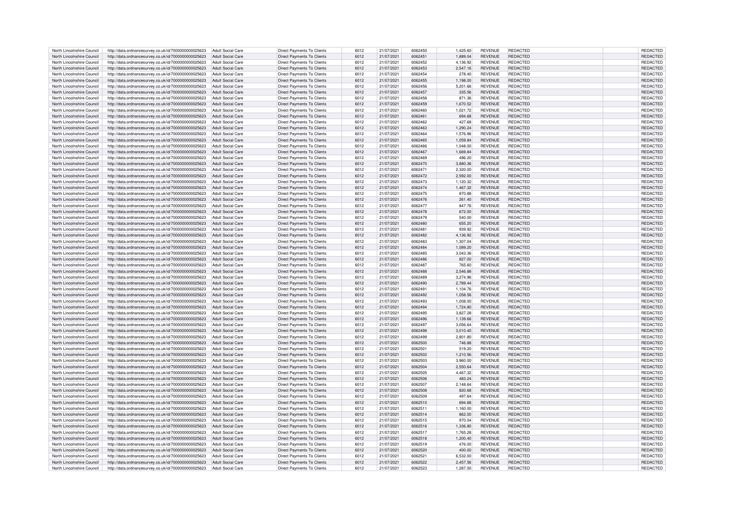| | | | | | | | | | | | |
|---|---|---|---|---|---|---|---|---|---|---|---|
| North Lincolnshire Council | http://data.ordnancesurvey.co.uk/id/7000000000025623 | Adult Social Care | Direct Payments To Clients | 6012 | 21/07/2021 | 6062450 | 1,425.60 | REVENUE | REDACTED | | REDACTED |
| North Lincolnshire Council | http://data.ordnancesurvey.co.uk/id/7000000000025623 | Adult Social Care | Direct Payments To Clients | 6012 | 21/07/2021 | 6062451 | 1,889.04 | REVENUE | REDACTED | | REDACTED |
| North Lincolnshire Council | http://data.ordnancesurvey.co.uk/id/7000000000025623 | Adult Social Care | Direct Payments To Clients | 6012 | 21/07/2021 | 6062452 | 4,136.92 | REVENUE | REDACTED | | REDACTED |
| North Lincolnshire Council | http://data.ordnancesurvey.co.uk/id/7000000000025623 | Adult Social Care | Direct Payments To Clients | 6012 | 21/07/2021 | 6062453 | 2,547.16 | REVENUE | REDACTED | | REDACTED |
| North Lincolnshire Council | http://data.ordnancesurvey.co.uk/id/7000000000025623 | Adult Social Care | Direct Payments To Clients | 6012 | 21/07/2021 | 6062454 | 278.40 | REVENUE | REDACTED | | REDACTED |
| North Lincolnshire Council | http://data.ordnancesurvey.co.uk/id/7000000000025623 | Adult Social Care | Direct Payments To Clients | 6012 | 21/07/2021 | 6062455 | 1,198.00 | REVENUE | REDACTED | | REDACTED |
| North Lincolnshire Council | http://data.ordnancesurvey.co.uk/id/7000000000025623 | Adult Social Care | Direct Payments To Clients | 6012 | 21/07/2021 | 6062456 | 5,201.66 | REVENUE | REDACTED | | REDACTED |
| North Lincolnshire Council | http://data.ordnancesurvey.co.uk/id/7000000000025623 | Adult Social Care | Direct Payments To Clients | 6012 | 21/07/2021 | 6062457 | 335.56 | REVENUE | REDACTED | | REDACTED |
| North Lincolnshire Council | http://data.ordnancesurvey.co.uk/id/7000000000025623 | Adult Social Care | Direct Payments To Clients | 6012 | 21/07/2021 | 6062458 | 871.36 | REVENUE | REDACTED | | REDACTED |
| North Lincolnshire Council | http://data.ordnancesurvey.co.uk/id/7000000000025623 | Adult Social Care | Direct Payments To Clients | 6012 | 21/07/2021 | 6062459 | 1,670.52 | REVENUE | REDACTED | | REDACTED |
| North Lincolnshire Council | http://data.ordnancesurvey.co.uk/id/7000000000025623 | Adult Social Care | Direct Payments To Clients | 6012 | 21/07/2021 | 6062460 | 1,021.72 | REVENUE | REDACTED | | REDACTED |
| North Lincolnshire Council | http://data.ordnancesurvey.co.uk/id/7000000000025623 | Adult Social Care | Direct Payments To Clients | 6012 | 21/07/2021 | 6062461 | 694.68 | REVENUE | REDACTED | | REDACTED |
| North Lincolnshire Council | http://data.ordnancesurvey.co.uk/id/7000000000025623 | Adult Social Care | Direct Payments To Clients | 6012 | 21/07/2021 | 6062462 | 427.68 | REVENUE | REDACTED | | REDACTED |
| North Lincolnshire Council | http://data.ordnancesurvey.co.uk/id/7000000000025623 | Adult Social Care | Direct Payments To Clients | 6012 | 21/07/2021 | 6062463 | 1,290.24 | REVENUE | REDACTED | | REDACTED |
| North Lincolnshire Council | http://data.ordnancesurvey.co.uk/id/7000000000025623 | Adult Social Care | Direct Payments To Clients | 6012 | 21/07/2021 | 6062464 | 1,576.96 | REVENUE | REDACTED | | REDACTED |
| North Lincolnshire Council | http://data.ordnancesurvey.co.uk/id/7000000000025623 | Adult Social Care | Direct Payments To Clients | 6012 | 21/07/2021 | 6062465 | 1,059.84 | REVENUE | REDACTED | | REDACTED |
| North Lincolnshire Council | http://data.ordnancesurvey.co.uk/id/7000000000025623 | Adult Social Care | Direct Payments To Clients | 6012 | 21/07/2021 | 6062466 | 1,048.00 | REVENUE | REDACTED | | REDACTED |
| North Lincolnshire Council | http://data.ordnancesurvey.co.uk/id/7000000000025623 | Adult Social Care | Direct Payments To Clients | 6012 | 21/07/2021 | 6062467 | 1,669.84 | REVENUE | REDACTED | | REDACTED |
| North Lincolnshire Council | http://data.ordnancesurvey.co.uk/id/7000000000025623 | Adult Social Care | Direct Payments To Clients | 6012 | 21/07/2021 | 6062469 | 496.20 | REVENUE | REDACTED | | REDACTED |
| North Lincolnshire Council | http://data.ordnancesurvey.co.uk/id/7000000000025623 | Adult Social Care | Direct Payments To Clients | 6012 | 21/07/2021 | 6062470 | 3,880.36 | REVENUE | REDACTED | | REDACTED |
| North Lincolnshire Council | http://data.ordnancesurvey.co.uk/id/7000000000025623 | Adult Social Care | Direct Payments To Clients | 6012 | 21/07/2021 | 6062471 | 2,320.00 | REVENUE | REDACTED | | REDACTED |
| North Lincolnshire Council | http://data.ordnancesurvey.co.uk/id/7000000000025623 | Adult Social Care | Direct Payments To Clients | 6012 | 21/07/2021 | 6062472 | 2,592.00 | REVENUE | REDACTED | | REDACTED |
| North Lincolnshire Council | http://data.ordnancesurvey.co.uk/id/7000000000025623 | Adult Social Care | Direct Payments To Clients | 6012 | 21/07/2021 | 6062473 | 1,120.32 | REVENUE | REDACTED | | REDACTED |
| North Lincolnshire Council | http://data.ordnancesurvey.co.uk/id/7000000000025623 | Adult Social Care | Direct Payments To Clients | 6012 | 21/07/2021 | 6062474 | 1,467.32 | REVENUE | REDACTED | | REDACTED |
| North Lincolnshire Council | http://data.ordnancesurvey.co.uk/id/7000000000025623 | Adult Social Care | Direct Payments To Clients | 6012 | 21/07/2021 | 6062475 | 870.88 | REVENUE | REDACTED | | REDACTED |
| North Lincolnshire Council | http://data.ordnancesurvey.co.uk/id/7000000000025623 | Adult Social Care | Direct Payments To Clients | 6012 | 21/07/2021 | 6062476 | 261.40 | REVENUE | REDACTED | | REDACTED |
| North Lincolnshire Council | http://data.ordnancesurvey.co.uk/id/7000000000025623 | Adult Social Care | Direct Payments To Clients | 6012 | 21/07/2021 | 6062477 | 847.76 | REVENUE | REDACTED | | REDACTED |
| North Lincolnshire Council | http://data.ordnancesurvey.co.uk/id/7000000000025623 | Adult Social Care | Direct Payments To Clients | 6012 | 21/07/2021 | 6062478 | 672.00 | REVENUE | REDACTED | | REDACTED |
| North Lincolnshire Council | http://data.ordnancesurvey.co.uk/id/7000000000025623 | Adult Social Care | Direct Payments To Clients | 6012 | 21/07/2021 | 6062479 | 540.00 | REVENUE | REDACTED | | REDACTED |
| North Lincolnshire Council | http://data.ordnancesurvey.co.uk/id/7000000000025623 | Adult Social Care | Direct Payments To Clients | 6012 | 21/07/2021 | 6062480 | 655.20 | REVENUE | REDACTED | | REDACTED |
| North Lincolnshire Council | http://data.ordnancesurvey.co.uk/id/7000000000025623 | Adult Social Care | Direct Payments To Clients | 6012 | 21/07/2021 | 6062481 | 939.92 | REVENUE | REDACTED | | REDACTED |
| North Lincolnshire Council | http://data.ordnancesurvey.co.uk/id/7000000000025623 | Adult Social Care | Direct Payments To Clients | 6012 | 21/07/2021 | 6062482 | 4,136.92 | REVENUE | REDACTED | | REDACTED |
| North Lincolnshire Council | http://data.ordnancesurvey.co.uk/id/7000000000025623 | Adult Social Care | Direct Payments To Clients | 6012 | 21/07/2021 | 6062483 | 1,307.04 | REVENUE | REDACTED | | REDACTED |
| North Lincolnshire Council | http://data.ordnancesurvey.co.uk/id/7000000000025623 | Adult Social Care | Direct Payments To Clients | 6012 | 21/07/2021 | 6062484 | 1,089.20 | REVENUE | REDACTED | | REDACTED |
| North Lincolnshire Council | http://data.ordnancesurvey.co.uk/id/7000000000025623 | Adult Social Care | Direct Payments To Clients | 6012 | 21/07/2021 | 6062485 | 3,043.36 | REVENUE | REDACTED | | REDACTED |
| North Lincolnshire Council | http://data.ordnancesurvey.co.uk/id/7000000000025623 | Adult Social Care | Direct Payments To Clients | 6012 | 21/07/2021 | 6062486 | 827.00 | REVENUE | REDACTED | | REDACTED |
| North Lincolnshire Council | http://data.ordnancesurvey.co.uk/id/7000000000025623 | Adult Social Care | Direct Payments To Clients | 6012 | 21/07/2021 | 6062487 | 765.60 | REVENUE | REDACTED | | REDACTED |
| North Lincolnshire Council | http://data.ordnancesurvey.co.uk/id/7000000000025623 | Adult Social Care | Direct Payments To Clients | 6012 | 21/07/2021 | 6062488 | 2,546.88 | REVENUE | REDACTED | | REDACTED |
| North Lincolnshire Council | http://data.ordnancesurvey.co.uk/id/7000000000025623 | Adult Social Care | Direct Payments To Clients | 6012 | 21/07/2021 | 6062489 | 3,274.96 | REVENUE | REDACTED | | REDACTED |
| North Lincolnshire Council | http://data.ordnancesurvey.co.uk/id/7000000000025623 | Adult Social Care | Direct Payments To Clients | 6012 | 21/07/2021 | 6062490 | 2,789.44 | REVENUE | REDACTED | | REDACTED |
| North Lincolnshire Council | http://data.ordnancesurvey.co.uk/id/7000000000025623 | Adult Social Care | Direct Payments To Clients | 6012 | 21/07/2021 | 6062491 | 1,104.76 | REVENUE | REDACTED | | REDACTED |
| North Lincolnshire Council | http://data.ordnancesurvey.co.uk/id/7000000000025623 | Adult Social Care | Direct Payments To Clients | 6012 | 21/07/2021 | 6062492 | 1,058.56 | REVENUE | REDACTED | | REDACTED |
| North Lincolnshire Council | http://data.ordnancesurvey.co.uk/id/7000000000025623 | Adult Social Care | Direct Payments To Clients | 6012 | 21/07/2021 | 6062493 | 1,008.00 | REVENUE | REDACTED | | REDACTED |
| North Lincolnshire Council | http://data.ordnancesurvey.co.uk/id/7000000000025623 | Adult Social Care | Direct Payments To Clients | 6012 | 21/07/2021 | 6062494 | 1,724.80 | REVENUE | REDACTED | | REDACTED |
| North Lincolnshire Council | http://data.ordnancesurvey.co.uk/id/7000000000025623 | Adult Social Care | Direct Payments To Clients | 6012 | 21/07/2021 | 6062495 | 3,827.28 | REVENUE | REDACTED | | REDACTED |
| North Lincolnshire Council | http://data.ordnancesurvey.co.uk/id/7000000000025623 | Adult Social Care | Direct Payments To Clients | 6012 | 21/07/2021 | 6062496 | 1,139.66 | REVENUE | REDACTED | | REDACTED |
| North Lincolnshire Council | http://data.ordnancesurvey.co.uk/id/7000000000025623 | Adult Social Care | Direct Payments To Clients | 6012 | 21/07/2021 | 6062497 | 3,056.64 | REVENUE | REDACTED | | REDACTED |
| North Lincolnshire Council | http://data.ordnancesurvey.co.uk/id/7000000000025623 | Adult Social Care | Direct Payments To Clients | 6012 | 21/07/2021 | 6062498 | 3,010.40 | REVENUE | REDACTED | | REDACTED |
| North Lincolnshire Council | http://data.ordnancesurvey.co.uk/id/7000000000025623 | Adult Social Care | Direct Payments To Clients | 6012 | 21/07/2021 | 6062499 | 2,801.80 | REVENUE | REDACTED | | REDACTED |
| North Lincolnshire Council | http://data.ordnancesurvey.co.uk/id/7000000000025623 | Adult Social Care | Direct Payments To Clients | 6012 | 21/07/2021 | 6062500 | 746.88 | REVENUE | REDACTED | | REDACTED |
| North Lincolnshire Council | http://data.ordnancesurvey.co.uk/id/7000000000025623 | Adult Social Care | Direct Payments To Clients | 6012 | 21/07/2021 | 6062501 | 519.20 | REVENUE | REDACTED | | REDACTED |
| North Lincolnshire Council | http://data.ordnancesurvey.co.uk/id/7000000000025623 | Adult Social Care | Direct Payments To Clients | 6012 | 21/07/2021 | 6062502 | 1,210.56 | REVENUE | REDACTED | | REDACTED |
| North Lincolnshire Council | http://data.ordnancesurvey.co.uk/id/7000000000025623 | Adult Social Care | Direct Payments To Clients | 6012 | 21/07/2021 | 6062503 | 3,960.00 | REVENUE | REDACTED | | REDACTED |
| North Lincolnshire Council | http://data.ordnancesurvey.co.uk/id/7000000000025623 | Adult Social Care | Direct Payments To Clients | 6012 | 21/07/2021 | 6062504 | 2,550.64 | REVENUE | REDACTED | | REDACTED |
| North Lincolnshire Council | http://data.ordnancesurvey.co.uk/id/7000000000025623 | Adult Social Care | Direct Payments To Clients | 6012 | 21/07/2021 | 6062505 | 4,467.32 | REVENUE | REDACTED | | REDACTED |
| North Lincolnshire Council | http://data.ordnancesurvey.co.uk/id/7000000000025623 | Adult Social Care | Direct Payments To Clients | 6012 | 21/07/2021 | 6062506 | 483.24 | REVENUE | REDACTED | | REDACTED |
| North Lincolnshire Council | http://data.ordnancesurvey.co.uk/id/7000000000025623 | Adult Social Care | Direct Payments To Clients | 6012 | 21/07/2021 | 6062507 | 2,148.64 | REVENUE | REDACTED | | REDACTED |
| North Lincolnshire Council | http://data.ordnancesurvey.co.uk/id/7000000000025623 | Adult Social Care | Direct Payments To Clients | 6012 | 21/07/2021 | 6062508 | 820.68 | REVENUE | REDACTED | | REDACTED |
| North Lincolnshire Council | http://data.ordnancesurvey.co.uk/id/7000000000025623 | Adult Social Care | Direct Payments To Clients | 6012 | 21/07/2021 | 6062509 | 497.64 | REVENUE | REDACTED | | REDACTED |
| North Lincolnshire Council | http://data.ordnancesurvey.co.uk/id/7000000000025623 | Adult Social Care | Direct Payments To Clients | 6012 | 21/07/2021 | 6062510 | 694.68 | REVENUE | REDACTED | | REDACTED |
| North Lincolnshire Council | http://data.ordnancesurvey.co.uk/id/7000000000025623 | Adult Social Care | Direct Payments To Clients | 6012 | 21/07/2021 | 6062511 | 1,160.00 | REVENUE | REDACTED | | REDACTED |
| North Lincolnshire Council | http://data.ordnancesurvey.co.uk/id/7000000000025623 | Adult Social Care | Direct Payments To Clients | 6012 | 21/07/2021 | 6062514 | 862.00 | REVENUE | REDACTED | | REDACTED |
| North Lincolnshire Council | http://data.ordnancesurvey.co.uk/id/7000000000025623 | Adult Social Care | Direct Payments To Clients | 6012 | 21/07/2021 | 6062515 | 970.04 | REVENUE | REDACTED | | REDACTED |
| North Lincolnshire Council | http://data.ordnancesurvey.co.uk/id/7000000000025623 | Adult Social Care | Direct Payments To Clients | 6012 | 21/07/2021 | 6062516 | 1,336.80 | REVENUE | REDACTED | | REDACTED |
| North Lincolnshire Council | http://data.ordnancesurvey.co.uk/id/7000000000025623 | Adult Social Care | Direct Payments To Clients | 6012 | 21/07/2021 | 6062517 | 1,765.28 | REVENUE | REDACTED | | REDACTED |
| North Lincolnshire Council | http://data.ordnancesurvey.co.uk/id/7000000000025623 | Adult Social Care | Direct Payments To Clients | 6012 | 21/07/2021 | 6062518 | 1,200.40 | REVENUE | REDACTED | | REDACTED |
| North Lincolnshire Council | http://data.ordnancesurvey.co.uk/id/7000000000025623 | Adult Social Care | Direct Payments To Clients | 6012 | 21/07/2021 | 6062519 | 476.00 | REVENUE | REDACTED | | REDACTED |
| North Lincolnshire Council | http://data.ordnancesurvey.co.uk/id/7000000000025623 | Adult Social Care | Direct Payments To Clients | 6012 | 21/07/2021 | 6062520 | 400.00 | REVENUE | REDACTED | | REDACTED |
| North Lincolnshire Council | http://data.ordnancesurvey.co.uk/id/7000000000025623 | Adult Social Care | Direct Payments To Clients | 6012 | 21/07/2021 | 6062521 | 6,532.00 | REVENUE | REDACTED | | REDACTED |
| North Lincolnshire Council | http://data.ordnancesurvey.co.uk/id/7000000000025623 | Adult Social Care | Direct Payments To Clients | 6012 | 21/07/2021 | 6062522 | 2,457.56 | REVENUE | REDACTED | | REDACTED |
| North Lincolnshire Council | http://data.ordnancesurvey.co.uk/id/7000000000025623 | Adult Social Care | Direct Payments To Clients | 6012 | 21/07/2021 | 6062523 | 1,287.00 | REVENUE | REDACTED | | REDACTED |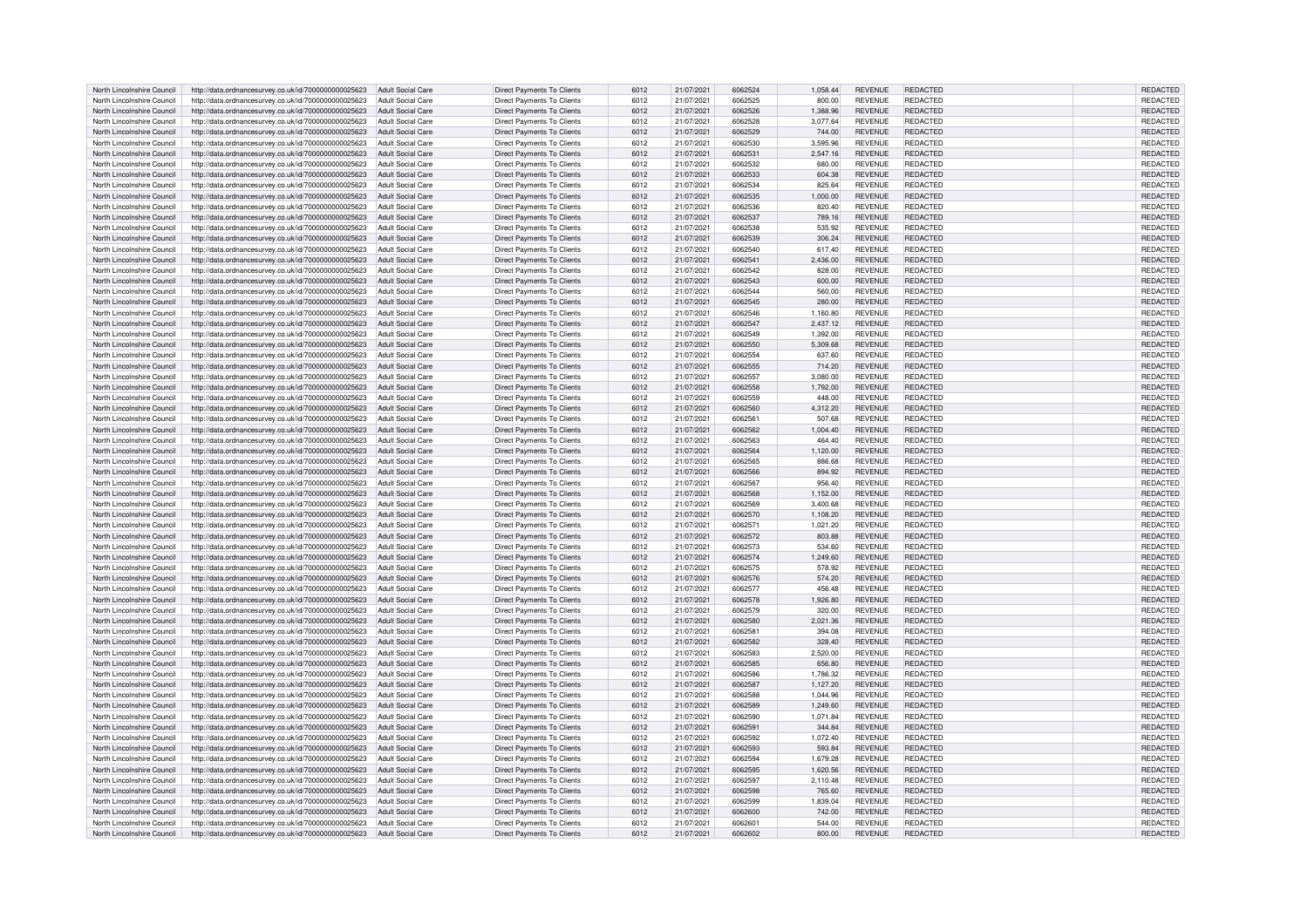| North Lincolnshire Council | http://data.ordnancesurvey.co.uk/id/7000000000025623 | Adult Social Care | Direct Payments To Clients | 6012 | 21/07/2021 | 6062524 | 1,058.44 | REVENUE | REDACTED | | REDACTED |
|---|---|---|---|---|---|---|---|---|---|---|---|
| North Lincolnshire Council | http://data.ordnancesurvey.co.uk/id/7000000000025623 | Adult Social Care | Direct Payments To Clients | 6012 | 21/07/2021 | 6062525 | 800.00 | REVENUE | REDACTED | | REDACTED |
| North Lincolnshire Council | http://data.ordnancesurvey.co.uk/id/7000000000025623 | Adult Social Care | Direct Payments To Clients | 6012 | 21/07/2021 | 6062526 | 1,388.96 | REVENUE | REDACTED | | REDACTED |
| North Lincolnshire Council | http://data.ordnancesurvey.co.uk/id/7000000000025623 | Adult Social Care | Direct Payments To Clients | 6012 | 21/07/2021 | 6062528 | 3,077.64 | REVENUE | REDACTED | | REDACTED |
| North Lincolnshire Council | http://data.ordnancesurvey.co.uk/id/7000000000025623 | Adult Social Care | Direct Payments To Clients | 6012 | 21/07/2021 | 6062529 | 744.00 | REVENUE | REDACTED | | REDACTED |
| North Lincolnshire Council | http://data.ordnancesurvey.co.uk/id/7000000000025623 | Adult Social Care | Direct Payments To Clients | 6012 | 21/07/2021 | 6062530 | 3,595.96 | REVENUE | REDACTED | | REDACTED |
| North Lincolnshire Council | http://data.ordnancesurvey.co.uk/id/7000000000025623 | Adult Social Care | Direct Payments To Clients | 6012 | 21/07/2021 | 6062531 | 2,547.16 | REVENUE | REDACTED | | REDACTED |
| North Lincolnshire Council | http://data.ordnancesurvey.co.uk/id/7000000000025623 | Adult Social Care | Direct Payments To Clients | 6012 | 21/07/2021 | 6062532 | 680.00 | REVENUE | REDACTED | | REDACTED |
| North Lincolnshire Council | http://data.ordnancesurvey.co.uk/id/7000000000025623 | Adult Social Care | Direct Payments To Clients | 6012 | 21/07/2021 | 6062533 | 604.38 | REVENUE | REDACTED | | REDACTED |
| North Lincolnshire Council | http://data.ordnancesurvey.co.uk/id/7000000000025623 | Adult Social Care | Direct Payments To Clients | 6012 | 21/07/2021 | 6062534 | 825.64 | REVENUE | REDACTED | | REDACTED |
| North Lincolnshire Council | http://data.ordnancesurvey.co.uk/id/7000000000025623 | Adult Social Care | Direct Payments To Clients | 6012 | 21/07/2021 | 6062535 | 1,000.00 | REVENUE | REDACTED | | REDACTED |
| North Lincolnshire Council | http://data.ordnancesurvey.co.uk/id/7000000000025623 | Adult Social Care | Direct Payments To Clients | 6012 | 21/07/2021 | 6062536 | 820.40 | REVENUE | REDACTED | | REDACTED |
| North Lincolnshire Council | http://data.ordnancesurvey.co.uk/id/7000000000025623 | Adult Social Care | Direct Payments To Clients | 6012 | 21/07/2021 | 6062537 | 789.16 | REVENUE | REDACTED | | REDACTED |
| North Lincolnshire Council | http://data.ordnancesurvey.co.uk/id/7000000000025623 | Adult Social Care | Direct Payments To Clients | 6012 | 21/07/2021 | 6062538 | 535.92 | REVENUE | REDACTED | | REDACTED |
| North Lincolnshire Council | http://data.ordnancesurvey.co.uk/id/7000000000025623 | Adult Social Care | Direct Payments To Clients | 6012 | 21/07/2021 | 6062539 | 306.24 | REVENUE | REDACTED | | REDACTED |
| North Lincolnshire Council | http://data.ordnancesurvey.co.uk/id/7000000000025623 | Adult Social Care | Direct Payments To Clients | 6012 | 21/07/2021 | 6062540 | 617.40 | REVENUE | REDACTED | | REDACTED |
| North Lincolnshire Council | http://data.ordnancesurvey.co.uk/id/7000000000025623 | Adult Social Care | Direct Payments To Clients | 6012 | 21/07/2021 | 6062541 | 2,436.00 | REVENUE | REDACTED | | REDACTED |
| North Lincolnshire Council | http://data.ordnancesurvey.co.uk/id/7000000000025623 | Adult Social Care | Direct Payments To Clients | 6012 | 21/07/2021 | 6062542 | 828.00 | REVENUE | REDACTED | | REDACTED |
| North Lincolnshire Council | http://data.ordnancesurvey.co.uk/id/7000000000025623 | Adult Social Care | Direct Payments To Clients | 6012 | 21/07/2021 | 6062543 | 600.00 | REVENUE | REDACTED | | REDACTED |
| North Lincolnshire Council | http://data.ordnancesurvey.co.uk/id/7000000000025623 | Adult Social Care | Direct Payments To Clients | 6012 | 21/07/2021 | 6062544 | 560.00 | REVENUE | REDACTED | | REDACTED |
| North Lincolnshire Council | http://data.ordnancesurvey.co.uk/id/7000000000025623 | Adult Social Care | Direct Payments To Clients | 6012 | 21/07/2021 | 6062545 | 280.00 | REVENUE | REDACTED | | REDACTED |
| North Lincolnshire Council | http://data.ordnancesurvey.co.uk/id/7000000000025623 | Adult Social Care | Direct Payments To Clients | 6012 | 21/07/2021 | 6062546 | 1,160.80 | REVENUE | REDACTED | | REDACTED |
| North Lincolnshire Council | http://data.ordnancesurvey.co.uk/id/7000000000025623 | Adult Social Care | Direct Payments To Clients | 6012 | 21/07/2021 | 6062547 | 2,437.12 | REVENUE | REDACTED | | REDACTED |
| North Lincolnshire Council | http://data.ordnancesurvey.co.uk/id/7000000000025623 | Adult Social Care | Direct Payments To Clients | 6012 | 21/07/2021 | 6062549 | 1,392.00 | REVENUE | REDACTED | | REDACTED |
| North Lincolnshire Council | http://data.ordnancesurvey.co.uk/id/7000000000025623 | Adult Social Care | Direct Payments To Clients | 6012 | 21/07/2021 | 6062550 | 5,309.68 | REVENUE | REDACTED | | REDACTED |
| North Lincolnshire Council | http://data.ordnancesurvey.co.uk/id/7000000000025623 | Adult Social Care | Direct Payments To Clients | 6012 | 21/07/2021 | 6062554 | 637.60 | REVENUE | REDACTED | | REDACTED |
| North Lincolnshire Council | http://data.ordnancesurvey.co.uk/id/7000000000025623 | Adult Social Care | Direct Payments To Clients | 6012 | 21/07/2021 | 6062555 | 714.20 | REVENUE | REDACTED | | REDACTED |
| North Lincolnshire Council | http://data.ordnancesurvey.co.uk/id/7000000000025623 | Adult Social Care | Direct Payments To Clients | 6012 | 21/07/2021 | 6062557 | 3,080.00 | REVENUE | REDACTED | | REDACTED |
| North Lincolnshire Council | http://data.ordnancesurvey.co.uk/id/7000000000025623 | Adult Social Care | Direct Payments To Clients | 6012 | 21/07/2021 | 6062558 | 1,792.00 | REVENUE | REDACTED | | REDACTED |
| North Lincolnshire Council | http://data.ordnancesurvey.co.uk/id/7000000000025623 | Adult Social Care | Direct Payments To Clients | 6012 | 21/07/2021 | 6062559 | 448.00 | REVENUE | REDACTED | | REDACTED |
| North Lincolnshire Council | http://data.ordnancesurvey.co.uk/id/7000000000025623 | Adult Social Care | Direct Payments To Clients | 6012 | 21/07/2021 | 6062560 | 4,312.20 | REVENUE | REDACTED | | REDACTED |
| North Lincolnshire Council | http://data.ordnancesurvey.co.uk/id/7000000000025623 | Adult Social Care | Direct Payments To Clients | 6012 | 21/07/2021 | 6062561 | 507.68 | REVENUE | REDACTED | | REDACTED |
| North Lincolnshire Council | http://data.ordnancesurvey.co.uk/id/7000000000025623 | Adult Social Care | Direct Payments To Clients | 6012 | 21/07/2021 | 6062562 | 1,004.40 | REVENUE | REDACTED | | REDACTED |
| North Lincolnshire Council | http://data.ordnancesurvey.co.uk/id/7000000000025623 | Adult Social Care | Direct Payments To Clients | 6012 | 21/07/2021 | 6062563 | 464.40 | REVENUE | REDACTED | | REDACTED |
| North Lincolnshire Council | http://data.ordnancesurvey.co.uk/id/7000000000025623 | Adult Social Care | Direct Payments To Clients | 6012 | 21/07/2021 | 6062564 | 1,120.00 | REVENUE | REDACTED | | REDACTED |
| North Lincolnshire Council | http://data.ordnancesurvey.co.uk/id/7000000000025623 | Adult Social Care | Direct Payments To Clients | 6012 | 21/07/2021 | 6062565 | 886.68 | REVENUE | REDACTED | | REDACTED |
| North Lincolnshire Council | http://data.ordnancesurvey.co.uk/id/7000000000025623 | Adult Social Care | Direct Payments To Clients | 6012 | 21/07/2021 | 6062566 | 894.92 | REVENUE | REDACTED | | REDACTED |
| North Lincolnshire Council | http://data.ordnancesurvey.co.uk/id/7000000000025623 | Adult Social Care | Direct Payments To Clients | 6012 | 21/07/2021 | 6062567 | 956.40 | REVENUE | REDACTED | | REDACTED |
| North Lincolnshire Council | http://data.ordnancesurvey.co.uk/id/7000000000025623 | Adult Social Care | Direct Payments To Clients | 6012 | 21/07/2021 | 6062568 | 1,152.00 | REVENUE | REDACTED | | REDACTED |
| North Lincolnshire Council | http://data.ordnancesurvey.co.uk/id/7000000000025623 | Adult Social Care | Direct Payments To Clients | 6012 | 21/07/2021 | 6062569 | 3,400.68 | REVENUE | REDACTED | | REDACTED |
| North Lincolnshire Council | http://data.ordnancesurvey.co.uk/id/7000000000025623 | Adult Social Care | Direct Payments To Clients | 6012 | 21/07/2021 | 6062570 | 1,108.20 | REVENUE | REDACTED | | REDACTED |
| North Lincolnshire Council | http://data.ordnancesurvey.co.uk/id/7000000000025623 | Adult Social Care | Direct Payments To Clients | 6012 | 21/07/2021 | 6062571 | 1,021.20 | REVENUE | REDACTED | | REDACTED |
| North Lincolnshire Council | http://data.ordnancesurvey.co.uk/id/7000000000025623 | Adult Social Care | Direct Payments To Clients | 6012 | 21/07/2021 | 6062572 | 803.88 | REVENUE | REDACTED | | REDACTED |
| North Lincolnshire Council | http://data.ordnancesurvey.co.uk/id/7000000000025623 | Adult Social Care | Direct Payments To Clients | 6012 | 21/07/2021 | 6062573 | 534.60 | REVENUE | REDACTED | | REDACTED |
| North Lincolnshire Council | http://data.ordnancesurvey.co.uk/id/7000000000025623 | Adult Social Care | Direct Payments To Clients | 6012 | 21/07/2021 | 6062574 | 1,249.60 | REVENUE | REDACTED | | REDACTED |
| North Lincolnshire Council | http://data.ordnancesurvey.co.uk/id/7000000000025623 | Adult Social Care | Direct Payments To Clients | 6012 | 21/07/2021 | 6062575 | 578.92 | REVENUE | REDACTED | | REDACTED |
| North Lincolnshire Council | http://data.ordnancesurvey.co.uk/id/7000000000025623 | Adult Social Care | Direct Payments To Clients | 6012 | 21/07/2021 | 6062576 | 574.20 | REVENUE | REDACTED | | REDACTED |
| North Lincolnshire Council | http://data.ordnancesurvey.co.uk/id/7000000000025623 | Adult Social Care | Direct Payments To Clients | 6012 | 21/07/2021 | 6062577 | 456.48 | REVENUE | REDACTED | | REDACTED |
| North Lincolnshire Council | http://data.ordnancesurvey.co.uk/id/7000000000025623 | Adult Social Care | Direct Payments To Clients | 6012 | 21/07/2021 | 6062578 | 1,926.80 | REVENUE | REDACTED | | REDACTED |
| North Lincolnshire Council | http://data.ordnancesurvey.co.uk/id/7000000000025623 | Adult Social Care | Direct Payments To Clients | 6012 | 21/07/2021 | 6062579 | 320.00 | REVENUE | REDACTED | | REDACTED |
| North Lincolnshire Council | http://data.ordnancesurvey.co.uk/id/7000000000025623 | Adult Social Care | Direct Payments To Clients | 6012 | 21/07/2021 | 6062580 | 2,021.36 | REVENUE | REDACTED | | REDACTED |
| North Lincolnshire Council | http://data.ordnancesurvey.co.uk/id/7000000000025623 | Adult Social Care | Direct Payments To Clients | 6012 | 21/07/2021 | 6062581 | 394.08 | REVENUE | REDACTED | | REDACTED |
| North Lincolnshire Council | http://data.ordnancesurvey.co.uk/id/7000000000025623 | Adult Social Care | Direct Payments To Clients | 6012 | 21/07/2021 | 6062582 | 328.40 | REVENUE | REDACTED | | REDACTED |
| North Lincolnshire Council | http://data.ordnancesurvey.co.uk/id/7000000000025623 | Adult Social Care | Direct Payments To Clients | 6012 | 21/07/2021 | 6062583 | 2,520.00 | REVENUE | REDACTED | | REDACTED |
| North Lincolnshire Council | http://data.ordnancesurvey.co.uk/id/7000000000025623 | Adult Social Care | Direct Payments To Clients | 6012 | 21/07/2021 | 6062585 | 656.80 | REVENUE | REDACTED | | REDACTED |
| North Lincolnshire Council | http://data.ordnancesurvey.co.uk/id/7000000000025623 | Adult Social Care | Direct Payments To Clients | 6012 | 21/07/2021 | 6062586 | 1,786.32 | REVENUE | REDACTED | | REDACTED |
| North Lincolnshire Council | http://data.ordnancesurvey.co.uk/id/7000000000025623 | Adult Social Care | Direct Payments To Clients | 6012 | 21/07/2021 | 6062587 | 1,127.20 | REVENUE | REDACTED | | REDACTED |
| North Lincolnshire Council | http://data.ordnancesurvey.co.uk/id/7000000000025623 | Adult Social Care | Direct Payments To Clients | 6012 | 21/07/2021 | 6062588 | 1,044.96 | REVENUE | REDACTED | | REDACTED |
| North Lincolnshire Council | http://data.ordnancesurvey.co.uk/id/7000000000025623 | Adult Social Care | Direct Payments To Clients | 6012 | 21/07/2021 | 6062589 | 1,249.60 | REVENUE | REDACTED | | REDACTED |
| North Lincolnshire Council | http://data.ordnancesurvey.co.uk/id/7000000000025623 | Adult Social Care | Direct Payments To Clients | 6012 | 21/07/2021 | 6062590 | 1,071.84 | REVENUE | REDACTED | | REDACTED |
| North Lincolnshire Council | http://data.ordnancesurvey.co.uk/id/7000000000025623 | Adult Social Care | Direct Payments To Clients | 6012 | 21/07/2021 | 6062591 | 344.84 | REVENUE | REDACTED | | REDACTED |
| North Lincolnshire Council | http://data.ordnancesurvey.co.uk/id/7000000000025623 | Adult Social Care | Direct Payments To Clients | 6012 | 21/07/2021 | 6062592 | 1,072.40 | REVENUE | REDACTED | | REDACTED |
| North Lincolnshire Council | http://data.ordnancesurvey.co.uk/id/7000000000025623 | Adult Social Care | Direct Payments To Clients | 6012 | 21/07/2021 | 6062593 | 593.84 | REVENUE | REDACTED | | REDACTED |
| North Lincolnshire Council | http://data.ordnancesurvey.co.uk/id/7000000000025623 | Adult Social Care | Direct Payments To Clients | 6012 | 21/07/2021 | 6062594 | 1,679.28 | REVENUE | REDACTED | | REDACTED |
| North Lincolnshire Council | http://data.ordnancesurvey.co.uk/id/7000000000025623 | Adult Social Care | Direct Payments To Clients | 6012 | 21/07/2021 | 6062595 | 1,620.56 | REVENUE | REDACTED | | REDACTED |
| North Lincolnshire Council | http://data.ordnancesurvey.co.uk/id/7000000000025623 | Adult Social Care | Direct Payments To Clients | 6012 | 21/07/2021 | 6062597 | 2,110.48 | REVENUE | REDACTED | | REDACTED |
| North Lincolnshire Council | http://data.ordnancesurvey.co.uk/id/7000000000025623 | Adult Social Care | Direct Payments To Clients | 6012 | 21/07/2021 | 6062598 | 765.60 | REVENUE | REDACTED | | REDACTED |
| North Lincolnshire Council | http://data.ordnancesurvey.co.uk/id/7000000000025623 | Adult Social Care | Direct Payments To Clients | 6012 | 21/07/2021 | 6062599 | 1,839.04 | REVENUE | REDACTED | | REDACTED |
| North Lincolnshire Council | http://data.ordnancesurvey.co.uk/id/7000000000025623 | Adult Social Care | Direct Payments To Clients | 6012 | 21/07/2021 | 6062600 | 742.00 | REVENUE | REDACTED | | REDACTED |
| North Lincolnshire Council | http://data.ordnancesurvey.co.uk/id/7000000000025623 | Adult Social Care | Direct Payments To Clients | 6012 | 21/07/2021 | 6062601 | 544.00 | REVENUE | REDACTED | | REDACTED |
| North Lincolnshire Council | http://data.ordnancesurvey.co.uk/id/7000000000025623 | Adult Social Care | Direct Payments To Clients | 6012 | 21/07/2021 | 6062602 | 800.00 | REVENUE | REDACTED | | REDACTED |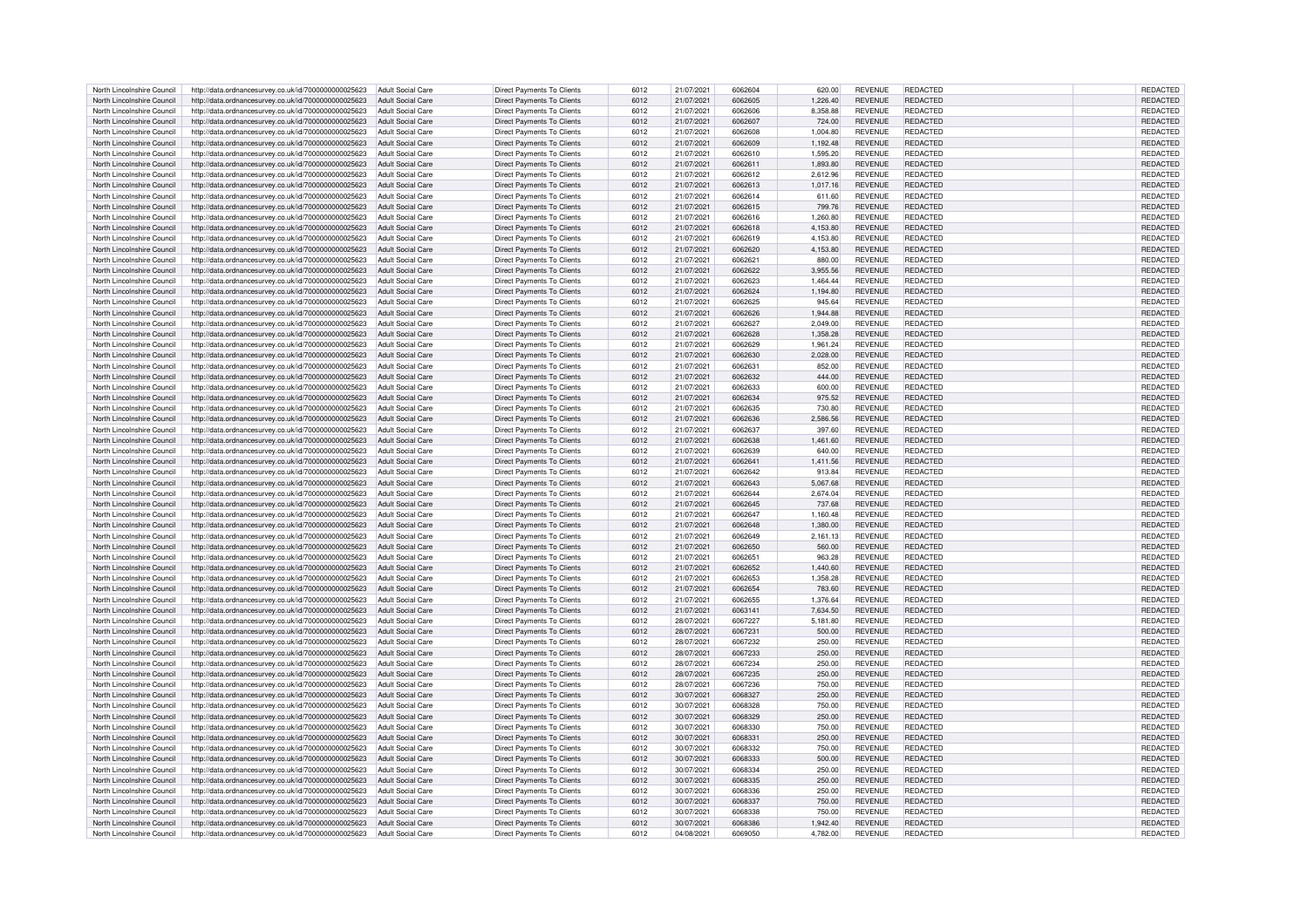| | | | | | | | | | | | | |
|---|---|---|---|---|---|---|---|---|---|---|---|---|
| North Lincolnshire Council | http://data.ordnancesurvey.co.uk/id/7000000000025623 | Adult Social Care | Direct Payments To Clients | 6012 | 21/07/2021 | 6062604 | 620.00 | REVENUE | REDACTED | | REDACTED |
| North Lincolnshire Council | http://data.ordnancesurvey.co.uk/id/7000000000025623 | Adult Social Care | Direct Payments To Clients | 6012 | 21/07/2021 | 6062605 | 1,226.40 | REVENUE | REDACTED | | REDACTED |
| North Lincolnshire Council | http://data.ordnancesurvey.co.uk/id/7000000000025623 | Adult Social Care | Direct Payments To Clients | 6012 | 21/07/2021 | 6062606 | 8,358.88 | REVENUE | REDACTED | | REDACTED |
| North Lincolnshire Council | http://data.ordnancesurvey.co.uk/id/7000000000025623 | Adult Social Care | Direct Payments To Clients | 6012 | 21/07/2021 | 6062607 | 724.00 | REVENUE | REDACTED | | REDACTED |
| North Lincolnshire Council | http://data.ordnancesurvey.co.uk/id/7000000000025623 | Adult Social Care | Direct Payments To Clients | 6012 | 21/07/2021 | 6062608 | 1,004.80 | REVENUE | REDACTED | | REDACTED |
| North Lincolnshire Council | http://data.ordnancesurvey.co.uk/id/7000000000025623 | Adult Social Care | Direct Payments To Clients | 6012 | 21/07/2021 | 6062609 | 1,192.48 | REVENUE | REDACTED | | REDACTED |
| North Lincolnshire Council | http://data.ordnancesurvey.co.uk/id/7000000000025623 | Adult Social Care | Direct Payments To Clients | 6012 | 21/07/2021 | 6062610 | 1,595.20 | REVENUE | REDACTED | | REDACTED |
| North Lincolnshire Council | http://data.ordnancesurvey.co.uk/id/7000000000025623 | Adult Social Care | Direct Payments To Clients | 6012 | 21/07/2021 | 6062611 | 1,893.80 | REVENUE | REDACTED | | REDACTED |
| North Lincolnshire Council | http://data.ordnancesurvey.co.uk/id/7000000000025623 | Adult Social Care | Direct Payments To Clients | 6012 | 21/07/2021 | 6062612 | 2,612.96 | REVENUE | REDACTED | | REDACTED |
| North Lincolnshire Council | http://data.ordnancesurvey.co.uk/id/7000000000025623 | Adult Social Care | Direct Payments To Clients | 6012 | 21/07/2021 | 6062613 | 1,017.16 | REVENUE | REDACTED | | REDACTED |
| North Lincolnshire Council | http://data.ordnancesurvey.co.uk/id/7000000000025623 | Adult Social Care | Direct Payments To Clients | 6012 | 21/07/2021 | 6062614 | 611.60 | REVENUE | REDACTED | | REDACTED |
| North Lincolnshire Council | http://data.ordnancesurvey.co.uk/id/7000000000025623 | Adult Social Care | Direct Payments To Clients | 6012 | 21/07/2021 | 6062615 | 799.76 | REVENUE | REDACTED | | REDACTED |
| North Lincolnshire Council | http://data.ordnancesurvey.co.uk/id/7000000000025623 | Adult Social Care | Direct Payments To Clients | 6012 | 21/07/2021 | 6062616 | 1,260.80 | REVENUE | REDACTED | | REDACTED |
| North Lincolnshire Council | http://data.ordnancesurvey.co.uk/id/7000000000025623 | Adult Social Care | Direct Payments To Clients | 6012 | 21/07/2021 | 6062618 | 4,153.80 | REVENUE | REDACTED | | REDACTED |
| North Lincolnshire Council | http://data.ordnancesurvey.co.uk/id/7000000000025623 | Adult Social Care | Direct Payments To Clients | 6012 | 21/07/2021 | 6062619 | 4,153.80 | REVENUE | REDACTED | | REDACTED |
| North Lincolnshire Council | http://data.ordnancesurvey.co.uk/id/7000000000025623 | Adult Social Care | Direct Payments To Clients | 6012 | 21/07/2021 | 6062620 | 4,153.80 | REVENUE | REDACTED | | REDACTED |
| North Lincolnshire Council | http://data.ordnancesurvey.co.uk/id/7000000000025623 | Adult Social Care | Direct Payments To Clients | 6012 | 21/07/2021 | 6062621 | 880.00 | REVENUE | REDACTED | | REDACTED |
| North Lincolnshire Council | http://data.ordnancesurvey.co.uk/id/7000000000025623 | Adult Social Care | Direct Payments To Clients | 6012 | 21/07/2021 | 6062622 | 3,955.56 | REVENUE | REDACTED | | REDACTED |
| North Lincolnshire Council | http://data.ordnancesurvey.co.uk/id/7000000000025623 | Adult Social Care | Direct Payments To Clients | 6012 | 21/07/2021 | 6062623 | 1,464.44 | REVENUE | REDACTED | | REDACTED |
| North Lincolnshire Council | http://data.ordnancesurvey.co.uk/id/7000000000025623 | Adult Social Care | Direct Payments To Clients | 6012 | 21/07/2021 | 6062624 | 1,194.80 | REVENUE | REDACTED | | REDACTED |
| North Lincolnshire Council | http://data.ordnancesurvey.co.uk/id/7000000000025623 | Adult Social Care | Direct Payments To Clients | 6012 | 21/07/2021 | 6062625 | 945.64 | REVENUE | REDACTED | | REDACTED |
| North Lincolnshire Council | http://data.ordnancesurvey.co.uk/id/7000000000025623 | Adult Social Care | Direct Payments To Clients | 6012 | 21/07/2021 | 6062626 | 1,944.88 | REVENUE | REDACTED | | REDACTED |
| North Lincolnshire Council | http://data.ordnancesurvey.co.uk/id/7000000000025623 | Adult Social Care | Direct Payments To Clients | 6012 | 21/07/2021 | 6062627 | 2,049.00 | REVENUE | REDACTED | | REDACTED |
| North Lincolnshire Council | http://data.ordnancesurvey.co.uk/id/7000000000025623 | Adult Social Care | Direct Payments To Clients | 6012 | 21/07/2021 | 6062628 | 1,358.28 | REVENUE | REDACTED | | REDACTED |
| North Lincolnshire Council | http://data.ordnancesurvey.co.uk/id/7000000000025623 | Adult Social Care | Direct Payments To Clients | 6012 | 21/07/2021 | 6062629 | 1,961.24 | REVENUE | REDACTED | | REDACTED |
| North Lincolnshire Council | http://data.ordnancesurvey.co.uk/id/7000000000025623 | Adult Social Care | Direct Payments To Clients | 6012 | 21/07/2021 | 6062630 | 2,028.00 | REVENUE | REDACTED | | REDACTED |
| North Lincolnshire Council | http://data.ordnancesurvey.co.uk/id/7000000000025623 | Adult Social Care | Direct Payments To Clients | 6012 | 21/07/2021 | 6062631 | 852.00 | REVENUE | REDACTED | | REDACTED |
| North Lincolnshire Council | http://data.ordnancesurvey.co.uk/id/7000000000025623 | Adult Social Care | Direct Payments To Clients | 6012 | 21/07/2021 | 6062632 | 444.00 | REVENUE | REDACTED | | REDACTED |
| North Lincolnshire Council | http://data.ordnancesurvey.co.uk/id/7000000000025623 | Adult Social Care | Direct Payments To Clients | 6012 | 21/07/2021 | 6062633 | 600.00 | REVENUE | REDACTED | | REDACTED |
| North Lincolnshire Council | http://data.ordnancesurvey.co.uk/id/7000000000025623 | Adult Social Care | Direct Payments To Clients | 6012 | 21/07/2021 | 6062634 | 975.52 | REVENUE | REDACTED | | REDACTED |
| North Lincolnshire Council | http://data.ordnancesurvey.co.uk/id/7000000000025623 | Adult Social Care | Direct Payments To Clients | 6012 | 21/07/2021 | 6062635 | 730.80 | REVENUE | REDACTED | | REDACTED |
| North Lincolnshire Council | http://data.ordnancesurvey.co.uk/id/7000000000025623 | Adult Social Care | Direct Payments To Clients | 6012 | 21/07/2021 | 6062636 | 2,586.56 | REVENUE | REDACTED | | REDACTED |
| North Lincolnshire Council | http://data.ordnancesurvey.co.uk/id/7000000000025623 | Adult Social Care | Direct Payments To Clients | 6012 | 21/07/2021 | 6062637 | 397.60 | REVENUE | REDACTED | | REDACTED |
| North Lincolnshire Council | http://data.ordnancesurvey.co.uk/id/7000000000025623 | Adult Social Care | Direct Payments To Clients | 6012 | 21/07/2021 | 6062638 | 1,461.60 | REVENUE | REDACTED | | REDACTED |
| North Lincolnshire Council | http://data.ordnancesurvey.co.uk/id/7000000000025623 | Adult Social Care | Direct Payments To Clients | 6012 | 21/07/2021 | 6062639 | 640.00 | REVENUE | REDACTED | | REDACTED |
| North Lincolnshire Council | http://data.ordnancesurvey.co.uk/id/7000000000025623 | Adult Social Care | Direct Payments To Clients | 6012 | 21/07/2021 | 6062641 | 1,411.56 | REVENUE | REDACTED | | REDACTED |
| North Lincolnshire Council | http://data.ordnancesurvey.co.uk/id/7000000000025623 | Adult Social Care | Direct Payments To Clients | 6012 | 21/07/2021 | 6062642 | 913.84 | REVENUE | REDACTED | | REDACTED |
| North Lincolnshire Council | http://data.ordnancesurvey.co.uk/id/7000000000025623 | Adult Social Care | Direct Payments To Clients | 6012 | 21/07/2021 | 6062643 | 5,067.68 | REVENUE | REDACTED | | REDACTED |
| North Lincolnshire Council | http://data.ordnancesurvey.co.uk/id/7000000000025623 | Adult Social Care | Direct Payments To Clients | 6012 | 21/07/2021 | 6062644 | 2,674.04 | REVENUE | REDACTED | | REDACTED |
| North Lincolnshire Council | http://data.ordnancesurvey.co.uk/id/7000000000025623 | Adult Social Care | Direct Payments To Clients | 6012 | 21/07/2021 | 6062645 | 737.68 | REVENUE | REDACTED | | REDACTED |
| North Lincolnshire Council | http://data.ordnancesurvey.co.uk/id/7000000000025623 | Adult Social Care | Direct Payments To Clients | 6012 | 21/07/2021 | 6062647 | 1,160.48 | REVENUE | REDACTED | | REDACTED |
| North Lincolnshire Council | http://data.ordnancesurvey.co.uk/id/7000000000025623 | Adult Social Care | Direct Payments To Clients | 6012 | 21/07/2021 | 6062648 | 1,380.00 | REVENUE | REDACTED | | REDACTED |
| North Lincolnshire Council | http://data.ordnancesurvey.co.uk/id/7000000000025623 | Adult Social Care | Direct Payments To Clients | 6012 | 21/07/2021 | 6062649 | 2,161.13 | REVENUE | REDACTED | | REDACTED |
| North Lincolnshire Council | http://data.ordnancesurvey.co.uk/id/7000000000025623 | Adult Social Care | Direct Payments To Clients | 6012 | 21/07/2021 | 6062650 | 560.00 | REVENUE | REDACTED | | REDACTED |
| North Lincolnshire Council | http://data.ordnancesurvey.co.uk/id/7000000000025623 | Adult Social Care | Direct Payments To Clients | 6012 | 21/07/2021 | 6062651 | 963.28 | REVENUE | REDACTED | | REDACTED |
| North Lincolnshire Council | http://data.ordnancesurvey.co.uk/id/7000000000025623 | Adult Social Care | Direct Payments To Clients | 6012 | 21/07/2021 | 6062652 | 1,440.60 | REVENUE | REDACTED | | REDACTED |
| North Lincolnshire Council | http://data.ordnancesurvey.co.uk/id/7000000000025623 | Adult Social Care | Direct Payments To Clients | 6012 | 21/07/2021 | 6062653 | 1,358.28 | REVENUE | REDACTED | | REDACTED |
| North Lincolnshire Council | http://data.ordnancesurvey.co.uk/id/7000000000025623 | Adult Social Care | Direct Payments To Clients | 6012 | 21/07/2021 | 6062654 | 783.60 | REVENUE | REDACTED | | REDACTED |
| North Lincolnshire Council | http://data.ordnancesurvey.co.uk/id/7000000000025623 | Adult Social Care | Direct Payments To Clients | 6012 | 21/07/2021 | 6062655 | 1,376.64 | REVENUE | REDACTED | | REDACTED |
| North Lincolnshire Council | http://data.ordnancesurvey.co.uk/id/7000000000025623 | Adult Social Care | Direct Payments To Clients | 6012 | 21/07/2021 | 6063141 | 7,634.50 | REVENUE | REDACTED | | REDACTED |
| North Lincolnshire Council | http://data.ordnancesurvey.co.uk/id/7000000000025623 | Adult Social Care | Direct Payments To Clients | 6012 | 28/07/2021 | 6067227 | 5,181.80 | REVENUE | REDACTED | | REDACTED |
| North Lincolnshire Council | http://data.ordnancesurvey.co.uk/id/7000000000025623 | Adult Social Care | Direct Payments To Clients | 6012 | 28/07/2021 | 6067231 | 500.00 | REVENUE | REDACTED | | REDACTED |
| North Lincolnshire Council | http://data.ordnancesurvey.co.uk/id/7000000000025623 | Adult Social Care | Direct Payments To Clients | 6012 | 28/07/2021 | 6067232 | 250.00 | REVENUE | REDACTED | | REDACTED |
| North Lincolnshire Council | http://data.ordnancesurvey.co.uk/id/7000000000025623 | Adult Social Care | Direct Payments To Clients | 6012 | 28/07/2021 | 6067233 | 250.00 | REVENUE | REDACTED | | REDACTED |
| North Lincolnshire Council | http://data.ordnancesurvey.co.uk/id/7000000000025623 | Adult Social Care | Direct Payments To Clients | 6012 | 28/07/2021 | 6067234 | 250.00 | REVENUE | REDACTED | | REDACTED |
| North Lincolnshire Council | http://data.ordnancesurvey.co.uk/id/7000000000025623 | Adult Social Care | Direct Payments To Clients | 6012 | 28/07/2021 | 6067235 | 250.00 | REVENUE | REDACTED | | REDACTED |
| North Lincolnshire Council | http://data.ordnancesurvey.co.uk/id/7000000000025623 | Adult Social Care | Direct Payments To Clients | 6012 | 28/07/2021 | 6067236 | 750.00 | REVENUE | REDACTED | | REDACTED |
| North Lincolnshire Council | http://data.ordnancesurvey.co.uk/id/7000000000025623 | Adult Social Care | Direct Payments To Clients | 6012 | 30/07/2021 | 6068327 | 250.00 | REVENUE | REDACTED | | REDACTED |
| North Lincolnshire Council | http://data.ordnancesurvey.co.uk/id/7000000000025623 | Adult Social Care | Direct Payments To Clients | 6012 | 30/07/2021 | 6068328 | 750.00 | REVENUE | REDACTED | | REDACTED |
| North Lincolnshire Council | http://data.ordnancesurvey.co.uk/id/7000000000025623 | Adult Social Care | Direct Payments To Clients | 6012 | 30/07/2021 | 6068329 | 250.00 | REVENUE | REDACTED | | REDACTED |
| North Lincolnshire Council | http://data.ordnancesurvey.co.uk/id/7000000000025623 | Adult Social Care | Direct Payments To Clients | 6012 | 30/07/2021 | 6068330 | 750.00 | REVENUE | REDACTED | | REDACTED |
| North Lincolnshire Council | http://data.ordnancesurvey.co.uk/id/7000000000025623 | Adult Social Care | Direct Payments To Clients | 6012 | 30/07/2021 | 6068331 | 250.00 | REVENUE | REDACTED | | REDACTED |
| North Lincolnshire Council | http://data.ordnancesurvey.co.uk/id/7000000000025623 | Adult Social Care | Direct Payments To Clients | 6012 | 30/07/2021 | 6068332 | 750.00 | REVENUE | REDACTED | | REDACTED |
| North Lincolnshire Council | http://data.ordnancesurvey.co.uk/id/7000000000025623 | Adult Social Care | Direct Payments To Clients | 6012 | 30/07/2021 | 6068333 | 500.00 | REVENUE | REDACTED | | REDACTED |
| North Lincolnshire Council | http://data.ordnancesurvey.co.uk/id/7000000000025623 | Adult Social Care | Direct Payments To Clients | 6012 | 30/07/2021 | 6068334 | 250.00 | REVENUE | REDACTED | | REDACTED |
| North Lincolnshire Council | http://data.ordnancesurvey.co.uk/id/7000000000025623 | Adult Social Care | Direct Payments To Clients | 6012 | 30/07/2021 | 6068335 | 250.00 | REVENUE | REDACTED | | REDACTED |
| North Lincolnshire Council | http://data.ordnancesurvey.co.uk/id/7000000000025623 | Adult Social Care | Direct Payments To Clients | 6012 | 30/07/2021 | 6068336 | 250.00 | REVENUE | REDACTED | | REDACTED |
| North Lincolnshire Council | http://data.ordnancesurvey.co.uk/id/7000000000025623 | Adult Social Care | Direct Payments To Clients | 6012 | 30/07/2021 | 6068337 | 750.00 | REVENUE | REDACTED | | REDACTED |
| North Lincolnshire Council | http://data.ordnancesurvey.co.uk/id/7000000000025623 | Adult Social Care | Direct Payments To Clients | 6012 | 30/07/2021 | 6068338 | 750.00 | REVENUE | REDACTED | | REDACTED |
| North Lincolnshire Council | http://data.ordnancesurvey.co.uk/id/7000000000025623 | Adult Social Care | Direct Payments To Clients | 6012 | 30/07/2021 | 6068386 | 1,942.40 | REVENUE | REDACTED | | REDACTED |
| North Lincolnshire Council | http://data.ordnancesurvey.co.uk/id/7000000000025623 | Adult Social Care | Direct Payments To Clients | 6012 | 04/08/2021 | 6069050 | 4,782.00 | REVENUE | REDACTED | | REDACTED |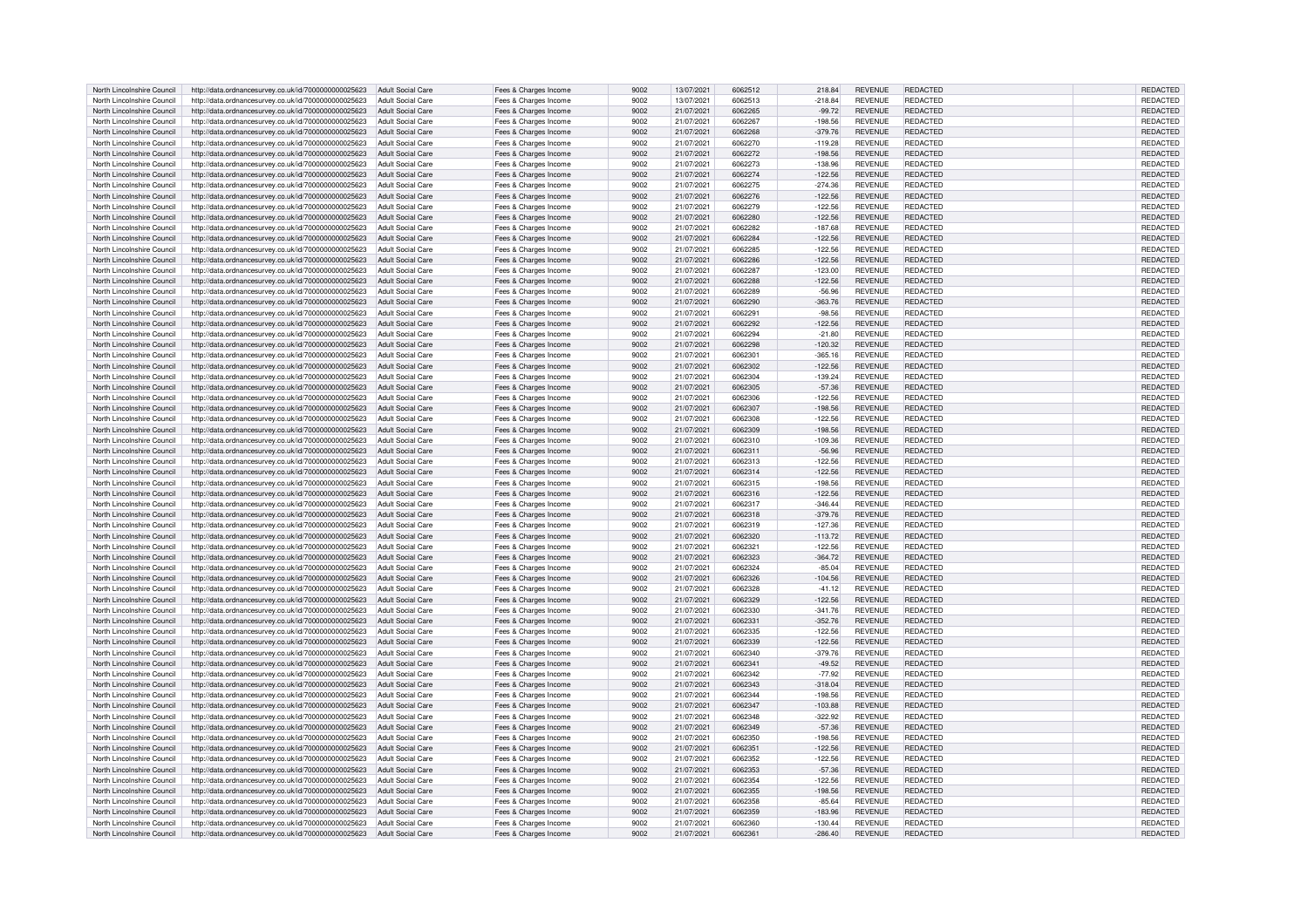| North Lincolnshire Council | http://data.ordnancesurvey.co.uk/id/7000000000025623 | Adult Social Care | Fees & Charges Income | 9002 | 13/07/2021 | 6062512 | 218.84 | REVENUE | REDACTED | | REDACTED |
|---|---|---|---|---|---|---|---|---|---|---|---|
| North Lincolnshire Council | http://data.ordnancesurvey.co.uk/id/7000000000025623 | Adult Social Care | Fees & Charges Income | 9002 | 13/07/2021 | 6062513 | -218.84 | REVENUE | REDACTED | | REDACTED |
| North Lincolnshire Council | http://data.ordnancesurvey.co.uk/id/7000000000025623 | Adult Social Care | Fees & Charges Income | 9002 | 21/07/2021 | 6062265 | -99.72 | REVENUE | REDACTED | | REDACTED |
| North Lincolnshire Council | http://data.ordnancesurvey.co.uk/id/7000000000025623 | Adult Social Care | Fees & Charges Income | 9002 | 21/07/2021 | 6062267 | -198.56 | REVENUE | REDACTED | | REDACTED |
| North Lincolnshire Council | http://data.ordnancesurvey.co.uk/id/7000000000025623 | Adult Social Care | Fees & Charges Income | 9002 | 21/07/2021 | 6062268 | -379.76 | REVENUE | REDACTED | | REDACTED |
| North Lincolnshire Council | http://data.ordnancesurvey.co.uk/id/7000000000025623 | Adult Social Care | Fees & Charges Income | 9002 | 21/07/2021 | 6062270 | -119.28 | REVENUE | REDACTED | | REDACTED |
| North Lincolnshire Council | http://data.ordnancesurvey.co.uk/id/7000000000025623 | Adult Social Care | Fees & Charges Income | 9002 | 21/07/2021 | 6062272 | -198.56 | REVENUE | REDACTED | | REDACTED |
| North Lincolnshire Council | http://data.ordnancesurvey.co.uk/id/7000000000025623 | Adult Social Care | Fees & Charges Income | 9002 | 21/07/2021 | 6062273 | -138.96 | REVENUE | REDACTED | | REDACTED |
| North Lincolnshire Council | http://data.ordnancesurvey.co.uk/id/7000000000025623 | Adult Social Care | Fees & Charges Income | 9002 | 21/07/2021 | 6062274 | -122.56 | REVENUE | REDACTED | | REDACTED |
| North Lincolnshire Council | http://data.ordnancesurvey.co.uk/id/7000000000025623 | Adult Social Care | Fees & Charges Income | 9002 | 21/07/2021 | 6062275 | -274.36 | REVENUE | REDACTED | | REDACTED |
| North Lincolnshire Council | http://data.ordnancesurvey.co.uk/id/7000000000025623 | Adult Social Care | Fees & Charges Income | 9002 | 21/07/2021 | 6062276 | -122.56 | REVENUE | REDACTED | | REDACTED |
| North Lincolnshire Council | http://data.ordnancesurvey.co.uk/id/7000000000025623 | Adult Social Care | Fees & Charges Income | 9002 | 21/07/2021 | 6062279 | -122.56 | REVENUE | REDACTED | | REDACTED |
| North Lincolnshire Council | http://data.ordnancesurvey.co.uk/id/7000000000025623 | Adult Social Care | Fees & Charges Income | 9002 | 21/07/2021 | 6062280 | -122.56 | REVENUE | REDACTED | | REDACTED |
| North Lincolnshire Council | http://data.ordnancesurvey.co.uk/id/7000000000025623 | Adult Social Care | Fees & Charges Income | 9002 | 21/07/2021 | 6062282 | -187.68 | REVENUE | REDACTED | | REDACTED |
| North Lincolnshire Council | http://data.ordnancesurvey.co.uk/id/7000000000025623 | Adult Social Care | Fees & Charges Income | 9002 | 21/07/2021 | 6062284 | -122.56 | REVENUE | REDACTED | | REDACTED |
| North Lincolnshire Council | http://data.ordnancesurvey.co.uk/id/7000000000025623 | Adult Social Care | Fees & Charges Income | 9002 | 21/07/2021 | 6062285 | -122.56 | REVENUE | REDACTED | | REDACTED |
| North Lincolnshire Council | http://data.ordnancesurvey.co.uk/id/7000000000025623 | Adult Social Care | Fees & Charges Income | 9002 | 21/07/2021 | 6062286 | -122.56 | REVENUE | REDACTED | | REDACTED |
| North Lincolnshire Council | http://data.ordnancesurvey.co.uk/id/7000000000025623 | Adult Social Care | Fees & Charges Income | 9002 | 21/07/2021 | 6062287 | -123.00 | REVENUE | REDACTED | | REDACTED |
| North Lincolnshire Council | http://data.ordnancesurvey.co.uk/id/7000000000025623 | Adult Social Care | Fees & Charges Income | 9002 | 21/07/2021 | 6062288 | -122.56 | REVENUE | REDACTED | | REDACTED |
| North Lincolnshire Council | http://data.ordnancesurvey.co.uk/id/7000000000025623 | Adult Social Care | Fees & Charges Income | 9002 | 21/07/2021 | 6062289 | -56.96 | REVENUE | REDACTED | | REDACTED |
| North Lincolnshire Council | http://data.ordnancesurvey.co.uk/id/7000000000025623 | Adult Social Care | Fees & Charges Income | 9002 | 21/07/2021 | 6062290 | -363.76 | REVENUE | REDACTED | | REDACTED |
| North Lincolnshire Council | http://data.ordnancesurvey.co.uk/id/7000000000025623 | Adult Social Care | Fees & Charges Income | 9002 | 21/07/2021 | 6062291 | -98.56 | REVENUE | REDACTED | | REDACTED |
| North Lincolnshire Council | http://data.ordnancesurvey.co.uk/id/7000000000025623 | Adult Social Care | Fees & Charges Income | 9002 | 21/07/2021 | 6062292 | -122.56 | REVENUE | REDACTED | | REDACTED |
| North Lincolnshire Council | http://data.ordnancesurvey.co.uk/id/7000000000025623 | Adult Social Care | Fees & Charges Income | 9002 | 21/07/2021 | 6062294 | -21.80 | REVENUE | REDACTED | | REDACTED |
| North Lincolnshire Council | http://data.ordnancesurvey.co.uk/id/7000000000025623 | Adult Social Care | Fees & Charges Income | 9002 | 21/07/2021 | 6062298 | -120.32 | REVENUE | REDACTED | | REDACTED |
| North Lincolnshire Council | http://data.ordnancesurvey.co.uk/id/7000000000025623 | Adult Social Care | Fees & Charges Income | 9002 | 21/07/2021 | 6062301 | -365.16 | REVENUE | REDACTED | | REDACTED |
| North Lincolnshire Council | http://data.ordnancesurvey.co.uk/id/7000000000025623 | Adult Social Care | Fees & Charges Income | 9002 | 21/07/2021 | 6062302 | -122.56 | REVENUE | REDACTED | | REDACTED |
| North Lincolnshire Council | http://data.ordnancesurvey.co.uk/id/7000000000025623 | Adult Social Care | Fees & Charges Income | 9002 | 21/07/2021 | 6062304 | -139.24 | REVENUE | REDACTED | | REDACTED |
| North Lincolnshire Council | http://data.ordnancesurvey.co.uk/id/7000000000025623 | Adult Social Care | Fees & Charges Income | 9002 | 21/07/2021 | 6062305 | -57.36 | REVENUE | REDACTED | | REDACTED |
| North Lincolnshire Council | http://data.ordnancesurvey.co.uk/id/7000000000025623 | Adult Social Care | Fees & Charges Income | 9002 | 21/07/2021 | 6062306 | -122.56 | REVENUE | REDACTED | | REDACTED |
| North Lincolnshire Council | http://data.ordnancesurvey.co.uk/id/7000000000025623 | Adult Social Care | Fees & Charges Income | 9002 | 21/07/2021 | 6062307 | -198.56 | REVENUE | REDACTED | | REDACTED |
| North Lincolnshire Council | http://data.ordnancesurvey.co.uk/id/7000000000025623 | Adult Social Care | Fees & Charges Income | 9002 | 21/07/2021 | 6062308 | -122.56 | REVENUE | REDACTED | | REDACTED |
| North Lincolnshire Council | http://data.ordnancesurvey.co.uk/id/7000000000025623 | Adult Social Care | Fees & Charges Income | 9002 | 21/07/2021 | 6062309 | -198.56 | REVENUE | REDACTED | | REDACTED |
| North Lincolnshire Council | http://data.ordnancesurvey.co.uk/id/7000000000025623 | Adult Social Care | Fees & Charges Income | 9002 | 21/07/2021 | 6062310 | -109.36 | REVENUE | REDACTED | | REDACTED |
| North Lincolnshire Council | http://data.ordnancesurvey.co.uk/id/7000000000025623 | Adult Social Care | Fees & Charges Income | 9002 | 21/07/2021 | 6062311 | -56.96 | REVENUE | REDACTED | | REDACTED |
| North Lincolnshire Council | http://data.ordnancesurvey.co.uk/id/7000000000025623 | Adult Social Care | Fees & Charges Income | 9002 | 21/07/2021 | 6062313 | -122.56 | REVENUE | REDACTED | | REDACTED |
| North Lincolnshire Council | http://data.ordnancesurvey.co.uk/id/7000000000025623 | Adult Social Care | Fees & Charges Income | 9002 | 21/07/2021 | 6062314 | -122.56 | REVENUE | REDACTED | | REDACTED |
| North Lincolnshire Council | http://data.ordnancesurvey.co.uk/id/7000000000025623 | Adult Social Care | Fees & Charges Income | 9002 | 21/07/2021 | 6062315 | -198.56 | REVENUE | REDACTED | | REDACTED |
| North Lincolnshire Council | http://data.ordnancesurvey.co.uk/id/7000000000025623 | Adult Social Care | Fees & Charges Income | 9002 | 21/07/2021 | 6062316 | -122.56 | REVENUE | REDACTED | | REDACTED |
| North Lincolnshire Council | http://data.ordnancesurvey.co.uk/id/7000000000025623 | Adult Social Care | Fees & Charges Income | 9002 | 21/07/2021 | 6062317 | -346.44 | REVENUE | REDACTED | | REDACTED |
| North Lincolnshire Council | http://data.ordnancesurvey.co.uk/id/7000000000025623 | Adult Social Care | Fees & Charges Income | 9002 | 21/07/2021 | 6062318 | -379.76 | REVENUE | REDACTED | | REDACTED |
| North Lincolnshire Council | http://data.ordnancesurvey.co.uk/id/7000000000025623 | Adult Social Care | Fees & Charges Income | 9002 | 21/07/2021 | 6062319 | -127.36 | REVENUE | REDACTED | | REDACTED |
| North Lincolnshire Council | http://data.ordnancesurvey.co.uk/id/7000000000025623 | Adult Social Care | Fees & Charges Income | 9002 | 21/07/2021 | 6062320 | -113.72 | REVENUE | REDACTED | | REDACTED |
| North Lincolnshire Council | http://data.ordnancesurvey.co.uk/id/7000000000025623 | Adult Social Care | Fees & Charges Income | 9002 | 21/07/2021 | 6062321 | -122.56 | REVENUE | REDACTED | | REDACTED |
| North Lincolnshire Council | http://data.ordnancesurvey.co.uk/id/7000000000025623 | Adult Social Care | Fees & Charges Income | 9002 | 21/07/2021 | 6062323 | -364.72 | REVENUE | REDACTED | | REDACTED |
| North Lincolnshire Council | http://data.ordnancesurvey.co.uk/id/7000000000025623 | Adult Social Care | Fees & Charges Income | 9002 | 21/07/2021 | 6062324 | -85.04 | REVENUE | REDACTED | | REDACTED |
| North Lincolnshire Council | http://data.ordnancesurvey.co.uk/id/7000000000025623 | Adult Social Care | Fees & Charges Income | 9002 | 21/07/2021 | 6062326 | -104.56 | REVENUE | REDACTED | | REDACTED |
| North Lincolnshire Council | http://data.ordnancesurvey.co.uk/id/7000000000025623 | Adult Social Care | Fees & Charges Income | 9002 | 21/07/2021 | 6062328 | -41.12 | REVENUE | REDACTED | | REDACTED |
| North Lincolnshire Council | http://data.ordnancesurvey.co.uk/id/7000000000025623 | Adult Social Care | Fees & Charges Income | 9002 | 21/07/2021 | 6062329 | -122.56 | REVENUE | REDACTED | | REDACTED |
| North Lincolnshire Council | http://data.ordnancesurvey.co.uk/id/7000000000025623 | Adult Social Care | Fees & Charges Income | 9002 | 21/07/2021 | 6062330 | -341.76 | REVENUE | REDACTED | | REDACTED |
| North Lincolnshire Council | http://data.ordnancesurvey.co.uk/id/7000000000025623 | Adult Social Care | Fees & Charges Income | 9002 | 21/07/2021 | 6062331 | -352.76 | REVENUE | REDACTED | | REDACTED |
| North Lincolnshire Council | http://data.ordnancesurvey.co.uk/id/7000000000025623 | Adult Social Care | Fees & Charges Income | 9002 | 21/07/2021 | 6062335 | -122.56 | REVENUE | REDACTED | | REDACTED |
| North Lincolnshire Council | http://data.ordnancesurvey.co.uk/id/7000000000025623 | Adult Social Care | Fees & Charges Income | 9002 | 21/07/2021 | 6062339 | -122.56 | REVENUE | REDACTED | | REDACTED |
| North Lincolnshire Council | http://data.ordnancesurvey.co.uk/id/7000000000025623 | Adult Social Care | Fees & Charges Income | 9002 | 21/07/2021 | 6062340 | -379.76 | REVENUE | REDACTED | | REDACTED |
| North Lincolnshire Council | http://data.ordnancesurvey.co.uk/id/7000000000025623 | Adult Social Care | Fees & Charges Income | 9002 | 21/07/2021 | 6062341 | -49.52 | REVENUE | REDACTED | | REDACTED |
| North Lincolnshire Council | http://data.ordnancesurvey.co.uk/id/7000000000025623 | Adult Social Care | Fees & Charges Income | 9002 | 21/07/2021 | 6062342 | -77.92 | REVENUE | REDACTED | | REDACTED |
| North Lincolnshire Council | http://data.ordnancesurvey.co.uk/id/7000000000025623 | Adult Social Care | Fees & Charges Income | 9002 | 21/07/2021 | 6062343 | -318.04 | REVENUE | REDACTED | | REDACTED |
| North Lincolnshire Council | http://data.ordnancesurvey.co.uk/id/7000000000025623 | Adult Social Care | Fees & Charges Income | 9002 | 21/07/2021 | 6062344 | -198.56 | REVENUE | REDACTED | | REDACTED |
| North Lincolnshire Council | http://data.ordnancesurvey.co.uk/id/7000000000025623 | Adult Social Care | Fees & Charges Income | 9002 | 21/07/2021 | 6062347 | -103.88 | REVENUE | REDACTED | | REDACTED |
| North Lincolnshire Council | http://data.ordnancesurvey.co.uk/id/7000000000025623 | Adult Social Care | Fees & Charges Income | 9002 | 21/07/2021 | 6062348 | -322.92 | REVENUE | REDACTED | | REDACTED |
| North Lincolnshire Council | http://data.ordnancesurvey.co.uk/id/7000000000025623 | Adult Social Care | Fees & Charges Income | 9002 | 21/07/2021 | 6062349 | -57.36 | REVENUE | REDACTED | | REDACTED |
| North Lincolnshire Council | http://data.ordnancesurvey.co.uk/id/7000000000025623 | Adult Social Care | Fees & Charges Income | 9002 | 21/07/2021 | 6062350 | -198.56 | REVENUE | REDACTED | | REDACTED |
| North Lincolnshire Council | http://data.ordnancesurvey.co.uk/id/7000000000025623 | Adult Social Care | Fees & Charges Income | 9002 | 21/07/2021 | 6062351 | -122.56 | REVENUE | REDACTED | | REDACTED |
| North Lincolnshire Council | http://data.ordnancesurvey.co.uk/id/7000000000025623 | Adult Social Care | Fees & Charges Income | 9002 | 21/07/2021 | 6062352 | -122.56 | REVENUE | REDACTED | | REDACTED |
| North Lincolnshire Council | http://data.ordnancesurvey.co.uk/id/7000000000025623 | Adult Social Care | Fees & Charges Income | 9002 | 21/07/2021 | 6062353 | -57.36 | REVENUE | REDACTED | | REDACTED |
| North Lincolnshire Council | http://data.ordnancesurvey.co.uk/id/7000000000025623 | Adult Social Care | Fees & Charges Income | 9002 | 21/07/2021 | 6062354 | -122.56 | REVENUE | REDACTED | | REDACTED |
| North Lincolnshire Council | http://data.ordnancesurvey.co.uk/id/7000000000025623 | Adult Social Care | Fees & Charges Income | 9002 | 21/07/2021 | 6062355 | -198.56 | REVENUE | REDACTED | | REDACTED |
| North Lincolnshire Council | http://data.ordnancesurvey.co.uk/id/7000000000025623 | Adult Social Care | Fees & Charges Income | 9002 | 21/07/2021 | 6062358 | -85.64 | REVENUE | REDACTED | | REDACTED |
| North Lincolnshire Council | http://data.ordnancesurvey.co.uk/id/7000000000025623 | Adult Social Care | Fees & Charges Income | 9002 | 21/07/2021 | 6062359 | -183.96 | REVENUE | REDACTED | | REDACTED |
| North Lincolnshire Council | http://data.ordnancesurvey.co.uk/id/7000000000025623 | Adult Social Care | Fees & Charges Income | 9002 | 21/07/2021 | 6062360 | -130.44 | REVENUE | REDACTED | | REDACTED |
| North Lincolnshire Council | http://data.ordnancesurvey.co.uk/id/7000000000025623 | Adult Social Care | Fees & Charges Income | 9002 | 21/07/2021 | 6062361 | -286.40 | REVENUE | REDACTED | | REDACTED |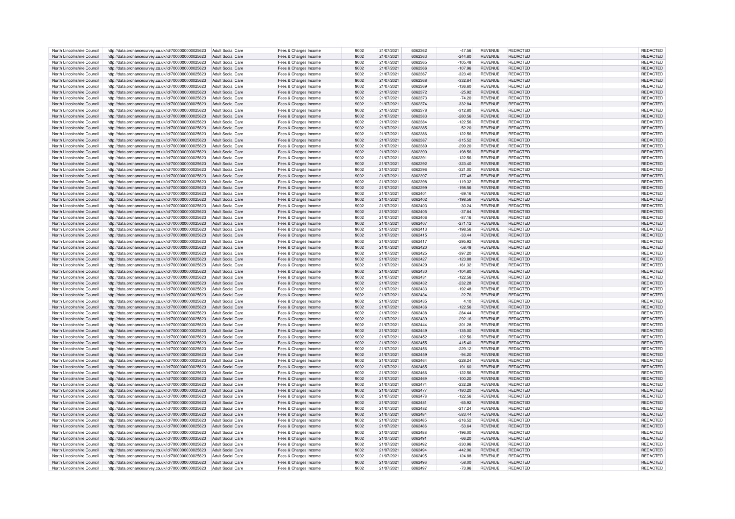| | | | | | | | | | | | |
|---|---|---|---|---|---|---|---|---|---|---|---|
| North Lincolnshire Council | http://data.ordnancesurvey.co.uk/id/7000000000025623 | Adult Social Care | Fees & Charges Income | 9002 | 21/07/2021 | 6062362 | -47.56 | REVENUE | REDACTED | | REDACTED |
| North Lincolnshire Council | http://data.ordnancesurvey.co.uk/id/7000000000025623 | Adult Social Care | Fees & Charges Income | 9002 | 21/07/2021 | 6062363 | -244.80 | REVENUE | REDACTED | | REDACTED |
| North Lincolnshire Council | http://data.ordnancesurvey.co.uk/id/7000000000025623 | Adult Social Care | Fees & Charges Income | 9002 | 21/07/2021 | 6062365 | -105.48 | REVENUE | REDACTED | | REDACTED |
| North Lincolnshire Council | http://data.ordnancesurvey.co.uk/id/7000000000025623 | Adult Social Care | Fees & Charges Income | 9002 | 21/07/2021 | 6062366 | -107.96 | REVENUE | REDACTED | | REDACTED |
| North Lincolnshire Council | http://data.ordnancesurvey.co.uk/id/7000000000025623 | Adult Social Care | Fees & Charges Income | 9002 | 21/07/2021 | 6062367 | -323.40 | REVENUE | REDACTED | | REDACTED |
| North Lincolnshire Council | http://data.ordnancesurvey.co.uk/id/7000000000025623 | Adult Social Care | Fees & Charges Income | 9002 | 21/07/2021 | 6062368 | -332.84 | REVENUE | REDACTED | | REDACTED |
| North Lincolnshire Council | http://data.ordnancesurvey.co.uk/id/7000000000025623 | Adult Social Care | Fees & Charges Income | 9002 | 21/07/2021 | 6062369 | -136.60 | REVENUE | REDACTED | | REDACTED |
| North Lincolnshire Council | http://data.ordnancesurvey.co.uk/id/7000000000025623 | Adult Social Care | Fees & Charges Income | 9002 | 21/07/2021 | 6062372 | -25.92 | REVENUE | REDACTED | | REDACTED |
| North Lincolnshire Council | http://data.ordnancesurvey.co.uk/id/7000000000025623 | Adult Social Care | Fees & Charges Income | 9002 | 21/07/2021 | 6062373 | -74.20 | REVENUE | REDACTED | | REDACTED |
| North Lincolnshire Council | http://data.ordnancesurvey.co.uk/id/7000000000025623 | Adult Social Care | Fees & Charges Income | 9002 | 21/07/2021 | 6062374 | -332.84 | REVENUE | REDACTED | | REDACTED |
| North Lincolnshire Council | http://data.ordnancesurvey.co.uk/id/7000000000025623 | Adult Social Care | Fees & Charges Income | 9002 | 21/07/2021 | 6062378 | -312.80 | REVENUE | REDACTED | | REDACTED |
| North Lincolnshire Council | http://data.ordnancesurvey.co.uk/id/7000000000025623 | Adult Social Care | Fees & Charges Income | 9002 | 21/07/2021 | 6062383 | -280.56 | REVENUE | REDACTED | | REDACTED |
| North Lincolnshire Council | http://data.ordnancesurvey.co.uk/id/7000000000025623 | Adult Social Care | Fees & Charges Income | 9002 | 21/07/2021 | 6062384 | -122.56 | REVENUE | REDACTED | | REDACTED |
| North Lincolnshire Council | http://data.ordnancesurvey.co.uk/id/7000000000025623 | Adult Social Care | Fees & Charges Income | 9002 | 21/07/2021 | 6062385 | -52.20 | REVENUE | REDACTED | | REDACTED |
| North Lincolnshire Council | http://data.ordnancesurvey.co.uk/id/7000000000025623 | Adult Social Care | Fees & Charges Income | 9002 | 21/07/2021 | 6062386 | -122.56 | REVENUE | REDACTED | | REDACTED |
| North Lincolnshire Council | http://data.ordnancesurvey.co.uk/id/7000000000025623 | Adult Social Care | Fees & Charges Income | 9002 | 21/07/2021 | 6062387 | -315.52 | REVENUE | REDACTED | | REDACTED |
| North Lincolnshire Council | http://data.ordnancesurvey.co.uk/id/7000000000025623 | Adult Social Care | Fees & Charges Income | 9002 | 21/07/2021 | 6062389 | -299.20 | REVENUE | REDACTED | | REDACTED |
| North Lincolnshire Council | http://data.ordnancesurvey.co.uk/id/7000000000025623 | Adult Social Care | Fees & Charges Income | 9002 | 21/07/2021 | 6062390 | -198.56 | REVENUE | REDACTED | | REDACTED |
| North Lincolnshire Council | http://data.ordnancesurvey.co.uk/id/7000000000025623 | Adult Social Care | Fees & Charges Income | 9002 | 21/07/2021 | 6062391 | -122.56 | REVENUE | REDACTED | | REDACTED |
| North Lincolnshire Council | http://data.ordnancesurvey.co.uk/id/7000000000025623 | Adult Social Care | Fees & Charges Income | 9002 | 21/07/2021 | 6062392 | -323.40 | REVENUE | REDACTED | | REDACTED |
| North Lincolnshire Council | http://data.ordnancesurvey.co.uk/id/7000000000025623 | Adult Social Care | Fees & Charges Income | 9002 | 21/07/2021 | 6062396 | -321.00 | REVENUE | REDACTED | | REDACTED |
| North Lincolnshire Council | http://data.ordnancesurvey.co.uk/id/7000000000025623 | Adult Social Care | Fees & Charges Income | 9002 | 21/07/2021 | 6062397 | -177.48 | REVENUE | REDACTED | | REDACTED |
| North Lincolnshire Council | http://data.ordnancesurvey.co.uk/id/7000000000025623 | Adult Social Care | Fees & Charges Income | 9002 | 21/07/2021 | 6062398 | -119.32 | REVENUE | REDACTED | | REDACTED |
| North Lincolnshire Council | http://data.ordnancesurvey.co.uk/id/7000000000025623 | Adult Social Care | Fees & Charges Income | 9002 | 21/07/2021 | 6062399 | -198.56 | REVENUE | REDACTED | | REDACTED |
| North Lincolnshire Council | http://data.ordnancesurvey.co.uk/id/7000000000025623 | Adult Social Care | Fees & Charges Income | 9002 | 21/07/2021 | 6062401 | -69.16 | REVENUE | REDACTED | | REDACTED |
| North Lincolnshire Council | http://data.ordnancesurvey.co.uk/id/7000000000025623 | Adult Social Care | Fees & Charges Income | 9002 | 21/07/2021 | 6062402 | -198.56 | REVENUE | REDACTED | | REDACTED |
| North Lincolnshire Council | http://data.ordnancesurvey.co.uk/id/7000000000025623 | Adult Social Care | Fees & Charges Income | 9002 | 21/07/2021 | 6062403 | -30.24 | REVENUE | REDACTED | | REDACTED |
| North Lincolnshire Council | http://data.ordnancesurvey.co.uk/id/7000000000025623 | Adult Social Care | Fees & Charges Income | 9002 | 21/07/2021 | 6062405 | -37.84 | REVENUE | REDACTED | | REDACTED |
| North Lincolnshire Council | http://data.ordnancesurvey.co.uk/id/7000000000025623 | Adult Social Care | Fees & Charges Income | 9002 | 21/07/2021 | 6062406 | -87.16 | REVENUE | REDACTED | | REDACTED |
| North Lincolnshire Council | http://data.ordnancesurvey.co.uk/id/7000000000025623 | Adult Social Care | Fees & Charges Income | 9002 | 21/07/2021 | 6062407 | -271.12 | REVENUE | REDACTED | | REDACTED |
| North Lincolnshire Council | http://data.ordnancesurvey.co.uk/id/7000000000025623 | Adult Social Care | Fees & Charges Income | 9002 | 21/07/2021 | 6062413 | -198.56 | REVENUE | REDACTED | | REDACTED |
| North Lincolnshire Council | http://data.ordnancesurvey.co.uk/id/7000000000025623 | Adult Social Care | Fees & Charges Income | 9002 | 21/07/2021 | 6062415 | -33.44 | REVENUE | REDACTED | | REDACTED |
| North Lincolnshire Council | http://data.ordnancesurvey.co.uk/id/7000000000025623 | Adult Social Care | Fees & Charges Income | 9002 | 21/07/2021 | 6062417 | -295.92 | REVENUE | REDACTED | | REDACTED |
| North Lincolnshire Council | http://data.ordnancesurvey.co.uk/id/7000000000025623 | Adult Social Care | Fees & Charges Income | 9002 | 21/07/2021 | 6062420 | -58.48 | REVENUE | REDACTED | | REDACTED |
| North Lincolnshire Council | http://data.ordnancesurvey.co.uk/id/7000000000025623 | Adult Social Care | Fees & Charges Income | 9002 | 21/07/2021 | 6062425 | -397.20 | REVENUE | REDACTED | | REDACTED |
| North Lincolnshire Council | http://data.ordnancesurvey.co.uk/id/7000000000025623 | Adult Social Care | Fees & Charges Income | 9002 | 21/07/2021 | 6062427 | -123.88 | REVENUE | REDACTED | | REDACTED |
| North Lincolnshire Council | http://data.ordnancesurvey.co.uk/id/7000000000025623 | Adult Social Care | Fees & Charges Income | 9002 | 21/07/2021 | 6062429 | -161.32 | REVENUE | REDACTED | | REDACTED |
| North Lincolnshire Council | http://data.ordnancesurvey.co.uk/id/7000000000025623 | Adult Social Care | Fees & Charges Income | 9002 | 21/07/2021 | 6062430 | -104.80 | REVENUE | REDACTED | | REDACTED |
| North Lincolnshire Council | http://data.ordnancesurvey.co.uk/id/7000000000025623 | Adult Social Care | Fees & Charges Income | 9002 | 21/07/2021 | 6062431 | -122.56 | REVENUE | REDACTED | | REDACTED |
| North Lincolnshire Council | http://data.ordnancesurvey.co.uk/id/7000000000025623 | Adult Social Care | Fees & Charges Income | 9002 | 21/07/2021 | 6062432 | -232.28 | REVENUE | REDACTED | | REDACTED |
| North Lincolnshire Council | http://data.ordnancesurvey.co.uk/id/7000000000025623 | Adult Social Care | Fees & Charges Income | 9002 | 21/07/2021 | 6062433 | -192.48 | REVENUE | REDACTED | | REDACTED |
| North Lincolnshire Council | http://data.ordnancesurvey.co.uk/id/7000000000025623 | Adult Social Care | Fees & Charges Income | 9002 | 21/07/2021 | 6062434 | -22.76 | REVENUE | REDACTED | | REDACTED |
| North Lincolnshire Council | http://data.ordnancesurvey.co.uk/id/7000000000025623 | Adult Social Care | Fees & Charges Income | 9002 | 21/07/2021 | 6062435 | 4.10 | REVENUE | REDACTED | | REDACTED |
| North Lincolnshire Council | http://data.ordnancesurvey.co.uk/id/7000000000025623 | Adult Social Care | Fees & Charges Income | 9002 | 21/07/2021 | 6062436 | -122.56 | REVENUE | REDACTED | | REDACTED |
| North Lincolnshire Council | http://data.ordnancesurvey.co.uk/id/7000000000025623 | Adult Social Care | Fees & Charges Income | 9002 | 21/07/2021 | 6062438 | -284.44 | REVENUE | REDACTED | | REDACTED |
| North Lincolnshire Council | http://data.ordnancesurvey.co.uk/id/7000000000025623 | Adult Social Care | Fees & Charges Income | 9002 | 21/07/2021 | 6062439 | -292.16 | REVENUE | REDACTED | | REDACTED |
| North Lincolnshire Council | http://data.ordnancesurvey.co.uk/id/7000000000025623 | Adult Social Care | Fees & Charges Income | 9002 | 21/07/2021 | 6062444 | -301.28 | REVENUE | REDACTED | | REDACTED |
| North Lincolnshire Council | http://data.ordnancesurvey.co.uk/id/7000000000025623 | Adult Social Care | Fees & Charges Income | 9002 | 21/07/2021 | 6062449 | -135.00 | REVENUE | REDACTED | | REDACTED |
| North Lincolnshire Council | http://data.ordnancesurvey.co.uk/id/7000000000025623 | Adult Social Care | Fees & Charges Income | 9002 | 21/07/2021 | 6062452 | -122.56 | REVENUE | REDACTED | | REDACTED |
| North Lincolnshire Council | http://data.ordnancesurvey.co.uk/id/7000000000025623 | Adult Social Care | Fees & Charges Income | 9002 | 21/07/2021 | 6062455 | -415.40 | REVENUE | REDACTED | | REDACTED |
| North Lincolnshire Council | http://data.ordnancesurvey.co.uk/id/7000000000025623 | Adult Social Care | Fees & Charges Income | 9002 | 21/07/2021 | 6062456 | -229.12 | REVENUE | REDACTED | | REDACTED |
| North Lincolnshire Council | http://data.ordnancesurvey.co.uk/id/7000000000025623 | Adult Social Care | Fees & Charges Income | 9002 | 21/07/2021 | 6062459 | -94.20 | REVENUE | REDACTED | | REDACTED |
| North Lincolnshire Council | http://data.ordnancesurvey.co.uk/id/7000000000025623 | Adult Social Care | Fees & Charges Income | 9002 | 21/07/2021 | 6062464 | -228.24 | REVENUE | REDACTED | | REDACTED |
| North Lincolnshire Council | http://data.ordnancesurvey.co.uk/id/7000000000025623 | Adult Social Care | Fees & Charges Income | 9002 | 21/07/2021 | 6062465 | -191.60 | REVENUE | REDACTED | | REDACTED |
| North Lincolnshire Council | http://data.ordnancesurvey.co.uk/id/7000000000025623 | Adult Social Care | Fees & Charges Income | 9002 | 21/07/2021 | 6062466 | -122.56 | REVENUE | REDACTED | | REDACTED |
| North Lincolnshire Council | http://data.ordnancesurvey.co.uk/id/7000000000025623 | Adult Social Care | Fees & Charges Income | 9002 | 21/07/2021 | 6062469 | -100.20 | REVENUE | REDACTED | | REDACTED |
| North Lincolnshire Council | http://data.ordnancesurvey.co.uk/id/7000000000025623 | Adult Social Care | Fees & Charges Income | 9002 | 21/07/2021 | 6062474 | -232.28 | REVENUE | REDACTED | | REDACTED |
| North Lincolnshire Council | http://data.ordnancesurvey.co.uk/id/7000000000025623 | Adult Social Care | Fees & Charges Income | 9002 | 21/07/2021 | 6062477 | -180.20 | REVENUE | REDACTED | | REDACTED |
| North Lincolnshire Council | http://data.ordnancesurvey.co.uk/id/7000000000025623 | Adult Social Care | Fees & Charges Income | 9002 | 21/07/2021 | 6062478 | -122.56 | REVENUE | REDACTED | | REDACTED |
| North Lincolnshire Council | http://data.ordnancesurvey.co.uk/id/7000000000025623 | Adult Social Care | Fees & Charges Income | 9002 | 21/07/2021 | 6062481 | -65.92 | REVENUE | REDACTED | | REDACTED |
| North Lincolnshire Council | http://data.ordnancesurvey.co.uk/id/7000000000025623 | Adult Social Care | Fees & Charges Income | 9002 | 21/07/2021 | 6062482 | -217.24 | REVENUE | REDACTED | | REDACTED |
| North Lincolnshire Council | http://data.ordnancesurvey.co.uk/id/7000000000025623 | Adult Social Care | Fees & Charges Income | 9002 | 21/07/2021 | 6062484 | -583.44 | REVENUE | REDACTED | | REDACTED |
| North Lincolnshire Council | http://data.ordnancesurvey.co.uk/id/7000000000025623 | Adult Social Care | Fees & Charges Income | 9002 | 21/07/2021 | 6062485 | -216.52 | REVENUE | REDACTED | | REDACTED |
| North Lincolnshire Council | http://data.ordnancesurvey.co.uk/id/7000000000025623 | Adult Social Care | Fees & Charges Income | 9002 | 21/07/2021 | 6062486 | -53.64 | REVENUE | REDACTED | | REDACTED |
| North Lincolnshire Council | http://data.ordnancesurvey.co.uk/id/7000000000025623 | Adult Social Care | Fees & Charges Income | 9002 | 21/07/2021 | 6062488 | -196.00 | REVENUE | REDACTED | | REDACTED |
| North Lincolnshire Council | http://data.ordnancesurvey.co.uk/id/7000000000025623 | Adult Social Care | Fees & Charges Income | 9002 | 21/07/2021 | 6062491 | -66.20 | REVENUE | REDACTED | | REDACTED |
| North Lincolnshire Council | http://data.ordnancesurvey.co.uk/id/7000000000025623 | Adult Social Care | Fees & Charges Income | 9002 | 21/07/2021 | 6062492 | -330.96 | REVENUE | REDACTED | | REDACTED |
| North Lincolnshire Council | http://data.ordnancesurvey.co.uk/id/7000000000025623 | Adult Social Care | Fees & Charges Income | 9002 | 21/07/2021 | 6062494 | -442.96 | REVENUE | REDACTED | | REDACTED |
| North Lincolnshire Council | http://data.ordnancesurvey.co.uk/id/7000000000025623 | Adult Social Care | Fees & Charges Income | 9002 | 21/07/2021 | 6062495 | -124.88 | REVENUE | REDACTED | | REDACTED |
| North Lincolnshire Council | http://data.ordnancesurvey.co.uk/id/7000000000025623 | Adult Social Care | Fees & Charges Income | 9002 | 21/07/2021 | 6062496 | -58.00 | REVENUE | REDACTED | | REDACTED |
| North Lincolnshire Council | http://data.ordnancesurvey.co.uk/id/7000000000025623 | Adult Social Care | Fees & Charges Income | 9002 | 21/07/2021 | 6062497 | -73.96 | REVENUE | REDACTED | | REDACTED |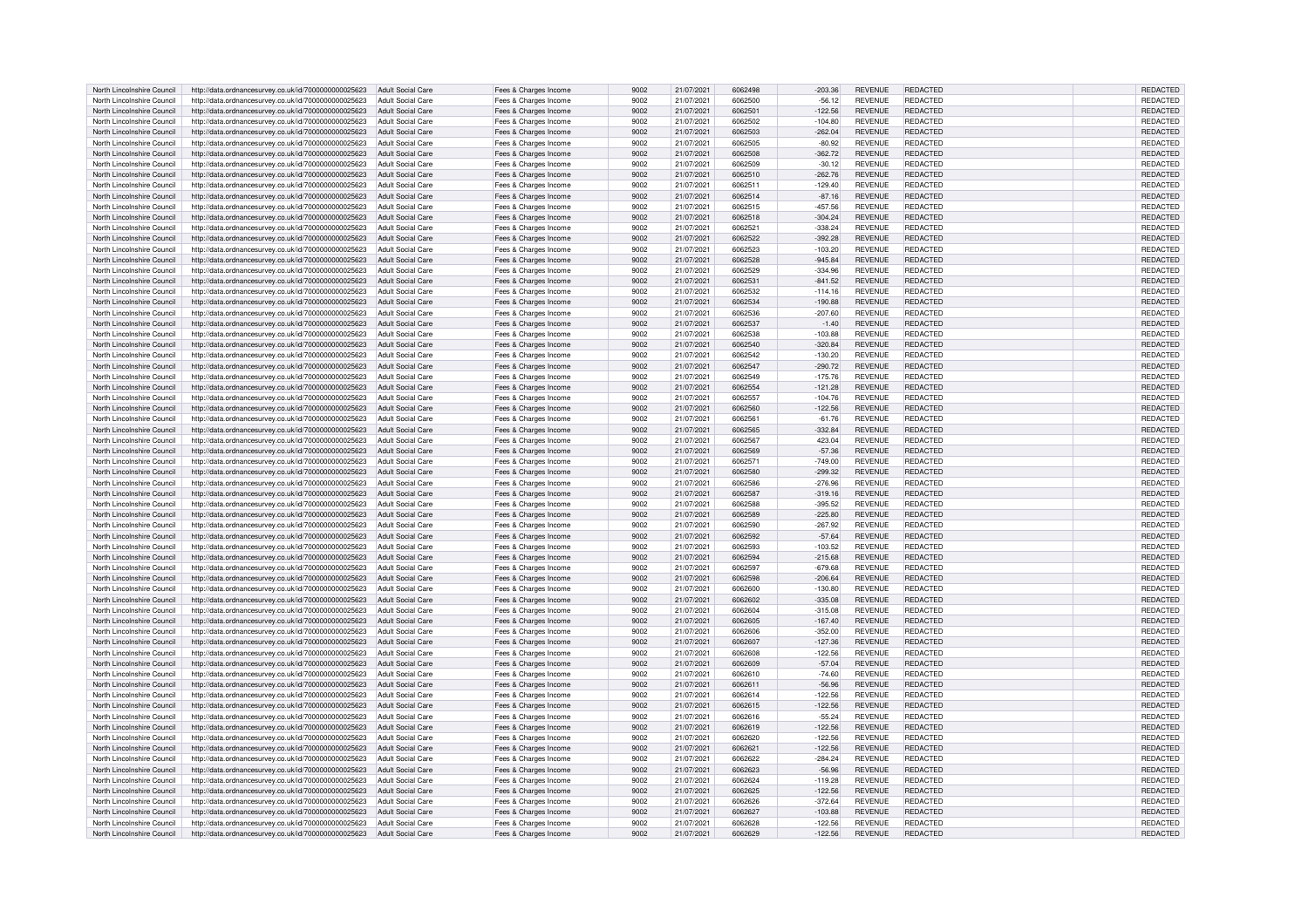| | | | | | | | | | | | |
|---|---|---|---|---|---|---|---|---|---|---|---|
| North Lincolnshire Council | http://data.ordnancesurvey.co.uk/id/7000000000025623 | Adult Social Care | Fees & Charges Income | 9002 | 21/07/2021 | 6062498 | -203.36 | REVENUE | REDACTED | | REDACTED |
| North Lincolnshire Council | http://data.ordnancesurvey.co.uk/id/7000000000025623 | Adult Social Care | Fees & Charges Income | 9002 | 21/07/2021 | 6062500 | -56.12 | REVENUE | REDACTED | | REDACTED |
| North Lincolnshire Council | http://data.ordnancesurvey.co.uk/id/7000000000025623 | Adult Social Care | Fees & Charges Income | 9002 | 21/07/2021 | 6062501 | -122.56 | REVENUE | REDACTED | | REDACTED |
| North Lincolnshire Council | http://data.ordnancesurvey.co.uk/id/7000000000025623 | Adult Social Care | Fees & Charges Income | 9002 | 21/07/2021 | 6062502 | -104.80 | REVENUE | REDACTED | | REDACTED |
| North Lincolnshire Council | http://data.ordnancesurvey.co.uk/id/7000000000025623 | Adult Social Care | Fees & Charges Income | 9002 | 21/07/2021 | 6062503 | -262.04 | REVENUE | REDACTED | | REDACTED |
| North Lincolnshire Council | http://data.ordnancesurvey.co.uk/id/7000000000025623 | Adult Social Care | Fees & Charges Income | 9002 | 21/07/2021 | 6062505 | -80.92 | REVENUE | REDACTED | | REDACTED |
| North Lincolnshire Council | http://data.ordnancesurvey.co.uk/id/7000000000025623 | Adult Social Care | Fees & Charges Income | 9002 | 21/07/2021 | 6062508 | -362.72 | REVENUE | REDACTED | | REDACTED |
| North Lincolnshire Council | http://data.ordnancesurvey.co.uk/id/7000000000025623 | Adult Social Care | Fees & Charges Income | 9002 | 21/07/2021 | 6062509 | -30.12 | REVENUE | REDACTED | | REDACTED |
| North Lincolnshire Council | http://data.ordnancesurvey.co.uk/id/7000000000025623 | Adult Social Care | Fees & Charges Income | 9002 | 21/07/2021 | 6062510 | -262.76 | REVENUE | REDACTED | | REDACTED |
| North Lincolnshire Council | http://data.ordnancesurvey.co.uk/id/7000000000025623 | Adult Social Care | Fees & Charges Income | 9002 | 21/07/2021 | 6062511 | -129.40 | REVENUE | REDACTED | | REDACTED |
| North Lincolnshire Council | http://data.ordnancesurvey.co.uk/id/7000000000025623 | Adult Social Care | Fees & Charges Income | 9002 | 21/07/2021 | 6062514 | -87.16 | REVENUE | REDACTED | | REDACTED |
| North Lincolnshire Council | http://data.ordnancesurvey.co.uk/id/7000000000025623 | Adult Social Care | Fees & Charges Income | 9002 | 21/07/2021 | 6062515 | -457.56 | REVENUE | REDACTED | | REDACTED |
| North Lincolnshire Council | http://data.ordnancesurvey.co.uk/id/7000000000025623 | Adult Social Care | Fees & Charges Income | 9002 | 21/07/2021 | 6062518 | -304.24 | REVENUE | REDACTED | | REDACTED |
| North Lincolnshire Council | http://data.ordnancesurvey.co.uk/id/7000000000025623 | Adult Social Care | Fees & Charges Income | 9002 | 21/07/2021 | 6062521 | -338.24 | REVENUE | REDACTED | | REDACTED |
| North Lincolnshire Council | http://data.ordnancesurvey.co.uk/id/7000000000025623 | Adult Social Care | Fees & Charges Income | 9002 | 21/07/2021 | 6062522 | -392.28 | REVENUE | REDACTED | | REDACTED |
| North Lincolnshire Council | http://data.ordnancesurvey.co.uk/id/7000000000025623 | Adult Social Care | Fees & Charges Income | 9002 | 21/07/2021 | 6062523 | -103.20 | REVENUE | REDACTED | | REDACTED |
| North Lincolnshire Council | http://data.ordnancesurvey.co.uk/id/7000000000025623 | Adult Social Care | Fees & Charges Income | 9002 | 21/07/2021 | 6062528 | -945.84 | REVENUE | REDACTED | | REDACTED |
| North Lincolnshire Council | http://data.ordnancesurvey.co.uk/id/7000000000025623 | Adult Social Care | Fees & Charges Income | 9002 | 21/07/2021 | 6062529 | -334.96 | REVENUE | REDACTED | | REDACTED |
| North Lincolnshire Council | http://data.ordnancesurvey.co.uk/id/7000000000025623 | Adult Social Care | Fees & Charges Income | 9002 | 21/07/2021 | 6062531 | -841.52 | REVENUE | REDACTED | | REDACTED |
| North Lincolnshire Council | http://data.ordnancesurvey.co.uk/id/7000000000025623 | Adult Social Care | Fees & Charges Income | 9002 | 21/07/2021 | 6062532 | -114.16 | REVENUE | REDACTED | | REDACTED |
| North Lincolnshire Council | http://data.ordnancesurvey.co.uk/id/7000000000025623 | Adult Social Care | Fees & Charges Income | 9002 | 21/07/2021 | 6062534 | -190.88 | REVENUE | REDACTED | | REDACTED |
| North Lincolnshire Council | http://data.ordnancesurvey.co.uk/id/7000000000025623 | Adult Social Care | Fees & Charges Income | 9002 | 21/07/2021 | 6062536 | -207.60 | REVENUE | REDACTED | | REDACTED |
| North Lincolnshire Council | http://data.ordnancesurvey.co.uk/id/7000000000025623 | Adult Social Care | Fees & Charges Income | 9002 | 21/07/2021 | 6062537 | -1.40 | REVENUE | REDACTED | | REDACTED |
| North Lincolnshire Council | http://data.ordnancesurvey.co.uk/id/7000000000025623 | Adult Social Care | Fees & Charges Income | 9002 | 21/07/2021 | 6062538 | -103.88 | REVENUE | REDACTED | | REDACTED |
| North Lincolnshire Council | http://data.ordnancesurvey.co.uk/id/7000000000025623 | Adult Social Care | Fees & Charges Income | 9002 | 21/07/2021 | 6062540 | -320.84 | REVENUE | REDACTED | | REDACTED |
| North Lincolnshire Council | http://data.ordnancesurvey.co.uk/id/7000000000025623 | Adult Social Care | Fees & Charges Income | 9002 | 21/07/2021 | 6062542 | -130.20 | REVENUE | REDACTED | | REDACTED |
| North Lincolnshire Council | http://data.ordnancesurvey.co.uk/id/7000000000025623 | Adult Social Care | Fees & Charges Income | 9002 | 21/07/2021 | 6062547 | -290.72 | REVENUE | REDACTED | | REDACTED |
| North Lincolnshire Council | http://data.ordnancesurvey.co.uk/id/7000000000025623 | Adult Social Care | Fees & Charges Income | 9002 | 21/07/2021 | 6062549 | -175.76 | REVENUE | REDACTED | | REDACTED |
| North Lincolnshire Council | http://data.ordnancesurvey.co.uk/id/7000000000025623 | Adult Social Care | Fees & Charges Income | 9002 | 21/07/2021 | 6062554 | -121.28 | REVENUE | REDACTED | | REDACTED |
| North Lincolnshire Council | http://data.ordnancesurvey.co.uk/id/7000000000025623 | Adult Social Care | Fees & Charges Income | 9002 | 21/07/2021 | 6062557 | -104.76 | REVENUE | REDACTED | | REDACTED |
| North Lincolnshire Council | http://data.ordnancesurvey.co.uk/id/7000000000025623 | Adult Social Care | Fees & Charges Income | 9002 | 21/07/2021 | 6062560 | -122.56 | REVENUE | REDACTED | | REDACTED |
| North Lincolnshire Council | http://data.ordnancesurvey.co.uk/id/7000000000025623 | Adult Social Care | Fees & Charges Income | 9002 | 21/07/2021 | 6062561 | -61.76 | REVENUE | REDACTED | | REDACTED |
| North Lincolnshire Council | http://data.ordnancesurvey.co.uk/id/7000000000025623 | Adult Social Care | Fees & Charges Income | 9002 | 21/07/2021 | 6062565 | -332.84 | REVENUE | REDACTED | | REDACTED |
| North Lincolnshire Council | http://data.ordnancesurvey.co.uk/id/7000000000025623 | Adult Social Care | Fees & Charges Income | 9002 | 21/07/2021 | 6062567 | 423.04 | REVENUE | REDACTED | | REDACTED |
| North Lincolnshire Council | http://data.ordnancesurvey.co.uk/id/7000000000025623 | Adult Social Care | Fees & Charges Income | 9002 | 21/07/2021 | 6062569 | -57.36 | REVENUE | REDACTED | | REDACTED |
| North Lincolnshire Council | http://data.ordnancesurvey.co.uk/id/7000000000025623 | Adult Social Care | Fees & Charges Income | 9002 | 21/07/2021 | 6062571 | -749.00 | REVENUE | REDACTED | | REDACTED |
| North Lincolnshire Council | http://data.ordnancesurvey.co.uk/id/7000000000025623 | Adult Social Care | Fees & Charges Income | 9002 | 21/07/2021 | 6062580 | -299.32 | REVENUE | REDACTED | | REDACTED |
| North Lincolnshire Council | http://data.ordnancesurvey.co.uk/id/7000000000025623 | Adult Social Care | Fees & Charges Income | 9002 | 21/07/2021 | 6062586 | -276.96 | REVENUE | REDACTED | | REDACTED |
| North Lincolnshire Council | http://data.ordnancesurvey.co.uk/id/7000000000025623 | Adult Social Care | Fees & Charges Income | 9002 | 21/07/2021 | 6062587 | -319.16 | REVENUE | REDACTED | | REDACTED |
| North Lincolnshire Council | http://data.ordnancesurvey.co.uk/id/7000000000025623 | Adult Social Care | Fees & Charges Income | 9002 | 21/07/2021 | 6062588 | -395.52 | REVENUE | REDACTED | | REDACTED |
| North Lincolnshire Council | http://data.ordnancesurvey.co.uk/id/7000000000025623 | Adult Social Care | Fees & Charges Income | 9002 | 21/07/2021 | 6062589 | -225.80 | REVENUE | REDACTED | | REDACTED |
| North Lincolnshire Council | http://data.ordnancesurvey.co.uk/id/7000000000025623 | Adult Social Care | Fees & Charges Income | 9002 | 21/07/2021 | 6062590 | -267.92 | REVENUE | REDACTED | | REDACTED |
| North Lincolnshire Council | http://data.ordnancesurvey.co.uk/id/7000000000025623 | Adult Social Care | Fees & Charges Income | 9002 | 21/07/2021 | 6062592 | -57.64 | REVENUE | REDACTED | | REDACTED |
| North Lincolnshire Council | http://data.ordnancesurvey.co.uk/id/7000000000025623 | Adult Social Care | Fees & Charges Income | 9002 | 21/07/2021 | 6062593 | -103.52 | REVENUE | REDACTED | | REDACTED |
| North Lincolnshire Council | http://data.ordnancesurvey.co.uk/id/7000000000025623 | Adult Social Care | Fees & Charges Income | 9002 | 21/07/2021 | 6062594 | -215.68 | REVENUE | REDACTED | | REDACTED |
| North Lincolnshire Council | http://data.ordnancesurvey.co.uk/id/7000000000025623 | Adult Social Care | Fees & Charges Income | 9002 | 21/07/2021 | 6062597 | -679.68 | REVENUE | REDACTED | | REDACTED |
| North Lincolnshire Council | http://data.ordnancesurvey.co.uk/id/7000000000025623 | Adult Social Care | Fees & Charges Income | 9002 | 21/07/2021 | 6062598 | -206.64 | REVENUE | REDACTED | | REDACTED |
| North Lincolnshire Council | http://data.ordnancesurvey.co.uk/id/7000000000025623 | Adult Social Care | Fees & Charges Income | 9002 | 21/07/2021 | 6062600 | -130.80 | REVENUE | REDACTED | | REDACTED |
| North Lincolnshire Council | http://data.ordnancesurvey.co.uk/id/7000000000025623 | Adult Social Care | Fees & Charges Income | 9002 | 21/07/2021 | 6062602 | -335.08 | REVENUE | REDACTED | | REDACTED |
| North Lincolnshire Council | http://data.ordnancesurvey.co.uk/id/7000000000025623 | Adult Social Care | Fees & Charges Income | 9002 | 21/07/2021 | 6062604 | -315.08 | REVENUE | REDACTED | | REDACTED |
| North Lincolnshire Council | http://data.ordnancesurvey.co.uk/id/7000000000025623 | Adult Social Care | Fees & Charges Income | 9002 | 21/07/2021 | 6062605 | -167.40 | REVENUE | REDACTED | | REDACTED |
| North Lincolnshire Council | http://data.ordnancesurvey.co.uk/id/7000000000025623 | Adult Social Care | Fees & Charges Income | 9002 | 21/07/2021 | 6062606 | -352.00 | REVENUE | REDACTED | | REDACTED |
| North Lincolnshire Council | http://data.ordnancesurvey.co.uk/id/7000000000025623 | Adult Social Care | Fees & Charges Income | 9002 | 21/07/2021 | 6062607 | -127.36 | REVENUE | REDACTED | | REDACTED |
| North Lincolnshire Council | http://data.ordnancesurvey.co.uk/id/7000000000025623 | Adult Social Care | Fees & Charges Income | 9002 | 21/07/2021 | 6062608 | -122.56 | REVENUE | REDACTED | | REDACTED |
| North Lincolnshire Council | http://data.ordnancesurvey.co.uk/id/7000000000025623 | Adult Social Care | Fees & Charges Income | 9002 | 21/07/2021 | 6062609 | -57.04 | REVENUE | REDACTED | | REDACTED |
| North Lincolnshire Council | http://data.ordnancesurvey.co.uk/id/7000000000025623 | Adult Social Care | Fees & Charges Income | 9002 | 21/07/2021 | 6062610 | -74.60 | REVENUE | REDACTED | | REDACTED |
| North Lincolnshire Council | http://data.ordnancesurvey.co.uk/id/7000000000025623 | Adult Social Care | Fees & Charges Income | 9002 | 21/07/2021 | 6062611 | -56.96 | REVENUE | REDACTED | | REDACTED |
| North Lincolnshire Council | http://data.ordnancesurvey.co.uk/id/7000000000025623 | Adult Social Care | Fees & Charges Income | 9002 | 21/07/2021 | 6062614 | -122.56 | REVENUE | REDACTED | | REDACTED |
| North Lincolnshire Council | http://data.ordnancesurvey.co.uk/id/7000000000025623 | Adult Social Care | Fees & Charges Income | 9002 | 21/07/2021 | 6062615 | -122.56 | REVENUE | REDACTED | | REDACTED |
| North Lincolnshire Council | http://data.ordnancesurvey.co.uk/id/7000000000025623 | Adult Social Care | Fees & Charges Income | 9002 | 21/07/2021 | 6062616 | -55.24 | REVENUE | REDACTED | | REDACTED |
| North Lincolnshire Council | http://data.ordnancesurvey.co.uk/id/7000000000025623 | Adult Social Care | Fees & Charges Income | 9002 | 21/07/2021 | 6062619 | -122.56 | REVENUE | REDACTED | | REDACTED |
| North Lincolnshire Council | http://data.ordnancesurvey.co.uk/id/7000000000025623 | Adult Social Care | Fees & Charges Income | 9002 | 21/07/2021 | 6062620 | -122.56 | REVENUE | REDACTED | | REDACTED |
| North Lincolnshire Council | http://data.ordnancesurvey.co.uk/id/7000000000025623 | Adult Social Care | Fees & Charges Income | 9002 | 21/07/2021 | 6062621 | -122.56 | REVENUE | REDACTED | | REDACTED |
| North Lincolnshire Council | http://data.ordnancesurvey.co.uk/id/7000000000025623 | Adult Social Care | Fees & Charges Income | 9002 | 21/07/2021 | 6062622 | -284.24 | REVENUE | REDACTED | | REDACTED |
| North Lincolnshire Council | http://data.ordnancesurvey.co.uk/id/7000000000025623 | Adult Social Care | Fees & Charges Income | 9002 | 21/07/2021 | 6062623 | -56.96 | REVENUE | REDACTED | | REDACTED |
| North Lincolnshire Council | http://data.ordnancesurvey.co.uk/id/7000000000025623 | Adult Social Care | Fees & Charges Income | 9002 | 21/07/2021 | 6062624 | -119.28 | REVENUE | REDACTED | | REDACTED |
| North Lincolnshire Council | http://data.ordnancesurvey.co.uk/id/7000000000025623 | Adult Social Care | Fees & Charges Income | 9002 | 21/07/2021 | 6062625 | -122.56 | REVENUE | REDACTED | | REDACTED |
| North Lincolnshire Council | http://data.ordnancesurvey.co.uk/id/7000000000025623 | Adult Social Care | Fees & Charges Income | 9002 | 21/07/2021 | 6062626 | -372.64 | REVENUE | REDACTED | | REDACTED |
| North Lincolnshire Council | http://data.ordnancesurvey.co.uk/id/7000000000025623 | Adult Social Care | Fees & Charges Income | 9002 | 21/07/2021 | 6062627 | -103.88 | REVENUE | REDACTED | | REDACTED |
| North Lincolnshire Council | http://data.ordnancesurvey.co.uk/id/7000000000025623 | Adult Social Care | Fees & Charges Income | 9002 | 21/07/2021 | 6062628 | -122.56 | REVENUE | REDACTED | | REDACTED |
| North Lincolnshire Council | http://data.ordnancesurvey.co.uk/id/7000000000025623 | Adult Social Care | Fees & Charges Income | 9002 | 21/07/2021 | 6062629 | -122.56 | REVENUE | REDACTED | | REDACTED |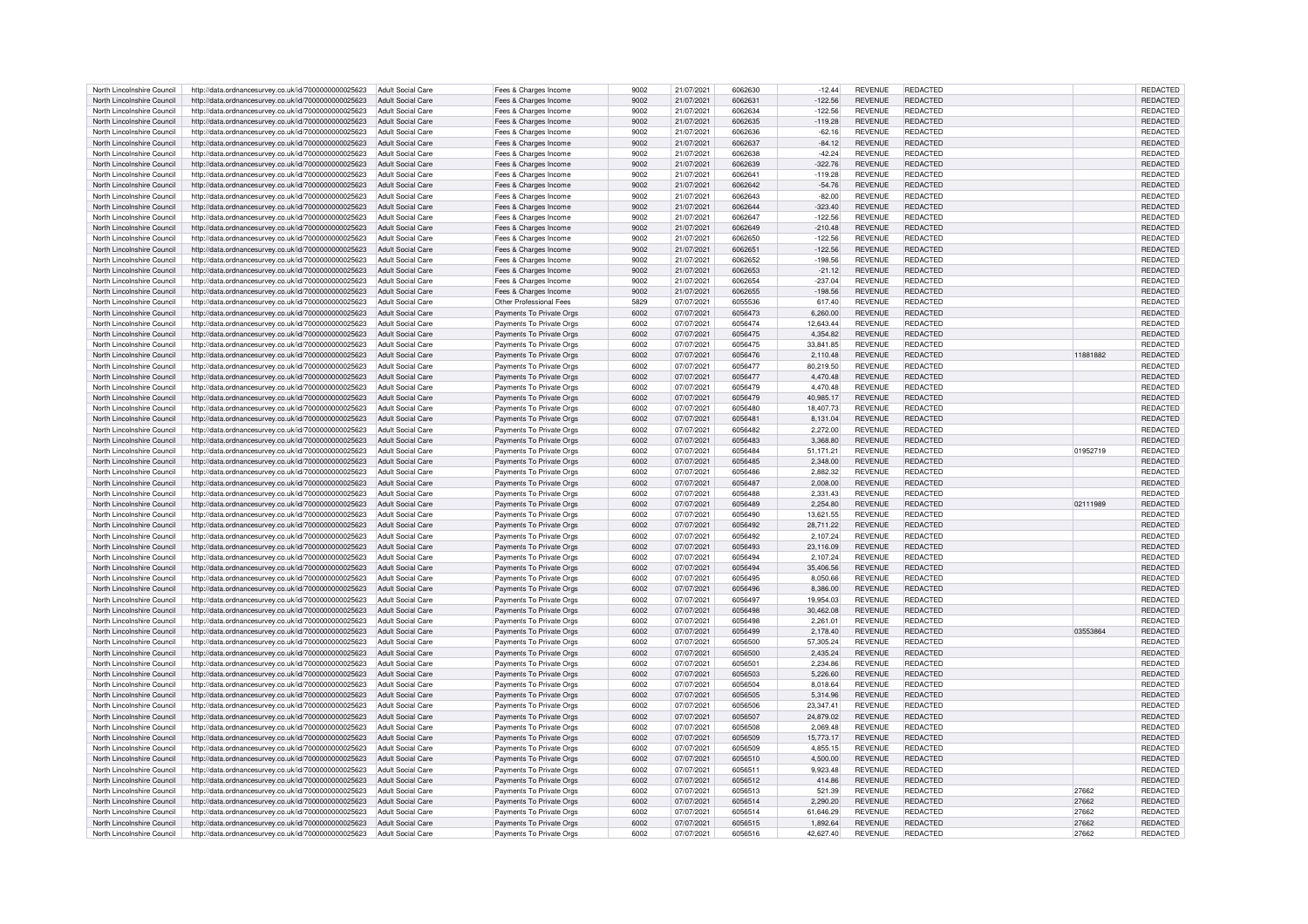| | | | | | | | | | | | | |
|---|---|---|---|---|---|---|---|---|---|---|---|---|
| North Lincolnshire Council | http://data.ordnancesurvey.co.uk/id/7000000000025623 | Adult Social Care | Fees & Charges Income | 9002 | 21/07/2021 | 6062630 | -12.44 | REVENUE | REDACTED | | | REDACTED |
| North Lincolnshire Council | http://data.ordnancesurvey.co.uk/id/7000000000025623 | Adult Social Care | Fees & Charges Income | 9002 | 21/07/2021 | 6062631 | -122.56 | REVENUE | REDACTED | | | REDACTED |
| North Lincolnshire Council | http://data.ordnancesurvey.co.uk/id/7000000000025623 | Adult Social Care | Fees & Charges Income | 9002 | 21/07/2021 | 6062634 | -122.56 | REVENUE | REDACTED | | | REDACTED |
| North Lincolnshire Council | http://data.ordnancesurvey.co.uk/id/7000000000025623 | Adult Social Care | Fees & Charges Income | 9002 | 21/07/2021 | 6062635 | -119.28 | REVENUE | REDACTED | | | REDACTED |
| North Lincolnshire Council | http://data.ordnancesurvey.co.uk/id/7000000000025623 | Adult Social Care | Fees & Charges Income | 9002 | 21/07/2021 | 6062636 | -62.16 | REVENUE | REDACTED | | | REDACTED |
| North Lincolnshire Council | http://data.ordnancesurvey.co.uk/id/7000000000025623 | Adult Social Care | Fees & Charges Income | 9002 | 21/07/2021 | 6062637 | -84.12 | REVENUE | REDACTED | | | REDACTED |
| North Lincolnshire Council | http://data.ordnancesurvey.co.uk/id/7000000000025623 | Adult Social Care | Fees & Charges Income | 9002 | 21/07/2021 | 6062638 | -42.24 | REVENUE | REDACTED | | | REDACTED |
| North Lincolnshire Council | http://data.ordnancesurvey.co.uk/id/7000000000025623 | Adult Social Care | Fees & Charges Income | 9002 | 21/07/2021 | 6062639 | -322.76 | REVENUE | REDACTED | | | REDACTED |
| North Lincolnshire Council | http://data.ordnancesurvey.co.uk/id/7000000000025623 | Adult Social Care | Fees & Charges Income | 9002 | 21/07/2021 | 6062641 | -119.28 | REVENUE | REDACTED | | | REDACTED |
| North Lincolnshire Council | http://data.ordnancesurvey.co.uk/id/7000000000025623 | Adult Social Care | Fees & Charges Income | 9002 | 21/07/2021 | 6062642 | -54.76 | REVENUE | REDACTED | | | REDACTED |
| North Lincolnshire Council | http://data.ordnancesurvey.co.uk/id/7000000000025623 | Adult Social Care | Fees & Charges Income | 9002 | 21/07/2021 | 6062643 | -82.00 | REVENUE | REDACTED | | | REDACTED |
| North Lincolnshire Council | http://data.ordnancesurvey.co.uk/id/7000000000025623 | Adult Social Care | Fees & Charges Income | 9002 | 21/07/2021 | 6062644 | -323.40 | REVENUE | REDACTED | | | REDACTED |
| North Lincolnshire Council | http://data.ordnancesurvey.co.uk/id/7000000000025623 | Adult Social Care | Fees & Charges Income | 9002 | 21/07/2021 | 6062647 | -122.56 | REVENUE | REDACTED | | | REDACTED |
| North Lincolnshire Council | http://data.ordnancesurvey.co.uk/id/7000000000025623 | Adult Social Care | Fees & Charges Income | 9002 | 21/07/2021 | 6062649 | -210.48 | REVENUE | REDACTED | | | REDACTED |
| North Lincolnshire Council | http://data.ordnancesurvey.co.uk/id/7000000000025623 | Adult Social Care | Fees & Charges Income | 9002 | 21/07/2021 | 6062650 | -122.56 | REVENUE | REDACTED | | | REDACTED |
| North Lincolnshire Council | http://data.ordnancesurvey.co.uk/id/7000000000025623 | Adult Social Care | Fees & Charges Income | 9002 | 21/07/2021 | 6062651 | -122.56 | REVENUE | REDACTED | | | REDACTED |
| North Lincolnshire Council | http://data.ordnancesurvey.co.uk/id/7000000000025623 | Adult Social Care | Fees & Charges Income | 9002 | 21/07/2021 | 6062652 | -198.56 | REVENUE | REDACTED | | | REDACTED |
| North Lincolnshire Council | http://data.ordnancesurvey.co.uk/id/7000000000025623 | Adult Social Care | Fees & Charges Income | 9002 | 21/07/2021 | 6062653 | -21.12 | REVENUE | REDACTED | | | REDACTED |
| North Lincolnshire Council | http://data.ordnancesurvey.co.uk/id/7000000000025623 | Adult Social Care | Fees & Charges Income | 9002 | 21/07/2021 | 6062654 | -237.04 | REVENUE | REDACTED | | | REDACTED |
| North Lincolnshire Council | http://data.ordnancesurvey.co.uk/id/7000000000025623 | Adult Social Care | Fees & Charges Income | 9002 | 21/07/2021 | 6062655 | -198.56 | REVENUE | REDACTED | | | REDACTED |
| North Lincolnshire Council | http://data.ordnancesurvey.co.uk/id/7000000000025623 | Adult Social Care | Other Professional Fees | 5829 | 07/07/2021 | 6055536 | 617.40 | REVENUE | REDACTED | | | REDACTED |
| North Lincolnshire Council | http://data.ordnancesurvey.co.uk/id/7000000000025623 | Adult Social Care | Payments To Private Orgs | 6002 | 07/07/2021 | 6056473 | 6,260.00 | REVENUE | REDACTED | | | REDACTED |
| North Lincolnshire Council | http://data.ordnancesurvey.co.uk/id/7000000000025623 | Adult Social Care | Payments To Private Orgs | 6002 | 07/07/2021 | 6056474 | 12,643.44 | REVENUE | REDACTED | | | REDACTED |
| North Lincolnshire Council | http://data.ordnancesurvey.co.uk/id/7000000000025623 | Adult Social Care | Payments To Private Orgs | 6002 | 07/07/2021 | 6056475 | 4,354.82 | REVENUE | REDACTED | | | REDACTED |
| North Lincolnshire Council | http://data.ordnancesurvey.co.uk/id/7000000000025623 | Adult Social Care | Payments To Private Orgs | 6002 | 07/07/2021 | 6056475 | 33,841.85 | REVENUE | REDACTED | | | REDACTED |
| North Lincolnshire Council | http://data.ordnancesurvey.co.uk/id/7000000000025623 | Adult Social Care | Payments To Private Orgs | 6002 | 07/07/2021 | 6056476 | 2,110.48 | REVENUE | REDACTED | | 11881882 | REDACTED |
| North Lincolnshire Council | http://data.ordnancesurvey.co.uk/id/7000000000025623 | Adult Social Care | Payments To Private Orgs | 6002 | 07/07/2021 | 6056477 | 80,219.50 | REVENUE | REDACTED | | | REDACTED |
| North Lincolnshire Council | http://data.ordnancesurvey.co.uk/id/7000000000025623 | Adult Social Care | Payments To Private Orgs | 6002 | 07/07/2021 | 6056477 | 4,470.48 | REVENUE | REDACTED | | | REDACTED |
| North Lincolnshire Council | http://data.ordnancesurvey.co.uk/id/7000000000025623 | Adult Social Care | Payments To Private Orgs | 6002 | 07/07/2021 | 6056479 | 4,470.48 | REVENUE | REDACTED | | | REDACTED |
| North Lincolnshire Council | http://data.ordnancesurvey.co.uk/id/7000000000025623 | Adult Social Care | Payments To Private Orgs | 6002 | 07/07/2021 | 6056479 | 40,985.17 | REVENUE | REDACTED | | | REDACTED |
| North Lincolnshire Council | http://data.ordnancesurvey.co.uk/id/7000000000025623 | Adult Social Care | Payments To Private Orgs | 6002 | 07/07/2021 | 6056480 | 18,407.73 | REVENUE | REDACTED | | | REDACTED |
| North Lincolnshire Council | http://data.ordnancesurvey.co.uk/id/7000000000025623 | Adult Social Care | Payments To Private Orgs | 6002 | 07/07/2021 | 6056481 | 8,131.04 | REVENUE | REDACTED | | | REDACTED |
| North Lincolnshire Council | http://data.ordnancesurvey.co.uk/id/7000000000025623 | Adult Social Care | Payments To Private Orgs | 6002 | 07/07/2021 | 6056482 | 2,272.00 | REVENUE | REDACTED | | | REDACTED |
| North Lincolnshire Council | http://data.ordnancesurvey.co.uk/id/7000000000025623 | Adult Social Care | Payments To Private Orgs | 6002 | 07/07/2021 | 6056483 | 3,368.80 | REVENUE | REDACTED | | | REDACTED |
| North Lincolnshire Council | http://data.ordnancesurvey.co.uk/id/7000000000025623 | Adult Social Care | Payments To Private Orgs | 6002 | 07/07/2021 | 6056484 | 51,171.21 | REVENUE | REDACTED | | 01952719 | REDACTED |
| North Lincolnshire Council | http://data.ordnancesurvey.co.uk/id/7000000000025623 | Adult Social Care | Payments To Private Orgs | 6002 | 07/07/2021 | 6056485 | 2,348.00 | REVENUE | REDACTED | | | REDACTED |
| North Lincolnshire Council | http://data.ordnancesurvey.co.uk/id/7000000000025623 | Adult Social Care | Payments To Private Orgs | 6002 | 07/07/2021 | 6056486 | 2,882.32 | REVENUE | REDACTED | | | REDACTED |
| North Lincolnshire Council | http://data.ordnancesurvey.co.uk/id/7000000000025623 | Adult Social Care | Payments To Private Orgs | 6002 | 07/07/2021 | 6056487 | 2,008.00 | REVENUE | REDACTED | | | REDACTED |
| North Lincolnshire Council | http://data.ordnancesurvey.co.uk/id/7000000000025623 | Adult Social Care | Payments To Private Orgs | 6002 | 07/07/2021 | 6056488 | 2,331.43 | REVENUE | REDACTED | | | REDACTED |
| North Lincolnshire Council | http://data.ordnancesurvey.co.uk/id/7000000000025623 | Adult Social Care | Payments To Private Orgs | 6002 | 07/07/2021 | 6056489 | 2,254.80 | REVENUE | REDACTED | | 02111989 | REDACTED |
| North Lincolnshire Council | http://data.ordnancesurvey.co.uk/id/7000000000025623 | Adult Social Care | Payments To Private Orgs | 6002 | 07/07/2021 | 6056490 | 13,621.55 | REVENUE | REDACTED | | | REDACTED |
| North Lincolnshire Council | http://data.ordnancesurvey.co.uk/id/7000000000025623 | Adult Social Care | Payments To Private Orgs | 6002 | 07/07/2021 | 6056492 | 28,711.22 | REVENUE | REDACTED | | | REDACTED |
| North Lincolnshire Council | http://data.ordnancesurvey.co.uk/id/7000000000025623 | Adult Social Care | Payments To Private Orgs | 6002 | 07/07/2021 | 6056492 | 2,107.24 | REVENUE | REDACTED | | | REDACTED |
| North Lincolnshire Council | http://data.ordnancesurvey.co.uk/id/7000000000025623 | Adult Social Care | Payments To Private Orgs | 6002 | 07/07/2021 | 6056493 | 23,116.09 | REVENUE | REDACTED | | | REDACTED |
| North Lincolnshire Council | http://data.ordnancesurvey.co.uk/id/7000000000025623 | Adult Social Care | Payments To Private Orgs | 6002 | 07/07/2021 | 6056494 | 2,107.24 | REVENUE | REDACTED | | | REDACTED |
| North Lincolnshire Council | http://data.ordnancesurvey.co.uk/id/7000000000025623 | Adult Social Care | Payments To Private Orgs | 6002 | 07/07/2021 | 6056494 | 35,406.56 | REVENUE | REDACTED | | | REDACTED |
| North Lincolnshire Council | http://data.ordnancesurvey.co.uk/id/7000000000025623 | Adult Social Care | Payments To Private Orgs | 6002 | 07/07/2021 | 6056495 | 8,050.66 | REVENUE | REDACTED | | | REDACTED |
| North Lincolnshire Council | http://data.ordnancesurvey.co.uk/id/7000000000025623 | Adult Social Care | Payments To Private Orgs | 6002 | 07/07/2021 | 6056496 | 8,386.00 | REVENUE | REDACTED | | | REDACTED |
| North Lincolnshire Council | http://data.ordnancesurvey.co.uk/id/7000000000025623 | Adult Social Care | Payments To Private Orgs | 6002 | 07/07/2021 | 6056497 | 19,954.03 | REVENUE | REDACTED | | | REDACTED |
| North Lincolnshire Council | http://data.ordnancesurvey.co.uk/id/7000000000025623 | Adult Social Care | Payments To Private Orgs | 6002 | 07/07/2021 | 6056498 | 30,462.08 | REVENUE | REDACTED | | | REDACTED |
| North Lincolnshire Council | http://data.ordnancesurvey.co.uk/id/7000000000025623 | Adult Social Care | Payments To Private Orgs | 6002 | 07/07/2021 | 6056498 | 2,261.01 | REVENUE | REDACTED | | | REDACTED |
| North Lincolnshire Council | http://data.ordnancesurvey.co.uk/id/7000000000025623 | Adult Social Care | Payments To Private Orgs | 6002 | 07/07/2021 | 6056499 | 2,178.40 | REVENUE | REDACTED | | 03553864 | REDACTED |
| North Lincolnshire Council | http://data.ordnancesurvey.co.uk/id/7000000000025623 | Adult Social Care | Payments To Private Orgs | 6002 | 07/07/2021 | 6056500 | 57,305.24 | REVENUE | REDACTED | | | REDACTED |
| North Lincolnshire Council | http://data.ordnancesurvey.co.uk/id/7000000000025623 | Adult Social Care | Payments To Private Orgs | 6002 | 07/07/2021 | 6056500 | 2,435.24 | REVENUE | REDACTED | | | REDACTED |
| North Lincolnshire Council | http://data.ordnancesurvey.co.uk/id/7000000000025623 | Adult Social Care | Payments To Private Orgs | 6002 | 07/07/2021 | 6056501 | 2,234.86 | REVENUE | REDACTED | | | REDACTED |
| North Lincolnshire Council | http://data.ordnancesurvey.co.uk/id/7000000000025623 | Adult Social Care | Payments To Private Orgs | 6002 | 07/07/2021 | 6056503 | 5,226.60 | REVENUE | REDACTED | | | REDACTED |
| North Lincolnshire Council | http://data.ordnancesurvey.co.uk/id/7000000000025623 | Adult Social Care | Payments To Private Orgs | 6002 | 07/07/2021 | 6056504 | 8,018.64 | REVENUE | REDACTED | | | REDACTED |
| North Lincolnshire Council | http://data.ordnancesurvey.co.uk/id/7000000000025623 | Adult Social Care | Payments To Private Orgs | 6002 | 07/07/2021 | 6056505 | 5,314.96 | REVENUE | REDACTED | | | REDACTED |
| North Lincolnshire Council | http://data.ordnancesurvey.co.uk/id/7000000000025623 | Adult Social Care | Payments To Private Orgs | 6002 | 07/07/2021 | 6056506 | 23,347.41 | REVENUE | REDACTED | | | REDACTED |
| North Lincolnshire Council | http://data.ordnancesurvey.co.uk/id/7000000000025623 | Adult Social Care | Payments To Private Orgs | 6002 | 07/07/2021 | 6056507 | 24,879.02 | REVENUE | REDACTED | | | REDACTED |
| North Lincolnshire Council | http://data.ordnancesurvey.co.uk/id/7000000000025623 | Adult Social Care | Payments To Private Orgs | 6002 | 07/07/2021 | 6056508 | 2,069.48 | REVENUE | REDACTED | | | REDACTED |
| North Lincolnshire Council | http://data.ordnancesurvey.co.uk/id/7000000000025623 | Adult Social Care | Payments To Private Orgs | 6002 | 07/07/2021 | 6056509 | 15,773.17 | REVENUE | REDACTED | | | REDACTED |
| North Lincolnshire Council | http://data.ordnancesurvey.co.uk/id/7000000000025623 | Adult Social Care | Payments To Private Orgs | 6002 | 07/07/2021 | 6056509 | 4,855.15 | REVENUE | REDACTED | | | REDACTED |
| North Lincolnshire Council | http://data.ordnancesurvey.co.uk/id/7000000000025623 | Adult Social Care | Payments To Private Orgs | 6002 | 07/07/2021 | 6056510 | 4,500.00 | REVENUE | REDACTED | | | REDACTED |
| North Lincolnshire Council | http://data.ordnancesurvey.co.uk/id/7000000000025623 | Adult Social Care | Payments To Private Orgs | 6002 | 07/07/2021 | 6056511 | 9,923.48 | REVENUE | REDACTED | | | REDACTED |
| North Lincolnshire Council | http://data.ordnancesurvey.co.uk/id/7000000000025623 | Adult Social Care | Payments To Private Orgs | 6002 | 07/07/2021 | 6056512 | 414.86 | REVENUE | REDACTED | | | REDACTED |
| North Lincolnshire Council | http://data.ordnancesurvey.co.uk/id/7000000000025623 | Adult Social Care | Payments To Private Orgs | 6002 | 07/07/2021 | 6056513 | 521.39 | REVENUE | REDACTED | | 27662 | REDACTED |
| North Lincolnshire Council | http://data.ordnancesurvey.co.uk/id/7000000000025623 | Adult Social Care | Payments To Private Orgs | 6002 | 07/07/2021 | 6056514 | 2,290.20 | REVENUE | REDACTED | | 27662 | REDACTED |
| North Lincolnshire Council | http://data.ordnancesurvey.co.uk/id/7000000000025623 | Adult Social Care | Payments To Private Orgs | 6002 | 07/07/2021 | 6056514 | 61,646.29 | REVENUE | REDACTED | | 27662 | REDACTED |
| North Lincolnshire Council | http://data.ordnancesurvey.co.uk/id/7000000000025623 | Adult Social Care | Payments To Private Orgs | 6002 | 07/07/2021 | 6056515 | 1,892.64 | REVENUE | REDACTED | | 27662 | REDACTED |
| North Lincolnshire Council | http://data.ordnancesurvey.co.uk/id/7000000000025623 | Adult Social Care | Payments To Private Orgs | 6002 | 07/07/2021 | 6056516 | 42,627.40 | REVENUE | REDACTED | | 27662 | REDACTED |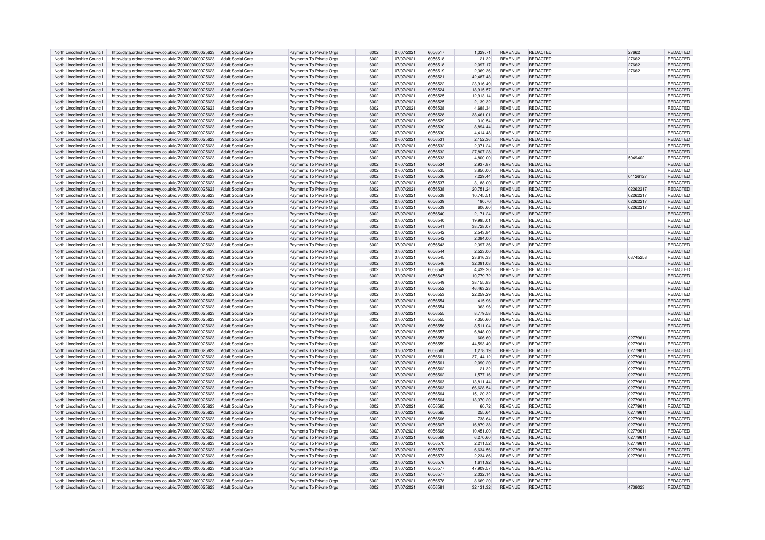| | | | | | | | | | | | |
|---|---|---|---|---|---|---|---|---|---|---|---|
| North Lincolnshire Council | http://data.ordnancesurvey.co.uk/id/7000000000025623 | Adult Social Care | Payments To Private Orgs | 6002 | 07/07/2021 | 6056517 | 1,329.71 | REVENUE | REDACTED | 27662 | REDACTED |
| North Lincolnshire Council | http://data.ordnancesurvey.co.uk/id/7000000000025623 | Adult Social Care | Payments To Private Orgs | 6002 | 07/07/2021 | 6056518 | 121.32 | REVENUE | REDACTED | 27662 | REDACTED |
| North Lincolnshire Council | http://data.ordnancesurvey.co.uk/id/7000000000025623 | Adult Social Care | Payments To Private Orgs | 6002 | 07/07/2021 | 6056518 | 2,097.17 | REVENUE | REDACTED | 27662 | REDACTED |
| North Lincolnshire Council | http://data.ordnancesurvey.co.uk/id/7000000000025623 | Adult Social Care | Payments To Private Orgs | 6002 | 07/07/2021 | 6056519 | 2,369.36 | REVENUE | REDACTED | 27662 | REDACTED |
| North Lincolnshire Council | http://data.ordnancesurvey.co.uk/id/7000000000025623 | Adult Social Care | Payments To Private Orgs | 6002 | 07/07/2021 | 6056521 | 42,487.48 | REVENUE | REDACTED | | REDACTED |
| North Lincolnshire Council | http://data.ordnancesurvey.co.uk/id/7000000000025623 | Adult Social Care | Payments To Private Orgs | 6002 | 07/07/2021 | 6056522 | 23,916.49 | REVENUE | REDACTED | | REDACTED |
| North Lincolnshire Council | http://data.ordnancesurvey.co.uk/id/7000000000025623 | Adult Social Care | Payments To Private Orgs | 6002 | 07/07/2021 | 6056524 | 18,915.57 | REVENUE | REDACTED | | REDACTED |
| North Lincolnshire Council | http://data.ordnancesurvey.co.uk/id/7000000000025623 | Adult Social Care | Payments To Private Orgs | 6002 | 07/07/2021 | 6056525 | 12,913.14 | REVENUE | REDACTED | | REDACTED |
| North Lincolnshire Council | http://data.ordnancesurvey.co.uk/id/7000000000025623 | Adult Social Care | Payments To Private Orgs | 6002 | 07/07/2021 | 6056525 | 2,139.32 | REVENUE | REDACTED | | REDACTED |
| North Lincolnshire Council | http://data.ordnancesurvey.co.uk/id/7000000000025623 | Adult Social Care | Payments To Private Orgs | 6002 | 07/07/2021 | 6056528 | 4,688.34 | REVENUE | REDACTED | | REDACTED |
| North Lincolnshire Council | http://data.ordnancesurvey.co.uk/id/7000000000025623 | Adult Social Care | Payments To Private Orgs | 6002 | 07/07/2021 | 6056528 | 38,461.01 | REVENUE | REDACTED | | REDACTED |
| North Lincolnshire Council | http://data.ordnancesurvey.co.uk/id/7000000000025623 | Adult Social Care | Payments To Private Orgs | 6002 | 07/07/2021 | 6056529 | 310.54 | REVENUE | REDACTED | | REDACTED |
| North Lincolnshire Council | http://data.ordnancesurvey.co.uk/id/7000000000025623 | Adult Social Care | Payments To Private Orgs | 6002 | 07/07/2021 | 6056530 | 8,894.44 | REVENUE | REDACTED | | REDACTED |
| North Lincolnshire Council | http://data.ordnancesurvey.co.uk/id/7000000000025623 | Adult Social Care | Payments To Private Orgs | 6002 | 07/07/2021 | 6056530 | 4,414.48 | REVENUE | REDACTED | | REDACTED |
| North Lincolnshire Council | http://data.ordnancesurvey.co.uk/id/7000000000025623 | Adult Social Care | Payments To Private Orgs | 6002 | 07/07/2021 | 6056531 | 2,152.36 | REVENUE | REDACTED | | REDACTED |
| North Lincolnshire Council | http://data.ordnancesurvey.co.uk/id/7000000000025623 | Adult Social Care | Payments To Private Orgs | 6002 | 07/07/2021 | 6056532 | 2,371.24 | REVENUE | REDACTED | | REDACTED |
| North Lincolnshire Council | http://data.ordnancesurvey.co.uk/id/7000000000025623 | Adult Social Care | Payments To Private Orgs | 6002 | 07/07/2021 | 6056532 | 27,807.28 | REVENUE | REDACTED | | REDACTED |
| North Lincolnshire Council | http://data.ordnancesurvey.co.uk/id/7000000000025623 | Adult Social Care | Payments To Private Orgs | 6002 | 07/07/2021 | 6056533 | 4,800.00 | REVENUE | REDACTED | 5049402 | REDACTED |
| North Lincolnshire Council | http://data.ordnancesurvey.co.uk/id/7000000000025623 | Adult Social Care | Payments To Private Orgs | 6002 | 07/07/2021 | 6056534 | 2,937.87 | REVENUE | REDACTED | | REDACTED |
| North Lincolnshire Council | http://data.ordnancesurvey.co.uk/id/7000000000025623 | Adult Social Care | Payments To Private Orgs | 6002 | 07/07/2021 | 6056535 | 3,850.00 | REVENUE | REDACTED | | REDACTED |
| North Lincolnshire Council | http://data.ordnancesurvey.co.uk/id/7000000000025623 | Adult Social Care | Payments To Private Orgs | 6002 | 07/07/2021 | 6056536 | 7,229.44 | REVENUE | REDACTED | 04126127 | REDACTED |
| North Lincolnshire Council | http://data.ordnancesurvey.co.uk/id/7000000000025623 | Adult Social Care | Payments To Private Orgs | 6002 | 07/07/2021 | 6056537 | 3,188.00 | REVENUE | REDACTED | | REDACTED |
| North Lincolnshire Council | http://data.ordnancesurvey.co.uk/id/7000000000025623 | Adult Social Care | Payments To Private Orgs | 6002 | 07/07/2021 | 6056538 | 20,751.24 | REVENUE | REDACTED | 02262217 | REDACTED |
| North Lincolnshire Council | http://data.ordnancesurvey.co.uk/id/7000000000025623 | Adult Social Care | Payments To Private Orgs | 6002 | 07/07/2021 | 6056538 | 10,745.51 | REVENUE | REDACTED | 02262217 | REDACTED |
| North Lincolnshire Council | http://data.ordnancesurvey.co.uk/id/7000000000025623 | Adult Social Care | Payments To Private Orgs | 6002 | 07/07/2021 | 6056539 | 190.70 | REVENUE | REDACTED | 02262217 | REDACTED |
| North Lincolnshire Council | http://data.ordnancesurvey.co.uk/id/7000000000025623 | Adult Social Care | Payments To Private Orgs | 6002 | 07/07/2021 | 6056539 | 606.60 | REVENUE | REDACTED | 02262217 | REDACTED |
| North Lincolnshire Council | http://data.ordnancesurvey.co.uk/id/7000000000025623 | Adult Social Care | Payments To Private Orgs | 6002 | 07/07/2021 | 6056540 | 2,171.24 | REVENUE | REDACTED | | REDACTED |
| North Lincolnshire Council | http://data.ordnancesurvey.co.uk/id/7000000000025623 | Adult Social Care | Payments To Private Orgs | 6002 | 07/07/2021 | 6056540 | 19,995.01 | REVENUE | REDACTED | | REDACTED |
| North Lincolnshire Council | http://data.ordnancesurvey.co.uk/id/7000000000025623 | Adult Social Care | Payments To Private Orgs | 6002 | 07/07/2021 | 6056541 | 38,728.07 | REVENUE | REDACTED | | REDACTED |
| North Lincolnshire Council | http://data.ordnancesurvey.co.uk/id/7000000000025623 | Adult Social Care | Payments To Private Orgs | 6002 | 07/07/2021 | 6056542 | 2,543.84 | REVENUE | REDACTED | | REDACTED |
| North Lincolnshire Council | http://data.ordnancesurvey.co.uk/id/7000000000025623 | Adult Social Care | Payments To Private Orgs | 6002 | 07/07/2021 | 6056542 | 2,084.00 | REVENUE | REDACTED | | REDACTED |
| North Lincolnshire Council | http://data.ordnancesurvey.co.uk/id/7000000000025623 | Adult Social Care | Payments To Private Orgs | 6002 | 07/07/2021 | 6056543 | 2,397.36 | REVENUE | REDACTED | | REDACTED |
| North Lincolnshire Council | http://data.ordnancesurvey.co.uk/id/7000000000025623 | Adult Social Care | Payments To Private Orgs | 6002 | 07/07/2021 | 6056544 | 2,523.00 | REVENUE | REDACTED | | REDACTED |
| North Lincolnshire Council | http://data.ordnancesurvey.co.uk/id/7000000000025623 | Adult Social Care | Payments To Private Orgs | 6002 | 07/07/2021 | 6056545 | 23,616.33 | REVENUE | REDACTED | 03745258 | REDACTED |
| North Lincolnshire Council | http://data.ordnancesurvey.co.uk/id/7000000000025623 | Adult Social Care | Payments To Private Orgs | 6002 | 07/07/2021 | 6056546 | 32,091.08 | REVENUE | REDACTED | | REDACTED |
| North Lincolnshire Council | http://data.ordnancesurvey.co.uk/id/7000000000025623 | Adult Social Care | Payments To Private Orgs | 6002 | 07/07/2021 | 6056546 | 4,439.20 | REVENUE | REDACTED | | REDACTED |
| North Lincolnshire Council | http://data.ordnancesurvey.co.uk/id/7000000000025623 | Adult Social Care | Payments To Private Orgs | 6002 | 07/07/2021 | 6056547 | 10,779.72 | REVENUE | REDACTED | | REDACTED |
| North Lincolnshire Council | http://data.ordnancesurvey.co.uk/id/7000000000025623 | Adult Social Care | Payments To Private Orgs | 6002 | 07/07/2021 | 6056549 | 38,155.83 | REVENUE | REDACTED | | REDACTED |
| North Lincolnshire Council | http://data.ordnancesurvey.co.uk/id/7000000000025623 | Adult Social Care | Payments To Private Orgs | 6002 | 07/07/2021 | 6056552 | 46,463.23 | REVENUE | REDACTED | | REDACTED |
| North Lincolnshire Council | http://data.ordnancesurvey.co.uk/id/7000000000025623 | Adult Social Care | Payments To Private Orgs | 6002 | 07/07/2021 | 6056553 | 22,259.29 | REVENUE | REDACTED | | REDACTED |
| North Lincolnshire Council | http://data.ordnancesurvey.co.uk/id/7000000000025623 | Adult Social Care | Payments To Private Orgs | 6002 | 07/07/2021 | 6056554 | 415.96 | REVENUE | REDACTED | | REDACTED |
| North Lincolnshire Council | http://data.ordnancesurvey.co.uk/id/7000000000025623 | Adult Social Care | Payments To Private Orgs | 6002 | 07/07/2021 | 6056554 | 363.96 | REVENUE | REDACTED | | REDACTED |
| North Lincolnshire Council | http://data.ordnancesurvey.co.uk/id/7000000000025623 | Adult Social Care | Payments To Private Orgs | 6002 | 07/07/2021 | 6056555 | 8,779.58 | REVENUE | REDACTED | | REDACTED |
| North Lincolnshire Council | http://data.ordnancesurvey.co.uk/id/7000000000025623 | Adult Social Care | Payments To Private Orgs | 6002 | 07/07/2021 | 6056555 | 7,350.60 | REVENUE | REDACTED | | REDACTED |
| North Lincolnshire Council | http://data.ordnancesurvey.co.uk/id/7000000000025623 | Adult Social Care | Payments To Private Orgs | 6002 | 07/07/2021 | 6056556 | 8,511.04 | REVENUE | REDACTED | | REDACTED |
| North Lincolnshire Council | http://data.ordnancesurvey.co.uk/id/7000000000025623 | Adult Social Care | Payments To Private Orgs | 6002 | 07/07/2021 | 6056557 | 6,848.00 | REVENUE | REDACTED | | REDACTED |
| North Lincolnshire Council | http://data.ordnancesurvey.co.uk/id/7000000000025623 | Adult Social Care | Payments To Private Orgs | 6002 | 07/07/2021 | 6056558 | 606.60 | REVENUE | REDACTED | 02779611 | REDACTED |
| North Lincolnshire Council | http://data.ordnancesurvey.co.uk/id/7000000000025623 | Adult Social Care | Payments To Private Orgs | 6002 | 07/07/2021 | 6056559 | 44,593.40 | REVENUE | REDACTED | 02779611 | REDACTED |
| North Lincolnshire Council | http://data.ordnancesurvey.co.uk/id/7000000000025623 | Adult Social Care | Payments To Private Orgs | 6002 | 07/07/2021 | 6056560 | 1,278.19 | REVENUE | REDACTED | 02779611 | REDACTED |
| North Lincolnshire Council | http://data.ordnancesurvey.co.uk/id/7000000000025623 | Adult Social Care | Payments To Private Orgs | 6002 | 07/07/2021 | 6056561 | 37,144.12 | REVENUE | REDACTED | 02779611 | REDACTED |
| North Lincolnshire Council | http://data.ordnancesurvey.co.uk/id/7000000000025623 | Adult Social Care | Payments To Private Orgs | 6002 | 07/07/2021 | 6056561 | 2,090.20 | REVENUE | REDACTED | 02779611 | REDACTED |
| North Lincolnshire Council | http://data.ordnancesurvey.co.uk/id/7000000000025623 | Adult Social Care | Payments To Private Orgs | 6002 | 07/07/2021 | 6056562 | 121.32 | REVENUE | REDACTED | 02779611 | REDACTED |
| North Lincolnshire Council | http://data.ordnancesurvey.co.uk/id/7000000000025623 | Adult Social Care | Payments To Private Orgs | 6002 | 07/07/2021 | 6056562 | 1,577.16 | REVENUE | REDACTED | 02779611 | REDACTED |
| North Lincolnshire Council | http://data.ordnancesurvey.co.uk/id/7000000000025623 | Adult Social Care | Payments To Private Orgs | 6002 | 07/07/2021 | 6056563 | 13,811.44 | REVENUE | REDACTED | 02779611 | REDACTED |
| North Lincolnshire Council | http://data.ordnancesurvey.co.uk/id/7000000000025623 | Adult Social Care | Payments To Private Orgs | 6002 | 07/07/2021 | 6056563 | 66,628.54 | REVENUE | REDACTED | 02779611 | REDACTED |
| North Lincolnshire Council | http://data.ordnancesurvey.co.uk/id/7000000000025623 | Adult Social Care | Payments To Private Orgs | 6002 | 07/07/2021 | 6056564 | 15,120.32 | REVENUE | REDACTED | 02779611 | REDACTED |
| North Lincolnshire Council | http://data.ordnancesurvey.co.uk/id/7000000000025623 | Adult Social Care | Payments To Private Orgs | 6002 | 07/07/2021 | 6056564 | 13,370.20 | REVENUE | REDACTED | 02779611 | REDACTED |
| North Lincolnshire Council | http://data.ordnancesurvey.co.uk/id/7000000000025623 | Adult Social Care | Payments To Private Orgs | 6002 | 07/07/2021 | 6056565 | 60.72 | REVENUE | REDACTED | 02779611 | REDACTED |
| North Lincolnshire Council | http://data.ordnancesurvey.co.uk/id/7000000000025623 | Adult Social Care | Payments To Private Orgs | 6002 | 07/07/2021 | 6056565 | 255.64 | REVENUE | REDACTED | 02779611 | REDACTED |
| North Lincolnshire Council | http://data.ordnancesurvey.co.uk/id/7000000000025623 | Adult Social Care | Payments To Private Orgs | 6002 | 07/07/2021 | 6056566 | 738.64 | REVENUE | REDACTED | 02779611 | REDACTED |
| North Lincolnshire Council | http://data.ordnancesurvey.co.uk/id/7000000000025623 | Adult Social Care | Payments To Private Orgs | 6002 | 07/07/2021 | 6056567 | 16,879.38 | REVENUE | REDACTED | 02779611 | REDACTED |
| North Lincolnshire Council | http://data.ordnancesurvey.co.uk/id/7000000000025623 | Adult Social Care | Payments To Private Orgs | 6002 | 07/07/2021 | 6056568 | 10,451.00 | REVENUE | REDACTED | 02779611 | REDACTED |
| North Lincolnshire Council | http://data.ordnancesurvey.co.uk/id/7000000000025623 | Adult Social Care | Payments To Private Orgs | 6002 | 07/07/2021 | 6056569 | 6,270.60 | REVENUE | REDACTED | 02779611 | REDACTED |
| North Lincolnshire Council | http://data.ordnancesurvey.co.uk/id/7000000000025623 | Adult Social Care | Payments To Private Orgs | 6002 | 07/07/2021 | 6056570 | 2,211.52 | REVENUE | REDACTED | 02779611 | REDACTED |
| North Lincolnshire Council | http://data.ordnancesurvey.co.uk/id/7000000000025623 | Adult Social Care | Payments To Private Orgs | 6002 | 07/07/2021 | 6056570 | 6,634.56 | REVENUE | REDACTED | 02779611 | REDACTED |
| North Lincolnshire Council | http://data.ordnancesurvey.co.uk/id/7000000000025623 | Adult Social Care | Payments To Private Orgs | 6002 | 07/07/2021 | 6056573 | 2,234.86 | REVENUE | REDACTED | 02779611 | REDACTED |
| North Lincolnshire Council | http://data.ordnancesurvey.co.uk/id/7000000000025623 | Adult Social Care | Payments To Private Orgs | 6002 | 07/07/2021 | 6056576 | 1,611.92 | REVENUE | REDACTED | | REDACTED |
| North Lincolnshire Council | http://data.ordnancesurvey.co.uk/id/7000000000025623 | Adult Social Care | Payments To Private Orgs | 6002 | 07/07/2021 | 6056577 | 47,909.57 | REVENUE | REDACTED | | REDACTED |
| North Lincolnshire Council | http://data.ordnancesurvey.co.uk/id/7000000000025623 | Adult Social Care | Payments To Private Orgs | 6002 | 07/07/2021 | 6056577 | 2,032.14 | REVENUE | REDACTED | | REDACTED |
| North Lincolnshire Council | http://data.ordnancesurvey.co.uk/id/7000000000025623 | Adult Social Care | Payments To Private Orgs | 6002 | 07/07/2021 | 6056578 | 8,669.20 | REVENUE | REDACTED | | REDACTED |
| North Lincolnshire Council | http://data.ordnancesurvey.co.uk/id/7000000000025623 | Adult Social Care | Payments To Private Orgs | 6002 | 07/07/2021 | 6056581 | 32,131.32 | REVENUE | REDACTED | 4738023 | REDACTED |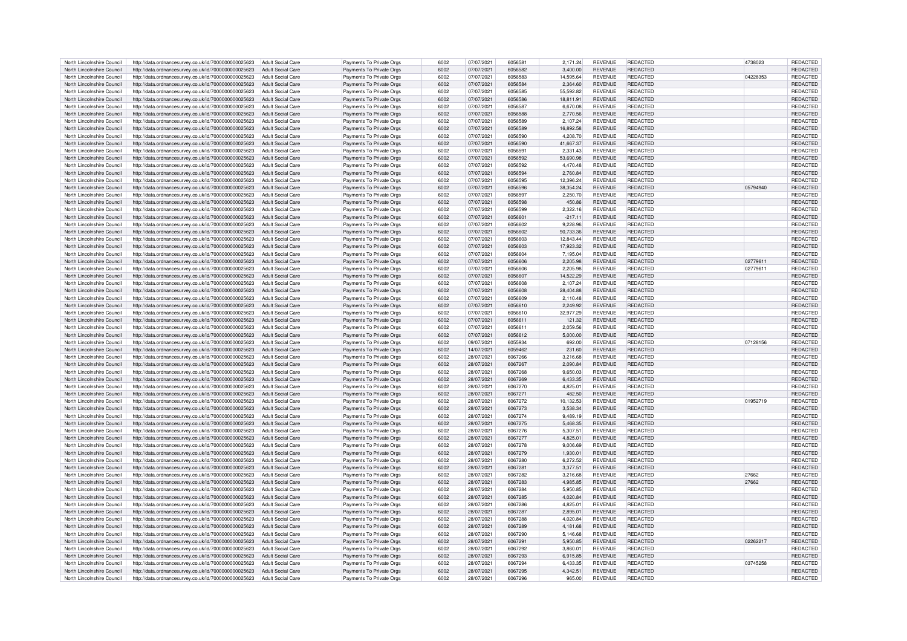| North Lincolnshire Council | http://data.ordnancesurvey.co.uk/id/7000000000025623 | Adult Social Care | Payments To Private Orgs | 6002 | 07/07/2021 | 6056581 | 2,171.24 | REVENUE | REDACTED | 4738023 | REDACTED |
|---|---|---|---|---|---|---|---|---|---|---|---|
| North Lincolnshire Council | http://data.ordnancesurvey.co.uk/id/7000000000025623 | Adult Social Care | Payments To Private Orgs | 6002 | 07/07/2021 | 6056582 | 3,400.00 | REVENUE | REDACTED | | REDACTED |
| North Lincolnshire Council | http://data.ordnancesurvey.co.uk/id/7000000000025623 | Adult Social Care | Payments To Private Orgs | 6002 | 07/07/2021 | 6056583 | 14,595.64 | REVENUE | REDACTED | 04228353 | REDACTED |
| North Lincolnshire Council | http://data.ordnancesurvey.co.uk/id/7000000000025623 | Adult Social Care | Payments To Private Orgs | 6002 | 07/07/2021 | 6056584 | 2,364.60 | REVENUE | REDACTED | | REDACTED |
| North Lincolnshire Council | http://data.ordnancesurvey.co.uk/id/7000000000025623 | Adult Social Care | Payments To Private Orgs | 6002 | 07/07/2021 | 6056585 | 55,592.82 | REVENUE | REDACTED | | REDACTED |
| North Lincolnshire Council | http://data.ordnancesurvey.co.uk/id/7000000000025623 | Adult Social Care | Payments To Private Orgs | 6002 | 07/07/2021 | 6056586 | 18,811.91 | REVENUE | REDACTED | | REDACTED |
| North Lincolnshire Council | http://data.ordnancesurvey.co.uk/id/7000000000025623 | Adult Social Care | Payments To Private Orgs | 6002 | 07/07/2021 | 6056587 | 6,670.08 | REVENUE | REDACTED | | REDACTED |
| North Lincolnshire Council | http://data.ordnancesurvey.co.uk/id/7000000000025623 | Adult Social Care | Payments To Private Orgs | 6002 | 07/07/2021 | 6056588 | 2,770.56 | REVENUE | REDACTED | | REDACTED |
| North Lincolnshire Council | http://data.ordnancesurvey.co.uk/id/7000000000025623 | Adult Social Care | Payments To Private Orgs | 6002 | 07/07/2021 | 6056589 | 2,107.24 | REVENUE | REDACTED | | REDACTED |
| North Lincolnshire Council | http://data.ordnancesurvey.co.uk/id/7000000000025623 | Adult Social Care | Payments To Private Orgs | 6002 | 07/07/2021 | 6056589 | 16,892.58 | REVENUE | REDACTED | | REDACTED |
| North Lincolnshire Council | http://data.ordnancesurvey.co.uk/id/7000000000025623 | Adult Social Care | Payments To Private Orgs | 6002 | 07/07/2021 | 6056590 | 4,208.70 | REVENUE | REDACTED | | REDACTED |
| North Lincolnshire Council | http://data.ordnancesurvey.co.uk/id/7000000000025623 | Adult Social Care | Payments To Private Orgs | 6002 | 07/07/2021 | 6056590 | 41,667.37 | REVENUE | REDACTED | | REDACTED |
| North Lincolnshire Council | http://data.ordnancesurvey.co.uk/id/7000000000025623 | Adult Social Care | Payments To Private Orgs | 6002 | 07/07/2021 | 6056591 | 2,331.43 | REVENUE | REDACTED | | REDACTED |
| North Lincolnshire Council | http://data.ordnancesurvey.co.uk/id/7000000000025623 | Adult Social Care | Payments To Private Orgs | 6002 | 07/07/2021 | 6056592 | 53,690.98 | REVENUE | REDACTED | | REDACTED |
| North Lincolnshire Council | http://data.ordnancesurvey.co.uk/id/7000000000025623 | Adult Social Care | Payments To Private Orgs | 6002 | 07/07/2021 | 6056592 | 4,470.48 | REVENUE | REDACTED | | REDACTED |
| North Lincolnshire Council | http://data.ordnancesurvey.co.uk/id/7000000000025623 | Adult Social Care | Payments To Private Orgs | 6002 | 07/07/2021 | 6056594 | 2,760.84 | REVENUE | REDACTED | | REDACTED |
| North Lincolnshire Council | http://data.ordnancesurvey.co.uk/id/7000000000025623 | Adult Social Care | Payments To Private Orgs | 6002 | 07/07/2021 | 6056595 | 12,396.24 | REVENUE | REDACTED | | REDACTED |
| North Lincolnshire Council | http://data.ordnancesurvey.co.uk/id/7000000000025623 | Adult Social Care | Payments To Private Orgs | 6002 | 07/07/2021 | 6056596 | 38,354.24 | REVENUE | REDACTED | 05794940 | REDACTED |
| North Lincolnshire Council | http://data.ordnancesurvey.co.uk/id/7000000000025623 | Adult Social Care | Payments To Private Orgs | 6002 | 07/07/2021 | 6056597 | 2,250.70 | REVENUE | REDACTED | | REDACTED |
| North Lincolnshire Council | http://data.ordnancesurvey.co.uk/id/7000000000025623 | Adult Social Care | Payments To Private Orgs | 6002 | 07/07/2021 | 6056598 | 450.86 | REVENUE | REDACTED | | REDACTED |
| North Lincolnshire Council | http://data.ordnancesurvey.co.uk/id/7000000000025623 | Adult Social Care | Payments To Private Orgs | 6002 | 07/07/2021 | 6056599 | 2,322.16 | REVENUE | REDACTED | | REDACTED |
| North Lincolnshire Council | http://data.ordnancesurvey.co.uk/id/7000000000025623 | Adult Social Care | Payments To Private Orgs | 6002 | 07/07/2021 | 6056601 | -217.11 | REVENUE | REDACTED | | REDACTED |
| North Lincolnshire Council | http://data.ordnancesurvey.co.uk/id/7000000000025623 | Adult Social Care | Payments To Private Orgs | 6002 | 07/07/2021 | 6056602 | 9,228.96 | REVENUE | REDACTED | | REDACTED |
| North Lincolnshire Council | http://data.ordnancesurvey.co.uk/id/7000000000025623 | Adult Social Care | Payments To Private Orgs | 6002 | 07/07/2021 | 6056602 | 90,733.36 | REVENUE | REDACTED | | REDACTED |
| North Lincolnshire Council | http://data.ordnancesurvey.co.uk/id/7000000000025623 | Adult Social Care | Payments To Private Orgs | 6002 | 07/07/2021 | 6056603 | 12,843.44 | REVENUE | REDACTED | | REDACTED |
| North Lincolnshire Council | http://data.ordnancesurvey.co.uk/id/7000000000025623 | Adult Social Care | Payments To Private Orgs | 6002 | 07/07/2021 | 6056603 | 17,923.32 | REVENUE | REDACTED | | REDACTED |
| North Lincolnshire Council | http://data.ordnancesurvey.co.uk/id/7000000000025623 | Adult Social Care | Payments To Private Orgs | 6002 | 07/07/2021 | 6056604 | 7,195.04 | REVENUE | REDACTED | | REDACTED |
| North Lincolnshire Council | http://data.ordnancesurvey.co.uk/id/7000000000025623 | Adult Social Care | Payments To Private Orgs | 6002 | 07/07/2021 | 6056606 | 2,205.98 | REVENUE | REDACTED | 02779611 | REDACTED |
| North Lincolnshire Council | http://data.ordnancesurvey.co.uk/id/7000000000025623 | Adult Social Care | Payments To Private Orgs | 6002 | 07/07/2021 | 6056606 | 2,205.98 | REVENUE | REDACTED | 02779611 | REDACTED |
| North Lincolnshire Council | http://data.ordnancesurvey.co.uk/id/7000000000025623 | Adult Social Care | Payments To Private Orgs | 6002 | 07/07/2021 | 6056607 | 14,522.29 | REVENUE | REDACTED | | REDACTED |
| North Lincolnshire Council | http://data.ordnancesurvey.co.uk/id/7000000000025623 | Adult Social Care | Payments To Private Orgs | 6002 | 07/07/2021 | 6056608 | 2,107.24 | REVENUE | REDACTED | | REDACTED |
| North Lincolnshire Council | http://data.ordnancesurvey.co.uk/id/7000000000025623 | Adult Social Care | Payments To Private Orgs | 6002 | 07/07/2021 | 6056608 | 28,404.88 | REVENUE | REDACTED | | REDACTED |
| North Lincolnshire Council | http://data.ordnancesurvey.co.uk/id/7000000000025623 | Adult Social Care | Payments To Private Orgs | 6002 | 07/07/2021 | 6056609 | 2,110.48 | REVENUE | REDACTED | | REDACTED |
| North Lincolnshire Council | http://data.ordnancesurvey.co.uk/id/7000000000025623 | Adult Social Care | Payments To Private Orgs | 6002 | 07/07/2021 | 6056610 | 2,249.92 | REVENUE | REDACTED | | REDACTED |
| North Lincolnshire Council | http://data.ordnancesurvey.co.uk/id/7000000000025623 | Adult Social Care | Payments To Private Orgs | 6002 | 07/07/2021 | 6056610 | 32,977.29 | REVENUE | REDACTED | | REDACTED |
| North Lincolnshire Council | http://data.ordnancesurvey.co.uk/id/7000000000025623 | Adult Social Care | Payments To Private Orgs | 6002 | 07/07/2021 | 6056611 | 121.32 | REVENUE | REDACTED | | REDACTED |
| North Lincolnshire Council | http://data.ordnancesurvey.co.uk/id/7000000000025623 | Adult Social Care | Payments To Private Orgs | 6002 | 07/07/2021 | 6056611 | 2,059.56 | REVENUE | REDACTED | | REDACTED |
| North Lincolnshire Council | http://data.ordnancesurvey.co.uk/id/7000000000025623 | Adult Social Care | Payments To Private Orgs | 6002 | 07/07/2021 | 6056612 | 5,000.00 | REVENUE | REDACTED | | REDACTED |
| North Lincolnshire Council | http://data.ordnancesurvey.co.uk/id/7000000000025623 | Adult Social Care | Payments To Private Orgs | 6002 | 09/07/2021 | 6055934 | 692.00 | REVENUE | REDACTED | 07128156 | REDACTED |
| North Lincolnshire Council | http://data.ordnancesurvey.co.uk/id/7000000000025623 | Adult Social Care | Payments To Private Orgs | 6002 | 14/07/2021 | 6059462 | 231.60 | REVENUE | REDACTED | | REDACTED |
| North Lincolnshire Council | http://data.ordnancesurvey.co.uk/id/7000000000025623 | Adult Social Care | Payments To Private Orgs | 6002 | 28/07/2021 | 6067266 | 3,216.68 | REVENUE | REDACTED | | REDACTED |
| North Lincolnshire Council | http://data.ordnancesurvey.co.uk/id/7000000000025623 | Adult Social Care | Payments To Private Orgs | 6002 | 28/07/2021 | 6067267 | 2,090.84 | REVENUE | REDACTED | | REDACTED |
| North Lincolnshire Council | http://data.ordnancesurvey.co.uk/id/7000000000025623 | Adult Social Care | Payments To Private Orgs | 6002 | 28/07/2021 | 6067268 | 9,650.03 | REVENUE | REDACTED | | REDACTED |
| North Lincolnshire Council | http://data.ordnancesurvey.co.uk/id/7000000000025623 | Adult Social Care | Payments To Private Orgs | 6002 | 28/07/2021 | 6067269 | 6,433.35 | REVENUE | REDACTED | | REDACTED |
| North Lincolnshire Council | http://data.ordnancesurvey.co.uk/id/7000000000025623 | Adult Social Care | Payments To Private Orgs | 6002 | 28/07/2021 | 6067270 | 4,825.01 | REVENUE | REDACTED | | REDACTED |
| North Lincolnshire Council | http://data.ordnancesurvey.co.uk/id/7000000000025623 | Adult Social Care | Payments To Private Orgs | 6002 | 28/07/2021 | 6067271 | 482.50 | REVENUE | REDACTED | | REDACTED |
| North Lincolnshire Council | http://data.ordnancesurvey.co.uk/id/7000000000025623 | Adult Social Care | Payments To Private Orgs | 6002 | 28/07/2021 | 6067272 | 10,132.53 | REVENUE | REDACTED | 01952719 | REDACTED |
| North Lincolnshire Council | http://data.ordnancesurvey.co.uk/id/7000000000025623 | Adult Social Care | Payments To Private Orgs | 6002 | 28/07/2021 | 6067273 | 3,538.34 | REVENUE | REDACTED | | REDACTED |
| North Lincolnshire Council | http://data.ordnancesurvey.co.uk/id/7000000000025623 | Adult Social Care | Payments To Private Orgs | 6002 | 28/07/2021 | 6067274 | 9,489.19 | REVENUE | REDACTED | | REDACTED |
| North Lincolnshire Council | http://data.ordnancesurvey.co.uk/id/7000000000025623 | Adult Social Care | Payments To Private Orgs | 6002 | 28/07/2021 | 6067275 | 5,468.35 | REVENUE | REDACTED | | REDACTED |
| North Lincolnshire Council | http://data.ordnancesurvey.co.uk/id/7000000000025623 | Adult Social Care | Payments To Private Orgs | 6002 | 28/07/2021 | 6067276 | 5,307.51 | REVENUE | REDACTED | | REDACTED |
| North Lincolnshire Council | http://data.ordnancesurvey.co.uk/id/7000000000025623 | Adult Social Care | Payments To Private Orgs | 6002 | 28/07/2021 | 6067277 | 4,825.01 | REVENUE | REDACTED | | REDACTED |
| North Lincolnshire Council | http://data.ordnancesurvey.co.uk/id/7000000000025623 | Adult Social Care | Payments To Private Orgs | 6002 | 28/07/2021 | 6067278 | 9,006.69 | REVENUE | REDACTED | | REDACTED |
| North Lincolnshire Council | http://data.ordnancesurvey.co.uk/id/7000000000025623 | Adult Social Care | Payments To Private Orgs | 6002 | 28/07/2021 | 6067279 | 1,930.01 | REVENUE | REDACTED | | REDACTED |
| North Lincolnshire Council | http://data.ordnancesurvey.co.uk/id/7000000000025623 | Adult Social Care | Payments To Private Orgs | 6002 | 28/07/2021 | 6067280 | 6,272.52 | REVENUE | REDACTED | | REDACTED |
| North Lincolnshire Council | http://data.ordnancesurvey.co.uk/id/7000000000025623 | Adult Social Care | Payments To Private Orgs | 6002 | 28/07/2021 | 6067281 | 3,377.51 | REVENUE | REDACTED | | REDACTED |
| North Lincolnshire Council | http://data.ordnancesurvey.co.uk/id/7000000000025623 | Adult Social Care | Payments To Private Orgs | 6002 | 28/07/2021 | 6067282 | 3,216.68 | REVENUE | REDACTED | 27662 | REDACTED |
| North Lincolnshire Council | http://data.ordnancesurvey.co.uk/id/7000000000025623 | Adult Social Care | Payments To Private Orgs | 6002 | 28/07/2021 | 6067283 | 4,985.85 | REVENUE | REDACTED | 27662 | REDACTED |
| North Lincolnshire Council | http://data.ordnancesurvey.co.uk/id/7000000000025623 | Adult Social Care | Payments To Private Orgs | 6002 | 28/07/2021 | 6067284 | 5,950.85 | REVENUE | REDACTED | | REDACTED |
| North Lincolnshire Council | http://data.ordnancesurvey.co.uk/id/7000000000025623 | Adult Social Care | Payments To Private Orgs | 6002 | 28/07/2021 | 6067285 | 4,020.84 | REVENUE | REDACTED | | REDACTED |
| North Lincolnshire Council | http://data.ordnancesurvey.co.uk/id/7000000000025623 | Adult Social Care | Payments To Private Orgs | 6002 | 28/07/2021 | 6067286 | 4,825.01 | REVENUE | REDACTED | | REDACTED |
| North Lincolnshire Council | http://data.ordnancesurvey.co.uk/id/7000000000025623 | Adult Social Care | Payments To Private Orgs | 6002 | 28/07/2021 | 6067287 | 2,895.01 | REVENUE | REDACTED | | REDACTED |
| North Lincolnshire Council | http://data.ordnancesurvey.co.uk/id/7000000000025623 | Adult Social Care | Payments To Private Orgs | 6002 | 28/07/2021 | 6067288 | 4,020.84 | REVENUE | REDACTED | | REDACTED |
| North Lincolnshire Council | http://data.ordnancesurvey.co.uk/id/7000000000025623 | Adult Social Care | Payments To Private Orgs | 6002 | 28/07/2021 | 6067289 | 4,181.68 | REVENUE | REDACTED | | REDACTED |
| North Lincolnshire Council | http://data.ordnancesurvey.co.uk/id/7000000000025623 | Adult Social Care | Payments To Private Orgs | 6002 | 28/07/2021 | 6067290 | 5,146.68 | REVENUE | REDACTED | | REDACTED |
| North Lincolnshire Council | http://data.ordnancesurvey.co.uk/id/7000000000025623 | Adult Social Care | Payments To Private Orgs | 6002 | 28/07/2021 | 6067291 | 5,950.85 | REVENUE | REDACTED | 02262217 | REDACTED |
| North Lincolnshire Council | http://data.ordnancesurvey.co.uk/id/7000000000025623 | Adult Social Care | Payments To Private Orgs | 6002 | 28/07/2021 | 6067292 | 3,860.01 | REVENUE | REDACTED | | REDACTED |
| North Lincolnshire Council | http://data.ordnancesurvey.co.uk/id/7000000000025623 | Adult Social Care | Payments To Private Orgs | 6002 | 28/07/2021 | 6067293 | 6,915.85 | REVENUE | REDACTED | | REDACTED |
| North Lincolnshire Council | http://data.ordnancesurvey.co.uk/id/7000000000025623 | Adult Social Care | Payments To Private Orgs | 6002 | 28/07/2021 | 6067294 | 6,433.35 | REVENUE | REDACTED | 03745258 | REDACTED |
| North Lincolnshire Council | http://data.ordnancesurvey.co.uk/id/7000000000025623 | Adult Social Care | Payments To Private Orgs | 6002 | 28/07/2021 | 6067295 | 4,342.51 | REVENUE | REDACTED | | REDACTED |
| North Lincolnshire Council | http://data.ordnancesurvey.co.uk/id/7000000000025623 | Adult Social Care | Payments To Private Orgs | 6002 | 28/07/2021 | 6067296 | 965.00 | REVENUE | REDACTED | | REDACTED |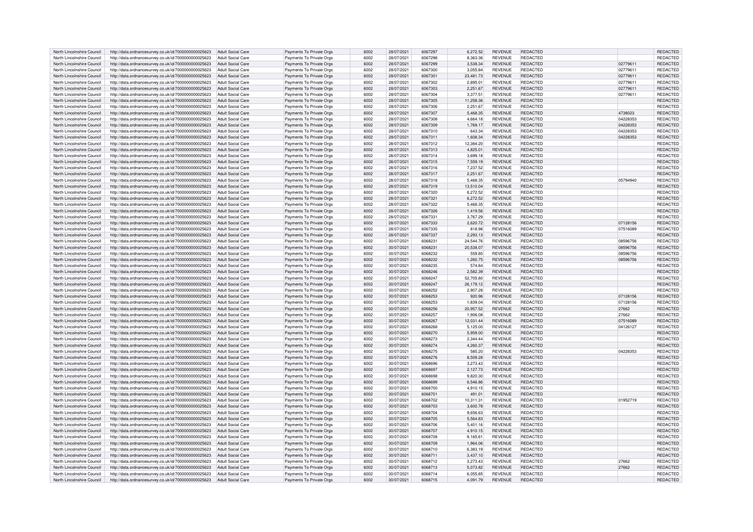| | | | | | | | | | | | |
|---|---|---|---|---|---|---|---|---|---|---|---|
| North Lincolnshire Council | http://data.ordnancesurvey.co.uk/id/7000000000025623 | Adult Social Care | Payments To Private Orgs | 6002 | 28/07/2021 | 6067297 | 6,272.52 | REVENUE | REDACTED | | REDACTED |
| North Lincolnshire Council | http://data.ordnancesurvey.co.uk/id/7000000000025623 | Adult Social Care | Payments To Private Orgs | 6002 | 28/07/2021 | 6067298 | 8,363.36 | REVENUE | REDACTED | | REDACTED |
| North Lincolnshire Council | http://data.ordnancesurvey.co.uk/id/7000000000025623 | Adult Social Care | Payments To Private Orgs | 6002 | 28/07/2021 | 6067299 | 3,538.34 | REVENUE | REDACTED | 02779611 | REDACTED |
| North Lincolnshire Council | http://data.ordnancesurvey.co.uk/id/7000000000025623 | Adult Social Care | Payments To Private Orgs | 6002 | 28/07/2021 | 6067300 | 3,055.84 | REVENUE | REDACTED | 02779611 | REDACTED |
| North Lincolnshire Council | http://data.ordnancesurvey.co.uk/id/7000000000025623 | Adult Social Care | Payments To Private Orgs | 6002 | 28/07/2021 | 6067301 | 23,481.73 | REVENUE | REDACTED | 02779611 | REDACTED |
| North Lincolnshire Council | http://data.ordnancesurvey.co.uk/id/7000000000025623 | Adult Social Care | Payments To Private Orgs | 6002 | 28/07/2021 | 6067302 | 2,895.01 | REVENUE | REDACTED | 02779611 | REDACTED |
| North Lincolnshire Council | http://data.ordnancesurvey.co.uk/id/7000000000025623 | Adult Social Care | Payments To Private Orgs | 6002 | 28/07/2021 | 6067303 | 2,251.67 | REVENUE | REDACTED | 02779611 | REDACTED |
| North Lincolnshire Council | http://data.ordnancesurvey.co.uk/id/7000000000025623 | Adult Social Care | Payments To Private Orgs | 6002 | 28/07/2021 | 6067304 | 3,377.51 | REVENUE | REDACTED | 02779611 | REDACTED |
| North Lincolnshire Council | http://data.ordnancesurvey.co.uk/id/7000000000025623 | Adult Social Care | Payments To Private Orgs | 6002 | 28/07/2021 | 6067305 | 11,258.36 | REVENUE | REDACTED | | REDACTED |
| North Lincolnshire Council | http://data.ordnancesurvey.co.uk/id/7000000000025623 | Adult Social Care | Payments To Private Orgs | 6002 | 28/07/2021 | 6067306 | 2,251.67 | REVENUE | REDACTED | | REDACTED |
| North Lincolnshire Council | http://data.ordnancesurvey.co.uk/id/7000000000025623 | Adult Social Care | Payments To Private Orgs | 6002 | 28/07/2021 | 6067307 | 5,468.35 | REVENUE | REDACTED | 4738023 | REDACTED |
| North Lincolnshire Council | http://data.ordnancesurvey.co.uk/id/7000000000025623 | Adult Social Care | Payments To Private Orgs | 6002 | 28/07/2021 | 6067308 | 4,664.18 | REVENUE | REDACTED | 04228353 | REDACTED |
| North Lincolnshire Council | http://data.ordnancesurvey.co.uk/id/7000000000025623 | Adult Social Care | Payments To Private Orgs | 6002 | 28/07/2021 | 6067309 | 1,769.17 | REVENUE | REDACTED | 04228353 | REDACTED |
| North Lincolnshire Council | http://data.ordnancesurvey.co.uk/id/7000000000025623 | Adult Social Care | Payments To Private Orgs | 6002 | 28/07/2021 | 6067310 | 643.34 | REVENUE | REDACTED | 04228353 | REDACTED |
| North Lincolnshire Council | http://data.ordnancesurvey.co.uk/id/7000000000025623 | Adult Social Care | Payments To Private Orgs | 6002 | 28/07/2021 | 6067311 | 1,608.34 | REVENUE | REDACTED | 04228353 | REDACTED |
| North Lincolnshire Council | http://data.ordnancesurvey.co.uk/id/7000000000025623 | Adult Social Care | Payments To Private Orgs | 6002 | 28/07/2021 | 6067312 | 12,384.20 | REVENUE | REDACTED | | REDACTED |
| North Lincolnshire Council | http://data.ordnancesurvey.co.uk/id/7000000000025623 | Adult Social Care | Payments To Private Orgs | 6002 | 28/07/2021 | 6067313 | 4,825.01 | REVENUE | REDACTED | | REDACTED |
| North Lincolnshire Council | http://data.ordnancesurvey.co.uk/id/7000000000025623 | Adult Social Care | Payments To Private Orgs | 6002 | 28/07/2021 | 6067314 | 3,699.18 | REVENUE | REDACTED | | REDACTED |
| North Lincolnshire Council | http://data.ordnancesurvey.co.uk/id/7000000000025623 | Adult Social Care | Payments To Private Orgs | 6002 | 28/07/2021 | 6067315 | 7,559.19 | REVENUE | REDACTED | | REDACTED |
| North Lincolnshire Council | http://data.ordnancesurvey.co.uk/id/7000000000025623 | Adult Social Care | Payments To Private Orgs | 6002 | 28/07/2021 | 6067316 | 7,237.52 | REVENUE | REDACTED | | REDACTED |
| North Lincolnshire Council | http://data.ordnancesurvey.co.uk/id/7000000000025623 | Adult Social Care | Payments To Private Orgs | 6002 | 28/07/2021 | 6067317 | 2,251.67 | REVENUE | REDACTED | | REDACTED |
| North Lincolnshire Council | http://data.ordnancesurvey.co.uk/id/7000000000025623 | Adult Social Care | Payments To Private Orgs | 6002 | 28/07/2021 | 6067318 | 5,468.35 | REVENUE | REDACTED | 05794940 | REDACTED |
| North Lincolnshire Council | http://data.ordnancesurvey.co.uk/id/7000000000025623 | Adult Social Care | Payments To Private Orgs | 6002 | 28/07/2021 | 6067319 | 13,510.04 | REVENUE | REDACTED | | REDACTED |
| North Lincolnshire Council | http://data.ordnancesurvey.co.uk/id/7000000000025623 | Adult Social Care | Payments To Private Orgs | 6002 | 28/07/2021 | 6067320 | 6,272.52 | REVENUE | REDACTED | | REDACTED |
| North Lincolnshire Council | http://data.ordnancesurvey.co.uk/id/7000000000025623 | Adult Social Care | Payments To Private Orgs | 6002 | 28/07/2021 | 6067321 | 6,272.52 | REVENUE | REDACTED | | REDACTED |
| North Lincolnshire Council | http://data.ordnancesurvey.co.uk/id/7000000000025623 | Adult Social Care | Payments To Private Orgs | 6002 | 28/07/2021 | 6067322 | 5,468.35 | REVENUE | REDACTED | | REDACTED |
| North Lincolnshire Council | http://data.ordnancesurvey.co.uk/id/7000000000025623 | Adult Social Care | Payments To Private Orgs | 6002 | 28/07/2021 | 6067326 | 1,419.56 | REVENUE | REDACTED | | REDACTED |
| North Lincolnshire Council | http://data.ordnancesurvey.co.uk/id/7000000000025623 | Adult Social Care | Payments To Private Orgs | 6002 | 28/07/2021 | 6067331 | 3,767.29 | REVENUE | REDACTED | | REDACTED |
| North Lincolnshire Council | http://data.ordnancesurvey.co.uk/id/7000000000025623 | Adult Social Care | Payments To Private Orgs | 6002 | 28/07/2021 | 6067333 | 2,620.72 | REVENUE | REDACTED | 07128156 | REDACTED |
| North Lincolnshire Council | http://data.ordnancesurvey.co.uk/id/7000000000025623 | Adult Social Care | Payments To Private Orgs | 6002 | 28/07/2021 | 6067335 | 818.98 | REVENUE | REDACTED | 07516089 | REDACTED |
| North Lincolnshire Council | http://data.ordnancesurvey.co.uk/id/7000000000025623 | Adult Social Care | Payments To Private Orgs | 6002 | 28/07/2021 | 6067337 | 2,293.13 | REVENUE | REDACTED | | REDACTED |
| North Lincolnshire Council | http://data.ordnancesurvey.co.uk/id/7000000000025623 | Adult Social Care | Payments To Private Orgs | 6002 | 30/07/2021 | 6068231 | 24,544.76 | REVENUE | REDACTED | 08596756 | REDACTED |
| North Lincolnshire Council | http://data.ordnancesurvey.co.uk/id/7000000000025623 | Adult Social Care | Payments To Private Orgs | 6002 | 30/07/2021 | 6068231 | 20,538.07 | REVENUE | REDACTED | 08596756 | REDACTED |
| North Lincolnshire Council | http://data.ordnancesurvey.co.uk/id/7000000000025623 | Adult Social Care | Payments To Private Orgs | 6002 | 30/07/2021 | 6068232 | 559.80 | REVENUE | REDACTED | 08596756 | REDACTED |
| North Lincolnshire Council | http://data.ordnancesurvey.co.uk/id/7000000000025623 | Adult Social Care | Payments To Private Orgs | 6002 | 30/07/2021 | 6068232 | 1,260.75 | REVENUE | REDACTED | 08596756 | REDACTED |
| North Lincolnshire Council | http://data.ordnancesurvey.co.uk/id/7000000000025623 | Adult Social Care | Payments To Private Orgs | 6002 | 30/07/2021 | 6068235 | 574.84 | REVENUE | REDACTED | | REDACTED |
| North Lincolnshire Council | http://data.ordnancesurvey.co.uk/id/7000000000025623 | Adult Social Care | Payments To Private Orgs | 6002 | 30/07/2021 | 6068246 | 2,582.39 | REVENUE | REDACTED | | REDACTED |
| North Lincolnshire Council | http://data.ordnancesurvey.co.uk/id/7000000000025623 | Adult Social Care | Payments To Private Orgs | 6002 | 30/07/2021 | 6068247 | 52,705.80 | REVENUE | REDACTED | | REDACTED |
| North Lincolnshire Council | http://data.ordnancesurvey.co.uk/id/7000000000025623 | Adult Social Care | Payments To Private Orgs | 6002 | 30/07/2021 | 6068247 | 26,179.12 | REVENUE | REDACTED | | REDACTED |
| North Lincolnshire Council | http://data.ordnancesurvey.co.uk/id/7000000000025623 | Adult Social Care | Payments To Private Orgs | 6002 | 30/07/2021 | 6068252 | 2,907.28 | REVENUE | REDACTED | | REDACTED |
| North Lincolnshire Council | http://data.ordnancesurvey.co.uk/id/7000000000025623 | Adult Social Care | Payments To Private Orgs | 6002 | 30/07/2021 | 6068253 | 920.96 | REVENUE | REDACTED | 07128156 | REDACTED |
| North Lincolnshire Council | http://data.ordnancesurvey.co.uk/id/7000000000025623 | Adult Social Care | Payments To Private Orgs | 6002 | 30/07/2021 | 6068253 | 1,839.04 | REVENUE | REDACTED | 07128156 | REDACTED |
| North Lincolnshire Council | http://data.ordnancesurvey.co.uk/id/7000000000025623 | Adult Social Care | Payments To Private Orgs | 6002 | 30/07/2021 | 6068256 | 20,957.52 | REVENUE | REDACTED | 27662 | REDACTED |
| North Lincolnshire Council | http://data.ordnancesurvey.co.uk/id/7000000000025623 | Adult Social Care | Payments To Private Orgs | 6002 | 30/07/2021 | 6068257 | 1,906.08 | REVENUE | REDACTED | 27662 | REDACTED |
| North Lincolnshire Council | http://data.ordnancesurvey.co.uk/id/7000000000025623 | Adult Social Care | Payments To Private Orgs | 6002 | 30/07/2021 | 6068267 | 12,031.44 | REVENUE | REDACTED | 07516089 | REDACTED |
| North Lincolnshire Council | http://data.ordnancesurvey.co.uk/id/7000000000025623 | Adult Social Care | Payments To Private Orgs | 6002 | 30/07/2021 | 6068268 | 5,125.00 | REVENUE | REDACTED | 04126127 | REDACTED |
| North Lincolnshire Council | http://data.ordnancesurvey.co.uk/id/7000000000025623 | Adult Social Care | Payments To Private Orgs | 6002 | 30/07/2021 | 6068270 | 5,959.00 | REVENUE | REDACTED | | REDACTED |
| North Lincolnshire Council | http://data.ordnancesurvey.co.uk/id/7000000000025623 | Adult Social Care | Payments To Private Orgs | 6002 | 30/07/2021 | 6068273 | 2,344.44 | REVENUE | REDACTED | | REDACTED |
| North Lincolnshire Council | http://data.ordnancesurvey.co.uk/id/7000000000025623 | Adult Social Care | Payments To Private Orgs | 6002 | 30/07/2021 | 6068274 | 4,260.37 | REVENUE | REDACTED | | REDACTED |
| North Lincolnshire Council | http://data.ordnancesurvey.co.uk/id/7000000000025623 | Adult Social Care | Payments To Private Orgs | 6002 | 30/07/2021 | 6068275 | 585.20 | REVENUE | REDACTED | 04228353 | REDACTED |
| North Lincolnshire Council | http://data.ordnancesurvey.co.uk/id/7000000000025623 | Adult Social Care | Payments To Private Orgs | 6002 | 30/07/2021 | 6068276 | 8,509.28 | REVENUE | REDACTED | | REDACTED |
| North Lincolnshire Council | http://data.ordnancesurvey.co.uk/id/7000000000025623 | Adult Social Care | Payments To Private Orgs | 6002 | 30/07/2021 | 6068696 | 3,273.43 | REVENUE | REDACTED | | REDACTED |
| North Lincolnshire Council | http://data.ordnancesurvey.co.uk/id/7000000000025623 | Adult Social Care | Payments To Private Orgs | 6002 | 30/07/2021 | 6068697 | 2,127.73 | REVENUE | REDACTED | | REDACTED |
| North Lincolnshire Council | http://data.ordnancesurvey.co.uk/id/7000000000025623 | Adult Social Care | Payments To Private Orgs | 6002 | 30/07/2021 | 6068698 | 9,820.30 | REVENUE | REDACTED | | REDACTED |
| North Lincolnshire Council | http://data.ordnancesurvey.co.uk/id/7000000000025623 | Adult Social Care | Payments To Private Orgs | 6002 | 30/07/2021 | 6068699 | 6,546.86 | REVENUE | REDACTED | | REDACTED |
| North Lincolnshire Council | http://data.ordnancesurvey.co.uk/id/7000000000025623 | Adult Social Care | Payments To Private Orgs | 6002 | 30/07/2021 | 6068700 | 4,910.15 | REVENUE | REDACTED | | REDACTED |
| North Lincolnshire Council | http://data.ordnancesurvey.co.uk/id/7000000000025623 | Adult Social Care | Payments To Private Orgs | 6002 | 30/07/2021 | 6068701 | 491.01 | REVENUE | REDACTED | | REDACTED |
| North Lincolnshire Council | http://data.ordnancesurvey.co.uk/id/7000000000025623 | Adult Social Care | Payments To Private Orgs | 6002 | 30/07/2021 | 6068702 | 10,311.31 | REVENUE | REDACTED | 01952719 | REDACTED |
| North Lincolnshire Council | http://data.ordnancesurvey.co.uk/id/7000000000025623 | Adult Social Care | Payments To Private Orgs | 6002 | 30/07/2021 | 6068703 | 3,600.78 | REVENUE | REDACTED | | REDACTED |
| North Lincolnshire Council | http://data.ordnancesurvey.co.uk/id/7000000000025623 | Adult Social Care | Payments To Private Orgs | 6002 | 30/07/2021 | 6068704 | 9,656.63 | REVENUE | REDACTED | | REDACTED |
| North Lincolnshire Council | http://data.ordnancesurvey.co.uk/id/7000000000025623 | Adult Social Care | Payments To Private Orgs | 6002 | 30/07/2021 | 6068705 | 5,564.83 | REVENUE | REDACTED | | REDACTED |
| North Lincolnshire Council | http://data.ordnancesurvey.co.uk/id/7000000000025623 | Adult Social Care | Payments To Private Orgs | 6002 | 30/07/2021 | 6068706 | 5,401.16 | REVENUE | REDACTED | | REDACTED |
| North Lincolnshire Council | http://data.ordnancesurvey.co.uk/id/7000000000025623 | Adult Social Care | Payments To Private Orgs | 6002 | 30/07/2021 | 6068707 | 4,910.15 | REVENUE | REDACTED | | REDACTED |
| North Lincolnshire Council | http://data.ordnancesurvey.co.uk/id/7000000000025623 | Adult Social Care | Payments To Private Orgs | 6002 | 30/07/2021 | 6068708 | 9,165.61 | REVENUE | REDACTED | | REDACTED |
| North Lincolnshire Council | http://data.ordnancesurvey.co.uk/id/7000000000025623 | Adult Social Care | Payments To Private Orgs | 6002 | 30/07/2021 | 6068709 | 1,964.06 | REVENUE | REDACTED | | REDACTED |
| North Lincolnshire Council | http://data.ordnancesurvey.co.uk/id/7000000000025623 | Adult Social Care | Payments To Private Orgs | 6002 | 30/07/2021 | 6068710 | 6,383.19 | REVENUE | REDACTED | | REDACTED |
| North Lincolnshire Council | http://data.ordnancesurvey.co.uk/id/7000000000025623 | Adult Social Care | Payments To Private Orgs | 6002 | 30/07/2021 | 6068711 | 3,437.10 | REVENUE | REDACTED | | REDACTED |
| North Lincolnshire Council | http://data.ordnancesurvey.co.uk/id/7000000000025623 | Adult Social Care | Payments To Private Orgs | 6002 | 30/07/2021 | 6068712 | 3,273.43 | REVENUE | REDACTED | 27662 | REDACTED |
| North Lincolnshire Council | http://data.ordnancesurvey.co.uk/id/7000000000025623 | Adult Social Care | Payments To Private Orgs | 6002 | 30/07/2021 | 6068713 | 5,073.82 | REVENUE | REDACTED | 27662 | REDACTED |
| North Lincolnshire Council | http://data.ordnancesurvey.co.uk/id/7000000000025623 | Adult Social Care | Payments To Private Orgs | 6002 | 30/07/2021 | 6068714 | 6,055.85 | REVENUE | REDACTED | | REDACTED |
| North Lincolnshire Council | http://data.ordnancesurvey.co.uk/id/7000000000025623 | Adult Social Care | Payments To Private Orgs | 6002 | 30/07/2021 | 6068715 | 4,091.79 | REVENUE | REDACTED | | REDACTED |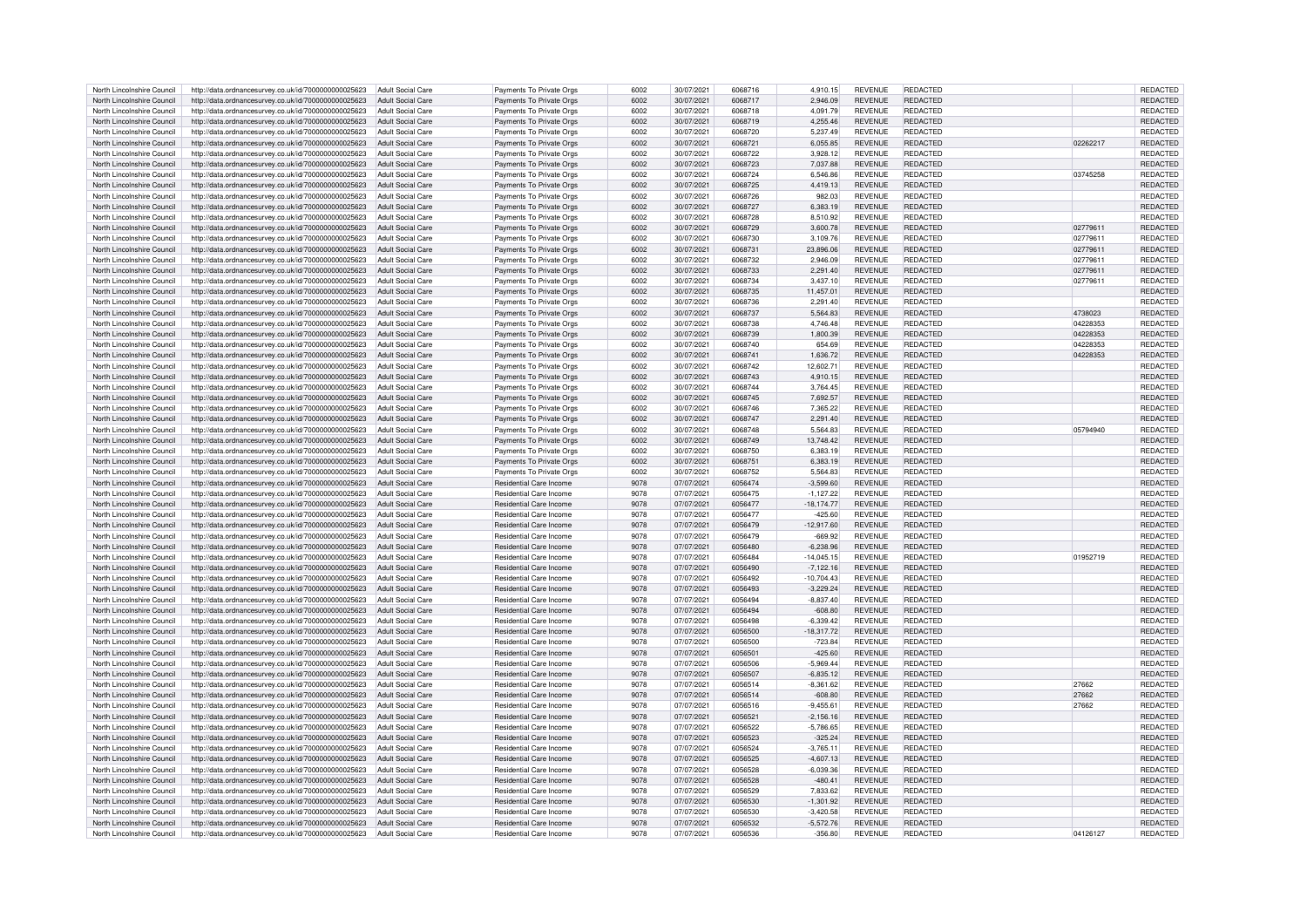| North Lincolnshire Council | http://data.ordnancesurvey.co.uk/id/7000000000025623 | Adult Social Care | Payments To Private Orgs | 6002 | 30/07/2021 | 6068716 | 4,910.15 | REVENUE | REDACTED | | REDACTED |
|---|---|---|---|---|---|---|---|---|---|---|---|
| North Lincolnshire Council | http://data.ordnancesurvey.co.uk/id/7000000000025623 | Adult Social Care | Payments To Private Orgs | 6002 | 30/07/2021 | 6068717 | 2,946.09 | REVENUE | REDACTED | | REDACTED |
| North Lincolnshire Council | http://data.ordnancesurvey.co.uk/id/7000000000025623 | Adult Social Care | Payments To Private Orgs | 6002 | 30/07/2021 | 6068718 | 4,091.79 | REVENUE | REDACTED | | REDACTED |
| North Lincolnshire Council | http://data.ordnancesurvey.co.uk/id/7000000000025623 | Adult Social Care | Payments To Private Orgs | 6002 | 30/07/2021 | 6068719 | 4,255.46 | REVENUE | REDACTED | | REDACTED |
| North Lincolnshire Council | http://data.ordnancesurvey.co.uk/id/7000000000025623 | Adult Social Care | Payments To Private Orgs | 6002 | 30/07/2021 | 6068720 | 5,237.49 | REVENUE | REDACTED | | REDACTED |
| North Lincolnshire Council | http://data.ordnancesurvey.co.uk/id/7000000000025623 | Adult Social Care | Payments To Private Orgs | 6002 | 30/07/2021 | 6068721 | 6,055.85 | REVENUE | REDACTED | 02262217 | REDACTED |
| North Lincolnshire Council | http://data.ordnancesurvey.co.uk/id/7000000000025623 | Adult Social Care | Payments To Private Orgs | 6002 | 30/07/2021 | 6068722 | 3,928.12 | REVENUE | REDACTED | | REDACTED |
| North Lincolnshire Council | http://data.ordnancesurvey.co.uk/id/7000000000025623 | Adult Social Care | Payments To Private Orgs | 6002 | 30/07/2021 | 6068723 | 7,037.88 | REVENUE | REDACTED | | REDACTED |
| North Lincolnshire Council | http://data.ordnancesurvey.co.uk/id/7000000000025623 | Adult Social Care | Payments To Private Orgs | 6002 | 30/07/2021 | 6068724 | 6,546.86 | REVENUE | REDACTED | 03745258 | REDACTED |
| North Lincolnshire Council | http://data.ordnancesurvey.co.uk/id/7000000000025623 | Adult Social Care | Payments To Private Orgs | 6002 | 30/07/2021 | 6068725 | 4,419.13 | REVENUE | REDACTED | | REDACTED |
| North Lincolnshire Council | http://data.ordnancesurvey.co.uk/id/7000000000025623 | Adult Social Care | Payments To Private Orgs | 6002 | 30/07/2021 | 6068726 | 982.03 | REVENUE | REDACTED | | REDACTED |
| North Lincolnshire Council | http://data.ordnancesurvey.co.uk/id/7000000000025623 | Adult Social Care | Payments To Private Orgs | 6002 | 30/07/2021 | 6068727 | 6,383.19 | REVENUE | REDACTED | | REDACTED |
| North Lincolnshire Council | http://data.ordnancesurvey.co.uk/id/7000000000025623 | Adult Social Care | Payments To Private Orgs | 6002 | 30/07/2021 | 6068728 | 8,510.92 | REVENUE | REDACTED | | REDACTED |
| North Lincolnshire Council | http://data.ordnancesurvey.co.uk/id/7000000000025623 | Adult Social Care | Payments To Private Orgs | 6002 | 30/07/2021 | 6068729 | 3,600.78 | REVENUE | REDACTED | 02779611 | REDACTED |
| North Lincolnshire Council | http://data.ordnancesurvey.co.uk/id/7000000000025623 | Adult Social Care | Payments To Private Orgs | 6002 | 30/07/2021 | 6068730 | 3,109.76 | REVENUE | REDACTED | 02779611 | REDACTED |
| North Lincolnshire Council | http://data.ordnancesurvey.co.uk/id/7000000000025623 | Adult Social Care | Payments To Private Orgs | 6002 | 30/07/2021 | 6068731 | 23,896.06 | REVENUE | REDACTED | 02779611 | REDACTED |
| North Lincolnshire Council | http://data.ordnancesurvey.co.uk/id/7000000000025623 | Adult Social Care | Payments To Private Orgs | 6002 | 30/07/2021 | 6068732 | 2,946.09 | REVENUE | REDACTED | 02779611 | REDACTED |
| North Lincolnshire Council | http://data.ordnancesurvey.co.uk/id/7000000000025623 | Adult Social Care | Payments To Private Orgs | 6002 | 30/07/2021 | 6068733 | 2,291.40 | REVENUE | REDACTED | 02779611 | REDACTED |
| North Lincolnshire Council | http://data.ordnancesurvey.co.uk/id/7000000000025623 | Adult Social Care | Payments To Private Orgs | 6002 | 30/07/2021 | 6068734 | 3,437.10 | REVENUE | REDACTED | 02779611 | REDACTED |
| North Lincolnshire Council | http://data.ordnancesurvey.co.uk/id/7000000000025623 | Adult Social Care | Payments To Private Orgs | 6002 | 30/07/2021 | 6068735 | 11,457.01 | REVENUE | REDACTED | | REDACTED |
| North Lincolnshire Council | http://data.ordnancesurvey.co.uk/id/7000000000025623 | Adult Social Care | Payments To Private Orgs | 6002 | 30/07/2021 | 6068736 | 2,291.40 | REVENUE | REDACTED | | REDACTED |
| North Lincolnshire Council | http://data.ordnancesurvey.co.uk/id/7000000000025623 | Adult Social Care | Payments To Private Orgs | 6002 | 30/07/2021 | 6068737 | 5,564.83 | REVENUE | REDACTED | 4738023 | REDACTED |
| North Lincolnshire Council | http://data.ordnancesurvey.co.uk/id/7000000000025623 | Adult Social Care | Payments To Private Orgs | 6002 | 30/07/2021 | 6068738 | 4,746.48 | REVENUE | REDACTED | 04228353 | REDACTED |
| North Lincolnshire Council | http://data.ordnancesurvey.co.uk/id/7000000000025623 | Adult Social Care | Payments To Private Orgs | 6002 | 30/07/2021 | 6068739 | 1,800.39 | REVENUE | REDACTED | 04228353 | REDACTED |
| North Lincolnshire Council | http://data.ordnancesurvey.co.uk/id/7000000000025623 | Adult Social Care | Payments To Private Orgs | 6002 | 30/07/2021 | 6068740 | 654.69 | REVENUE | REDACTED | 04228353 | REDACTED |
| North Lincolnshire Council | http://data.ordnancesurvey.co.uk/id/7000000000025623 | Adult Social Care | Payments To Private Orgs | 6002 | 30/07/2021 | 6068741 | 1,636.72 | REVENUE | REDACTED | 04228353 | REDACTED |
| North Lincolnshire Council | http://data.ordnancesurvey.co.uk/id/7000000000025623 | Adult Social Care | Payments To Private Orgs | 6002 | 30/07/2021 | 6068742 | 12,602.71 | REVENUE | REDACTED | | REDACTED |
| North Lincolnshire Council | http://data.ordnancesurvey.co.uk/id/7000000000025623 | Adult Social Care | Payments To Private Orgs | 6002 | 30/07/2021 | 6068743 | 4,910.15 | REVENUE | REDACTED | | REDACTED |
| North Lincolnshire Council | http://data.ordnancesurvey.co.uk/id/7000000000025623 | Adult Social Care | Payments To Private Orgs | 6002 | 30/07/2021 | 6068744 | 3,764.45 | REVENUE | REDACTED | | REDACTED |
| North Lincolnshire Council | http://data.ordnancesurvey.co.uk/id/7000000000025623 | Adult Social Care | Payments To Private Orgs | 6002 | 30/07/2021 | 6068745 | 7,692.57 | REVENUE | REDACTED | | REDACTED |
| North Lincolnshire Council | http://data.ordnancesurvey.co.uk/id/7000000000025623 | Adult Social Care | Payments To Private Orgs | 6002 | 30/07/2021 | 6068746 | 7,365.22 | REVENUE | REDACTED | | REDACTED |
| North Lincolnshire Council | http://data.ordnancesurvey.co.uk/id/7000000000025623 | Adult Social Care | Payments To Private Orgs | 6002 | 30/07/2021 | 6068747 | 2,291.40 | REVENUE | REDACTED | | REDACTED |
| North Lincolnshire Council | http://data.ordnancesurvey.co.uk/id/7000000000025623 | Adult Social Care | Payments To Private Orgs | 6002 | 30/07/2021 | 6068748 | 5,564.83 | REVENUE | REDACTED | 05794940 | REDACTED |
| North Lincolnshire Council | http://data.ordnancesurvey.co.uk/id/7000000000025623 | Adult Social Care | Payments To Private Orgs | 6002 | 30/07/2021 | 6068749 | 13,748.42 | REVENUE | REDACTED | | REDACTED |
| North Lincolnshire Council | http://data.ordnancesurvey.co.uk/id/7000000000025623 | Adult Social Care | Payments To Private Orgs | 6002 | 30/07/2021 | 6068750 | 6,383.19 | REVENUE | REDACTED | | REDACTED |
| North Lincolnshire Council | http://data.ordnancesurvey.co.uk/id/7000000000025623 | Adult Social Care | Payments To Private Orgs | 6002 | 30/07/2021 | 6068751 | 6,383.19 | REVENUE | REDACTED | | REDACTED |
| North Lincolnshire Council | http://data.ordnancesurvey.co.uk/id/7000000000025623 | Adult Social Care | Payments To Private Orgs | 6002 | 30/07/2021 | 6068752 | 5,564.83 | REVENUE | REDACTED | | REDACTED |
| North Lincolnshire Council | http://data.ordnancesurvey.co.uk/id/7000000000025623 | Adult Social Care | Residential Care Income | 9078 | 07/07/2021 | 6056474 | -3,599.60 | REVENUE | REDACTED | | REDACTED |
| North Lincolnshire Council | http://data.ordnancesurvey.co.uk/id/7000000000025623 | Adult Social Care | Residential Care Income | 9078 | 07/07/2021 | 6056475 | -1,127.22 | REVENUE | REDACTED | | REDACTED |
| North Lincolnshire Council | http://data.ordnancesurvey.co.uk/id/7000000000025623 | Adult Social Care | Residential Care Income | 9078 | 07/07/2021 | 6056477 | -18,174.77 | REVENUE | REDACTED | | REDACTED |
| North Lincolnshire Council | http://data.ordnancesurvey.co.uk/id/7000000000025623 | Adult Social Care | Residential Care Income | 9078 | 07/07/2021 | 6056477 | -425.60 | REVENUE | REDACTED | | REDACTED |
| North Lincolnshire Council | http://data.ordnancesurvey.co.uk/id/7000000000025623 | Adult Social Care | Residential Care Income | 9078 | 07/07/2021 | 6056479 | -12,917.60 | REVENUE | REDACTED | | REDACTED |
| North Lincolnshire Council | http://data.ordnancesurvey.co.uk/id/7000000000025623 | Adult Social Care | Residential Care Income | 9078 | 07/07/2021 | 6056479 | -669.92 | REVENUE | REDACTED | | REDACTED |
| North Lincolnshire Council | http://data.ordnancesurvey.co.uk/id/7000000000025623 | Adult Social Care | Residential Care Income | 9078 | 07/07/2021 | 6056480 | -6,238.96 | REVENUE | REDACTED | | REDACTED |
| North Lincolnshire Council | http://data.ordnancesurvey.co.uk/id/7000000000025623 | Adult Social Care | Residential Care Income | 9078 | 07/07/2021 | 6056484 | -14,045.15 | REVENUE | REDACTED | 01952719 | REDACTED |
| North Lincolnshire Council | http://data.ordnancesurvey.co.uk/id/7000000000025623 | Adult Social Care | Residential Care Income | 9078 | 07/07/2021 | 6056490 | -7,122.16 | REVENUE | REDACTED | | REDACTED |
| North Lincolnshire Council | http://data.ordnancesurvey.co.uk/id/7000000000025623 | Adult Social Care | Residential Care Income | 9078 | 07/07/2021 | 6056492 | -10,704.43 | REVENUE | REDACTED | | REDACTED |
| North Lincolnshire Council | http://data.ordnancesurvey.co.uk/id/7000000000025623 | Adult Social Care | Residential Care Income | 9078 | 07/07/2021 | 6056493 | -3,229.24 | REVENUE | REDACTED | | REDACTED |
| North Lincolnshire Council | http://data.ordnancesurvey.co.uk/id/7000000000025623 | Adult Social Care | Residential Care Income | 9078 | 07/07/2021 | 6056494 | -8,837.40 | REVENUE | REDACTED | | REDACTED |
| North Lincolnshire Council | http://data.ordnancesurvey.co.uk/id/7000000000025623 | Adult Social Care | Residential Care Income | 9078 | 07/07/2021 | 6056494 | -608.80 | REVENUE | REDACTED | | REDACTED |
| North Lincolnshire Council | http://data.ordnancesurvey.co.uk/id/7000000000025623 | Adult Social Care | Residential Care Income | 9078 | 07/07/2021 | 6056498 | -6,339.42 | REVENUE | REDACTED | | REDACTED |
| North Lincolnshire Council | http://data.ordnancesurvey.co.uk/id/7000000000025623 | Adult Social Care | Residential Care Income | 9078 | 07/07/2021 | 6056500 | -18,317.72 | REVENUE | REDACTED | | REDACTED |
| North Lincolnshire Council | http://data.ordnancesurvey.co.uk/id/7000000000025623 | Adult Social Care | Residential Care Income | 9078 | 07/07/2021 | 6056500 | -723.84 | REVENUE | REDACTED | | REDACTED |
| North Lincolnshire Council | http://data.ordnancesurvey.co.uk/id/7000000000025623 | Adult Social Care | Residential Care Income | 9078 | 07/07/2021 | 6056501 | -425.60 | REVENUE | REDACTED | | REDACTED |
| North Lincolnshire Council | http://data.ordnancesurvey.co.uk/id/7000000000025623 | Adult Social Care | Residential Care Income | 9078 | 07/07/2021 | 6056506 | -5,969.44 | REVENUE | REDACTED | | REDACTED |
| North Lincolnshire Council | http://data.ordnancesurvey.co.uk/id/7000000000025623 | Adult Social Care | Residential Care Income | 9078 | 07/07/2021 | 6056507 | -6,835.12 | REVENUE | REDACTED | | REDACTED |
| North Lincolnshire Council | http://data.ordnancesurvey.co.uk/id/7000000000025623 | Adult Social Care | Residential Care Income | 9078 | 07/07/2021 | 6056514 | -8,361.62 | REVENUE | REDACTED | 27662 | REDACTED |
| North Lincolnshire Council | http://data.ordnancesurvey.co.uk/id/7000000000025623 | Adult Social Care | Residential Care Income | 9078 | 07/07/2021 | 6056514 | -608.80 | REVENUE | REDACTED | 27662 | REDACTED |
| North Lincolnshire Council | http://data.ordnancesurvey.co.uk/id/7000000000025623 | Adult Social Care | Residential Care Income | 9078 | 07/07/2021 | 6056516 | -9,455.61 | REVENUE | REDACTED | 27662 | REDACTED |
| North Lincolnshire Council | http://data.ordnancesurvey.co.uk/id/7000000000025623 | Adult Social Care | Residential Care Income | 9078 | 07/07/2021 | 6056521 | -2,156.16 | REVENUE | REDACTED | | REDACTED |
| North Lincolnshire Council | http://data.ordnancesurvey.co.uk/id/7000000000025623 | Adult Social Care | Residential Care Income | 9078 | 07/07/2021 | 6056522 | -5,786.65 | REVENUE | REDACTED | | REDACTED |
| North Lincolnshire Council | http://data.ordnancesurvey.co.uk/id/7000000000025623 | Adult Social Care | Residential Care Income | 9078 | 07/07/2021 | 6056523 | -325.24 | REVENUE | REDACTED | | REDACTED |
| North Lincolnshire Council | http://data.ordnancesurvey.co.uk/id/7000000000025623 | Adult Social Care | Residential Care Income | 9078 | 07/07/2021 | 6056524 | -3,765.11 | REVENUE | REDACTED | | REDACTED |
| North Lincolnshire Council | http://data.ordnancesurvey.co.uk/id/7000000000025623 | Adult Social Care | Residential Care Income | 9078 | 07/07/2021 | 6056525 | -4,607.13 | REVENUE | REDACTED | | REDACTED |
| North Lincolnshire Council | http://data.ordnancesurvey.co.uk/id/7000000000025623 | Adult Social Care | Residential Care Income | 9078 | 07/07/2021 | 6056528 | -6,039.36 | REVENUE | REDACTED | | REDACTED |
| North Lincolnshire Council | http://data.ordnancesurvey.co.uk/id/7000000000025623 | Adult Social Care | Residential Care Income | 9078 | 07/07/2021 | 6056528 | -480.41 | REVENUE | REDACTED | | REDACTED |
| North Lincolnshire Council | http://data.ordnancesurvey.co.uk/id/7000000000025623 | Adult Social Care | Residential Care Income | 9078 | 07/07/2021 | 6056529 | 7,833.62 | REVENUE | REDACTED | | REDACTED |
| North Lincolnshire Council | http://data.ordnancesurvey.co.uk/id/7000000000025623 | Adult Social Care | Residential Care Income | 9078 | 07/07/2021 | 6056530 | -1,301.92 | REVENUE | REDACTED | | REDACTED |
| North Lincolnshire Council | http://data.ordnancesurvey.co.uk/id/7000000000025623 | Adult Social Care | Residential Care Income | 9078 | 07/07/2021 | 6056530 | -3,420.58 | REVENUE | REDACTED | | REDACTED |
| North Lincolnshire Council | http://data.ordnancesurvey.co.uk/id/7000000000025623 | Adult Social Care | Residential Care Income | 9078 | 07/07/2021 | 6056532 | -5,572.76 | REVENUE | REDACTED | | REDACTED |
| North Lincolnshire Council | http://data.ordnancesurvey.co.uk/id/7000000000025623 | Adult Social Care | Residential Care Income | 9078 | 07/07/2021 | 6056536 | -356.80 | REVENUE | REDACTED | 04126127 | REDACTED |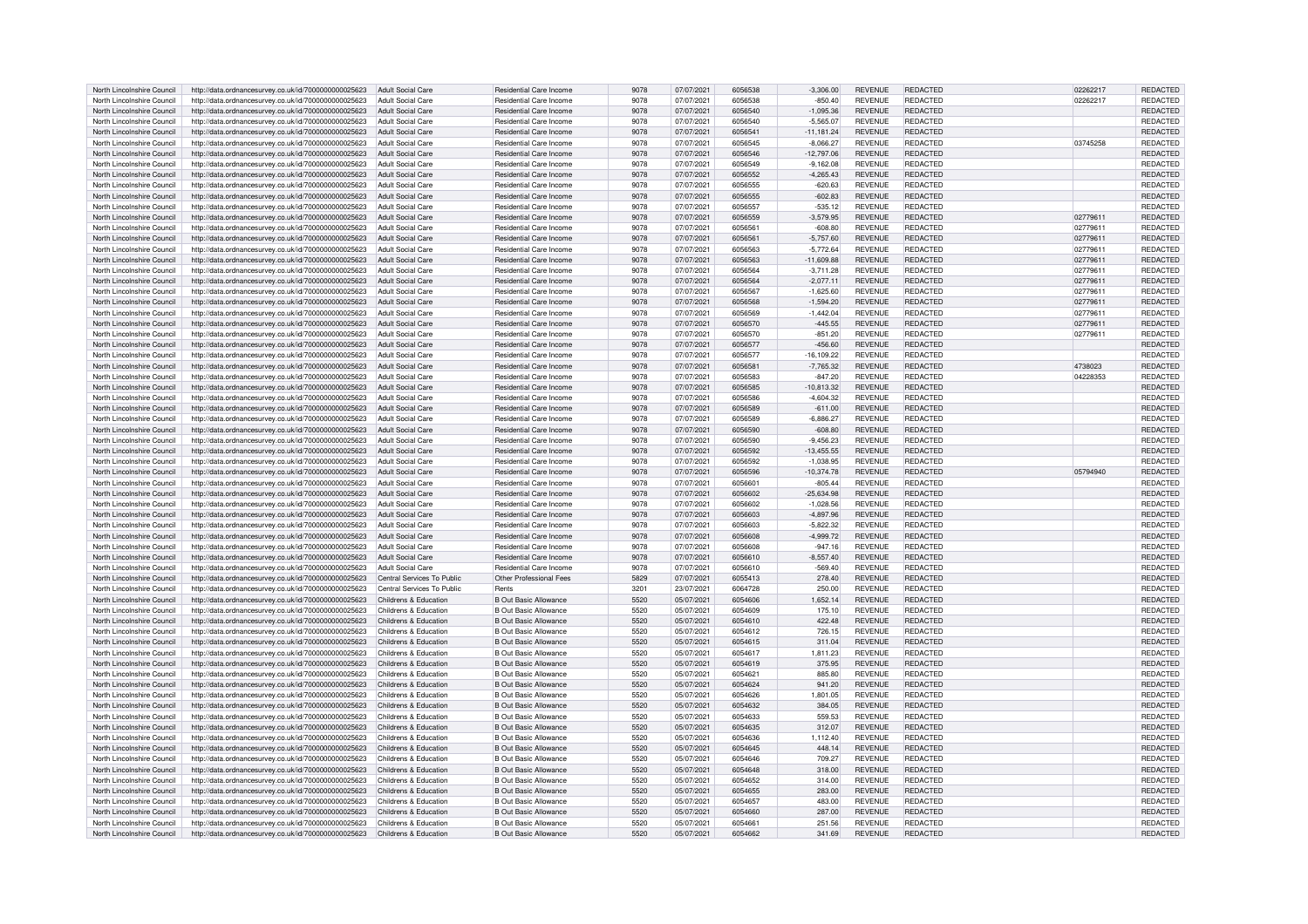| North Lincolnshire Council | http://data.ordnancesurvey.co.uk/id/7000000000025623 | Adult Social Care | Residential Care Income | 9078 | 07/07/2021 | 6056538 | -3,306.00 | REVENUE | REDACTED | 02262217 | REDACTED |
|---|---|---|---|---|---|---|---|---|---|---|---|
| North Lincolnshire Council | http://data.ordnancesurvey.co.uk/id/7000000000025623 | Adult Social Care | Residential Care Income | 9078 | 07/07/2021 | 6056538 | -850.40 | REVENUE | REDACTED | 02262217 | REDACTED |
| North Lincolnshire Council | http://data.ordnancesurvey.co.uk/id/7000000000025623 | Adult Social Care | Residential Care Income | 9078 | 07/07/2021 | 6056540 | -1,095.36 | REVENUE | REDACTED | | REDACTED |
| North Lincolnshire Council | http://data.ordnancesurvey.co.uk/id/7000000000025623 | Adult Social Care | Residential Care Income | 9078 | 07/07/2021 | 6056540 | -5,565.07 | REVENUE | REDACTED | | REDACTED |
| North Lincolnshire Council | http://data.ordnancesurvey.co.uk/id/7000000000025623 | Adult Social Care | Residential Care Income | 9078 | 07/07/2021 | 6056541 | -11,181.24 | REVENUE | REDACTED | | REDACTED |
| North Lincolnshire Council | http://data.ordnancesurvey.co.uk/id/7000000000025623 | Adult Social Care | Residential Care Income | 9078 | 07/07/2021 | 6056545 | -8,066.27 | REVENUE | REDACTED | 03745258 | REDACTED |
| North Lincolnshire Council | http://data.ordnancesurvey.co.uk/id/7000000000025623 | Adult Social Care | Residential Care Income | 9078 | 07/07/2021 | 6056546 | -12,797.06 | REVENUE | REDACTED | | REDACTED |
| North Lincolnshire Council | http://data.ordnancesurvey.co.uk/id/7000000000025623 | Adult Social Care | Residential Care Income | 9078 | 07/07/2021 | 6056549 | -9,162.08 | REVENUE | REDACTED | | REDACTED |
| North Lincolnshire Council | http://data.ordnancesurvey.co.uk/id/7000000000025623 | Adult Social Care | Residential Care Income | 9078 | 07/07/2021 | 6056552 | -4,265.43 | REVENUE | REDACTED | | REDACTED |
| North Lincolnshire Council | http://data.ordnancesurvey.co.uk/id/7000000000025623 | Adult Social Care | Residential Care Income | 9078 | 07/07/2021 | 6056555 | -620.63 | REVENUE | REDACTED | | REDACTED |
| North Lincolnshire Council | http://data.ordnancesurvey.co.uk/id/7000000000025623 | Adult Social Care | Residential Care Income | 9078 | 07/07/2021 | 6056555 | -602.83 | REVENUE | REDACTED | | REDACTED |
| North Lincolnshire Council | http://data.ordnancesurvey.co.uk/id/7000000000025623 | Adult Social Care | Residential Care Income | 9078 | 07/07/2021 | 6056557 | -535.12 | REVENUE | REDACTED | | REDACTED |
| North Lincolnshire Council | http://data.ordnancesurvey.co.uk/id/7000000000025623 | Adult Social Care | Residential Care Income | 9078 | 07/07/2021 | 6056559 | -3,579.95 | REVENUE | REDACTED | 02779611 | REDACTED |
| North Lincolnshire Council | http://data.ordnancesurvey.co.uk/id/7000000000025623 | Adult Social Care | Residential Care Income | 9078 | 07/07/2021 | 6056561 | -608.80 | REVENUE | REDACTED | 02779611 | REDACTED |
| North Lincolnshire Council | http://data.ordnancesurvey.co.uk/id/7000000000025623 | Adult Social Care | Residential Care Income | 9078 | 07/07/2021 | 6056561 | -5,757.60 | REVENUE | REDACTED | 02779611 | REDACTED |
| North Lincolnshire Council | http://data.ordnancesurvey.co.uk/id/7000000000025623 | Adult Social Care | Residential Care Income | 9078 | 07/07/2021 | 6056563 | -5,772.64 | REVENUE | REDACTED | 02779611 | REDACTED |
| North Lincolnshire Council | http://data.ordnancesurvey.co.uk/id/7000000000025623 | Adult Social Care | Residential Care Income | 9078 | 07/07/2021 | 6056563 | -11,609.88 | REVENUE | REDACTED | 02779611 | REDACTED |
| North Lincolnshire Council | http://data.ordnancesurvey.co.uk/id/7000000000025623 | Adult Social Care | Residential Care Income | 9078 | 07/07/2021 | 6056564 | -3,711.28 | REVENUE | REDACTED | 02779611 | REDACTED |
| North Lincolnshire Council | http://data.ordnancesurvey.co.uk/id/7000000000025623 | Adult Social Care | Residential Care Income | 9078 | 07/07/2021 | 6056564 | -2,077.11 | REVENUE | REDACTED | 02779611 | REDACTED |
| North Lincolnshire Council | http://data.ordnancesurvey.co.uk/id/7000000000025623 | Adult Social Care | Residential Care Income | 9078 | 07/07/2021 | 6056567 | -1,625.60 | REVENUE | REDACTED | 02779611 | REDACTED |
| North Lincolnshire Council | http://data.ordnancesurvey.co.uk/id/7000000000025623 | Adult Social Care | Residential Care Income | 9078 | 07/07/2021 | 6056568 | -1,594.20 | REVENUE | REDACTED | 02779611 | REDACTED |
| North Lincolnshire Council | http://data.ordnancesurvey.co.uk/id/7000000000025623 | Adult Social Care | Residential Care Income | 9078 | 07/07/2021 | 6056569 | -1,442.04 | REVENUE | REDACTED | 02779611 | REDACTED |
| North Lincolnshire Council | http://data.ordnancesurvey.co.uk/id/7000000000025623 | Adult Social Care | Residential Care Income | 9078 | 07/07/2021 | 6056570 | -445.55 | REVENUE | REDACTED | 02779611 | REDACTED |
| North Lincolnshire Council | http://data.ordnancesurvey.co.uk/id/7000000000025623 | Adult Social Care | Residential Care Income | 9078 | 07/07/2021 | 6056570 | -851.20 | REVENUE | REDACTED | 02779611 | REDACTED |
| North Lincolnshire Council | http://data.ordnancesurvey.co.uk/id/7000000000025623 | Adult Social Care | Residential Care Income | 9078 | 07/07/2021 | 6056577 | -456.60 | REVENUE | REDACTED | | REDACTED |
| North Lincolnshire Council | http://data.ordnancesurvey.co.uk/id/7000000000025623 | Adult Social Care | Residential Care Income | 9078 | 07/07/2021 | 6056577 | -16,109.22 | REVENUE | REDACTED | | REDACTED |
| North Lincolnshire Council | http://data.ordnancesurvey.co.uk/id/7000000000025623 | Adult Social Care | Residential Care Income | 9078 | 07/07/2021 | 6056581 | -7,765.32 | REVENUE | REDACTED | 4738023 | REDACTED |
| North Lincolnshire Council | http://data.ordnancesurvey.co.uk/id/7000000000025623 | Adult Social Care | Residential Care Income | 9078 | 07/07/2021 | 6056583 | -847.20 | REVENUE | REDACTED | 04228353 | REDACTED |
| North Lincolnshire Council | http://data.ordnancesurvey.co.uk/id/7000000000025623 | Adult Social Care | Residential Care Income | 9078 | 07/07/2021 | 6056585 | -10,813.32 | REVENUE | REDACTED | | REDACTED |
| North Lincolnshire Council | http://data.ordnancesurvey.co.uk/id/7000000000025623 | Adult Social Care | Residential Care Income | 9078 | 07/07/2021 | 6056586 | -4,604.32 | REVENUE | REDACTED | | REDACTED |
| North Lincolnshire Council | http://data.ordnancesurvey.co.uk/id/7000000000025623 | Adult Social Care | Residential Care Income | 9078 | 07/07/2021 | 6056589 | -611.00 | REVENUE | REDACTED | | REDACTED |
| North Lincolnshire Council | http://data.ordnancesurvey.co.uk/id/7000000000025623 | Adult Social Care | Residential Care Income | 9078 | 07/07/2021 | 6056589 | -6,886.27 | REVENUE | REDACTED | | REDACTED |
| North Lincolnshire Council | http://data.ordnancesurvey.co.uk/id/7000000000025623 | Adult Social Care | Residential Care Income | 9078 | 07/07/2021 | 6056590 | -608.80 | REVENUE | REDACTED | | REDACTED |
| North Lincolnshire Council | http://data.ordnancesurvey.co.uk/id/7000000000025623 | Adult Social Care | Residential Care Income | 9078 | 07/07/2021 | 6056590 | -9,456.23 | REVENUE | REDACTED | | REDACTED |
| North Lincolnshire Council | http://data.ordnancesurvey.co.uk/id/7000000000025623 | Adult Social Care | Residential Care Income | 9078 | 07/07/2021 | 6056592 | -13,455.55 | REVENUE | REDACTED | | REDACTED |
| North Lincolnshire Council | http://data.ordnancesurvey.co.uk/id/7000000000025623 | Adult Social Care | Residential Care Income | 9078 | 07/07/2021 | 6056592 | -1,038.95 | REVENUE | REDACTED | | REDACTED |
| North Lincolnshire Council | http://data.ordnancesurvey.co.uk/id/7000000000025623 | Adult Social Care | Residential Care Income | 9078 | 07/07/2021 | 6056596 | -10,374.78 | REVENUE | REDACTED | 05794940 | REDACTED |
| North Lincolnshire Council | http://data.ordnancesurvey.co.uk/id/7000000000025623 | Adult Social Care | Residential Care Income | 9078 | 07/07/2021 | 6056601 | -805.44 | REVENUE | REDACTED | | REDACTED |
| North Lincolnshire Council | http://data.ordnancesurvey.co.uk/id/7000000000025623 | Adult Social Care | Residential Care Income | 9078 | 07/07/2021 | 6056602 | -25,634.98 | REVENUE | REDACTED | | REDACTED |
| North Lincolnshire Council | http://data.ordnancesurvey.co.uk/id/7000000000025623 | Adult Social Care | Residential Care Income | 9078 | 07/07/2021 | 6056602 | -1,028.56 | REVENUE | REDACTED | | REDACTED |
| North Lincolnshire Council | http://data.ordnancesurvey.co.uk/id/7000000000025623 | Adult Social Care | Residential Care Income | 9078 | 07/07/2021 | 6056603 | -4,897.96 | REVENUE | REDACTED | | REDACTED |
| North Lincolnshire Council | http://data.ordnancesurvey.co.uk/id/7000000000025623 | Adult Social Care | Residential Care Income | 9078 | 07/07/2021 | 6056603 | -5,822.32 | REVENUE | REDACTED | | REDACTED |
| North Lincolnshire Council | http://data.ordnancesurvey.co.uk/id/7000000000025623 | Adult Social Care | Residential Care Income | 9078 | 07/07/2021 | 6056608 | -4,999.72 | REVENUE | REDACTED | | REDACTED |
| North Lincolnshire Council | http://data.ordnancesurvey.co.uk/id/7000000000025623 | Adult Social Care | Residential Care Income | 9078 | 07/07/2021 | 6056608 | -947.16 | REVENUE | REDACTED | | REDACTED |
| North Lincolnshire Council | http://data.ordnancesurvey.co.uk/id/7000000000025623 | Adult Social Care | Residential Care Income | 9078 | 07/07/2021 | 6056610 | -8,557.40 | REVENUE | REDACTED | | REDACTED |
| North Lincolnshire Council | http://data.ordnancesurvey.co.uk/id/7000000000025623 | Adult Social Care | Residential Care Income | 9078 | 07/07/2021 | 6056610 | -569.40 | REVENUE | REDACTED | | REDACTED |
| North Lincolnshire Council | http://data.ordnancesurvey.co.uk/id/7000000000025623 | Central Services To Public | Other Professional Fees | 5829 | 07/07/2021 | 6055413 | 278.40 | REVENUE | REDACTED | | REDACTED |
| North Lincolnshire Council | http://data.ordnancesurvey.co.uk/id/7000000000025623 | Central Services To Public | Rents | 3201 | 23/07/2021 | 6064728 | 250.00 | REVENUE | REDACTED | | REDACTED |
| North Lincolnshire Council | http://data.ordnancesurvey.co.uk/id/7000000000025623 | Childrens & Education | B Out Basic Allowance | 5520 | 05/07/2021 | 6054606 | 1,652.14 | REVENUE | REDACTED | | REDACTED |
| North Lincolnshire Council | http://data.ordnancesurvey.co.uk/id/7000000000025623 | Childrens & Education | B Out Basic Allowance | 5520 | 05/07/2021 | 6054609 | 175.10 | REVENUE | REDACTED | | REDACTED |
| North Lincolnshire Council | http://data.ordnancesurvey.co.uk/id/7000000000025623 | Childrens & Education | B Out Basic Allowance | 5520 | 05/07/2021 | 6054610 | 422.48 | REVENUE | REDACTED | | REDACTED |
| North Lincolnshire Council | http://data.ordnancesurvey.co.uk/id/7000000000025623 | Childrens & Education | B Out Basic Allowance | 5520 | 05/07/2021 | 6054612 | 726.15 | REVENUE | REDACTED | | REDACTED |
| North Lincolnshire Council | http://data.ordnancesurvey.co.uk/id/7000000000025623 | Childrens & Education | B Out Basic Allowance | 5520 | 05/07/2021 | 6054615 | 311.04 | REVENUE | REDACTED | | REDACTED |
| North Lincolnshire Council | http://data.ordnancesurvey.co.uk/id/7000000000025623 | Childrens & Education | B Out Basic Allowance | 5520 | 05/07/2021 | 6054617 | 1,811.23 | REVENUE | REDACTED | | REDACTED |
| North Lincolnshire Council | http://data.ordnancesurvey.co.uk/id/7000000000025623 | Childrens & Education | B Out Basic Allowance | 5520 | 05/07/2021 | 6054619 | 375.95 | REVENUE | REDACTED | | REDACTED |
| North Lincolnshire Council | http://data.ordnancesurvey.co.uk/id/7000000000025623 | Childrens & Education | B Out Basic Allowance | 5520 | 05/07/2021 | 6054621 | 885.80 | REVENUE | REDACTED | | REDACTED |
| North Lincolnshire Council | http://data.ordnancesurvey.co.uk/id/7000000000025623 | Childrens & Education | B Out Basic Allowance | 5520 | 05/07/2021 | 6054624 | 941.20 | REVENUE | REDACTED | | REDACTED |
| North Lincolnshire Council | http://data.ordnancesurvey.co.uk/id/7000000000025623 | Childrens & Education | B Out Basic Allowance | 5520 | 05/07/2021 | 6054626 | 1,801.05 | REVENUE | REDACTED | | REDACTED |
| North Lincolnshire Council | http://data.ordnancesurvey.co.uk/id/7000000000025623 | Childrens & Education | B Out Basic Allowance | 5520 | 05/07/2021 | 6054632 | 384.05 | REVENUE | REDACTED | | REDACTED |
| North Lincolnshire Council | http://data.ordnancesurvey.co.uk/id/7000000000025623 | Childrens & Education | B Out Basic Allowance | 5520 | 05/07/2021 | 6054633 | 559.53 | REVENUE | REDACTED | | REDACTED |
| North Lincolnshire Council | http://data.ordnancesurvey.co.uk/id/7000000000025623 | Childrens & Education | B Out Basic Allowance | 5520 | 05/07/2021 | 6054635 | 312.07 | REVENUE | REDACTED | | REDACTED |
| North Lincolnshire Council | http://data.ordnancesurvey.co.uk/id/7000000000025623 | Childrens & Education | B Out Basic Allowance | 5520 | 05/07/2021 | 6054636 | 1,112.40 | REVENUE | REDACTED | | REDACTED |
| North Lincolnshire Council | http://data.ordnancesurvey.co.uk/id/7000000000025623 | Childrens & Education | B Out Basic Allowance | 5520 | 05/07/2021 | 6054645 | 448.14 | REVENUE | REDACTED | | REDACTED |
| North Lincolnshire Council | http://data.ordnancesurvey.co.uk/id/7000000000025623 | Childrens & Education | B Out Basic Allowance | 5520 | 05/07/2021 | 6054646 | 709.27 | REVENUE | REDACTED | | REDACTED |
| North Lincolnshire Council | http://data.ordnancesurvey.co.uk/id/7000000000025623 | Childrens & Education | B Out Basic Allowance | 5520 | 05/07/2021 | 6054648 | 318.00 | REVENUE | REDACTED | | REDACTED |
| North Lincolnshire Council | http://data.ordnancesurvey.co.uk/id/7000000000025623 | Childrens & Education | B Out Basic Allowance | 5520 | 05/07/2021 | 6054652 | 314.00 | REVENUE | REDACTED | | REDACTED |
| North Lincolnshire Council | http://data.ordnancesurvey.co.uk/id/7000000000025623 | Childrens & Education | B Out Basic Allowance | 5520 | 05/07/2021 | 6054655 | 283.00 | REVENUE | REDACTED | | REDACTED |
| North Lincolnshire Council | http://data.ordnancesurvey.co.uk/id/7000000000025623 | Childrens & Education | B Out Basic Allowance | 5520 | 05/07/2021 | 6054657 | 483.00 | REVENUE | REDACTED | | REDACTED |
| North Lincolnshire Council | http://data.ordnancesurvey.co.uk/id/7000000000025623 | Childrens & Education | B Out Basic Allowance | 5520 | 05/07/2021 | 6054660 | 287.00 | REVENUE | REDACTED | | REDACTED |
| North Lincolnshire Council | http://data.ordnancesurvey.co.uk/id/7000000000025623 | Childrens & Education | B Out Basic Allowance | 5520 | 05/07/2021 | 6054661 | 251.56 | REVENUE | REDACTED | | REDACTED |
| North Lincolnshire Council | http://data.ordnancesurvey.co.uk/id/7000000000025623 | Childrens & Education | B Out Basic Allowance | 5520 | 05/07/2021 | 6054662 | 341.69 | REVENUE | REDACTED | | REDACTED |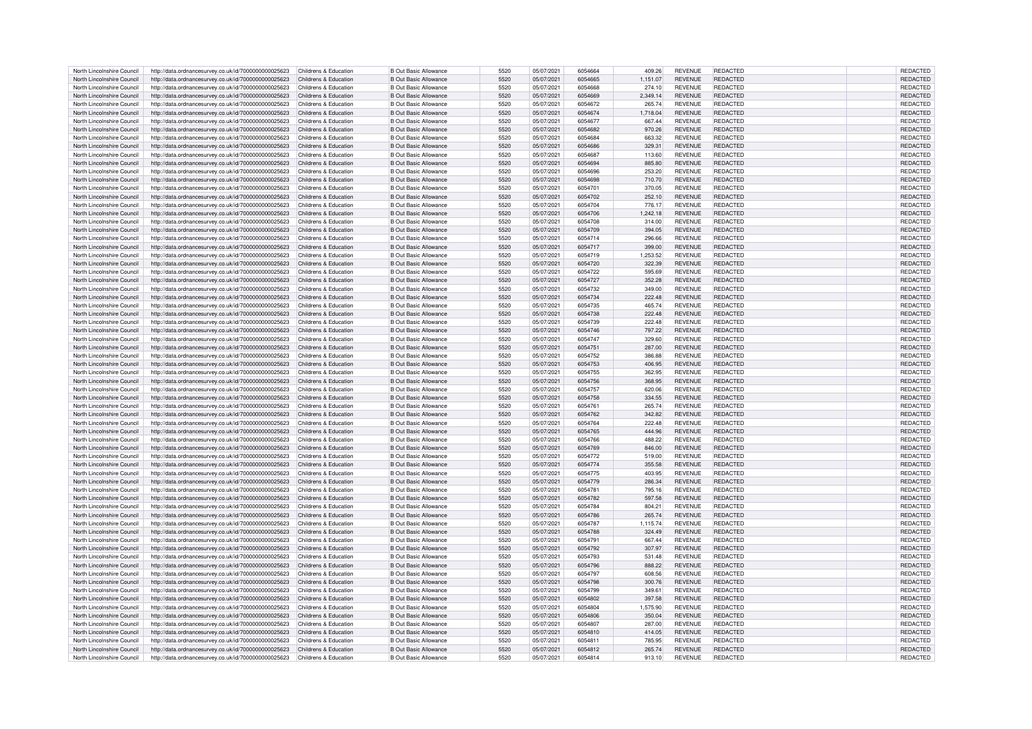| North Lincolnshire Council | http://data.ordnancesurvey.co.uk/id/7000000000025623 | Childrens & Education | B Out Basic Allowance | 5520 | 05/07/2021 | 6054664 | 409.26 | REVENUE | REDACTED | REDACTED |
|---|---|---|---|---|---|---|---|---|---|---|
| North Lincolnshire Council | http://data.ordnancesurvey.co.uk/id/7000000000025623 | Childrens & Education | B Out Basic Allowance | 5520 | 05/07/2021 | 6054665 | 1,151.07 | REVENUE | REDACTED | REDACTED |
| North Lincolnshire Council | http://data.ordnancesurvey.co.uk/id/7000000000025623 | Childrens & Education | B Out Basic Allowance | 5520 | 05/07/2021 | 6054668 | 274.10 | REVENUE | REDACTED | REDACTED |
| North Lincolnshire Council | http://data.ordnancesurvey.co.uk/id/7000000000025623 | Childrens & Education | B Out Basic Allowance | 5520 | 05/07/2021 | 6054669 | 2,349.14 | REVENUE | REDACTED | REDACTED |
| North Lincolnshire Council | http://data.ordnancesurvey.co.uk/id/7000000000025623 | Childrens & Education | B Out Basic Allowance | 5520 | 05/07/2021 | 6054672 | 265.74 | REVENUE | REDACTED | REDACTED |
| North Lincolnshire Council | http://data.ordnancesurvey.co.uk/id/7000000000025623 | Childrens & Education | B Out Basic Allowance | 5520 | 05/07/2021 | 6054674 | 1,718.04 | REVENUE | REDACTED | REDACTED |
| North Lincolnshire Council | http://data.ordnancesurvey.co.uk/id/7000000000025623 | Childrens & Education | B Out Basic Allowance | 5520 | 05/07/2021 | 6054677 | 667.44 | REVENUE | REDACTED | REDACTED |
| North Lincolnshire Council | http://data.ordnancesurvey.co.uk/id/7000000000025623 | Childrens & Education | B Out Basic Allowance | 5520 | 05/07/2021 | 6054682 | 970.26 | REVENUE | REDACTED | REDACTED |
| North Lincolnshire Council | http://data.ordnancesurvey.co.uk/id/7000000000025623 | Childrens & Education | B Out Basic Allowance | 5520 | 05/07/2021 | 6054684 | 663.32 | REVENUE | REDACTED | REDACTED |
| North Lincolnshire Council | http://data.ordnancesurvey.co.uk/id/7000000000025623 | Childrens & Education | B Out Basic Allowance | 5520 | 05/07/2021 | 6054686 | 329.31 | REVENUE | REDACTED | REDACTED |
| North Lincolnshire Council | http://data.ordnancesurvey.co.uk/id/7000000000025623 | Childrens & Education | B Out Basic Allowance | 5520 | 05/07/2021 | 6054687 | 113.60 | REVENUE | REDACTED | REDACTED |
| North Lincolnshire Council | http://data.ordnancesurvey.co.uk/id/7000000000025623 | Childrens & Education | B Out Basic Allowance | 5520 | 05/07/2021 | 6054694 | 885.80 | REVENUE | REDACTED | REDACTED |
| North Lincolnshire Council | http://data.ordnancesurvey.co.uk/id/7000000000025623 | Childrens & Education | B Out Basic Allowance | 5520 | 05/07/2021 | 6054696 | 253.20 | REVENUE | REDACTED | REDACTED |
| North Lincolnshire Council | http://data.ordnancesurvey.co.uk/id/7000000000025623 | Childrens & Education | B Out Basic Allowance | 5520 | 05/07/2021 | 6054698 | 710.70 | REVENUE | REDACTED | REDACTED |
| North Lincolnshire Council | http://data.ordnancesurvey.co.uk/id/7000000000025623 | Childrens & Education | B Out Basic Allowance | 5520 | 05/07/2021 | 6054701 | 370.05 | REVENUE | REDACTED | REDACTED |
| North Lincolnshire Council | http://data.ordnancesurvey.co.uk/id/7000000000025623 | Childrens & Education | B Out Basic Allowance | 5520 | 05/07/2021 | 6054702 | 252.10 | REVENUE | REDACTED | REDACTED |
| North Lincolnshire Council | http://data.ordnancesurvey.co.uk/id/7000000000025623 | Childrens & Education | B Out Basic Allowance | 5520 | 05/07/2021 | 6054704 | 776.17 | REVENUE | REDACTED | REDACTED |
| North Lincolnshire Council | http://data.ordnancesurvey.co.uk/id/7000000000025623 | Childrens & Education | B Out Basic Allowance | 5520 | 05/07/2021 | 6054706 | 1,242.18 | REVENUE | REDACTED | REDACTED |
| North Lincolnshire Council | http://data.ordnancesurvey.co.uk/id/7000000000025623 | Childrens & Education | B Out Basic Allowance | 5520 | 05/07/2021 | 6054708 | 314.00 | REVENUE | REDACTED | REDACTED |
| North Lincolnshire Council | http://data.ordnancesurvey.co.uk/id/7000000000025623 | Childrens & Education | B Out Basic Allowance | 5520 | 05/07/2021 | 6054709 | 394.05 | REVENUE | REDACTED | REDACTED |
| North Lincolnshire Council | http://data.ordnancesurvey.co.uk/id/7000000000025623 | Childrens & Education | B Out Basic Allowance | 5520 | 05/07/2021 | 6054714 | 296.66 | REVENUE | REDACTED | REDACTED |
| North Lincolnshire Council | http://data.ordnancesurvey.co.uk/id/7000000000025623 | Childrens & Education | B Out Basic Allowance | 5520 | 05/07/2021 | 6054717 | 399.00 | REVENUE | REDACTED | REDACTED |
| North Lincolnshire Council | http://data.ordnancesurvey.co.uk/id/7000000000025623 | Childrens & Education | B Out Basic Allowance | 5520 | 05/07/2021 | 6054719 | 1,253.52 | REVENUE | REDACTED | REDACTED |
| North Lincolnshire Council | http://data.ordnancesurvey.co.uk/id/7000000000025623 | Childrens & Education | B Out Basic Allowance | 5520 | 05/07/2021 | 6054720 | 322.39 | REVENUE | REDACTED | REDACTED |
| North Lincolnshire Council | http://data.ordnancesurvey.co.uk/id/7000000000025623 | Childrens & Education | B Out Basic Allowance | 5520 | 05/07/2021 | 6054722 | 595.69 | REVENUE | REDACTED | REDACTED |
| North Lincolnshire Council | http://data.ordnancesurvey.co.uk/id/7000000000025623 | Childrens & Education | B Out Basic Allowance | 5520 | 05/07/2021 | 6054727 | 352.28 | REVENUE | REDACTED | REDACTED |
| North Lincolnshire Council | http://data.ordnancesurvey.co.uk/id/7000000000025623 | Childrens & Education | B Out Basic Allowance | 5520 | 05/07/2021 | 6054732 | 349.00 | REVENUE | REDACTED | REDACTED |
| North Lincolnshire Council | http://data.ordnancesurvey.co.uk/id/7000000000025623 | Childrens & Education | B Out Basic Allowance | 5520 | 05/07/2021 | 6054734 | 222.48 | REVENUE | REDACTED | REDACTED |
| North Lincolnshire Council | http://data.ordnancesurvey.co.uk/id/7000000000025623 | Childrens & Education | B Out Basic Allowance | 5520 | 05/07/2021 | 6054735 | 465.74 | REVENUE | REDACTED | REDACTED |
| North Lincolnshire Council | http://data.ordnancesurvey.co.uk/id/7000000000025623 | Childrens & Education | B Out Basic Allowance | 5520 | 05/07/2021 | 6054738 | 222.48 | REVENUE | REDACTED | REDACTED |
| North Lincolnshire Council | http://data.ordnancesurvey.co.uk/id/7000000000025623 | Childrens & Education | B Out Basic Allowance | 5520 | 05/07/2021 | 6054739 | 222.48 | REVENUE | REDACTED | REDACTED |
| North Lincolnshire Council | http://data.ordnancesurvey.co.uk/id/7000000000025623 | Childrens & Education | B Out Basic Allowance | 5520 | 05/07/2021 | 6054746 | 797.22 | REVENUE | REDACTED | REDACTED |
| North Lincolnshire Council | http://data.ordnancesurvey.co.uk/id/7000000000025623 | Childrens & Education | B Out Basic Allowance | 5520 | 05/07/2021 | 6054747 | 329.60 | REVENUE | REDACTED | REDACTED |
| North Lincolnshire Council | http://data.ordnancesurvey.co.uk/id/7000000000025623 | Childrens & Education | B Out Basic Allowance | 5520 | 05/07/2021 | 6054751 | 287.00 | REVENUE | REDACTED | REDACTED |
| North Lincolnshire Council | http://data.ordnancesurvey.co.uk/id/7000000000025623 | Childrens & Education | B Out Basic Allowance | 5520 | 05/07/2021 | 6054752 | 386.88 | REVENUE | REDACTED | REDACTED |
| North Lincolnshire Council | http://data.ordnancesurvey.co.uk/id/7000000000025623 | Childrens & Education | B Out Basic Allowance | 5520 | 05/07/2021 | 6054753 | 406.95 | REVENUE | REDACTED | REDACTED |
| North Lincolnshire Council | http://data.ordnancesurvey.co.uk/id/7000000000025623 | Childrens & Education | B Out Basic Allowance | 5520 | 05/07/2021 | 6054755 | 362.95 | REVENUE | REDACTED | REDACTED |
| North Lincolnshire Council | http://data.ordnancesurvey.co.uk/id/7000000000025623 | Childrens & Education | B Out Basic Allowance | 5520 | 05/07/2021 | 6054756 | 368.95 | REVENUE | REDACTED | REDACTED |
| North Lincolnshire Council | http://data.ordnancesurvey.co.uk/id/7000000000025623 | Childrens & Education | B Out Basic Allowance | 5520 | 05/07/2021 | 6054757 | 620.06 | REVENUE | REDACTED | REDACTED |
| North Lincolnshire Council | http://data.ordnancesurvey.co.uk/id/7000000000025623 | Childrens & Education | B Out Basic Allowance | 5520 | 05/07/2021 | 6054758 | 334.55 | REVENUE | REDACTED | REDACTED |
| North Lincolnshire Council | http://data.ordnancesurvey.co.uk/id/7000000000025623 | Childrens & Education | B Out Basic Allowance | 5520 | 05/07/2021 | 6054761 | 265.74 | REVENUE | REDACTED | REDACTED |
| North Lincolnshire Council | http://data.ordnancesurvey.co.uk/id/7000000000025623 | Childrens & Education | B Out Basic Allowance | 5520 | 05/07/2021 | 6054762 | 342.82 | REVENUE | REDACTED | REDACTED |
| North Lincolnshire Council | http://data.ordnancesurvey.co.uk/id/7000000000025623 | Childrens & Education | B Out Basic Allowance | 5520 | 05/07/2021 | 6054764 | 222.48 | REVENUE | REDACTED | REDACTED |
| North Lincolnshire Council | http://data.ordnancesurvey.co.uk/id/7000000000025623 | Childrens & Education | B Out Basic Allowance | 5520 | 05/07/2021 | 6054765 | 444.96 | REVENUE | REDACTED | REDACTED |
| North Lincolnshire Council | http://data.ordnancesurvey.co.uk/id/7000000000025623 | Childrens & Education | B Out Basic Allowance | 5520 | 05/07/2021 | 6054766 | 488.22 | REVENUE | REDACTED | REDACTED |
| North Lincolnshire Council | http://data.ordnancesurvey.co.uk/id/7000000000025623 | Childrens & Education | B Out Basic Allowance | 5520 | 05/07/2021 | 6054769 | 846.00 | REVENUE | REDACTED | REDACTED |
| North Lincolnshire Council | http://data.ordnancesurvey.co.uk/id/7000000000025623 | Childrens & Education | B Out Basic Allowance | 5520 | 05/07/2021 | 6054772 | 519.00 | REVENUE | REDACTED | REDACTED |
| North Lincolnshire Council | http://data.ordnancesurvey.co.uk/id/7000000000025623 | Childrens & Education | B Out Basic Allowance | 5520 | 05/07/2021 | 6054774 | 355.58 | REVENUE | REDACTED | REDACTED |
| North Lincolnshire Council | http://data.ordnancesurvey.co.uk/id/7000000000025623 | Childrens & Education | B Out Basic Allowance | 5520 | 05/07/2021 | 6054775 | 403.95 | REVENUE | REDACTED | REDACTED |
| North Lincolnshire Council | http://data.ordnancesurvey.co.uk/id/7000000000025623 | Childrens & Education | B Out Basic Allowance | 5520 | 05/07/2021 | 6054779 | 286.34 | REVENUE | REDACTED | REDACTED |
| North Lincolnshire Council | http://data.ordnancesurvey.co.uk/id/7000000000025623 | Childrens & Education | B Out Basic Allowance | 5520 | 05/07/2021 | 6054781 | 795.16 | REVENUE | REDACTED | REDACTED |
| North Lincolnshire Council | http://data.ordnancesurvey.co.uk/id/7000000000025623 | Childrens & Education | B Out Basic Allowance | 5520 | 05/07/2021 | 6054782 | 597.58 | REVENUE | REDACTED | REDACTED |
| North Lincolnshire Council | http://data.ordnancesurvey.co.uk/id/7000000000025623 | Childrens & Education | B Out Basic Allowance | 5520 | 05/07/2021 | 6054784 | 804.21 | REVENUE | REDACTED | REDACTED |
| North Lincolnshire Council | http://data.ordnancesurvey.co.uk/id/7000000000025623 | Childrens & Education | B Out Basic Allowance | 5520 | 05/07/2021 | 6054786 | 265.74 | REVENUE | REDACTED | REDACTED |
| North Lincolnshire Council | http://data.ordnancesurvey.co.uk/id/7000000000025623 | Childrens & Education | B Out Basic Allowance | 5520 | 05/07/2021 | 6054787 | 1,115.74 | REVENUE | REDACTED | REDACTED |
| North Lincolnshire Council | http://data.ordnancesurvey.co.uk/id/7000000000025623 | Childrens & Education | B Out Basic Allowance | 5520 | 05/07/2021 | 6054788 | 324.49 | REVENUE | REDACTED | REDACTED |
| North Lincolnshire Council | http://data.ordnancesurvey.co.uk/id/7000000000025623 | Childrens & Education | B Out Basic Allowance | 5520 | 05/07/2021 | 6054791 | 667.44 | REVENUE | REDACTED | REDACTED |
| North Lincolnshire Council | http://data.ordnancesurvey.co.uk/id/7000000000025623 | Childrens & Education | B Out Basic Allowance | 5520 | 05/07/2021 | 6054792 | 307.97 | REVENUE | REDACTED | REDACTED |
| North Lincolnshire Council | http://data.ordnancesurvey.co.uk/id/7000000000025623 | Childrens & Education | B Out Basic Allowance | 5520 | 05/07/2021 | 6054793 | 531.48 | REVENUE | REDACTED | REDACTED |
| North Lincolnshire Council | http://data.ordnancesurvey.co.uk/id/7000000000025623 | Childrens & Education | B Out Basic Allowance | 5520 | 05/07/2021 | 6054796 | 888.22 | REVENUE | REDACTED | REDACTED |
| North Lincolnshire Council | http://data.ordnancesurvey.co.uk/id/7000000000025623 | Childrens & Education | B Out Basic Allowance | 5520 | 05/07/2021 | 6054797 | 608.56 | REVENUE | REDACTED | REDACTED |
| North Lincolnshire Council | http://data.ordnancesurvey.co.uk/id/7000000000025623 | Childrens & Education | B Out Basic Allowance | 5520 | 05/07/2021 | 6054798 | 300.76 | REVENUE | REDACTED | REDACTED |
| North Lincolnshire Council | http://data.ordnancesurvey.co.uk/id/7000000000025623 | Childrens & Education | B Out Basic Allowance | 5520 | 05/07/2021 | 6054799 | 349.61 | REVENUE | REDACTED | REDACTED |
| North Lincolnshire Council | http://data.ordnancesurvey.co.uk/id/7000000000025623 | Childrens & Education | B Out Basic Allowance | 5520 | 05/07/2021 | 6054802 | 397.58 | REVENUE | REDACTED | REDACTED |
| North Lincolnshire Council | http://data.ordnancesurvey.co.uk/id/7000000000025623 | Childrens & Education | B Out Basic Allowance | 5520 | 05/07/2021 | 6054804 | 1,575.90 | REVENUE | REDACTED | REDACTED |
| North Lincolnshire Council | http://data.ordnancesurvey.co.uk/id/7000000000025623 | Childrens & Education | B Out Basic Allowance | 5520 | 05/07/2021 | 6054806 | 350.04 | REVENUE | REDACTED | REDACTED |
| North Lincolnshire Council | http://data.ordnancesurvey.co.uk/id/7000000000025623 | Childrens & Education | B Out Basic Allowance | 5520 | 05/07/2021 | 6054807 | 287.00 | REVENUE | REDACTED | REDACTED |
| North Lincolnshire Council | http://data.ordnancesurvey.co.uk/id/7000000000025623 | Childrens & Education | B Out Basic Allowance | 5520 | 05/07/2021 | 6054810 | 414.05 | REVENUE | REDACTED | REDACTED |
| North Lincolnshire Council | http://data.ordnancesurvey.co.uk/id/7000000000025623 | Childrens & Education | B Out Basic Allowance | 5520 | 05/07/2021 | 6054811 | 785.95 | REVENUE | REDACTED | REDACTED |
| North Lincolnshire Council | http://data.ordnancesurvey.co.uk/id/7000000000025623 | Childrens & Education | B Out Basic Allowance | 5520 | 05/07/2021 | 6054812 | 265.74 | REVENUE | REDACTED | REDACTED |
| North Lincolnshire Council | http://data.ordnancesurvey.co.uk/id/7000000000025623 | Childrens & Education | B Out Basic Allowance | 5520 | 05/07/2021 | 6054814 | 913.10 | REVENUE | REDACTED | REDACTED |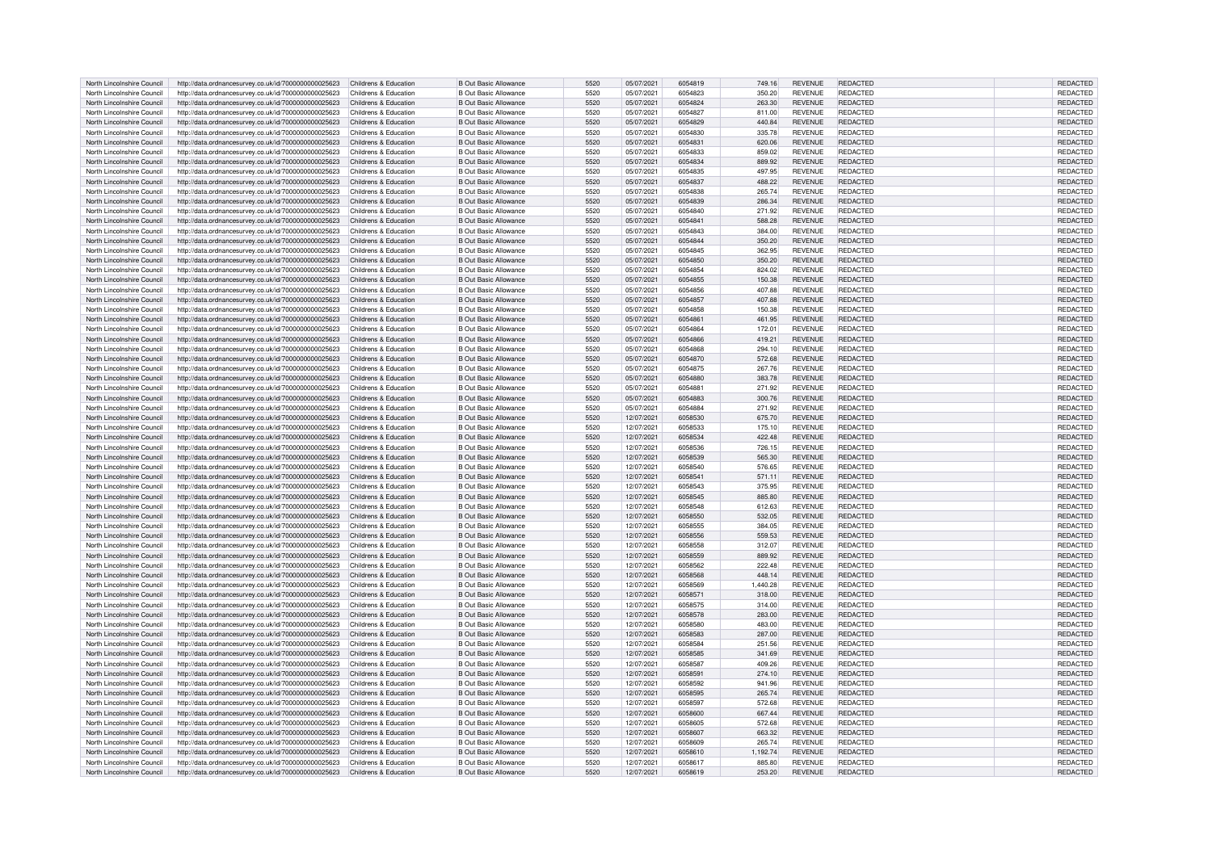| | | | | | | | | | | | |
|---|---|---|---|---|---|---|---|---|---|---|---|
| North Lincolnshire Council | http://data.ordnancesurvey.co.uk/id/7000000000025623 | Childrens & Education | B Out Basic Allowance | 5520 | 05/07/2021 | 6054819 | 749.16 | REVENUE | REDACTED | | REDACTED |
| North Lincolnshire Council | http://data.ordnancesurvey.co.uk/id/7000000000025623 | Childrens & Education | B Out Basic Allowance | 5520 | 05/07/2021 | 6054823 | 350.20 | REVENUE | REDACTED | | REDACTED |
| North Lincolnshire Council | http://data.ordnancesurvey.co.uk/id/7000000000025623 | Childrens & Education | B Out Basic Allowance | 5520 | 05/07/2021 | 6054824 | 263.30 | REVENUE | REDACTED | | REDACTED |
| North Lincolnshire Council | http://data.ordnancesurvey.co.uk/id/7000000000025623 | Childrens & Education | B Out Basic Allowance | 5520 | 05/07/2021 | 6054827 | 811.00 | REVENUE | REDACTED | | REDACTED |
| North Lincolnshire Council | http://data.ordnancesurvey.co.uk/id/7000000000025623 | Childrens & Education | B Out Basic Allowance | 5520 | 05/07/2021 | 6054829 | 440.84 | REVENUE | REDACTED | | REDACTED |
| North Lincolnshire Council | http://data.ordnancesurvey.co.uk/id/7000000000025623 | Childrens & Education | B Out Basic Allowance | 5520 | 05/07/2021 | 6054830 | 335.78 | REVENUE | REDACTED | | REDACTED |
| North Lincolnshire Council | http://data.ordnancesurvey.co.uk/id/7000000000025623 | Childrens & Education | B Out Basic Allowance | 5520 | 05/07/2021 | 6054831 | 620.06 | REVENUE | REDACTED | | REDACTED |
| North Lincolnshire Council | http://data.ordnancesurvey.co.uk/id/7000000000025623 | Childrens & Education | B Out Basic Allowance | 5520 | 05/07/2021 | 6054833 | 859.02 | REVENUE | REDACTED | | REDACTED |
| North Lincolnshire Council | http://data.ordnancesurvey.co.uk/id/7000000000025623 | Childrens & Education | B Out Basic Allowance | 5520 | 05/07/2021 | 6054834 | 889.92 | REVENUE | REDACTED | | REDACTED |
| North Lincolnshire Council | http://data.ordnancesurvey.co.uk/id/7000000000025623 | Childrens & Education | B Out Basic Allowance | 5520 | 05/07/2021 | 6054835 | 497.95 | REVENUE | REDACTED | | REDACTED |
| North Lincolnshire Council | http://data.ordnancesurvey.co.uk/id/7000000000025623 | Childrens & Education | B Out Basic Allowance | 5520 | 05/07/2021 | 6054837 | 488.22 | REVENUE | REDACTED | | REDACTED |
| North Lincolnshire Council | http://data.ordnancesurvey.co.uk/id/7000000000025623 | Childrens & Education | B Out Basic Allowance | 5520 | 05/07/2021 | 6054838 | 265.74 | REVENUE | REDACTED | | REDACTED |
| North Lincolnshire Council | http://data.ordnancesurvey.co.uk/id/7000000000025623 | Childrens & Education | B Out Basic Allowance | 5520 | 05/07/2021 | 6054839 | 286.34 | REVENUE | REDACTED | | REDACTED |
| North Lincolnshire Council | http://data.ordnancesurvey.co.uk/id/7000000000025623 | Childrens & Education | B Out Basic Allowance | 5520 | 05/07/2021 | 6054840 | 271.92 | REVENUE | REDACTED | | REDACTED |
| North Lincolnshire Council | http://data.ordnancesurvey.co.uk/id/7000000000025623 | Childrens & Education | B Out Basic Allowance | 5520 | 05/07/2021 | 6054841 | 588.28 | REVENUE | REDACTED | | REDACTED |
| North Lincolnshire Council | http://data.ordnancesurvey.co.uk/id/7000000000025623 | Childrens & Education | B Out Basic Allowance | 5520 | 05/07/2021 | 6054843 | 384.00 | REVENUE | REDACTED | | REDACTED |
| North Lincolnshire Council | http://data.ordnancesurvey.co.uk/id/7000000000025623 | Childrens & Education | B Out Basic Allowance | 5520 | 05/07/2021 | 6054844 | 350.20 | REVENUE | REDACTED | | REDACTED |
| North Lincolnshire Council | http://data.ordnancesurvey.co.uk/id/7000000000025623 | Childrens & Education | B Out Basic Allowance | 5520 | 05/07/2021 | 6054845 | 362.95 | REVENUE | REDACTED | | REDACTED |
| North Lincolnshire Council | http://data.ordnancesurvey.co.uk/id/7000000000025623 | Childrens & Education | B Out Basic Allowance | 5520 | 05/07/2021 | 6054850 | 350.20 | REVENUE | REDACTED | | REDACTED |
| North Lincolnshire Council | http://data.ordnancesurvey.co.uk/id/7000000000025623 | Childrens & Education | B Out Basic Allowance | 5520 | 05/07/2021 | 6054854 | 824.02 | REVENUE | REDACTED | | REDACTED |
| North Lincolnshire Council | http://data.ordnancesurvey.co.uk/id/7000000000025623 | Childrens & Education | B Out Basic Allowance | 5520 | 05/07/2021 | 6054855 | 150.38 | REVENUE | REDACTED | | REDACTED |
| North Lincolnshire Council | http://data.ordnancesurvey.co.uk/id/7000000000025623 | Childrens & Education | B Out Basic Allowance | 5520 | 05/07/2021 | 6054856 | 407.88 | REVENUE | REDACTED | | REDACTED |
| North Lincolnshire Council | http://data.ordnancesurvey.co.uk/id/7000000000025623 | Childrens & Education | B Out Basic Allowance | 5520 | 05/07/2021 | 6054857 | 407.88 | REVENUE | REDACTED | | REDACTED |
| North Lincolnshire Council | http://data.ordnancesurvey.co.uk/id/7000000000025623 | Childrens & Education | B Out Basic Allowance | 5520 | 05/07/2021 | 6054858 | 150.38 | REVENUE | REDACTED | | REDACTED |
| North Lincolnshire Council | http://data.ordnancesurvey.co.uk/id/7000000000025623 | Childrens & Education | B Out Basic Allowance | 5520 | 05/07/2021 | 6054861 | 461.95 | REVENUE | REDACTED | | REDACTED |
| North Lincolnshire Council | http://data.ordnancesurvey.co.uk/id/7000000000025623 | Childrens & Education | B Out Basic Allowance | 5520 | 05/07/2021 | 6054864 | 172.01 | REVENUE | REDACTED | | REDACTED |
| North Lincolnshire Council | http://data.ordnancesurvey.co.uk/id/7000000000025623 | Childrens & Education | B Out Basic Allowance | 5520 | 05/07/2021 | 6054866 | 419.21 | REVENUE | REDACTED | | REDACTED |
| North Lincolnshire Council | http://data.ordnancesurvey.co.uk/id/7000000000025623 | Childrens & Education | B Out Basic Allowance | 5520 | 05/07/2021 | 6054868 | 294.10 | REVENUE | REDACTED | | REDACTED |
| North Lincolnshire Council | http://data.ordnancesurvey.co.uk/id/7000000000025623 | Childrens & Education | B Out Basic Allowance | 5520 | 05/07/2021 | 6054870 | 572.68 | REVENUE | REDACTED | | REDACTED |
| North Lincolnshire Council | http://data.ordnancesurvey.co.uk/id/7000000000025623 | Childrens & Education | B Out Basic Allowance | 5520 | 05/07/2021 | 6054875 | 267.76 | REVENUE | REDACTED | | REDACTED |
| North Lincolnshire Council | http://data.ordnancesurvey.co.uk/id/7000000000025623 | Childrens & Education | B Out Basic Allowance | 5520 | 05/07/2021 | 6054880 | 383.78 | REVENUE | REDACTED | | REDACTED |
| North Lincolnshire Council | http://data.ordnancesurvey.co.uk/id/7000000000025623 | Childrens & Education | B Out Basic Allowance | 5520 | 05/07/2021 | 6054881 | 271.92 | REVENUE | REDACTED | | REDACTED |
| North Lincolnshire Council | http://data.ordnancesurvey.co.uk/id/7000000000025623 | Childrens & Education | B Out Basic Allowance | 5520 | 05/07/2021 | 6054883 | 300.76 | REVENUE | REDACTED | | REDACTED |
| North Lincolnshire Council | http://data.ordnancesurvey.co.uk/id/7000000000025623 | Childrens & Education | B Out Basic Allowance | 5520 | 05/07/2021 | 6054884 | 271.92 | REVENUE | REDACTED | | REDACTED |
| North Lincolnshire Council | http://data.ordnancesurvey.co.uk/id/7000000000025623 | Childrens & Education | B Out Basic Allowance | 5520 | 12/07/2021 | 6058530 | 675.70 | REVENUE | REDACTED | | REDACTED |
| North Lincolnshire Council | http://data.ordnancesurvey.co.uk/id/7000000000025623 | Childrens & Education | B Out Basic Allowance | 5520 | 12/07/2021 | 6058533 | 175.10 | REVENUE | REDACTED | | REDACTED |
| North Lincolnshire Council | http://data.ordnancesurvey.co.uk/id/7000000000025623 | Childrens & Education | B Out Basic Allowance | 5520 | 12/07/2021 | 6058534 | 422.48 | REVENUE | REDACTED | | REDACTED |
| North Lincolnshire Council | http://data.ordnancesurvey.co.uk/id/7000000000025623 | Childrens & Education | B Out Basic Allowance | 5520 | 12/07/2021 | 6058536 | 726.15 | REVENUE | REDACTED | | REDACTED |
| North Lincolnshire Council | http://data.ordnancesurvey.co.uk/id/7000000000025623 | Childrens & Education | B Out Basic Allowance | 5520 | 12/07/2021 | 6058539 | 565.30 | REVENUE | REDACTED | | REDACTED |
| North Lincolnshire Council | http://data.ordnancesurvey.co.uk/id/7000000000025623 | Childrens & Education | B Out Basic Allowance | 5520 | 12/07/2021 | 6058540 | 576.65 | REVENUE | REDACTED | | REDACTED |
| North Lincolnshire Council | http://data.ordnancesurvey.co.uk/id/7000000000025623 | Childrens & Education | B Out Basic Allowance | 5520 | 12/07/2021 | 6058541 | 571.11 | REVENUE | REDACTED | | REDACTED |
| North Lincolnshire Council | http://data.ordnancesurvey.co.uk/id/7000000000025623 | Childrens & Education | B Out Basic Allowance | 5520 | 12/07/2021 | 6058543 | 375.95 | REVENUE | REDACTED | | REDACTED |
| North Lincolnshire Council | http://data.ordnancesurvey.co.uk/id/7000000000025623 | Childrens & Education | B Out Basic Allowance | 5520 | 12/07/2021 | 6058545 | 885.80 | REVENUE | REDACTED | | REDACTED |
| North Lincolnshire Council | http://data.ordnancesurvey.co.uk/id/7000000000025623 | Childrens & Education | B Out Basic Allowance | 5520 | 12/07/2021 | 6058548 | 612.63 | REVENUE | REDACTED | | REDACTED |
| North Lincolnshire Council | http://data.ordnancesurvey.co.uk/id/7000000000025623 | Childrens & Education | B Out Basic Allowance | 5520 | 12/07/2021 | 6058550 | 532.05 | REVENUE | REDACTED | | REDACTED |
| North Lincolnshire Council | http://data.ordnancesurvey.co.uk/id/7000000000025623 | Childrens & Education | B Out Basic Allowance | 5520 | 12/07/2021 | 6058555 | 384.05 | REVENUE | REDACTED | | REDACTED |
| North Lincolnshire Council | http://data.ordnancesurvey.co.uk/id/7000000000025623 | Childrens & Education | B Out Basic Allowance | 5520 | 12/07/2021 | 6058556 | 559.53 | REVENUE | REDACTED | | REDACTED |
| North Lincolnshire Council | http://data.ordnancesurvey.co.uk/id/7000000000025623 | Childrens & Education | B Out Basic Allowance | 5520 | 12/07/2021 | 6058558 | 312.07 | REVENUE | REDACTED | | REDACTED |
| North Lincolnshire Council | http://data.ordnancesurvey.co.uk/id/7000000000025623 | Childrens & Education | B Out Basic Allowance | 5520 | 12/07/2021 | 6058559 | 889.92 | REVENUE | REDACTED | | REDACTED |
| North Lincolnshire Council | http://data.ordnancesurvey.co.uk/id/7000000000025623 | Childrens & Education | B Out Basic Allowance | 5520 | 12/07/2021 | 6058562 | 222.48 | REVENUE | REDACTED | | REDACTED |
| North Lincolnshire Council | http://data.ordnancesurvey.co.uk/id/7000000000025623 | Childrens & Education | B Out Basic Allowance | 5520 | 12/07/2021 | 6058568 | 448.14 | REVENUE | REDACTED | | REDACTED |
| North Lincolnshire Council | http://data.ordnancesurvey.co.uk/id/7000000000025623 | Childrens & Education | B Out Basic Allowance | 5520 | 12/07/2021 | 6058569 | 1,440.28 | REVENUE | REDACTED | | REDACTED |
| North Lincolnshire Council | http://data.ordnancesurvey.co.uk/id/7000000000025623 | Childrens & Education | B Out Basic Allowance | 5520 | 12/07/2021 | 6058571 | 318.00 | REVENUE | REDACTED | | REDACTED |
| North Lincolnshire Council | http://data.ordnancesurvey.co.uk/id/7000000000025623 | Childrens & Education | B Out Basic Allowance | 5520 | 12/07/2021 | 6058575 | 314.00 | REVENUE | REDACTED | | REDACTED |
| North Lincolnshire Council | http://data.ordnancesurvey.co.uk/id/7000000000025623 | Childrens & Education | B Out Basic Allowance | 5520 | 12/07/2021 | 6058578 | 283.00 | REVENUE | REDACTED | | REDACTED |
| North Lincolnshire Council | http://data.ordnancesurvey.co.uk/id/7000000000025623 | Childrens & Education | B Out Basic Allowance | 5520 | 12/07/2021 | 6058580 | 483.00 | REVENUE | REDACTED | | REDACTED |
| North Lincolnshire Council | http://data.ordnancesurvey.co.uk/id/7000000000025623 | Childrens & Education | B Out Basic Allowance | 5520 | 12/07/2021 | 6058583 | 287.00 | REVENUE | REDACTED | | REDACTED |
| North Lincolnshire Council | http://data.ordnancesurvey.co.uk/id/7000000000025623 | Childrens & Education | B Out Basic Allowance | 5520 | 12/07/2021 | 6058584 | 251.56 | REVENUE | REDACTED | | REDACTED |
| North Lincolnshire Council | http://data.ordnancesurvey.co.uk/id/7000000000025623 | Childrens & Education | B Out Basic Allowance | 5520 | 12/07/2021 | 6058585 | 341.69 | REVENUE | REDACTED | | REDACTED |
| North Lincolnshire Council | http://data.ordnancesurvey.co.uk/id/7000000000025623 | Childrens & Education | B Out Basic Allowance | 5520 | 12/07/2021 | 6058587 | 409.26 | REVENUE | REDACTED | | REDACTED |
| North Lincolnshire Council | http://data.ordnancesurvey.co.uk/id/7000000000025623 | Childrens & Education | B Out Basic Allowance | 5520 | 12/07/2021 | 6058591 | 274.10 | REVENUE | REDACTED | | REDACTED |
| North Lincolnshire Council | http://data.ordnancesurvey.co.uk/id/7000000000025623 | Childrens & Education | B Out Basic Allowance | 5520 | 12/07/2021 | 6058592 | 941.96 | REVENUE | REDACTED | | REDACTED |
| North Lincolnshire Council | http://data.ordnancesurvey.co.uk/id/7000000000025623 | Childrens & Education | B Out Basic Allowance | 5520 | 12/07/2021 | 6058595 | 265.74 | REVENUE | REDACTED | | REDACTED |
| North Lincolnshire Council | http://data.ordnancesurvey.co.uk/id/7000000000025623 | Childrens & Education | B Out Basic Allowance | 5520 | 12/07/2021 | 6058597 | 572.68 | REVENUE | REDACTED | | REDACTED |
| North Lincolnshire Council | http://data.ordnancesurvey.co.uk/id/7000000000025623 | Childrens & Education | B Out Basic Allowance | 5520 | 12/07/2021 | 6058600 | 667.44 | REVENUE | REDACTED | | REDACTED |
| North Lincolnshire Council | http://data.ordnancesurvey.co.uk/id/7000000000025623 | Childrens & Education | B Out Basic Allowance | 5520 | 12/07/2021 | 6058605 | 572.68 | REVENUE | REDACTED | | REDACTED |
| North Lincolnshire Council | http://data.ordnancesurvey.co.uk/id/7000000000025623 | Childrens & Education | B Out Basic Allowance | 5520 | 12/07/2021 | 6058607 | 663.32 | REVENUE | REDACTED | | REDACTED |
| North Lincolnshire Council | http://data.ordnancesurvey.co.uk/id/7000000000025623 | Childrens & Education | B Out Basic Allowance | 5520 | 12/07/2021 | 6058609 | 265.74 | REVENUE | REDACTED | | REDACTED |
| North Lincolnshire Council | http://data.ordnancesurvey.co.uk/id/7000000000025623 | Childrens & Education | B Out Basic Allowance | 5520 | 12/07/2021 | 6058610 | 1,192.74 | REVENUE | REDACTED | | REDACTED |
| North Lincolnshire Council | http://data.ordnancesurvey.co.uk/id/7000000000025623 | Childrens & Education | B Out Basic Allowance | 5520 | 12/07/2021 | 6058617 | 885.80 | REVENUE | REDACTED | | REDACTED |
| North Lincolnshire Council | http://data.ordnancesurvey.co.uk/id/7000000000025623 | Childrens & Education | B Out Basic Allowance | 5520 | 12/07/2021 | 6058619 | 253.20 | REVENUE | REDACTED | | REDACTED |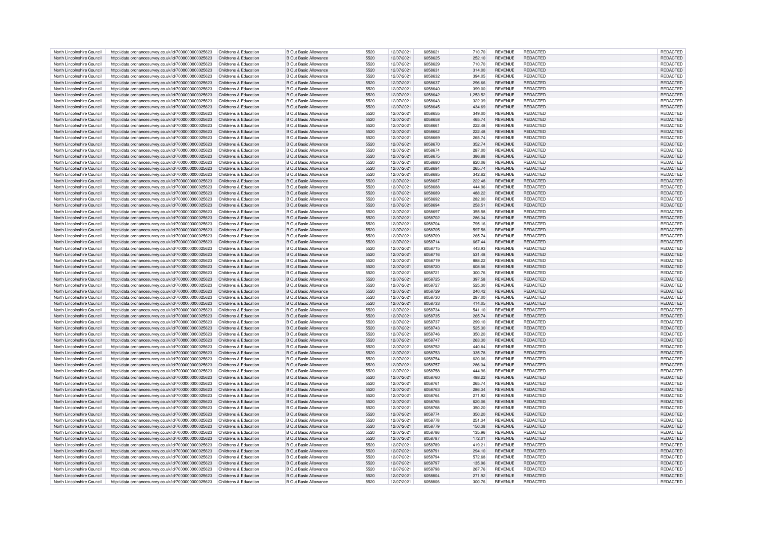| | | | | | | | | | | | |
|---|---|---|---|---|---|---|---|---|---|---|---|
| North Lincolnshire Council | http://data.ordnancesurvey.co.uk/id/7000000000025623 | Childrens & Education | B Out Basic Allowance | 5520 | 12/07/2021 | 6058621 | 710.70 | REVENUE | REDACTED | | REDACTED |
| North Lincolnshire Council | http://data.ordnancesurvey.co.uk/id/7000000000025623 | Childrens & Education | B Out Basic Allowance | 5520 | 12/07/2021 | 6058625 | 252.10 | REVENUE | REDACTED | | REDACTED |
| North Lincolnshire Council | http://data.ordnancesurvey.co.uk/id/7000000000025623 | Childrens & Education | B Out Basic Allowance | 5520 | 12/07/2021 | 6058629 | 710.70 | REVENUE | REDACTED | | REDACTED |
| North Lincolnshire Council | http://data.ordnancesurvey.co.uk/id/7000000000025623 | Childrens & Education | B Out Basic Allowance | 5520 | 12/07/2021 | 6058631 | 314.00 | REVENUE | REDACTED | | REDACTED |
| North Lincolnshire Council | http://data.ordnancesurvey.co.uk/id/7000000000025623 | Childrens & Education | B Out Basic Allowance | 5520 | 12/07/2021 | 6058632 | 394.05 | REVENUE | REDACTED | | REDACTED |
| North Lincolnshire Council | http://data.ordnancesurvey.co.uk/id/7000000000025623 | Childrens & Education | B Out Basic Allowance | 5520 | 12/07/2021 | 6058637 | 296.66 | REVENUE | REDACTED | | REDACTED |
| North Lincolnshire Council | http://data.ordnancesurvey.co.uk/id/7000000000025623 | Childrens & Education | B Out Basic Allowance | 5520 | 12/07/2021 | 6058640 | 399.00 | REVENUE | REDACTED | | REDACTED |
| North Lincolnshire Council | http://data.ordnancesurvey.co.uk/id/7000000000025623 | Childrens & Education | B Out Basic Allowance | 5520 | 12/07/2021 | 6058642 | 1,253.52 | REVENUE | REDACTED | | REDACTED |
| North Lincolnshire Council | http://data.ordnancesurvey.co.uk/id/7000000000025623 | Childrens & Education | B Out Basic Allowance | 5520 | 12/07/2021 | 6058643 | 322.39 | REVENUE | REDACTED | | REDACTED |
| North Lincolnshire Council | http://data.ordnancesurvey.co.uk/id/7000000000025623 | Childrens & Education | B Out Basic Allowance | 5520 | 12/07/2021 | 6058645 | 434.69 | REVENUE | REDACTED | | REDACTED |
| North Lincolnshire Council | http://data.ordnancesurvey.co.uk/id/7000000000025623 | Childrens & Education | B Out Basic Allowance | 5520 | 12/07/2021 | 6058655 | 349.00 | REVENUE | REDACTED | | REDACTED |
| North Lincolnshire Council | http://data.ordnancesurvey.co.uk/id/7000000000025623 | Childrens & Education | B Out Basic Allowance | 5520 | 12/07/2021 | 6058658 | 465.74 | REVENUE | REDACTED | | REDACTED |
| North Lincolnshire Council | http://data.ordnancesurvey.co.uk/id/7000000000025623 | Childrens & Education | B Out Basic Allowance | 5520 | 12/07/2021 | 6058661 | 222.48 | REVENUE | REDACTED | | REDACTED |
| North Lincolnshire Council | http://data.ordnancesurvey.co.uk/id/7000000000025623 | Childrens & Education | B Out Basic Allowance | 5520 | 12/07/2021 | 6058662 | 222.48 | REVENUE | REDACTED | | REDACTED |
| North Lincolnshire Council | http://data.ordnancesurvey.co.uk/id/7000000000025623 | Childrens & Education | B Out Basic Allowance | 5520 | 12/07/2021 | 6058669 | 265.74 | REVENUE | REDACTED | | REDACTED |
| North Lincolnshire Council | http://data.ordnancesurvey.co.uk/id/7000000000025623 | Childrens & Education | B Out Basic Allowance | 5520 | 12/07/2021 | 6058670 | 352.74 | REVENUE | REDACTED | | REDACTED |
| North Lincolnshire Council | http://data.ordnancesurvey.co.uk/id/7000000000025623 | Childrens & Education | B Out Basic Allowance | 5520 | 12/07/2021 | 6058674 | 287.00 | REVENUE | REDACTED | | REDACTED |
| North Lincolnshire Council | http://data.ordnancesurvey.co.uk/id/7000000000025623 | Childrens & Education | B Out Basic Allowance | 5520 | 12/07/2021 | 6058675 | 386.88 | REVENUE | REDACTED | | REDACTED |
| North Lincolnshire Council | http://data.ordnancesurvey.co.uk/id/7000000000025623 | Childrens & Education | B Out Basic Allowance | 5520 | 12/07/2021 | 6058680 | 620.06 | REVENUE | REDACTED | | REDACTED |
| North Lincolnshire Council | http://data.ordnancesurvey.co.uk/id/7000000000025623 | Childrens & Education | B Out Basic Allowance | 5520 | 12/07/2021 | 6058684 | 265.74 | REVENUE | REDACTED | | REDACTED |
| North Lincolnshire Council | http://data.ordnancesurvey.co.uk/id/7000000000025623 | Childrens & Education | B Out Basic Allowance | 5520 | 12/07/2021 | 6058685 | 342.82 | REVENUE | REDACTED | | REDACTED |
| North Lincolnshire Council | http://data.ordnancesurvey.co.uk/id/7000000000025623 | Childrens & Education | B Out Basic Allowance | 5520 | 12/07/2021 | 6058687 | 222.48 | REVENUE | REDACTED | | REDACTED |
| North Lincolnshire Council | http://data.ordnancesurvey.co.uk/id/7000000000025623 | Childrens & Education | B Out Basic Allowance | 5520 | 12/07/2021 | 6058688 | 444.96 | REVENUE | REDACTED | | REDACTED |
| North Lincolnshire Council | http://data.ordnancesurvey.co.uk/id/7000000000025623 | Childrens & Education | B Out Basic Allowance | 5520 | 12/07/2021 | 6058689 | 488.22 | REVENUE | REDACTED | | REDACTED |
| North Lincolnshire Council | http://data.ordnancesurvey.co.uk/id/7000000000025623 | Childrens & Education | B Out Basic Allowance | 5520 | 12/07/2021 | 6058692 | 282.00 | REVENUE | REDACTED | | REDACTED |
| North Lincolnshire Council | http://data.ordnancesurvey.co.uk/id/7000000000025623 | Childrens & Education | B Out Basic Allowance | 5520 | 12/07/2021 | 6058694 | 258.51 | REVENUE | REDACTED | | REDACTED |
| North Lincolnshire Council | http://data.ordnancesurvey.co.uk/id/7000000000025623 | Childrens & Education | B Out Basic Allowance | 5520 | 12/07/2021 | 6058697 | 355.58 | REVENUE | REDACTED | | REDACTED |
| North Lincolnshire Council | http://data.ordnancesurvey.co.uk/id/7000000000025623 | Childrens & Education | B Out Basic Allowance | 5520 | 12/07/2021 | 6058702 | 286.34 | REVENUE | REDACTED | | REDACTED |
| North Lincolnshire Council | http://data.ordnancesurvey.co.uk/id/7000000000025623 | Childrens & Education | B Out Basic Allowance | 5520 | 12/07/2021 | 6058704 | 795.16 | REVENUE | REDACTED | | REDACTED |
| North Lincolnshire Council | http://data.ordnancesurvey.co.uk/id/7000000000025623 | Childrens & Education | B Out Basic Allowance | 5520 | 12/07/2021 | 6058705 | 597.58 | REVENUE | REDACTED | | REDACTED |
| North Lincolnshire Council | http://data.ordnancesurvey.co.uk/id/7000000000025623 | Childrens & Education | B Out Basic Allowance | 5520 | 12/07/2021 | 6058709 | 265.74 | REVENUE | REDACTED | | REDACTED |
| North Lincolnshire Council | http://data.ordnancesurvey.co.uk/id/7000000000025623 | Childrens & Education | B Out Basic Allowance | 5520 | 12/07/2021 | 6058714 | 667.44 | REVENUE | REDACTED | | REDACTED |
| North Lincolnshire Council | http://data.ordnancesurvey.co.uk/id/7000000000025623 | Childrens & Education | B Out Basic Allowance | 5520 | 12/07/2021 | 6058715 | 443.93 | REVENUE | REDACTED | | REDACTED |
| North Lincolnshire Council | http://data.ordnancesurvey.co.uk/id/7000000000025623 | Childrens & Education | B Out Basic Allowance | 5520 | 12/07/2021 | 6058716 | 531.48 | REVENUE | REDACTED | | REDACTED |
| North Lincolnshire Council | http://data.ordnancesurvey.co.uk/id/7000000000025623 | Childrens & Education | B Out Basic Allowance | 5520 | 12/07/2021 | 6058719 | 888.22 | REVENUE | REDACTED | | REDACTED |
| North Lincolnshire Council | http://data.ordnancesurvey.co.uk/id/7000000000025623 | Childrens & Education | B Out Basic Allowance | 5520 | 12/07/2021 | 6058720 | 608.56 | REVENUE | REDACTED | | REDACTED |
| North Lincolnshire Council | http://data.ordnancesurvey.co.uk/id/7000000000025623 | Childrens & Education | B Out Basic Allowance | 5520 | 12/07/2021 | 6058721 | 300.76 | REVENUE | REDACTED | | REDACTED |
| North Lincolnshire Council | http://data.ordnancesurvey.co.uk/id/7000000000025623 | Childrens & Education | B Out Basic Allowance | 5520 | 12/07/2021 | 6058725 | 397.58 | REVENUE | REDACTED | | REDACTED |
| North Lincolnshire Council | http://data.ordnancesurvey.co.uk/id/7000000000025623 | Childrens & Education | B Out Basic Allowance | 5520 | 12/07/2021 | 6058727 | 525.30 | REVENUE | REDACTED | | REDACTED |
| North Lincolnshire Council | http://data.ordnancesurvey.co.uk/id/7000000000025623 | Childrens & Education | B Out Basic Allowance | 5520 | 12/07/2021 | 6058729 | 240.42 | REVENUE | REDACTED | | REDACTED |
| North Lincolnshire Council | http://data.ordnancesurvey.co.uk/id/7000000000025623 | Childrens & Education | B Out Basic Allowance | 5520 | 12/07/2021 | 6058730 | 287.00 | REVENUE | REDACTED | | REDACTED |
| North Lincolnshire Council | http://data.ordnancesurvey.co.uk/id/7000000000025623 | Childrens & Education | B Out Basic Allowance | 5520 | 12/07/2021 | 6058733 | 414.05 | REVENUE | REDACTED | | REDACTED |
| North Lincolnshire Council | http://data.ordnancesurvey.co.uk/id/7000000000025623 | Childrens & Education | B Out Basic Allowance | 5520 | 12/07/2021 | 6058734 | 541.10 | REVENUE | REDACTED | | REDACTED |
| North Lincolnshire Council | http://data.ordnancesurvey.co.uk/id/7000000000025623 | Childrens & Education | B Out Basic Allowance | 5520 | 12/07/2021 | 6058735 | 265.74 | REVENUE | REDACTED | | REDACTED |
| North Lincolnshire Council | http://data.ordnancesurvey.co.uk/id/7000000000025623 | Childrens & Education | B Out Basic Allowance | 5520 | 12/07/2021 | 6058737 | 299.10 | REVENUE | REDACTED | | REDACTED |
| North Lincolnshire Council | http://data.ordnancesurvey.co.uk/id/7000000000025623 | Childrens & Education | B Out Basic Allowance | 5520 | 12/07/2021 | 6058743 | 525.30 | REVENUE | REDACTED | | REDACTED |
| North Lincolnshire Council | http://data.ordnancesurvey.co.uk/id/7000000000025623 | Childrens & Education | B Out Basic Allowance | 5520 | 12/07/2021 | 6058746 | 350.20 | REVENUE | REDACTED | | REDACTED |
| North Lincolnshire Council | http://data.ordnancesurvey.co.uk/id/7000000000025623 | Childrens & Education | B Out Basic Allowance | 5520 | 12/07/2021 | 6058747 | 263.30 | REVENUE | REDACTED | | REDACTED |
| North Lincolnshire Council | http://data.ordnancesurvey.co.uk/id/7000000000025623 | Childrens & Education | B Out Basic Allowance | 5520 | 12/07/2021 | 6058752 | 440.84 | REVENUE | REDACTED | | REDACTED |
| North Lincolnshire Council | http://data.ordnancesurvey.co.uk/id/7000000000025623 | Childrens & Education | B Out Basic Allowance | 5520 | 12/07/2021 | 6058753 | 335.78 | REVENUE | REDACTED | | REDACTED |
| North Lincolnshire Council | http://data.ordnancesurvey.co.uk/id/7000000000025623 | Childrens & Education | B Out Basic Allowance | 5520 | 12/07/2021 | 6058754 | 620.06 | REVENUE | REDACTED | | REDACTED |
| North Lincolnshire Council | http://data.ordnancesurvey.co.uk/id/7000000000025623 | Childrens & Education | B Out Basic Allowance | 5520 | 12/07/2021 | 6058757 | 286.34 | REVENUE | REDACTED | | REDACTED |
| North Lincolnshire Council | http://data.ordnancesurvey.co.uk/id/7000000000025623 | Childrens & Education | B Out Basic Allowance | 5520 | 12/07/2021 | 6058758 | 444.96 | REVENUE | REDACTED | | REDACTED |
| North Lincolnshire Council | http://data.ordnancesurvey.co.uk/id/7000000000025623 | Childrens & Education | B Out Basic Allowance | 5520 | 12/07/2021 | 6058760 | 488.22 | REVENUE | REDACTED | | REDACTED |
| North Lincolnshire Council | http://data.ordnancesurvey.co.uk/id/7000000000025623 | Childrens & Education | B Out Basic Allowance | 5520 | 12/07/2021 | 6058761 | 265.74 | REVENUE | REDACTED | | REDACTED |
| North Lincolnshire Council | http://data.ordnancesurvey.co.uk/id/7000000000025623 | Childrens & Education | B Out Basic Allowance | 5520 | 12/07/2021 | 6058763 | 286.34 | REVENUE | REDACTED | | REDACTED |
| North Lincolnshire Council | http://data.ordnancesurvey.co.uk/id/7000000000025623 | Childrens & Education | B Out Basic Allowance | 5520 | 12/07/2021 | 6058764 | 271.92 | REVENUE | REDACTED | | REDACTED |
| North Lincolnshire Council | http://data.ordnancesurvey.co.uk/id/7000000000025623 | Childrens & Education | B Out Basic Allowance | 5520 | 12/07/2021 | 6058765 | 620.06 | REVENUE | REDACTED | | REDACTED |
| North Lincolnshire Council | http://data.ordnancesurvey.co.uk/id/7000000000025623 | Childrens & Education | B Out Basic Allowance | 5520 | 12/07/2021 | 6058768 | 350.20 | REVENUE | REDACTED | | REDACTED |
| North Lincolnshire Council | http://data.ordnancesurvey.co.uk/id/7000000000025623 | Childrens & Education | B Out Basic Allowance | 5520 | 12/07/2021 | 6058774 | 350.20 | REVENUE | REDACTED | | REDACTED |
| North Lincolnshire Council | http://data.ordnancesurvey.co.uk/id/7000000000025623 | Childrens & Education | B Out Basic Allowance | 5520 | 12/07/2021 | 6058778 | 251.34 | REVENUE | REDACTED | | REDACTED |
| North Lincolnshire Council | http://data.ordnancesurvey.co.uk/id/7000000000025623 | Childrens & Education | B Out Basic Allowance | 5520 | 12/07/2021 | 6058779 | 150.38 | REVENUE | REDACTED | | REDACTED |
| North Lincolnshire Council | http://data.ordnancesurvey.co.uk/id/7000000000025623 | Childrens & Education | B Out Basic Allowance | 5520 | 12/07/2021 | 6058786 | 135.96 | REVENUE | REDACTED | | REDACTED |
| North Lincolnshire Council | http://data.ordnancesurvey.co.uk/id/7000000000025623 | Childrens & Education | B Out Basic Allowance | 5520 | 12/07/2021 | 6058787 | 172.01 | REVENUE | REDACTED | | REDACTED |
| North Lincolnshire Council | http://data.ordnancesurvey.co.uk/id/7000000000025623 | Childrens & Education | B Out Basic Allowance | 5520 | 12/07/2021 | 6058789 | 419.21 | REVENUE | REDACTED | | REDACTED |
| North Lincolnshire Council | http://data.ordnancesurvey.co.uk/id/7000000000025623 | Childrens & Education | B Out Basic Allowance | 5520 | 12/07/2021 | 6058791 | 294.10 | REVENUE | REDACTED | | REDACTED |
| North Lincolnshire Council | http://data.ordnancesurvey.co.uk/id/7000000000025623 | Childrens & Education | B Out Basic Allowance | 5520 | 12/07/2021 | 6058794 | 572.68 | REVENUE | REDACTED | | REDACTED |
| North Lincolnshire Council | http://data.ordnancesurvey.co.uk/id/7000000000025623 | Childrens & Education | B Out Basic Allowance | 5520 | 12/07/2021 | 6058797 | 135.96 | REVENUE | REDACTED | | REDACTED |
| North Lincolnshire Council | http://data.ordnancesurvey.co.uk/id/7000000000025623 | Childrens & Education | B Out Basic Allowance | 5520 | 12/07/2021 | 6058798 | 267.76 | REVENUE | REDACTED | | REDACTED |
| North Lincolnshire Council | http://data.ordnancesurvey.co.uk/id/7000000000025623 | Childrens & Education | B Out Basic Allowance | 5520 | 12/07/2021 | 6058804 | 271.92 | REVENUE | REDACTED | | REDACTED |
| North Lincolnshire Council | http://data.ordnancesurvey.co.uk/id/7000000000025623 | Childrens & Education | B Out Basic Allowance | 5520 | 12/07/2021 | 6058806 | 300.76 | REVENUE | REDACTED | | REDACTED |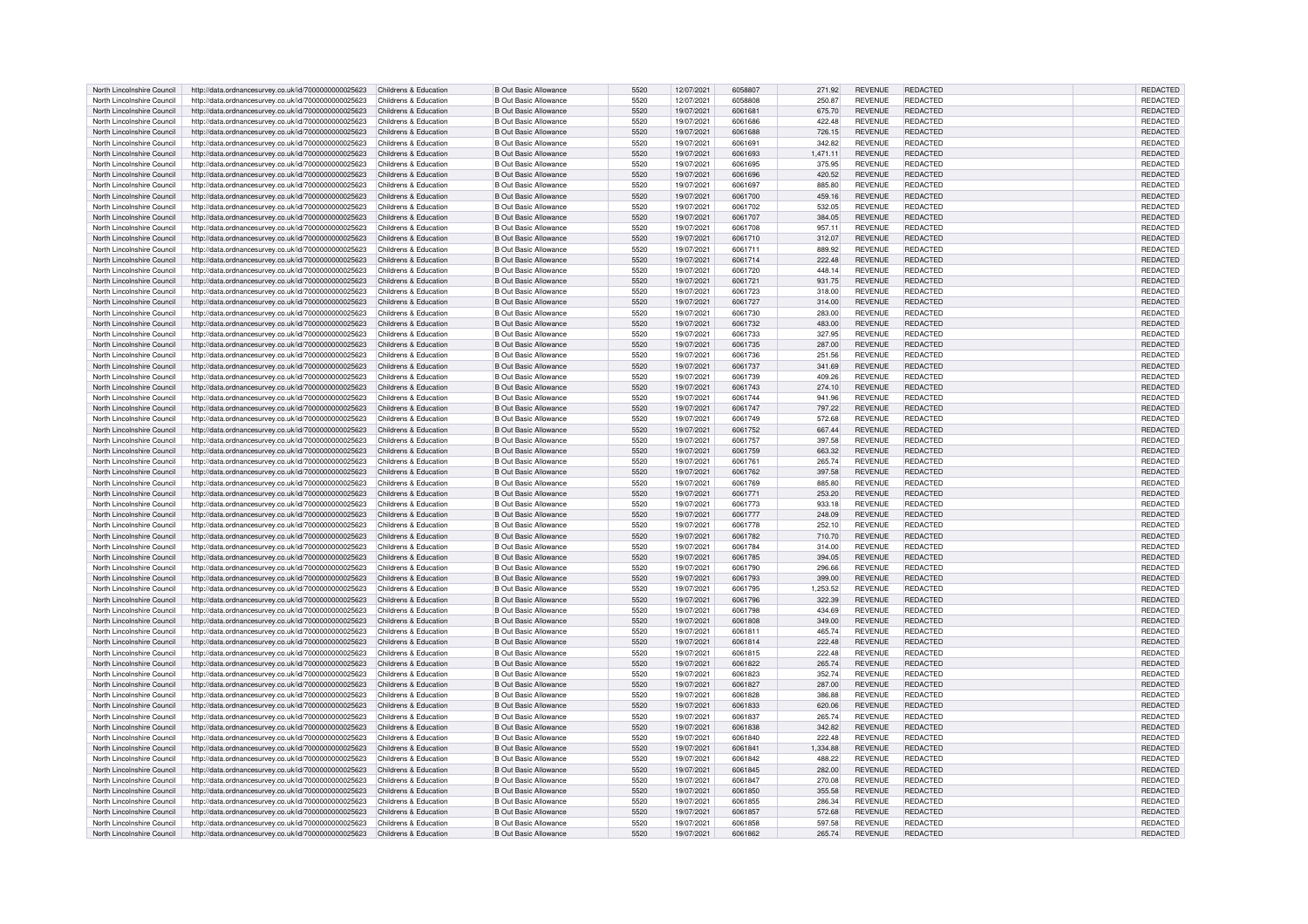| North Lincolnshire Council | http://data.ordnancesurvey.co.uk/id/7000000000025623 | Childrens & Education | B Out Basic Allowance | 5520 | 12/07/2021 | 6058807 | 271.92 | REVENUE | REDACTED | | REDACTED |
|---|---|---|---|---|---|---|---|---|---|---|---|
| North Lincolnshire Council | http://data.ordnancesurvey.co.uk/id/7000000000025623 | Childrens & Education | B Out Basic Allowance | 5520 | 12/07/2021 | 6058808 | 250.87 | REVENUE | REDACTED | | REDACTED |
| North Lincolnshire Council | http://data.ordnancesurvey.co.uk/id/7000000000025623 | Childrens & Education | B Out Basic Allowance | 5520 | 19/07/2021 | 6061681 | 675.70 | REVENUE | REDACTED | | REDACTED |
| North Lincolnshire Council | http://data.ordnancesurvey.co.uk/id/7000000000025623 | Childrens & Education | B Out Basic Allowance | 5520 | 19/07/2021 | 6061686 | 422.48 | REVENUE | REDACTED | | REDACTED |
| North Lincolnshire Council | http://data.ordnancesurvey.co.uk/id/7000000000025623 | Childrens & Education | B Out Basic Allowance | 5520 | 19/07/2021 | 6061688 | 726.15 | REVENUE | REDACTED | | REDACTED |
| North Lincolnshire Council | http://data.ordnancesurvey.co.uk/id/7000000000025623 | Childrens & Education | B Out Basic Allowance | 5520 | 19/07/2021 | 6061691 | 342.82 | REVENUE | REDACTED | | REDACTED |
| North Lincolnshire Council | http://data.ordnancesurvey.co.uk/id/7000000000025623 | Childrens & Education | B Out Basic Allowance | 5520 | 19/07/2021 | 6061693 | 1,471.11 | REVENUE | REDACTED | | REDACTED |
| North Lincolnshire Council | http://data.ordnancesurvey.co.uk/id/7000000000025623 | Childrens & Education | B Out Basic Allowance | 5520 | 19/07/2021 | 6061695 | 375.95 | REVENUE | REDACTED | | REDACTED |
| North Lincolnshire Council | http://data.ordnancesurvey.co.uk/id/7000000000025623 | Childrens & Education | B Out Basic Allowance | 5520 | 19/07/2021 | 6061696 | 420.52 | REVENUE | REDACTED | | REDACTED |
| North Lincolnshire Council | http://data.ordnancesurvey.co.uk/id/7000000000025623 | Childrens & Education | B Out Basic Allowance | 5520 | 19/07/2021 | 6061697 | 885.80 | REVENUE | REDACTED | | REDACTED |
| North Lincolnshire Council | http://data.ordnancesurvey.co.uk/id/7000000000025623 | Childrens & Education | B Out Basic Allowance | 5520 | 19/07/2021 | 6061700 | 459.16 | REVENUE | REDACTED | | REDACTED |
| North Lincolnshire Council | http://data.ordnancesurvey.co.uk/id/7000000000025623 | Childrens & Education | B Out Basic Allowance | 5520 | 19/07/2021 | 6061702 | 532.05 | REVENUE | REDACTED | | REDACTED |
| North Lincolnshire Council | http://data.ordnancesurvey.co.uk/id/7000000000025623 | Childrens & Education | B Out Basic Allowance | 5520 | 19/07/2021 | 6061707 | 384.05 | REVENUE | REDACTED | | REDACTED |
| North Lincolnshire Council | http://data.ordnancesurvey.co.uk/id/7000000000025623 | Childrens & Education | B Out Basic Allowance | 5520 | 19/07/2021 | 6061708 | 957.11 | REVENUE | REDACTED | | REDACTED |
| North Lincolnshire Council | http://data.ordnancesurvey.co.uk/id/7000000000025623 | Childrens & Education | B Out Basic Allowance | 5520 | 19/07/2021 | 6061710 | 312.07 | REVENUE | REDACTED | | REDACTED |
| North Lincolnshire Council | http://data.ordnancesurvey.co.uk/id/7000000000025623 | Childrens & Education | B Out Basic Allowance | 5520 | 19/07/2021 | 6061711 | 889.92 | REVENUE | REDACTED | | REDACTED |
| North Lincolnshire Council | http://data.ordnancesurvey.co.uk/id/7000000000025623 | Childrens & Education | B Out Basic Allowance | 5520 | 19/07/2021 | 6061714 | 222.48 | REVENUE | REDACTED | | REDACTED |
| North Lincolnshire Council | http://data.ordnancesurvey.co.uk/id/7000000000025623 | Childrens & Education | B Out Basic Allowance | 5520 | 19/07/2021 | 6061720 | 448.14 | REVENUE | REDACTED | | REDACTED |
| North Lincolnshire Council | http://data.ordnancesurvey.co.uk/id/7000000000025623 | Childrens & Education | B Out Basic Allowance | 5520 | 19/07/2021 | 6061721 | 931.75 | REVENUE | REDACTED | | REDACTED |
| North Lincolnshire Council | http://data.ordnancesurvey.co.uk/id/7000000000025623 | Childrens & Education | B Out Basic Allowance | 5520 | 19/07/2021 | 6061723 | 318.00 | REVENUE | REDACTED | | REDACTED |
| North Lincolnshire Council | http://data.ordnancesurvey.co.uk/id/7000000000025623 | Childrens & Education | B Out Basic Allowance | 5520 | 19/07/2021 | 6061727 | 314.00 | REVENUE | REDACTED | | REDACTED |
| North Lincolnshire Council | http://data.ordnancesurvey.co.uk/id/7000000000025623 | Childrens & Education | B Out Basic Allowance | 5520 | 19/07/2021 | 6061730 | 283.00 | REVENUE | REDACTED | | REDACTED |
| North Lincolnshire Council | http://data.ordnancesurvey.co.uk/id/7000000000025623 | Childrens & Education | B Out Basic Allowance | 5520 | 19/07/2021 | 6061732 | 483.00 | REVENUE | REDACTED | | REDACTED |
| North Lincolnshire Council | http://data.ordnancesurvey.co.uk/id/7000000000025623 | Childrens & Education | B Out Basic Allowance | 5520 | 19/07/2021 | 6061733 | 327.95 | REVENUE | REDACTED | | REDACTED |
| North Lincolnshire Council | http://data.ordnancesurvey.co.uk/id/7000000000025623 | Childrens & Education | B Out Basic Allowance | 5520 | 19/07/2021 | 6061735 | 287.00 | REVENUE | REDACTED | | REDACTED |
| North Lincolnshire Council | http://data.ordnancesurvey.co.uk/id/7000000000025623 | Childrens & Education | B Out Basic Allowance | 5520 | 19/07/2021 | 6061736 | 251.56 | REVENUE | REDACTED | | REDACTED |
| North Lincolnshire Council | http://data.ordnancesurvey.co.uk/id/7000000000025623 | Childrens & Education | B Out Basic Allowance | 5520 | 19/07/2021 | 6061737 | 341.69 | REVENUE | REDACTED | | REDACTED |
| North Lincolnshire Council | http://data.ordnancesurvey.co.uk/id/7000000000025623 | Childrens & Education | B Out Basic Allowance | 5520 | 19/07/2021 | 6061739 | 409.26 | REVENUE | REDACTED | | REDACTED |
| North Lincolnshire Council | http://data.ordnancesurvey.co.uk/id/7000000000025623 | Childrens & Education | B Out Basic Allowance | 5520 | 19/07/2021 | 6061743 | 274.10 | REVENUE | REDACTED | | REDACTED |
| North Lincolnshire Council | http://data.ordnancesurvey.co.uk/id/7000000000025623 | Childrens & Education | B Out Basic Allowance | 5520 | 19/07/2021 | 6061744 | 941.96 | REVENUE | REDACTED | | REDACTED |
| North Lincolnshire Council | http://data.ordnancesurvey.co.uk/id/7000000000025623 | Childrens & Education | B Out Basic Allowance | 5520 | 19/07/2021 | 6061747 | 797.22 | REVENUE | REDACTED | | REDACTED |
| North Lincolnshire Council | http://data.ordnancesurvey.co.uk/id/7000000000025623 | Childrens & Education | B Out Basic Allowance | 5520 | 19/07/2021 | 6061749 | 572.68 | REVENUE | REDACTED | | REDACTED |
| North Lincolnshire Council | http://data.ordnancesurvey.co.uk/id/7000000000025623 | Childrens & Education | B Out Basic Allowance | 5520 | 19/07/2021 | 6061752 | 667.44 | REVENUE | REDACTED | | REDACTED |
| North Lincolnshire Council | http://data.ordnancesurvey.co.uk/id/7000000000025623 | Childrens & Education | B Out Basic Allowance | 5520 | 19/07/2021 | 6061757 | 397.58 | REVENUE | REDACTED | | REDACTED |
| North Lincolnshire Council | http://data.ordnancesurvey.co.uk/id/7000000000025623 | Childrens & Education | B Out Basic Allowance | 5520 | 19/07/2021 | 6061759 | 663.32 | REVENUE | REDACTED | | REDACTED |
| North Lincolnshire Council | http://data.ordnancesurvey.co.uk/id/7000000000025623 | Childrens & Education | B Out Basic Allowance | 5520 | 19/07/2021 | 6061761 | 265.74 | REVENUE | REDACTED | | REDACTED |
| North Lincolnshire Council | http://data.ordnancesurvey.co.uk/id/7000000000025623 | Childrens & Education | B Out Basic Allowance | 5520 | 19/07/2021 | 6061762 | 397.58 | REVENUE | REDACTED | | REDACTED |
| North Lincolnshire Council | http://data.ordnancesurvey.co.uk/id/7000000000025623 | Childrens & Education | B Out Basic Allowance | 5520 | 19/07/2021 | 6061769 | 885.80 | REVENUE | REDACTED | | REDACTED |
| North Lincolnshire Council | http://data.ordnancesurvey.co.uk/id/7000000000025623 | Childrens & Education | B Out Basic Allowance | 5520 | 19/07/2021 | 6061771 | 253.20 | REVENUE | REDACTED | | REDACTED |
| North Lincolnshire Council | http://data.ordnancesurvey.co.uk/id/7000000000025623 | Childrens & Education | B Out Basic Allowance | 5520 | 19/07/2021 | 6061773 | 933.18 | REVENUE | REDACTED | | REDACTED |
| North Lincolnshire Council | http://data.ordnancesurvey.co.uk/id/7000000000025623 | Childrens & Education | B Out Basic Allowance | 5520 | 19/07/2021 | 6061777 | 248.09 | REVENUE | REDACTED | | REDACTED |
| North Lincolnshire Council | http://data.ordnancesurvey.co.uk/id/7000000000025623 | Childrens & Education | B Out Basic Allowance | 5520 | 19/07/2021 | 6061778 | 252.10 | REVENUE | REDACTED | | REDACTED |
| North Lincolnshire Council | http://data.ordnancesurvey.co.uk/id/7000000000025623 | Childrens & Education | B Out Basic Allowance | 5520 | 19/07/2021 | 6061782 | 710.70 | REVENUE | REDACTED | | REDACTED |
| North Lincolnshire Council | http://data.ordnancesurvey.co.uk/id/7000000000025623 | Childrens & Education | B Out Basic Allowance | 5520 | 19/07/2021 | 6061784 | 314.00 | REVENUE | REDACTED | | REDACTED |
| North Lincolnshire Council | http://data.ordnancesurvey.co.uk/id/7000000000025623 | Childrens & Education | B Out Basic Allowance | 5520 | 19/07/2021 | 6061785 | 394.05 | REVENUE | REDACTED | | REDACTED |
| North Lincolnshire Council | http://data.ordnancesurvey.co.uk/id/7000000000025623 | Childrens & Education | B Out Basic Allowance | 5520 | 19/07/2021 | 6061790 | 296.66 | REVENUE | REDACTED | | REDACTED |
| North Lincolnshire Council | http://data.ordnancesurvey.co.uk/id/7000000000025623 | Childrens & Education | B Out Basic Allowance | 5520 | 19/07/2021 | 6061793 | 399.00 | REVENUE | REDACTED | | REDACTED |
| North Lincolnshire Council | http://data.ordnancesurvey.co.uk/id/7000000000025623 | Childrens & Education | B Out Basic Allowance | 5520 | 19/07/2021 | 6061795 | 1,253.52 | REVENUE | REDACTED | | REDACTED |
| North Lincolnshire Council | http://data.ordnancesurvey.co.uk/id/7000000000025623 | Childrens & Education | B Out Basic Allowance | 5520 | 19/07/2021 | 6061796 | 322.39 | REVENUE | REDACTED | | REDACTED |
| North Lincolnshire Council | http://data.ordnancesurvey.co.uk/id/7000000000025623 | Childrens & Education | B Out Basic Allowance | 5520 | 19/07/2021 | 6061798 | 434.69 | REVENUE | REDACTED | | REDACTED |
| North Lincolnshire Council | http://data.ordnancesurvey.co.uk/id/7000000000025623 | Childrens & Education | B Out Basic Allowance | 5520 | 19/07/2021 | 6061808 | 349.00 | REVENUE | REDACTED | | REDACTED |
| North Lincolnshire Council | http://data.ordnancesurvey.co.uk/id/7000000000025623 | Childrens & Education | B Out Basic Allowance | 5520 | 19/07/2021 | 6061811 | 465.74 | REVENUE | REDACTED | | REDACTED |
| North Lincolnshire Council | http://data.ordnancesurvey.co.uk/id/7000000000025623 | Childrens & Education | B Out Basic Allowance | 5520 | 19/07/2021 | 6061814 | 222.48 | REVENUE | REDACTED | | REDACTED |
| North Lincolnshire Council | http://data.ordnancesurvey.co.uk/id/7000000000025623 | Childrens & Education | B Out Basic Allowance | 5520 | 19/07/2021 | 6061815 | 222.48 | REVENUE | REDACTED | | REDACTED |
| North Lincolnshire Council | http://data.ordnancesurvey.co.uk/id/7000000000025623 | Childrens & Education | B Out Basic Allowance | 5520 | 19/07/2021 | 6061822 | 265.74 | REVENUE | REDACTED | | REDACTED |
| North Lincolnshire Council | http://data.ordnancesurvey.co.uk/id/7000000000025623 | Childrens & Education | B Out Basic Allowance | 5520 | 19/07/2021 | 6061823 | 352.74 | REVENUE | REDACTED | | REDACTED |
| North Lincolnshire Council | http://data.ordnancesurvey.co.uk/id/7000000000025623 | Childrens & Education | B Out Basic Allowance | 5520 | 19/07/2021 | 6061827 | 287.00 | REVENUE | REDACTED | | REDACTED |
| North Lincolnshire Council | http://data.ordnancesurvey.co.uk/id/7000000000025623 | Childrens & Education | B Out Basic Allowance | 5520 | 19/07/2021 | 6061828 | 386.88 | REVENUE | REDACTED | | REDACTED |
| North Lincolnshire Council | http://data.ordnancesurvey.co.uk/id/7000000000025623 | Childrens & Education | B Out Basic Allowance | 5520 | 19/07/2021 | 6061833 | 620.06 | REVENUE | REDACTED | | REDACTED |
| North Lincolnshire Council | http://data.ordnancesurvey.co.uk/id/7000000000025623 | Childrens & Education | B Out Basic Allowance | 5520 | 19/07/2021 | 6061837 | 265.74 | REVENUE | REDACTED | | REDACTED |
| North Lincolnshire Council | http://data.ordnancesurvey.co.uk/id/7000000000025623 | Childrens & Education | B Out Basic Allowance | 5520 | 19/07/2021 | 6061838 | 342.82 | REVENUE | REDACTED | | REDACTED |
| North Lincolnshire Council | http://data.ordnancesurvey.co.uk/id/7000000000025623 | Childrens & Education | B Out Basic Allowance | 5520 | 19/07/2021 | 6061840 | 222.48 | REVENUE | REDACTED | | REDACTED |
| North Lincolnshire Council | http://data.ordnancesurvey.co.uk/id/7000000000025623 | Childrens & Education | B Out Basic Allowance | 5520 | 19/07/2021 | 6061841 | 1,334.88 | REVENUE | REDACTED | | REDACTED |
| North Lincolnshire Council | http://data.ordnancesurvey.co.uk/id/7000000000025623 | Childrens & Education | B Out Basic Allowance | 5520 | 19/07/2021 | 6061842 | 488.22 | REVENUE | REDACTED | | REDACTED |
| North Lincolnshire Council | http://data.ordnancesurvey.co.uk/id/7000000000025623 | Childrens & Education | B Out Basic Allowance | 5520 | 19/07/2021 | 6061845 | 282.00 | REVENUE | REDACTED | | REDACTED |
| North Lincolnshire Council | http://data.ordnancesurvey.co.uk/id/7000000000025623 | Childrens & Education | B Out Basic Allowance | 5520 | 19/07/2021 | 6061847 | 270.08 | REVENUE | REDACTED | | REDACTED |
| North Lincolnshire Council | http://data.ordnancesurvey.co.uk/id/7000000000025623 | Childrens & Education | B Out Basic Allowance | 5520 | 19/07/2021 | 6061850 | 355.58 | REVENUE | REDACTED | | REDACTED |
| North Lincolnshire Council | http://data.ordnancesurvey.co.uk/id/7000000000025623 | Childrens & Education | B Out Basic Allowance | 5520 | 19/07/2021 | 6061855 | 286.34 | REVENUE | REDACTED | | REDACTED |
| North Lincolnshire Council | http://data.ordnancesurvey.co.uk/id/7000000000025623 | Childrens & Education | B Out Basic Allowance | 5520 | 19/07/2021 | 6061857 | 572.68 | REVENUE | REDACTED | | REDACTED |
| North Lincolnshire Council | http://data.ordnancesurvey.co.uk/id/7000000000025623 | Childrens & Education | B Out Basic Allowance | 5520 | 19/07/2021 | 6061858 | 597.58 | REVENUE | REDACTED | | REDACTED |
| North Lincolnshire Council | http://data.ordnancesurvey.co.uk/id/7000000000025623 | Childrens & Education | B Out Basic Allowance | 5520 | 19/07/2021 | 6061862 | 265.74 | REVENUE | REDACTED | | REDACTED |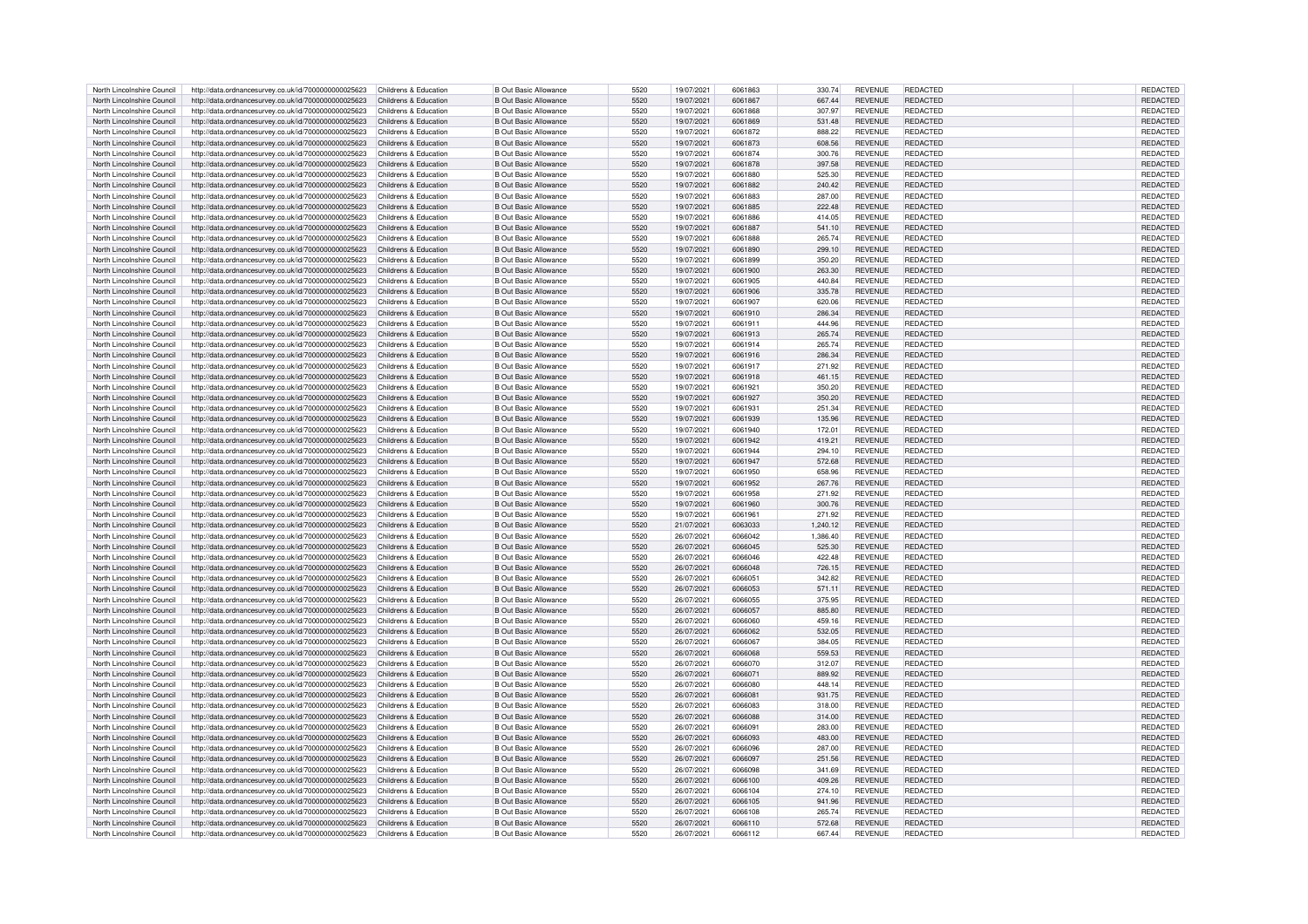| | | | | | | | | | | | |
|---|---|---|---|---|---|---|---|---|---|---|---|
| North Lincolnshire Council | http://data.ordnancesurvey.co.uk/id/7000000000025623 | Childrens & Education | B Out Basic Allowance | 5520 | 19/07/2021 | 6061863 | 330.74 | REVENUE | REDACTED | | REDACTED |
| North Lincolnshire Council | http://data.ordnancesurvey.co.uk/id/7000000000025623 | Childrens & Education | B Out Basic Allowance | 5520 | 19/07/2021 | 6061867 | 667.44 | REVENUE | REDACTED | | REDACTED |
| North Lincolnshire Council | http://data.ordnancesurvey.co.uk/id/7000000000025623 | Childrens & Education | B Out Basic Allowance | 5520 | 19/07/2021 | 6061868 | 307.97 | REVENUE | REDACTED | | REDACTED |
| North Lincolnshire Council | http://data.ordnancesurvey.co.uk/id/7000000000025623 | Childrens & Education | B Out Basic Allowance | 5520 | 19/07/2021 | 6061869 | 531.48 | REVENUE | REDACTED | | REDACTED |
| North Lincolnshire Council | http://data.ordnancesurvey.co.uk/id/7000000000025623 | Childrens & Education | B Out Basic Allowance | 5520 | 19/07/2021 | 6061872 | 888.22 | REVENUE | REDACTED | | REDACTED |
| North Lincolnshire Council | http://data.ordnancesurvey.co.uk/id/7000000000025623 | Childrens & Education | B Out Basic Allowance | 5520 | 19/07/2021 | 6061873 | 608.56 | REVENUE | REDACTED | | REDACTED |
| North Lincolnshire Council | http://data.ordnancesurvey.co.uk/id/7000000000025623 | Childrens & Education | B Out Basic Allowance | 5520 | 19/07/2021 | 6061874 | 300.76 | REVENUE | REDACTED | | REDACTED |
| North Lincolnshire Council | http://data.ordnancesurvey.co.uk/id/7000000000025623 | Childrens & Education | B Out Basic Allowance | 5520 | 19/07/2021 | 6061878 | 397.58 | REVENUE | REDACTED | | REDACTED |
| North Lincolnshire Council | http://data.ordnancesurvey.co.uk/id/7000000000025623 | Childrens & Education | B Out Basic Allowance | 5520 | 19/07/2021 | 6061880 | 525.30 | REVENUE | REDACTED | | REDACTED |
| North Lincolnshire Council | http://data.ordnancesurvey.co.uk/id/7000000000025623 | Childrens & Education | B Out Basic Allowance | 5520 | 19/07/2021 | 6061882 | 240.42 | REVENUE | REDACTED | | REDACTED |
| North Lincolnshire Council | http://data.ordnancesurvey.co.uk/id/7000000000025623 | Childrens & Education | B Out Basic Allowance | 5520 | 19/07/2021 | 6061883 | 287.00 | REVENUE | REDACTED | | REDACTED |
| North Lincolnshire Council | http://data.ordnancesurvey.co.uk/id/7000000000025623 | Childrens & Education | B Out Basic Allowance | 5520 | 19/07/2021 | 6061885 | 222.48 | REVENUE | REDACTED | | REDACTED |
| North Lincolnshire Council | http://data.ordnancesurvey.co.uk/id/7000000000025623 | Childrens & Education | B Out Basic Allowance | 5520 | 19/07/2021 | 6061886 | 414.05 | REVENUE | REDACTED | | REDACTED |
| North Lincolnshire Council | http://data.ordnancesurvey.co.uk/id/7000000000025623 | Childrens & Education | B Out Basic Allowance | 5520 | 19/07/2021 | 6061887 | 541.10 | REVENUE | REDACTED | | REDACTED |
| North Lincolnshire Council | http://data.ordnancesurvey.co.uk/id/7000000000025623 | Childrens & Education | B Out Basic Allowance | 5520 | 19/07/2021 | 6061888 | 265.74 | REVENUE | REDACTED | | REDACTED |
| North Lincolnshire Council | http://data.ordnancesurvey.co.uk/id/7000000000025623 | Childrens & Education | B Out Basic Allowance | 5520 | 19/07/2021 | 6061890 | 299.10 | REVENUE | REDACTED | | REDACTED |
| North Lincolnshire Council | http://data.ordnancesurvey.co.uk/id/7000000000025623 | Childrens & Education | B Out Basic Allowance | 5520 | 19/07/2021 | 6061899 | 350.20 | REVENUE | REDACTED | | REDACTED |
| North Lincolnshire Council | http://data.ordnancesurvey.co.uk/id/7000000000025623 | Childrens & Education | B Out Basic Allowance | 5520 | 19/07/2021 | 6061900 | 263.30 | REVENUE | REDACTED | | REDACTED |
| North Lincolnshire Council | http://data.ordnancesurvey.co.uk/id/7000000000025623 | Childrens & Education | B Out Basic Allowance | 5520 | 19/07/2021 | 6061905 | 440.84 | REVENUE | REDACTED | | REDACTED |
| North Lincolnshire Council | http://data.ordnancesurvey.co.uk/id/7000000000025623 | Childrens & Education | B Out Basic Allowance | 5520 | 19/07/2021 | 6061906 | 335.78 | REVENUE | REDACTED | | REDACTED |
| North Lincolnshire Council | http://data.ordnancesurvey.co.uk/id/7000000000025623 | Childrens & Education | B Out Basic Allowance | 5520 | 19/07/2021 | 6061907 | 620.06 | REVENUE | REDACTED | | REDACTED |
| North Lincolnshire Council | http://data.ordnancesurvey.co.uk/id/7000000000025623 | Childrens & Education | B Out Basic Allowance | 5520 | 19/07/2021 | 6061910 | 286.34 | REVENUE | REDACTED | | REDACTED |
| North Lincolnshire Council | http://data.ordnancesurvey.co.uk/id/7000000000025623 | Childrens & Education | B Out Basic Allowance | 5520 | 19/07/2021 | 6061911 | 444.96 | REVENUE | REDACTED | | REDACTED |
| North Lincolnshire Council | http://data.ordnancesurvey.co.uk/id/7000000000025623 | Childrens & Education | B Out Basic Allowance | 5520 | 19/07/2021 | 6061913 | 265.74 | REVENUE | REDACTED | | REDACTED |
| North Lincolnshire Council | http://data.ordnancesurvey.co.uk/id/7000000000025623 | Childrens & Education | B Out Basic Allowance | 5520 | 19/07/2021 | 6061914 | 265.74 | REVENUE | REDACTED | | REDACTED |
| North Lincolnshire Council | http://data.ordnancesurvey.co.uk/id/7000000000025623 | Childrens & Education | B Out Basic Allowance | 5520 | 19/07/2021 | 6061916 | 286.34 | REVENUE | REDACTED | | REDACTED |
| North Lincolnshire Council | http://data.ordnancesurvey.co.uk/id/7000000000025623 | Childrens & Education | B Out Basic Allowance | 5520 | 19/07/2021 | 6061917 | 271.92 | REVENUE | REDACTED | | REDACTED |
| North Lincolnshire Council | http://data.ordnancesurvey.co.uk/id/7000000000025623 | Childrens & Education | B Out Basic Allowance | 5520 | 19/07/2021 | 6061918 | 461.15 | REVENUE | REDACTED | | REDACTED |
| North Lincolnshire Council | http://data.ordnancesurvey.co.uk/id/7000000000025623 | Childrens & Education | B Out Basic Allowance | 5520 | 19/07/2021 | 6061921 | 350.20 | REVENUE | REDACTED | | REDACTED |
| North Lincolnshire Council | http://data.ordnancesurvey.co.uk/id/7000000000025623 | Childrens & Education | B Out Basic Allowance | 5520 | 19/07/2021 | 6061927 | 350.20 | REVENUE | REDACTED | | REDACTED |
| North Lincolnshire Council | http://data.ordnancesurvey.co.uk/id/7000000000025623 | Childrens & Education | B Out Basic Allowance | 5520 | 19/07/2021 | 6061931 | 251.34 | REVENUE | REDACTED | | REDACTED |
| North Lincolnshire Council | http://data.ordnancesurvey.co.uk/id/7000000000025623 | Childrens & Education | B Out Basic Allowance | 5520 | 19/07/2021 | 6061939 | 135.96 | REVENUE | REDACTED | | REDACTED |
| North Lincolnshire Council | http://data.ordnancesurvey.co.uk/id/7000000000025623 | Childrens & Education | B Out Basic Allowance | 5520 | 19/07/2021 | 6061940 | 172.01 | REVENUE | REDACTED | | REDACTED |
| North Lincolnshire Council | http://data.ordnancesurvey.co.uk/id/7000000000025623 | Childrens & Education | B Out Basic Allowance | 5520 | 19/07/2021 | 6061942 | 419.21 | REVENUE | REDACTED | | REDACTED |
| North Lincolnshire Council | http://data.ordnancesurvey.co.uk/id/7000000000025623 | Childrens & Education | B Out Basic Allowance | 5520 | 19/07/2021 | 6061944 | 294.10 | REVENUE | REDACTED | | REDACTED |
| North Lincolnshire Council | http://data.ordnancesurvey.co.uk/id/7000000000025623 | Childrens & Education | B Out Basic Allowance | 5520 | 19/07/2021 | 6061947 | 572.68 | REVENUE | REDACTED | | REDACTED |
| North Lincolnshire Council | http://data.ordnancesurvey.co.uk/id/7000000000025623 | Childrens & Education | B Out Basic Allowance | 5520 | 19/07/2021 | 6061950 | 658.96 | REVENUE | REDACTED | | REDACTED |
| North Lincolnshire Council | http://data.ordnancesurvey.co.uk/id/7000000000025623 | Childrens & Education | B Out Basic Allowance | 5520 | 19/07/2021 | 6061952 | 267.76 | REVENUE | REDACTED | | REDACTED |
| North Lincolnshire Council | http://data.ordnancesurvey.co.uk/id/7000000000025623 | Childrens & Education | B Out Basic Allowance | 5520 | 19/07/2021 | 6061958 | 271.92 | REVENUE | REDACTED | | REDACTED |
| North Lincolnshire Council | http://data.ordnancesurvey.co.uk/id/7000000000025623 | Childrens & Education | B Out Basic Allowance | 5520 | 19/07/2021 | 6061960 | 300.76 | REVENUE | REDACTED | | REDACTED |
| North Lincolnshire Council | http://data.ordnancesurvey.co.uk/id/7000000000025623 | Childrens & Education | B Out Basic Allowance | 5520 | 19/07/2021 | 6061961 | 271.92 | REVENUE | REDACTED | | REDACTED |
| North Lincolnshire Council | http://data.ordnancesurvey.co.uk/id/7000000000025623 | Childrens & Education | B Out Basic Allowance | 5520 | 21/07/2021 | 6063033 | 1,240.12 | REVENUE | REDACTED | | REDACTED |
| North Lincolnshire Council | http://data.ordnancesurvey.co.uk/id/7000000000025623 | Childrens & Education | B Out Basic Allowance | 5520 | 26/07/2021 | 6066042 | 1,386.40 | REVENUE | REDACTED | | REDACTED |
| North Lincolnshire Council | http://data.ordnancesurvey.co.uk/id/7000000000025623 | Childrens & Education | B Out Basic Allowance | 5520 | 26/07/2021 | 6066045 | 525.30 | REVENUE | REDACTED | | REDACTED |
| North Lincolnshire Council | http://data.ordnancesurvey.co.uk/id/7000000000025623 | Childrens & Education | B Out Basic Allowance | 5520 | 26/07/2021 | 6066046 | 422.48 | REVENUE | REDACTED | | REDACTED |
| North Lincolnshire Council | http://data.ordnancesurvey.co.uk/id/7000000000025623 | Childrens & Education | B Out Basic Allowance | 5520 | 26/07/2021 | 6066048 | 726.15 | REVENUE | REDACTED | | REDACTED |
| North Lincolnshire Council | http://data.ordnancesurvey.co.uk/id/7000000000025623 | Childrens & Education | B Out Basic Allowance | 5520 | 26/07/2021 | 6066051 | 342.82 | REVENUE | REDACTED | | REDACTED |
| North Lincolnshire Council | http://data.ordnancesurvey.co.uk/id/7000000000025623 | Childrens & Education | B Out Basic Allowance | 5520 | 26/07/2021 | 6066053 | 571.11 | REVENUE | REDACTED | | REDACTED |
| North Lincolnshire Council | http://data.ordnancesurvey.co.uk/id/7000000000025623 | Childrens & Education | B Out Basic Allowance | 5520 | 26/07/2021 | 6066055 | 375.95 | REVENUE | REDACTED | | REDACTED |
| North Lincolnshire Council | http://data.ordnancesurvey.co.uk/id/7000000000025623 | Childrens & Education | B Out Basic Allowance | 5520 | 26/07/2021 | 6066057 | 885.80 | REVENUE | REDACTED | | REDACTED |
| North Lincolnshire Council | http://data.ordnancesurvey.co.uk/id/7000000000025623 | Childrens & Education | B Out Basic Allowance | 5520 | 26/07/2021 | 6066060 | 459.16 | REVENUE | REDACTED | | REDACTED |
| North Lincolnshire Council | http://data.ordnancesurvey.co.uk/id/7000000000025623 | Childrens & Education | B Out Basic Allowance | 5520 | 26/07/2021 | 6066062 | 532.05 | REVENUE | REDACTED | | REDACTED |
| North Lincolnshire Council | http://data.ordnancesurvey.co.uk/id/7000000000025623 | Childrens & Education | B Out Basic Allowance | 5520 | 26/07/2021 | 6066067 | 384.05 | REVENUE | REDACTED | | REDACTED |
| North Lincolnshire Council | http://data.ordnancesurvey.co.uk/id/7000000000025623 | Childrens & Education | B Out Basic Allowance | 5520 | 26/07/2021 | 6066068 | 559.53 | REVENUE | REDACTED | | REDACTED |
| North Lincolnshire Council | http://data.ordnancesurvey.co.uk/id/7000000000025623 | Childrens & Education | B Out Basic Allowance | 5520 | 26/07/2021 | 6066070 | 312.07 | REVENUE | REDACTED | | REDACTED |
| North Lincolnshire Council | http://data.ordnancesurvey.co.uk/id/7000000000025623 | Childrens & Education | B Out Basic Allowance | 5520 | 26/07/2021 | 6066071 | 889.92 | REVENUE | REDACTED | | REDACTED |
| North Lincolnshire Council | http://data.ordnancesurvey.co.uk/id/7000000000025623 | Childrens & Education | B Out Basic Allowance | 5520 | 26/07/2021 | 6066080 | 448.14 | REVENUE | REDACTED | | REDACTED |
| North Lincolnshire Council | http://data.ordnancesurvey.co.uk/id/7000000000025623 | Childrens & Education | B Out Basic Allowance | 5520 | 26/07/2021 | 6066081 | 931.75 | REVENUE | REDACTED | | REDACTED |
| North Lincolnshire Council | http://data.ordnancesurvey.co.uk/id/7000000000025623 | Childrens & Education | B Out Basic Allowance | 5520 | 26/07/2021 | 6066083 | 318.00 | REVENUE | REDACTED | | REDACTED |
| North Lincolnshire Council | http://data.ordnancesurvey.co.uk/id/7000000000025623 | Childrens & Education | B Out Basic Allowance | 5520 | 26/07/2021 | 6066088 | 314.00 | REVENUE | REDACTED | | REDACTED |
| North Lincolnshire Council | http://data.ordnancesurvey.co.uk/id/7000000000025623 | Childrens & Education | B Out Basic Allowance | 5520 | 26/07/2021 | 6066091 | 283.00 | REVENUE | REDACTED | | REDACTED |
| North Lincolnshire Council | http://data.ordnancesurvey.co.uk/id/7000000000025623 | Childrens & Education | B Out Basic Allowance | 5520 | 26/07/2021 | 6066093 | 483.00 | REVENUE | REDACTED | | REDACTED |
| North Lincolnshire Council | http://data.ordnancesurvey.co.uk/id/7000000000025623 | Childrens & Education | B Out Basic Allowance | 5520 | 26/07/2021 | 6066096 | 287.00 | REVENUE | REDACTED | | REDACTED |
| North Lincolnshire Council | http://data.ordnancesurvey.co.uk/id/7000000000025623 | Childrens & Education | B Out Basic Allowance | 5520 | 26/07/2021 | 6066097 | 251.56 | REVENUE | REDACTED | | REDACTED |
| North Lincolnshire Council | http://data.ordnancesurvey.co.uk/id/7000000000025623 | Childrens & Education | B Out Basic Allowance | 5520 | 26/07/2021 | 6066098 | 341.69 | REVENUE | REDACTED | | REDACTED |
| North Lincolnshire Council | http://data.ordnancesurvey.co.uk/id/7000000000025623 | Childrens & Education | B Out Basic Allowance | 5520 | 26/07/2021 | 6066100 | 409.26 | REVENUE | REDACTED | | REDACTED |
| North Lincolnshire Council | http://data.ordnancesurvey.co.uk/id/7000000000025623 | Childrens & Education | B Out Basic Allowance | 5520 | 26/07/2021 | 6066104 | 274.10 | REVENUE | REDACTED | | REDACTED |
| North Lincolnshire Council | http://data.ordnancesurvey.co.uk/id/7000000000025623 | Childrens & Education | B Out Basic Allowance | 5520 | 26/07/2021 | 6066105 | 941.96 | REVENUE | REDACTED | | REDACTED |
| North Lincolnshire Council | http://data.ordnancesurvey.co.uk/id/7000000000025623 | Childrens & Education | B Out Basic Allowance | 5520 | 26/07/2021 | 6066108 | 265.74 | REVENUE | REDACTED | | REDACTED |
| North Lincolnshire Council | http://data.ordnancesurvey.co.uk/id/7000000000025623 | Childrens & Education | B Out Basic Allowance | 5520 | 26/07/2021 | 6066110 | 572.68 | REVENUE | REDACTED | | REDACTED |
| North Lincolnshire Council | http://data.ordnancesurvey.co.uk/id/7000000000025623 | Childrens & Education | B Out Basic Allowance | 5520 | 26/07/2021 | 6066112 | 667.44 | REVENUE | REDACTED | | REDACTED |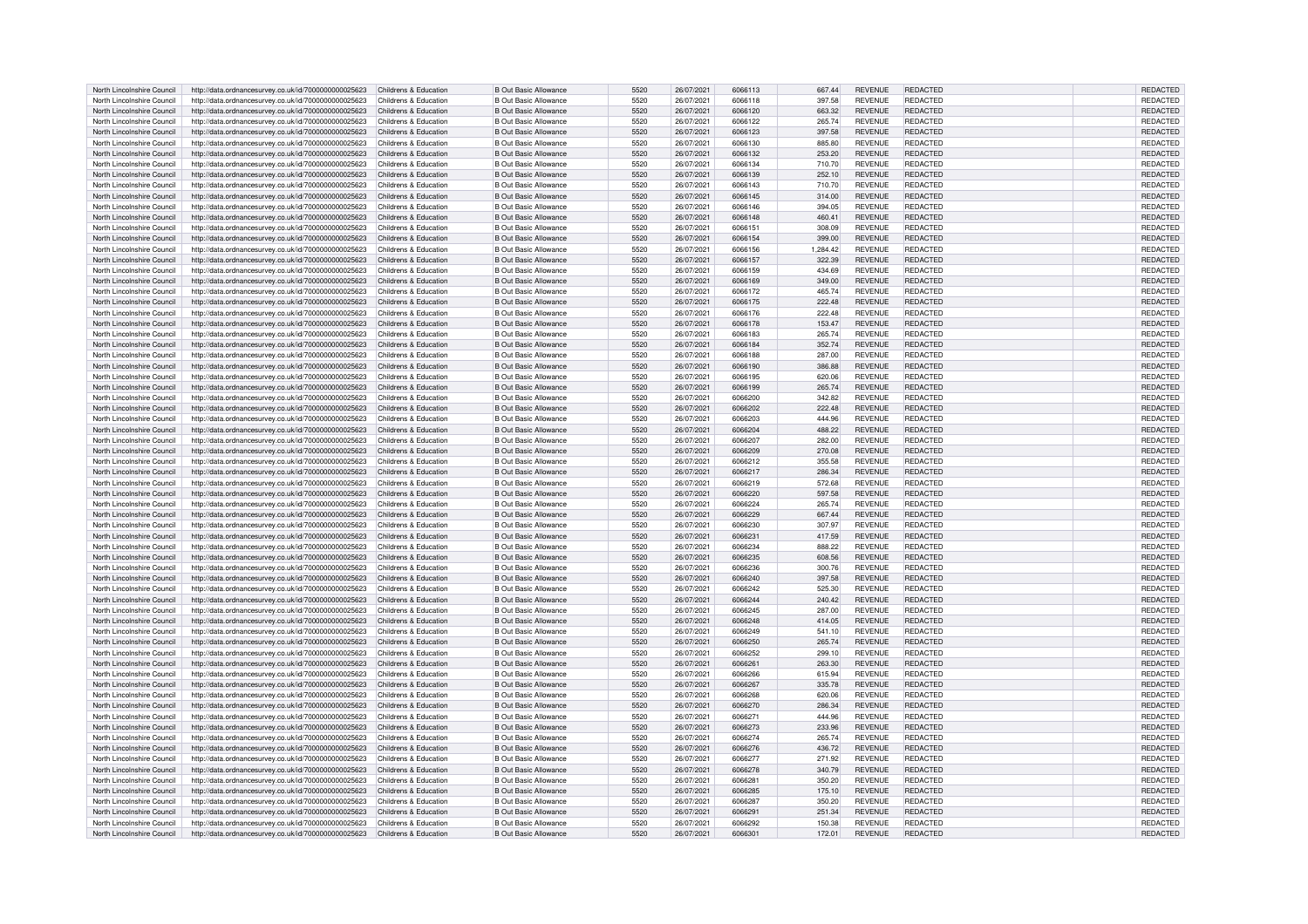| North Lincolnshire Council | http://data.ordnancesurvey.co.uk/id/7000000000025623 | Childrens & Education | B Out Basic Allowance | 5520 | 26/07/2021 | 6066113 | 667.44 | REVENUE | REDACTED | | REDACTED |
|---|---|---|---|---|---|---|---|---|---|---|---|
| North Lincolnshire Council | http://data.ordnancesurvey.co.uk/id/7000000000025623 | Childrens & Education | B Out Basic Allowance | 5520 | 26/07/2021 | 6066118 | 397.58 | REVENUE | REDACTED | | REDACTED |
| North Lincolnshire Council | http://data.ordnancesurvey.co.uk/id/7000000000025623 | Childrens & Education | B Out Basic Allowance | 5520 | 26/07/2021 | 6066120 | 663.32 | REVENUE | REDACTED | | REDACTED |
| North Lincolnshire Council | http://data.ordnancesurvey.co.uk/id/7000000000025623 | Childrens & Education | B Out Basic Allowance | 5520 | 26/07/2021 | 6066122 | 265.74 | REVENUE | REDACTED | | REDACTED |
| North Lincolnshire Council | http://data.ordnancesurvey.co.uk/id/7000000000025623 | Childrens & Education | B Out Basic Allowance | 5520 | 26/07/2021 | 6066123 | 397.58 | REVENUE | REDACTED | | REDACTED |
| North Lincolnshire Council | http://data.ordnancesurvey.co.uk/id/7000000000025623 | Childrens & Education | B Out Basic Allowance | 5520 | 26/07/2021 | 6066130 | 885.80 | REVENUE | REDACTED | | REDACTED |
| North Lincolnshire Council | http://data.ordnancesurvey.co.uk/id/7000000000025623 | Childrens & Education | B Out Basic Allowance | 5520 | 26/07/2021 | 6066132 | 253.20 | REVENUE | REDACTED | | REDACTED |
| North Lincolnshire Council | http://data.ordnancesurvey.co.uk/id/7000000000025623 | Childrens & Education | B Out Basic Allowance | 5520 | 26/07/2021 | 6066134 | 710.70 | REVENUE | REDACTED | | REDACTED |
| North Lincolnshire Council | http://data.ordnancesurvey.co.uk/id/7000000000025623 | Childrens & Education | B Out Basic Allowance | 5520 | 26/07/2021 | 6066139 | 252.10 | REVENUE | REDACTED | | REDACTED |
| North Lincolnshire Council | http://data.ordnancesurvey.co.uk/id/7000000000025623 | Childrens & Education | B Out Basic Allowance | 5520 | 26/07/2021 | 6066143 | 710.70 | REVENUE | REDACTED | | REDACTED |
| North Lincolnshire Council | http://data.ordnancesurvey.co.uk/id/7000000000025623 | Childrens & Education | B Out Basic Allowance | 5520 | 26/07/2021 | 6066145 | 314.00 | REVENUE | REDACTED | | REDACTED |
| North Lincolnshire Council | http://data.ordnancesurvey.co.uk/id/7000000000025623 | Childrens & Education | B Out Basic Allowance | 5520 | 26/07/2021 | 6066146 | 394.05 | REVENUE | REDACTED | | REDACTED |
| North Lincolnshire Council | http://data.ordnancesurvey.co.uk/id/7000000000025623 | Childrens & Education | B Out Basic Allowance | 5520 | 26/07/2021 | 6066148 | 460.41 | REVENUE | REDACTED | | REDACTED |
| North Lincolnshire Council | http://data.ordnancesurvey.co.uk/id/7000000000025623 | Childrens & Education | B Out Basic Allowance | 5520 | 26/07/2021 | 6066151 | 308.09 | REVENUE | REDACTED | | REDACTED |
| North Lincolnshire Council | http://data.ordnancesurvey.co.uk/id/7000000000025623 | Childrens & Education | B Out Basic Allowance | 5520 | 26/07/2021 | 6066154 | 399.00 | REVENUE | REDACTED | | REDACTED |
| North Lincolnshire Council | http://data.ordnancesurvey.co.uk/id/7000000000025623 | Childrens & Education | B Out Basic Allowance | 5520 | 26/07/2021 | 6066156 | 1,284.42 | REVENUE | REDACTED | | REDACTED |
| North Lincolnshire Council | http://data.ordnancesurvey.co.uk/id/7000000000025623 | Childrens & Education | B Out Basic Allowance | 5520 | 26/07/2021 | 6066157 | 322.39 | REVENUE | REDACTED | | REDACTED |
| North Lincolnshire Council | http://data.ordnancesurvey.co.uk/id/7000000000025623 | Childrens & Education | B Out Basic Allowance | 5520 | 26/07/2021 | 6066159 | 434.69 | REVENUE | REDACTED | | REDACTED |
| North Lincolnshire Council | http://data.ordnancesurvey.co.uk/id/7000000000025623 | Childrens & Education | B Out Basic Allowance | 5520 | 26/07/2021 | 6066169 | 349.00 | REVENUE | REDACTED | | REDACTED |
| North Lincolnshire Council | http://data.ordnancesurvey.co.uk/id/7000000000025623 | Childrens & Education | B Out Basic Allowance | 5520 | 26/07/2021 | 6066172 | 465.74 | REVENUE | REDACTED | | REDACTED |
| North Lincolnshire Council | http://data.ordnancesurvey.co.uk/id/7000000000025623 | Childrens & Education | B Out Basic Allowance | 5520 | 26/07/2021 | 6066175 | 222.48 | REVENUE | REDACTED | | REDACTED |
| North Lincolnshire Council | http://data.ordnancesurvey.co.uk/id/7000000000025623 | Childrens & Education | B Out Basic Allowance | 5520 | 26/07/2021 | 6066176 | 222.48 | REVENUE | REDACTED | | REDACTED |
| North Lincolnshire Council | http://data.ordnancesurvey.co.uk/id/7000000000025623 | Childrens & Education | B Out Basic Allowance | 5520 | 26/07/2021 | 6066178 | 153.47 | REVENUE | REDACTED | | REDACTED |
| North Lincolnshire Council | http://data.ordnancesurvey.co.uk/id/7000000000025623 | Childrens & Education | B Out Basic Allowance | 5520 | 26/07/2021 | 6066183 | 265.74 | REVENUE | REDACTED | | REDACTED |
| North Lincolnshire Council | http://data.ordnancesurvey.co.uk/id/7000000000025623 | Childrens & Education | B Out Basic Allowance | 5520 | 26/07/2021 | 6066184 | 352.74 | REVENUE | REDACTED | | REDACTED |
| North Lincolnshire Council | http://data.ordnancesurvey.co.uk/id/7000000000025623 | Childrens & Education | B Out Basic Allowance | 5520 | 26/07/2021 | 6066188 | 287.00 | REVENUE | REDACTED | | REDACTED |
| North Lincolnshire Council | http://data.ordnancesurvey.co.uk/id/7000000000025623 | Childrens & Education | B Out Basic Allowance | 5520 | 26/07/2021 | 6066190 | 386.88 | REVENUE | REDACTED | | REDACTED |
| North Lincolnshire Council | http://data.ordnancesurvey.co.uk/id/7000000000025623 | Childrens & Education | B Out Basic Allowance | 5520 | 26/07/2021 | 6066195 | 620.06 | REVENUE | REDACTED | | REDACTED |
| North Lincolnshire Council | http://data.ordnancesurvey.co.uk/id/7000000000025623 | Childrens & Education | B Out Basic Allowance | 5520 | 26/07/2021 | 6066199 | 265.74 | REVENUE | REDACTED | | REDACTED |
| North Lincolnshire Council | http://data.ordnancesurvey.co.uk/id/7000000000025623 | Childrens & Education | B Out Basic Allowance | 5520 | 26/07/2021 | 6066200 | 342.82 | REVENUE | REDACTED | | REDACTED |
| North Lincolnshire Council | http://data.ordnancesurvey.co.uk/id/7000000000025623 | Childrens & Education | B Out Basic Allowance | 5520 | 26/07/2021 | 6066202 | 222.48 | REVENUE | REDACTED | | REDACTED |
| North Lincolnshire Council | http://data.ordnancesurvey.co.uk/id/7000000000025623 | Childrens & Education | B Out Basic Allowance | 5520 | 26/07/2021 | 6066203 | 444.96 | REVENUE | REDACTED | | REDACTED |
| North Lincolnshire Council | http://data.ordnancesurvey.co.uk/id/7000000000025623 | Childrens & Education | B Out Basic Allowance | 5520 | 26/07/2021 | 6066204 | 488.22 | REVENUE | REDACTED | | REDACTED |
| North Lincolnshire Council | http://data.ordnancesurvey.co.uk/id/7000000000025623 | Childrens & Education | B Out Basic Allowance | 5520 | 26/07/2021 | 6066207 | 282.00 | REVENUE | REDACTED | | REDACTED |
| North Lincolnshire Council | http://data.ordnancesurvey.co.uk/id/7000000000025623 | Childrens & Education | B Out Basic Allowance | 5520 | 26/07/2021 | 6066209 | 270.08 | REVENUE | REDACTED | | REDACTED |
| North Lincolnshire Council | http://data.ordnancesurvey.co.uk/id/7000000000025623 | Childrens & Education | B Out Basic Allowance | 5520 | 26/07/2021 | 6066212 | 355.58 | REVENUE | REDACTED | | REDACTED |
| North Lincolnshire Council | http://data.ordnancesurvey.co.uk/id/7000000000025623 | Childrens & Education | B Out Basic Allowance | 5520 | 26/07/2021 | 6066217 | 286.34 | REVENUE | REDACTED | | REDACTED |
| North Lincolnshire Council | http://data.ordnancesurvey.co.uk/id/7000000000025623 | Childrens & Education | B Out Basic Allowance | 5520 | 26/07/2021 | 6066219 | 572.68 | REVENUE | REDACTED | | REDACTED |
| North Lincolnshire Council | http://data.ordnancesurvey.co.uk/id/7000000000025623 | Childrens & Education | B Out Basic Allowance | 5520 | 26/07/2021 | 6066220 | 597.58 | REVENUE | REDACTED | | REDACTED |
| North Lincolnshire Council | http://data.ordnancesurvey.co.uk/id/7000000000025623 | Childrens & Education | B Out Basic Allowance | 5520 | 26/07/2021 | 6066224 | 265.74 | REVENUE | REDACTED | | REDACTED |
| North Lincolnshire Council | http://data.ordnancesurvey.co.uk/id/7000000000025623 | Childrens & Education | B Out Basic Allowance | 5520 | 26/07/2021 | 6066229 | 667.44 | REVENUE | REDACTED | | REDACTED |
| North Lincolnshire Council | http://data.ordnancesurvey.co.uk/id/7000000000025623 | Childrens & Education | B Out Basic Allowance | 5520 | 26/07/2021 | 6066230 | 307.97 | REVENUE | REDACTED | | REDACTED |
| North Lincolnshire Council | http://data.ordnancesurvey.co.uk/id/7000000000025623 | Childrens & Education | B Out Basic Allowance | 5520 | 26/07/2021 | 6066231 | 417.59 | REVENUE | REDACTED | | REDACTED |
| North Lincolnshire Council | http://data.ordnancesurvey.co.uk/id/7000000000025623 | Childrens & Education | B Out Basic Allowance | 5520 | 26/07/2021 | 6066234 | 888.22 | REVENUE | REDACTED | | REDACTED |
| North Lincolnshire Council | http://data.ordnancesurvey.co.uk/id/7000000000025623 | Childrens & Education | B Out Basic Allowance | 5520 | 26/07/2021 | 6066235 | 608.56 | REVENUE | REDACTED | | REDACTED |
| North Lincolnshire Council | http://data.ordnancesurvey.co.uk/id/7000000000025623 | Childrens & Education | B Out Basic Allowance | 5520 | 26/07/2021 | 6066236 | 300.76 | REVENUE | REDACTED | | REDACTED |
| North Lincolnshire Council | http://data.ordnancesurvey.co.uk/id/7000000000025623 | Childrens & Education | B Out Basic Allowance | 5520 | 26/07/2021 | 6066240 | 397.58 | REVENUE | REDACTED | | REDACTED |
| North Lincolnshire Council | http://data.ordnancesurvey.co.uk/id/7000000000025623 | Childrens & Education | B Out Basic Allowance | 5520 | 26/07/2021 | 6066242 | 525.30 | REVENUE | REDACTED | | REDACTED |
| North Lincolnshire Council | http://data.ordnancesurvey.co.uk/id/7000000000025623 | Childrens & Education | B Out Basic Allowance | 5520 | 26/07/2021 | 6066244 | 240.42 | REVENUE | REDACTED | | REDACTED |
| North Lincolnshire Council | http://data.ordnancesurvey.co.uk/id/7000000000025623 | Childrens & Education | B Out Basic Allowance | 5520 | 26/07/2021 | 6066245 | 287.00 | REVENUE | REDACTED | | REDACTED |
| North Lincolnshire Council | http://data.ordnancesurvey.co.uk/id/7000000000025623 | Childrens & Education | B Out Basic Allowance | 5520 | 26/07/2021 | 6066248 | 414.05 | REVENUE | REDACTED | | REDACTED |
| North Lincolnshire Council | http://data.ordnancesurvey.co.uk/id/7000000000025623 | Childrens & Education | B Out Basic Allowance | 5520 | 26/07/2021 | 6066249 | 541.10 | REVENUE | REDACTED | | REDACTED |
| North Lincolnshire Council | http://data.ordnancesurvey.co.uk/id/7000000000025623 | Childrens & Education | B Out Basic Allowance | 5520 | 26/07/2021 | 6066250 | 265.74 | REVENUE | REDACTED | | REDACTED |
| North Lincolnshire Council | http://data.ordnancesurvey.co.uk/id/7000000000025623 | Childrens & Education | B Out Basic Allowance | 5520 | 26/07/2021 | 6066252 | 299.10 | REVENUE | REDACTED | | REDACTED |
| North Lincolnshire Council | http://data.ordnancesurvey.co.uk/id/7000000000025623 | Childrens & Education | B Out Basic Allowance | 5520 | 26/07/2021 | 6066261 | 263.30 | REVENUE | REDACTED | | REDACTED |
| North Lincolnshire Council | http://data.ordnancesurvey.co.uk/id/7000000000025623 | Childrens & Education | B Out Basic Allowance | 5520 | 26/07/2021 | 6066266 | 615.94 | REVENUE | REDACTED | | REDACTED |
| North Lincolnshire Council | http://data.ordnancesurvey.co.uk/id/7000000000025623 | Childrens & Education | B Out Basic Allowance | 5520 | 26/07/2021 | 6066267 | 335.78 | REVENUE | REDACTED | | REDACTED |
| North Lincolnshire Council | http://data.ordnancesurvey.co.uk/id/7000000000025623 | Childrens & Education | B Out Basic Allowance | 5520 | 26/07/2021 | 6066268 | 620.06 | REVENUE | REDACTED | | REDACTED |
| North Lincolnshire Council | http://data.ordnancesurvey.co.uk/id/7000000000025623 | Childrens & Education | B Out Basic Allowance | 5520 | 26/07/2021 | 6066270 | 286.34 | REVENUE | REDACTED | | REDACTED |
| North Lincolnshire Council | http://data.ordnancesurvey.co.uk/id/7000000000025623 | Childrens & Education | B Out Basic Allowance | 5520 | 26/07/2021 | 6066271 | 444.96 | REVENUE | REDACTED | | REDACTED |
| North Lincolnshire Council | http://data.ordnancesurvey.co.uk/id/7000000000025623 | Childrens & Education | B Out Basic Allowance | 5520 | 26/07/2021 | 6066273 | 233.96 | REVENUE | REDACTED | | REDACTED |
| North Lincolnshire Council | http://data.ordnancesurvey.co.uk/id/7000000000025623 | Childrens & Education | B Out Basic Allowance | 5520 | 26/07/2021 | 6066274 | 265.74 | REVENUE | REDACTED | | REDACTED |
| North Lincolnshire Council | http://data.ordnancesurvey.co.uk/id/7000000000025623 | Childrens & Education | B Out Basic Allowance | 5520 | 26/07/2021 | 6066276 | 436.72 | REVENUE | REDACTED | | REDACTED |
| North Lincolnshire Council | http://data.ordnancesurvey.co.uk/id/7000000000025623 | Childrens & Education | B Out Basic Allowance | 5520 | 26/07/2021 | 6066277 | 271.92 | REVENUE | REDACTED | | REDACTED |
| North Lincolnshire Council | http://data.ordnancesurvey.co.uk/id/7000000000025623 | Childrens & Education | B Out Basic Allowance | 5520 | 26/07/2021 | 6066278 | 340.79 | REVENUE | REDACTED | | REDACTED |
| North Lincolnshire Council | http://data.ordnancesurvey.co.uk/id/7000000000025623 | Childrens & Education | B Out Basic Allowance | 5520 | 26/07/2021 | 6066281 | 350.20 | REVENUE | REDACTED | | REDACTED |
| North Lincolnshire Council | http://data.ordnancesurvey.co.uk/id/7000000000025623 | Childrens & Education | B Out Basic Allowance | 5520 | 26/07/2021 | 6066285 | 175.10 | REVENUE | REDACTED | | REDACTED |
| North Lincolnshire Council | http://data.ordnancesurvey.co.uk/id/7000000000025623 | Childrens & Education | B Out Basic Allowance | 5520 | 26/07/2021 | 6066287 | 350.20 | REVENUE | REDACTED | | REDACTED |
| North Lincolnshire Council | http://data.ordnancesurvey.co.uk/id/7000000000025623 | Childrens & Education | B Out Basic Allowance | 5520 | 26/07/2021 | 6066291 | 251.34 | REVENUE | REDACTED | | REDACTED |
| North Lincolnshire Council | http://data.ordnancesurvey.co.uk/id/7000000000025623 | Childrens & Education | B Out Basic Allowance | 5520 | 26/07/2021 | 6066292 | 150.38 | REVENUE | REDACTED | | REDACTED |
| North Lincolnshire Council | http://data.ordnancesurvey.co.uk/id/7000000000025623 | Childrens & Education | B Out Basic Allowance | 5520 | 26/07/2021 | 6066301 | 172.01 | REVENUE | REDACTED | | REDACTED |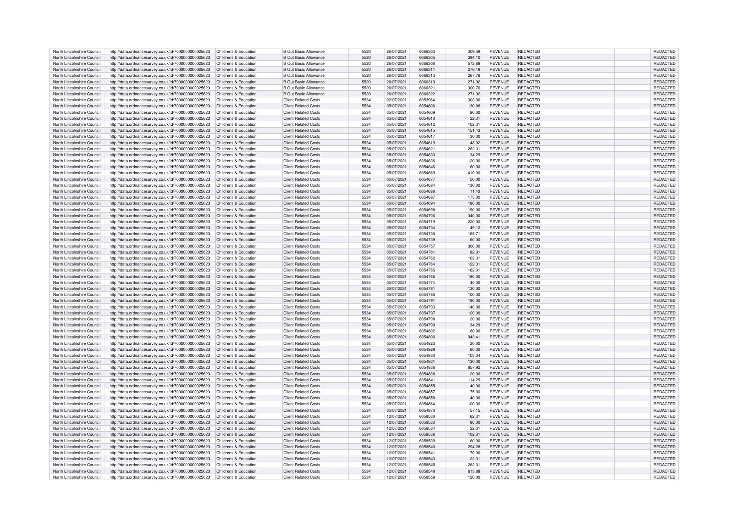| | | | | | | | | | | | |
|---|---|---|---|---|---|---|---|---|---|---|---|
| North Lincolnshire Council | http://data.ordnancesurvey.co.uk/id/7000000000025623 | Childrens & Education | B Out Basic Allowance | 5520 | 26/07/2021 | 6066303 | 309.59 | REVENUE | REDACTED | | REDACTED |
| North Lincolnshire Council | http://data.ordnancesurvey.co.uk/id/7000000000025623 | Childrens & Education | B Out Basic Allowance | 5520 | 26/07/2021 | 6066305 | 294.10 | REVENUE | REDACTED | | REDACTED |
| North Lincolnshire Council | http://data.ordnancesurvey.co.uk/id/7000000000025623 | Childrens & Education | B Out Basic Allowance | 5520 | 26/07/2021 | 6066308 | 572.68 | REVENUE | REDACTED | | REDACTED |
| North Lincolnshire Council | http://data.ordnancesurvey.co.uk/id/7000000000025623 | Childrens & Education | B Out Basic Allowance | 5520 | 26/07/2021 | 6066311 | 276.19 | REVENUE | REDACTED | | REDACTED |
| North Lincolnshire Council | http://data.ordnancesurvey.co.uk/id/7000000000025623 | Childrens & Education | B Out Basic Allowance | 5520 | 26/07/2021 | 6066313 | 267.76 | REVENUE | REDACTED | | REDACTED |
| North Lincolnshire Council | http://data.ordnancesurvey.co.uk/id/7000000000025623 | Childrens & Education | B Out Basic Allowance | 5520 | 26/07/2021 | 6066319 | 271.92 | REVENUE | REDACTED | | REDACTED |
| North Lincolnshire Council | http://data.ordnancesurvey.co.uk/id/7000000000025623 | Childrens & Education | B Out Basic Allowance | 5520 | 26/07/2021 | 6066321 | 300.76 | REVENUE | REDACTED | | REDACTED |
| North Lincolnshire Council | http://data.ordnancesurvey.co.uk/id/7000000000025623 | Childrens & Education | B Out Basic Allowance | 5520 | 26/07/2021 | 6066322 | 271.92 | REVENUE | REDACTED | | REDACTED |
| North Lincolnshire Council | http://data.ordnancesurvey.co.uk/id/7000000000025623 | Childrens & Education | Client Related Costs | 5534 | 02/07/2021 | 6053964 | 303.00 | REVENUE | REDACTED | | REDACTED |
| North Lincolnshire Council | http://data.ordnancesurvey.co.uk/id/7000000000025623 | Childrens & Education | Client Related Costs | 5534 | 05/07/2021 | 6054606 | 130.88 | REVENUE | REDACTED | | REDACTED |
| North Lincolnshire Council | http://data.ordnancesurvey.co.uk/id/7000000000025623 | Childrens & Education | Client Related Costs | 5534 | 05/07/2021 | 6054609 | 80.00 | REVENUE | REDACTED | | REDACTED |
| North Lincolnshire Council | http://data.ordnancesurvey.co.uk/id/7000000000025623 | Childrens & Education | Client Related Costs | 5534 | 05/07/2021 | 6054610 | 22.31 | REVENUE | REDACTED | | REDACTED |
| North Lincolnshire Council | http://data.ordnancesurvey.co.uk/id/7000000000025623 | Childrens & Education | Client Related Costs | 5534 | 05/07/2021 | 6054612 | 102.31 | REVENUE | REDACTED | | REDACTED |
| North Lincolnshire Council | http://data.ordnancesurvey.co.uk/id/7000000000025623 | Childrens & Education | Client Related Costs | 5534 | 05/07/2021 | 6054615 | 151.43 | REVENUE | REDACTED | | REDACTED |
| North Lincolnshire Council | http://data.ordnancesurvey.co.uk/id/7000000000025623 | Childrens & Education | Client Related Costs | 5534 | 05/07/2021 | 6054617 | 30.00 | REVENUE | REDACTED | | REDACTED |
| North Lincolnshire Council | http://data.ordnancesurvey.co.uk/id/7000000000025623 | Childrens & Education | Client Related Costs | 5534 | 05/07/2021 | 6054619 | 48.02 | REVENUE | REDACTED | | REDACTED |
| North Lincolnshire Council | http://data.ordnancesurvey.co.uk/id/7000000000025623 | Childrens & Education | Client Related Costs | 5534 | 05/07/2021 | 6054621 | 262.31 | REVENUE | REDACTED | | REDACTED |
| North Lincolnshire Council | http://data.ordnancesurvey.co.uk/id/7000000000025623 | Childrens & Education | Client Related Costs | 5534 | 05/07/2021 | 6054633 | 34.29 | REVENUE | REDACTED | | REDACTED |
| North Lincolnshire Council | http://data.ordnancesurvey.co.uk/id/7000000000025623 | Childrens & Education | Client Related Costs | 5534 | 05/07/2021 | 6054636 | 120.00 | REVENUE | REDACTED | | REDACTED |
| North Lincolnshire Council | http://data.ordnancesurvey.co.uk/id/7000000000025623 | Childrens & Education | Client Related Costs | 5534 | 05/07/2021 | 6054646 | 60.00 | REVENUE | REDACTED | | REDACTED |
| North Lincolnshire Council | http://data.ordnancesurvey.co.uk/id/7000000000025623 | Childrens & Education | Client Related Costs | 5534 | 05/07/2021 | 6054669 | 410.00 | REVENUE | REDACTED | | REDACTED |
| North Lincolnshire Council | http://data.ordnancesurvey.co.uk/id/7000000000025623 | Childrens & Education | Client Related Costs | 5534 | 05/07/2021 | 6054677 | 50.00 | REVENUE | REDACTED | | REDACTED |
| North Lincolnshire Council | http://data.ordnancesurvey.co.uk/id/7000000000025623 | Childrens & Education | Client Related Costs | 5534 | 05/07/2021 | 6054684 | 130.00 | REVENUE | REDACTED | | REDACTED |
| North Lincolnshire Council | http://data.ordnancesurvey.co.uk/id/7000000000025623 | Childrens & Education | Client Related Costs | 5534 | 05/07/2021 | 6054686 | 11.43 | REVENUE | REDACTED | | REDACTED |
| North Lincolnshire Council | http://data.ordnancesurvey.co.uk/id/7000000000025623 | Childrens & Education | Client Related Costs | 5534 | 05/07/2021 | 6054687 | 175.00 | REVENUE | REDACTED | | REDACTED |
| North Lincolnshire Council | http://data.ordnancesurvey.co.uk/id/7000000000025623 | Childrens & Education | Client Related Costs | 5534 | 05/07/2021 | 6054694 | 180.00 | REVENUE | REDACTED | | REDACTED |
| North Lincolnshire Council | http://data.ordnancesurvey.co.uk/id/7000000000025623 | Childrens & Education | Client Related Costs | 5534 | 05/07/2021 | 6054698 | 190.00 | REVENUE | REDACTED | | REDACTED |
| North Lincolnshire Council | http://data.ordnancesurvey.co.uk/id/7000000000025623 | Childrens & Education | Client Related Costs | 5534 | 05/07/2021 | 6054706 | 340.00 | REVENUE | REDACTED | | REDACTED |
| North Lincolnshire Council | http://data.ordnancesurvey.co.uk/id/7000000000025623 | Childrens & Education | Client Related Costs | 5534 | 05/07/2021 | 6054719 | 220.00 | REVENUE | REDACTED | | REDACTED |
| North Lincolnshire Council | http://data.ordnancesurvey.co.uk/id/7000000000025623 | Childrens & Education | Client Related Costs | 5534 | 05/07/2021 | 6054734 | 49.12 | REVENUE | REDACTED | | REDACTED |
| North Lincolnshire Council | http://data.ordnancesurvey.co.uk/id/7000000000025623 | Childrens & Education | Client Related Costs | 5534 | 05/07/2021 | 6054738 | 165.71 | REVENUE | REDACTED | | REDACTED |
| North Lincolnshire Council | http://data.ordnancesurvey.co.uk/id/7000000000025623 | Childrens & Education | Client Related Costs | 5534 | 05/07/2021 | 6054739 | 60.00 | REVENUE | REDACTED | | REDACTED |
| North Lincolnshire Council | http://data.ordnancesurvey.co.uk/id/7000000000025623 | Childrens & Education | Client Related Costs | 5534 | 05/07/2021 | 6054757 | 300.00 | REVENUE | REDACTED | | REDACTED |
| North Lincolnshire Council | http://data.ordnancesurvey.co.uk/id/7000000000025623 | Childrens & Education | Client Related Costs | 5534 | 05/07/2021 | 6054761 | 82.31 | REVENUE | REDACTED | | REDACTED |
| North Lincolnshire Council | http://data.ordnancesurvey.co.uk/id/7000000000025623 | Childrens & Education | Client Related Costs | 5534 | 05/07/2021 | 6054762 | 102.31 | REVENUE | REDACTED | | REDACTED |
| North Lincolnshire Council | http://data.ordnancesurvey.co.uk/id/7000000000025623 | Childrens & Education | Client Related Costs | 5534 | 05/07/2021 | 6054764 | 122.31 | REVENUE | REDACTED | | REDACTED |
| North Lincolnshire Council | http://data.ordnancesurvey.co.uk/id/7000000000025623 | Childrens & Education | Client Related Costs | 5534 | 05/07/2021 | 6054765 | 162.31 | REVENUE | REDACTED | | REDACTED |
| North Lincolnshire Council | http://data.ordnancesurvey.co.uk/id/7000000000025623 | Childrens & Education | Client Related Costs | 5534 | 05/07/2021 | 6054766 | 180.00 | REVENUE | REDACTED | | REDACTED |
| North Lincolnshire Council | http://data.ordnancesurvey.co.uk/id/7000000000025623 | Childrens & Education | Client Related Costs | 5534 | 05/07/2021 | 6054774 | 40.00 | REVENUE | REDACTED | | REDACTED |
| North Lincolnshire Council | http://data.ordnancesurvey.co.uk/id/7000000000025623 | Childrens & Education | Client Related Costs | 5534 | 05/07/2021 | 6054781 | 130.00 | REVENUE | REDACTED | | REDACTED |
| North Lincolnshire Council | http://data.ordnancesurvey.co.uk/id/7000000000025623 | Childrens & Education | Client Related Costs | 5534 | 05/07/2021 | 6054786 | 100.00 | REVENUE | REDACTED | | REDACTED |
| North Lincolnshire Council | http://data.ordnancesurvey.co.uk/id/7000000000025623 | Childrens & Education | Client Related Costs | 5534 | 05/07/2021 | 6054791 | 190.00 | REVENUE | REDACTED | | REDACTED |
| North Lincolnshire Council | http://data.ordnancesurvey.co.uk/id/7000000000025623 | Childrens & Education | Client Related Costs | 5534 | 05/07/2021 | 6054793 | 140.00 | REVENUE | REDACTED | | REDACTED |
| North Lincolnshire Council | http://data.ordnancesurvey.co.uk/id/7000000000025623 | Childrens & Education | Client Related Costs | 5534 | 05/07/2021 | 6054797 | 120.00 | REVENUE | REDACTED | | REDACTED |
| North Lincolnshire Council | http://data.ordnancesurvey.co.uk/id/7000000000025623 | Childrens & Education | Client Related Costs | 5534 | 05/07/2021 | 6054798 | 20.00 | REVENUE | REDACTED | | REDACTED |
| North Lincolnshire Council | http://data.ordnancesurvey.co.uk/id/7000000000025623 | Childrens & Education | Client Related Costs | 5534 | 05/07/2021 | 6054799 | 34.29 | REVENUE | REDACTED | | REDACTED |
| North Lincolnshire Council | http://data.ordnancesurvey.co.uk/id/7000000000025623 | Childrens & Education | Client Related Costs | 5534 | 05/07/2021 | 6054802 | 60.00 | REVENUE | REDACTED | | REDACTED |
| North Lincolnshire Council | http://data.ordnancesurvey.co.uk/id/7000000000025623 | Childrens & Education | Client Related Costs | 5534 | 05/07/2021 | 6054806 | 943.41 | REVENUE | REDACTED | | REDACTED |
| North Lincolnshire Council | http://data.ordnancesurvey.co.uk/id/7000000000025623 | Childrens & Education | Client Related Costs | 5534 | 05/07/2021 | 6054823 | 20.00 | REVENUE | REDACTED | | REDACTED |
| North Lincolnshire Council | http://data.ordnancesurvey.co.uk/id/7000000000025623 | Childrens & Education | Client Related Costs | 5534 | 05/07/2021 | 6054829 | 60.00 | REVENUE | REDACTED | | REDACTED |
| North Lincolnshire Council | http://data.ordnancesurvey.co.uk/id/7000000000025623 | Childrens & Education | Client Related Costs | 5534 | 05/07/2021 | 6054830 | 103.04 | REVENUE | REDACTED | | REDACTED |
| North Lincolnshire Council | http://data.ordnancesurvey.co.uk/id/7000000000025623 | Childrens & Education | Client Related Costs | 5534 | 05/07/2021 | 6054831 | 130.00 | REVENUE | REDACTED | | REDACTED |
| North Lincolnshire Council | http://data.ordnancesurvey.co.uk/id/7000000000025623 | Childrens & Education | Client Related Costs | 5534 | 05/07/2021 | 6054836 | 857.92 | REVENUE | REDACTED | | REDACTED |
| North Lincolnshire Council | http://data.ordnancesurvey.co.uk/id/7000000000025623 | Childrens & Education | Client Related Costs | 5534 | 05/07/2021 | 6054838 | 20.00 | REVENUE | REDACTED | | REDACTED |
| North Lincolnshire Council | http://data.ordnancesurvey.co.uk/id/7000000000025623 | Childrens & Education | Client Related Costs | 5534 | 05/07/2021 | 6054841 | 114.29 | REVENUE | REDACTED | | REDACTED |
| North Lincolnshire Council | http://data.ordnancesurvey.co.uk/id/7000000000025623 | Childrens & Education | Client Related Costs | 5534 | 05/07/2021 | 6054855 | 40.00 | REVENUE | REDACTED | | REDACTED |
| North Lincolnshire Council | http://data.ordnancesurvey.co.uk/id/7000000000025623 | Childrens & Education | Client Related Costs | 5534 | 05/07/2021 | 6054857 | 75.00 | REVENUE | REDACTED | | REDACTED |
| North Lincolnshire Council | http://data.ordnancesurvey.co.uk/id/7000000000025623 | Childrens & Education | Client Related Costs | 5534 | 05/07/2021 | 6054858 | 40.00 | REVENUE | REDACTED | | REDACTED |
| North Lincolnshire Council | http://data.ordnancesurvey.co.uk/id/7000000000025623 | Childrens & Education | Client Related Costs | 5534 | 05/07/2021 | 6054864 | 100.00 | REVENUE | REDACTED | | REDACTED |
| North Lincolnshire Council | http://data.ordnancesurvey.co.uk/id/7000000000025623 | Childrens & Education | Client Related Costs | 5534 | 05/07/2021 | 6054870 | 57.15 | REVENUE | REDACTED | | REDACTED |
| North Lincolnshire Council | http://data.ordnancesurvey.co.uk/id/7000000000025623 | Childrens & Education | Client Related Costs | 5534 | 12/07/2021 | 6058530 | 62.31 | REVENUE | REDACTED | | REDACTED |
| North Lincolnshire Council | http://data.ordnancesurvey.co.uk/id/7000000000025623 | Childrens & Education | Client Related Costs | 5534 | 12/07/2021 | 6058533 | 80.00 | REVENUE | REDACTED | | REDACTED |
| North Lincolnshire Council | http://data.ordnancesurvey.co.uk/id/7000000000025623 | Childrens & Education | Client Related Costs | 5534 | 12/07/2021 | 6058534 | 22.31 | REVENUE | REDACTED | | REDACTED |
| North Lincolnshire Council | http://data.ordnancesurvey.co.uk/id/7000000000025623 | Childrens & Education | Client Related Costs | 5534 | 12/07/2021 | 6058536 | 102.31 | REVENUE | REDACTED | | REDACTED |
| North Lincolnshire Council | http://data.ordnancesurvey.co.uk/id/7000000000025623 | Childrens & Education | Client Related Costs | 5534 | 12/07/2021 | 6058539 | 60.00 | REVENUE | REDACTED | | REDACTED |
| North Lincolnshire Council | http://data.ordnancesurvey.co.uk/id/7000000000025623 | Childrens & Education | Client Related Costs | 5534 | 12/07/2021 | 6058540 | 294.28 | REVENUE | REDACTED | | REDACTED |
| North Lincolnshire Council | http://data.ordnancesurvey.co.uk/id/7000000000025623 | Childrens & Education | Client Related Costs | 5534 | 12/07/2021 | 6058541 | 70.00 | REVENUE | REDACTED | | REDACTED |
| North Lincolnshire Council | http://data.ordnancesurvey.co.uk/id/7000000000025623 | Childrens & Education | Client Related Costs | 5534 | 12/07/2021 | 6058543 | 22.31 | REVENUE | REDACTED | | REDACTED |
| North Lincolnshire Council | http://data.ordnancesurvey.co.uk/id/7000000000025623 | Childrens & Education | Client Related Costs | 5534 | 12/07/2021 | 6058545 | 262.31 | REVENUE | REDACTED | | REDACTED |
| North Lincolnshire Council | http://data.ordnancesurvey.co.uk/id/7000000000025623 | Childrens & Education | Client Related Costs | 5534 | 12/07/2021 | 6058548 | 613.88 | REVENUE | REDACTED | | REDACTED |
| North Lincolnshire Council | http://data.ordnancesurvey.co.uk/id/7000000000025623 | Childrens & Education | Client Related Costs | 5534 | 12/07/2021 | 6058559 | 120.00 | REVENUE | REDACTED | | REDACTED |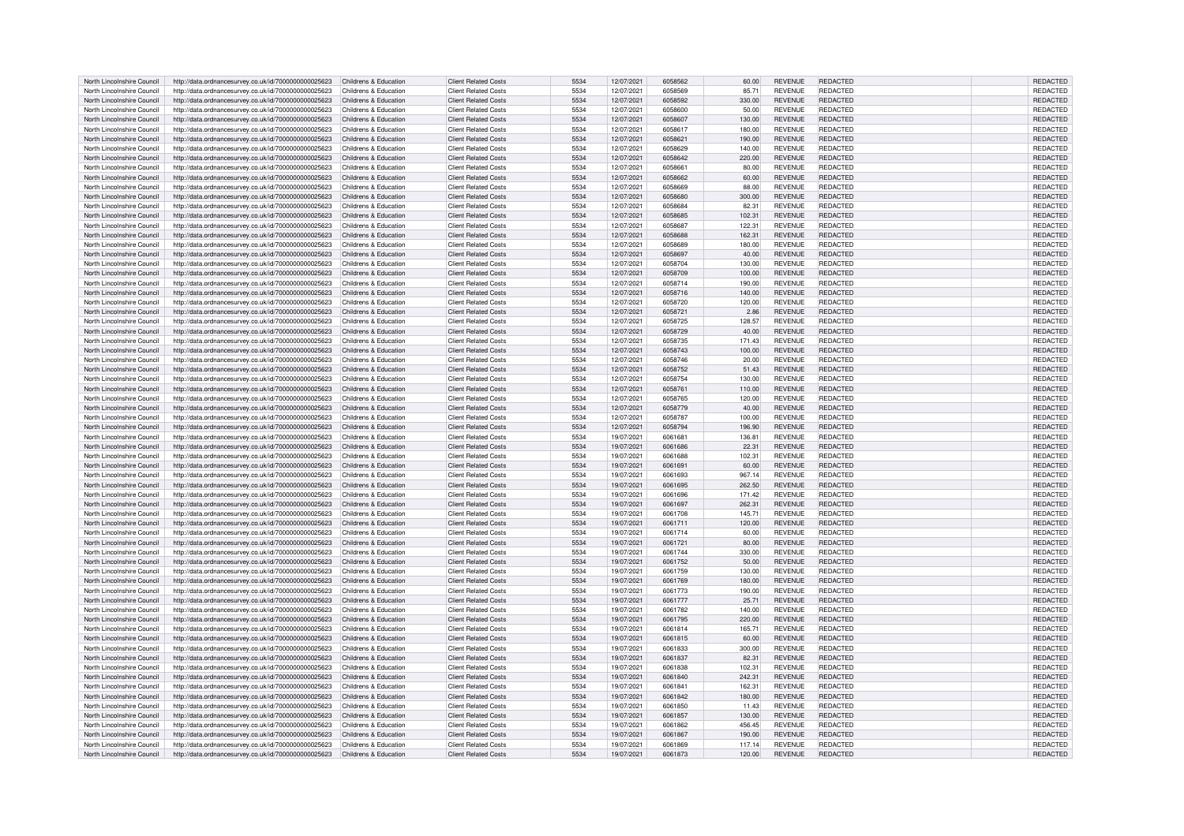| North Lincolnshire Council | http://data.ordnancesurvey.co.uk/id/7000000000025623 | Childrens & Education | Client Related Costs | 5534 | 12/07/2021 | 6058562 | 60.00 | REVENUE | REDACTED | | REDACTED |
|---|---|---|---|---|---|---|---|---|---|---|---|
| North Lincolnshire Council | http://data.ordnancesurvey.co.uk/id/7000000000025623 | Childrens & Education | Client Related Costs | 5534 | 12/07/2021 | 6058569 | 85.71 | REVENUE | REDACTED | | REDACTED |
| North Lincolnshire Council | http://data.ordnancesurvey.co.uk/id/7000000000025623 | Childrens & Education | Client Related Costs | 5534 | 12/07/2021 | 6058592 | 330.00 | REVENUE | REDACTED | | REDACTED |
| North Lincolnshire Council | http://data.ordnancesurvey.co.uk/id/7000000000025623 | Childrens & Education | Client Related Costs | 5534 | 12/07/2021 | 6058600 | 50.00 | REVENUE | REDACTED | | REDACTED |
| North Lincolnshire Council | http://data.ordnancesurvey.co.uk/id/7000000000025623 | Childrens & Education | Client Related Costs | 5534 | 12/07/2021 | 6058607 | 130.00 | REVENUE | REDACTED | | REDACTED |
| North Lincolnshire Council | http://data.ordnancesurvey.co.uk/id/7000000000025623 | Childrens & Education | Client Related Costs | 5534 | 12/07/2021 | 6058617 | 180.00 | REVENUE | REDACTED | | REDACTED |
| North Lincolnshire Council | http://data.ordnancesurvey.co.uk/id/7000000000025623 | Childrens & Education | Client Related Costs | 5534 | 12/07/2021 | 6058621 | 190.00 | REVENUE | REDACTED | | REDACTED |
| North Lincolnshire Council | http://data.ordnancesurvey.co.uk/id/7000000000025623 | Childrens & Education | Client Related Costs | 5534 | 12/07/2021 | 6058629 | 140.00 | REVENUE | REDACTED | | REDACTED |
| North Lincolnshire Council | http://data.ordnancesurvey.co.uk/id/7000000000025623 | Childrens & Education | Client Related Costs | 5534 | 12/07/2021 | 6058642 | 220.00 | REVENUE | REDACTED | | REDACTED |
| North Lincolnshire Council | http://data.ordnancesurvey.co.uk/id/7000000000025623 | Childrens & Education | Client Related Costs | 5534 | 12/07/2021 | 6058661 | 80.00 | REVENUE | REDACTED | | REDACTED |
| North Lincolnshire Council | http://data.ordnancesurvey.co.uk/id/7000000000025623 | Childrens & Education | Client Related Costs | 5534 | 12/07/2021 | 6058662 | 60.00 | REVENUE | REDACTED | | REDACTED |
| North Lincolnshire Council | http://data.ordnancesurvey.co.uk/id/7000000000025623 | Childrens & Education | Client Related Costs | 5534 | 12/07/2021 | 6058669 | 88.00 | REVENUE | REDACTED | | REDACTED |
| North Lincolnshire Council | http://data.ordnancesurvey.co.uk/id/7000000000025623 | Childrens & Education | Client Related Costs | 5534 | 12/07/2021 | 6058680 | 300.00 | REVENUE | REDACTED | | REDACTED |
| North Lincolnshire Council | http://data.ordnancesurvey.co.uk/id/7000000000025623 | Childrens & Education | Client Related Costs | 5534 | 12/07/2021 | 6058684 | 82.31 | REVENUE | REDACTED | | REDACTED |
| North Lincolnshire Council | http://data.ordnancesurvey.co.uk/id/7000000000025623 | Childrens & Education | Client Related Costs | 5534 | 12/07/2021 | 6058685 | 102.31 | REVENUE | REDACTED | | REDACTED |
| North Lincolnshire Council | http://data.ordnancesurvey.co.uk/id/7000000000025623 | Childrens & Education | Client Related Costs | 5534 | 12/07/2021 | 6058687 | 122.31 | REVENUE | REDACTED | | REDACTED |
| North Lincolnshire Council | http://data.ordnancesurvey.co.uk/id/7000000000025623 | Childrens & Education | Client Related Costs | 5534 | 12/07/2021 | 6058688 | 162.31 | REVENUE | REDACTED | | REDACTED |
| North Lincolnshire Council | http://data.ordnancesurvey.co.uk/id/7000000000025623 | Childrens & Education | Client Related Costs | 5534 | 12/07/2021 | 6058689 | 180.00 | REVENUE | REDACTED | | REDACTED |
| North Lincolnshire Council | http://data.ordnancesurvey.co.uk/id/7000000000025623 | Childrens & Education | Client Related Costs | 5534 | 12/07/2021 | 6058697 | 40.00 | REVENUE | REDACTED | | REDACTED |
| North Lincolnshire Council | http://data.ordnancesurvey.co.uk/id/7000000000025623 | Childrens & Education | Client Related Costs | 5534 | 12/07/2021 | 6058704 | 130.00 | REVENUE | REDACTED | | REDACTED |
| North Lincolnshire Council | http://data.ordnancesurvey.co.uk/id/7000000000025623 | Childrens & Education | Client Related Costs | 5534 | 12/07/2021 | 6058709 | 100.00 | REVENUE | REDACTED | | REDACTED |
| North Lincolnshire Council | http://data.ordnancesurvey.co.uk/id/7000000000025623 | Childrens & Education | Client Related Costs | 5534 | 12/07/2021 | 6058714 | 190.00 | REVENUE | REDACTED | | REDACTED |
| North Lincolnshire Council | http://data.ordnancesurvey.co.uk/id/7000000000025623 | Childrens & Education | Client Related Costs | 5534 | 12/07/2021 | 6058716 | 140.00 | REVENUE | REDACTED | | REDACTED |
| North Lincolnshire Council | http://data.ordnancesurvey.co.uk/id/7000000000025623 | Childrens & Education | Client Related Costs | 5534 | 12/07/2021 | 6058720 | 120.00 | REVENUE | REDACTED | | REDACTED |
| North Lincolnshire Council | http://data.ordnancesurvey.co.uk/id/7000000000025623 | Childrens & Education | Client Related Costs | 5534 | 12/07/2021 | 6058721 | 2.86 | REVENUE | REDACTED | | REDACTED |
| North Lincolnshire Council | http://data.ordnancesurvey.co.uk/id/7000000000025623 | Childrens & Education | Client Related Costs | 5534 | 12/07/2021 | 6058725 | 128.57 | REVENUE | REDACTED | | REDACTED |
| North Lincolnshire Council | http://data.ordnancesurvey.co.uk/id/7000000000025623 | Childrens & Education | Client Related Costs | 5534 | 12/07/2021 | 6058729 | 40.00 | REVENUE | REDACTED | | REDACTED |
| North Lincolnshire Council | http://data.ordnancesurvey.co.uk/id/7000000000025623 | Childrens & Education | Client Related Costs | 5534 | 12/07/2021 | 6058735 | 171.43 | REVENUE | REDACTED | | REDACTED |
| North Lincolnshire Council | http://data.ordnancesurvey.co.uk/id/7000000000025623 | Childrens & Education | Client Related Costs | 5534 | 12/07/2021 | 6058743 | 100.00 | REVENUE | REDACTED | | REDACTED |
| North Lincolnshire Council | http://data.ordnancesurvey.co.uk/id/7000000000025623 | Childrens & Education | Client Related Costs | 5534 | 12/07/2021 | 6058746 | 20.00 | REVENUE | REDACTED | | REDACTED |
| North Lincolnshire Council | http://data.ordnancesurvey.co.uk/id/7000000000025623 | Childrens & Education | Client Related Costs | 5534 | 12/07/2021 | 6058752 | 51.43 | REVENUE | REDACTED | | REDACTED |
| North Lincolnshire Council | http://data.ordnancesurvey.co.uk/id/7000000000025623 | Childrens & Education | Client Related Costs | 5534 | 12/07/2021 | 6058754 | 130.00 | REVENUE | REDACTED | | REDACTED |
| North Lincolnshire Council | http://data.ordnancesurvey.co.uk/id/7000000000025623 | Childrens & Education | Client Related Costs | 5534 | 12/07/2021 | 6058761 | 110.00 | REVENUE | REDACTED | | REDACTED |
| North Lincolnshire Council | http://data.ordnancesurvey.co.uk/id/7000000000025623 | Childrens & Education | Client Related Costs | 5534 | 12/07/2021 | 6058765 | 120.00 | REVENUE | REDACTED | | REDACTED |
| North Lincolnshire Council | http://data.ordnancesurvey.co.uk/id/7000000000025623 | Childrens & Education | Client Related Costs | 5534 | 12/07/2021 | 6058779 | 40.00 | REVENUE | REDACTED | | REDACTED |
| North Lincolnshire Council | http://data.ordnancesurvey.co.uk/id/7000000000025623 | Childrens & Education | Client Related Costs | 5534 | 12/07/2021 | 6058787 | 100.00 | REVENUE | REDACTED | | REDACTED |
| North Lincolnshire Council | http://data.ordnancesurvey.co.uk/id/7000000000025623 | Childrens & Education | Client Related Costs | 5534 | 12/07/2021 | 6058794 | 196.90 | REVENUE | REDACTED | | REDACTED |
| North Lincolnshire Council | http://data.ordnancesurvey.co.uk/id/7000000000025623 | Childrens & Education | Client Related Costs | 5534 | 19/07/2021 | 6061681 | 136.81 | REVENUE | REDACTED | | REDACTED |
| North Lincolnshire Council | http://data.ordnancesurvey.co.uk/id/7000000000025623 | Childrens & Education | Client Related Costs | 5534 | 19/07/2021 | 6061686 | 22.31 | REVENUE | REDACTED | | REDACTED |
| North Lincolnshire Council | http://data.ordnancesurvey.co.uk/id/7000000000025623 | Childrens & Education | Client Related Costs | 5534 | 19/07/2021 | 6061688 | 102.31 | REVENUE | REDACTED | | REDACTED |
| North Lincolnshire Council | http://data.ordnancesurvey.co.uk/id/7000000000025623 | Childrens & Education | Client Related Costs | 5534 | 19/07/2021 | 6061691 | 60.00 | REVENUE | REDACTED | | REDACTED |
| North Lincolnshire Council | http://data.ordnancesurvey.co.uk/id/7000000000025623 | Childrens & Education | Client Related Costs | 5534 | 19/07/2021 | 6061693 | 967.14 | REVENUE | REDACTED | | REDACTED |
| North Lincolnshire Council | http://data.ordnancesurvey.co.uk/id/7000000000025623 | Childrens & Education | Client Related Costs | 5534 | 19/07/2021 | 6061695 | 262.50 | REVENUE | REDACTED | | REDACTED |
| North Lincolnshire Council | http://data.ordnancesurvey.co.uk/id/7000000000025623 | Childrens & Education | Client Related Costs | 5534 | 19/07/2021 | 6061696 | 171.42 | REVENUE | REDACTED | | REDACTED |
| North Lincolnshire Council | http://data.ordnancesurvey.co.uk/id/7000000000025623 | Childrens & Education | Client Related Costs | 5534 | 19/07/2021 | 6061697 | 262.31 | REVENUE | REDACTED | | REDACTED |
| North Lincolnshire Council | http://data.ordnancesurvey.co.uk/id/7000000000025623 | Childrens & Education | Client Related Costs | 5534 | 19/07/2021 | 6061708 | 145.71 | REVENUE | REDACTED | | REDACTED |
| North Lincolnshire Council | http://data.ordnancesurvey.co.uk/id/7000000000025623 | Childrens & Education | Client Related Costs | 5534 | 19/07/2021 | 6061711 | 120.00 | REVENUE | REDACTED | | REDACTED |
| North Lincolnshire Council | http://data.ordnancesurvey.co.uk/id/7000000000025623 | Childrens & Education | Client Related Costs | 5534 | 19/07/2021 | 6061714 | 60.00 | REVENUE | REDACTED | | REDACTED |
| North Lincolnshire Council | http://data.ordnancesurvey.co.uk/id/7000000000025623 | Childrens & Education | Client Related Costs | 5534 | 19/07/2021 | 6061721 | 80.00 | REVENUE | REDACTED | | REDACTED |
| North Lincolnshire Council | http://data.ordnancesurvey.co.uk/id/7000000000025623 | Childrens & Education | Client Related Costs | 5534 | 19/07/2021 | 6061744 | 330.00 | REVENUE | REDACTED | | REDACTED |
| North Lincolnshire Council | http://data.ordnancesurvey.co.uk/id/7000000000025623 | Childrens & Education | Client Related Costs | 5534 | 19/07/2021 | 6061752 | 50.00 | REVENUE | REDACTED | | REDACTED |
| North Lincolnshire Council | http://data.ordnancesurvey.co.uk/id/7000000000025623 | Childrens & Education | Client Related Costs | 5534 | 19/07/2021 | 6061759 | 130.00 | REVENUE | REDACTED | | REDACTED |
| North Lincolnshire Council | http://data.ordnancesurvey.co.uk/id/7000000000025623 | Childrens & Education | Client Related Costs | 5534 | 19/07/2021 | 6061769 | 180.00 | REVENUE | REDACTED | | REDACTED |
| North Lincolnshire Council | http://data.ordnancesurvey.co.uk/id/7000000000025623 | Childrens & Education | Client Related Costs | 5534 | 19/07/2021 | 6061773 | 190.00 | REVENUE | REDACTED | | REDACTED |
| North Lincolnshire Council | http://data.ordnancesurvey.co.uk/id/7000000000025623 | Childrens & Education | Client Related Costs | 5534 | 19/07/2021 | 6061777 | 25.71 | REVENUE | REDACTED | | REDACTED |
| North Lincolnshire Council | http://data.ordnancesurvey.co.uk/id/7000000000025623 | Childrens & Education | Client Related Costs | 5534 | 19/07/2021 | 6061782 | 140.00 | REVENUE | REDACTED | | REDACTED |
| North Lincolnshire Council | http://data.ordnancesurvey.co.uk/id/7000000000025623 | Childrens & Education | Client Related Costs | 5534 | 19/07/2021 | 6061795 | 220.00 | REVENUE | REDACTED | | REDACTED |
| North Lincolnshire Council | http://data.ordnancesurvey.co.uk/id/7000000000025623 | Childrens & Education | Client Related Costs | 5534 | 19/07/2021 | 6061814 | 165.71 | REVENUE | REDACTED | | REDACTED |
| North Lincolnshire Council | http://data.ordnancesurvey.co.uk/id/7000000000025623 | Childrens & Education | Client Related Costs | 5534 | 19/07/2021 | 6061815 | 60.00 | REVENUE | REDACTED | | REDACTED |
| North Lincolnshire Council | http://data.ordnancesurvey.co.uk/id/7000000000025623 | Childrens & Education | Client Related Costs | 5534 | 19/07/2021 | 6061833 | 300.00 | REVENUE | REDACTED | | REDACTED |
| North Lincolnshire Council | http://data.ordnancesurvey.co.uk/id/7000000000025623 | Childrens & Education | Client Related Costs | 5534 | 19/07/2021 | 6061837 | 82.31 | REVENUE | REDACTED | | REDACTED |
| North Lincolnshire Council | http://data.ordnancesurvey.co.uk/id/7000000000025623 | Childrens & Education | Client Related Costs | 5534 | 19/07/2021 | 6061838 | 102.31 | REVENUE | REDACTED | | REDACTED |
| North Lincolnshire Council | http://data.ordnancesurvey.co.uk/id/7000000000025623 | Childrens & Education | Client Related Costs | 5534 | 19/07/2021 | 6061840 | 242.31 | REVENUE | REDACTED | | REDACTED |
| North Lincolnshire Council | http://data.ordnancesurvey.co.uk/id/7000000000025623 | Childrens & Education | Client Related Costs | 5534 | 19/07/2021 | 6061841 | 162.31 | REVENUE | REDACTED | | REDACTED |
| North Lincolnshire Council | http://data.ordnancesurvey.co.uk/id/7000000000025623 | Childrens & Education | Client Related Costs | 5534 | 19/07/2021 | 6061842 | 180.00 | REVENUE | REDACTED | | REDACTED |
| North Lincolnshire Council | http://data.ordnancesurvey.co.uk/id/7000000000025623 | Childrens & Education | Client Related Costs | 5534 | 19/07/2021 | 6061850 | 11.43 | REVENUE | REDACTED | | REDACTED |
| North Lincolnshire Council | http://data.ordnancesurvey.co.uk/id/7000000000025623 | Childrens & Education | Client Related Costs | 5534 | 19/07/2021 | 6061857 | 130.00 | REVENUE | REDACTED | | REDACTED |
| North Lincolnshire Council | http://data.ordnancesurvey.co.uk/id/7000000000025623 | Childrens & Education | Client Related Costs | 5534 | 19/07/2021 | 6061862 | 456.45 | REVENUE | REDACTED | | REDACTED |
| North Lincolnshire Council | http://data.ordnancesurvey.co.uk/id/7000000000025623 | Childrens & Education | Client Related Costs | 5534 | 19/07/2021 | 6061867 | 190.00 | REVENUE | REDACTED | | REDACTED |
| North Lincolnshire Council | http://data.ordnancesurvey.co.uk/id/7000000000025623 | Childrens & Education | Client Related Costs | 5534 | 19/07/2021 | 6061869 | 117.14 | REVENUE | REDACTED | | REDACTED |
| North Lincolnshire Council | http://data.ordnancesurvey.co.uk/id/7000000000025623 | Childrens & Education | Client Related Costs | 5534 | 19/07/2021 | 6061873 | 120.00 | REVENUE | REDACTED | | REDACTED |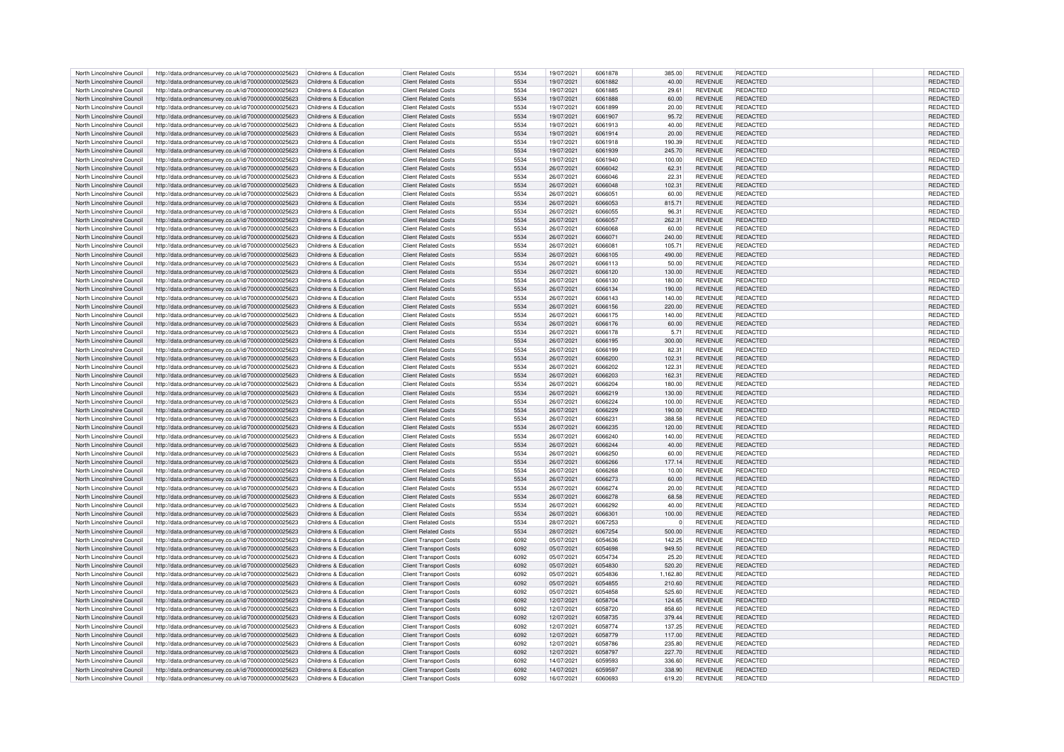| | | | | | | | | | | | | |
|---|---|---|---|---|---|---|---|---|---|---|---|---|
| North Lincolnshire Council | http://data.ordnancesurvey.co.uk/id/7000000000025623 | Childrens & Education | Client Related Costs | 5534 | 19/07/2021 | 6061878 | 385.00 | REVENUE | REDACTED | | REDACTED |
| North Lincolnshire Council | http://data.ordnancesurvey.co.uk/id/7000000000025623 | Childrens & Education | Client Related Costs | 5534 | 19/07/2021 | 6061882 | 40.00 | REVENUE | REDACTED | | REDACTED |
| North Lincolnshire Council | http://data.ordnancesurvey.co.uk/id/7000000000025623 | Childrens & Education | Client Related Costs | 5534 | 19/07/2021 | 6061885 | 29.61 | REVENUE | REDACTED | | REDACTED |
| North Lincolnshire Council | http://data.ordnancesurvey.co.uk/id/7000000000025623 | Childrens & Education | Client Related Costs | 5534 | 19/07/2021 | 6061888 | 60.00 | REVENUE | REDACTED | | REDACTED |
| North Lincolnshire Council | http://data.ordnancesurvey.co.uk/id/7000000000025623 | Childrens & Education | Client Related Costs | 5534 | 19/07/2021 | 6061899 | 20.00 | REVENUE | REDACTED | | REDACTED |
| North Lincolnshire Council | http://data.ordnancesurvey.co.uk/id/7000000000025623 | Childrens & Education | Client Related Costs | 5534 | 19/07/2021 | 6061907 | 95.72 | REVENUE | REDACTED | | REDACTED |
| North Lincolnshire Council | http://data.ordnancesurvey.co.uk/id/7000000000025623 | Childrens & Education | Client Related Costs | 5534 | 19/07/2021 | 6061913 | 40.00 | REVENUE | REDACTED | | REDACTED |
| North Lincolnshire Council | http://data.ordnancesurvey.co.uk/id/7000000000025623 | Childrens & Education | Client Related Costs | 5534 | 19/07/2021 | 6061914 | 20.00 | REVENUE | REDACTED | | REDACTED |
| North Lincolnshire Council | http://data.ordnancesurvey.co.uk/id/7000000000025623 | Childrens & Education | Client Related Costs | 5534 | 19/07/2021 | 6061918 | 190.39 | REVENUE | REDACTED | | REDACTED |
| North Lincolnshire Council | http://data.ordnancesurvey.co.uk/id/7000000000025623 | Childrens & Education | Client Related Costs | 5534 | 19/07/2021 | 6061939 | 245.70 | REVENUE | REDACTED | | REDACTED |
| North Lincolnshire Council | http://data.ordnancesurvey.co.uk/id/7000000000025623 | Childrens & Education | Client Related Costs | 5534 | 19/07/2021 | 6061940 | 100.00 | REVENUE | REDACTED | | REDACTED |
| North Lincolnshire Council | http://data.ordnancesurvey.co.uk/id/7000000000025623 | Childrens & Education | Client Related Costs | 5534 | 26/07/2021 | 6066042 | 62.31 | REVENUE | REDACTED | | REDACTED |
| North Lincolnshire Council | http://data.ordnancesurvey.co.uk/id/7000000000025623 | Childrens & Education | Client Related Costs | 5534 | 26/07/2021 | 6066046 | 22.31 | REVENUE | REDACTED | | REDACTED |
| North Lincolnshire Council | http://data.ordnancesurvey.co.uk/id/7000000000025623 | Childrens & Education | Client Related Costs | 5534 | 26/07/2021 | 6066048 | 102.31 | REVENUE | REDACTED | | REDACTED |
| North Lincolnshire Council | http://data.ordnancesurvey.co.uk/id/7000000000025623 | Childrens & Education | Client Related Costs | 5534 | 26/07/2021 | 6066051 | 60.00 | REVENUE | REDACTED | | REDACTED |
| North Lincolnshire Council | http://data.ordnancesurvey.co.uk/id/7000000000025623 | Childrens & Education | Client Related Costs | 5534 | 26/07/2021 | 6066053 | 815.71 | REVENUE | REDACTED | | REDACTED |
| North Lincolnshire Council | http://data.ordnancesurvey.co.uk/id/7000000000025623 | Childrens & Education | Client Related Costs | 5534 | 26/07/2021 | 6066055 | 96.31 | REVENUE | REDACTED | | REDACTED |
| North Lincolnshire Council | http://data.ordnancesurvey.co.uk/id/7000000000025623 | Childrens & Education | Client Related Costs | 5534 | 26/07/2021 | 6066057 | 262.31 | REVENUE | REDACTED | | REDACTED |
| North Lincolnshire Council | http://data.ordnancesurvey.co.uk/id/7000000000025623 | Childrens & Education | Client Related Costs | 5534 | 26/07/2021 | 6066068 | 60.00 | REVENUE | REDACTED | | REDACTED |
| North Lincolnshire Council | http://data.ordnancesurvey.co.uk/id/7000000000025623 | Childrens & Education | Client Related Costs | 5534 | 26/07/2021 | 6066071 | 240.00 | REVENUE | REDACTED | | REDACTED |
| North Lincolnshire Council | http://data.ordnancesurvey.co.uk/id/7000000000025623 | Childrens & Education | Client Related Costs | 5534 | 26/07/2021 | 6066081 | 105.71 | REVENUE | REDACTED | | REDACTED |
| North Lincolnshire Council | http://data.ordnancesurvey.co.uk/id/7000000000025623 | Childrens & Education | Client Related Costs | 5534 | 26/07/2021 | 6066105 | 490.00 | REVENUE | REDACTED | | REDACTED |
| North Lincolnshire Council | http://data.ordnancesurvey.co.uk/id/7000000000025623 | Childrens & Education | Client Related Costs | 5534 | 26/07/2021 | 6066113 | 50.00 | REVENUE | REDACTED | | REDACTED |
| North Lincolnshire Council | http://data.ordnancesurvey.co.uk/id/7000000000025623 | Childrens & Education | Client Related Costs | 5534 | 26/07/2021 | 6066120 | 130.00 | REVENUE | REDACTED | | REDACTED |
| North Lincolnshire Council | http://data.ordnancesurvey.co.uk/id/7000000000025623 | Childrens & Education | Client Related Costs | 5534 | 26/07/2021 | 6066130 | 180.00 | REVENUE | REDACTED | | REDACTED |
| North Lincolnshire Council | http://data.ordnancesurvey.co.uk/id/7000000000025623 | Childrens & Education | Client Related Costs | 5534 | 26/07/2021 | 6066134 | 190.00 | REVENUE | REDACTED | | REDACTED |
| North Lincolnshire Council | http://data.ordnancesurvey.co.uk/id/7000000000025623 | Childrens & Education | Client Related Costs | 5534 | 26/07/2021 | 6066143 | 140.00 | REVENUE | REDACTED | | REDACTED |
| North Lincolnshire Council | http://data.ordnancesurvey.co.uk/id/7000000000025623 | Childrens & Education | Client Related Costs | 5534 | 26/07/2021 | 6066156 | 220.00 | REVENUE | REDACTED | | REDACTED |
| North Lincolnshire Council | http://data.ordnancesurvey.co.uk/id/7000000000025623 | Childrens & Education | Client Related Costs | 5534 | 26/07/2021 | 6066175 | 140.00 | REVENUE | REDACTED | | REDACTED |
| North Lincolnshire Council | http://data.ordnancesurvey.co.uk/id/7000000000025623 | Childrens & Education | Client Related Costs | 5534 | 26/07/2021 | 6066176 | 60.00 | REVENUE | REDACTED | | REDACTED |
| North Lincolnshire Council | http://data.ordnancesurvey.co.uk/id/7000000000025623 | Childrens & Education | Client Related Costs | 5534 | 26/07/2021 | 6066178 | 5.71 | REVENUE | REDACTED | | REDACTED |
| North Lincolnshire Council | http://data.ordnancesurvey.co.uk/id/7000000000025623 | Childrens & Education | Client Related Costs | 5534 | 26/07/2021 | 6066195 | 300.00 | REVENUE | REDACTED | | REDACTED |
| North Lincolnshire Council | http://data.ordnancesurvey.co.uk/id/7000000000025623 | Childrens & Education | Client Related Costs | 5534 | 26/07/2021 | 6066199 | 82.31 | REVENUE | REDACTED | | REDACTED |
| North Lincolnshire Council | http://data.ordnancesurvey.co.uk/id/7000000000025623 | Childrens & Education | Client Related Costs | 5534 | 26/07/2021 | 6066200 | 102.31 | REVENUE | REDACTED | | REDACTED |
| North Lincolnshire Council | http://data.ordnancesurvey.co.uk/id/7000000000025623 | Childrens & Education | Client Related Costs | 5534 | 26/07/2021 | 6066202 | 122.31 | REVENUE | REDACTED | | REDACTED |
| North Lincolnshire Council | http://data.ordnancesurvey.co.uk/id/7000000000025623 | Childrens & Education | Client Related Costs | 5534 | 26/07/2021 | 6066203 | 162.31 | REVENUE | REDACTED | | REDACTED |
| North Lincolnshire Council | http://data.ordnancesurvey.co.uk/id/7000000000025623 | Childrens & Education | Client Related Costs | 5534 | 26/07/2021 | 6066204 | 180.00 | REVENUE | REDACTED | | REDACTED |
| North Lincolnshire Council | http://data.ordnancesurvey.co.uk/id/7000000000025623 | Childrens & Education | Client Related Costs | 5534 | 26/07/2021 | 6066219 | 130.00 | REVENUE | REDACTED | | REDACTED |
| North Lincolnshire Council | http://data.ordnancesurvey.co.uk/id/7000000000025623 | Childrens & Education | Client Related Costs | 5534 | 26/07/2021 | 6066224 | 100.00 | REVENUE | REDACTED | | REDACTED |
| North Lincolnshire Council | http://data.ordnancesurvey.co.uk/id/7000000000025623 | Childrens & Education | Client Related Costs | 5534 | 26/07/2021 | 6066229 | 190.00 | REVENUE | REDACTED | | REDACTED |
| North Lincolnshire Council | http://data.ordnancesurvey.co.uk/id/7000000000025623 | Childrens & Education | Client Related Costs | 5534 | 26/07/2021 | 6066231 | 388.58 | REVENUE | REDACTED | | REDACTED |
| North Lincolnshire Council | http://data.ordnancesurvey.co.uk/id/7000000000025623 | Childrens & Education | Client Related Costs | 5534 | 26/07/2021 | 6066235 | 120.00 | REVENUE | REDACTED | | REDACTED |
| North Lincolnshire Council | http://data.ordnancesurvey.co.uk/id/7000000000025623 | Childrens & Education | Client Related Costs | 5534 | 26/07/2021 | 6066240 | 140.00 | REVENUE | REDACTED | | REDACTED |
| North Lincolnshire Council | http://data.ordnancesurvey.co.uk/id/7000000000025623 | Childrens & Education | Client Related Costs | 5534 | 26/07/2021 | 6066244 | 40.00 | REVENUE | REDACTED | | REDACTED |
| North Lincolnshire Council | http://data.ordnancesurvey.co.uk/id/7000000000025623 | Childrens & Education | Client Related Costs | 5534 | 26/07/2021 | 6066250 | 60.00 | REVENUE | REDACTED | | REDACTED |
| North Lincolnshire Council | http://data.ordnancesurvey.co.uk/id/7000000000025623 | Childrens & Education | Client Related Costs | 5534 | 26/07/2021 | 6066266 | 177.14 | REVENUE | REDACTED | | REDACTED |
| North Lincolnshire Council | http://data.ordnancesurvey.co.uk/id/7000000000025623 | Childrens & Education | Client Related Costs | 5534 | 26/07/2021 | 6066268 | 10.00 | REVENUE | REDACTED | | REDACTED |
| North Lincolnshire Council | http://data.ordnancesurvey.co.uk/id/7000000000025623 | Childrens & Education | Client Related Costs | 5534 | 26/07/2021 | 6066273 | 60.00 | REVENUE | REDACTED | | REDACTED |
| North Lincolnshire Council | http://data.ordnancesurvey.co.uk/id/7000000000025623 | Childrens & Education | Client Related Costs | 5534 | 26/07/2021 | 6066274 | 20.00 | REVENUE | REDACTED | | REDACTED |
| North Lincolnshire Council | http://data.ordnancesurvey.co.uk/id/7000000000025623 | Childrens & Education | Client Related Costs | 5534 | 26/07/2021 | 6066278 | 68.58 | REVENUE | REDACTED | | REDACTED |
| North Lincolnshire Council | http://data.ordnancesurvey.co.uk/id/7000000000025623 | Childrens & Education | Client Related Costs | 5534 | 26/07/2021 | 6066292 | 40.00 | REVENUE | REDACTED | | REDACTED |
| North Lincolnshire Council | http://data.ordnancesurvey.co.uk/id/7000000000025623 | Childrens & Education | Client Related Costs | 5534 | 26/07/2021 | 6066301 | 100.00 | REVENUE | REDACTED | | REDACTED |
| North Lincolnshire Council | http://data.ordnancesurvey.co.uk/id/7000000000025623 | Childrens & Education | Client Related Costs | 5534 | 28/07/2021 | 6067253 | 0 | REVENUE | REDACTED | | REDACTED |
| North Lincolnshire Council | http://data.ordnancesurvey.co.uk/id/7000000000025623 | Childrens & Education | Client Related Costs | 5534 | 28/07/2021 | 6067254 | 500.00 | REVENUE | REDACTED | | REDACTED |
| North Lincolnshire Council | http://data.ordnancesurvey.co.uk/id/7000000000025623 | Childrens & Education | Client Transport Costs | 6092 | 05/07/2021 | 6054636 | 142.25 | REVENUE | REDACTED | | REDACTED |
| North Lincolnshire Council | http://data.ordnancesurvey.co.uk/id/7000000000025623 | Childrens & Education | Client Transport Costs | 6092 | 05/07/2021 | 6054698 | 949.50 | REVENUE | REDACTED | | REDACTED |
| North Lincolnshire Council | http://data.ordnancesurvey.co.uk/id/7000000000025623 | Childrens & Education | Client Transport Costs | 6092 | 05/07/2021 | 6054734 | 25.20 | REVENUE | REDACTED | | REDACTED |
| North Lincolnshire Council | http://data.ordnancesurvey.co.uk/id/7000000000025623 | Childrens & Education | Client Transport Costs | 6092 | 05/07/2021 | 6054830 | 520.20 | REVENUE | REDACTED | | REDACTED |
| North Lincolnshire Council | http://data.ordnancesurvey.co.uk/id/7000000000025623 | Childrens & Education | Client Transport Costs | 6092 | 05/07/2021 | 6054836 | 1,162.80 | REVENUE | REDACTED | | REDACTED |
| North Lincolnshire Council | http://data.ordnancesurvey.co.uk/id/7000000000025623 | Childrens & Education | Client Transport Costs | 6092 | 05/07/2021 | 6054855 | 210.60 | REVENUE | REDACTED | | REDACTED |
| North Lincolnshire Council | http://data.ordnancesurvey.co.uk/id/7000000000025623 | Childrens & Education | Client Transport Costs | 6092 | 05/07/2021 | 6054858 | 525.60 | REVENUE | REDACTED | | REDACTED |
| North Lincolnshire Council | http://data.ordnancesurvey.co.uk/id/7000000000025623 | Childrens & Education | Client Transport Costs | 6092 | 12/07/2021 | 6058704 | 124.65 | REVENUE | REDACTED | | REDACTED |
| North Lincolnshire Council | http://data.ordnancesurvey.co.uk/id/7000000000025623 | Childrens & Education | Client Transport Costs | 6092 | 12/07/2021 | 6058720 | 858.60 | REVENUE | REDACTED | | REDACTED |
| North Lincolnshire Council | http://data.ordnancesurvey.co.uk/id/7000000000025623 | Childrens & Education | Client Transport Costs | 6092 | 12/07/2021 | 6058735 | 379.44 | REVENUE | REDACTED | | REDACTED |
| North Lincolnshire Council | http://data.ordnancesurvey.co.uk/id/7000000000025623 | Childrens & Education | Client Transport Costs | 6092 | 12/07/2021 | 6058774 | 137.25 | REVENUE | REDACTED | | REDACTED |
| North Lincolnshire Council | http://data.ordnancesurvey.co.uk/id/7000000000025623 | Childrens & Education | Client Transport Costs | 6092 | 12/07/2021 | 6058779 | 117.00 | REVENUE | REDACTED | | REDACTED |
| North Lincolnshire Council | http://data.ordnancesurvey.co.uk/id/7000000000025623 | Childrens & Education | Client Transport Costs | 6092 | 12/07/2021 | 6058786 | 235.80 | REVENUE | REDACTED | | REDACTED |
| North Lincolnshire Council | http://data.ordnancesurvey.co.uk/id/7000000000025623 | Childrens & Education | Client Transport Costs | 6092 | 12/07/2021 | 6058797 | 227.70 | REVENUE | REDACTED | | REDACTED |
| North Lincolnshire Council | http://data.ordnancesurvey.co.uk/id/7000000000025623 | Childrens & Education | Client Transport Costs | 6092 | 14/07/2021 | 6059593 | 336.60 | REVENUE | REDACTED | | REDACTED |
| North Lincolnshire Council | http://data.ordnancesurvey.co.uk/id/7000000000025623 | Childrens & Education | Client Transport Costs | 6092 | 14/07/2021 | 6059597 | 338.90 | REVENUE | REDACTED | | REDACTED |
| North Lincolnshire Council | http://data.ordnancesurvey.co.uk/id/7000000000025623 | Childrens & Education | Client Transport Costs | 6092 | 16/07/2021 | 6060693 | 619.20 | REVENUE | REDACTED | | REDACTED |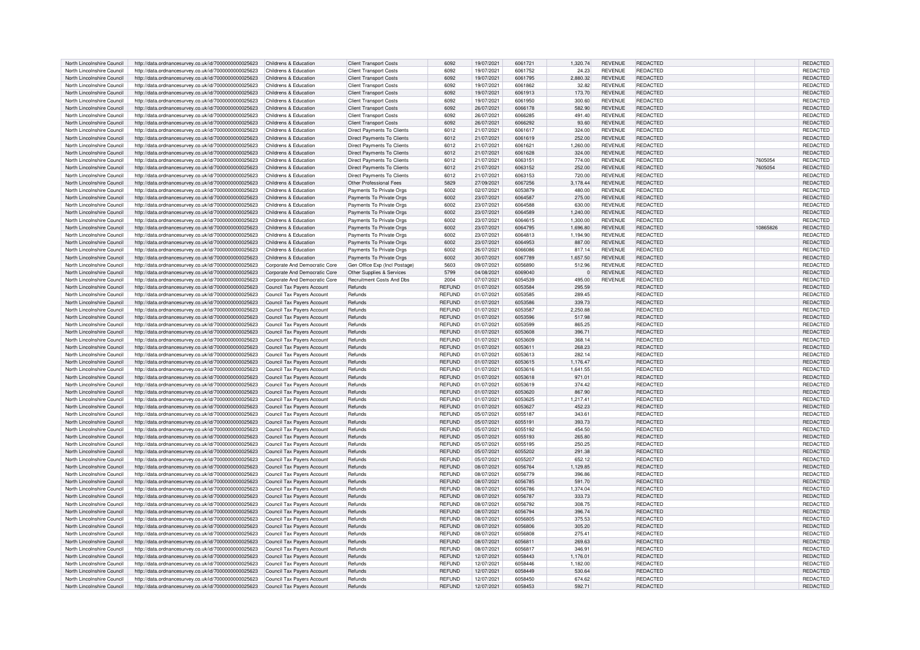| | | | | | | | | | | | | |
|---|---|---|---|---|---|---|---|---|---|---|---|---|
| North Lincolnshire Council | http://data.ordnancesurvey.co.uk/id/7000000000025623 | Childrens & Education | Client Transport Costs | 6092 | 19/07/2021 | 6061721 | 1,320.74 | REVENUE | REDACTED | | | REDACTED |
| North Lincolnshire Council | http://data.ordnancesurvey.co.uk/id/7000000000025623 | Childrens & Education | Client Transport Costs | 6092 | 19/07/2021 | 6061752 | 24.23 | REVENUE | REDACTED | | | REDACTED |
| North Lincolnshire Council | http://data.ordnancesurvey.co.uk/id/7000000000025623 | Childrens & Education | Client Transport Costs | 6092 | 19/07/2021 | 6061795 | 2,880.32 | REVENUE | REDACTED | | | REDACTED |
| North Lincolnshire Council | http://data.ordnancesurvey.co.uk/id/7000000000025623 | Childrens & Education | Client Transport Costs | 6092 | 19/07/2021 | 6061862 | 32.82 | REVENUE | REDACTED | | | REDACTED |
| North Lincolnshire Council | http://data.ordnancesurvey.co.uk/id/7000000000025623 | Childrens & Education | Client Transport Costs | 6092 | 19/07/2021 | 6061913 | 173.70 | REVENUE | REDACTED | | | REDACTED |
| North Lincolnshire Council | http://data.ordnancesurvey.co.uk/id/7000000000025623 | Childrens & Education | Client Transport Costs | 6092 | 19/07/2021 | 6061950 | 300.60 | REVENUE | REDACTED | | | REDACTED |
| North Lincolnshire Council | http://data.ordnancesurvey.co.uk/id/7000000000025623 | Childrens & Education | Client Transport Costs | 6092 | 26/07/2021 | 6066178 | 582.90 | REVENUE | REDACTED | | | REDACTED |
| North Lincolnshire Council | http://data.ordnancesurvey.co.uk/id/7000000000025623 | Childrens & Education | Client Transport Costs | 6092 | 26/07/2021 | 6066285 | 491.40 | REVENUE | REDACTED | | | REDACTED |
| North Lincolnshire Council | http://data.ordnancesurvey.co.uk/id/7000000000025623 | Childrens & Education | Client Transport Costs | 6092 | 26/07/2021 | 6066292 | 93.60 | REVENUE | REDACTED | | | REDACTED |
| North Lincolnshire Council | http://data.ordnancesurvey.co.uk/id/7000000000025623 | Childrens & Education | Direct Payments To Clients | 6012 | 21/07/2021 | 6061617 | 324.00 | REVENUE | REDACTED | | | REDACTED |
| North Lincolnshire Council | http://data.ordnancesurvey.co.uk/id/7000000000025623 | Childrens & Education | Direct Payments To Clients | 6012 | 21/07/2021 | 6061619 | 252.00 | REVENUE | REDACTED | | | REDACTED |
| North Lincolnshire Council | http://data.ordnancesurvey.co.uk/id/7000000000025623 | Childrens & Education | Direct Payments To Clients | 6012 | 21/07/2021 | 6061621 | 1,260.00 | REVENUE | REDACTED | | | REDACTED |
| North Lincolnshire Council | http://data.ordnancesurvey.co.uk/id/7000000000025623 | Childrens & Education | Direct Payments To Clients | 6012 | 21/07/2021 | 6061628 | 324.00 | REVENUE | REDACTED | | | REDACTED |
| North Lincolnshire Council | http://data.ordnancesurvey.co.uk/id/7000000000025623 | Childrens & Education | Direct Payments To Clients | 6012 | 21/07/2021 | 6063151 | 774.00 | REVENUE | REDACTED | | 7605054 | REDACTED |
| North Lincolnshire Council | http://data.ordnancesurvey.co.uk/id/7000000000025623 | Childrens & Education | Direct Payments To Clients | 6012 | 21/07/2021 | 6063152 | 252.00 | REVENUE | REDACTED | | 7605054 | REDACTED |
| North Lincolnshire Council | http://data.ordnancesurvey.co.uk/id/7000000000025623 | Childrens & Education | Direct Payments To Clients | 6012 | 21/07/2021 | 6063153 | 720.00 | REVENUE | REDACTED | | | REDACTED |
| North Lincolnshire Council | http://data.ordnancesurvey.co.uk/id/7000000000025623 | Childrens & Education | Other Professional Fees | 5829 | 27/09/2021 | 6067256 | 3,178.44 | REVENUE | REDACTED | | | REDACTED |
| North Lincolnshire Council | http://data.ordnancesurvey.co.uk/id/7000000000025623 | Childrens & Education | Payments To Private Orgs | 6002 | 02/07/2021 | 6053879 | 480.00 | REVENUE | REDACTED | | | REDACTED |
| North Lincolnshire Council | http://data.ordnancesurvey.co.uk/id/7000000000025623 | Childrens & Education | Payments To Private Orgs | 6002 | 23/07/2021 | 6064587 | 275.00 | REVENUE | REDACTED | | | REDACTED |
| North Lincolnshire Council | http://data.ordnancesurvey.co.uk/id/7000000000025623 | Childrens & Education | Payments To Private Orgs | 6002 | 23/07/2021 | 6064588 | 630.00 | REVENUE | REDACTED | | | REDACTED |
| North Lincolnshire Council | http://data.ordnancesurvey.co.uk/id/7000000000025623 | Childrens & Education | Payments To Private Orgs | 6002 | 23/07/2021 | 6064589 | 1,240.00 | REVENUE | REDACTED | | | REDACTED |
| North Lincolnshire Council | http://data.ordnancesurvey.co.uk/id/7000000000025623 | Childrens & Education | Payments To Private Orgs | 6002 | 23/07/2021 | 6064615 | 1,300.00 | REVENUE | REDACTED | | | REDACTED |
| North Lincolnshire Council | http://data.ordnancesurvey.co.uk/id/7000000000025623 | Childrens & Education | Payments To Private Orgs | 6002 | 23/07/2021 | 6064795 | 1,696.80 | REVENUE | REDACTED | | 10865826 | REDACTED |
| North Lincolnshire Council | http://data.ordnancesurvey.co.uk/id/7000000000025623 | Childrens & Education | Payments To Private Orgs | 6002 | 23/07/2021 | 6064813 | 1,194.90 | REVENUE | REDACTED | | | REDACTED |
| North Lincolnshire Council | http://data.ordnancesurvey.co.uk/id/7000000000025623 | Childrens & Education | Payments To Private Orgs | 6002 | 23/07/2021 | 6064953 | 887.00 | REVENUE | REDACTED | | | REDACTED |
| North Lincolnshire Council | http://data.ordnancesurvey.co.uk/id/7000000000025623 | Childrens & Education | Payments To Private Orgs | 6002 | 26/07/2021 | 6066086 | 817.14 | REVENUE | REDACTED | | | REDACTED |
| North Lincolnshire Council | http://data.ordnancesurvey.co.uk/id/7000000000025623 | Childrens & Education | Payments To Private Orgs | 6002 | 30/07/2021 | 6067789 | 1,657.50 | REVENUE | REDACTED | | | REDACTED |
| North Lincolnshire Council | http://data.ordnancesurvey.co.uk/id/7000000000025623 | Corporate And Democratic Core | Gen Office Exp (Incl Postage) | 5603 | 09/07/2021 | 6056890 | 512.96 | REVENUE | REDACTED | | | REDACTED |
| North Lincolnshire Council | http://data.ordnancesurvey.co.uk/id/7000000000025623 | Corporate And Democratic Core | Other Supplies & Services | 5799 | 04/08/2021 | 6069040 | 0 | REVENUE | REDACTED | | | REDACTED |
| North Lincolnshire Council | http://data.ordnancesurvey.co.uk/id/7000000000025623 | Corporate And Democratic Core | Recruitment Costs And Dbs | 2004 | 07/07/2021 | 6054539 | 495.00 | REVENUE | REDACTED | | | REDACTED |
| North Lincolnshire Council | http://data.ordnancesurvey.co.uk/id/7000000000025623 | Council Tax Payers Account | Refunds | REFUND | 01/07/2021 | 6053584 | 295.59 | | REDACTED | | | REDACTED |
| North Lincolnshire Council | http://data.ordnancesurvey.co.uk/id/7000000000025623 | Council Tax Payers Account | Refunds | REFUND | 01/07/2021 | 6053585 | 289.45 | | REDACTED | | | REDACTED |
| North Lincolnshire Council | http://data.ordnancesurvey.co.uk/id/7000000000025623 | Council Tax Payers Account | Refunds | REFUND | 01/07/2021 | 6053586 | 339.73 | | REDACTED | | | REDACTED |
| North Lincolnshire Council | http://data.ordnancesurvey.co.uk/id/7000000000025623 | Council Tax Payers Account | Refunds | REFUND | 01/07/2021 | 6053587 | 2,250.88 | | REDACTED | | | REDACTED |
| North Lincolnshire Council | http://data.ordnancesurvey.co.uk/id/7000000000025623 | Council Tax Payers Account | Refunds | REFUND | 01/07/2021 | 6053596 | 517.98 | | REDACTED | | | REDACTED |
| North Lincolnshire Council | http://data.ordnancesurvey.co.uk/id/7000000000025623 | Council Tax Payers Account | Refunds | REFUND | 01/07/2021 | 6053599 | 865.25 | | REDACTED | | | REDACTED |
| North Lincolnshire Council | http://data.ordnancesurvey.co.uk/id/7000000000025623 | Council Tax Payers Account | Refunds | REFUND | 01/07/2021 | 6053608 | 396.71 | | REDACTED | | | REDACTED |
| North Lincolnshire Council | http://data.ordnancesurvey.co.uk/id/7000000000025623 | Council Tax Payers Account | Refunds | REFUND | 01/07/2021 | 6053609 | 368.14 | | REDACTED | | | REDACTED |
| North Lincolnshire Council | http://data.ordnancesurvey.co.uk/id/7000000000025623 | Council Tax Payers Account | Refunds | REFUND | 01/07/2021 | 6053611 | 268.23 | | REDACTED | | | REDACTED |
| North Lincolnshire Council | http://data.ordnancesurvey.co.uk/id/7000000000025623 | Council Tax Payers Account | Refunds | REFUND | 01/07/2021 | 6053613 | 282.14 | | REDACTED | | | REDACTED |
| North Lincolnshire Council | http://data.ordnancesurvey.co.uk/id/7000000000025623 | Council Tax Payers Account | Refunds | REFUND | 01/07/2021 | 6053615 | 1,176.47 | | REDACTED | | | REDACTED |
| North Lincolnshire Council | http://data.ordnancesurvey.co.uk/id/7000000000025623 | Council Tax Payers Account | Refunds | REFUND | 01/07/2021 | 6053616 | 1,641.55 | | REDACTED | | | REDACTED |
| North Lincolnshire Council | http://data.ordnancesurvey.co.uk/id/7000000000025623 | Council Tax Payers Account | Refunds | REFUND | 01/07/2021 | 6053618 | 971.01 | | REDACTED | | | REDACTED |
| North Lincolnshire Council | http://data.ordnancesurvey.co.uk/id/7000000000025623 | Council Tax Payers Account | Refunds | REFUND | 01/07/2021 | 6053619 | 374.42 | | REDACTED | | | REDACTED |
| North Lincolnshire Council | http://data.ordnancesurvey.co.uk/id/7000000000025623 | Council Tax Payers Account | Refunds | REFUND | 01/07/2021 | 6053620 | 867.90 | | REDACTED | | | REDACTED |
| North Lincolnshire Council | http://data.ordnancesurvey.co.uk/id/7000000000025623 | Council Tax Payers Account | Refunds | REFUND | 01/07/2021 | 6053625 | 1,217.41 | | REDACTED | | | REDACTED |
| North Lincolnshire Council | http://data.ordnancesurvey.co.uk/id/7000000000025623 | Council Tax Payers Account | Refunds | REFUND | 01/07/2021 | 6053627 | 452.23 | | REDACTED | | | REDACTED |
| North Lincolnshire Council | http://data.ordnancesurvey.co.uk/id/7000000000025623 | Council Tax Payers Account | Refunds | REFUND | 05/07/2021 | 6055187 | 343.61 | | REDACTED | | | REDACTED |
| North Lincolnshire Council | http://data.ordnancesurvey.co.uk/id/7000000000025623 | Council Tax Payers Account | Refunds | REFUND | 05/07/2021 | 6055191 | 393.73 | | REDACTED | | | REDACTED |
| North Lincolnshire Council | http://data.ordnancesurvey.co.uk/id/7000000000025623 | Council Tax Payers Account | Refunds | REFUND | 05/07/2021 | 6055192 | 454.50 | | REDACTED | | | REDACTED |
| North Lincolnshire Council | http://data.ordnancesurvey.co.uk/id/7000000000025623 | Council Tax Payers Account | Refunds | REFUND | 05/07/2021 | 6055193 | 265.80 | | REDACTED | | | REDACTED |
| North Lincolnshire Council | http://data.ordnancesurvey.co.uk/id/7000000000025623 | Council Tax Payers Account | Refunds | REFUND | 05/07/2021 | 6055195 | 250.25 | | REDACTED | | | REDACTED |
| North Lincolnshire Council | http://data.ordnancesurvey.co.uk/id/7000000000025623 | Council Tax Payers Account | Refunds | REFUND | 05/07/2021 | 6055202 | 291.38 | | REDACTED | | | REDACTED |
| North Lincolnshire Council | http://data.ordnancesurvey.co.uk/id/7000000000025623 | Council Tax Payers Account | Refunds | REFUND | 05/07/2021 | 6055207 | 652.12 | | REDACTED | | | REDACTED |
| North Lincolnshire Council | http://data.ordnancesurvey.co.uk/id/7000000000025623 | Council Tax Payers Account | Refunds | REFUND | 08/07/2021 | 6056764 | 1,129.85 | | REDACTED | | | REDACTED |
| North Lincolnshire Council | http://data.ordnancesurvey.co.uk/id/7000000000025623 | Council Tax Payers Account | Refunds | REFUND | 08/07/2021 | 6056779 | 396.86 | | REDACTED | | | REDACTED |
| North Lincolnshire Council | http://data.ordnancesurvey.co.uk/id/7000000000025623 | Council Tax Payers Account | Refunds | REFUND | 08/07/2021 | 6056785 | 591.70 | | REDACTED | | | REDACTED |
| North Lincolnshire Council | http://data.ordnancesurvey.co.uk/id/7000000000025623 | Council Tax Payers Account | Refunds | REFUND | 08/07/2021 | 6056786 | 1,374.04 | | REDACTED | | | REDACTED |
| North Lincolnshire Council | http://data.ordnancesurvey.co.uk/id/7000000000025623 | Council Tax Payers Account | Refunds | REFUND | 08/07/2021 | 6056787 | 333.73 | | REDACTED | | | REDACTED |
| North Lincolnshire Council | http://data.ordnancesurvey.co.uk/id/7000000000025623 | Council Tax Payers Account | Refunds | REFUND | 08/07/2021 | 6056792 | 308.75 | | REDACTED | | | REDACTED |
| North Lincolnshire Council | http://data.ordnancesurvey.co.uk/id/7000000000025623 | Council Tax Payers Account | Refunds | REFUND | 08/07/2021 | 6056794 | 396.74 | | REDACTED | | | REDACTED |
| North Lincolnshire Council | http://data.ordnancesurvey.co.uk/id/7000000000025623 | Council Tax Payers Account | Refunds | REFUND | 08/07/2021 | 6056805 | 375.53 | | REDACTED | | | REDACTED |
| North Lincolnshire Council | http://data.ordnancesurvey.co.uk/id/7000000000025623 | Council Tax Payers Account | Refunds | REFUND | 08/07/2021 | 6056806 | 305.20 | | REDACTED | | | REDACTED |
| North Lincolnshire Council | http://data.ordnancesurvey.co.uk/id/7000000000025623 | Council Tax Payers Account | Refunds | REFUND | 08/07/2021 | 6056808 | 275.41 | | REDACTED | | | REDACTED |
| North Lincolnshire Council | http://data.ordnancesurvey.co.uk/id/7000000000025623 | Council Tax Payers Account | Refunds | REFUND | 08/07/2021 | 6056811 | 269.63 | | REDACTED | | | REDACTED |
| North Lincolnshire Council | http://data.ordnancesurvey.co.uk/id/7000000000025623 | Council Tax Payers Account | Refunds | REFUND | 08/07/2021 | 6056817 | 346.91 | | REDACTED | | | REDACTED |
| North Lincolnshire Council | http://data.ordnancesurvey.co.uk/id/7000000000025623 | Council Tax Payers Account | Refunds | REFUND | 12/07/2021 | 6058443 | 1,176.01 | | REDACTED | | | REDACTED |
| North Lincolnshire Council | http://data.ordnancesurvey.co.uk/id/7000000000025623 | Council Tax Payers Account | Refunds | REFUND | 12/07/2021 | 6058446 | 1,182.00 | | REDACTED | | | REDACTED |
| North Lincolnshire Council | http://data.ordnancesurvey.co.uk/id/7000000000025623 | Council Tax Payers Account | Refunds | REFUND | 12/07/2021 | 6058449 | 530.64 | | REDACTED | | | REDACTED |
| North Lincolnshire Council | http://data.ordnancesurvey.co.uk/id/7000000000025623 | Council Tax Payers Account | Refunds | REFUND | 12/07/2021 | 6058450 | 674.62 | | REDACTED | | | REDACTED |
| North Lincolnshire Council | http://data.ordnancesurvey.co.uk/id/7000000000025623 | Council Tax Payers Account | Refunds | REFUND | 12/07/2021 | 6058453 | 592.71 | | REDACTED | | | REDACTED |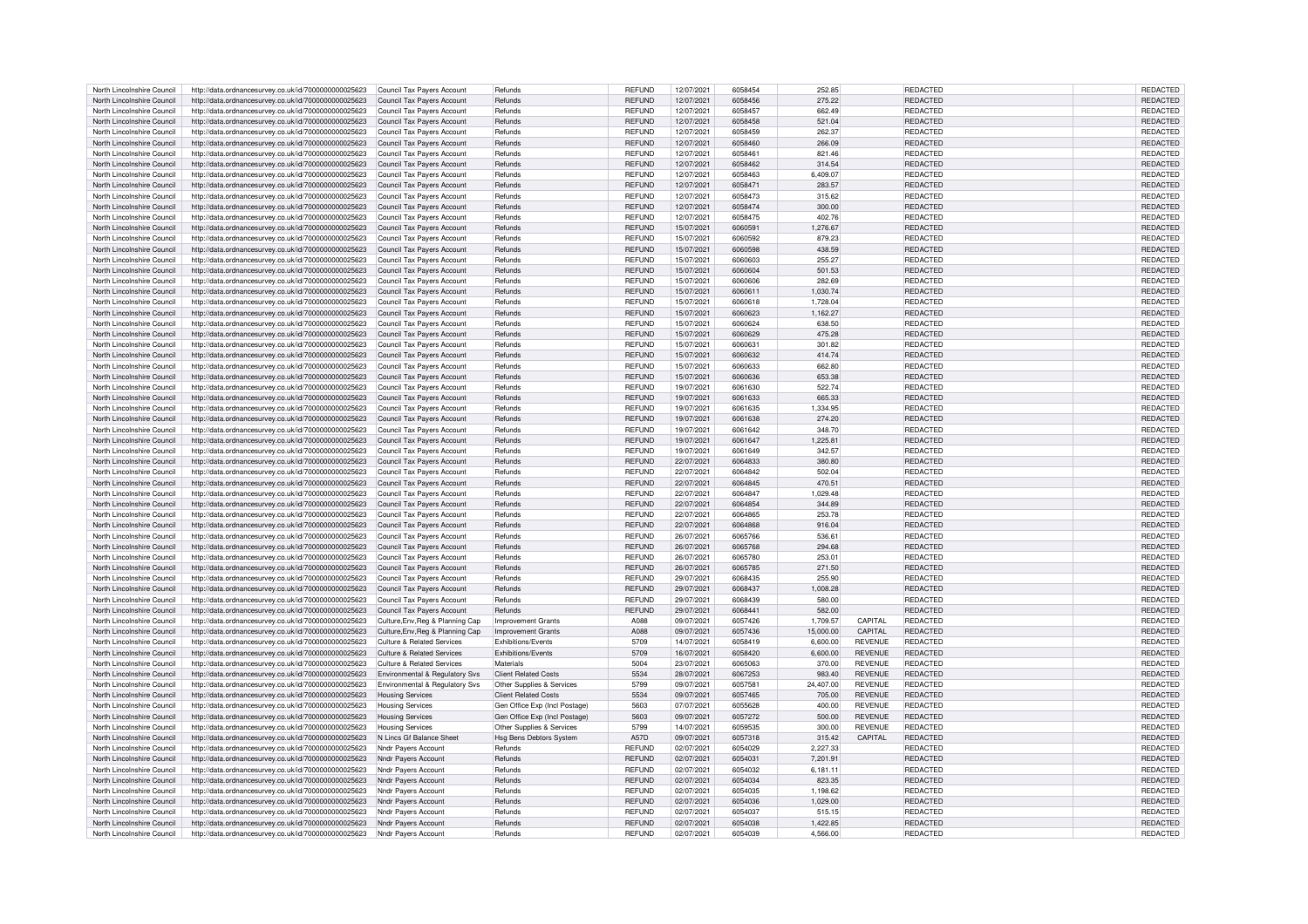| North Lincolnshire Council | http://data.ordnancesurvey.co.uk/id/7000000000025623 | Council Tax Payers Account | Refunds | REFUND | 12/07/2021 | 6058454 | 252.85 | | REDACTED | | REDACTED |
|---|---|---|---|---|---|---|---|---|---|---|---|
| North Lincolnshire Council | http://data.ordnancesurvey.co.uk/id/7000000000025623 | Council Tax Payers Account | Refunds | REFUND | 12/07/2021 | 6058456 | 275.22 | | REDACTED | | REDACTED |
| North Lincolnshire Council | http://data.ordnancesurvey.co.uk/id/7000000000025623 | Council Tax Payers Account | Refunds | REFUND | 12/07/2021 | 6058457 | 662.49 | | REDACTED | | REDACTED |
| North Lincolnshire Council | http://data.ordnancesurvey.co.uk/id/7000000000025623 | Council Tax Payers Account | Refunds | REFUND | 12/07/2021 | 6058458 | 521.04 | | REDACTED | | REDACTED |
| North Lincolnshire Council | http://data.ordnancesurvey.co.uk/id/7000000000025623 | Council Tax Payers Account | Refunds | REFUND | 12/07/2021 | 6058459 | 262.37 | | REDACTED | | REDACTED |
| North Lincolnshire Council | http://data.ordnancesurvey.co.uk/id/7000000000025623 | Council Tax Payers Account | Refunds | REFUND | 12/07/2021 | 6058460 | 266.09 | | REDACTED | | REDACTED |
| North Lincolnshire Council | http://data.ordnancesurvey.co.uk/id/7000000000025623 | Council Tax Payers Account | Refunds | REFUND | 12/07/2021 | 6058461 | 821.46 | | REDACTED | | REDACTED |
| North Lincolnshire Council | http://data.ordnancesurvey.co.uk/id/7000000000025623 | Council Tax Payers Account | Refunds | REFUND | 12/07/2021 | 6058462 | 314.54 | | REDACTED | | REDACTED |
| North Lincolnshire Council | http://data.ordnancesurvey.co.uk/id/7000000000025623 | Council Tax Payers Account | Refunds | REFUND | 12/07/2021 | 6058463 | 6,409.07 | | REDACTED | | REDACTED |
| North Lincolnshire Council | http://data.ordnancesurvey.co.uk/id/7000000000025623 | Council Tax Payers Account | Refunds | REFUND | 12/07/2021 | 6058471 | 283.57 | | REDACTED | | REDACTED |
| North Lincolnshire Council | http://data.ordnancesurvey.co.uk/id/7000000000025623 | Council Tax Payers Account | Refunds | REFUND | 12/07/2021 | 6058473 | 315.62 | | REDACTED | | REDACTED |
| North Lincolnshire Council | http://data.ordnancesurvey.co.uk/id/7000000000025623 | Council Tax Payers Account | Refunds | REFUND | 12/07/2021 | 6058474 | 300.00 | | REDACTED | | REDACTED |
| North Lincolnshire Council | http://data.ordnancesurvey.co.uk/id/7000000000025623 | Council Tax Payers Account | Refunds | REFUND | 12/07/2021 | 6058475 | 402.76 | | REDACTED | | REDACTED |
| North Lincolnshire Council | http://data.ordnancesurvey.co.uk/id/7000000000025623 | Council Tax Payers Account | Refunds | REFUND | 15/07/2021 | 6060591 | 1,276.67 | | REDACTED | | REDACTED |
| North Lincolnshire Council | http://data.ordnancesurvey.co.uk/id/7000000000025623 | Council Tax Payers Account | Refunds | REFUND | 15/07/2021 | 6060592 | 879.23 | | REDACTED | | REDACTED |
| North Lincolnshire Council | http://data.ordnancesurvey.co.uk/id/7000000000025623 | Council Tax Payers Account | Refunds | REFUND | 15/07/2021 | 6060598 | 438.59 | | REDACTED | | REDACTED |
| North Lincolnshire Council | http://data.ordnancesurvey.co.uk/id/7000000000025623 | Council Tax Payers Account | Refunds | REFUND | 15/07/2021 | 6060603 | 255.27 | | REDACTED | | REDACTED |
| North Lincolnshire Council | http://data.ordnancesurvey.co.uk/id/7000000000025623 | Council Tax Payers Account | Refunds | REFUND | 15/07/2021 | 6060604 | 501.53 | | REDACTED | | REDACTED |
| North Lincolnshire Council | http://data.ordnancesurvey.co.uk/id/7000000000025623 | Council Tax Payers Account | Refunds | REFUND | 15/07/2021 | 6060606 | 282.69 | | REDACTED | | REDACTED |
| North Lincolnshire Council | http://data.ordnancesurvey.co.uk/id/7000000000025623 | Council Tax Payers Account | Refunds | REFUND | 15/07/2021 | 6060611 | 1,030.74 | | REDACTED | | REDACTED |
| North Lincolnshire Council | http://data.ordnancesurvey.co.uk/id/7000000000025623 | Council Tax Payers Account | Refunds | REFUND | 15/07/2021 | 6060618 | 1,728.04 | | REDACTED | | REDACTED |
| North Lincolnshire Council | http://data.ordnancesurvey.co.uk/id/7000000000025623 | Council Tax Payers Account | Refunds | REFUND | 15/07/2021 | 6060623 | 1,162.27 | | REDACTED | | REDACTED |
| North Lincolnshire Council | http://data.ordnancesurvey.co.uk/id/7000000000025623 | Council Tax Payers Account | Refunds | REFUND | 15/07/2021 | 6060624 | 638.50 | | REDACTED | | REDACTED |
| North Lincolnshire Council | http://data.ordnancesurvey.co.uk/id/7000000000025623 | Council Tax Payers Account | Refunds | REFUND | 15/07/2021 | 6060629 | 475.28 | | REDACTED | | REDACTED |
| North Lincolnshire Council | http://data.ordnancesurvey.co.uk/id/7000000000025623 | Council Tax Payers Account | Refunds | REFUND | 15/07/2021 | 6060631 | 301.82 | | REDACTED | | REDACTED |
| North Lincolnshire Council | http://data.ordnancesurvey.co.uk/id/7000000000025623 | Council Tax Payers Account | Refunds | REFUND | 15/07/2021 | 6060632 | 414.74 | | REDACTED | | REDACTED |
| North Lincolnshire Council | http://data.ordnancesurvey.co.uk/id/7000000000025623 | Council Tax Payers Account | Refunds | REFUND | 15/07/2021 | 6060633 | 662.80 | | REDACTED | | REDACTED |
| North Lincolnshire Council | http://data.ordnancesurvey.co.uk/id/7000000000025623 | Council Tax Payers Account | Refunds | REFUND | 15/07/2021 | 6060636 | 653.38 | | REDACTED | | REDACTED |
| North Lincolnshire Council | http://data.ordnancesurvey.co.uk/id/7000000000025623 | Council Tax Payers Account | Refunds | REFUND | 19/07/2021 | 6061630 | 522.74 | | REDACTED | | REDACTED |
| North Lincolnshire Council | http://data.ordnancesurvey.co.uk/id/7000000000025623 | Council Tax Payers Account | Refunds | REFUND | 19/07/2021 | 6061633 | 665.33 | | REDACTED | | REDACTED |
| North Lincolnshire Council | http://data.ordnancesurvey.co.uk/id/7000000000025623 | Council Tax Payers Account | Refunds | REFUND | 19/07/2021 | 6061635 | 1,334.95 | | REDACTED | | REDACTED |
| North Lincolnshire Council | http://data.ordnancesurvey.co.uk/id/7000000000025623 | Council Tax Payers Account | Refunds | REFUND | 19/07/2021 | 6061638 | 274.20 | | REDACTED | | REDACTED |
| North Lincolnshire Council | http://data.ordnancesurvey.co.uk/id/7000000000025623 | Council Tax Payers Account | Refunds | REFUND | 19/07/2021 | 6061642 | 348.70 | | REDACTED | | REDACTED |
| North Lincolnshire Council | http://data.ordnancesurvey.co.uk/id/7000000000025623 | Council Tax Payers Account | Refunds | REFUND | 19/07/2021 | 6061647 | 1,225.81 | | REDACTED | | REDACTED |
| North Lincolnshire Council | http://data.ordnancesurvey.co.uk/id/7000000000025623 | Council Tax Payers Account | Refunds | REFUND | 19/07/2021 | 6061649 | 342.57 | | REDACTED | | REDACTED |
| North Lincolnshire Council | http://data.ordnancesurvey.co.uk/id/7000000000025623 | Council Tax Payers Account | Refunds | REFUND | 22/07/2021 | 6064833 | 380.80 | | REDACTED | | REDACTED |
| North Lincolnshire Council | http://data.ordnancesurvey.co.uk/id/7000000000025623 | Council Tax Payers Account | Refunds | REFUND | 22/07/2021 | 6064842 | 502.04 | | REDACTED | | REDACTED |
| North Lincolnshire Council | http://data.ordnancesurvey.co.uk/id/7000000000025623 | Council Tax Payers Account | Refunds | REFUND | 22/07/2021 | 6064845 | 470.51 | | REDACTED | | REDACTED |
| North Lincolnshire Council | http://data.ordnancesurvey.co.uk/id/7000000000025623 | Council Tax Payers Account | Refunds | REFUND | 22/07/2021 | 6064847 | 1,029.48 | | REDACTED | | REDACTED |
| North Lincolnshire Council | http://data.ordnancesurvey.co.uk/id/7000000000025623 | Council Tax Payers Account | Refunds | REFUND | 22/07/2021 | 6064854 | 344.89 | | REDACTED | | REDACTED |
| North Lincolnshire Council | http://data.ordnancesurvey.co.uk/id/7000000000025623 | Council Tax Payers Account | Refunds | REFUND | 22/07/2021 | 6064865 | 253.78 | | REDACTED | | REDACTED |
| North Lincolnshire Council | http://data.ordnancesurvey.co.uk/id/7000000000025623 | Council Tax Payers Account | Refunds | REFUND | 22/07/2021 | 6064868 | 916.04 | | REDACTED | | REDACTED |
| North Lincolnshire Council | http://data.ordnancesurvey.co.uk/id/7000000000025623 | Council Tax Payers Account | Refunds | REFUND | 26/07/2021 | 6065766 | 536.61 | | REDACTED | | REDACTED |
| North Lincolnshire Council | http://data.ordnancesurvey.co.uk/id/7000000000025623 | Council Tax Payers Account | Refunds | REFUND | 26/07/2021 | 6065768 | 294.68 | | REDACTED | | REDACTED |
| North Lincolnshire Council | http://data.ordnancesurvey.co.uk/id/7000000000025623 | Council Tax Payers Account | Refunds | REFUND | 26/07/2021 | 6065780 | 253.01 | | REDACTED | | REDACTED |
| North Lincolnshire Council | http://data.ordnancesurvey.co.uk/id/7000000000025623 | Council Tax Payers Account | Refunds | REFUND | 26/07/2021 | 6065785 | 271.50 | | REDACTED | | REDACTED |
| North Lincolnshire Council | http://data.ordnancesurvey.co.uk/id/7000000000025623 | Council Tax Payers Account | Refunds | REFUND | 29/07/2021 | 6068435 | 255.90 | | REDACTED | | REDACTED |
| North Lincolnshire Council | http://data.ordnancesurvey.co.uk/id/7000000000025623 | Council Tax Payers Account | Refunds | REFUND | 29/07/2021 | 6068437 | 1,008.28 | | REDACTED | | REDACTED |
| North Lincolnshire Council | http://data.ordnancesurvey.co.uk/id/7000000000025623 | Council Tax Payers Account | Refunds | REFUND | 29/07/2021 | 6068439 | 580.00 | | REDACTED | | REDACTED |
| North Lincolnshire Council | http://data.ordnancesurvey.co.uk/id/7000000000025623 | Council Tax Payers Account | Refunds | REFUND | 29/07/2021 | 6068441 | 582.00 | | REDACTED | | REDACTED |
| North Lincolnshire Council | http://data.ordnancesurvey.co.uk/id/7000000000025623 | Culture,Env,Reg & Planning Cap | Improvement Grants | A088 | 09/07/2021 | 6057426 | 1,709.57 | CAPITAL | REDACTED | | REDACTED |
| North Lincolnshire Council | http://data.ordnancesurvey.co.uk/id/7000000000025623 | Culture,Env,Reg & Planning Cap | Improvement Grants | A088 | 09/07/2021 | 6057436 | 15,000.00 | CAPITAL | REDACTED | | REDACTED |
| North Lincolnshire Council | http://data.ordnancesurvey.co.uk/id/7000000000025623 | Culture & Related Services | Exhibitions/Events | 5709 | 14/07/2021 | 6058419 | 6,600.00 | REVENUE | REDACTED | | REDACTED |
| North Lincolnshire Council | http://data.ordnancesurvey.co.uk/id/7000000000025623 | Culture & Related Services | Exhibitions/Events | 5709 | 16/07/2021 | 6058420 | 6,600.00 | REVENUE | REDACTED | | REDACTED |
| North Lincolnshire Council | http://data.ordnancesurvey.co.uk/id/7000000000025623 | Culture & Related Services | Materials | 5004 | 23/07/2021 | 6065063 | 370.00 | REVENUE | REDACTED | | REDACTED |
| North Lincolnshire Council | http://data.ordnancesurvey.co.uk/id/7000000000025623 | Environmental & Regulatory Svs | Client Related Costs | 5534 | 28/07/2021 | 6067253 | 983.40 | REVENUE | REDACTED | | REDACTED |
| North Lincolnshire Council | http://data.ordnancesurvey.co.uk/id/7000000000025623 | Environmental & Regulatory Svs | Other Supplies & Services | 5799 | 09/07/2021 | 6057581 | 24,407.00 | REVENUE | REDACTED | | REDACTED |
| North Lincolnshire Council | http://data.ordnancesurvey.co.uk/id/7000000000025623 | Housing Services | Client Related Costs | 5534 | 09/07/2021 | 6057465 | 705.00 | REVENUE | REDACTED | | REDACTED |
| North Lincolnshire Council | http://data.ordnancesurvey.co.uk/id/7000000000025623 | Housing Services | Gen Office Exp (Incl Postage) | 5603 | 07/07/2021 | 6055628 | 400.00 | REVENUE | REDACTED | | REDACTED |
| North Lincolnshire Council | http://data.ordnancesurvey.co.uk/id/7000000000025623 | Housing Services | Gen Office Exp (Incl Postage) | 5603 | 09/07/2021 | 6057272 | 500.00 | REVENUE | REDACTED | | REDACTED |
| North Lincolnshire Council | http://data.ordnancesurvey.co.uk/id/7000000000025623 | Housing Services | Other Supplies & Services | 5799 | 14/07/2021 | 6059535 | 300.00 | REVENUE | REDACTED | | REDACTED |
| North Lincolnshire Council | http://data.ordnancesurvey.co.uk/id/7000000000025623 | N Lincs Gf Balance Sheet | Hsg Bens Debtors System | A57D | 09/07/2021 | 6057318 | 315.42 | CAPITAL | REDACTED | | REDACTED |
| North Lincolnshire Council | http://data.ordnancesurvey.co.uk/id/7000000000025623 | Nndr Payers Account | Refunds | REFUND | 02/07/2021 | 6054029 | 2,227.33 | | REDACTED | | REDACTED |
| North Lincolnshire Council | http://data.ordnancesurvey.co.uk/id/7000000000025623 | Nndr Payers Account | Refunds | REFUND | 02/07/2021 | 6054031 | 7,201.91 | | REDACTED | | REDACTED |
| North Lincolnshire Council | http://data.ordnancesurvey.co.uk/id/7000000000025623 | Nndr Payers Account | Refunds | REFUND | 02/07/2021 | 6054032 | 6,181.11 | | REDACTED | | REDACTED |
| North Lincolnshire Council | http://data.ordnancesurvey.co.uk/id/7000000000025623 | Nndr Payers Account | Refunds | REFUND | 02/07/2021 | 6054034 | 823.35 | | REDACTED | | REDACTED |
| North Lincolnshire Council | http://data.ordnancesurvey.co.uk/id/7000000000025623 | Nndr Payers Account | Refunds | REFUND | 02/07/2021 | 6054035 | 1,198.62 | | REDACTED | | REDACTED |
| North Lincolnshire Council | http://data.ordnancesurvey.co.uk/id/7000000000025623 | Nndr Payers Account | Refunds | REFUND | 02/07/2021 | 6054036 | 1,029.00 | | REDACTED | | REDACTED |
| North Lincolnshire Council | http://data.ordnancesurvey.co.uk/id/7000000000025623 | Nndr Payers Account | Refunds | REFUND | 02/07/2021 | 6054037 | 515.15 | | REDACTED | | REDACTED |
| North Lincolnshire Council | http://data.ordnancesurvey.co.uk/id/7000000000025623 | Nndr Payers Account | Refunds | REFUND | 02/07/2021 | 6054038 | 1,422.85 | | REDACTED | | REDACTED |
| North Lincolnshire Council | http://data.ordnancesurvey.co.uk/id/7000000000025623 | Nndr Payers Account | Refunds | REFUND | 02/07/2021 | 6054039 | 4,566.00 | | REDACTED | | REDACTED |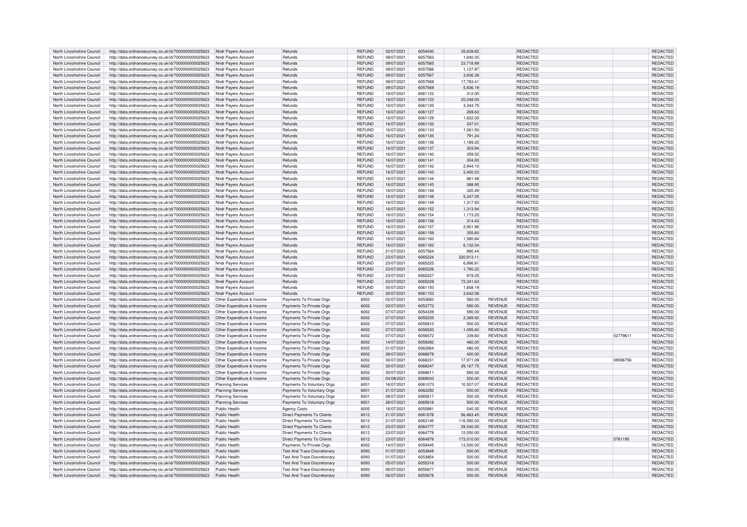| North Lincolnshire Council | http://data.ordnancesurvey.co.uk/id/7000000000025623 | Nndr Payers Account | Refunds | REFUND | 02/07/2021 | 6054040 | 35,639.82 | | REDACTED | | REDACTED |
|---|---|---|---|---|---|---|---|---|---|---|---|
| North Lincolnshire Council | http://data.ordnancesurvey.co.uk/id/7000000000025623 | Nndr Payers Account | Refunds | REFUND | 09/07/2021 | 6057563 | 1,640.35 | | REDACTED | | REDACTED |
| North Lincolnshire Council | http://data.ordnancesurvey.co.uk/id/7000000000025623 | Nndr Payers Account | Refunds | REFUND | 09/07/2021 | 6057565 | 23,718.89 | | REDACTED | | REDACTED |
| North Lincolnshire Council | http://data.ordnancesurvey.co.uk/id/7000000000025623 | Nndr Payers Account | Refunds | REFUND | 09/07/2021 | 6057566 | 1,127.97 | | REDACTED | | REDACTED |
| North Lincolnshire Council | http://data.ordnancesurvey.co.uk/id/7000000000025623 | Nndr Payers Account | Refunds | REFUND | 09/07/2021 | 6057567 | 3,836.38 | | REDACTED | | REDACTED |
| North Lincolnshire Council | http://data.ordnancesurvey.co.uk/id/7000000000025623 | Nndr Payers Account | Refunds | REFUND | 09/07/2021 | 6057568 | 17,783.41 | | REDACTED | | REDACTED |
| North Lincolnshire Council | http://data.ordnancesurvey.co.uk/id/7000000000025623 | Nndr Payers Account | Refunds | REFUND | 09/07/2021 | 6057569 | 5,836.19 | | REDACTED | | REDACTED |
| North Lincolnshire Council | http://data.ordnancesurvey.co.uk/id/7000000000025623 | Nndr Payers Account | Refunds | REFUND | 16/07/2021 | 6061122 | 312.00 | | REDACTED | | REDACTED |
| North Lincolnshire Council | http://data.ordnancesurvey.co.uk/id/7000000000025623 | Nndr Payers Account | Refunds | REFUND | 16/07/2021 | 6061123 | 20,248.00 | | REDACTED | | REDACTED |
| North Lincolnshire Council | http://data.ordnancesurvey.co.uk/id/7000000000025623 | Nndr Payers Account | Refunds | REFUND | 16/07/2021 | 6061125 | 3,344.75 | | REDACTED | | REDACTED |
| North Lincolnshire Council | http://data.ordnancesurvey.co.uk/id/7000000000025623 | Nndr Payers Account | Refunds | REFUND | 16/07/2021 | 6061127 | 269.63 | | REDACTED | | REDACTED |
| North Lincolnshire Council | http://data.ordnancesurvey.co.uk/id/7000000000025623 | Nndr Payers Account | Refunds | REFUND | 16/07/2021 | 6061129 | 1,822.00 | | REDACTED | | REDACTED |
| North Lincolnshire Council | http://data.ordnancesurvey.co.uk/id/7000000000025623 | Nndr Payers Account | Refunds | REFUND | 16/07/2021 | 6061132 | 337.01 | | REDACTED | | REDACTED |
| North Lincolnshire Council | http://data.ordnancesurvey.co.uk/id/7000000000025623 | Nndr Payers Account | Refunds | REFUND | 16/07/2021 | 6061133 | 1,061.93 | | REDACTED | | REDACTED |
| North Lincolnshire Council | http://data.ordnancesurvey.co.uk/id/7000000000025623 | Nndr Payers Account | Refunds | REFUND | 16/07/2021 | 6061135 | 791.24 | | REDACTED | | REDACTED |
| North Lincolnshire Council | http://data.ordnancesurvey.co.uk/id/7000000000025623 | Nndr Payers Account | Refunds | REFUND | 16/07/2021 | 6061136 | 1,189.25 | | REDACTED | | REDACTED |
| North Lincolnshire Council | http://data.ordnancesurvey.co.uk/id/7000000000025623 | Nndr Payers Account | Refunds | REFUND | 16/07/2021 | 6061137 | 303.94 | | REDACTED | | REDACTED |
| North Lincolnshire Council | http://data.ordnancesurvey.co.uk/id/7000000000025623 | Nndr Payers Account | Refunds | REFUND | 16/07/2021 | 6061140 | 359.52 | | REDACTED | | REDACTED |
| North Lincolnshire Council | http://data.ordnancesurvey.co.uk/id/7000000000025623 | Nndr Payers Account | Refunds | REFUND | 16/07/2021 | 6061141 | 304.00 | | REDACTED | | REDACTED |
| North Lincolnshire Council | http://data.ordnancesurvey.co.uk/id/7000000000025623 | Nndr Payers Account | Refunds | REFUND | 16/07/2021 | 6061142 | 2,944.10 | | REDACTED | | REDACTED |
| North Lincolnshire Council | http://data.ordnancesurvey.co.uk/id/7000000000025623 | Nndr Payers Account | Refunds | REFUND | 16/07/2021 | 6061143 | 2,400.23 | | REDACTED | | REDACTED |
| North Lincolnshire Council | http://data.ordnancesurvey.co.uk/id/7000000000025623 | Nndr Payers Account | Refunds | REFUND | 16/07/2021 | 6061144 | 861.48 | | REDACTED | | REDACTED |
| North Lincolnshire Council | http://data.ordnancesurvey.co.uk/id/7000000000025623 | Nndr Payers Account | Refunds | REFUND | 16/07/2021 | 6061145 | 388.95 | | REDACTED | | REDACTED |
| North Lincolnshire Council | http://data.ordnancesurvey.co.uk/id/7000000000025623 | Nndr Payers Account | Refunds | REFUND | 16/07/2021 | 6061146 | 320.49 | | REDACTED | | REDACTED |
| North Lincolnshire Council | http://data.ordnancesurvey.co.uk/id/7000000000025623 | Nndr Payers Account | Refunds | REFUND | 16/07/2021 | 6061148 | 5,347.05 | | REDACTED | | REDACTED |
| North Lincolnshire Council | http://data.ordnancesurvey.co.uk/id/7000000000025623 | Nndr Payers Account | Refunds | REFUND | 16/07/2021 | 6061149 | 1,317.93 | | REDACTED | | REDACTED |
| North Lincolnshire Council | http://data.ordnancesurvey.co.uk/id/7000000000025623 | Nndr Payers Account | Refunds | REFUND | 16/07/2021 | 6061152 | 1,313.94 | | REDACTED | | REDACTED |
| North Lincolnshire Council | http://data.ordnancesurvey.co.uk/id/7000000000025623 | Nndr Payers Account | Refunds | REFUND | 16/07/2021 | 6061154 | 1,173.25 | | REDACTED | | REDACTED |
| North Lincolnshire Council | http://data.ordnancesurvey.co.uk/id/7000000000025623 | Nndr Payers Account | Refunds | REFUND | 16/07/2021 | 6061156 | 314.43 | | REDACTED | | REDACTED |
| North Lincolnshire Council | http://data.ordnancesurvey.co.uk/id/7000000000025623 | Nndr Payers Account | Refunds | REFUND | 16/07/2021 | 6061157 | 2,901.96 | | REDACTED | | REDACTED |
| North Lincolnshire Council | http://data.ordnancesurvey.co.uk/id/7000000000025623 | Nndr Payers Account | Refunds | REFUND | 16/07/2021 | 6061158 | 355.60 | | REDACTED | | REDACTED |
| North Lincolnshire Council | http://data.ordnancesurvey.co.uk/id/7000000000025623 | Nndr Payers Account | Refunds | REFUND | 16/07/2021 | 6061160 | 1,580.84 | | REDACTED | | REDACTED |
| North Lincolnshire Council | http://data.ordnancesurvey.co.uk/id/7000000000025623 | Nndr Payers Account | Refunds | REFUND | 16/07/2021 | 6061162 | 6,132.04 | | REDACTED | | REDACTED |
| North Lincolnshire Council | http://data.ordnancesurvey.co.uk/id/7000000000025623 | Nndr Payers Account | Refunds | REFUND | 21/07/2021 | 6057564 | 890.44 | | REDACTED | | REDACTED |
| North Lincolnshire Council | http://data.ordnancesurvey.co.uk/id/7000000000025623 | Nndr Payers Account | Refunds | REFUND | 23/07/2021 | 6065224 | 220,913.11 | | REDACTED | | REDACTED |
| North Lincolnshire Council | http://data.ordnancesurvey.co.uk/id/7000000000025623 | Nndr Payers Account | Refunds | REFUND | 23/07/2021 | 6065225 | 6,896.81 | | REDACTED | | REDACTED |
| North Lincolnshire Council | http://data.ordnancesurvey.co.uk/id/7000000000025623 | Nndr Payers Account | Refunds | REFUND | 23/07/2021 | 6065226 | 1,780.22 | | REDACTED | | REDACTED |
| North Lincolnshire Council | http://data.ordnancesurvey.co.uk/id/7000000000025623 | Nndr Payers Account | Refunds | REFUND | 23/07/2021 | 6065227 | 819.25 | | REDACTED | | REDACTED |
| North Lincolnshire Council | http://data.ordnancesurvey.co.uk/id/7000000000025623 | Nndr Payers Account | Refunds | REFUND | 23/07/2021 | 6065228 | 72,341.63 | | REDACTED | | REDACTED |
| North Lincolnshire Council | http://data.ordnancesurvey.co.uk/id/7000000000025623 | Nndr Payers Account | Refunds | REFUND | 30/07/2021 | 6061150 | 1,858.19 | | REDACTED | | REDACTED |
| North Lincolnshire Council | http://data.ordnancesurvey.co.uk/id/7000000000025623 | Nndr Payers Account | Refunds | REFUND | 30/07/2021 | 6061153 | 3,642.06 | | REDACTED | | REDACTED |
| North Lincolnshire Council | http://data.ordnancesurvey.co.uk/id/7000000000025623 | Other Expenditure & Income | Payments To Private Orgs | 6002 | 02/07/2021 | 6053683 | 560.00 | REVENUE | REDACTED | | REDACTED |
| North Lincolnshire Council | http://data.ordnancesurvey.co.uk/id/7000000000025623 | Other Expenditure & Income | Payments To Private Orgs | 6002 | 02/07/2021 | 6053772 | 590.00 | REVENUE | REDACTED | | REDACTED |
| North Lincolnshire Council | http://data.ordnancesurvey.co.uk/id/7000000000025623 | Other Expenditure & Income | Payments To Private Orgs | 6002 | 07/07/2021 | 6054339 | 590.00 | REVENUE | REDACTED | | REDACTED |
| North Lincolnshire Council | http://data.ordnancesurvey.co.uk/id/7000000000025623 | Other Expenditure & Income | Payments To Private Orgs | 6002 | 07/07/2021 | 6055235 | 2,369.92 | REVENUE | REDACTED | | REDACTED |
| North Lincolnshire Council | http://data.ordnancesurvey.co.uk/id/7000000000025623 | Other Expenditure & Income | Payments To Private Orgs | 6002 | 07/07/2021 | 6055810 | 500.00 | REVENUE | REDACTED | | REDACTED |
| North Lincolnshire Council | http://data.ordnancesurvey.co.uk/id/7000000000025623 | Other Expenditure & Income | Payments To Private Orgs | 6002 | 07/07/2021 | 6056520 | 1,095.60 | REVENUE | REDACTED | | REDACTED |
| North Lincolnshire Council | http://data.ordnancesurvey.co.uk/id/7000000000025623 | Other Expenditure & Income | Payments To Private Orgs | 6002 | 07/07/2021 | 6056572 | 339.60 | REVENUE | REDACTED | 02779611 | REDACTED |
| North Lincolnshire Council | http://data.ordnancesurvey.co.uk/id/7000000000025623 | Other Expenditure & Income | Payments To Private Orgs | 6002 | 14/07/2021 | 6059282 | 460.00 | REVENUE | REDACTED | | REDACTED |
| North Lincolnshire Council | http://data.ordnancesurvey.co.uk/id/7000000000025623 | Other Expenditure & Income | Payments To Private Orgs | 6002 | 21/07/2021 | 6062664 | 480.00 | REVENUE | REDACTED | | REDACTED |
| North Lincolnshire Council | http://data.ordnancesurvey.co.uk/id/7000000000025623 | Other Expenditure & Income | Payments To Private Orgs | 6002 | 28/07/2021 | 6066678 | 400.00 | REVENUE | REDACTED | | REDACTED |
| North Lincolnshire Council | http://data.ordnancesurvey.co.uk/id/7000000000025623 | Other Expenditure & Income | Payments To Private Orgs | 6002 | 30/07/2021 | 6068231 | 17,971.09 | REVENUE | REDACTED | 08596756 | REDACTED |
| North Lincolnshire Council | http://data.ordnancesurvey.co.uk/id/7000000000025623 | Other Expenditure & Income | Payments To Private Orgs | 6002 | 30/07/2021 | 6068247 | 29,167.75 | REVENUE | REDACTED | | REDACTED |
| North Lincolnshire Council | http://data.ordnancesurvey.co.uk/id/7000000000025623 | Other Expenditure & Income | Payments To Private Orgs | 6002 | 30/07/2021 | 6068611 | 560.00 | REVENUE | REDACTED | | REDACTED |
| North Lincolnshire Council | http://data.ordnancesurvey.co.uk/id/7000000000025623 | Other Expenditure & Income | Payments To Private Orgs | 6002 | 04/08/2021 | 6069043 | 500.00 | REVENUE | REDACTED | | REDACTED |
| North Lincolnshire Council | http://data.ordnancesurvey.co.uk/id/7000000000025623 | Planning Services | Payments To Voluntary Orgs | 6001 | 16/07/2021 | 6061073 | 10,507.07 | REVENUE | REDACTED | | REDACTED |
| North Lincolnshire Council | http://data.ordnancesurvey.co.uk/id/7000000000025623 | Planning Services | Payments To Voluntary Orgs | 6001 | 21/07/2021 | 6062250 | 500.00 | REVENUE | REDACTED | | REDACTED |
| North Lincolnshire Council | http://data.ordnancesurvey.co.uk/id/7000000000025623 | Planning Services | Payments To Voluntary Orgs | 6001 | 28/07/2021 | 6065617 | 500.00 | REVENUE | REDACTED | | REDACTED |
| North Lincolnshire Council | http://data.ordnancesurvey.co.uk/id/7000000000025623 | Planning Services | Payments To Voluntary Orgs | 6001 | 28/07/2021 | 6065618 | 500.00 | REVENUE | REDACTED | | REDACTED |
| North Lincolnshire Council | http://data.ordnancesurvey.co.uk/id/7000000000025623 | Public Health | Agency Costs | 6005 | 16/07/2021 | 6055881 | 540.35 | REVENUE | REDACTED | | REDACTED |
| North Lincolnshire Council | http://data.ordnancesurvey.co.uk/id/7000000000025623 | Public Health | Direct Payments To Clients | 6012 | 21/07/2021 | 6061678 | 56,863.45 | REVENUE | REDACTED | | REDACTED |
| North Lincolnshire Council | http://data.ordnancesurvey.co.uk/id/7000000000025623 | Public Health | Direct Payments To Clients | 6012 | 21/07/2021 | 6063145 | 116,592.00 | REVENUE | REDACTED | | REDACTED |
| North Lincolnshire Council | http://data.ordnancesurvey.co.uk/id/7000000000025623 | Public Health | Direct Payments To Clients | 6012 | 23/07/2021 | 6064777 | 29,540.00 | REVENUE | REDACTED | | REDACTED |
| North Lincolnshire Council | http://data.ordnancesurvey.co.uk/id/7000000000025623 | Public Health | Direct Payments To Clients | 6012 | 23/07/2021 | 6064779 | 12,050.00 | REVENUE | REDACTED | | REDACTED |
| North Lincolnshire Council | http://data.ordnancesurvey.co.uk/id/7000000000025623 | Public Health | Direct Payments To Clients | 6012 | 23/07/2021 | 6064879 | 173,010.00 | REVENUE | REDACTED | 5761195 | REDACTED |
| North Lincolnshire Council | http://data.ordnancesurvey.co.uk/id/7000000000025623 | Public Health | Payments To Private Orgs | 6002 | 14/07/2021 | 6059445 | 13,500.00 | REVENUE | REDACTED | | REDACTED |
| North Lincolnshire Council | http://data.ordnancesurvey.co.uk/id/7000000000025623 | Public Health | Test And Trace Discretionary | 6093 | 01/07/2021 | 6053849 | 500.00 | REVENUE | REDACTED | | REDACTED |
| North Lincolnshire Council | http://data.ordnancesurvey.co.uk/id/7000000000025623 | Public Health | Test And Trace Discretionary | 6093 | 01/07/2021 | 6053854 | 500.00 | REVENUE | REDACTED | | REDACTED |
| North Lincolnshire Council | http://data.ordnancesurvey.co.uk/id/7000000000025623 | Public Health | Test And Trace Discretionary | 6093 | 05/07/2021 | 6055318 | 500.00 | REVENUE | REDACTED | | REDACTED |
| North Lincolnshire Council | http://data.ordnancesurvey.co.uk/id/7000000000025623 | Public Health | Test And Trace Discretionary | 6093 | 06/07/2021 | 6055677 | 500.00 | REVENUE | REDACTED | | REDACTED |
| North Lincolnshire Council | http://data.ordnancesurvey.co.uk/id/7000000000025623 | Public Health | Test And Trace Discretionary | 6093 | 06/07/2021 | 6055678 | 500.00 | REVENUE | REDACTED | | REDACTED |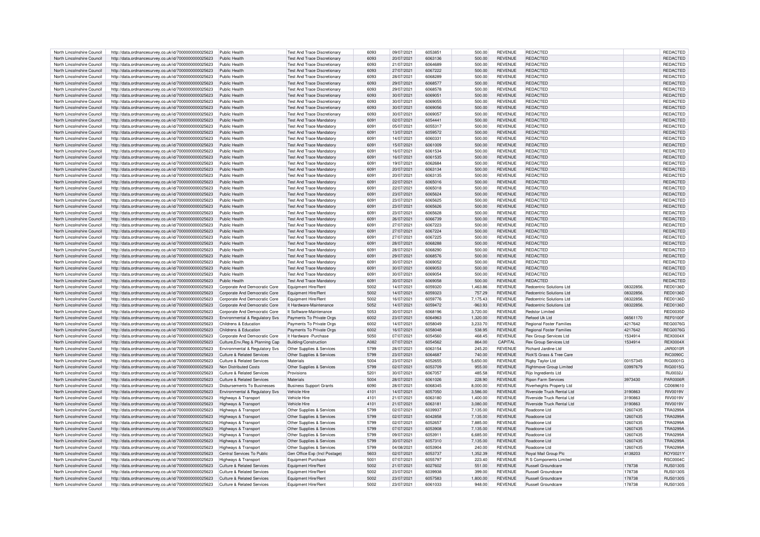| North Lincolnshire Council | http://data.ordnancesurvey.co.uk/id/7000000000025623 | Public Health | Test And Trace Discretionary | 6093 | 09/07/2021 | 6053851 | 500.00 | REVENUE | REDACTED | | REDACTED |
|---|---|---|---|---|---|---|---|---|---|---|---|
| North Lincolnshire Council | http://data.ordnancesurvey.co.uk/id/7000000000025623 | Public Health | Test And Trace Discretionary | 6093 | 20/07/2021 | 6063136 | 500.00 | REVENUE | REDACTED | | REDACTED |
| North Lincolnshire Council | http://data.ordnancesurvey.co.uk/id/7000000000025623 | Public Health | Test And Trace Discretionary | 6093 | 21/07/2021 | 6064689 | 500.00 | REVENUE | REDACTED | | REDACTED |
| North Lincolnshire Council | http://data.ordnancesurvey.co.uk/id/7000000000025623 | Public Health | Test And Trace Discretionary | 6093 | 27/07/2021 | 6067222 | 500.00 | REVENUE | REDACTED | | REDACTED |
| North Lincolnshire Council | http://data.ordnancesurvey.co.uk/id/7000000000025623 | Public Health | Test And Trace Discretionary | 6093 | 28/07/2021 | 6068289 | 500.00 | REVENUE | REDACTED | | REDACTED |
| North Lincolnshire Council | http://data.ordnancesurvey.co.uk/id/7000000000025623 | Public Health | Test And Trace Discretionary | 6093 | 29/07/2021 | 6068577 | 500.00 | REVENUE | REDACTED | | REDACTED |
| North Lincolnshire Council | http://data.ordnancesurvey.co.uk/id/7000000000025623 | Public Health | Test And Trace Discretionary | 6093 | 29/07/2021 | 6068578 | 500.00 | REVENUE | REDACTED | | REDACTED |
| North Lincolnshire Council | http://data.ordnancesurvey.co.uk/id/7000000000025623 | Public Health | Test And Trace Discretionary | 6093 | 30/07/2021 | 6069051 | 500.00 | REVENUE | REDACTED | | REDACTED |
| North Lincolnshire Council | http://data.ordnancesurvey.co.uk/id/7000000000025623 | Public Health | Test And Trace Discretionary | 6093 | 30/07/2021 | 6069055 | 500.00 | REVENUE | REDACTED | | REDACTED |
| North Lincolnshire Council | http://data.ordnancesurvey.co.uk/id/7000000000025623 | Public Health | Test And Trace Discretionary | 6093 | 30/07/2021 | 6069056 | 500.00 | REVENUE | REDACTED | | REDACTED |
| North Lincolnshire Council | http://data.ordnancesurvey.co.uk/id/7000000000025623 | Public Health | Test And Trace Discretionary | 6093 | 30/07/2021 | 6069057 | 500.00 | REVENUE | REDACTED | | REDACTED |
| North Lincolnshire Council | http://data.ordnancesurvey.co.uk/id/7000000000025623 | Public Health | Test And Trace Mandatory | 6091 | 02/07/2021 | 6054441 | 500.00 | REVENUE | REDACTED | | REDACTED |
| North Lincolnshire Council | http://data.ordnancesurvey.co.uk/id/7000000000025623 | Public Health | Test And Trace Mandatory | 6091 | 05/07/2021 | 6055317 | 500.00 | REVENUE | REDACTED | | REDACTED |
| North Lincolnshire Council | http://data.ordnancesurvey.co.uk/id/7000000000025623 | Public Health | Test And Trace Mandatory | 6091 | 13/07/2021 | 6059572 | 500.00 | REVENUE | REDACTED | | REDACTED |
| North Lincolnshire Council | http://data.ordnancesurvey.co.uk/id/7000000000025623 | Public Health | Test And Trace Mandatory | 6091 | 14/07/2021 | 6060331 | 500.00 | REVENUE | REDACTED | | REDACTED |
| North Lincolnshire Council | http://data.ordnancesurvey.co.uk/id/7000000000025623 | Public Health | Test And Trace Mandatory | 6091 | 15/07/2021 | 6061009 | 500.00 | REVENUE | REDACTED | | REDACTED |
| North Lincolnshire Council | http://data.ordnancesurvey.co.uk/id/7000000000025623 | Public Health | Test And Trace Mandatory | 6091 | 16/07/2021 | 6061534 | 500.00 | REVENUE | REDACTED | | REDACTED |
| North Lincolnshire Council | http://data.ordnancesurvey.co.uk/id/7000000000025623 | Public Health | Test And Trace Mandatory | 6091 | 16/07/2021 | 6061535 | 500.00 | REVENUE | REDACTED | | REDACTED |
| North Lincolnshire Council | http://data.ordnancesurvey.co.uk/id/7000000000025623 | Public Health | Test And Trace Mandatory | 6091 | 19/07/2021 | 6062684 | 500.00 | REVENUE | REDACTED | | REDACTED |
| North Lincolnshire Council | http://data.ordnancesurvey.co.uk/id/7000000000025623 | Public Health | Test And Trace Mandatory | 6091 | 20/07/2021 | 6063134 | 500.00 | REVENUE | REDACTED | | REDACTED |
| North Lincolnshire Council | http://data.ordnancesurvey.co.uk/id/7000000000025623 | Public Health | Test And Trace Mandatory | 6091 | 20/07/2021 | 6063135 | 500.00 | REVENUE | REDACTED | | REDACTED |
| North Lincolnshire Council | http://data.ordnancesurvey.co.uk/id/7000000000025623 | Public Health | Test And Trace Mandatory | 6091 | 22/07/2021 | 6065016 | 500.00 | REVENUE | REDACTED | | REDACTED |
| North Lincolnshire Council | http://data.ordnancesurvey.co.uk/id/7000000000025623 | Public Health | Test And Trace Mandatory | 6091 | 22/07/2021 | 6065018 | 500.00 | REVENUE | REDACTED | | REDACTED |
| North Lincolnshire Council | http://data.ordnancesurvey.co.uk/id/7000000000025623 | Public Health | Test And Trace Mandatory | 6091 | 23/07/2021 | 6065624 | 500.00 | REVENUE | REDACTED | | REDACTED |
| North Lincolnshire Council | http://data.ordnancesurvey.co.uk/id/7000000000025623 | Public Health | Test And Trace Mandatory | 6091 | 23/07/2021 | 6065625 | 500.00 | REVENUE | REDACTED | | REDACTED |
| North Lincolnshire Council | http://data.ordnancesurvey.co.uk/id/7000000000025623 | Public Health | Test And Trace Mandatory | 6091 | 23/07/2021 | 6065626 | 500.00 | REVENUE | REDACTED | | REDACTED |
| North Lincolnshire Council | http://data.ordnancesurvey.co.uk/id/7000000000025623 | Public Health | Test And Trace Mandatory | 6091 | 23/07/2021 | 6065628 | 500.00 | REVENUE | REDACTED | | REDACTED |
| North Lincolnshire Council | http://data.ordnancesurvey.co.uk/id/7000000000025623 | Public Health | Test And Trace Mandatory | 6091 | 26/07/2021 | 6066739 | 500.00 | REVENUE | REDACTED | | REDACTED |
| North Lincolnshire Council | http://data.ordnancesurvey.co.uk/id/7000000000025623 | Public Health | Test And Trace Mandatory | 6091 | 27/07/2021 | 6067223 | 500.00 | REVENUE | REDACTED | | REDACTED |
| North Lincolnshire Council | http://data.ordnancesurvey.co.uk/id/7000000000025623 | Public Health | Test And Trace Mandatory | 6091 | 27/07/2021 | 6067224 | 500.00 | REVENUE | REDACTED | | REDACTED |
| North Lincolnshire Council | http://data.ordnancesurvey.co.uk/id/7000000000025623 | Public Health | Test And Trace Mandatory | 6091 | 27/07/2021 | 6067225 | 500.00 | REVENUE | REDACTED | | REDACTED |
| North Lincolnshire Council | http://data.ordnancesurvey.co.uk/id/7000000000025623 | Public Health | Test And Trace Mandatory | 6091 | 28/07/2021 | 6068288 | 500.00 | REVENUE | REDACTED | | REDACTED |
| North Lincolnshire Council | http://data.ordnancesurvey.co.uk/id/7000000000025623 | Public Health | Test And Trace Mandatory | 6091 | 28/07/2021 | 6068290 | 500.00 | REVENUE | REDACTED | | REDACTED |
| North Lincolnshire Council | http://data.ordnancesurvey.co.uk/id/7000000000025623 | Public Health | Test And Trace Mandatory | 6091 | 29/07/2021 | 6068576 | 500.00 | REVENUE | REDACTED | | REDACTED |
| North Lincolnshire Council | http://data.ordnancesurvey.co.uk/id/7000000000025623 | Public Health | Test And Trace Mandatory | 6091 | 30/07/2021 | 6069052 | 500.00 | REVENUE | REDACTED | | REDACTED |
| North Lincolnshire Council | http://data.ordnancesurvey.co.uk/id/7000000000025623 | Public Health | Test And Trace Mandatory | 6091 | 30/07/2021 | 6069053 | 500.00 | REVENUE | REDACTED | | REDACTED |
| North Lincolnshire Council | http://data.ordnancesurvey.co.uk/id/7000000000025623 | Public Health | Test And Trace Mandatory | 6091 | 30/07/2021 | 6069054 | 500.00 | REVENUE | REDACTED | | REDACTED |
| North Lincolnshire Council | http://data.ordnancesurvey.co.uk/id/7000000000025623 | Public Health | Test And Trace Mandatory | 6091 | 30/07/2021 | 6069058 | 500.00 | REVENUE | REDACTED | | REDACTED |
| North Lincolnshire Council | http://data.ordnancesurvey.co.uk/id/7000000000025623 | Corporate And Democratic Core | Equipment Hire/Rent | 5002 | 14/07/2021 | 6059320 | 1,463.86 | REVENUE | Redcentric Solutions Ltd | 08322856. | RED0136D |
| North Lincolnshire Council | http://data.ordnancesurvey.co.uk/id/7000000000025623 | Corporate And Democratic Core | Equipment Hire/Rent | 5002 | 14/07/2021 | 6059323 | 757.29 | REVENUE | Redcentric Solutions Ltd | 08322856. | RED0136D |
| North Lincolnshire Council | http://data.ordnancesurvey.co.uk/id/7000000000025623 | Corporate And Democratic Core | Equipment Hire/Rent | 5002 | 16/07/2021 | 6059776 | 7,175.43 | REVENUE | Redcentric Solutions Ltd | 08322856. | RED0136D |
| North Lincolnshire Council | http://data.ordnancesurvey.co.uk/id/7000000000025623 | Corporate And Democratic Core | It Hardware-Maintenance | 5052 | 14/07/2021 | 6059472 | -963.93 | REVENUE | Redcentric Solutions Ltd | 08322856. | RED0136D |
| North Lincolnshire Council | http://data.ordnancesurvey.co.uk/id/7000000000025623 | Corporate And Democratic Core | It Software-Maintenance | 5053 | 30/07/2021 | 6068196 | 3,720.00 | REVENUE | Redstor Limited | | RED0035D |
| North Lincolnshire Council | http://data.ordnancesurvey.co.uk/id/7000000000025623 | Environmental & Regulatory Svs | Payments To Private Orgs | 6002 | 23/07/2021 | 6064963 | 1,320.00 | REVENUE | Refood Uk Ltd | 06561170 | REF0100F |
| North Lincolnshire Council | http://data.ordnancesurvey.co.uk/id/7000000000025623 | Childrens & Education | Payments To Private Orgs | 6002 | 14/07/2021 | 6058049 | 3,233.70 | REVENUE | Regional Foster Families | 4217642 | REG0076G |
| North Lincolnshire Council | http://data.ordnancesurvey.co.uk/id/7000000000025623 | Childrens & Education | Payments To Private Orgs | 6002 | 16/07/2021 | 6058048 | 538.95 | REVENUE | Regional Foster Families | 4217642 | REG0076G |
| North Lincolnshire Council | http://data.ordnancesurvey.co.uk/id/7000000000025623 | Corporate And Democratic Core | It Hardware -Purchase | 5050 | 07/07/2021 | 6054560 | 468.45 | REVENUE | Rex Group Services Ltd | 1534914 | REX0004X |
| North Lincolnshire Council | http://data.ordnancesurvey.co.uk/id/7000000000025623 | Culture,Env,Reg & Planning Cap | Building/Construction | A082 | 07/07/2021 | 6054562 | 864.00 | CAPITAL | Rex Group Services Ltd | 1534914 | REX0004X |
| North Lincolnshire Council | http://data.ordnancesurvey.co.uk/id/7000000000025623 | Environmental & Regulatory Svs | Other Supplies & Services | 5799 | 28/07/2021 | 6063154 | 245.20 | REVENUE | Richard Jardine Ltd | | JAR0010R |
| North Lincolnshire Council | http://data.ordnancesurvey.co.uk/id/7000000000025623 | Culture & Related Services | Other Supplies & Services | 5799 | 23/07/2021 | 6064687 | 740.00 | REVENUE | Rick'S Grass & Tree Care | | RIC0090C |
| North Lincolnshire Council | http://data.ordnancesurvey.co.uk/id/7000000000025623 | Culture & Related Services | Materials | 5004 | 23/07/2021 | 6052655 | 5,650.00 | REVENUE | Rigby Taylor Ltd | 00157345 | RIG0001G |
| North Lincolnshire Council | http://data.ordnancesurvey.co.uk/id/7000000000025623 | Non Distributed Costs | Other Supplies & Services | 5799 | 02/07/2021 | 6053709 | 955.00 | REVENUE | Rightmove Group Limited | 03997679 | RIG0015G |
| North Lincolnshire Council | http://data.ordnancesurvey.co.uk/id/7000000000025623 | Culture & Related Services | Provisions | 5201 | 30/07/2021 | 6067057 | 485.58 | REVENUE | Rijo Ingredients Ltd | | RIJ0032J |
| North Lincolnshire Council | http://data.ordnancesurvey.co.uk/id/7000000000025623 | Culture & Related Services | Materials | 5004 | 28/07/2021 | 6061026 | 228.90 | REVENUE | Ripon Farm Services | 3973430 | PAR0006R |
| North Lincolnshire Council | http://data.ordnancesurvey.co.uk/id/7000000000025623 | Disbursements To Businesses | Business Support Grants | 6090 | 28/07/2021 | 6068345 | 8,000.00 | REVENUE | Riverheights Property Ltd | | CD069610 |
| North Lincolnshire Council | http://data.ordnancesurvey.co.uk/id/7000000000025623 | Environmental & Regulatory Svs | Vehicle Hire | 4101 | 14/07/2021 | 6057050 | 3,586.00 | REVENUE | Riverside Truck Rental Ltd | 3190863 | RIV0019V |
| North Lincolnshire Council | http://data.ordnancesurvey.co.uk/id/7000000000025623 | Highways & Transport | Vehicle Hire | 4101 | 21/07/2021 | 6063180 | 1,400.00 | REVENUE | Riverside Truck Rental Ltd | 3190863 | RIV0019V |
| North Lincolnshire Council | http://data.ordnancesurvey.co.uk/id/7000000000025623 | Highways & Transport | Vehicle Hire | 4101 | 21/07/2021 | 6063181 | 3,080.00 | REVENUE | Riverside Truck Rental Ltd | 3190863 | RIV0019V |
| North Lincolnshire Council | http://data.ordnancesurvey.co.uk/id/7000000000025623 | Highways & Transport | Other Supplies & Services | 5799 | 02/07/2021 | 6039937 | 7,135.00 | REVENUE | Roadcone Ltd | 12607435 | TRA0299A |
| North Lincolnshire Council | http://data.ordnancesurvey.co.uk/id/7000000000025623 | Highways & Transport | Other Supplies & Services | 5799 | 02/07/2021 | 6042858 | 7,135.00 | REVENUE | Roadcone Ltd | 12607435 | TRA0299A |
| North Lincolnshire Council | http://data.ordnancesurvey.co.uk/id/7000000000025623 | Highways & Transport | Other Supplies & Services | 5799 | 02/07/2021 | 6052657 | 7,885.00 | REVENUE | Roadcone Ltd | 12607435 | TRA0299A |
| North Lincolnshire Council | http://data.ordnancesurvey.co.uk/id/7000000000025623 | Highways & Transport | Other Supplies & Services | 5799 | 07/07/2021 | 6053908 | 7,135.00 | REVENUE | Roadcone Ltd | 12607435 | TRA0299A |
| North Lincolnshire Council | http://data.ordnancesurvey.co.uk/id/7000000000025623 | Highways & Transport | Other Supplies & Services | 5799 | 09/07/2021 | 6053911 | 6,685.00 | REVENUE | Roadcone Ltd | 12607435 | TRA0299A |
| North Lincolnshire Council | http://data.ordnancesurvey.co.uk/id/7000000000025623 | Highways & Transport | Other Supplies & Services | 5799 | 30/07/2021 | 6057310 | 7,135.00 | REVENUE | Roadcone Ltd | 12607435 | TRA0299A |
| North Lincolnshire Council | http://data.ordnancesurvey.co.uk/id/7000000000025623 | Highways & Transport | Other Supplies & Services | 5799 | 04/08/2021 | 6053904 | 240.00 | REVENUE | Roadcone Ltd | 12607435 | TRA0299A |
| North Lincolnshire Council | http://data.ordnancesurvey.co.uk/id/7000000000025623 | Central Services To Public | Gen Office Exp (Incl Postage) | 5603 | 02/07/2021 | 6053737 | 1,352.39 | REVENUE | Royal Mail Group Plc | 4138203 | ROY0021Y |
| North Lincolnshire Council | http://data.ordnancesurvey.co.uk/id/7000000000025623 | Highways & Transport | Equipment Purchase | 5001 | 07/07/2021 | 6055797 | 223.40 | REVENUE | R S Components Limited | | RSC0004C |
| North Lincolnshire Council | http://data.ordnancesurvey.co.uk/id/7000000000025623 | Culture & Related Services | Equipment Hire/Rent | 5002 | 21/07/2021 | 6027602 | 551.00 | REVENUE | Russell Groundcare | 178738 | RUS0130S |
| North Lincolnshire Council | http://data.ordnancesurvey.co.uk/id/7000000000025623 | Culture & Related Services | Equipment Hire/Rent | 5002 | 23/07/2021 | 6039938 | 399.00 | REVENUE | Russell Groundcare | 178738 | RUS0130S |
| North Lincolnshire Council | http://data.ordnancesurvey.co.uk/id/7000000000025623 | Culture & Related Services | Equipment Hire/Rent | 5002 | 23/07/2021 | 6057583 | 1,800.00 | REVENUE | Russell Groundcare | 178738 | RUS0130S |
| North Lincolnshire Council | http://data.ordnancesurvey.co.uk/id/7000000000025623 | Culture & Related Services | Equipment Hire/Rent | 5002 | 23/07/2021 | 6061033 | 948.00 | REVENUE | Russell Groundcare | 178738 | RUS0130S |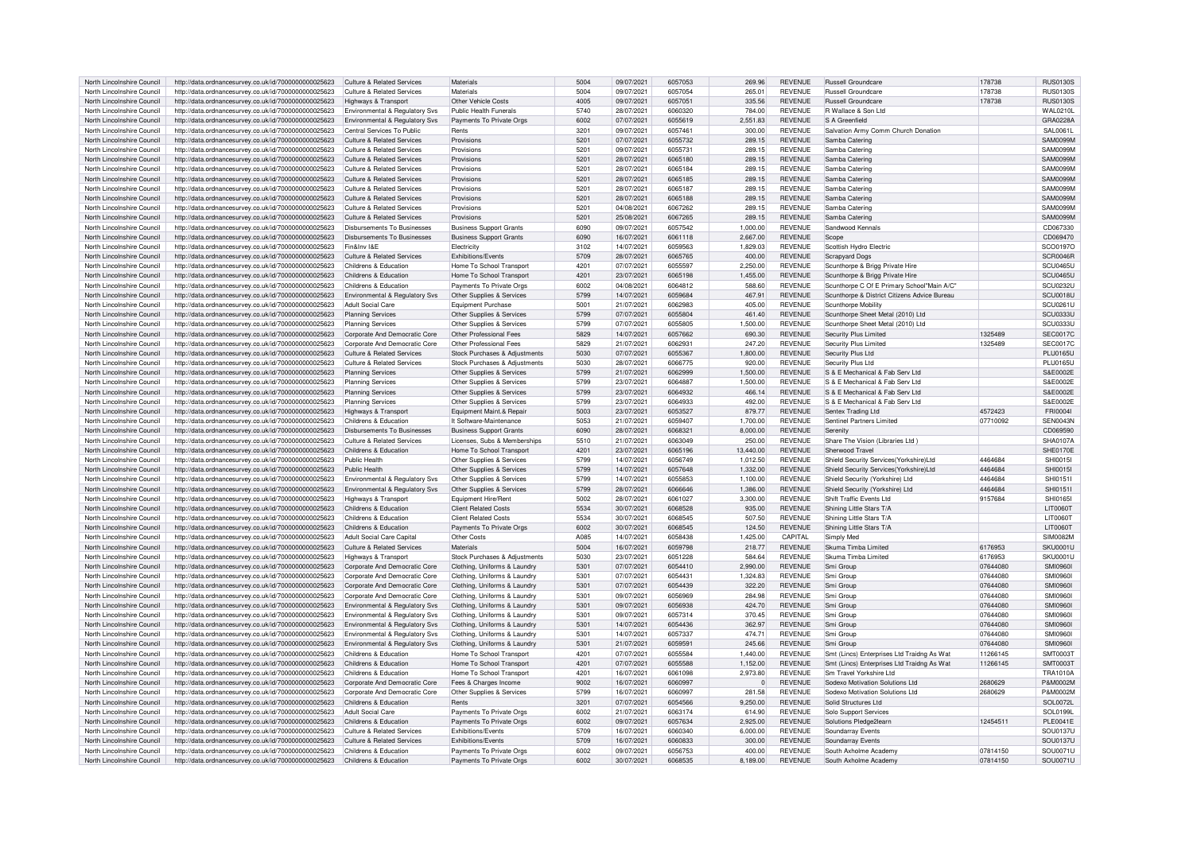| | | | | | | | | | | | | |
|---|---|---|---|---|---|---|---|---|---|---|---|---|
| North Lincolnshire Council | http://data.ordnancesurvey.co.uk/id/7000000000025623 | Culture & Related Services | Materials | 5004 | 09/07/2021 | 6057053 | 269.96 | REVENUE | Russell Groundcare | 178738 | RUS0130S |
| North Lincolnshire Council | http://data.ordnancesurvey.co.uk/id/7000000000025623 | Culture & Related Services | Materials | 5004 | 09/07/2021 | 6057054 | 265.01 | REVENUE | Russell Groundcare | 178738 | RUS0130S |
| North Lincolnshire Council | http://data.ordnancesurvey.co.uk/id/7000000000025623 | Highways & Transport | Other Vehicle Costs | 4005 | 09/07/2021 | 6057051 | 335.56 | REVENUE | Russell Groundcare | 178738 | RUS0130S |
| North Lincolnshire Council | http://data.ordnancesurvey.co.uk/id/7000000000025623 | Environmental & Regulatory Svs | Public Health Funerals | 5740 | 28/07/2021 | 6060320 | 784.00 | REVENUE | R Wallace & Son Ltd | | WAL0210L |
| North Lincolnshire Council | http://data.ordnancesurvey.co.uk/id/7000000000025623 | Environmental & Regulatory Svs | Payments To Private Orgs | 6002 | 07/07/2021 | 6055619 | 2,551.83 | REVENUE | S A Greenfield | | GRA0228A |
| North Lincolnshire Council | http://data.ordnancesurvey.co.uk/id/7000000000025623 | Central Services To Public | Rents | 3201 | 09/07/2021 | 6057461 | 300.00 | REVENUE | Salvation Army Comm Church Donation | | SAL0061L |
| North Lincolnshire Council | http://data.ordnancesurvey.co.uk/id/7000000000025623 | Culture & Related Services | Provisions | 5201 | 07/07/2021 | 6055732 | 289.15 | REVENUE | Samba Catering | | SAM0099M |
| North Lincolnshire Council | http://data.ordnancesurvey.co.uk/id/7000000000025623 | Culture & Related Services | Provisions | 5201 | 09/07/2021 | 6055731 | 289.15 | REVENUE | Samba Catering | | SAM0099M |
| North Lincolnshire Council | http://data.ordnancesurvey.co.uk/id/7000000000025623 | Culture & Related Services | Provisions | 5201 | 28/07/2021 | 6065180 | 289.15 | REVENUE | Samba Catering | | SAM0099M |
| North Lincolnshire Council | http://data.ordnancesurvey.co.uk/id/7000000000025623 | Culture & Related Services | Provisions | 5201 | 28/07/2021 | 6065184 | 289.15 | REVENUE | Samba Catering | | SAM0099M |
| North Lincolnshire Council | http://data.ordnancesurvey.co.uk/id/7000000000025623 | Culture & Related Services | Provisions | 5201 | 28/07/2021 | 6065185 | 289.15 | REVENUE | Samba Catering | | SAM0099M |
| North Lincolnshire Council | http://data.ordnancesurvey.co.uk/id/7000000000025623 | Culture & Related Services | Provisions | 5201 | 28/07/2021 | 6065187 | 289.15 | REVENUE | Samba Catering | | SAM0099M |
| North Lincolnshire Council | http://data.ordnancesurvey.co.uk/id/7000000000025623 | Culture & Related Services | Provisions | 5201 | 28/07/2021 | 6065188 | 289.15 | REVENUE | Samba Catering | | SAM0099M |
| North Lincolnshire Council | http://data.ordnancesurvey.co.uk/id/7000000000025623 | Culture & Related Services | Provisions | 5201 | 04/08/2021 | 6067262 | 289.15 | REVENUE | Samba Catering | | SAM0099M |
| North Lincolnshire Council | http://data.ordnancesurvey.co.uk/id/7000000000025623 | Culture & Related Services | Provisions | 5201 | 25/08/2021 | 6067265 | 289.15 | REVENUE | Samba Catering | | SAM0099M |
| North Lincolnshire Council | http://data.ordnancesurvey.co.uk/id/7000000000025623 | Disbursements To Businesses | Business Support Grants | 6090 | 09/07/2021 | 6057542 | 1,000.00 | REVENUE | Sandwood Kennals | | CD067330 |
| North Lincolnshire Council | http://data.ordnancesurvey.co.uk/id/7000000000025623 | Disbursements To Businesses | Business Support Grants | 6090 | 16/07/2021 | 6061118 | 2,667.00 | REVENUE | Scope | | CD069470 |
| North Lincolnshire Council | http://data.ordnancesurvey.co.uk/id/7000000000025623 | Fin&Inv I&E | Electricity | 3102 | 14/07/2021 | 6059563 | 1,829.03 | REVENUE | Scottish Hydro Electric | | SCO0197O |
| North Lincolnshire Council | http://data.ordnancesurvey.co.uk/id/7000000000025623 | Culture & Related Services | Exhibitions/Events | 5709 | 28/07/2021 | 6065765 | 400.00 | REVENUE | Scrapyard Dogs | | SCR0046R |
| North Lincolnshire Council | http://data.ordnancesurvey.co.uk/id/7000000000025623 | Childrens & Education | Home To School Transport | 4201 | 07/07/2021 | 6055597 | 2,250.00 | REVENUE | Scunthorpe & Brigg Private Hire | | SCU0465U |
| North Lincolnshire Council | http://data.ordnancesurvey.co.uk/id/7000000000025623 | Childrens & Education | Home To School Transport | 4201 | 23/07/2021 | 6065198 | 1,455.00 | REVENUE | Scunthorpe & Brigg Private Hire | | SCU0465U |
| North Lincolnshire Council | http://data.ordnancesurvey.co.uk/id/7000000000025623 | Childrens & Education | Payments To Private Orgs | 6002 | 04/08/2021 | 6064812 | 588.60 | REVENUE | Scunthorpe C Of E Primary School"Main A/C" | | SCU0232U |
| North Lincolnshire Council | http://data.ordnancesurvey.co.uk/id/7000000000025623 | Environmental & Regulatory Svs | Other Supplies & Services | 5799 | 14/07/2021 | 6059684 | 467.91 | REVENUE | Scunthorpe & District Citizens Advice Bureau | | SCU0018U |
| North Lincolnshire Council | http://data.ordnancesurvey.co.uk/id/7000000000025623 | Adult Social Care | Equipment Purchase | 5001 | 21/07/2021 | 6062983 | 405.00 | REVENUE | Scunthorpe Mobility | | SCU0261U |
| North Lincolnshire Council | http://data.ordnancesurvey.co.uk/id/7000000000025623 | Planning Services | Other Supplies & Services | 5799 | 07/07/2021 | 6055804 | 461.40 | REVENUE | Scunthorpe Sheet Metal (2010) Ltd | | SCU0333U |
| North Lincolnshire Council | http://data.ordnancesurvey.co.uk/id/7000000000025623 | Planning Services | Other Supplies & Services | 5799 | 07/07/2021 | 6055805 | 1,500.00 | REVENUE | Scunthorpe Sheet Metal (2010) Ltd | | SCU0333U |
| North Lincolnshire Council | http://data.ordnancesurvey.co.uk/id/7000000000025623 | Corporate And Democratic Core | Other Professional Fees | 5829 | 14/07/2021 | 6057662 | 690.30 | REVENUE | Security Plus Limited | 1325489 | SEC0017C |
| North Lincolnshire Council | http://data.ordnancesurvey.co.uk/id/7000000000025623 | Corporate And Democratic Core | Other Professional Fees | 5829 | 21/07/2021 | 6062931 | 247.20 | REVENUE | Security Plus Limited | 1325489 | SEC0017C |
| North Lincolnshire Council | http://data.ordnancesurvey.co.uk/id/7000000000025623 | Culture & Related Services | Stock Purchases & Adjustments | 5030 | 07/07/2021 | 6055367 | 1,800.00 | REVENUE | Security Plus Ltd | | PLU0165U |
| North Lincolnshire Council | http://data.ordnancesurvey.co.uk/id/7000000000025623 | Culture & Related Services | Stock Purchases & Adjustments | 5030 | 28/07/2021 | 6066775 | 920.00 | REVENUE | Security Plus Ltd | | PLU0165U |
| North Lincolnshire Council | http://data.ordnancesurvey.co.uk/id/7000000000025623 | Planning Services | Other Supplies & Services | 5799 | 21/07/2021 | 6062999 | 1,500.00 | REVENUE | S & E Mechanical & Fab Serv Ltd | | S&E0002E |
| North Lincolnshire Council | http://data.ordnancesurvey.co.uk/id/7000000000025623 | Planning Services | Other Supplies & Services | 5799 | 23/07/2021 | 6064887 | 1,500.00 | REVENUE | S & E Mechanical & Fab Serv Ltd | | S&E0002E |
| North Lincolnshire Council | http://data.ordnancesurvey.co.uk/id/7000000000025623 | Planning Services | Other Supplies & Services | 5799 | 23/07/2021 | 6064932 | 466.14 | REVENUE | S & E Mechanical & Fab Serv Ltd | | S&E0002E |
| North Lincolnshire Council | http://data.ordnancesurvey.co.uk/id/7000000000025623 | Planning Services | Other Supplies & Services | 5799 | 23/07/2021 | 6064933 | 492.00 | REVENUE | S & E Mechanical & Fab Serv Ltd | | S&E0002E |
| North Lincolnshire Council | http://data.ordnancesurvey.co.uk/id/7000000000025623 | Highways & Transport | Equipment Maint.& Repair | 5003 | 23/07/2021 | 6053527 | 879.77 | REVENUE | Sentex Trading Ltd | 4572423 | FRI0004I |
| North Lincolnshire Council | http://data.ordnancesurvey.co.uk/id/7000000000025623 | Childrens & Education | It Software-Maintenance | 5053 | 21/07/2021 | 6059407 | 1,700.00 | REVENUE | Sentinel Partners Limited | 07710092 | SEN0043N |
| North Lincolnshire Council | http://data.ordnancesurvey.co.uk/id/7000000000025623 | Disbursements To Businesses | Business Support Grants | 6090 | 28/07/2021 | 6068321 | 8,000.00 | REVENUE | Serenity | | CD069590 |
| North Lincolnshire Council | http://data.ordnancesurvey.co.uk/id/7000000000025623 | Culture & Related Services | Licenses, Subs & Memberships | 5510 | 21/07/2021 | 6063049 | 250.00 | REVENUE | Share The Vision (Libraries Ltd ) | | SHA0107A |
| North Lincolnshire Council | http://data.ordnancesurvey.co.uk/id/7000000000025623 | Childrens & Education | Home To School Transport | 4201 | 23/07/2021 | 6065196 | 13,440.00 | REVENUE | Sherwood Travel | | SHE0170E |
| North Lincolnshire Council | http://data.ordnancesurvey.co.uk/id/7000000000025623 | Public Health | Other Supplies & Services | 5799 | 14/07/2021 | 6056749 | 1,012.50 | REVENUE | Shield Security Services(Yorkshire)Ltd | 4464684 | SHI0015I |
| North Lincolnshire Council | http://data.ordnancesurvey.co.uk/id/7000000000025623 | Public Health | Other Supplies & Services | 5799 | 14/07/2021 | 6057648 | 1,332.00 | REVENUE | Shield Security Services(Yorkshire)Ltd | 4464684 | SHI0015I |
| North Lincolnshire Council | http://data.ordnancesurvey.co.uk/id/7000000000025623 | Environmental & Regulatory Svs | Other Supplies & Services | 5799 | 14/07/2021 | 6055853 | 1,100.00 | REVENUE | Shield Security (Yorkshire) Ltd | 4464684 | SHI0151I |
| North Lincolnshire Council | http://data.ordnancesurvey.co.uk/id/7000000000025623 | Environmental & Regulatory Svs | Other Supplies & Services | 5799 | 28/07/2021 | 6066646 | 1,386.00 | REVENUE | Shield Security (Yorkshire) Ltd | 4464684 | SHI0151I |
| North Lincolnshire Council | http://data.ordnancesurvey.co.uk/id/7000000000025623 | Highways & Transport | Equipment Hire/Rent | 5002 | 28/07/2021 | 6061027 | 3,300.00 | REVENUE | Shift Traffic Events Ltd | 9157684 | SHI0165I |
| North Lincolnshire Council | http://data.ordnancesurvey.co.uk/id/7000000000025623 | Childrens & Education | Client Related Costs | 5534 | 30/07/2021 | 6068528 | 935.00 | REVENUE | Shining Little Stars T/A | | LIT0060T |
| North Lincolnshire Council | http://data.ordnancesurvey.co.uk/id/7000000000025623 | Childrens & Education | Client Related Costs | 5534 | 30/07/2021 | 6068545 | 507.50 | REVENUE | Shining Little Stars T/A | | LIT0060T |
| North Lincolnshire Council | http://data.ordnancesurvey.co.uk/id/7000000000025623 | Childrens & Education | Payments To Private Orgs | 6002 | 30/07/2021 | 6068545 | 124.50 | REVENUE | Shining Little Stars T/A | | LIT0060T |
| North Lincolnshire Council | http://data.ordnancesurvey.co.uk/id/7000000000025623 | Adult Social Care Capital | Other Costs | A085 | 14/07/2021 | 6058438 | 1,425.00 | CAPITAL | Simply Med | | SIM0082M |
| North Lincolnshire Council | http://data.ordnancesurvey.co.uk/id/7000000000025623 | Culture & Related Services | Materials | 5004 | 16/07/2021 | 6059798 | 218.77 | REVENUE | Skuma Timba Limited | 6176953 | SKU0001U |
| North Lincolnshire Council | http://data.ordnancesurvey.co.uk/id/7000000000025623 | Highways & Transport | Stock Purchases & Adjustments | 5030 | 23/07/2021 | 6051228 | 584.64 | REVENUE | Skuma Timba Limited | 6176953 | SKU0001U |
| North Lincolnshire Council | http://data.ordnancesurvey.co.uk/id/7000000000025623 | Corporate And Democratic Core | Clothing, Uniforms & Laundry | 5301 | 07/07/2021 | 6054410 | 2,990.00 | REVENUE | Smi Group | 07644080 | SMI0960I |
| North Lincolnshire Council | http://data.ordnancesurvey.co.uk/id/7000000000025623 | Corporate And Democratic Core | Clothing, Uniforms & Laundry | 5301 | 07/07/2021 | 6054431 | 1,324.83 | REVENUE | Smi Group | 07644080 | SMI0960I |
| North Lincolnshire Council | http://data.ordnancesurvey.co.uk/id/7000000000025623 | Corporate And Democratic Core | Clothing, Uniforms & Laundry | 5301 | 07/07/2021 | 6054439 | 322.20 | REVENUE | Smi Group | 07644080 | SMI0960I |
| North Lincolnshire Council | http://data.ordnancesurvey.co.uk/id/7000000000025623 | Corporate And Democratic Core | Clothing, Uniforms & Laundry | 5301 | 09/07/2021 | 6056969 | 284.98 | REVENUE | Smi Group | 07644080 | SMI0960I |
| North Lincolnshire Council | http://data.ordnancesurvey.co.uk/id/7000000000025623 | Environmental & Regulatory Svs | Clothing, Uniforms & Laundry | 5301 | 09/07/2021 | 6056938 | 424.70 | REVENUE | Smi Group | 07644080 | SMI0960I |
| North Lincolnshire Council | http://data.ordnancesurvey.co.uk/id/7000000000025623 | Environmental & Regulatory Svs | Clothing, Uniforms & Laundry | 5301 | 09/07/2021 | 6057314 | 370.45 | REVENUE | Smi Group | 07644080 | SMI0960I |
| North Lincolnshire Council | http://data.ordnancesurvey.co.uk/id/7000000000025623 | Environmental & Regulatory Svs | Clothing, Uniforms & Laundry | 5301 | 14/07/2021 | 6054436 | 362.97 | REVENUE | Smi Group | 07644080 | SMI0960I |
| North Lincolnshire Council | http://data.ordnancesurvey.co.uk/id/7000000000025623 | Environmental & Regulatory Svs | Clothing, Uniforms & Laundry | 5301 | 14/07/2021 | 6057337 | 474.71 | REVENUE | Smi Group | 07644080 | SMI0960I |
| North Lincolnshire Council | http://data.ordnancesurvey.co.uk/id/7000000000025623 | Environmental & Regulatory Svs | Clothing, Uniforms & Laundry | 5301 | 21/07/2021 | 6059591 | 245.66 | REVENUE | Smi Group | 07644080 | SMI0960I |
| North Lincolnshire Council | http://data.ordnancesurvey.co.uk/id/7000000000025623 | Childrens & Education | Home To School Transport | 4201 | 07/07/2021 | 6055584 | 1,440.00 | REVENUE | Smt (Lincs) Enterprises Ltd Traidng As Wat | 11266145 | SMT0003T |
| North Lincolnshire Council | http://data.ordnancesurvey.co.uk/id/7000000000025623 | Childrens & Education | Home To School Transport | 4201 | 07/07/2021 | 6055588 | 1,152.00 | REVENUE | Smt (Lincs) Enterprises Ltd Traidng As Wat | 11266145 | SMT0003T |
| North Lincolnshire Council | http://data.ordnancesurvey.co.uk/id/7000000000025623 | Childrens & Education | Home To School Transport | 4201 | 16/07/2021 | 6061098 | 2,973.80 | REVENUE | Sm Travel Yorkshire Ltd | | TRA1010A |
| North Lincolnshire Council | http://data.ordnancesurvey.co.uk/id/7000000000025623 | Corporate And Democratic Core | Fees & Charges Income | 9002 | 16/07/2021 | 6060997 | 0 | REVENUE | Sodexo Motivation Solutions Ltd | 2680629 | P&M0002M |
| North Lincolnshire Council | http://data.ordnancesurvey.co.uk/id/7000000000025623 | Corporate And Democratic Core | Other Supplies & Services | 5799 | 16/07/2021 | 6060997 | 281.58 | REVENUE | Sodexo Motivation Solutions Ltd | 2680629 | P&M0002M |
| North Lincolnshire Council | http://data.ordnancesurvey.co.uk/id/7000000000025623 | Childrens & Education | Rents | 3201 | 07/07/2021 | 6054566 | 9,250.00 | REVENUE | Solid Structures Ltd | | SOL0072L |
| North Lincolnshire Council | http://data.ordnancesurvey.co.uk/id/7000000000025623 | Adult Social Care | Payments To Private Orgs | 6002 | 21/07/2021 | 6063174 | 614.90 | REVENUE | Solo Support Services | | SOL0199L |
| North Lincolnshire Council | http://data.ordnancesurvey.co.uk/id/7000000000025623 | Childrens & Education | Payments To Private Orgs | 6002 | 09/07/2021 | 6057634 | 2,925.00 | REVENUE | Solutions Pledge2learn | 12454511 | PLE0041E |
| North Lincolnshire Council | http://data.ordnancesurvey.co.uk/id/7000000000025623 | Culture & Related Services | Exhibitions/Events | 5709 | 16/07/2021 | 6060340 | 6,000.00 | REVENUE | Soundarray Events | | SOU0137U |
| North Lincolnshire Council | http://data.ordnancesurvey.co.uk/id/7000000000025623 | Culture & Related Services | Exhibitions/Events | 5709 | 16/07/2021 | 6060833 | 300.00 | REVENUE | Soundarray Events | | SOU0137U |
| North Lincolnshire Council | http://data.ordnancesurvey.co.uk/id/7000000000025623 | Childrens & Education | Payments To Private Orgs | 6002 | 09/07/2021 | 6056753 | 400.00 | REVENUE | South Axholme Academy | 07814150 | SOU0071U |
| North Lincolnshire Council | http://data.ordnancesurvey.co.uk/id/7000000000025623 | Childrens & Education | Payments To Private Orgs | 6002 | 30/07/2021 | 6068535 | 8,189.00 | REVENUE | South Axholme Academy | 07814150 | SOU0071U |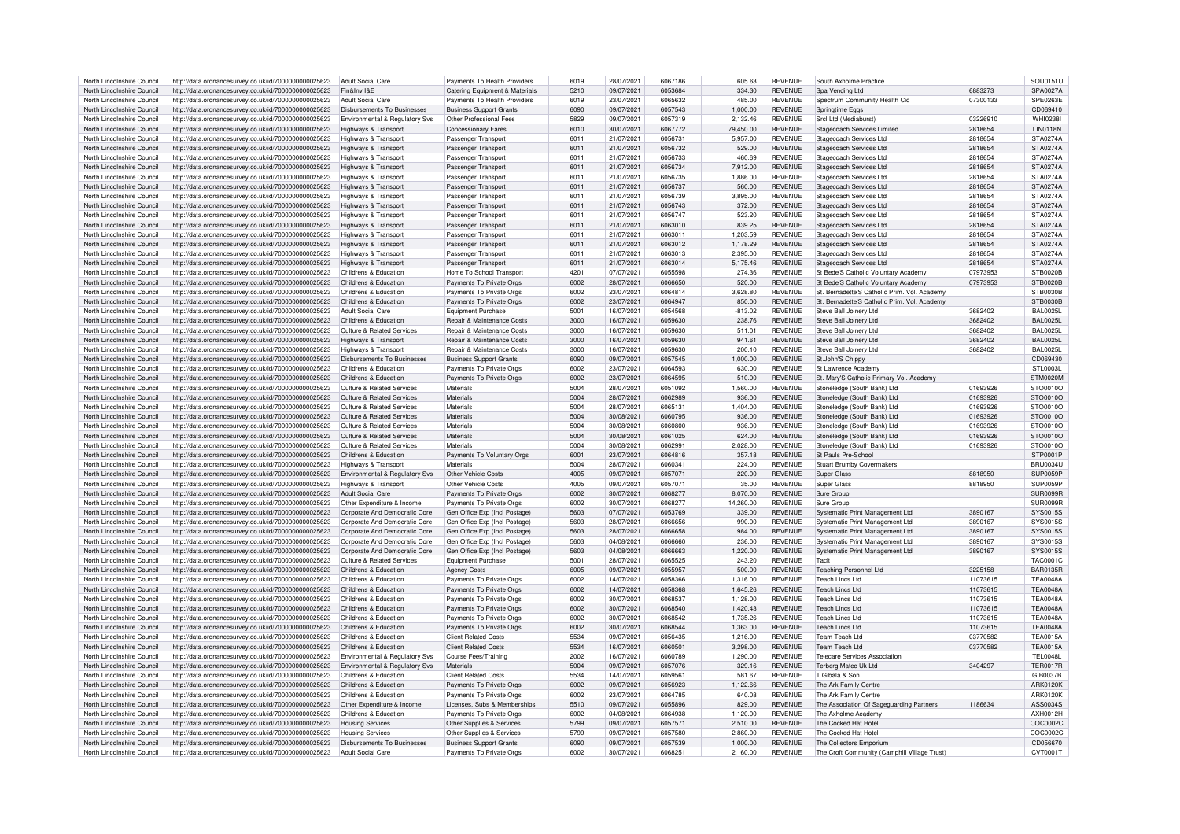| North Lincolnshire Council | http://data.ordnancesurvey.co.uk/id/7000000000025623 | Adult Social Care | Payments To Health Providers | 6019 | 28/07/2021 | 6067186 | 605.63 | REVENUE | South Axholme Practice | | SOU0151U |
|---|---|---|---|---|---|---|---|---|---|---|---|
| North Lincolnshire Council | http://data.ordnancesurvey.co.uk/id/7000000000025623 | Fin&Inv I&E | Catering Equipment & Materials | 5210 | 09/07/2021 | 6053684 | 334.30 | REVENUE | Spa Vending Ltd | 6883273 | SPA0027A |
| North Lincolnshire Council | http://data.ordnancesurvey.co.uk/id/7000000000025623 | Adult Social Care | Payments To Health Providers | 6019 | 23/07/2021 | 6065632 | 485.00 | REVENUE | Spectrum Community Health Cic | 07300133 | SPE0263E |
| North Lincolnshire Council | http://data.ordnancesurvey.co.uk/id/7000000000025623 | Disbursements To Businesses | Business Support Grants | 6090 | 09/07/2021 | 6057543 | 1,000.00 | REVENUE | Springtime Eggs | | CD069410 |
| North Lincolnshire Council | http://data.ordnancesurvey.co.uk/id/7000000000025623 | Environmental & Regulatory Svs | Other Professional Fees | 5829 | 09/07/2021 | 6057319 | 2,132.46 | REVENUE | Srcl Ltd (Mediaburst) | 03226910 | WHI0238I |
| North Lincolnshire Council | http://data.ordnancesurvey.co.uk/id/7000000000025623 | Highways & Transport | Concessionary Fares | 6010 | 30/07/2021 | 6067772 | 79,450.00 | REVENUE | Stagecoach Services Limited | 2818654 | LIN0118N |
| North Lincolnshire Council | http://data.ordnancesurvey.co.uk/id/7000000000025623 | Highways & Transport | Passenger Transport | 6011 | 21/07/2021 | 6056731 | 5,957.00 | REVENUE | Stagecoach Services Ltd | 2818654 | STA0274A |
| North Lincolnshire Council | http://data.ordnancesurvey.co.uk/id/7000000000025623 | Highways & Transport | Passenger Transport | 6011 | 21/07/2021 | 6056732 | 529.00 | REVENUE | Stagecoach Services Ltd | 2818654 | STA0274A |
| North Lincolnshire Council | http://data.ordnancesurvey.co.uk/id/7000000000025623 | Highways & Transport | Passenger Transport | 6011 | 21/07/2021 | 6056733 | 460.69 | REVENUE | Stagecoach Services Ltd | 2818654 | STA0274A |
| North Lincolnshire Council | http://data.ordnancesurvey.co.uk/id/7000000000025623 | Highways & Transport | Passenger Transport | 6011 | 21/07/2021 | 6056734 | 7,912.00 | REVENUE | Stagecoach Services Ltd | 2818654 | STA0274A |
| North Lincolnshire Council | http://data.ordnancesurvey.co.uk/id/7000000000025623 | Highways & Transport | Passenger Transport | 6011 | 21/07/2021 | 6056735 | 1,886.00 | REVENUE | Stagecoach Services Ltd | 2818654 | STA0274A |
| North Lincolnshire Council | http://data.ordnancesurvey.co.uk/id/7000000000025623 | Highways & Transport | Passenger Transport | 6011 | 21/07/2021 | 6056737 | 560.00 | REVENUE | Stagecoach Services Ltd | 2818654 | STA0274A |
| North Lincolnshire Council | http://data.ordnancesurvey.co.uk/id/7000000000025623 | Highways & Transport | Passenger Transport | 6011 | 21/07/2021 | 6056739 | 3,895.00 | REVENUE | Stagecoach Services Ltd | 2818654 | STA0274A |
| North Lincolnshire Council | http://data.ordnancesurvey.co.uk/id/7000000000025623 | Highways & Transport | Passenger Transport | 6011 | 21/07/2021 | 6056743 | 372.00 | REVENUE | Stagecoach Services Ltd | 2818654 | STA0274A |
| North Lincolnshire Council | http://data.ordnancesurvey.co.uk/id/7000000000025623 | Highways & Transport | Passenger Transport | 6011 | 21/07/2021 | 6056747 | 523.20 | REVENUE | Stagecoach Services Ltd | 2818654 | STA0274A |
| North Lincolnshire Council | http://data.ordnancesurvey.co.uk/id/7000000000025623 | Highways & Transport | Passenger Transport | 6011 | 21/07/2021 | 6063010 | 839.25 | REVENUE | Stagecoach Services Ltd | 2818654 | STA0274A |
| North Lincolnshire Council | http://data.ordnancesurvey.co.uk/id/7000000000025623 | Highways & Transport | Passenger Transport | 6011 | 21/07/2021 | 6063011 | 1,203.59 | REVENUE | Stagecoach Services Ltd | 2818654 | STA0274A |
| North Lincolnshire Council | http://data.ordnancesurvey.co.uk/id/7000000000025623 | Highways & Transport | Passenger Transport | 6011 | 21/07/2021 | 6063012 | 1,178.29 | REVENUE | Stagecoach Services Ltd | 2818654 | STA0274A |
| North Lincolnshire Council | http://data.ordnancesurvey.co.uk/id/7000000000025623 | Highways & Transport | Passenger Transport | 6011 | 21/07/2021 | 6063013 | 2,395.00 | REVENUE | Stagecoach Services Ltd | 2818654 | STA0274A |
| North Lincolnshire Council | http://data.ordnancesurvey.co.uk/id/7000000000025623 | Highways & Transport | Passenger Transport | 6011 | 21/07/2021 | 6063014 | 5,175.46 | REVENUE | Stagecoach Services Ltd | 2818654 | STA0274A |
| North Lincolnshire Council | http://data.ordnancesurvey.co.uk/id/7000000000025623 | Childrens & Education | Home To School Transport | 4201 | 07/07/2021 | 6055598 | 274.36 | REVENUE | St Bede'S Catholic Voluntary Academy | 07973953 | STB0020B |
| North Lincolnshire Council | http://data.ordnancesurvey.co.uk/id/7000000000025623 | Childrens & Education | Payments To Private Orgs | 6002 | 28/07/2021 | 6066650 | 520.00 | REVENUE | St Bede'S Catholic Voluntary Academy | 07973953 | STB0020B |
| North Lincolnshire Council | http://data.ordnancesurvey.co.uk/id/7000000000025623 | Childrens & Education | Payments To Private Orgs | 6002 | 23/07/2021 | 6064814 | 3,628.80 | REVENUE | St. Bernadette'S Catholic Prim. Vol. Academy | | STB0030B |
| North Lincolnshire Council | http://data.ordnancesurvey.co.uk/id/7000000000025623 | Childrens & Education | Payments To Private Orgs | 6002 | 23/07/2021 | 6064947 | 850.00 | REVENUE | St. Bernadette'S Catholic Prim. Vol. Academy | | STB0030B |
| North Lincolnshire Council | http://data.ordnancesurvey.co.uk/id/7000000000025623 | Adult Social Care | Equipment Purchase | 5001 | 16/07/2021 | 6054568 | -813.02 | REVENUE | Steve Ball Joinery Ltd | 3682402 | BAL0025L |
| North Lincolnshire Council | http://data.ordnancesurvey.co.uk/id/7000000000025623 | Childrens & Education | Repair & Maintenance Costs | 3000 | 16/07/2021 | 6059630 | 238.76 | REVENUE | Steve Ball Joinery Ltd | 3682402 | BAL0025L |
| North Lincolnshire Council | http://data.ordnancesurvey.co.uk/id/7000000000025623 | Culture & Related Services | Repair & Maintenance Costs | 3000 | 16/07/2021 | 6059630 | 511.01 | REVENUE | Steve Ball Joinery Ltd | 3682402 | BAL0025L |
| North Lincolnshire Council | http://data.ordnancesurvey.co.uk/id/7000000000025623 | Highways & Transport | Repair & Maintenance Costs | 3000 | 16/07/2021 | 6059630 | 941.61 | REVENUE | Steve Ball Joinery Ltd | 3682402 | BAL0025L |
| North Lincolnshire Council | http://data.ordnancesurvey.co.uk/id/7000000000025623 | Highways & Transport | Repair & Maintenance Costs | 3000 | 16/07/2021 | 6059630 | 200.10 | REVENUE | Steve Ball Joinery Ltd | 3682402 | BAL0025L |
| North Lincolnshire Council | http://data.ordnancesurvey.co.uk/id/7000000000025623 | Disbursements To Businesses | Business Support Grants | 6090 | 09/07/2021 | 6057545 | 1,000.00 | REVENUE | St John'S Chippy | | CD069430 |
| North Lincolnshire Council | http://data.ordnancesurvey.co.uk/id/7000000000025623 | Childrens & Education | Payments To Private Orgs | 6002 | 23/07/2021 | 6064593 | 630.00 | REVENUE | St Lawrence Academy | | STL0003L |
| North Lincolnshire Council | http://data.ordnancesurvey.co.uk/id/7000000000025623 | Childrens & Education | Payments To Private Orgs | 6002 | 23/07/2021 | 6064595 | 510.00 | REVENUE | St. Mary'S Catholic Primary Vol. Academy | | STM0020M |
| North Lincolnshire Council | http://data.ordnancesurvey.co.uk/id/7000000000025623 | Culture & Related Services | Materials | 5004 | 28/07/2021 | 6051092 | 1,560.00 | REVENUE | Stoneledge (South Bank) Ltd | 01693926 | STO0010O |
| North Lincolnshire Council | http://data.ordnancesurvey.co.uk/id/7000000000025623 | Culture & Related Services | Materials | 5004 | 28/07/2021 | 6062989 | 936.00 | REVENUE | Stoneledge (South Bank) Ltd | 01693926 | STO0010O |
| North Lincolnshire Council | http://data.ordnancesurvey.co.uk/id/7000000000025623 | Culture & Related Services | Materials | 5004 | 28/07/2021 | 6065131 | 1,404.00 | REVENUE | Stoneledge (South Bank) Ltd | 01693926 | STO0010O |
| North Lincolnshire Council | http://data.ordnancesurvey.co.uk/id/7000000000025623 | Culture & Related Services | Materials | 5004 | 30/08/2021 | 6060795 | 936.00 | REVENUE | Stoneledge (South Bank) Ltd | 01693926 | STO0010O |
| North Lincolnshire Council | http://data.ordnancesurvey.co.uk/id/7000000000025623 | Culture & Related Services | Materials | 5004 | 30/08/2021 | 6060800 | 936.00 | REVENUE | Stoneledge (South Bank) Ltd | 01693926 | STO0010O |
| North Lincolnshire Council | http://data.ordnancesurvey.co.uk/id/7000000000025623 | Culture & Related Services | Materials | 5004 | 30/08/2021 | 6061025 | 624.00 | REVENUE | Stoneledge (South Bank) Ltd | 01693926 | STO0010O |
| North Lincolnshire Council | http://data.ordnancesurvey.co.uk/id/7000000000025623 | Culture & Related Services | Materials | 5004 | 30/08/2021 | 6062991 | 2,028.00 | REVENUE | Stoneledge (South Bank) Ltd | 01693926 | STO0010O |
| North Lincolnshire Council | http://data.ordnancesurvey.co.uk/id/7000000000025623 | Childrens & Education | Payments To Voluntary Orgs | 6001 | 23/07/2021 | 6064816 | 357.18 | REVENUE | St Pauls Pre-School | | STP0001P |
| North Lincolnshire Council | http://data.ordnancesurvey.co.uk/id/7000000000025623 | Highways & Transport | Materials | 5004 | 28/07/2021 | 6060341 | 224.00 | REVENUE | Stuart Brumby Covermakers | | BRU0034U |
| North Lincolnshire Council | http://data.ordnancesurvey.co.uk/id/7000000000025623 | Environmental & Regulatory Svs | Other Vehicle Costs | 4005 | 09/07/2021 | 6057071 | 220.00 | REVENUE | Super Glass | 8818950 | SUP0059P |
| North Lincolnshire Council | http://data.ordnancesurvey.co.uk/id/7000000000025623 | Highways & Transport | Other Vehicle Costs | 4005 | 09/07/2021 | 6057071 | 35.00 | REVENUE | Super Glass | 8818950 | SUP0059P |
| North Lincolnshire Council | http://data.ordnancesurvey.co.uk/id/7000000000025623 | Adult Social Care | Payments To Private Orgs | 6002 | 30/07/2021 | 6068277 | 8,070.00 | REVENUE | Sure Group | | SUR0099R |
| North Lincolnshire Council | http://data.ordnancesurvey.co.uk/id/7000000000025623 | Other Expenditure & Income | Payments To Private Orgs | 6002 | 30/07/2021 | 6068277 | 14,260.00 | REVENUE | Sure Group | | SUR0099R |
| North Lincolnshire Council | http://data.ordnancesurvey.co.uk/id/7000000000025623 | Corporate And Democratic Core | Gen Office Exp (Incl Postage) | 5603 | 07/07/2021 | 6053769 | 339.00 | REVENUE | Systematic Print Management Ltd | 3890167 | SYS0015S |
| North Lincolnshire Council | http://data.ordnancesurvey.co.uk/id/7000000000025623 | Corporate And Democratic Core | Gen Office Exp (Incl Postage) | 5603 | 28/07/2021 | 6066656 | 990.00 | REVENUE | Systematic Print Management Ltd | 3890167 | SYS0015S |
| North Lincolnshire Council | http://data.ordnancesurvey.co.uk/id/7000000000025623 | Corporate And Democratic Core | Gen Office Exp (Incl Postage) | 5603 | 28/07/2021 | 6066658 | 984.00 | REVENUE | Systematic Print Management Ltd | 3890167 | SYS0015S |
| North Lincolnshire Council | http://data.ordnancesurvey.co.uk/id/7000000000025623 | Corporate And Democratic Core | Gen Office Exp (Incl Postage) | 5603 | 04/08/2021 | 6066660 | 236.00 | REVENUE | Systematic Print Management Ltd | 3890167 | SYS0015S |
| North Lincolnshire Council | http://data.ordnancesurvey.co.uk/id/7000000000025623 | Corporate And Democratic Core | Gen Office Exp (Incl Postage) | 5603 | 04/08/2021 | 6066663 | 1,220.00 | REVENUE | Systematic Print Management Ltd | 3890167 | SYS0015S |
| North Lincolnshire Council | http://data.ordnancesurvey.co.uk/id/7000000000025623 | Culture & Related Services | Equipment Purchase | 5001 | 28/07/2021 | 6065525 | 243.20 | REVENUE | Tacit | | TAC0001C |
| North Lincolnshire Council | http://data.ordnancesurvey.co.uk/id/7000000000025623 | Childrens & Education | Agency Costs | 6005 | 09/07/2021 | 6055957 | 500.00 | REVENUE | Teaching Personnel Ltd | 3225158 | BAR0135R |
| North Lincolnshire Council | http://data.ordnancesurvey.co.uk/id/7000000000025623 | Childrens & Education | Payments To Private Orgs | 6002 | 14/07/2021 | 6058366 | 1,316.00 | REVENUE | Teach Lincs Ltd | 11073615 | TEA0048A |
| North Lincolnshire Council | http://data.ordnancesurvey.co.uk/id/7000000000025623 | Childrens & Education | Payments To Private Orgs | 6002 | 14/07/2021 | 6058368 | 1,645.26 | REVENUE | Teach Lincs Ltd | 11073615 | TEA0048A |
| North Lincolnshire Council | http://data.ordnancesurvey.co.uk/id/7000000000025623 | Childrens & Education | Payments To Private Orgs | 6002 | 30/07/2021 | 6068537 | 1,128.00 | REVENUE | Teach Lincs Ltd | 11073615 | TEA0048A |
| North Lincolnshire Council | http://data.ordnancesurvey.co.uk/id/7000000000025623 | Childrens & Education | Payments To Private Orgs | 6002 | 30/07/2021 | 6068540 | 1,420.43 | REVENUE | Teach Lincs Ltd | 11073615 | TEA0048A |
| North Lincolnshire Council | http://data.ordnancesurvey.co.uk/id/7000000000025623 | Childrens & Education | Payments To Private Orgs | 6002 | 30/07/2021 | 6068542 | 1,735.26 | REVENUE | Teach Lincs Ltd | 11073615 | TEA0048A |
| North Lincolnshire Council | http://data.ordnancesurvey.co.uk/id/7000000000025623 | Childrens & Education | Payments To Private Orgs | 6002 | 30/07/2021 | 6068544 | 1,363.00 | REVENUE | Teach Lincs Ltd | 11073615 | TEA0048A |
| North Lincolnshire Council | http://data.ordnancesurvey.co.uk/id/7000000000025623 | Childrens & Education | Client Related Costs | 5534 | 09/07/2021 | 6056435 | 1,216.00 | REVENUE | Team Teach Ltd | 03770582 | TEA0015A |
| North Lincolnshire Council | http://data.ordnancesurvey.co.uk/id/7000000000025623 | Childrens & Education | Client Related Costs | 5534 | 16/07/2021 | 6060501 | 3,298.00 | REVENUE | Team Teach Ltd | 03770582 | TEA0015A |
| North Lincolnshire Council | http://data.ordnancesurvey.co.uk/id/7000000000025623 | Environmental & Regulatory Svs | Course Fees/Training | 2002 | 16/07/2021 | 6060789 | 1,290.00 | REVENUE | Telecare Services Association | | TEL0048L |
| North Lincolnshire Council | http://data.ordnancesurvey.co.uk/id/7000000000025623 | Environmental & Regulatory Svs | Materials | 5004 | 09/07/2021 | 6057076 | 329.16 | REVENUE | Terberg Matec Uk Ltd | 3404297 | TER0017R |
| North Lincolnshire Council | http://data.ordnancesurvey.co.uk/id/7000000000025623 | Childrens & Education | Client Related Costs | 5534 | 14/07/2021 | 6059561 | 581.67 | REVENUE | T Gibala & Son | | GIB0037B |
| North Lincolnshire Council | http://data.ordnancesurvey.co.uk/id/7000000000025623 | Childrens & Education | Payments To Private Orgs | 6002 | 09/07/2021 | 6056923 | 1,122.66 | REVENUE | The Ark Family Centre | | ARK0120K |
| North Lincolnshire Council | http://data.ordnancesurvey.co.uk/id/7000000000025623 | Childrens & Education | Payments To Private Orgs | 6002 | 23/07/2021 | 6064785 | 640.08 | REVENUE | The Ark Family Centre | | ARK0120K |
| North Lincolnshire Council | http://data.ordnancesurvey.co.uk/id/7000000000025623 | Other Expenditure & Income | Licenses, Subs & Memberships | 5510 | 09/07/2021 | 6055896 | 829.00 | REVENUE | The Association Of Sageguarding Partners | 1186634 | ASS0034S |
| North Lincolnshire Council | http://data.ordnancesurvey.co.uk/id/7000000000025623 | Childrens & Education | Payments To Private Orgs | 6002 | 04/08/2021 | 6064938 | 1,120.00 | REVENUE | The Axholme Academy | | AXH0012H |
| North Lincolnshire Council | http://data.ordnancesurvey.co.uk/id/7000000000025623 | Housing Services | Other Supplies & Services | 5799 | 09/07/2021 | 6057571 | 2,510.00 | REVENUE | The Cocked Hat Hotel | | COC0002C |
| North Lincolnshire Council | http://data.ordnancesurvey.co.uk/id/7000000000025623 | Housing Services | Other Supplies & Services | 5799 | 09/07/2021 | 6057580 | 2,860.00 | REVENUE | The Cocked Hat Hotel | | COC0002C |
| North Lincolnshire Council | http://data.ordnancesurvey.co.uk/id/7000000000025623 | Disbursements To Businesses | Business Support Grants | 6090 | 09/07/2021 | 6057539 | 1,000.00 | REVENUE | The Collectors Emporium | | CD056670 |
| North Lincolnshire Council | http://data.ordnancesurvey.co.uk/id/7000000000025623 | Adult Social Care | Payments To Private Orgs | 6002 | 30/07/2021 | 6068251 | 2,160.00 | REVENUE | The Croft Community (Camphill Village Trust) | | CVT0001T |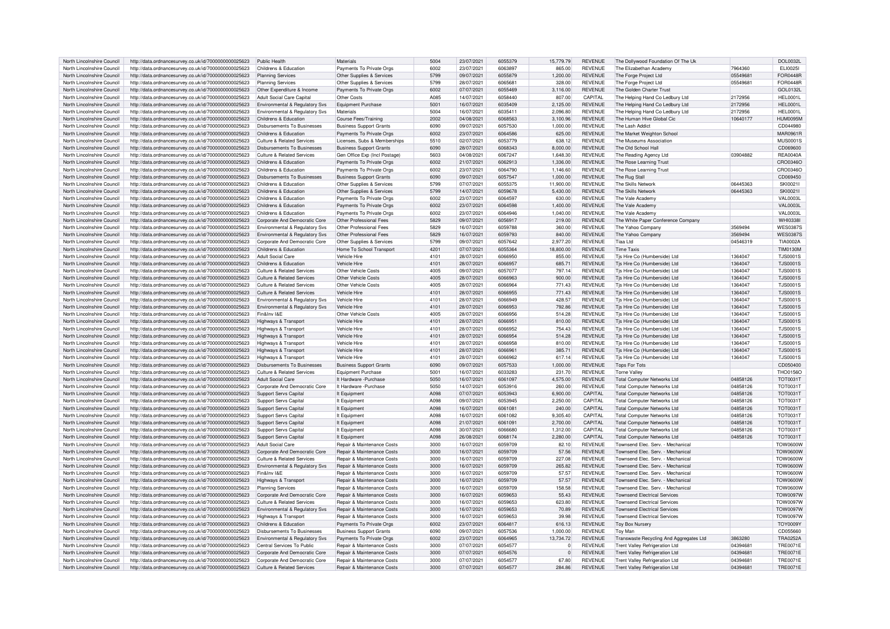| North Lincolnshire Council | http://data.ordnancesurvey.co.uk/id/7000000000025623 | Public Health | Materials | 5004 | 23/07/2021 | 6055379 | 15,779.79 | REVENUE | The Dollywood Foundation Of The Uk | | DOL0032L |
|---|---|---|---|---|---|---|---|---|---|---|---|
| North Lincolnshire Council | http://data.ordnancesurvey.co.uk/id/7000000000025623 | Childrens & Education | Payments To Private Orgs | 6002 | 23/07/2021 | 6063897 | 865.00 | REVENUE | The Elizabethan Academy | 7964360 | ELI0025I |
| North Lincolnshire Council | http://data.ordnancesurvey.co.uk/id/7000000000025623 | Planning Services | Other Supplies & Services | 5799 | 09/07/2021 | 6055879 | 1,200.00 | REVENUE | The Forge Project Ltd | 05549681 | FOR0448R |
| North Lincolnshire Council | http://data.ordnancesurvey.co.uk/id/7000000000025623 | Planning Services | Other Supplies & Services | 5799 | 28/07/2021 | 6065681 | 328.00 | REVENUE | The Forge Project Ltd | 05549681 | FOR0448R |
| North Lincolnshire Council | http://data.ordnancesurvey.co.uk/id/7000000000025623 | Other Expenditure & Income | Payments To Private Orgs | 6002 | 07/07/2021 | 6055469 | 3,116.00 | REVENUE | The Golden Charter Trust | | GOL0132L |
| North Lincolnshire Council | http://data.ordnancesurvey.co.uk/id/7000000000025623 | Adult Social Care Capital | Other Costs | A085 | 14/07/2021 | 6058440 | 807.00 | CAPITAL | The Helping Hand Co Ledbury Ltd | 2172956 | HEL0001L |
| North Lincolnshire Council | http://data.ordnancesurvey.co.uk/id/7000000000025623 | Environmental & Regulatory Svs | Equipment Purchase | 5001 | 16/07/2021 | 6035409 | 2,125.00 | REVENUE | The Helping Hand Co Ledbury Ltd | 2172956 | HEL0001L |
| North Lincolnshire Council | http://data.ordnancesurvey.co.uk/id/7000000000025623 | Environmental & Regulatory Svs | Materials | 5004 | 16/07/2021 | 6035411 | 2,096.80 | REVENUE | The Helping Hand Co Ledbury Ltd | 2172956 | HEL0001L |
| North Lincolnshire Council | http://data.ordnancesurvey.co.uk/id/7000000000025623 | Childrens & Education | Course Fees/Training | 2002 | 04/08/2021 | 6068563 | 3,100.96 | REVENUE | The Human Hive Global Cic | 10640177 | HUM0095M |
| North Lincolnshire Council | http://data.ordnancesurvey.co.uk/id/7000000000025623 | Disbursements To Businesses | Business Support Grants | 6090 | 09/07/2021 | 6057530 | 1,000.00 | REVENUE | The Lash Addict | | CD044980 |
| North Lincolnshire Council | http://data.ordnancesurvey.co.uk/id/7000000000025623 | Childrens & Education | Payments To Private Orgs | 6002 | 23/07/2021 | 6064586 | 625.00 | REVENUE | The Market Weighton School | | MAR0961R |
| North Lincolnshire Council | http://data.ordnancesurvey.co.uk/id/7000000000025623 | Culture & Related Services | Licenses, Subs & Memberships | 5510 | 02/07/2021 | 6053779 | 638.12 | REVENUE | The Museums Association | | MUS0001S |
| North Lincolnshire Council | http://data.ordnancesurvey.co.uk/id/7000000000025623 | Disbursements To Businesses | Business Support Grants | 6090 | 28/07/2021 | 6068343 | 8,000.00 | REVENUE | The Old School Hall | | CD069600 |
| North Lincolnshire Council | http://data.ordnancesurvey.co.uk/id/7000000000025623 | Culture & Related Services | Gen Office Exp (Incl Postage) | 5603 | 04/08/2021 | 6067247 | 1,648.30 | REVENUE | The Reading Agency Ltd | 03904882 | REA0040A |
| North Lincolnshire Council | http://data.ordnancesurvey.co.uk/id/7000000000025623 | Childrens & Education | Payments To Private Orgs | 6002 | 21/07/2021 | 6062913 | 1,336.00 | REVENUE | The Rose Learning Trust | | CRO0346O |
| North Lincolnshire Council | http://data.ordnancesurvey.co.uk/id/7000000000025623 | Childrens & Education | Payments To Private Orgs | 6002 | 23/07/2021 | 6064790 | 1,146.60 | REVENUE | The Rose Learning Trust | | CRO0346O |
| North Lincolnshire Council | http://data.ordnancesurvey.co.uk/id/7000000000025623 | Disbursements To Businesses | Business Support Grants | 6090 | 09/07/2021 | 6057547 | 1,000.00 | REVENUE | The Rug Stall | | CD069450 |
| North Lincolnshire Council | http://data.ordnancesurvey.co.uk/id/7000000000025623 | Childrens & Education | Other Supplies & Services | 5799 | 07/07/2021 | 6055375 | 11,900.00 | REVENUE | The Skills Network | 06445363 | SKI0021I |
| North Lincolnshire Council | http://data.ordnancesurvey.co.uk/id/7000000000025623 | Childrens & Education | Other Supplies & Services | 5799 | 14/07/2021 | 6059678 | 5,430.00 | REVENUE | The Skills Network | 06445363 | SKI0021I |
| North Lincolnshire Council | http://data.ordnancesurvey.co.uk/id/7000000000025623 | Childrens & Education | Payments To Private Orgs | 6002 | 23/07/2021 | 6064597 | 630.00 | REVENUE | The Vale Academy | | VAL0003L |
| North Lincolnshire Council | http://data.ordnancesurvey.co.uk/id/7000000000025623 | Childrens & Education | Payments To Private Orgs | 6002 | 23/07/2021 | 6064598 | 1,400.00 | REVENUE | The Vale Academy | | VAL0003L |
| North Lincolnshire Council | http://data.ordnancesurvey.co.uk/id/7000000000025623 | Childrens & Education | Payments To Private Orgs | 6002 | 23/07/2021 | 6064946 | 1,040.00 | REVENUE | The Vale Academy | | VAL0003L |
| North Lincolnshire Council | http://data.ordnancesurvey.co.uk/id/7000000000025623 | Corporate And Democratic Core | Other Professional Fees | 5829 | 09/07/2021 | 6056917 | 219.00 | REVENUE | The White Paper Conference Company | | WHI0338I |
| North Lincolnshire Council | http://data.ordnancesurvey.co.uk/id/7000000000025623 | Environmental & Regulatory Svs | Other Professional Fees | 5829 | 16/07/2021 | 6059788 | 360.00 | REVENUE | The Yahoo Company | 3569494 | WES0387S |
| North Lincolnshire Council | http://data.ordnancesurvey.co.uk/id/7000000000025623 | Environmental & Regulatory Svs | Other Professional Fees | 5829 | 16/07/2021 | 6059793 | 840.00 | REVENUE | The Yahoo Company | 3569494 | WES0387S |
| North Lincolnshire Council | http://data.ordnancesurvey.co.uk/id/7000000000025623 | Corporate And Democratic Core | Other Supplies & Services | 5799 | 09/07/2021 | 6057642 | 2,977.20 | REVENUE | Tiaa Ltd | 04546319 | TIA0002A |
| North Lincolnshire Council | http://data.ordnancesurvey.co.uk/id/7000000000025623 | Childrens & Education | Home To School Transport | 4201 | 07/07/2021 | 6055364 | 18,800.00 | REVENUE | Time Taxis | | TIM0130M |
| North Lincolnshire Council | http://data.ordnancesurvey.co.uk/id/7000000000025623 | Adult Social Care | Vehicle Hire | 4101 | 28/07/2021 | 6066950 | 855.00 | REVENUE | Tjs Hire Co (Humberside) Ltd | 1364047 | TJS0001S |
| North Lincolnshire Council | http://data.ordnancesurvey.co.uk/id/7000000000025623 | Childrens & Education | Vehicle Hire | 4101 | 28/07/2021 | 6066957 | 685.71 | REVENUE | Tjs Hire Co (Humberside) Ltd | 1364047 | TJS0001S |
| North Lincolnshire Council | http://data.ordnancesurvey.co.uk/id/7000000000025623 | Culture & Related Services | Other Vehicle Costs | 4005 | 09/07/2021 | 6057077 | 797.14 | REVENUE | Tjs Hire Co (Humberside) Ltd | 1364047 | TJS0001S |
| North Lincolnshire Council | http://data.ordnancesurvey.co.uk/id/7000000000025623 | Culture & Related Services | Other Vehicle Costs | 4005 | 28/07/2021 | 6066963 | 900.00 | REVENUE | Tjs Hire Co (Humberside) Ltd | 1364047 | TJS0001S |
| North Lincolnshire Council | http://data.ordnancesurvey.co.uk/id/7000000000025623 | Culture & Related Services | Other Vehicle Costs | 4005 | 28/07/2021 | 6066964 | 771.43 | REVENUE | Tjs Hire Co (Humberside) Ltd | 1364047 | TJS0001S |
| North Lincolnshire Council | http://data.ordnancesurvey.co.uk/id/7000000000025623 | Culture & Related Services | Vehicle Hire | 4101 | 28/07/2021 | 6066955 | 771.43 | REVENUE | Tjs Hire Co (Humberside) Ltd | 1364047 | TJS0001S |
| North Lincolnshire Council | http://data.ordnancesurvey.co.uk/id/7000000000025623 | Environmental & Regulatory Svs | Vehicle Hire | 4101 | 28/07/2021 | 6066949 | 428.57 | REVENUE | Tjs Hire Co (Humberside) Ltd | 1364047 | TJS0001S |
| North Lincolnshire Council | http://data.ordnancesurvey.co.uk/id/7000000000025623 | Environmental & Regulatory Svs | Vehicle Hire | 4101 | 28/07/2021 | 6066953 | 792.86 | REVENUE | Tjs Hire Co (Humberside) Ltd | 1364047 | TJS0001S |
| North Lincolnshire Council | http://data.ordnancesurvey.co.uk/id/7000000000025623 | Fin&Inv I&E | Other Vehicle Costs | 4005 | 28/07/2021 | 6066956 | 514.28 | REVENUE | Tjs Hire Co (Humberside) Ltd | 1364047 | TJS0001S |
| North Lincolnshire Council | http://data.ordnancesurvey.co.uk/id/7000000000025623 | Highways & Transport | Vehicle Hire | 4101 | 28/07/2021 | 6066951 | 810.00 | REVENUE | Tjs Hire Co (Humberside) Ltd | 1364047 | TJS0001S |
| North Lincolnshire Council | http://data.ordnancesurvey.co.uk/id/7000000000025623 | Highways & Transport | Vehicle Hire | 4101 | 28/07/2021 | 6066952 | 754.43 | REVENUE | Tjs Hire Co (Humberside) Ltd | 1364047 | TJS0001S |
| North Lincolnshire Council | http://data.ordnancesurvey.co.uk/id/7000000000025623 | Highways & Transport | Vehicle Hire | 4101 | 28/07/2021 | 6066954 | 514.28 | REVENUE | Tjs Hire Co (Humberside) Ltd | 1364047 | TJS0001S |
| North Lincolnshire Council | http://data.ordnancesurvey.co.uk/id/7000000000025623 | Highways & Transport | Vehicle Hire | 4101 | 28/07/2021 | 6066958 | 810.00 | REVENUE | Tjs Hire Co (Humberside) Ltd | 1364047 | TJS0001S |
| North Lincolnshire Council | http://data.ordnancesurvey.co.uk/id/7000000000025623 | Highways & Transport | Vehicle Hire | 4101 | 28/07/2021 | 6066961 | 385.71 | REVENUE | Tjs Hire Co (Humberside) Ltd | 1364047 | TJS0001S |
| North Lincolnshire Council | http://data.ordnancesurvey.co.uk/id/7000000000025623 | Highways & Transport | Vehicle Hire | 4101 | 28/07/2021 | 6066962 | 617.14 | REVENUE | Tjs Hire Co (Humberside) Ltd | 1364047 | TJS0001S |
| North Lincolnshire Council | http://data.ordnancesurvey.co.uk/id/7000000000025623 | Disbursements To Businesses | Business Support Grants | 6090 | 09/07/2021 | 6057533 | 1,000.00 | REVENUE | Tops For Tots | | CD050400 |
| North Lincolnshire Council | http://data.ordnancesurvey.co.uk/id/7000000000025623 | Culture & Related Services | Equipment Purchase | 5001 | 16/07/2021 | 6033283 | 231.70 | REVENUE | Torne Valley | | THO0156O |
| North Lincolnshire Council | http://data.ordnancesurvey.co.uk/id/7000000000025623 | Adult Social Care | It Hardware -Purchase | 5050 | 16/07/2021 | 6061097 | 4,575.00 | REVENUE | Total Computer Networks Ltd | 04858126 | TOT0031T |
| North Lincolnshire Council | http://data.ordnancesurvey.co.uk/id/7000000000025623 | Corporate And Democratic Core | It Hardware -Purchase | 5050 | 14/07/2021 | 6053916 | 260.00 | REVENUE | Total Computer Networks Ltd | 04858126 | TOT0031T |
| North Lincolnshire Council | http://data.ordnancesurvey.co.uk/id/7000000000025623 | Support Servs Capital | It Equipment | A098 | 07/07/2021 | 6053943 | 6,900.00 | CAPITAL | Total Computer Networks Ltd | 04858126 | TOT0031T |
| North Lincolnshire Council | http://data.ordnancesurvey.co.uk/id/7000000000025623 | Support Servs Capital | It Equipment | A098 | 09/07/2021 | 6053945 | 2,250.00 | CAPITAL | Total Computer Networks Ltd | 04858126 | TOT0031T |
| North Lincolnshire Council | http://data.ordnancesurvey.co.uk/id/7000000000025623 | Support Servs Capital | It Equipment | A098 | 16/07/2021 | 6061081 | 240.00 | CAPITAL | Total Computer Networks Ltd | 04858126 | TOT0031T |
| North Lincolnshire Council | http://data.ordnancesurvey.co.uk/id/7000000000025623 | Support Servs Capital | It Equipment | A098 | 16/07/2021 | 6061082 | 9,305.40 | CAPITAL | Total Computer Networks Ltd | 04858126 | TOT0031T |
| North Lincolnshire Council | http://data.ordnancesurvey.co.uk/id/7000000000025623 | Support Servs Capital | It Equipment | A098 | 21/07/2021 | 6061091 | 2,700.00 | CAPITAL | Total Computer Networks Ltd | 04858126 | TOT0031T |
| North Lincolnshire Council | http://data.ordnancesurvey.co.uk/id/7000000000025623 | Support Servs Capital | It Equipment | A098 | 30/07/2021 | 6066680 | 1,312.00 | CAPITAL | Total Computer Networks Ltd | 04858126 | TOT0031T |
| North Lincolnshire Council | http://data.ordnancesurvey.co.uk/id/7000000000025623 | Support Servs Capital | It Equipment | A098 | 26/08/2021 | 6068174 | 2,280.00 | CAPITAL | Total Computer Networks Ltd | 04858126 | TOT0031T |
| North Lincolnshire Council | http://data.ordnancesurvey.co.uk/id/7000000000025623 | Adult Social Care | Repair & Maintenance Costs | 3000 | 16/07/2021 | 6059709 | 82.10 | REVENUE | Townsend Elec. Serv. - Mechanical | | TOW0600W |
| North Lincolnshire Council | http://data.ordnancesurvey.co.uk/id/7000000000025623 | Corporate And Democratic Core | Repair & Maintenance Costs | 3000 | 16/07/2021 | 6059709 | 57.56 | REVENUE | Townsend Elec. Serv. - Mechanical | | TOW0600W |
| North Lincolnshire Council | http://data.ordnancesurvey.co.uk/id/7000000000025623 | Culture & Related Services | Repair & Maintenance Costs | 3000 | 16/07/2021 | 6059709 | 227.08 | REVENUE | Townsend Elec. Serv. - Mechanical | | TOW0600W |
| North Lincolnshire Council | http://data.ordnancesurvey.co.uk/id/7000000000025623 | Environmental & Regulatory Svs | Repair & Maintenance Costs | 3000 | 16/07/2021 | 6059709 | 265.82 | REVENUE | Townsend Elec. Serv. - Mechanical | | TOW0600W |
| North Lincolnshire Council | http://data.ordnancesurvey.co.uk/id/7000000000025623 | Fin&Inv I&E | Repair & Maintenance Costs | 3000 | 16/07/2021 | 6059709 | 57.57 | REVENUE | Townsend Elec. Serv. - Mechanical | | TOW0600W |
| North Lincolnshire Council | http://data.ordnancesurvey.co.uk/id/7000000000025623 | Highways & Transport | Repair & Maintenance Costs | 3000 | 16/07/2021 | 6059709 | 57.57 | REVENUE | Townsend Elec. Serv. - Mechanical | | TOW0600W |
| North Lincolnshire Council | http://data.ordnancesurvey.co.uk/id/7000000000025623 | Planning Services | Repair & Maintenance Costs | 3000 | 16/07/2021 | 6059709 | 158.58 | REVENUE | Townsend Elec. Serv. - Mechanical | | TOW0600W |
| North Lincolnshire Council | http://data.ordnancesurvey.co.uk/id/7000000000025623 | Corporate And Democratic Core | Repair & Maintenance Costs | 3000 | 16/07/2021 | 6059653 | 55.43 | REVENUE | Townsend Electrical Services | | TOW0097W |
| North Lincolnshire Council | http://data.ordnancesurvey.co.uk/id/7000000000025623 | Culture & Related Services | Repair & Maintenance Costs | 3000 | 16/07/2021 | 6059653 | 623.80 | REVENUE | Townsend Electrical Services | | TOW0097W |
| North Lincolnshire Council | http://data.ordnancesurvey.co.uk/id/7000000000025623 | Environmental & Regulatory Svs | Repair & Maintenance Costs | 3000 | 16/07/2021 | 6059653 | 70.89 | REVENUE | Townsend Electrical Services | | TOW0097W |
| North Lincolnshire Council | http://data.ordnancesurvey.co.uk/id/7000000000025623 | Highways & Transport | Repair & Maintenance Costs | 3000 | 16/07/2021 | 6059653 | 39.98 | REVENUE | Townsend Electrical Services | | TOW0097W |
| North Lincolnshire Council | http://data.ordnancesurvey.co.uk/id/7000000000025623 | Childrens & Education | Payments To Private Orgs | 6002 | 23/07/2021 | 6064817 | 616.13 | REVENUE | Toy Box Nursery | | TOY0009Y |
| North Lincolnshire Council | http://data.ordnancesurvey.co.uk/id/7000000000025623 | Disbursements To Businesses | Business Support Grants | 6090 | 09/07/2021 | 6057536 | 1,000.00 | REVENUE | Toy Man | | CD055660 |
| North Lincolnshire Council | http://data.ordnancesurvey.co.uk/id/7000000000025623 | Environmental & Regulatory Svs | Payments To Private Orgs | 6002 | 23/07/2021 | 6064965 | 13,734.72 | REVENUE | Transwaste Recycling And Aggregates Ltd | 3863280 | TRA0252A |
| North Lincolnshire Council | http://data.ordnancesurvey.co.uk/id/7000000000025623 | Central Services To Public | Repair & Maintenance Costs | 3000 | 07/07/2021 | 6054577 | 0 | REVENUE | Trent Valley Refrigeration Ltd | 04394681 | TRE0071E |
| North Lincolnshire Council | http://data.ordnancesurvey.co.uk/id/7000000000025623 | Corporate And Democratic Core | Repair & Maintenance Costs | 3000 | 07/07/2021 | 6054576 | 0 | REVENUE | Trent Valley Refrigeration Ltd | 04394681 | TRE0071E |
| North Lincolnshire Council | http://data.ordnancesurvey.co.uk/id/7000000000025623 | Corporate And Democratic Core | Repair & Maintenance Costs | 3000 | 07/07/2021 | 6054577 | 67.80 | REVENUE | Trent Valley Refrigeration Ltd | 04394681 | TRE0071E |
| North Lincolnshire Council | http://data.ordnancesurvey.co.uk/id/7000000000025623 | Culture & Related Services | Repair & Maintenance Costs | 3000 | 07/07/2021 | 6054577 | 284.86 | REVENUE | Trent Valley Refrigeration Ltd | 04394681 | TRE0071E |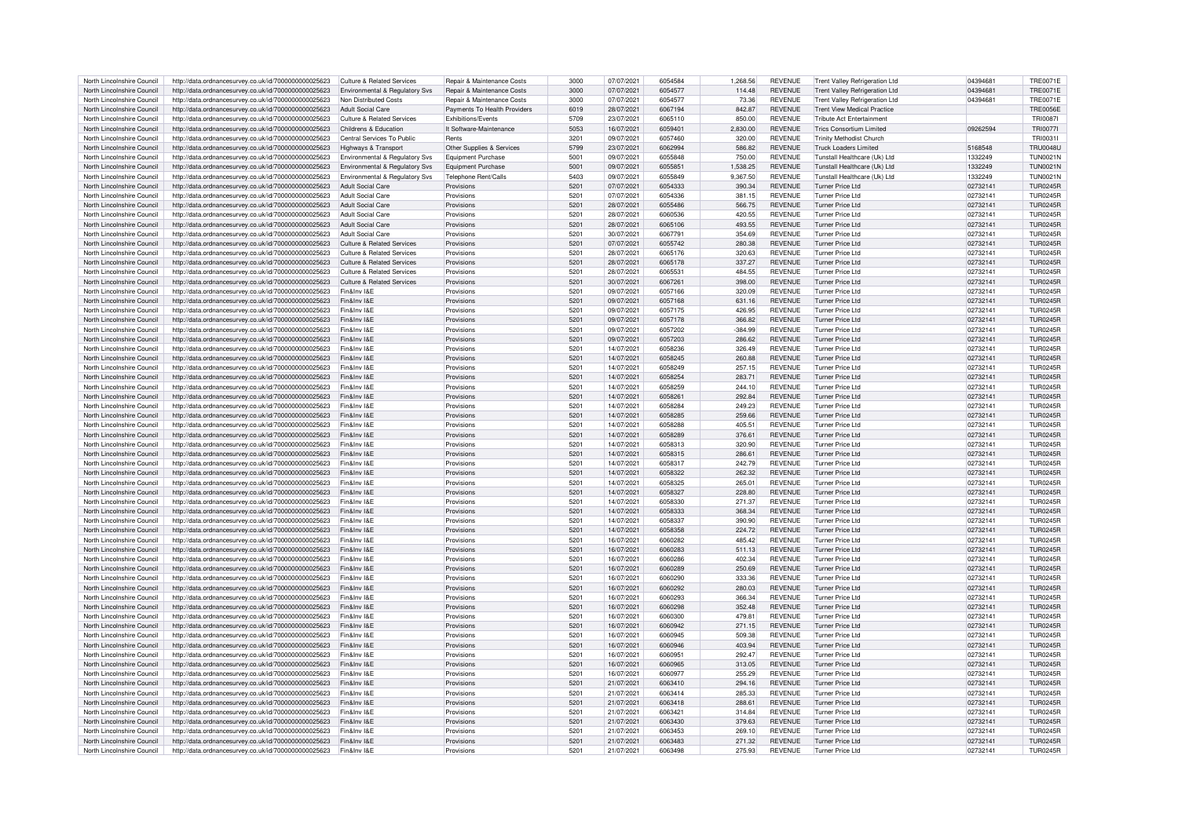| North Lincolnshire Council | http://data.ordnancesurvey.co.uk/id/7000000000025623 | Culture & Related Services | Repair & Maintenance Costs | 3000 | 07/07/2021 | 6054584 | 1,268.56 | REVENUE | Trent Valley Refrigeration Ltd | 04394681 | TRE0071E |
|---|---|---|---|---|---|---|---|---|---|---|---|
| North Lincolnshire Council | http://data.ordnancesurvey.co.uk/id/7000000000025623 | Environmental & Regulatory Svs | Repair & Maintenance Costs | 3000 | 07/07/2021 | 6054577 | 114.48 | REVENUE | Trent Valley Refrigeration Ltd | 04394681 | TRE0071E |
| North Lincolnshire Council | http://data.ordnancesurvey.co.uk/id/7000000000025623 | Non Distributed Costs | Repair & Maintenance Costs | 3000 | 07/07/2021 | 6054577 | 73.36 | REVENUE | Trent Valley Refrigeration Ltd | 04394681 | TRE0071E |
| North Lincolnshire Council | http://data.ordnancesurvey.co.uk/id/7000000000025623 | Adult Social Care | Payments To Health Providers | 6019 | 28/07/2021 | 6067194 | 842.87 | REVENUE | Trent View Medical Practice | | TRE0056E |
| North Lincolnshire Council | http://data.ordnancesurvey.co.uk/id/7000000000025623 | Culture & Related Services | Exhibitions/Events | 5709 | 23/07/2021 | 6065110 | 850.00 | REVENUE | Tribute Act Entertainment | | TRI0087I |
| North Lincolnshire Council | http://data.ordnancesurvey.co.uk/id/7000000000025623 | Childrens & Education | It Software-Maintenance | 5053 | 16/07/2021 | 6059401 | 2,830.00 | REVENUE | Trics Consortium Limited | 09262594 | TRI0077I |
| North Lincolnshire Council | http://data.ordnancesurvey.co.uk/id/7000000000025623 | Central Services To Public | Rents | 3201 | 09/07/2021 | 6057460 | 320.00 | REVENUE | Trinity Methodist Church | | TRI0031I |
| North Lincolnshire Council | http://data.ordnancesurvey.co.uk/id/7000000000025623 | Highways & Transport | Other Supplies & Services | 5799 | 23/07/2021 | 6062994 | 586.82 | REVENUE | Truck Loaders Limited | 5168548 | TRU0048U |
| North Lincolnshire Council | http://data.ordnancesurvey.co.uk/id/7000000000025623 | Environmental & Regulatory Svs | Equipment Purchase | 5001 | 09/07/2021 | 6055848 | 750.00 | REVENUE | Tunstall Healthcare (Uk) Ltd | 1332249 | TUN0021N |
| North Lincolnshire Council | http://data.ordnancesurvey.co.uk/id/7000000000025623 | Environmental & Regulatory Svs | Equipment Purchase | 5001 | 09/07/2021 | 6055851 | 1,538.25 | REVENUE | Tunstall Healthcare (Uk) Ltd | 1332249 | TUN0021N |
| North Lincolnshire Council | http://data.ordnancesurvey.co.uk/id/7000000000025623 | Environmental & Regulatory Svs | Telephone Rent/Calls | 5403 | 09/07/2021 | 6055849 | 9,367.50 | REVENUE | Tunstall Healthcare (Uk) Ltd | 1332249 | TUN0021N |
| North Lincolnshire Council | http://data.ordnancesurvey.co.uk/id/7000000000025623 | Adult Social Care | Provisions | 5201 | 07/07/2021 | 6054333 | 390.34 | REVENUE | Turner Price Ltd | 02732141 | TUR0245R |
| North Lincolnshire Council | http://data.ordnancesurvey.co.uk/id/7000000000025623 | Adult Social Care | Provisions | 5201 | 07/07/2021 | 6054336 | 381.15 | REVENUE | Turner Price Ltd | 02732141 | TUR0245R |
| North Lincolnshire Council | http://data.ordnancesurvey.co.uk/id/7000000000025623 | Adult Social Care | Provisions | 5201 | 28/07/2021 | 6055486 | 566.75 | REVENUE | Turner Price Ltd | 02732141 | TUR0245R |
| North Lincolnshire Council | http://data.ordnancesurvey.co.uk/id/7000000000025623 | Adult Social Care | Provisions | 5201 | 28/07/2021 | 6060536 | 420.55 | REVENUE | Turner Price Ltd | 02732141 | TUR0245R |
| North Lincolnshire Council | http://data.ordnancesurvey.co.uk/id/7000000000025623 | Adult Social Care | Provisions | 5201 | 28/07/2021 | 6065106 | 493.55 | REVENUE | Turner Price Ltd | 02732141 | TUR0245R |
| North Lincolnshire Council | http://data.ordnancesurvey.co.uk/id/7000000000025623 | Adult Social Care | Provisions | 5201 | 30/07/2021 | 6067791 | 354.69 | REVENUE | Turner Price Ltd | 02732141 | TUR0245R |
| North Lincolnshire Council | http://data.ordnancesurvey.co.uk/id/7000000000025623 | Culture & Related Services | Provisions | 5201 | 07/07/2021 | 6055742 | 280.38 | REVENUE | Turner Price Ltd | 02732141 | TUR0245R |
| North Lincolnshire Council | http://data.ordnancesurvey.co.uk/id/7000000000025623 | Culture & Related Services | Provisions | 5201 | 28/07/2021 | 6065176 | 320.63 | REVENUE | Turner Price Ltd | 02732141 | TUR0245R |
| North Lincolnshire Council | http://data.ordnancesurvey.co.uk/id/7000000000025623 | Culture & Related Services | Provisions | 5201 | 28/07/2021 | 6065178 | 337.27 | REVENUE | Turner Price Ltd | 02732141 | TUR0245R |
| North Lincolnshire Council | http://data.ordnancesurvey.co.uk/id/7000000000025623 | Culture & Related Services | Provisions | 5201 | 28/07/2021 | 6065531 | 484.55 | REVENUE | Turner Price Ltd | 02732141 | TUR0245R |
| North Lincolnshire Council | http://data.ordnancesurvey.co.uk/id/7000000000025623 | Culture & Related Services | Provisions | 5201 | 30/07/2021 | 6067261 | 398.00 | REVENUE | Turner Price Ltd | 02732141 | TUR0245R |
| North Lincolnshire Council | http://data.ordnancesurvey.co.uk/id/7000000000025623 | Fin&Inv I&E | Provisions | 5201 | 09/07/2021 | 6057166 | 320.09 | REVENUE | Turner Price Ltd | 02732141 | TUR0245R |
| North Lincolnshire Council | http://data.ordnancesurvey.co.uk/id/7000000000025623 | Fin&Inv I&E | Provisions | 5201 | 09/07/2021 | 6057168 | 631.16 | REVENUE | Turner Price Ltd | 02732141 | TUR0245R |
| North Lincolnshire Council | http://data.ordnancesurvey.co.uk/id/7000000000025623 | Fin&Inv I&E | Provisions | 5201 | 09/07/2021 | 6057175 | 426.95 | REVENUE | Turner Price Ltd | 02732141 | TUR0245R |
| North Lincolnshire Council | http://data.ordnancesurvey.co.uk/id/7000000000025623 | Fin&Inv I&E | Provisions | 5201 | 09/07/2021 | 6057178 | 366.82 | REVENUE | Turner Price Ltd | 02732141 | TUR0245R |
| North Lincolnshire Council | http://data.ordnancesurvey.co.uk/id/7000000000025623 | Fin&Inv I&E | Provisions | 5201 | 09/07/2021 | 6057202 | -384.99 | REVENUE | Turner Price Ltd | 02732141 | TUR0245R |
| North Lincolnshire Council | http://data.ordnancesurvey.co.uk/id/7000000000025623 | Fin&Inv I&E | Provisions | 5201 | 09/07/2021 | 6057203 | 286.62 | REVENUE | Turner Price Ltd | 02732141 | TUR0245R |
| North Lincolnshire Council | http://data.ordnancesurvey.co.uk/id/7000000000025623 | Fin&Inv I&E | Provisions | 5201 | 14/07/2021 | 6058236 | 326.49 | REVENUE | Turner Price Ltd | 02732141 | TUR0245R |
| North Lincolnshire Council | http://data.ordnancesurvey.co.uk/id/7000000000025623 | Fin&Inv I&E | Provisions | 5201 | 14/07/2021 | 6058245 | 260.88 | REVENUE | Turner Price Ltd | 02732141 | TUR0245R |
| North Lincolnshire Council | http://data.ordnancesurvey.co.uk/id/7000000000025623 | Fin&Inv I&E | Provisions | 5201 | 14/07/2021 | 6058249 | 257.15 | REVENUE | Turner Price Ltd | 02732141 | TUR0245R |
| North Lincolnshire Council | http://data.ordnancesurvey.co.uk/id/7000000000025623 | Fin&Inv I&E | Provisions | 5201 | 14/07/2021 | 6058254 | 283.71 | REVENUE | Turner Price Ltd | 02732141 | TUR0245R |
| North Lincolnshire Council | http://data.ordnancesurvey.co.uk/id/7000000000025623 | Fin&Inv I&E | Provisions | 5201 | 14/07/2021 | 6058259 | 244.10 | REVENUE | Turner Price Ltd | 02732141 | TUR0245R |
| North Lincolnshire Council | http://data.ordnancesurvey.co.uk/id/7000000000025623 | Fin&Inv I&E | Provisions | 5201 | 14/07/2021 | 6058261 | 292.84 | REVENUE | Turner Price Ltd | 02732141 | TUR0245R |
| North Lincolnshire Council | http://data.ordnancesurvey.co.uk/id/7000000000025623 | Fin&Inv I&E | Provisions | 5201 | 14/07/2021 | 6058284 | 249.23 | REVENUE | Turner Price Ltd | 02732141 | TUR0245R |
| North Lincolnshire Council | http://data.ordnancesurvey.co.uk/id/7000000000025623 | Fin&Inv I&E | Provisions | 5201 | 14/07/2021 | 6058285 | 259.66 | REVENUE | Turner Price Ltd | 02732141 | TUR0245R |
| North Lincolnshire Council | http://data.ordnancesurvey.co.uk/id/7000000000025623 | Fin&Inv I&E | Provisions | 5201 | 14/07/2021 | 6058288 | 405.51 | REVENUE | Turner Price Ltd | 02732141 | TUR0245R |
| North Lincolnshire Council | http://data.ordnancesurvey.co.uk/id/7000000000025623 | Fin&Inv I&E | Provisions | 5201 | 14/07/2021 | 6058289 | 376.61 | REVENUE | Turner Price Ltd | 02732141 | TUR0245R |
| North Lincolnshire Council | http://data.ordnancesurvey.co.uk/id/7000000000025623 | Fin&Inv I&E | Provisions | 5201 | 14/07/2021 | 6058313 | 320.90 | REVENUE | Turner Price Ltd | 02732141 | TUR0245R |
| North Lincolnshire Council | http://data.ordnancesurvey.co.uk/id/7000000000025623 | Fin&Inv I&E | Provisions | 5201 | 14/07/2021 | 6058315 | 286.61 | REVENUE | Turner Price Ltd | 02732141 | TUR0245R |
| North Lincolnshire Council | http://data.ordnancesurvey.co.uk/id/7000000000025623 | Fin&Inv I&E | Provisions | 5201 | 14/07/2021 | 6058317 | 242.79 | REVENUE | Turner Price Ltd | 02732141 | TUR0245R |
| North Lincolnshire Council | http://data.ordnancesurvey.co.uk/id/7000000000025623 | Fin&Inv I&E | Provisions | 5201 | 14/07/2021 | 6058322 | 262.32 | REVENUE | Turner Price Ltd | 02732141 | TUR0245R |
| North Lincolnshire Council | http://data.ordnancesurvey.co.uk/id/7000000000025623 | Fin&Inv I&E | Provisions | 5201 | 14/07/2021 | 6058325 | 265.01 | REVENUE | Turner Price Ltd | 02732141 | TUR0245R |
| North Lincolnshire Council | http://data.ordnancesurvey.co.uk/id/7000000000025623 | Fin&Inv I&E | Provisions | 5201 | 14/07/2021 | 6058327 | 228.80 | REVENUE | Turner Price Ltd | 02732141 | TUR0245R |
| North Lincolnshire Council | http://data.ordnancesurvey.co.uk/id/7000000000025623 | Fin&Inv I&E | Provisions | 5201 | 14/07/2021 | 6058330 | 271.37 | REVENUE | Turner Price Ltd | 02732141 | TUR0245R |
| North Lincolnshire Council | http://data.ordnancesurvey.co.uk/id/7000000000025623 | Fin&Inv I&E | Provisions | 5201 | 14/07/2021 | 6058333 | 368.34 | REVENUE | Turner Price Ltd | 02732141 | TUR0245R |
| North Lincolnshire Council | http://data.ordnancesurvey.co.uk/id/7000000000025623 | Fin&Inv I&E | Provisions | 5201 | 14/07/2021 | 6058337 | 390.90 | REVENUE | Turner Price Ltd | 02732141 | TUR0245R |
| North Lincolnshire Council | http://data.ordnancesurvey.co.uk/id/7000000000025623 | Fin&Inv I&E | Provisions | 5201 | 14/07/2021 | 6058358 | 224.72 | REVENUE | Turner Price Ltd | 02732141 | TUR0245R |
| North Lincolnshire Council | http://data.ordnancesurvey.co.uk/id/7000000000025623 | Fin&Inv I&E | Provisions | 5201 | 16/07/2021 | 6060282 | 485.42 | REVENUE | Turner Price Ltd | 02732141 | TUR0245R |
| North Lincolnshire Council | http://data.ordnancesurvey.co.uk/id/7000000000025623 | Fin&Inv I&E | Provisions | 5201 | 16/07/2021 | 6060283 | 511.13 | REVENUE | Turner Price Ltd | 02732141 | TUR0245R |
| North Lincolnshire Council | http://data.ordnancesurvey.co.uk/id/7000000000025623 | Fin&Inv I&E | Provisions | 5201 | 16/07/2021 | 6060286 | 402.34 | REVENUE | Turner Price Ltd | 02732141 | TUR0245R |
| North Lincolnshire Council | http://data.ordnancesurvey.co.uk/id/7000000000025623 | Fin&Inv I&E | Provisions | 5201 | 16/07/2021 | 6060289 | 250.69 | REVENUE | Turner Price Ltd | 02732141 | TUR0245R |
| North Lincolnshire Council | http://data.ordnancesurvey.co.uk/id/7000000000025623 | Fin&Inv I&E | Provisions | 5201 | 16/07/2021 | 6060290 | 333.36 | REVENUE | Turner Price Ltd | 02732141 | TUR0245R |
| North Lincolnshire Council | http://data.ordnancesurvey.co.uk/id/7000000000025623 | Fin&Inv I&E | Provisions | 5201 | 16/07/2021 | 6060292 | 280.03 | REVENUE | Turner Price Ltd | 02732141 | TUR0245R |
| North Lincolnshire Council | http://data.ordnancesurvey.co.uk/id/7000000000025623 | Fin&Inv I&E | Provisions | 5201 | 16/07/2021 | 6060293 | 366.34 | REVENUE | Turner Price Ltd | 02732141 | TUR0245R |
| North Lincolnshire Council | http://data.ordnancesurvey.co.uk/id/7000000000025623 | Fin&Inv I&E | Provisions | 5201 | 16/07/2021 | 6060298 | 352.48 | REVENUE | Turner Price Ltd | 02732141 | TUR0245R |
| North Lincolnshire Council | http://data.ordnancesurvey.co.uk/id/7000000000025623 | Fin&Inv I&E | Provisions | 5201 | 16/07/2021 | 6060300 | 479.81 | REVENUE | Turner Price Ltd | 02732141 | TUR0245R |
| North Lincolnshire Council | http://data.ordnancesurvey.co.uk/id/7000000000025623 | Fin&Inv I&E | Provisions | 5201 | 16/07/2021 | 6060942 | 271.15 | REVENUE | Turner Price Ltd | 02732141 | TUR0245R |
| North Lincolnshire Council | http://data.ordnancesurvey.co.uk/id/7000000000025623 | Fin&Inv I&E | Provisions | 5201 | 16/07/2021 | 6060945 | 509.38 | REVENUE | Turner Price Ltd | 02732141 | TUR0245R |
| North Lincolnshire Council | http://data.ordnancesurvey.co.uk/id/7000000000025623 | Fin&Inv I&E | Provisions | 5201 | 16/07/2021 | 6060946 | 403.94 | REVENUE | Turner Price Ltd | 02732141 | TUR0245R |
| North Lincolnshire Council | http://data.ordnancesurvey.co.uk/id/7000000000025623 | Fin&Inv I&E | Provisions | 5201 | 16/07/2021 | 6060951 | 292.47 | REVENUE | Turner Price Ltd | 02732141 | TUR0245R |
| North Lincolnshire Council | http://data.ordnancesurvey.co.uk/id/7000000000025623 | Fin&Inv I&E | Provisions | 5201 | 16/07/2021 | 6060965 | 313.05 | REVENUE | Turner Price Ltd | 02732141 | TUR0245R |
| North Lincolnshire Council | http://data.ordnancesurvey.co.uk/id/7000000000025623 | Fin&Inv I&E | Provisions | 5201 | 16/07/2021 | 6060977 | 255.29 | REVENUE | Turner Price Ltd | 02732141 | TUR0245R |
| North Lincolnshire Council | http://data.ordnancesurvey.co.uk/id/7000000000025623 | Fin&Inv I&E | Provisions | 5201 | 21/07/2021 | 6063410 | 294.16 | REVENUE | Turner Price Ltd | 02732141 | TUR0245R |
| North Lincolnshire Council | http://data.ordnancesurvey.co.uk/id/7000000000025623 | Fin&Inv I&E | Provisions | 5201 | 21/07/2021 | 6063414 | 285.33 | REVENUE | Turner Price Ltd | 02732141 | TUR0245R |
| North Lincolnshire Council | http://data.ordnancesurvey.co.uk/id/7000000000025623 | Fin&Inv I&E | Provisions | 5201 | 21/07/2021 | 6063418 | 288.61 | REVENUE | Turner Price Ltd | 02732141 | TUR0245R |
| North Lincolnshire Council | http://data.ordnancesurvey.co.uk/id/7000000000025623 | Fin&Inv I&E | Provisions | 5201 | 21/07/2021 | 6063421 | 314.84 | REVENUE | Turner Price Ltd | 02732141 | TUR0245R |
| North Lincolnshire Council | http://data.ordnancesurvey.co.uk/id/7000000000025623 | Fin&Inv I&E | Provisions | 5201 | 21/07/2021 | 6063430 | 379.63 | REVENUE | Turner Price Ltd | 02732141 | TUR0245R |
| North Lincolnshire Council | http://data.ordnancesurvey.co.uk/id/7000000000025623 | Fin&Inv I&E | Provisions | 5201 | 21/07/2021 | 6063453 | 269.10 | REVENUE | Turner Price Ltd | 02732141 | TUR0245R |
| North Lincolnshire Council | http://data.ordnancesurvey.co.uk/id/7000000000025623 | Fin&Inv I&E | Provisions | 5201 | 21/07/2021 | 6063483 | 271.32 | REVENUE | Turner Price Ltd | 02732141 | TUR0245R |
| North Lincolnshire Council | http://data.ordnancesurvey.co.uk/id/7000000000025623 | Fin&Inv I&E | Provisions | 5201 | 21/07/2021 | 6063498 | 275.93 | REVENUE | Turner Price Ltd | 02732141 | TUR0245R |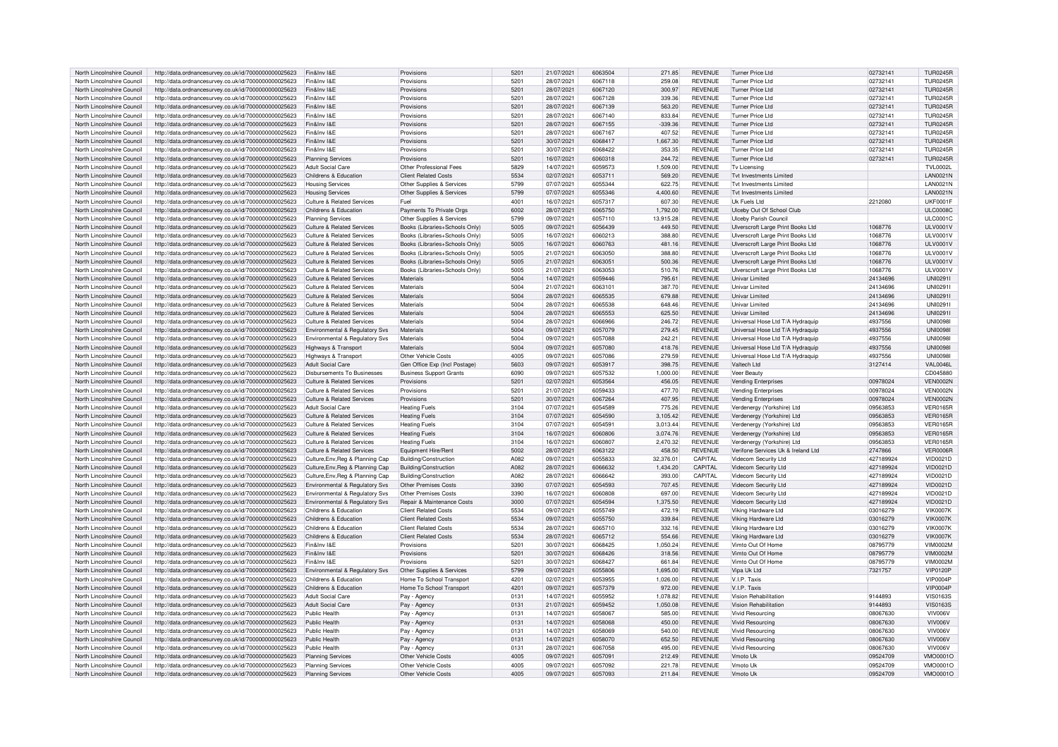| North Lincolnshire Council | http://data.ordnancesurvey.co.uk/id/7000000000025623 | Fin&Inv I&E | Provisions | 5201 | 21/07/2021 | 6063504 | 271.85 | REVENUE | Turner Price Ltd | 02732141 | TUR0245R |
|---|---|---|---|---|---|---|---|---|---|---|---|
| North Lincolnshire Council | http://data.ordnancesurvey.co.uk/id/7000000000025623 | Fin&Inv I&E | Provisions | 5201 | 28/07/2021 | 6067118 | 259.08 | REVENUE | Turner Price Ltd | 02732141 | TUR0245R |
| North Lincolnshire Council | http://data.ordnancesurvey.co.uk/id/7000000000025623 | Fin&Inv I&E | Provisions | 5201 | 28/07/2021 | 6067120 | 300.97 | REVENUE | Turner Price Ltd | 02732141 | TUR0245R |
| North Lincolnshire Council | http://data.ordnancesurvey.co.uk/id/7000000000025623 | Fin&Inv I&E | Provisions | 5201 | 28/07/2021 | 6067128 | 339.36 | REVENUE | Turner Price Ltd | 02732141 | TUR0245R |
| North Lincolnshire Council | http://data.ordnancesurvey.co.uk/id/7000000000025623 | Fin&Inv I&E | Provisions | 5201 | 28/07/2021 | 6067139 | 563.20 | REVENUE | Turner Price Ltd | 02732141 | TUR0245R |
| North Lincolnshire Council | http://data.ordnancesurvey.co.uk/id/7000000000025623 | Fin&Inv I&E | Provisions | 5201 | 28/07/2021 | 6067140 | 833.84 | REVENUE | Turner Price Ltd | 02732141 | TUR0245R |
| North Lincolnshire Council | http://data.ordnancesurvey.co.uk/id/7000000000025623 | Fin&Inv I&E | Provisions | 5201 | 28/07/2021 | 6067155 | -339.36 | REVENUE | Turner Price Ltd | 02732141 | TUR0245R |
| North Lincolnshire Council | http://data.ordnancesurvey.co.uk/id/7000000000025623 | Fin&Inv I&E | Provisions | 5201 | 28/07/2021 | 6067167 | 407.52 | REVENUE | Turner Price Ltd | 02732141 | TUR0245R |
| North Lincolnshire Council | http://data.ordnancesurvey.co.uk/id/7000000000025623 | Fin&Inv I&E | Provisions | 5201 | 30/07/2021 | 6068417 | 1,667.30 | REVENUE | Turner Price Ltd | 02732141 | TUR0245R |
| North Lincolnshire Council | http://data.ordnancesurvey.co.uk/id/7000000000025623 | Fin&Inv I&E | Provisions | 5201 | 30/07/2021 | 6068422 | 353.35 | REVENUE | Turner Price Ltd | 02732141 | TUR0245R |
| North Lincolnshire Council | http://data.ordnancesurvey.co.uk/id/7000000000025623 | Planning Services | Provisions | 5201 | 16/07/2021 | 6060318 | 244.72 | REVENUE | Turner Price Ltd | 02732141 | TUR0245R |
| North Lincolnshire Council | http://data.ordnancesurvey.co.uk/id/7000000000025623 | Adult Social Care | Other Professional Fees | 5829 | 14/07/2021 | 6059573 | 1,509.00 | REVENUE | Tv Licensing | | TVL0002L |
| North Lincolnshire Council | http://data.ordnancesurvey.co.uk/id/7000000000025623 | Childrens & Education | Client Related Costs | 5534 | 02/07/2021 | 6053711 | 569.20 | REVENUE | Tvt Investments Limited | | LAN0021N |
| North Lincolnshire Council | http://data.ordnancesurvey.co.uk/id/7000000000025623 | Housing Services | Other Supplies & Services | 5799 | 07/07/2021 | 6055344 | 622.75 | REVENUE | Tvt Investments Limited | | LAN0021N |
| North Lincolnshire Council | http://data.ordnancesurvey.co.uk/id/7000000000025623 | Housing Services | Other Supplies & Services | 5799 | 07/07/2021 | 6055346 | 4,400.60 | REVENUE | Tvt Investments Limited | | LAN0021N |
| North Lincolnshire Council | http://data.ordnancesurvey.co.uk/id/7000000000025623 | Culture & Related Services | Fuel | 4001 | 16/07/2021 | 6057317 | 607.30 | REVENUE | Uk Fuels Ltd | 2212080 | UKF0001F |
| North Lincolnshire Council | http://data.ordnancesurvey.co.uk/id/7000000000025623 | Childrens & Education | Payments To Private Orgs | 6002 | 28/07/2021 | 6065750 | 1,792.00 | REVENUE | Ulceby Out Of School Club | | ULC0008C |
| North Lincolnshire Council | http://data.ordnancesurvey.co.uk/id/7000000000025623 | Planning Services | Other Supplies & Services | 5799 | 09/07/2021 | 6057110 | 13,915.28 | REVENUE | Ulceby Parish Council | | ULC0001C |
| North Lincolnshire Council | http://data.ordnancesurvey.co.uk/id/7000000000025623 | Culture & Related Services | Books (Libraries+Schools Only) | 5005 | 09/07/2021 | 6056439 | 449.50 | REVENUE | Ulverscroft Large Print Books Ltd | 1068776 | ULV0001V |
| North Lincolnshire Council | http://data.ordnancesurvey.co.uk/id/7000000000025623 | Culture & Related Services | Books (Libraries+Schools Only) | 5005 | 16/07/2021 | 6060213 | 388.80 | REVENUE | Ulverscroft Large Print Books Ltd | 1068776 | ULV0001V |
| North Lincolnshire Council | http://data.ordnancesurvey.co.uk/id/7000000000025623 | Culture & Related Services | Books (Libraries+Schools Only) | 5005 | 16/07/2021 | 6060763 | 481.16 | REVENUE | Ulverscroft Large Print Books Ltd | 1068776 | ULV0001V |
| North Lincolnshire Council | http://data.ordnancesurvey.co.uk/id/7000000000025623 | Culture & Related Services | Books (Libraries+Schools Only) | 5005 | 21/07/2021 | 6063050 | 388.80 | REVENUE | Ulverscroft Large Print Books Ltd | 1068776 | ULV0001V |
| North Lincolnshire Council | http://data.ordnancesurvey.co.uk/id/7000000000025623 | Culture & Related Services | Books (Libraries+Schools Only) | 5005 | 21/07/2021 | 6063051 | 500.36 | REVENUE | Ulverscroft Large Print Books Ltd | 1068776 | ULV0001V |
| North Lincolnshire Council | http://data.ordnancesurvey.co.uk/id/7000000000025623 | Culture & Related Services | Books (Libraries+Schools Only) | 5005 | 21/07/2021 | 6063053 | 510.76 | REVENUE | Ulverscroft Large Print Books Ltd | 1068776 | ULV0001V |
| North Lincolnshire Council | http://data.ordnancesurvey.co.uk/id/7000000000025623 | Culture & Related Services | Materials | 5004 | 14/07/2021 | 6059446 | 795.61 | REVENUE | Univar Limited | 24134696 | UNI0291I |
| North Lincolnshire Council | http://data.ordnancesurvey.co.uk/id/7000000000025623 | Culture & Related Services | Materials | 5004 | 21/07/2021 | 6063101 | 387.70 | REVENUE | Univar Limited | 24134696 | UNI0291I |
| North Lincolnshire Council | http://data.ordnancesurvey.co.uk/id/7000000000025623 | Culture & Related Services | Materials | 5004 | 28/07/2021 | 6065535 | 679.88 | REVENUE | Univar Limited | 24134696 | UNI0291I |
| North Lincolnshire Council | http://data.ordnancesurvey.co.uk/id/7000000000025623 | Culture & Related Services | Materials | 5004 | 28/07/2021 | 6065538 | 648.46 | REVENUE | Univar Limited | 24134696 | UNI0291I |
| North Lincolnshire Council | http://data.ordnancesurvey.co.uk/id/7000000000025623 | Culture & Related Services | Materials | 5004 | 28/07/2021 | 6065553 | 625.50 | REVENUE | Univar Limited | 24134696 | UNI0291I |
| North Lincolnshire Council | http://data.ordnancesurvey.co.uk/id/7000000000025623 | Culture & Related Services | Materials | 5004 | 28/07/2021 | 6066966 | 246.72 | REVENUE | Universal Hose Ltd T/A Hydraquip | 4937556 | UNI0098I |
| North Lincolnshire Council | http://data.ordnancesurvey.co.uk/id/7000000000025623 | Environmental & Regulatory Svs | Materials | 5004 | 09/07/2021 | 6057079 | 279.45 | REVENUE | Universal Hose Ltd T/A Hydraquip | 4937556 | UNI0098I |
| North Lincolnshire Council | http://data.ordnancesurvey.co.uk/id/7000000000025623 | Environmental & Regulatory Svs | Materials | 5004 | 09/07/2021 | 6057088 | 242.21 | REVENUE | Universal Hose Ltd T/A Hydraquip | 4937556 | UNI0098I |
| North Lincolnshire Council | http://data.ordnancesurvey.co.uk/id/7000000000025623 | Highways & Transport | Materials | 5004 | 09/07/2021 | 6057080 | 418.76 | REVENUE | Universal Hose Ltd T/A Hydraquip | 4937556 | UNI0098I |
| North Lincolnshire Council | http://data.ordnancesurvey.co.uk/id/7000000000025623 | Highways & Transport | Other Vehicle Costs | 4005 | 09/07/2021 | 6057086 | 279.59 | REVENUE | Universal Hose Ltd T/A Hydraquip | 4937556 | UNI0098I |
| North Lincolnshire Council | http://data.ordnancesurvey.co.uk/id/7000000000025623 | Adult Social Care | Gen Office Exp (Incl Postage) | 5603 | 09/07/2021 | 6053917 | 398.75 | REVENUE | Valtech Ltd | 3127414 | VAL0046L |
| North Lincolnshire Council | http://data.ordnancesurvey.co.uk/id/7000000000025623 | Disbursements To Businesses | Business Support Grants | 6090 | 09/07/2021 | 6057532 | 1,000.00 | REVENUE | Veer Beauty | | CD045880 |
| North Lincolnshire Council | http://data.ordnancesurvey.co.uk/id/7000000000025623 | Culture & Related Services | Provisions | 5201 | 02/07/2021 | 6053564 | 456.05 | REVENUE | Vending Enterprises | 00978024 | VEN0002N |
| North Lincolnshire Council | http://data.ordnancesurvey.co.uk/id/7000000000025623 | Culture & Related Services | Provisions | 5201 | 21/07/2021 | 6059433 | 477.70 | REVENUE | Vending Enterprises | 00978024 | VEN0002N |
| North Lincolnshire Council | http://data.ordnancesurvey.co.uk/id/7000000000025623 | Culture & Related Services | Provisions | 5201 | 30/07/2021 | 6067264 | 407.95 | REVENUE | Vending Enterprises | 00978024 | VEN0002N |
| North Lincolnshire Council | http://data.ordnancesurvey.co.uk/id/7000000000025623 | Adult Social Care | Heating Fuels | 3104 | 07/07/2021 | 6054589 | 775.26 | REVENUE | Verdenergy (Yorkshire) Ltd | 09563853 | VER0165R |
| North Lincolnshire Council | http://data.ordnancesurvey.co.uk/id/7000000000025623 | Culture & Related Services | Heating Fuels | 3104 | 07/07/2021 | 6054590 | 3,105.42 | REVENUE | Verdenergy (Yorkshire) Ltd | 09563853 | VER0165R |
| North Lincolnshire Council | http://data.ordnancesurvey.co.uk/id/7000000000025623 | Culture & Related Services | Heating Fuels | 3104 | 07/07/2021 | 6054591 | 3,013.44 | REVENUE | Verdenergy (Yorkshire) Ltd | 09563853 | VER0165R |
| North Lincolnshire Council | http://data.ordnancesurvey.co.uk/id/7000000000025623 | Culture & Related Services | Heating Fuels | 3104 | 16/07/2021 | 6060806 | 3,074.76 | REVENUE | Verdenergy (Yorkshire) Ltd | 09563853 | VER0165R |
| North Lincolnshire Council | http://data.ordnancesurvey.co.uk/id/7000000000025623 | Culture & Related Services | Heating Fuels | 3104 | 16/07/2021 | 6060807 | 2,470.32 | REVENUE | Verdenergy (Yorkshire) Ltd | 09563853 | VER0165R |
| North Lincolnshire Council | http://data.ordnancesurvey.co.uk/id/7000000000025623 | Culture & Related Services | Equipment Hire/Rent | 5002 | 28/07/2021 | 6063122 | 458.50 | REVENUE | Verifone Services Uk & Ireland Ltd | 2747866 | VER0006R |
| North Lincolnshire Council | http://data.ordnancesurvey.co.uk/id/7000000000025623 | Culture,Env,Reg & Planning Cap | Building/Construction | A082 | 09/07/2021 | 6055833 | 32,376.01 | CAPITAL | Videcom Security Ltd | 427189924 | VID0021D |
| North Lincolnshire Council | http://data.ordnancesurvey.co.uk/id/7000000000025623 | Culture,Env,Reg & Planning Cap | Building/Construction | A082 | 28/07/2021 | 6066632 | 1,434.20 | CAPITAL | Videcom Security Ltd | 427189924 | VID0021D |
| North Lincolnshire Council | http://data.ordnancesurvey.co.uk/id/7000000000025623 | Culture,Env,Reg & Planning Cap | Building/Construction | A082 | 28/07/2021 | 6066642 | 393.00 | CAPITAL | Videcom Security Ltd | 427189924 | VID0021D |
| North Lincolnshire Council | http://data.ordnancesurvey.co.uk/id/7000000000025623 | Environmental & Regulatory Svs | Other Premises Costs | 3390 | 07/07/2021 | 6054593 | 707.45 | REVENUE | Videcom Security Ltd | 427189924 | VID0021D |
| North Lincolnshire Council | http://data.ordnancesurvey.co.uk/id/7000000000025623 | Environmental & Regulatory Svs | Other Premises Costs | 3390 | 16/07/2021 | 6060808 | 697.00 | REVENUE | Videcom Security Ltd | 427189924 | VID0021D |
| North Lincolnshire Council | http://data.ordnancesurvey.co.uk/id/7000000000025623 | Environmental & Regulatory Svs | Repair & Maintenance Costs | 3000 | 07/07/2021 | 6054594 | 1,375.50 | REVENUE | Videcom Security Ltd | 427189924 | VID0021D |
| North Lincolnshire Council | http://data.ordnancesurvey.co.uk/id/7000000000025623 | Childrens & Education | Client Related Costs | 5534 | 09/07/2021 | 6055749 | 472.19 | REVENUE | Viking Hardware Ltd | 03016279 | VIK0007K |
| North Lincolnshire Council | http://data.ordnancesurvey.co.uk/id/7000000000025623 | Childrens & Education | Client Related Costs | 5534 | 09/07/2021 | 6055750 | 339.84 | REVENUE | Viking Hardware Ltd | 03016279 | VIK0007K |
| North Lincolnshire Council | http://data.ordnancesurvey.co.uk/id/7000000000025623 | Childrens & Education | Client Related Costs | 5534 | 28/07/2021 | 6065710 | 332.16 | REVENUE | Viking Hardware Ltd | 03016279 | VIK0007K |
| North Lincolnshire Council | http://data.ordnancesurvey.co.uk/id/7000000000025623 | Childrens & Education | Client Related Costs | 5534 | 28/07/2021 | 6065712 | 554.66 | REVENUE | Viking Hardware Ltd | 03016279 | VIK0007K |
| North Lincolnshire Council | http://data.ordnancesurvey.co.uk/id/7000000000025623 | Fin&Inv I&E | Provisions | 5201 | 30/07/2021 | 6068425 | 1,050.24 | REVENUE | Vimto Out Of Home | 08795779 | VIM0002M |
| North Lincolnshire Council | http://data.ordnancesurvey.co.uk/id/7000000000025623 | Fin&Inv I&E | Provisions | 5201 | 30/07/2021 | 6068426 | 318.56 | REVENUE | Vimto Out Of Home | 08795779 | VIM0002M |
| North Lincolnshire Council | http://data.ordnancesurvey.co.uk/id/7000000000025623 | Fin&Inv I&E | Provisions | 5201 | 30/07/2021 | 6068427 | 661.84 | REVENUE | Vimto Out Of Home | 08795779 | VIM0002M |
| North Lincolnshire Council | http://data.ordnancesurvey.co.uk/id/7000000000025623 | Environmental & Regulatory Svs | Other Supplies & Services | 5799 | 09/07/2021 | 6055806 | 1,695.00 | REVENUE | Vipa Uk Ltd | 7321757 | VIP0120P |
| North Lincolnshire Council | http://data.ordnancesurvey.co.uk/id/7000000000025623 | Childrens & Education | Home To School Transport | 4201 | 02/07/2021 | 6053955 | 1,026.00 | REVENUE | V.I.P. Taxis | | VIP0004P |
| North Lincolnshire Council | http://data.ordnancesurvey.co.uk/id/7000000000025623 | Childrens & Education | Home To School Transport | 4201 | 09/07/2021 | 6057379 | 972.00 | REVENUE | V.I.P. Taxis | | VIP0004P |
| North Lincolnshire Council | http://data.ordnancesurvey.co.uk/id/7000000000025623 | Adult Social Care | Pay - Agency | 0131 | 14/07/2021 | 6055952 | 1,078.82 | REVENUE | Vision Rehabilitation | 9144893 | VIS0163S |
| North Lincolnshire Council | http://data.ordnancesurvey.co.uk/id/7000000000025623 | Adult Social Care | Pay - Agency | 0131 | 21/07/2021 | 6059452 | 1,050.08 | REVENUE | Vision Rehabilitation | 9144893 | VIS0163S |
| North Lincolnshire Council | http://data.ordnancesurvey.co.uk/id/7000000000025623 | Public Health | Pay - Agency | 0131 | 14/07/2021 | 6058067 | 585.00 | REVENUE | Vivid Resourcing | 08067630 | VIV006V |
| North Lincolnshire Council | http://data.ordnancesurvey.co.uk/id/7000000000025623 | Public Health | Pay - Agency | 0131 | 14/07/2021 | 6058068 | 450.00 | REVENUE | Vivid Resourcing | 08067630 | VIV006V |
| North Lincolnshire Council | http://data.ordnancesurvey.co.uk/id/7000000000025623 | Public Health | Pay - Agency | 0131 | 14/07/2021 | 6058069 | 540.00 | REVENUE | Vivid Resourcing | 08067630 | VIV006V |
| North Lincolnshire Council | http://data.ordnancesurvey.co.uk/id/7000000000025623 | Public Health | Pay - Agency | 0131 | 14/07/2021 | 6058070 | 652.50 | REVENUE | Vivid Resourcing | 08067630 | VIV006V |
| North Lincolnshire Council | http://data.ordnancesurvey.co.uk/id/7000000000025623 | Public Health | Pay - Agency | 0131 | 28/07/2021 | 6067058 | 495.00 | REVENUE | Vivid Resourcing | 08067630 | VIV006V |
| North Lincolnshire Council | http://data.ordnancesurvey.co.uk/id/7000000000025623 | Planning Services | Other Vehicle Costs | 4005 | 09/07/2021 | 6057091 | 212.49 | REVENUE | Vmoto Uk | 09524709 | VMO0001O |
| North Lincolnshire Council | http://data.ordnancesurvey.co.uk/id/7000000000025623 | Planning Services | Other Vehicle Costs | 4005 | 09/07/2021 | 6057092 | 221.78 | REVENUE | Vmoto Uk | 09524709 | VMO0001O |
| North Lincolnshire Council | http://data.ordnancesurvey.co.uk/id/7000000000025623 | Planning Services | Other Vehicle Costs | 4005 | 09/07/2021 | 6057093 | 211.84 | REVENUE | Vmoto Uk | 09524709 | VMO0001O |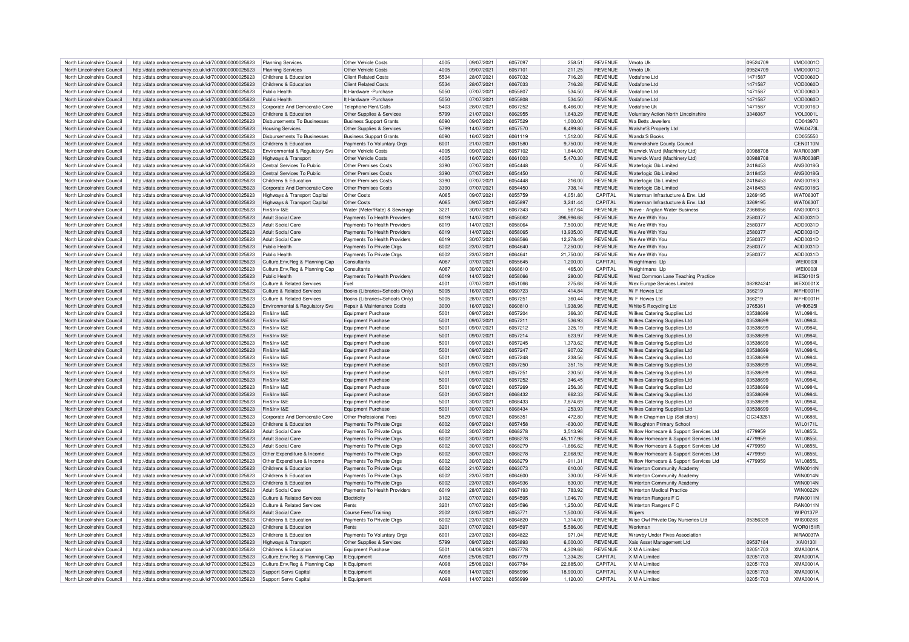| North Lincolnshire Council | http://data.ordnancesurvey.co.uk/id/7000000000025623 | Planning Services | Other Vehicle Costs | 4005 | 09/07/2021 | 6057097 | 258.51 | REVENUE | Vmoto Uk | 09524709 | VMO0001O |
|---|---|---|---|---|---|---|---|---|---|---|---|
| North Lincolnshire Council | http://data.ordnancesurvey.co.uk/id/7000000000025623 | Planning Services | Other Vehicle Costs | 4005 | 09/07/2021 | 6057101 | 211.25 | REVENUE | Vmoto Uk | 09524709 | VMO0001O |
| North Lincolnshire Council | http://data.ordnancesurvey.co.uk/id/7000000000025623 | Childrens & Education | Client Related Costs | 5534 | 28/07/2021 | 6067032 | 716.28 | REVENUE | Vodafone Ltd | 1471587 | VOD0060D |
| North Lincolnshire Council | http://data.ordnancesurvey.co.uk/id/7000000000025623 | Childrens & Education | Client Related Costs | 5534 | 28/07/2021 | 6067033 | 716.28 | REVENUE | Vodafone Ltd | 1471587 | VOD0060D |
| North Lincolnshire Council | http://data.ordnancesurvey.co.uk/id/7000000000025623 | Public Health | It Hardware -Purchase | 5050 | 07/07/2021 | 6055807 | 534.50 | REVENUE | Vodafone Ltd | 1471587 | VOD0060D |
| North Lincolnshire Council | http://data.ordnancesurvey.co.uk/id/7000000000025623 | Public Health | It Hardware -Purchase | 5050 | 07/07/2021 | 6055808 | 534.50 | REVENUE | Vodafone Ltd | 1471587 | VOD0060D |
| North Lincolnshire Council | http://data.ordnancesurvey.co.uk/id/7000000000025623 | Corporate And Democratic Core | Telephone Rent/Calls | 5403 | 28/07/2021 | 6067252 | 6,466.00 | REVENUE | Vodafone Uk | 1471587 | VOD0016D |
| North Lincolnshire Council | http://data.ordnancesurvey.co.uk/id/7000000000025623 | Childrens & Education | Other Supplies & Services | 5799 | 21/07/2021 | 6062955 | 1,643.29 | REVENUE | Voluntary Action North Lincolnshire | 3346067 | VOL0001L |
| North Lincolnshire Council | http://data.ordnancesurvey.co.uk/id/7000000000025623 | Disbursements To Businesses | Business Support Grants | 6090 | 09/07/2021 | 6057529 | 1,000.00 | REVENUE | Wa Betts Jewellers | | CD043970 |
| North Lincolnshire Council | http://data.ordnancesurvey.co.uk/id/7000000000025623 | Housing Services | Other Supplies & Services | 5799 | 14/07/2021 | 6057570 | 6,499.80 | REVENUE | Walshe'S Property Ltd | | WAL0473L |
| North Lincolnshire Council | http://data.ordnancesurvey.co.uk/id/7000000000025623 | Disbursements To Businesses | Business Support Grants | 6090 | 16/07/2021 | 6061119 | 1,512.00 | REVENUE | Wanda'S Books | | CD055550 |
| North Lincolnshire Council | http://data.ordnancesurvey.co.uk/id/7000000000025623 | Childrens & Education | Payments To Voluntary Orgs | 6001 | 21/07/2021 | 6061580 | 9,750.00 | REVENUE | Warwickshire County Council | | CEN0110N |
| North Lincolnshire Council | http://data.ordnancesurvey.co.uk/id/7000000000025623 | Environmental & Regulatory Svs | Other Vehicle Costs | 4005 | 09/07/2021 | 6057102 | 1,844.00 | REVENUE | Warwick Ward (Machinery Ltd) | 00988708 | WAR0038R |
| North Lincolnshire Council | http://data.ordnancesurvey.co.uk/id/7000000000025623 | Highways & Transport | Other Vehicle Costs | 4005 | 16/07/2021 | 6061003 | 5,470.30 | REVENUE | Warwick Ward (Machinery Ltd) | 00988708 | WAR0038R |
| North Lincolnshire Council | http://data.ordnancesurvey.co.uk/id/7000000000025623 | Central Services To Public | Other Premises Costs | 3390 | 07/07/2021 | 6054448 | 0 | REVENUE | Waterlogic Gb Limited | 2418453 | ANG0018G |
| North Lincolnshire Council | http://data.ordnancesurvey.co.uk/id/7000000000025623 | Central Services To Public | Other Premises Costs | 3390 | 07/07/2021 | 6054450 | 0 | REVENUE | Waterlogic Gb Limited | 2418453 | ANG0018G |
| North Lincolnshire Council | http://data.ordnancesurvey.co.uk/id/7000000000025623 | Childrens & Education | Other Premises Costs | 3390 | 07/07/2021 | 6054448 | 216.00 | REVENUE | Waterlogic Gb Limited | 2418453 | ANG0018G |
| North Lincolnshire Council | http://data.ordnancesurvey.co.uk/id/7000000000025623 | Corporate And Democratic Core | Other Premises Costs | 3390 | 07/07/2021 | 6054450 | 738.14 | REVENUE | Waterlogic Gb Limited | 2418453 | ANG0018G |
| North Lincolnshire Council | http://data.ordnancesurvey.co.uk/id/7000000000025623 | Highways & Transport Capital | Other Costs | A085 | 09/07/2021 | 6055759 | 4,051.80 | CAPITAL | Waterman Infrastucture & Env. Ltd | 3269195 | WAT0630T |
| North Lincolnshire Council | http://data.ordnancesurvey.co.uk/id/7000000000025623 | Highways & Transport Capital | Other Costs | A085 | 09/07/2021 | 6055897 | 3,241.44 | CAPITAL | Waterman Infrastucture & Env. Ltd | 3269195 | WAT0630T |
| North Lincolnshire Council | http://data.ordnancesurvey.co.uk/id/7000000000025623 | Fin&Inv I&E | Water (Meter/Rate) & Sewerage | 3221 | 30/07/2021 | 6067343 | 567.64 | REVENUE | Wave - Anglian Water Business | 2366656 | ANG0001G |
| North Lincolnshire Council | http://data.ordnancesurvey.co.uk/id/7000000000025623 | Adult Social Care | Payments To Health Providers | 6019 | 14/07/2021 | 6058062 | 396,996.68 | REVENUE | We Are With You | 2580377 | ADD0031D |
| North Lincolnshire Council | http://data.ordnancesurvey.co.uk/id/7000000000025623 | Adult Social Care | Payments To Health Providers | 6019 | 14/07/2021 | 6058064 | 7,500.00 | REVENUE | We Are With You | 2580377 | ADD0031D |
| North Lincolnshire Council | http://data.ordnancesurvey.co.uk/id/7000000000025623 | Adult Social Care | Payments To Health Providers | 6019 | 14/07/2021 | 6058065 | 13,935.00 | REVENUE | We Are With You | 2580377 | ADD0031D |
| North Lincolnshire Council | http://data.ordnancesurvey.co.uk/id/7000000000025623 | Adult Social Care | Payments To Health Providers | 6019 | 30/07/2021 | 6068566 | 12,278.49 | REVENUE | We Are With You | 2580377 | ADD0031D |
| North Lincolnshire Council | http://data.ordnancesurvey.co.uk/id/7000000000025623 | Public Health | Payments To Private Orgs | 6002 | 23/07/2021 | 6064640 | 7,250.00 | REVENUE | We Are With You | 2580377 | ADD0031D |
| North Lincolnshire Council | http://data.ordnancesurvey.co.uk/id/7000000000025623 | Public Health | Payments To Private Orgs | 6002 | 23/07/2021 | 6064641 | 21,750.00 | REVENUE | We Are With You | 2580377 | ADD0031D |
| North Lincolnshire Council | http://data.ordnancesurvey.co.uk/id/7000000000025623 | Culture,Env,Reg & Planning Cap | Consultants | A087 | 07/07/2021 | 6055645 | 1,200.00 | CAPITAL | Weightmans Llp | | WEI0003I |
| North Lincolnshire Council | http://data.ordnancesurvey.co.uk/id/7000000000025623 | Culture,Env,Reg & Planning Cap | Consultants | A087 | 30/07/2021 | 6068610 | 465.00 | CAPITAL | Weightmans Llp | | WEI0003I |
| North Lincolnshire Council | http://data.ordnancesurvey.co.uk/id/7000000000025623 | Public Health | Payments To Health Providers | 6019 | 14/07/2021 | 6058066 | 280.00 | REVENUE | West Common Lane Teaching Practice | | WES0101S |
| North Lincolnshire Council | http://data.ordnancesurvey.co.uk/id/7000000000025623 | Culture & Related Services | Fuel | 4001 | 07/07/2021 | 6051066 | 275.68 | REVENUE | Wex Europe Services Limited | 082824241 | WEX0001X |
| North Lincolnshire Council | http://data.ordnancesurvey.co.uk/id/7000000000025623 | Culture & Related Services | Books (Libraries+Schools Only) | 5005 | 16/07/2021 | 6060723 | 414.84 | REVENUE | W F Howes Ltd | 366219 | WFH0001H |
| North Lincolnshire Council | http://data.ordnancesurvey.co.uk/id/7000000000025623 | Culture & Related Services | Books (Libraries+Schools Only) | 5005 | 28/07/2021 | 6067251 | 360.44 | REVENUE | W F Howes Ltd | 366219 | WFH0001H |
| North Lincolnshire Council | http://data.ordnancesurvey.co.uk/id/7000000000025623 | Environmental & Regulatory Svs | Repair & Maintenance Costs | 3000 | 16/07/2021 | 6060810 | 1,938.96 | REVENUE | White'S Recycling Ltd | 3765361 | WHI0525I |
| North Lincolnshire Council | http://data.ordnancesurvey.co.uk/id/7000000000025623 | Fin&Inv I&E | Equipment Purchase | 5001 | 09/07/2021 | 6057204 | 366.30 | REVENUE | Wilkes Catering Supplies Ltd | 03538699 | WIL0984L |
| North Lincolnshire Council | http://data.ordnancesurvey.co.uk/id/7000000000025623 | Fin&Inv I&E | Equipment Purchase | 5001 | 09/07/2021 | 6057211 | 536.93 | REVENUE | Wilkes Catering Supplies Ltd | 03538699 | WIL0984L |
| North Lincolnshire Council | http://data.ordnancesurvey.co.uk/id/7000000000025623 | Fin&Inv I&E | Equipment Purchase | 5001 | 09/07/2021 | 6057212 | 325.19 | REVENUE | Wilkes Catering Supplies Ltd | 03538699 | WIL0984L |
| North Lincolnshire Council | http://data.ordnancesurvey.co.uk/id/7000000000025623 | Fin&Inv I&E | Equipment Purchase | 5001 | 09/07/2021 | 6057214 | 623.97 | REVENUE | Wilkes Catering Supplies Ltd | 03538699 | WIL0984L |
| North Lincolnshire Council | http://data.ordnancesurvey.co.uk/id/7000000000025623 | Fin&Inv I&E | Equipment Purchase | 5001 | 09/07/2021 | 6057245 | 1,373.62 | REVENUE | Wilkes Catering Supplies Ltd | 03538699 | WIL0984L |
| North Lincolnshire Council | http://data.ordnancesurvey.co.uk/id/7000000000025623 | Fin&Inv I&E | Equipment Purchase | 5001 | 09/07/2021 | 6057247 | 907.02 | REVENUE | Wilkes Catering Supplies Ltd | 03538699 | WIL0984L |
| North Lincolnshire Council | http://data.ordnancesurvey.co.uk/id/7000000000025623 | Fin&Inv I&E | Equipment Purchase | 5001 | 09/07/2021 | 6057248 | 238.56 | REVENUE | Wilkes Catering Supplies Ltd | 03538699 | WIL0984L |
| North Lincolnshire Council | http://data.ordnancesurvey.co.uk/id/7000000000025623 | Fin&Inv I&E | Equipment Purchase | 5001 | 09/07/2021 | 6057250 | 351.15 | REVENUE | Wilkes Catering Supplies Ltd | 03538699 | WIL0984L |
| North Lincolnshire Council | http://data.ordnancesurvey.co.uk/id/7000000000025623 | Fin&Inv I&E | Equipment Purchase | 5001 | 09/07/2021 | 6057251 | 230.50 | REVENUE | Wilkes Catering Supplies Ltd | 03538699 | WIL0984L |
| North Lincolnshire Council | http://data.ordnancesurvey.co.uk/id/7000000000025623 | Fin&Inv I&E | Equipment Purchase | 5001 | 09/07/2021 | 6057252 | 346.45 | REVENUE | Wilkes Catering Supplies Ltd | 03538699 | WIL0984L |
| North Lincolnshire Council | http://data.ordnancesurvey.co.uk/id/7000000000025623 | Fin&Inv I&E | Equipment Purchase | 5001 | 09/07/2021 | 6057269 | 256.36 | REVENUE | Wilkes Catering Supplies Ltd | 03538699 | WIL0984L |
| North Lincolnshire Council | http://data.ordnancesurvey.co.uk/id/7000000000025623 | Fin&Inv I&E | Equipment Purchase | 5001 | 30/07/2021 | 6068432 | 862.33 | REVENUE | Wilkes Catering Supplies Ltd | 03538699 | WIL0984L |
| North Lincolnshire Council | http://data.ordnancesurvey.co.uk/id/7000000000025623 | Fin&Inv I&E | Equipment Purchase | 5001 | 30/07/2021 | 6068433 | 7,874.69 | REVENUE | Wilkes Catering Supplies Ltd | 03538699 | WIL0984L |
| North Lincolnshire Council | http://data.ordnancesurvey.co.uk/id/7000000000025623 | Fin&Inv I&E | Equipment Purchase | 5001 | 30/07/2021 | 6068434 | 253.93 | REVENUE | Wilkes Catering Supplies Ltd | 03538699 | WIL0984L |
| North Lincolnshire Council | http://data.ordnancesurvey.co.uk/id/7000000000025623 | Corporate And Democratic Core | Other Professional Fees | 5829 | 09/07/2021 | 6056351 | 472.80 | REVENUE | Wilkin Chapman Llp (Solicitors) | OC343261 | WIL0688L |
| North Lincolnshire Council | http://data.ordnancesurvey.co.uk/id/7000000000025623 | Childrens & Education | Payments To Private Orgs | 6002 | 09/07/2021 | 6057458 | -630.00 | REVENUE | Willoughton Primary School | | WIL0171L |
| North Lincolnshire Council | http://data.ordnancesurvey.co.uk/id/7000000000025623 | Adult Social Care | Payments To Private Orgs | 6002 | 30/07/2021 | 6068278 | 3,513.98 | REVENUE | Willow Homecare & Support Services Ltd | 4779959 | WIL0855L |
| North Lincolnshire Council | http://data.ordnancesurvey.co.uk/id/7000000000025623 | Adult Social Care | Payments To Private Orgs | 6002 | 30/07/2021 | 6068278 | 45,117.98 | REVENUE | Willow Homecare & Support Services Ltd | 4779959 | WIL0855L |
| North Lincolnshire Council | http://data.ordnancesurvey.co.uk/id/7000000000025623 | Adult Social Care | Payments To Private Orgs | 6002 | 30/07/2021 | 6068279 | -1,666.62 | REVENUE | Willow Homecare & Support Services Ltd | 4779959 | WIL0855L |
| North Lincolnshire Council | http://data.ordnancesurvey.co.uk/id/7000000000025623 | Other Expenditure & Income | Payments To Private Orgs | 6002 | 30/07/2021 | 6068278 | 2,068.92 | REVENUE | Willow Homecare & Support Services Ltd | 4779959 | WIL0855L |
| North Lincolnshire Council | http://data.ordnancesurvey.co.uk/id/7000000000025623 | Other Expenditure & Income | Payments To Private Orgs | 6002 | 30/07/2021 | 6068279 | -911.31 | REVENUE | Willow Homecare & Support Services Ltd | 4779959 | WIL0855L |
| North Lincolnshire Council | http://data.ordnancesurvey.co.uk/id/7000000000025623 | Childrens & Education | Payments To Private Orgs | 6002 | 21/07/2021 | 6063073 | 610.00 | REVENUE | Winterton Community Academy | | WIN0014N |
| North Lincolnshire Council | http://data.ordnancesurvey.co.uk/id/7000000000025623 | Childrens & Education | Payments To Private Orgs | 6002 | 23/07/2021 | 6064600 | 330.00 | REVENUE | Winterton Community Academy | | WIN0014N |
| North Lincolnshire Council | http://data.ordnancesurvey.co.uk/id/7000000000025623 | Childrens & Education | Payments To Private Orgs | 6002 | 23/07/2021 | 6064936 | 630.00 | REVENUE | Winterton Community Academy | | WIN0014N |
| North Lincolnshire Council | http://data.ordnancesurvey.co.uk/id/7000000000025623 | Adult Social Care | Payments To Health Providers | 6019 | 28/07/2021 | 6067193 | 783.92 | REVENUE | Winterton Medical Practice | | WIN0022N |
| North Lincolnshire Council | http://data.ordnancesurvey.co.uk/id/7000000000025623 | Culture & Related Services | Electricity | 3102 | 07/07/2021 | 6054595 | 1,046.70 | REVENUE | Winterton Rangers F C | | RAN0011N |
| North Lincolnshire Council | http://data.ordnancesurvey.co.uk/id/7000000000025623 | Culture & Related Services | Rents | 3201 | 07/07/2021 | 6054596 | 1,250.00 | REVENUE | Winterton Rangers F C | | RAN0011N |
| North Lincolnshire Council | http://data.ordnancesurvey.co.uk/id/7000000000025623 | Adult Social Care | Course Fees/Training | 2002 | 02/07/2021 | 6053771 | 1,500.00 | REVENUE | Wipers | | WIP0137P |
| North Lincolnshire Council | http://data.ordnancesurvey.co.uk/id/7000000000025623 | Childrens & Education | Payments To Private Orgs | 6002 | 23/07/2021 | 6064820 | 1,314.00 | REVENUE | Wise Owl Private Day Nurseries Ltd | 05356339 | WIS0028S |
| North Lincolnshire Council | http://data.ordnancesurvey.co.uk/id/7000000000025623 | Childrens & Education | Rents | 3201 | 07/07/2021 | 6054597 | 5,586.06 | REVENUE | Workman | | WOR0151R |
| North Lincolnshire Council | http://data.ordnancesurvey.co.uk/id/7000000000025623 | Childrens & Education | Payments To Voluntary Orgs | 6001 | 23/07/2021 | 6064822 | 971.04 | REVENUE | Wrawby Under Fives Association | | WRA0037A |
| North Lincolnshire Council | http://data.ordnancesurvey.co.uk/id/7000000000025623 | Highways & Transport | Other Supplies & Services | 5799 | 09/07/2021 | 6053893 | 6,000.00 | REVENUE | Xais Asset Management Ltd | 09537184 | XAI0130I |
| North Lincolnshire Council | http://data.ordnancesurvey.co.uk/id/7000000000025623 | Childrens & Education | Equipment Purchase | 5001 | 04/08/2021 | 6067778 | 4,309.68 | REVENUE | X M A Limited | 02051703 | XMA0001A |
| North Lincolnshire Council | http://data.ordnancesurvey.co.uk/id/7000000000025623 | Culture,Env,Reg & Planning Cap | It Equipment | A098 | 25/08/2021 | 6067779 | 1,334.26 | CAPITAL | X M A Limited | 02051703 | XMA0001A |
| North Lincolnshire Council | http://data.ordnancesurvey.co.uk/id/7000000000025623 | Culture,Env,Reg & Planning Cap | It Equipment | A098 | 25/08/2021 | 6067784 | 22,885.00 | CAPITAL | X M A Limited | 02051703 | XMA0001A |
| North Lincolnshire Council | http://data.ordnancesurvey.co.uk/id/7000000000025623 | Support Servs Capital | It Equipment | A098 | 14/07/2021 | 6056996 | 18,900.00 | CAPITAL | X M A Limited | 02051703 | XMA0001A |
| North Lincolnshire Council | http://data.ordnancesurvey.co.uk/id/7000000000025623 | Support Servs Capital | It Equipment | A098 | 14/07/2021 | 6056999 | 1,120.00 | CAPITAL | X M A Limited | 02051703 | XMA0001A |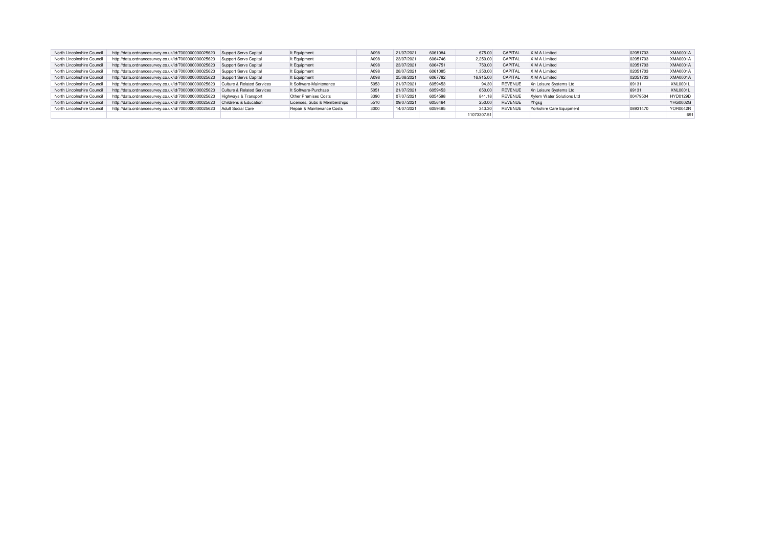| | | | | | | | | | | | |
|---|---|---|---|---|---|---|---|---|---|---|---|
| North Lincolnshire Council | http://data.ordnancesurvey.co.uk/id/7000000000025623 | Support Servs Capital | It Equipment | A098 | 21/07/2021 | 6061084 | 675.00 | CAPITAL | X M A Limited | 02051703 | XMA0001A |
| North Lincolnshire Council | http://data.ordnancesurvey.co.uk/id/7000000000025623 | Support Servs Capital | It Equipment | A098 | 23/07/2021 | 6064746 | 2,250.00 | CAPITAL | X M A Limited | 02051703 | XMA0001A |
| North Lincolnshire Council | http://data.ordnancesurvey.co.uk/id/7000000000025623 | Support Servs Capital | It Equipment | A098 | 23/07/2021 | 6064751 | 750.00 | CAPITAL | X M A Limited | 02051703 | XMA0001A |
| North Lincolnshire Council | http://data.ordnancesurvey.co.uk/id/7000000000025623 | Support Servs Capital | It Equipment | A098 | 28/07/2021 | 6061085 | 1,350.00 | CAPITAL | X M A Limited | 02051703 | XMA0001A |
| North Lincolnshire Council | http://data.ordnancesurvey.co.uk/id/7000000000025623 | Support Servs Capital | It Equipment | A098 | 25/08/2021 | 6067782 | 16,915.00 | CAPITAL | X M A Limited | 02051703 | XMA0001A |
| North Lincolnshire Council | http://data.ordnancesurvey.co.uk/id/7000000000025623 | Culture & Related Services | It Software-Maintenance | 5053 | 21/07/2021 | 6059453 | 94.30 | REVENUE | Xn Leisure Systems Ltd | 69131 | XNL0001L |
| North Lincolnshire Council | http://data.ordnancesurvey.co.uk/id/7000000000025623 | Culture & Related Services | It Software-Purchase | 5051 | 21/07/2021 | 6059453 | 650.00 | REVENUE | Xn Leisure Systems Ltd | 69131 | XNL0001L |
| North Lincolnshire Council | http://data.ordnancesurvey.co.uk/id/7000000000025623 | Highways & Transport | Other Premises Costs | 3390 | 07/07/2021 | 6054598 | 841.18 | REVENUE | Xylem Water Solutions Ltd | 00479504 | HYD0129D |
| North Lincolnshire Council | http://data.ordnancesurvey.co.uk/id/7000000000025623 | Childrens & Education | Licenses, Subs & Memberships | 5510 | 09/07/2021 | 6056464 | 250.00 | REVENUE | Yhgsg | | YHG0002G |
| North Lincolnshire Council | http://data.ordnancesurvey.co.uk/id/7000000000025623 | Adult Social Care | Repair & Maintenance Costs | 3000 | 14/07/2021 | 6059485 | 343.30 | REVENUE | Yorkshire Care Equipment | 08931470 | YOR0042R |
| | | | | | | | 11073307.51 | | | | 691 |